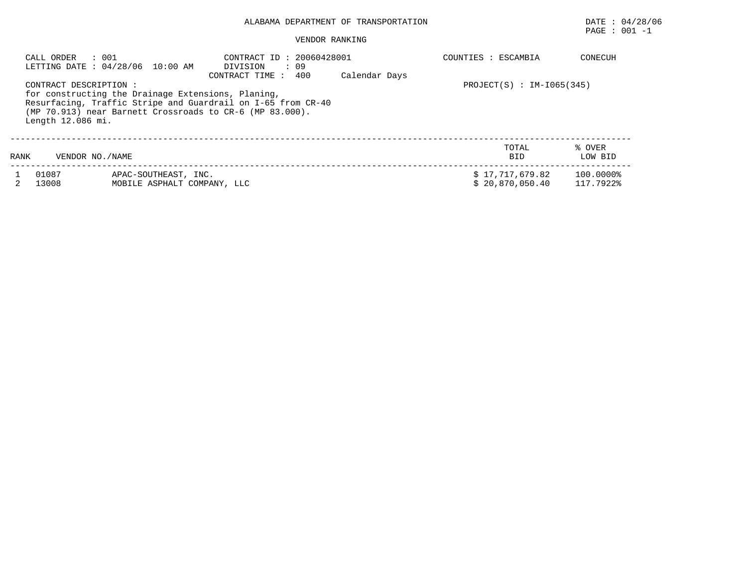ALABAMA DEPARTMENT OF TRANSPORTATION

DATE : 04/28/06

PAGE : 001 -1

VENDOR RANKING

CALL ORDER : 001
LETTING DATE : 04/28/06 10:00 AM

CONTRACT ID : 20060428001
DIVISION : 09
CONTRACT TIME : 400 Calendar Days

COUNTIES : ESCAMBIA CONECUH

CONTRACT DESCRIPTION :
for constructing the Drainage Extensions, Planing,
Resurfacing, Traffic Stripe and Guardrail on I-65 from CR-40
(MP 70.913) near Barnett Crossroads to CR-6 (MP 83.000).
Length 12.086 mi.

PROJECT(S) : IM-I065(345)

| RANK | VENDOR NO./NAME | | TOTAL BID | % OVER LOW BID |
|---|---|---|---|---|
| 1 | 01087 | APAC-SOUTHEAST, INC. | $ 17,717,679.82 | 100.0000% |
| 2 | 13008 | MOBILE ASPHALT COMPANY, LLC | $ 20,870,050.40 | 117.7922% |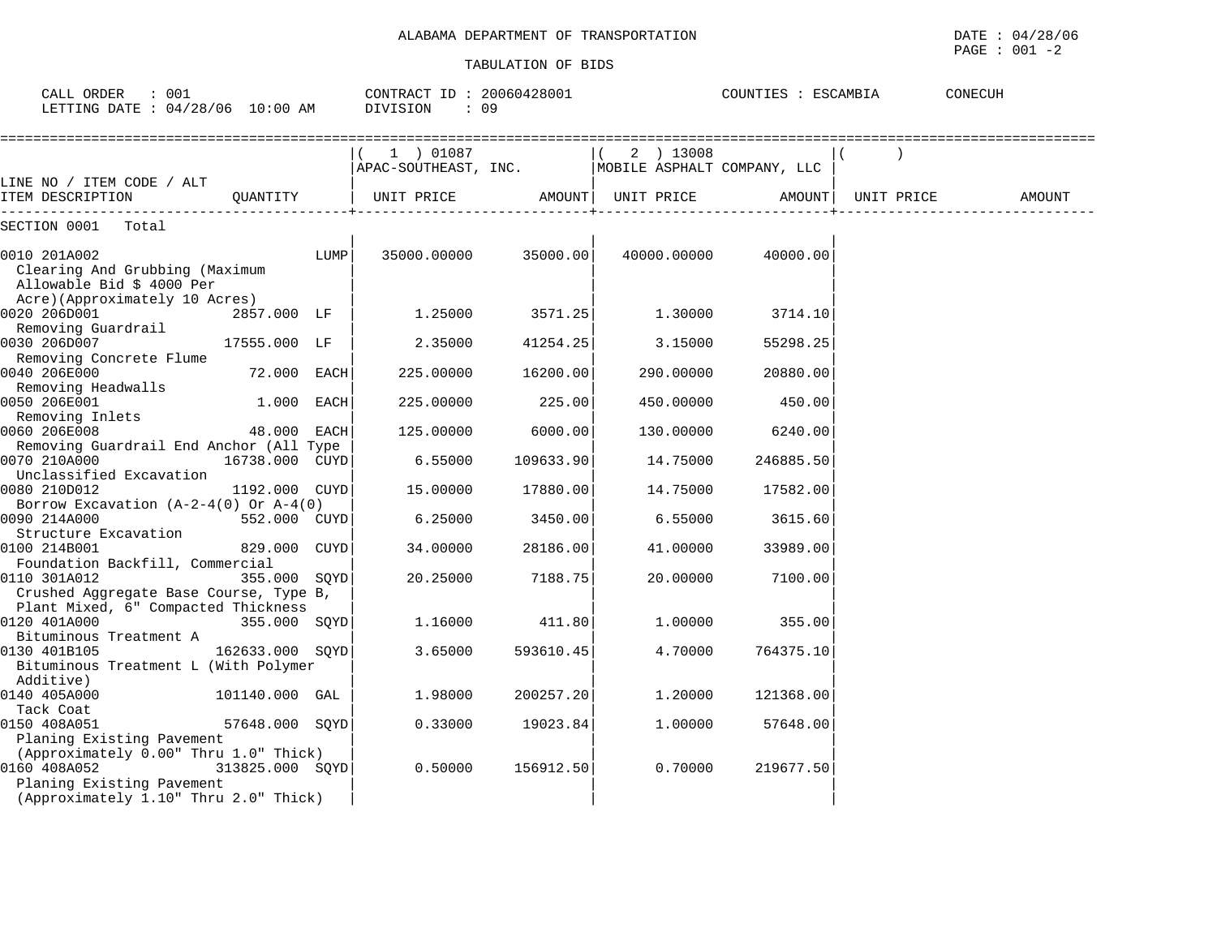ALABAMA DEPARTMENT OF TRANSPORTATION

TABULATION OF BIDS

DATE : 04/28/06

CALL ORDER : 001 CONTRACT ID : 20060428001 COUNTIES : ESCAMBIA CONECUH
LETTING DATE : 04/28/06 10:00 AM DIVISION : 09

| LINE NO / ITEM CODE / ALT ITEM DESCRIPTION | QUANTITY | ( 1 ) 01087 APAC-SOUTHEAST, INC. UNIT PRICE | AMOUNT | ( 2 ) 13008 MOBILE ASPHALT COMPANY, LLC UNIT PRICE | AMOUNT | ( ) UNIT PRICE | AMOUNT |
|---|---|---|---|---|---|---|---|
| SECTION 0001 Total | | | | | | | |
| 0010 201A002 Clearing And Grubbing (Maximum Allowable Bid $ 4000 Per Acre)(Approximately 10 Acres) | LUMP | 35000.00000 | 35000.00 | 40000.00000 | 40000.00 | | |
| 0020 206D001 Removing Guardrail | 2857.000 LF | 1.25000 | 3571.25 | 1.30000 | 3714.10 | | |
| 0030 206D007 Removing Concrete Flume | 17555.000 LF | 2.35000 | 41254.25 | 3.15000 | 55298.25 | | |
| 0040 206E000 Removing Headwalls | 72.000 EACH | 225.00000 | 16200.00 | 290.00000 | 20880.00 | | |
| 0050 206E001 Removing Inlets | 1.000 EACH | 225.00000 | 225.00 | 450.00000 | 450.00 | | |
| 0060 206E008 Removing Guardrail End Anchor (All Type | 48.000 EACH | 125.00000 | 6000.00 | 130.00000 | 6240.00 | | |
| 0070 210A000 Unclassified Excavation | 16738.000 CUYD | 6.55000 | 109633.90 | 14.75000 | 246885.50 | | |
| 0080 210D012 Borrow Excavation (A-2-4(0) Or A-4(0) | 1192.000 CUYD | 15.00000 | 17880.00 | 14.75000 | 17582.00 | | |
| 0090 214A000 Structure Excavation | 552.000 CUYD | 6.25000 | 3450.00 | 6.55000 | 3615.60 | | |
| 0100 214B001 Foundation Backfill, Commercial | 829.000 CUYD | 34.00000 | 28186.00 | 41.00000 | 33989.00 | | |
| 0110 301A012 Crushed Aggregate Base Course, Type B, Plant Mixed, 6" Compacted Thickness | 355.000 SQYD | 20.25000 | 7188.75 | 20.00000 | 7100.00 | | |
| 0120 401A000 Bituminous Treatment A | 355.000 SQYD | 1.16000 | 411.80 | 1.00000 | 355.00 | | |
| 0130 401B105 Bituminous Treatment L (With Polymer Additive) | 162633.000 SQYD | 3.65000 | 593610.45 | 4.70000 | 764375.10 | | |
| 0140 405A000 Tack Coat | 101140.000 GAL | 1.98000 | 200257.20 | 1.20000 | 121368.00 | | |
| 0150 408A051 Planing Existing Pavement (Approximately 0.00" Thru 1.0" Thick) | 57648.000 SQYD | 0.33000 | 19023.84 | 1.00000 | 57648.00 | | |
| 0160 408A052 Planing Existing Pavement (Approximately 1.10" Thru 2.0" Thick) | 313825.000 SQYD | 0.50000 | 156912.50 | 0.70000 | 219677.50 | | |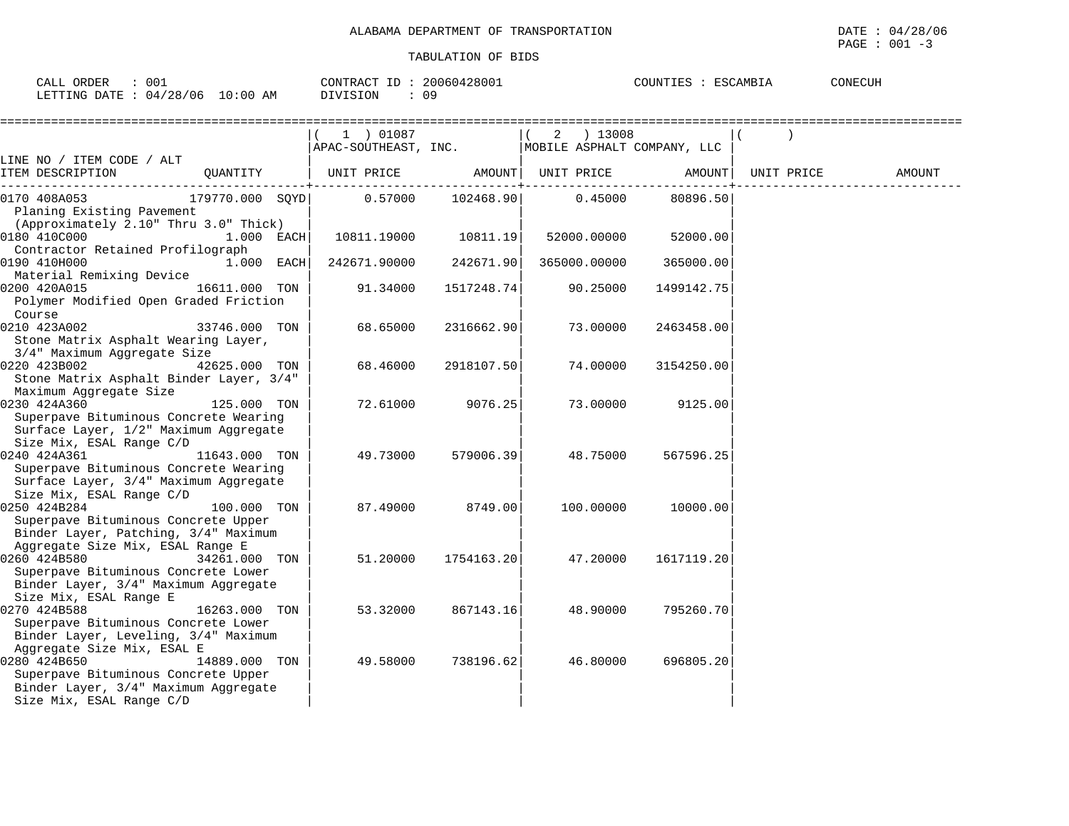ALABAMA DEPARTMENT OF TRANSPORTATION

TABULATION OF BIDS

CALL ORDER : 001 CONTRACT ID : 20060428001 COUNTIES : ESCAMBIA CONECUH
LETTING DATE : 04/28/06 10:00 AM DIVISION : 09

| LINE NO / ITEM CODE / ALT ITEM DESCRIPTION | QUANTITY | ( 1 ) 01087 APAC-SOUTHEAST, INC. UNIT PRICE | AMOUNT | ( 2 ) 13008 MOBILE ASPHALT COMPANY, LLC UNIT PRICE | AMOUNT | ( ) UNIT PRICE | AMOUNT |
|---|---|---|---|---|---|---|---|
| 0170 408A053 Planing Existing Pavement (Approximately 2.10" Thru 3.0" Thick) | 179770.000 SQYD | 0.57000 | 102468.90 | 0.45000 | 80896.50 | | |
| 0180 410C000 Contractor Retained Profilograph | 1.000 EACH | 10811.19000 | 10811.19 | 52000.00000 | 52000.00 | | |
| 0190 410H000 Material Remixing Device | 1.000 EACH | 242671.90000 | 242671.90 | 365000.00000 | 365000.00 | | |
| 0200 420A015 Polymer Modified Open Graded Friction Course | 16611.000 TON | 91.34000 | 1517248.74 | 90.25000 | 1499142.75 | | |
| 0210 423A002 Stone Matrix Asphalt Wearing Layer, 3/4" Maximum Aggregate Size | 33746.000 TON | 68.65000 | 2316662.90 | 73.00000 | 2463458.00 | | |
| 0220 423B002 Stone Matrix Asphalt Binder Layer, 3/4" Maximum Aggregate Size | 42625.000 TON | 68.46000 | 2918107.50 | 74.00000 | 3154250.00 | | |
| 0230 424A360 Superpave Bituminous Concrete Wearing Surface Layer, 1/2" Maximum Aggregate Size Mix, ESAL Range C/D | 125.000 TON | 72.61000 | 9076.25 | 73.00000 | 9125.00 | | |
| 0240 424A361 Superpave Bituminous Concrete Wearing Surface Layer, 3/4" Maximum Aggregate Size Mix, ESAL Range C/D | 11643.000 TON | 49.73000 | 579006.39 | 48.75000 | 567596.25 | | |
| 0250 424B284 Superpave Bituminous Concrete Upper Binder Layer, Patching, 3/4" Maximum Aggregate Size Mix, ESAL Range E | 100.000 TON | 87.49000 | 8749.00 | 100.00000 | 10000.00 | | |
| 0260 424B580 Superpave Bituminous Concrete Lower Binder Layer, 3/4" Maximum Aggregate Size Mix, ESAL Range E | 34261.000 TON | 51.20000 | 1754163.20 | 47.20000 | 1617119.20 | | |
| 0270 424B588 Superpave Bituminous Concrete Lower Binder Layer, Leveling, 3/4" Maximum Aggregate Size Mix, ESAL E | 16263.000 TON | 53.32000 | 867143.16 | 48.90000 | 795260.70 | | |
| 0280 424B650 Superpave Bituminous Concrete Upper Binder Layer, 3/4" Maximum Aggregate Size Mix, ESAL Range C/D | 14889.000 TON | 49.58000 | 738196.62 | 46.80000 | 696805.20 | | |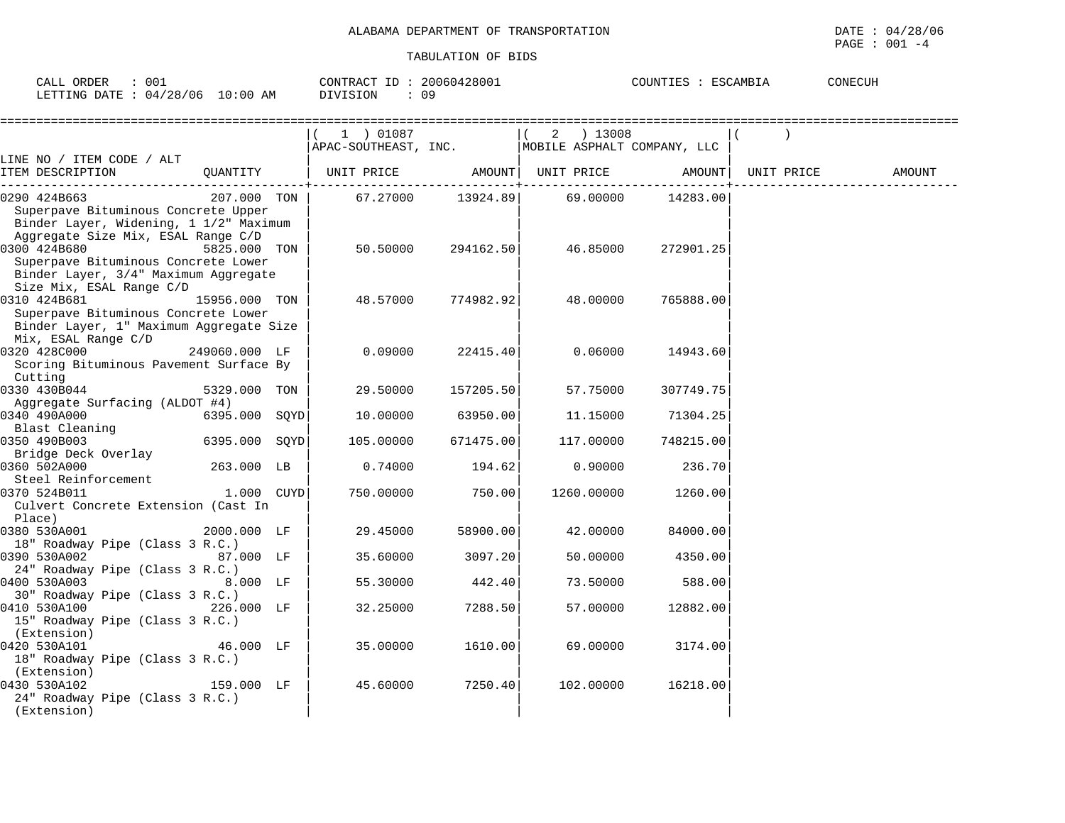ALABAMA DEPARTMENT OF TRANSPORTATION

TABULATION OF BIDS

DATE : 04/28/06

CALL ORDER : 001 | CONTRACT ID : 20060428001 | COUNTIES : ESCAMBIA CONECUH

LETTING DATE : 04/28/06 10:00 AM | DIVISION : 09

| LINE NO / ITEM CODE / ALT ITEM DESCRIPTION | QUANTITY | (1) 01087 APAC-SOUTHEAST, INC. UNIT PRICE | AMOUNT | (2) 13008 MOBILE ASPHALT COMPANY, LLC UNIT PRICE | AMOUNT | ( ) UNIT PRICE | AMOUNT |
|---|---|---|---|---|---|---|---|
| 0290 424B663 Superpave Bituminous Concrete Upper Binder Layer, Widening, 1 1/2" Maximum Aggregate Size Mix, ESAL Range C/D | 207.000 TON | 67.27000 | 13924.89 | 69.00000 | 14283.00 | | |
| 0300 424B680 Superpave Bituminous Concrete Lower Binder Layer, 3/4" Maximum Aggregate Size Mix, ESAL Range C/D | 5825.000 TON | 50.50000 | 294162.50 | 46.85000 | 272901.25 | | |
| 0310 424B681 Superpave Bituminous Concrete Lower Binder Layer, 1" Maximum Aggregate Size Mix, ESAL Range C/D | 15956.000 TON | 48.57000 | 774982.92 | 48.00000 | 765888.00 | | |
| 0320 428C000 Scoring Bituminous Pavement Surface By Cutting | 249060.000 LF | 0.09000 | 22415.40 | 0.06000 | 14943.60 | | |
| 0330 430B044 Aggregate Surfacing (ALDOT #4) | 5329.000 TON | 29.50000 | 157205.50 | 57.75000 | 307749.75 | | |
| 0340 490A000 Blast Cleaning | 6395.000 SQYD | 10.00000 | 63950.00 | 11.15000 | 71304.25 | | |
| 0350 490B003 Bridge Deck Overlay | 6395.000 SQYD | 105.00000 | 671475.00 | 117.00000 | 748215.00 | | |
| 0360 502A000 Steel Reinforcement | 263.000 LB | 0.74000 | 194.62 | 0.90000 | 236.70 | | |
| 0370 524B011 Culvert Concrete Extension (Cast In Place) | 1.000 CUYD | 750.00000 | 750.00 | 1260.00000 | 1260.00 | | |
| 0380 530A001 18" Roadway Pipe (Class 3 R.C.) | 2000.000 LF | 29.45000 | 58900.00 | 42.00000 | 84000.00 | | |
| 0390 530A002 24" Roadway Pipe (Class 3 R.C.) | 87.000 LF | 35.60000 | 3097.20 | 50.00000 | 4350.00 | | |
| 0400 530A003 30" Roadway Pipe (Class 3 R.C.) | 8.000 LF | 55.30000 | 442.40 | 73.50000 | 588.00 | | |
| 0410 530A100 15" Roadway Pipe (Class 3 R.C.) (Extension) | 226.000 LF | 32.25000 | 7288.50 | 57.00000 | 12882.00 | | |
| 0420 530A101 18" Roadway Pipe (Class 3 R.C.) (Extension) | 46.000 LF | 35.00000 | 1610.00 | 69.00000 | 3174.00 | | |
| 0430 530A102 24" Roadway Pipe (Class 3 R.C.) (Extension) | 159.000 LF | 45.60000 | 7250.40 | 102.00000 | 16218.00 | | |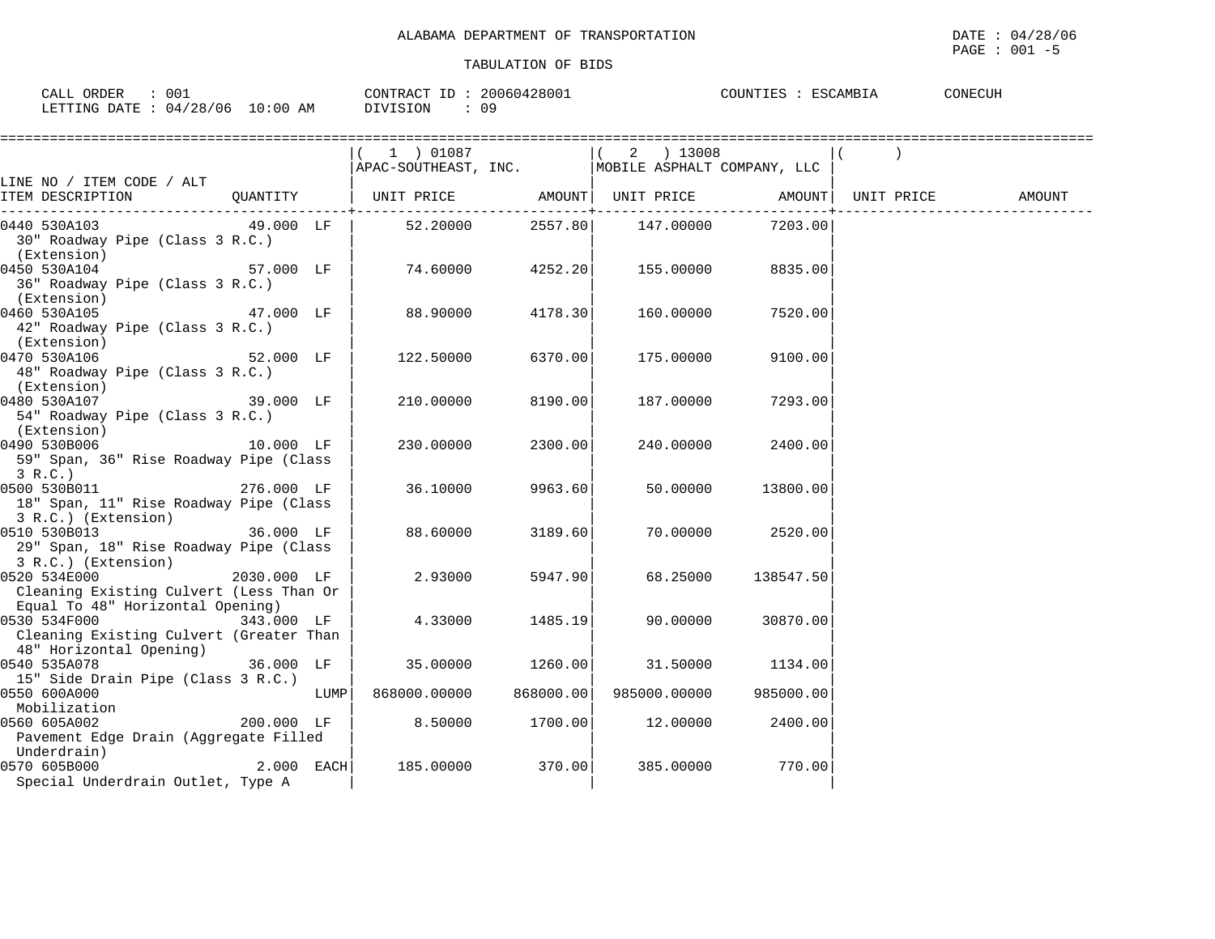ALABAMA DEPARTMENT OF TRANSPORTATION

TABULATION OF BIDS

DATE : 04/28/06

CALL ORDER : 001 CONTRACT ID : 20060428001 COUNTIES : ESCAMBIA CONECUH
LETTING DATE : 04/28/06 10:00 AM DIVISION : 09

| LINE NO / ITEM CODE / ALT ITEM DESCRIPTION | QUANTITY | (1) 01087 APAC-SOUTHEAST, INC. UNIT PRICE | AMOUNT | (2) 13008 MOBILE ASPHALT COMPANY, LLC UNIT PRICE | AMOUNT | ( ) UNIT PRICE | AMOUNT |
|---|---|---|---|---|---|---|---|
| 0440 530A103 30" Roadway Pipe (Class 3 R.C.) (Extension) | 49.000 LF | 52.20000 | 2557.80 | 147.00000 | 7203.00 | | |
| 0450 530A104 36" Roadway Pipe (Class 3 R.C.) (Extension) | 57.000 LF | 74.60000 | 4252.20 | 155.00000 | 8835.00 | | |
| 0460 530A105 42" Roadway Pipe (Class 3 R.C.) (Extension) | 47.000 LF | 88.90000 | 4178.30 | 160.00000 | 7520.00 | | |
| 0470 530A106 48" Roadway Pipe (Class 3 R.C.) (Extension) | 52.000 LF | 122.50000 | 6370.00 | 175.00000 | 9100.00 | | |
| 0480 530A107 54" Roadway Pipe (Class 3 R.C.) (Extension) | 39.000 LF | 210.00000 | 8190.00 | 187.00000 | 7293.00 | | |
| 0490 530B006 59" Span, 36" Rise Roadway Pipe (Class 3 R.C.) | 10.000 LF | 230.00000 | 2300.00 | 240.00000 | 2400.00 | | |
| 0500 530B011 18" Span, 11" Rise Roadway Pipe (Class 3 R.C.) (Extension) | 276.000 LF | 36.10000 | 9963.60 | 50.00000 | 13800.00 | | |
| 0510 530B013 29" Span, 18" Rise Roadway Pipe (Class 3 R.C.) (Extension) | 36.000 LF | 88.60000 | 3189.60 | 70.00000 | 2520.00 | | |
| 0520 534E000 Cleaning Existing Culvert (Less Than Or Equal To 48" Horizontal Opening) | 2030.000 LF | 2.93000 | 5947.90 | 68.25000 | 138547.50 | | |
| 0530 534F000 Cleaning Existing Culvert (Greater Than 48" Horizontal Opening) | 343.000 LF | 4.33000 | 1485.19 | 90.00000 | 30870.00 | | |
| 0540 535A078 15" Side Drain Pipe (Class 3 R.C.) | 36.000 LF | 35.00000 | 1260.00 | 31.50000 | 1134.00 | | |
| 0550 600A000 Mobilization | LUMP | 868000.00000 | 868000.00 | 985000.00000 | 985000.00 | | |
| 0560 605A002 Pavement Edge Drain (Aggregate Filled Underdrain) | 200.000 LF | 8.50000 | 1700.00 | 12.00000 | 2400.00 | | |
| 0570 605B000 Special Underdrain Outlet, Type A | 2.000 EACH | 185.00000 | 370.00 | 385.00000 | 770.00 | | |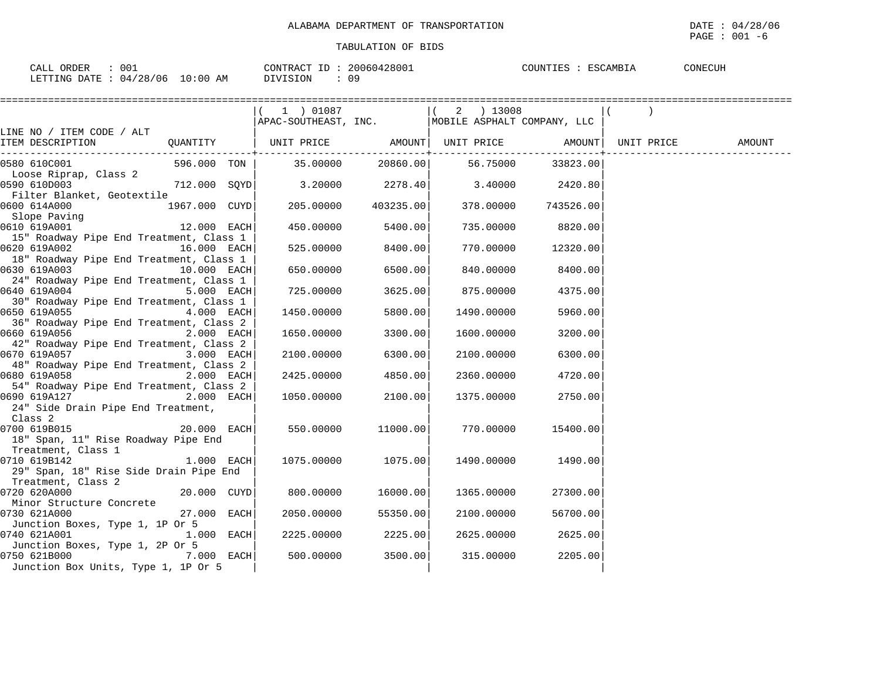ALABAMA DEPARTMENT OF TRANSPORTATION

TABULATION OF BIDS

CALL ORDER : 001 CONTRACT ID : 20060428001 COUNTIES : ESCAMBIA CONECUH
LETTING DATE : 04/28/06 10:00 AM DIVISION : 09

| LINE NO / ITEM CODE / ALT ITEM DESCRIPTION | QUANTITY | ( 1 ) 01087 APAC-SOUTHEAST, INC. UNIT PRICE | AMOUNT | ( 2 ) 13008 MOBILE ASPHALT COMPANY, LLC UNIT PRICE | AMOUNT | ( ) UNIT PRICE | AMOUNT |
|---|---|---|---|---|---|---|---|
| 0580 610C001 Loose Riprap, Class 2 | 596.000 TON | 35.00000 | 20860.00 | 56.75000 | 33823.00 | | |
| 0590 610D003 Filter Blanket, Geotextile | 712.000 SQYD | 3.20000 | 2278.40 | 3.40000 | 2420.80 | | |
| 0600 614A000 Slope Paving | 1967.000 CUYD | 205.00000 | 403235.00 | 378.00000 | 743526.00 | | |
| 0610 619A001 15" Roadway Pipe End Treatment, Class 1 | 12.000 EACH | 450.00000 | 5400.00 | 735.00000 | 8820.00 | | |
| 0620 619A002 18" Roadway Pipe End Treatment, Class 1 | 16.000 EACH | 525.00000 | 8400.00 | 770.00000 | 12320.00 | | |
| 0630 619A003 24" Roadway Pipe End Treatment, Class 1 | 10.000 EACH | 650.00000 | 6500.00 | 840.00000 | 8400.00 | | |
| 0640 619A004 30" Roadway Pipe End Treatment, Class 1 | 5.000 EACH | 725.00000 | 3625.00 | 875.00000 | 4375.00 | | |
| 0650 619A055 36" Roadway Pipe End Treatment, Class 2 | 4.000 EACH | 1450.00000 | 5800.00 | 1490.00000 | 5960.00 | | |
| 0660 619A056 42" Roadway Pipe End Treatment, Class 2 | 2.000 EACH | 1650.00000 | 3300.00 | 1600.00000 | 3200.00 | | |
| 0670 619A057 48" Roadway Pipe End Treatment, Class 2 | 3.000 EACH | 2100.00000 | 6300.00 | 2100.00000 | 6300.00 | | |
| 0680 619A058 54" Roadway Pipe End Treatment, Class 2 | 2.000 EACH | 2425.00000 | 4850.00 | 2360.00000 | 4720.00 | | |
| 0690 619A127 24" Side Drain Pipe End Treatment, Class 2 | 2.000 EACH | 1050.00000 | 2100.00 | 1375.00000 | 2750.00 | | |
| 0700 619B015 18" Span, 11" Rise Roadway Pipe End Treatment, Class 1 | 20.000 EACH | 550.00000 | 11000.00 | 770.00000 | 15400.00 | | |
| 0710 619B142 29" Span, 18" Rise Side Drain Pipe End Treatment, Class 2 | 1.000 EACH | 1075.00000 | 1075.00 | 1490.00000 | 1490.00 | | |
| 0720 620A000 Minor Structure Concrete | 20.000 CUYD | 800.00000 | 16000.00 | 1365.00000 | 27300.00 | | |
| 0730 621A000 Junction Boxes, Type 1, 1P Or 5 | 27.000 EACH | 2050.00000 | 55350.00 | 2100.00000 | 56700.00 | | |
| 0740 621A001 Junction Boxes, Type 1, 2P Or 5 | 1.000 EACH | 2225.00000 | 2225.00 | 2625.00000 | 2625.00 | | |
| 0750 621B000 Junction Box Units, Type 1, 1P Or 5 | 7.000 EACH | 500.00000 | 3500.00 | 315.00000 | 2205.00 | | |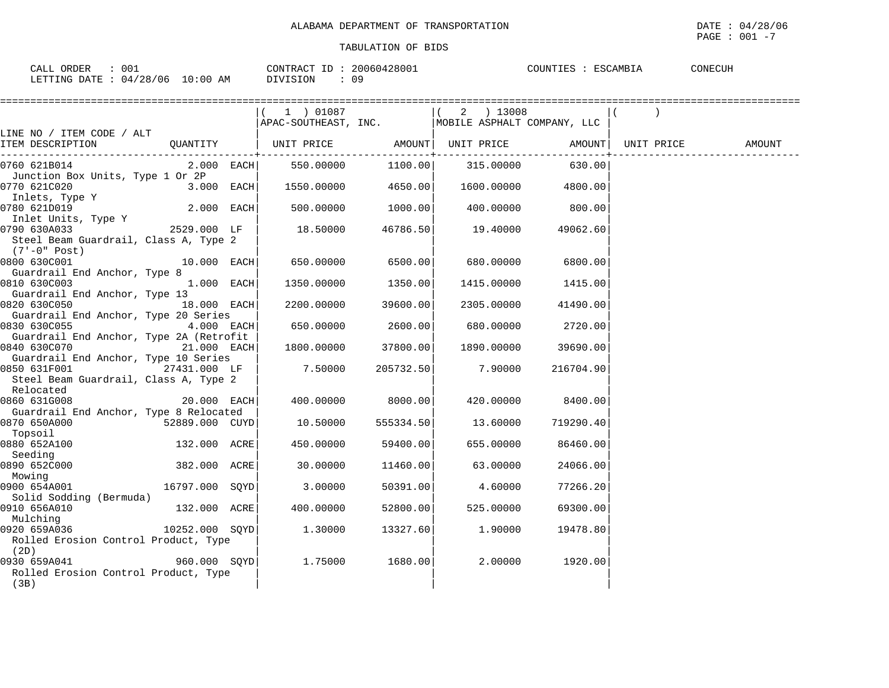# ALABAMA DEPARTMENT OF TRANSPORTATION

DATE : 04/28/06

TABULATION OF BIDS

CALL ORDER : 001    CONTRACT ID : 20060428001    COUNTIES : ESCAMBIA    CONECUH
LETTING DATE : 04/28/06 10:00 AM    DIVISION : 09

| LINE NO / ITEM CODE / ALT ITEM DESCRIPTION | QUANTITY | (1) 01087 APAC-SOUTHEAST, INC. UNIT PRICE | AMOUNT | (2) 13008 MOBILE ASPHALT COMPANY, LLC UNIT PRICE | AMOUNT | ( ) UNIT PRICE | AMOUNT |
|---|---|---|---|---|---|---|---|
| 0760 621B014 Junction Box Units, Type 1 Or 2P | 2.000 EACH | 550.00000 | 1100.00 | 315.00000 | 630.00 | | |
| 0770 621C020 Inlets, Type Y | 3.000 EACH | 1550.00000 | 4650.00 | 1600.00000 | 4800.00 | | |
| 0780 621D019 Inlet Units, Type Y | 2.000 EACH | 500.00000 | 1000.00 | 400.00000 | 800.00 | | |
| 0790 630A033 Steel Beam Guardrail, Class A, Type 2 (7'-0" Post) | 2529.000 LF | 18.50000 | 46786.50 | 19.40000 | 49062.60 | | |
| 0800 630C001 Guardrail End Anchor, Type 8 | 10.000 EACH | 650.00000 | 6500.00 | 680.00000 | 6800.00 | | |
| 0810 630C003 Guardrail End Anchor, Type 13 | 1.000 EACH | 1350.00000 | 1350.00 | 1415.00000 | 1415.00 | | |
| 0820 630C050 Guardrail End Anchor, Type 20 Series | 18.000 EACH | 2200.00000 | 39600.00 | 2305.00000 | 41490.00 | | |
| 0830 630C055 Guardrail End Anchor, Type 2A (Retrofit | 4.000 EACH | 650.00000 | 2600.00 | 680.00000 | 2720.00 | | |
| 0840 630C070 Guardrail End Anchor, Type 10 Series | 21.000 EACH | 1800.00000 | 37800.00 | 1890.00000 | 39690.00 | | |
| 0850 631F001 Steel Beam Guardrail, Class A, Type 2 Relocated | 27431.000 LF | 7.50000 | 205732.50 | 7.90000 | 216704.90 | | |
| 0860 631G008 Guardrail End Anchor, Type 8 Relocated | 20.000 EACH | 400.00000 | 8000.00 | 420.00000 | 8400.00 | | |
| 0870 650A000 Topsoil | 52889.000 CUYD | 10.50000 | 555334.50 | 13.60000 | 719290.40 | | |
| 0880 652A100 Seeding | 132.000 ACRE | 450.00000 | 59400.00 | 655.00000 | 86460.00 | | |
| 0890 652C000 Mowing | 382.000 ACRE | 30.00000 | 11460.00 | 63.00000 | 24066.00 | | |
| 0900 654A001 Solid Sodding (Bermuda) | 16797.000 SQYD | 3.00000 | 50391.00 | 4.60000 | 77266.20 | | |
| 0910 656A010 Mulching | 132.000 ACRE | 400.00000 | 52800.00 | 525.00000 | 69300.00 | | |
| 0920 659A036 Rolled Erosion Control Product, Type (2D) | 10252.000 SQYD | 1.30000 | 13327.60 | 1.90000 | 19478.80 | | |
| 0930 659A041 Rolled Erosion Control Product, Type (3B) | 960.000 SQYD | 1.75000 | 1680.00 | 2.00000 | 1920.00 | | |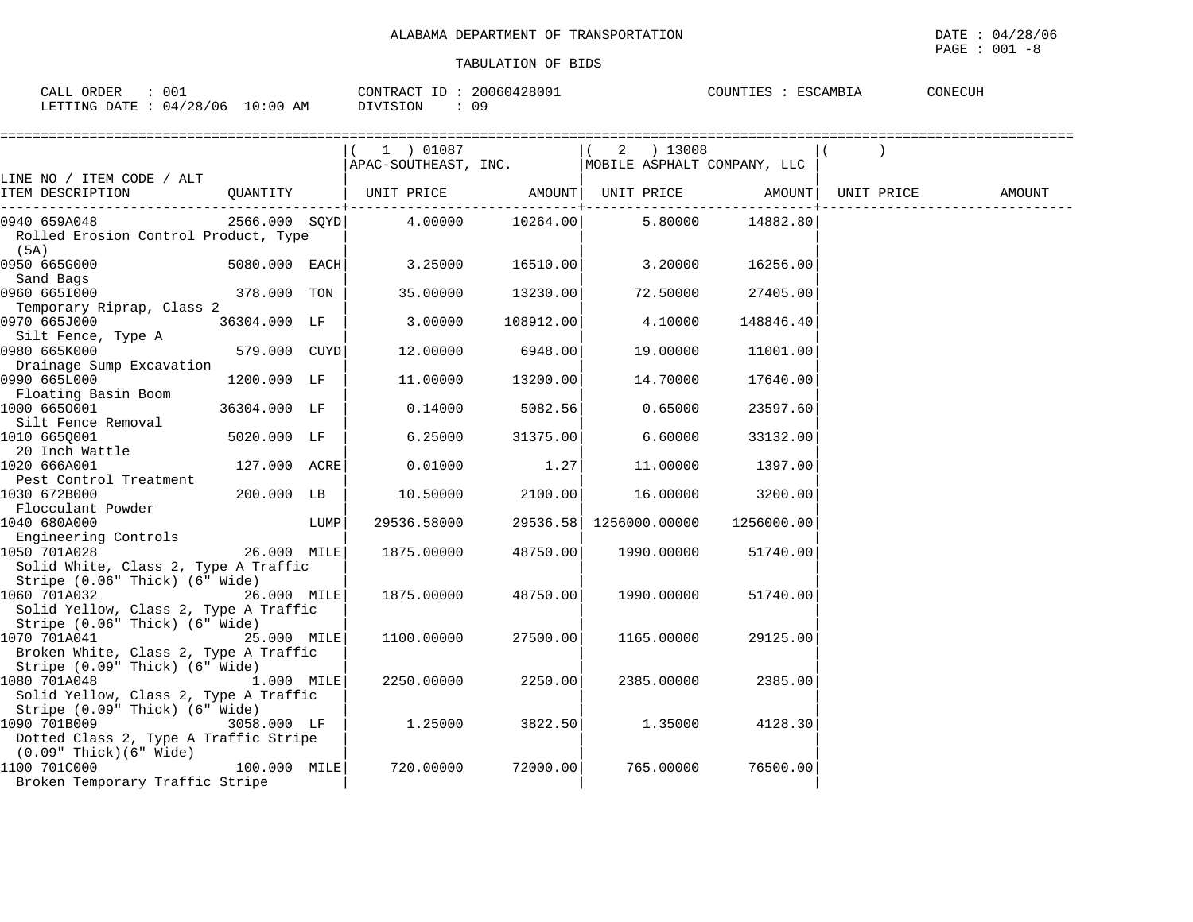ALABAMA DEPARTMENT OF TRANSPORTATION

TABULATION OF BIDS

DATE : 04/28/06

CALL ORDER : 001 &nbsp;&nbsp;&nbsp; CONTRACT ID : 20060428001 &nbsp;&nbsp;&nbsp; COUNTIES : ESCAMBIA &nbsp;&nbsp;&nbsp; CONECUH

LETTING DATE : 04/28/06 10:00 AM &nbsp;&nbsp;&nbsp; DIVISION : 09

| LINE NO / ITEM CODE / ALT ITEM DESCRIPTION | QUANTITY | ( 1 ) 01087 APAC-SOUTHEAST, INC. UNIT PRICE | AMOUNT | ( 2 ) 13008 MOBILE ASPHALT COMPANY, LLC UNIT PRICE | AMOUNT | ( ) UNIT PRICE | AMOUNT |
|---|---|---|---|---|---|---|---|
| 0940 659A048 Rolled Erosion Control Product, Type (5A) | 2566.000 SQYD | 4.00000 | 10264.00 | 5.80000 | 14882.80 | | |
| 0950 665G000 Sand Bags | 5080.000 EACH | 3.25000 | 16510.00 | 3.20000 | 16256.00 | | |
| 0960 665I000 Temporary Riprap, Class 2 | 378.000 TON | 35.00000 | 13230.00 | 72.50000 | 27405.00 | | |
| 0970 665J000 Silt Fence, Type A | 36304.000 LF | 3.00000 | 108912.00 | 4.10000 | 148846.40 | | |
| 0980 665K000 Drainage Sump Excavation | 579.000 CUYD | 12.00000 | 6948.00 | 19.00000 | 11001.00 | | |
| 0990 665L000 Floating Basin Boom | 1200.000 LF | 11.00000 | 13200.00 | 14.70000 | 17640.00 | | |
| 1000 665O001 Silt Fence Removal | 36304.000 LF | 0.14000 | 5082.56 | 0.65000 | 23597.60 | | |
| 1010 665Q001 20 Inch Wattle | 5020.000 LF | 6.25000 | 31375.00 | 6.60000 | 33132.00 | | |
| 1020 666A001 Pest Control Treatment | 127.000 ACRE | 0.01000 | 1.27 | 11.00000 | 1397.00 | | |
| 1030 672B000 Flocculant Powder | 200.000 LB | 10.50000 | 2100.00 | 16.00000 | 3200.00 | | |
| 1040 680A000 Engineering Controls | LUMP | 29536.58000 | 29536.58 | 1256000.00000 | 1256000.00 | | |
| 1050 701A028 Solid White, Class 2, Type A Traffic Stripe (0.06" Thick) (6" Wide) | 26.000 MILE | 1875.00000 | 48750.00 | 1990.00000 | 51740.00 | | |
| 1060 701A032 Solid Yellow, Class 2, Type A Traffic Stripe (0.06" Thick) (6" Wide) | 26.000 MILE | 1875.00000 | 48750.00 | 1990.00000 | 51740.00 | | |
| 1070 701A041 Broken White, Class 2, Type A Traffic Stripe (0.09" Thick) (6" Wide) | 25.000 MILE | 1100.00000 | 27500.00 | 1165.00000 | 29125.00 | | |
| 1080 701A048 Solid Yellow, Class 2, Type A Traffic Stripe (0.09" Thick) (6" Wide) | 1.000 MILE | 2250.00000 | 2250.00 | 2385.00000 | 2385.00 | | |
| 1090 701B009 Dotted Class 2, Type A Traffic Stripe (0.09" Thick)(6" Wide) | 3058.000 LF | 1.25000 | 3822.50 | 1.35000 | 4128.30 | | |
| 1100 701C000 Broken Temporary Traffic Stripe | 100.000 MILE | 720.00000 | 72000.00 | 765.00000 | 76500.00 | | |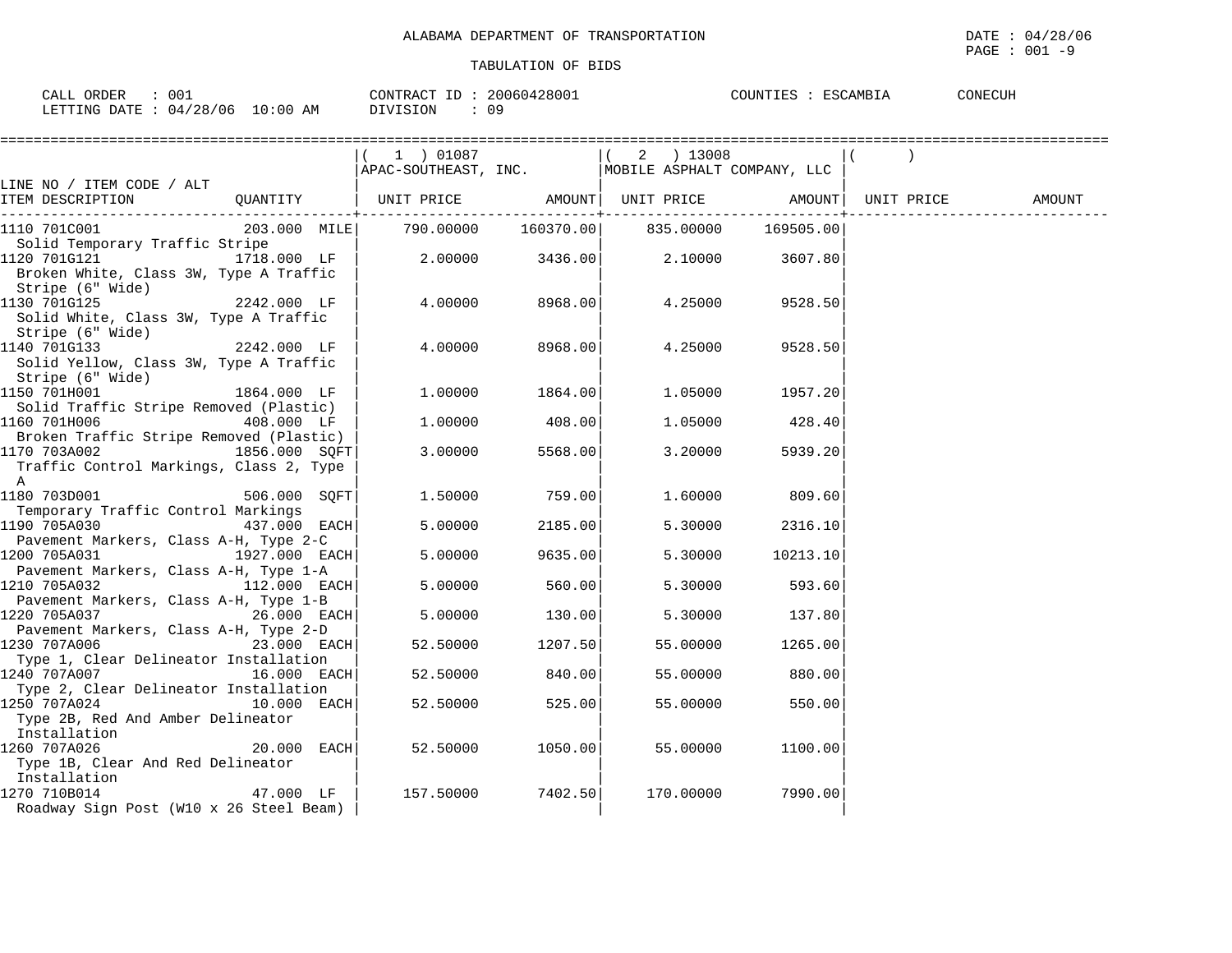ALABAMA DEPARTMENT OF TRANSPORTATION

TABULATION OF BIDS

DATE : 04/28/06

CALL ORDER : 001 CONTRACT ID : 20060428001 COUNTIES : ESCAMBIA CONECUH
LETTING DATE : 04/28/06 10:00 AM DIVISION : 09

| LINE NO / ITEM CODE / ALT ITEM DESCRIPTION | QUANTITY | ( 1 ) 01087 APAC-SOUTHEAST, INC. UNIT PRICE | AMOUNT | ( 2 ) 13008 MOBILE ASPHALT COMPANY, LLC UNIT PRICE | AMOUNT | ( ) UNIT PRICE | AMOUNT |
|---|---|---|---|---|---|---|---|
| 1110 701C001 Solid Temporary Traffic Stripe | 203.000 MILE | 790.00000 | 160370.00 | 835.00000 | 169505.00 | | |
| 1120 701G121 Broken White, Class 3W, Type A Traffic Stripe (6" Wide) | 1718.000 LF | 2.00000 | 3436.00 | 2.10000 | 3607.80 | | |
| 1130 701G125 Solid White, Class 3W, Type A Traffic Stripe (6" Wide) | 2242.000 LF | 4.00000 | 8968.00 | 4.25000 | 9528.50 | | |
| 1140 701G133 Solid Yellow, Class 3W, Type A Traffic Stripe (6" Wide) | 2242.000 LF | 4.00000 | 8968.00 | 4.25000 | 9528.50 | | |
| 1150 701H001 Solid Traffic Stripe Removed (Plastic) | 1864.000 LF | 1.00000 | 1864.00 | 1.05000 | 1957.20 | | |
| 1160 701H006 Broken Traffic Stripe Removed (Plastic) | 408.000 LF | 1.00000 | 408.00 | 1.05000 | 428.40 | | |
| 1170 703A002 Traffic Control Markings, Class 2, Type A | 1856.000 SQFT | 3.00000 | 5568.00 | 3.20000 | 5939.20 | | |
| 1180 703D001 Temporary Traffic Control Markings | 506.000 SQFT | 1.50000 | 759.00 | 1.60000 | 809.60 | | |
| 1190 705A030 Pavement Markers, Class A-H, Type 2-C | 437.000 EACH | 5.00000 | 2185.00 | 5.30000 | 2316.10 | | |
| 1200 705A031 Pavement Markers, Class A-H, Type 1-A | 1927.000 EACH | 5.00000 | 9635.00 | 5.30000 | 10213.10 | | |
| 1210 705A032 Pavement Markers, Class A-H, Type 1-B | 112.000 EACH | 5.00000 | 560.00 | 5.30000 | 593.60 | | |
| 1220 705A037 Pavement Markers, Class A-H, Type 2-D | 26.000 EACH | 5.00000 | 130.00 | 5.30000 | 137.80 | | |
| 1230 707A006 Type 1, Clear Delineator Installation | 23.000 EACH | 52.50000 | 1207.50 | 55.00000 | 1265.00 | | |
| 1240 707A007 Type 2, Clear Delineator Installation | 16.000 EACH | 52.50000 | 840.00 | 55.00000 | 880.00 | | |
| 1250 707A024 Type 2B, Red And Amber Delineator Installation | 10.000 EACH | 52.50000 | 525.00 | 55.00000 | 550.00 | | |
| 1260 707A026 Type 1B, Clear And Red Delineator Installation | 20.000 EACH | 52.50000 | 1050.00 | 55.00000 | 1100.00 | | |
| 1270 710B014 Roadway Sign Post (W10 x 26 Steel Beam) | 47.000 LF | 157.50000 | 7402.50 | 170.00000 | 7990.00 | | |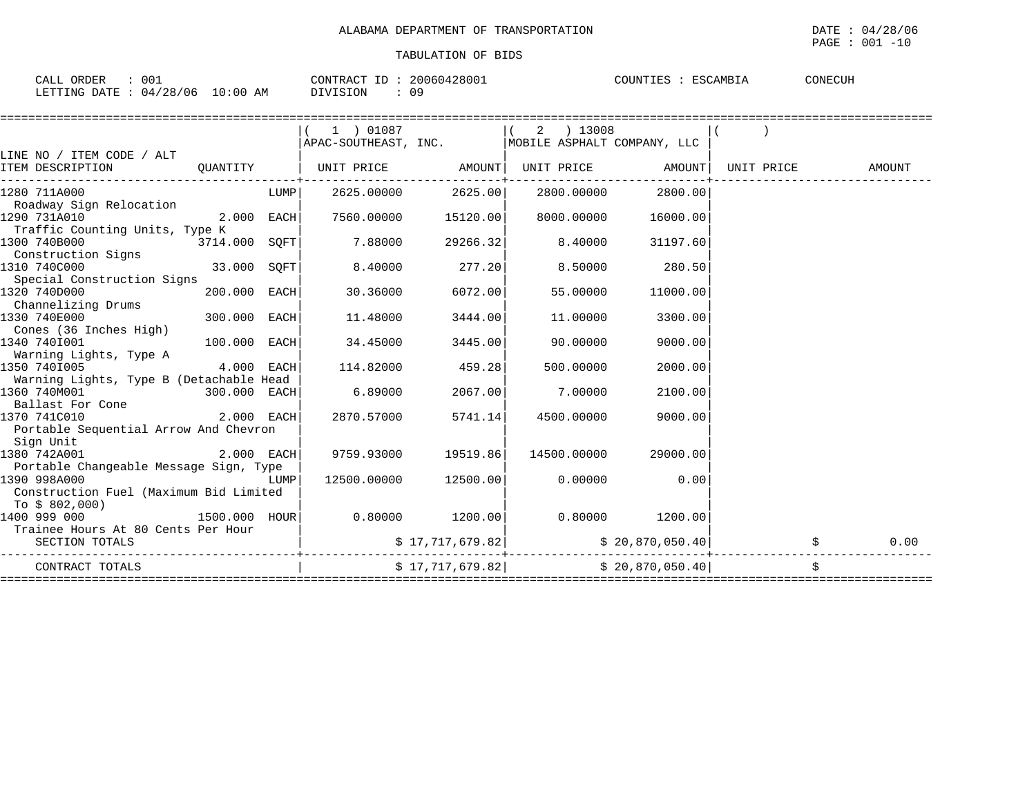ALABAMA DEPARTMENT OF TRANSPORTATION

TABULATION OF BIDS

DATE : 04/28/06

CALL ORDER : 001 CONTRACT ID : 20060428001 COUNTIES : ESCAMBIA CONECUH

LETTING DATE : 04/28/06 10:00 AM DIVISION : 09

| LINE NO / ITEM CODE / ALT ITEM DESCRIPTION | QUANTITY | (1) 01087 APAC-SOUTHEAST, INC. UNIT PRICE | AMOUNT | (2) 13008 MOBILE ASPHALT COMPANY, LLC UNIT PRICE | AMOUNT | ( ) UNIT PRICE | AMOUNT |
|---|---|---|---|---|---|---|---|
| 1280 711A000 Roadway Sign Relocation | LUMP | 2625.00000 | 2625.00 | 2800.00000 | 2800.00 | | |
| 1290 731A010 Traffic Counting Units, Type K | 2.000 EACH | 7560.00000 | 15120.00 | 8000.00000 | 16000.00 | | |
| 1300 740B000 Construction Signs | 3714.000 SQFT | 7.88000 | 29266.32 | 8.40000 | 31197.60 | | |
| 1310 740C000 Special Construction Signs | 33.000 SQFT | 8.40000 | 277.20 | 8.50000 | 280.50 | | |
| 1320 740D000 Channelizing Drums | 200.000 EACH | 30.36000 | 6072.00 | 55.00000 | 11000.00 | | |
| 1330 740E000 Cones (36 Inches High) | 300.000 EACH | 11.48000 | 3444.00 | 11.00000 | 3300.00 | | |
| 1340 740I001 Warning Lights, Type A | 100.000 EACH | 34.45000 | 3445.00 | 90.00000 | 9000.00 | | |
| 1350 740I005 Warning Lights, Type B (Detachable Head | 4.000 EACH | 114.82000 | 459.28 | 500.00000 | 2000.00 | | |
| 1360 740M001 Ballast For Cone | 300.000 EACH | 6.89000 | 2067.00 | 7.00000 | 2100.00 | | |
| 1370 741C010 Portable Sequential Arrow And Chevron Sign Unit | 2.000 EACH | 2870.57000 | 5741.14 | 4500.00000 | 9000.00 | | |
| 1380 742A001 Portable Changeable Message Sign, Type | 2.000 EACH | 9759.93000 | 19519.86 | 14500.00000 | 29000.00 | | |
| 1390 998A000 Construction Fuel (Maximum Bid Limited To $ 802,000) | LUMP | 12500.00000 | 12500.00 | 0.00000 | 0.00 | | |
| 1400 999 000 Trainee Hours At 80 Cents Per Hour | 1500.000 HOUR | 0.80000 | 1200.00 | 0.80000 | 1200.00 | | |
| SECTION TOTALS | | | $ 17,717,679.82 | | $ 20,870,050.40 | | $ 0.00 |
| CONTRACT TOTALS | | | $ 17,717,679.82 | | $ 20,870,050.40 | | $ |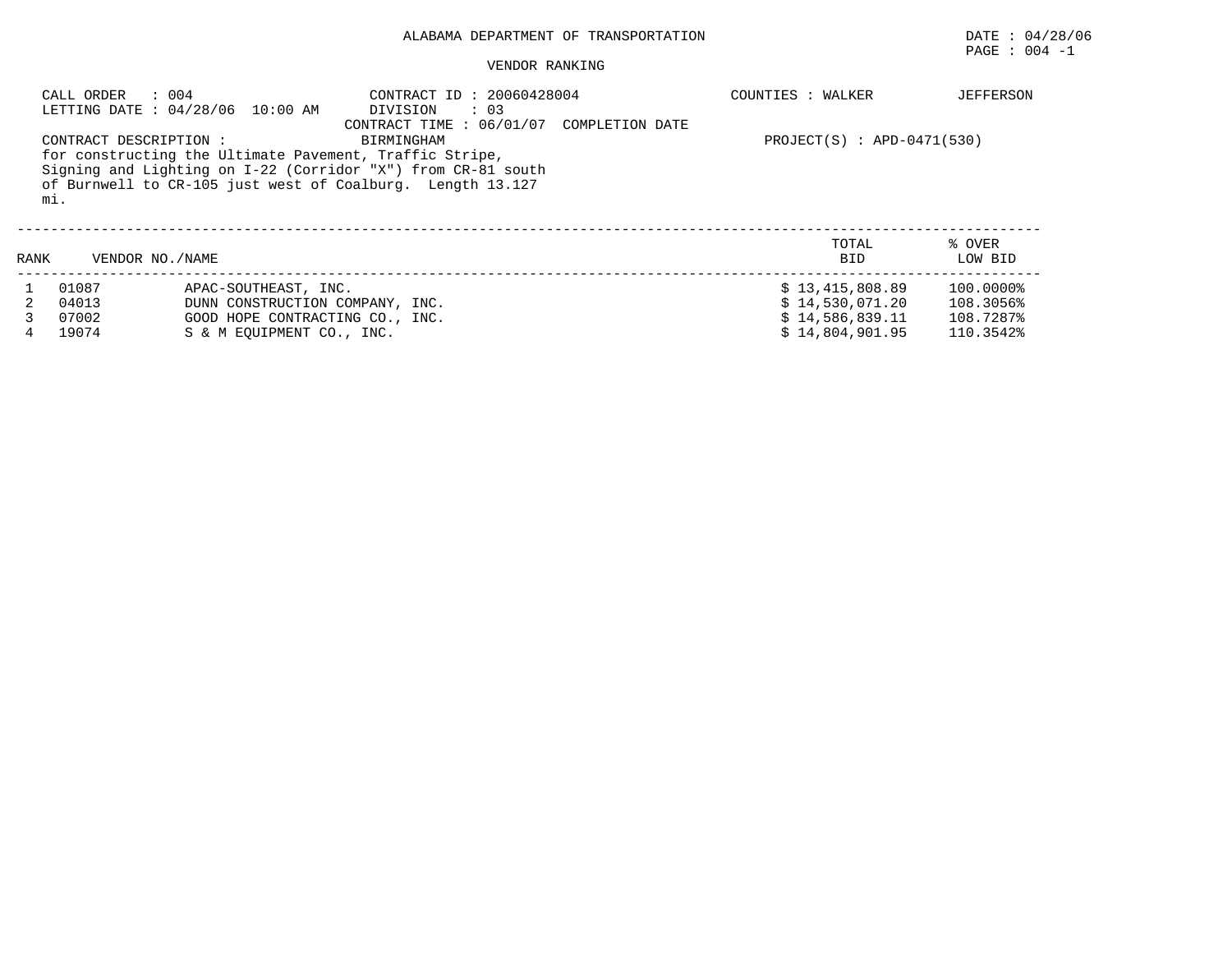ALABAMA DEPARTMENT OF TRANSPORTATION

DATE : 04/28/06

PAGE : 004 -1

VENDOR RANKING

CALL ORDER : 004
LETTING DATE : 04/28/06 10:00 AM

CONTRACT ID : 20060428004
DIVISION : 03
CONTRACT TIME : 06/01/07 COMPLETION DATE

COUNTIES : WALKER JEFFERSON

CONTRACT DESCRIPTION : BIRMINGHAM

for constructing the Ultimate Pavement, Traffic Stripe, Signing and Lighting on I-22 (Corridor "X") from CR-81 south of Burnwell to CR-105 just west of Coalburg. Length 13.127 mi.

PROJECT(S) : APD-0471(530)

| RANK | VENDOR NO./NAME | | TOTAL BID | % OVER LOW BID |
|---|---|---|---|---|
| 1 | 01087 | APAC-SOUTHEAST, INC. | $ 13,415,808.89 | 100.0000% |
| 2 | 04013 | DUNN CONSTRUCTION COMPANY, INC. | $ 14,530,071.20 | 108.3056% |
| 3 | 07002 | GOOD HOPE CONTRACTING CO., INC. | $ 14,586,839.11 | 108.7287% |
| 4 | 19074 | S & M EQUIPMENT CO., INC. | $ 14,804,901.95 | 110.3542% |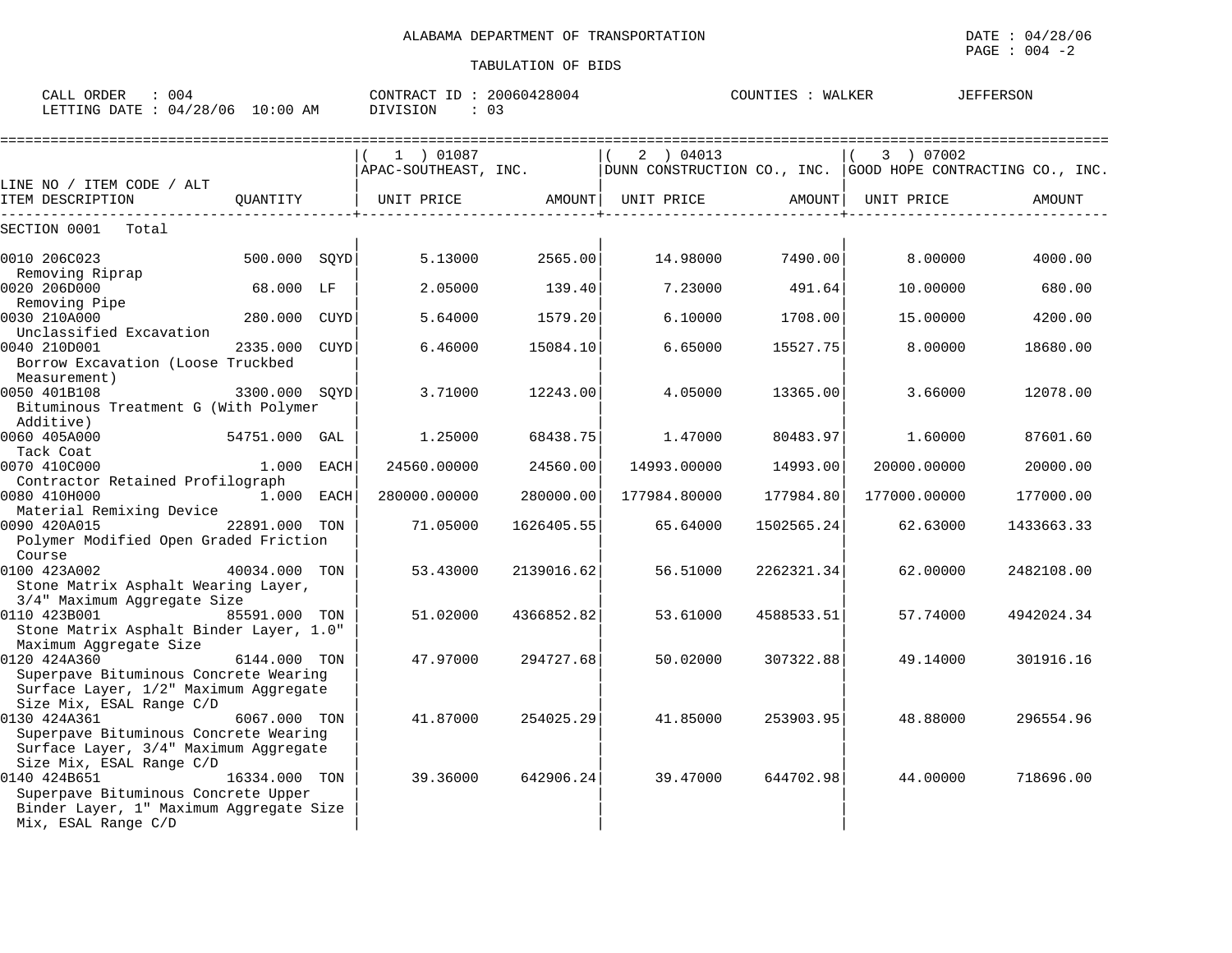ALABAMA DEPARTMENT OF TRANSPORTATION

DATE : 04/28/06

PAGE : 004 -2

TABULATION OF BIDS

CALL ORDER : 004 &nbsp;&nbsp;&nbsp;&nbsp; CONTRACT ID : 20060428004 &nbsp;&nbsp;&nbsp;&nbsp; COUNTIES : WALKER &nbsp;&nbsp;&nbsp; JEFFERSON

LETTING DATE : 04/28/06 10:00 AM &nbsp;&nbsp;&nbsp;&nbsp; DIVISION : 03

| LINE NO / ITEM CODE / ALT ITEM DESCRIPTION | QUANTITY | (1) 01087 APAC-SOUTHEAST, INC. UNIT PRICE | AMOUNT | (2) 04013 DUNN CONSTRUCTION CO., INC. UNIT PRICE | AMOUNT | (3) 07002 GOOD HOPE CONTRACTING CO., INC. UNIT PRICE | AMOUNT |
|---|---|---|---|---|---|---|---|
| SECTION 0001 Total | | | | | | | |
| 0010 206C023 Removing Riprap | 500.000 SQYD | 5.13000 | 2565.00 | 14.98000 | 7490.00 | 8.00000 | 4000.00 |
| 0020 206D000 Removing Pipe | 68.000 LF | 2.05000 | 139.40 | 7.23000 | 491.64 | 10.00000 | 680.00 |
| 0030 210A000 Unclassified Excavation | 280.000 CUYD | 5.64000 | 1579.20 | 6.10000 | 1708.00 | 15.00000 | 4200.00 |
| 0040 210D001 Borrow Excavation (Loose Truckbed Measurement) | 2335.000 CUYD | 6.46000 | 15084.10 | 6.65000 | 15527.75 | 8.00000 | 18680.00 |
| 0050 401B108 Bituminous Treatment G (With Polymer Additive) | 3300.000 SQYD | 3.71000 | 12243.00 | 4.05000 | 13365.00 | 3.66000 | 12078.00 |
| 0060 405A000 Tack Coat | 54751.000 GAL | 1.25000 | 68438.75 | 1.47000 | 80483.97 | 1.60000 | 87601.60 |
| 0070 410C000 Contractor Retained Profilograph | 1.000 EACH | 24560.00000 | 24560.00 | 14993.00000 | 14993.00 | 20000.00000 | 20000.00 |
| 0080 410H000 Material Remixing Device | 1.000 EACH | 280000.00000 | 280000.00 | 177984.80000 | 177984.80 | 177000.00000 | 177000.00 |
| 0090 420A015 Polymer Modified Open Graded Friction Course | 22891.000 TON | 71.05000 | 1626405.55 | 65.64000 | 1502565.24 | 62.63000 | 1433663.33 |
| 0100 423A002 Stone Matrix Asphalt Wearing Layer, 3/4" Maximum Aggregate Size | 40034.000 TON | 53.43000 | 2139016.62 | 56.51000 | 2262321.34 | 62.00000 | 2482108.00 |
| 0110 423B001 Stone Matrix Asphalt Binder Layer, 1.0" Maximum Aggregate Size | 85591.000 TON | 51.02000 | 4366852.82 | 53.61000 | 4588533.51 | 57.74000 | 4942024.34 |
| 0120 424A360 Superpave Bituminous Concrete Wearing Surface Layer, 1/2" Maximum Aggregate Size Mix, ESAL Range C/D | 6144.000 TON | 47.97000 | 294727.68 | 50.02000 | 307322.88 | 49.14000 | 301916.16 |
| 0130 424A361 Superpave Bituminous Concrete Wearing Surface Layer, 3/4" Maximum Aggregate Size Mix, ESAL Range C/D | 6067.000 TON | 41.87000 | 254025.29 | 41.85000 | 253903.95 | 48.88000 | 296554.96 |
| 0140 424B651 Superpave Bituminous Concrete Upper Binder Layer, 1" Maximum Aggregate Size Mix, ESAL Range C/D | 16334.000 TON | 39.36000 | 642906.24 | 39.47000 | 644702.98 | 44.00000 | 718696.00 |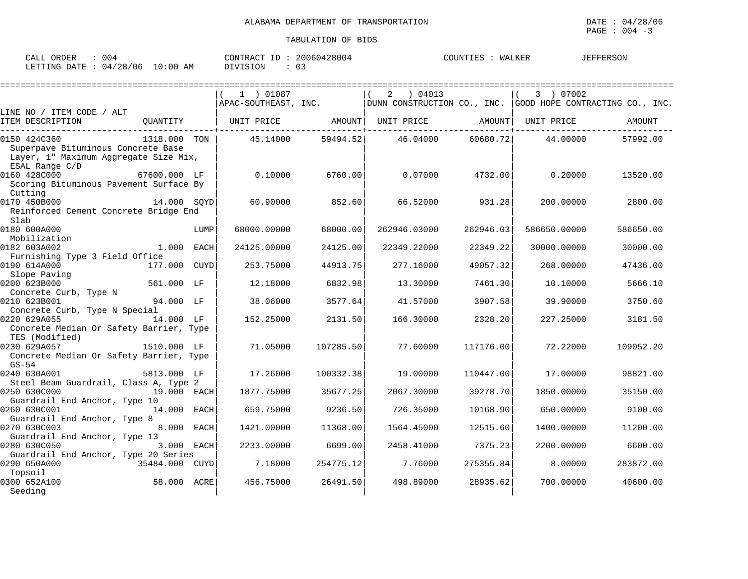# ALABAMA DEPARTMENT OF TRANSPORTATION

DATE : 04/28/06
PAGE : 004 -3

## TABULATION OF BIDS

CALL ORDER : 004    CONTRACT ID : 20060428004    COUNTIES : WALKER JEFFERSON
LETTING DATE : 04/28/06 10:00 AM    DIVISION : 03

| LINE NO / ITEM CODE / ALT / ITEM DESCRIPTION | QUANTITY | (1) 01087 APAC-SOUTHEAST, INC. UNIT PRICE | AMOUNT | (2) 04013 DUNN CONSTRUCTION CO., INC. UNIT PRICE | AMOUNT | (3) 07002 GOOD HOPE CONTRACTING CO., INC. UNIT PRICE | AMOUNT |
|---|---|---|---|---|---|---|---|
| 0150 424C360 Superpave Bituminous Concrete Base Layer, 1" Maximum Aggregate Size Mix, ESAL Range C/D | 1318.000 TON | 45.14000 | 59494.52 | 46.04000 | 60680.72 | 44.00000 | 57992.00 |
| 0160 428C000 Scoring Bituminous Pavement Surface By Cutting | 67600.000 LF | 0.10000 | 6760.00 | 0.07000 | 4732.00 | 0.20000 | 13520.00 |
| 0170 450B000 Reinforced Cement Concrete Bridge End Slab | 14.000 SQYD | 60.90000 | 852.60 | 66.52000 | 931.28 | 200.00000 | 2800.00 |
| 0180 600A000 Mobilization | LUMP | 68000.00000 | 68000.00 | 262946.03000 | 262946.03 | 586650.00000 | 586650.00 |
| 0182 603A002 Furnishing Type 3 Field Office | 1.000 EACH | 24125.00000 | 24125.00 | 22349.22000 | 22349.22 | 30000.00000 | 30000.00 |
| 0190 614A000 Slope Paving | 177.000 CUYD | 253.75000 | 44913.75 | 277.16000 | 49057.32 | 268.00000 | 47436.00 |
| 0200 623B000 Concrete Curb, Type N | 561.000 LF | 12.18000 | 6832.98 | 13.30000 | 7461.30 | 10.10000 | 5666.10 |
| 0210 623B001 Concrete Curb, Type N Special | 94.000 LF | 38.06000 | 3577.64 | 41.57000 | 3907.58 | 39.90000 | 3750.60 |
| 0220 629A055 Concrete Median Or Safety Barrier, Type TES (Modified) | 14.000 LF | 152.25000 | 2131.50 | 166.30000 | 2328.20 | 227.25000 | 3181.50 |
| 0230 629A057 Concrete Median Or Safety Barrier, Type GS-54 | 1510.000 LF | 71.05000 | 107285.50 | 77.60000 | 117176.00 | 72.22000 | 109052.20 |
| 0240 630A001 Steel Beam Guardrail, Class A, Type 2 | 5813.000 LF | 17.26000 | 100332.38 | 19.00000 | 110447.00 | 17.00000 | 98821.00 |
| 0250 630C000 Guardrail End Anchor, Type 10 | 19.000 EACH | 1877.75000 | 35677.25 | 2067.30000 | 39278.70 | 1850.00000 | 35150.00 |
| 0260 630C001 Guardrail End Anchor, Type 8 | 14.000 EACH | 659.75000 | 9236.50 | 726.35000 | 10168.90 | 650.00000 | 9100.00 |
| 0270 630C003 Guardrail End Anchor, Type 13 | 8.000 EACH | 1421.00000 | 11368.00 | 1564.45000 | 12515.60 | 1400.00000 | 11200.00 |
| 0280 630C050 Guardrail End Anchor, Type 20 Series | 3.000 EACH | 2233.00000 | 6699.00 | 2458.41000 | 7375.23 | 2200.00000 | 6600.00 |
| 0290 650A000 Topsoil | 35484.000 CUYD | 7.18000 | 254775.12 | 7.76000 | 275355.84 | 8.00000 | 283872.00 |
| 0300 652A100 Seeding | 58.000 ACRE | 456.75000 | 26491.50 | 498.89000 | 28935.62 | 700.00000 | 40600.00 |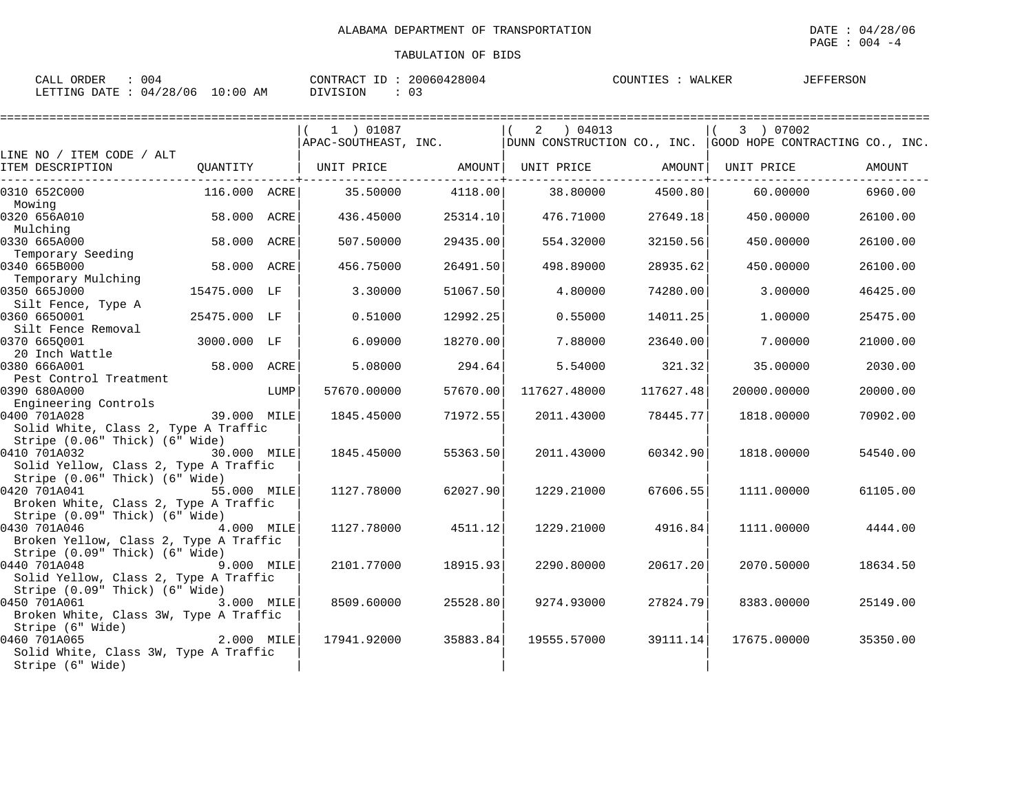ALABAMA DEPARTMENT OF TRANSPORTATION

TABULATION OF BIDS

DATE : 04/28/06
PAGE : 004 -4

CALL ORDER : 004
LETTING DATE : 04/28/06 10:00 AM

CONTRACT ID : 20060428004
DIVISION : 03

COUNTIES : WALKER JEFFERSON

| LINE NO / ITEM CODE / ALT ITEM DESCRIPTION | QUANTITY | (1) 01087 APAC-SOUTHEAST, INC. UNIT PRICE | AMOUNT | (2) 04013 DUNN CONSTRUCTION CO., INC. UNIT PRICE | AMOUNT | (3) 07002 GOOD HOPE CONTRACTING CO., INC. UNIT PRICE | AMOUNT |
|---|---|---|---|---|---|---|---|
| 0310 652C000 Mowing | 116.000 ACRE | 35.50000 | 4118.00 | 38.80000 | 4500.80 | 60.00000 | 6960.00 |
| 0320 656A010 Mulching | 58.000 ACRE | 436.45000 | 25314.10 | 476.71000 | 27649.18 | 450.00000 | 26100.00 |
| 0330 665A000 Temporary Seeding | 58.000 ACRE | 507.50000 | 29435.00 | 554.32000 | 32150.56 | 450.00000 | 26100.00 |
| 0340 665B000 Temporary Mulching | 58.000 ACRE | 456.75000 | 26491.50 | 498.89000 | 28935.62 | 450.00000 | 26100.00 |
| 0350 665J000 Silt Fence, Type A | 15475.000 LF | 3.30000 | 51067.50 | 4.80000 | 74280.00 | 3.00000 | 46425.00 |
| 0360 665O001 Silt Fence Removal | 25475.000 LF | 0.51000 | 12992.25 | 0.55000 | 14011.25 | 1.00000 | 25475.00 |
| 0370 665Q001 20 Inch Wattle | 3000.000 LF | 6.09000 | 18270.00 | 7.88000 | 23640.00 | 7.00000 | 21000.00 |
| 0380 666A001 Pest Control Treatment | 58.000 ACRE | 5.08000 | 294.64 | 5.54000 | 321.32 | 35.00000 | 2030.00 |
| 0390 680A000 Engineering Controls | LUMP | 57670.00000 | 57670.00 | 117627.48000 | 117627.48 | 20000.00000 | 20000.00 |
| 0400 701A028 Solid White, Class 2, Type A Traffic Stripe (0.06" Thick) (6" Wide) | 39.000 MILE | 1845.45000 | 71972.55 | 2011.43000 | 78445.77 | 1818.00000 | 70902.00 |
| 0410 701A032 Solid Yellow, Class 2, Type A Traffic Stripe (0.06" Thick) (6" Wide) | 30.000 MILE | 1845.45000 | 55363.50 | 2011.43000 | 60342.90 | 1818.00000 | 54540.00 |
| 0420 701A041 Broken White, Class 2, Type A Traffic Stripe (0.09" Thick) (6" Wide) | 55.000 MILE | 1127.78000 | 62027.90 | 1229.21000 | 67606.55 | 1111.00000 | 61105.00 |
| 0430 701A046 Broken Yellow, Class 2, Type A Traffic Stripe (0.09" Thick) (6" Wide) | 4.000 MILE | 1127.78000 | 4511.12 | 1229.21000 | 4916.84 | 1111.00000 | 4444.00 |
| 0440 701A048 Solid Yellow, Class 2, Type A Traffic Stripe (0.09" Thick) (6" Wide) | 9.000 MILE | 2101.77000 | 18915.93 | 2290.80000 | 20617.20 | 2070.50000 | 18634.50 |
| 0450 701A061 Broken White, Class 3W, Type A Traffic Stripe (6" Wide) | 3.000 MILE | 8509.60000 | 25528.80 | 9274.93000 | 27824.79 | 8383.00000 | 25149.00 |
| 0460 701A065 Solid White, Class 3W, Type A Traffic Stripe (6" Wide) | 2.000 MILE | 17941.92000 | 35883.84 | 19555.57000 | 39111.14 | 17675.00000 | 35350.00 |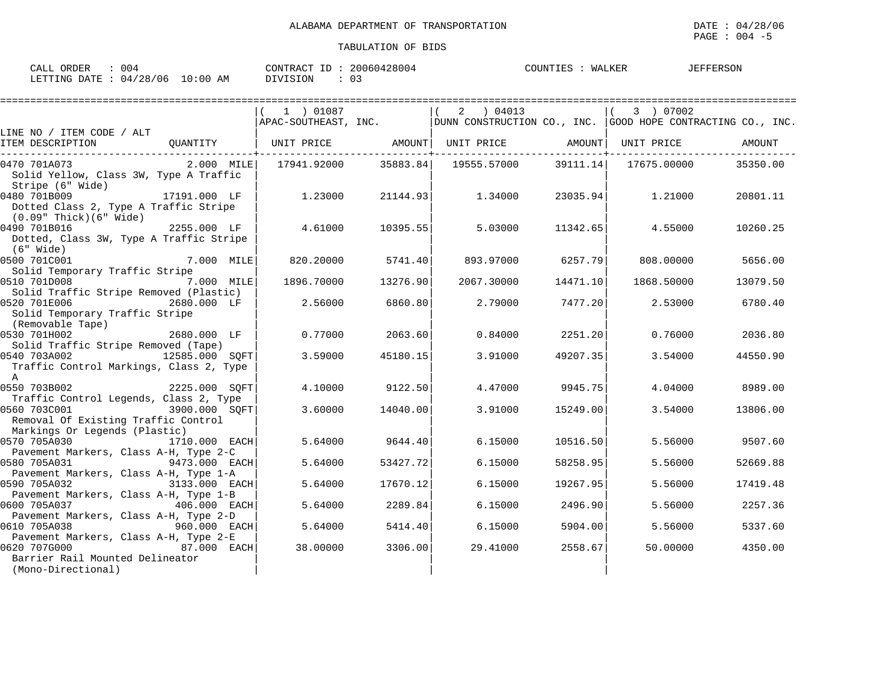ALABAMA DEPARTMENT OF TRANSPORTATION

TABULATION OF BIDS

DATE : 04/28/06

CALL ORDER : 004 CONTRACT ID : 20060428004 COUNTIES : WALKER JEFFERSON
LETTING DATE : 04/28/06 10:00 AM DIVISION : 03

| LINE NO / ITEM CODE / ALT / ITEM DESCRIPTION | QUANTITY | ( 1 ) 01087 APAC-SOUTHEAST, INC. UNIT PRICE | AMOUNT | ( 2 ) 04013 DUNN CONSTRUCTION CO., INC. UNIT PRICE | AMOUNT | ( 3 ) 07002 GOOD HOPE CONTRACTING CO., INC. UNIT PRICE | AMOUNT |
|---|---|---|---|---|---|---|---|
| 0470 701A073 Solid Yellow, Class 3W, Type A Traffic Stripe (6" Wide) | 2.000 MILE | 17941.92000 | 35883.84 | 19555.57000 | 39111.14 | 17675.00000 | 35350.00 |
| 0480 701B009 Dotted Class 2, Type A Traffic Stripe (0.09" Thick)(6" Wide) | 17191.000 LF | 1.23000 | 21144.93 | 1.34000 | 23035.94 | 1.21000 | 20801.11 |
| 0490 701B016 Dotted, Class 3W, Type A Traffic Stripe (6" Wide) | 2255.000 LF | 4.61000 | 10395.55 | 5.03000 | 11342.65 | 4.55000 | 10260.25 |
| 0500 701C001 Solid Temporary Traffic Stripe | 7.000 MILE | 820.20000 | 5741.40 | 893.97000 | 6257.79 | 808.00000 | 5656.00 |
| 0510 701D008 Solid Traffic Stripe Removed (Plastic) | 7.000 MILE | 1896.70000 | 13276.90 | 2067.30000 | 14471.10 | 1868.50000 | 13079.50 |
| 0520 701E006 Solid Temporary Traffic Stripe (Removable Tape) | 2680.000 LF | 2.56000 | 6860.80 | 2.79000 | 7477.20 | 2.53000 | 6780.40 |
| 0530 701H002 Solid Traffic Stripe Removed (Tape) | 2680.000 LF | 0.77000 | 2063.60 | 0.84000 | 2251.20 | 0.76000 | 2036.80 |
| 0540 703A002 Traffic Control Markings, Class 2, Type A | 12585.000 SQFT | 3.59000 | 45180.15 | 3.91000 | 49207.35 | 3.54000 | 44550.90 |
| 0550 703B002 Traffic Control Legends, Class 2, Type | 2225.000 SQFT | 4.10000 | 9122.50 | 4.47000 | 9945.75 | 4.04000 | 8989.00 |
| 0560 703C001 Removal Of Existing Traffic Control Markings Or Legends (Plastic) | 3900.000 SQFT | 3.60000 | 14040.00 | 3.91000 | 15249.00 | 3.54000 | 13806.00 |
| 0570 705A030 Pavement Markers, Class A-H, Type 2-C | 1710.000 EACH | 5.64000 | 9644.40 | 6.15000 | 10516.50 | 5.56000 | 9507.60 |
| 0580 705A031 Pavement Markers, Class A-H, Type 1-A | 9473.000 EACH | 5.64000 | 53427.72 | 6.15000 | 58258.95 | 5.56000 | 52669.88 |
| 0590 705A032 Pavement Markers, Class A-H, Type 1-B | 3133.000 EACH | 5.64000 | 17670.12 | 6.15000 | 19267.95 | 5.56000 | 17419.48 |
| 0600 705A037 Pavement Markers, Class A-H, Type 2-D | 406.000 EACH | 5.64000 | 2289.84 | 6.15000 | 2496.90 | 5.56000 | 2257.36 |
| 0610 705A038 Pavement Markers, Class A-H, Type 2-E | 960.000 EACH | 5.64000 | 5414.40 | 6.15000 | 5904.00 | 5.56000 | 5337.60 |
| 0620 707G000 Barrier Rail Mounted Delineator (Mono-Directional) | 87.000 EACH | 38.00000 | 3306.00 | 29.41000 | 2558.67 | 50.00000 | 4350.00 |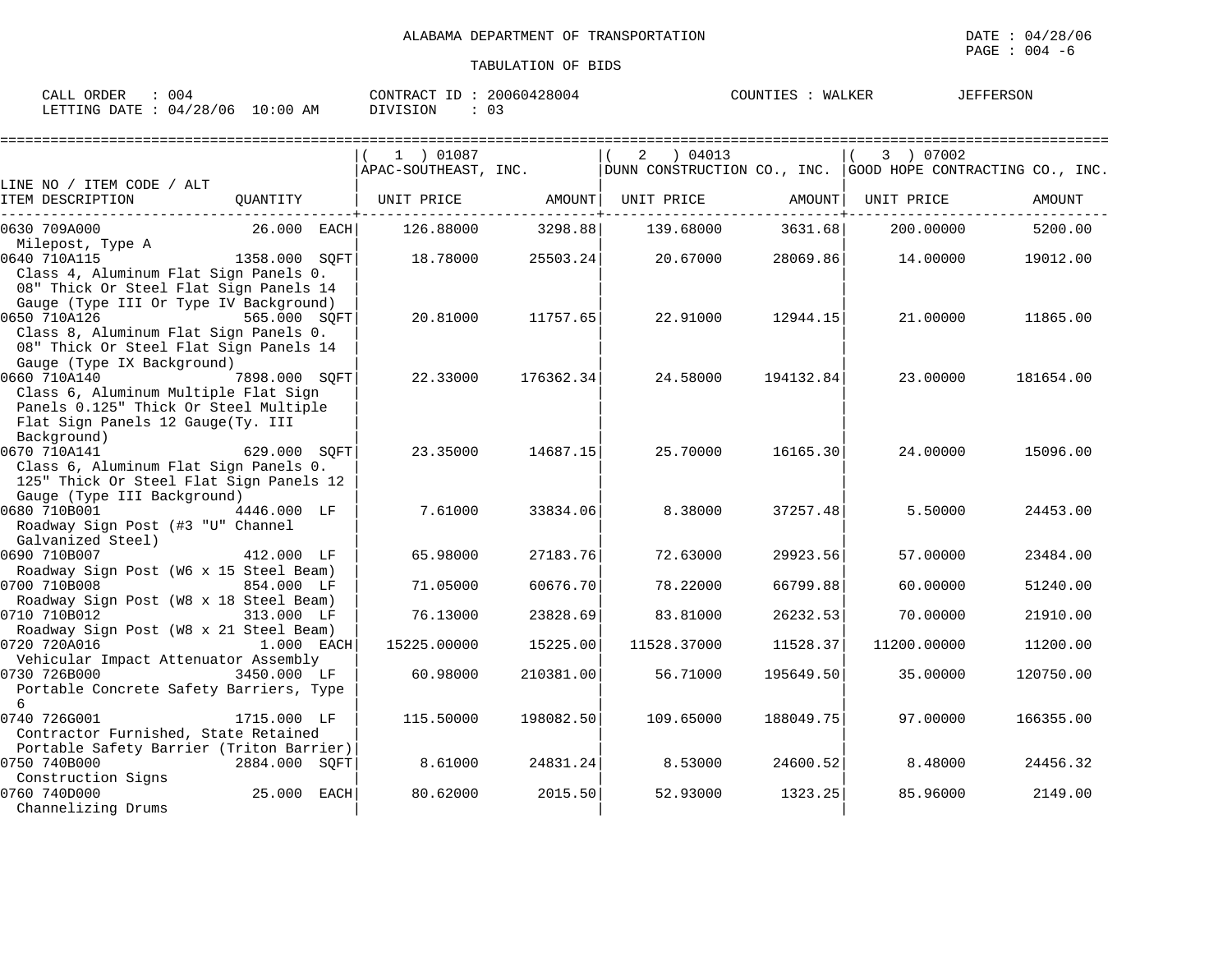ALABAMA DEPARTMENT OF TRANSPORTATION

TABULATION OF BIDS

DATE : 04/28/06

CALL ORDER : 004    CONTRACT ID : 20060428004    COUNTIES : WALKER    JEFFERSON
LETTING DATE : 04/28/06 10:00 AM    DIVISION : 03

| LINE NO / ITEM CODE / ALT ITEM DESCRIPTION | QUANTITY | ( 1 ) 01087 APAC-SOUTHEAST, INC. UNIT PRICE | AMOUNT | ( 2 ) 04013 DUNN CONSTRUCTION CO., INC. UNIT PRICE | AMOUNT | ( 3 ) 07002 GOOD HOPE CONTRACTING CO., INC. UNIT PRICE | AMOUNT |
|---|---|---|---|---|---|---|---|
| 0630 709A000 Milepost, Type A | 26.000 EACH | 126.88000 | 3298.88 | 139.68000 | 3631.68 | 200.00000 | 5200.00 |
| 0640 710A115 Class 4, Aluminum Flat Sign Panels 0.08" Thick Or Steel Flat Sign Panels 14 Gauge (Type III Or Type IV Background) | 1358.000 SQFT | 18.78000 | 25503.24 | 20.67000 | 28069.86 | 14.00000 | 19012.00 |
| 0650 710A126 Class 8, Aluminum Flat Sign Panels 0.08" Thick Or Steel Flat Sign Panels 14 Gauge (Type IX Background) | 565.000 SQFT | 20.81000 | 11757.65 | 22.91000 | 12944.15 | 21.00000 | 11865.00 |
| 0660 710A140 Class 6, Aluminum Multiple Flat Sign Panels 0.125" Thick Or Steel Multiple Flat Sign Panels 12 Gauge(Ty. III Background) | 7898.000 SQFT | 22.33000 | 176362.34 | 24.58000 | 194132.84 | 23.00000 | 181654.00 |
| 0670 710A141 Class 6, Aluminum Flat Sign Panels 0.125" Thick Or Steel Flat Sign Panels 12 Gauge (Type III Background) | 629.000 SQFT | 23.35000 | 14687.15 | 25.70000 | 16165.30 | 24.00000 | 15096.00 |
| 0680 710B001 Roadway Sign Post (#3 "U" Channel Galvanized Steel) | 4446.000 LF | 7.61000 | 33834.06 | 8.38000 | 37257.48 | 5.50000 | 24453.00 |
| 0690 710B007 Roadway Sign Post (W6 x 15 Steel Beam) | 412.000 LF | 65.98000 | 27183.76 | 72.63000 | 29923.56 | 57.00000 | 23484.00 |
| 0700 710B008 Roadway Sign Post (W8 x 18 Steel Beam) | 854.000 LF | 71.05000 | 60676.70 | 78.22000 | 66799.88 | 60.00000 | 51240.00 |
| 0710 710B012 Roadway Sign Post (W8 x 21 Steel Beam) | 313.000 LF | 76.13000 | 23828.69 | 83.81000 | 26232.53 | 70.00000 | 21910.00 |
| 0720 720A016 Vehicular Impact Attenuator Assembly | 1.000 EACH | 15225.00000 | 15225.00 | 11528.37000 | 11528.37 | 11200.00000 | 11200.00 |
| 0730 726B000 Portable Concrete Safety Barriers, Type 6 | 3450.000 LF | 60.98000 | 210381.00 | 56.71000 | 195649.50 | 35.00000 | 120750.00 |
| 0740 726G001 Contractor Furnished, State Retained Portable Safety Barrier (Triton Barrier) | 1715.000 LF | 115.50000 | 198082.50 | 109.65000 | 188049.75 | 97.00000 | 166355.00 |
| 0750 740B000 Construction Signs | 2884.000 SQFT | 8.61000 | 24831.24 | 8.53000 | 24600.52 | 8.48000 | 24456.32 |
| 0760 740D000 Channelizing Drums | 25.000 EACH | 80.62000 | 2015.50 | 52.93000 | 1323.25 | 85.96000 | 2149.00 |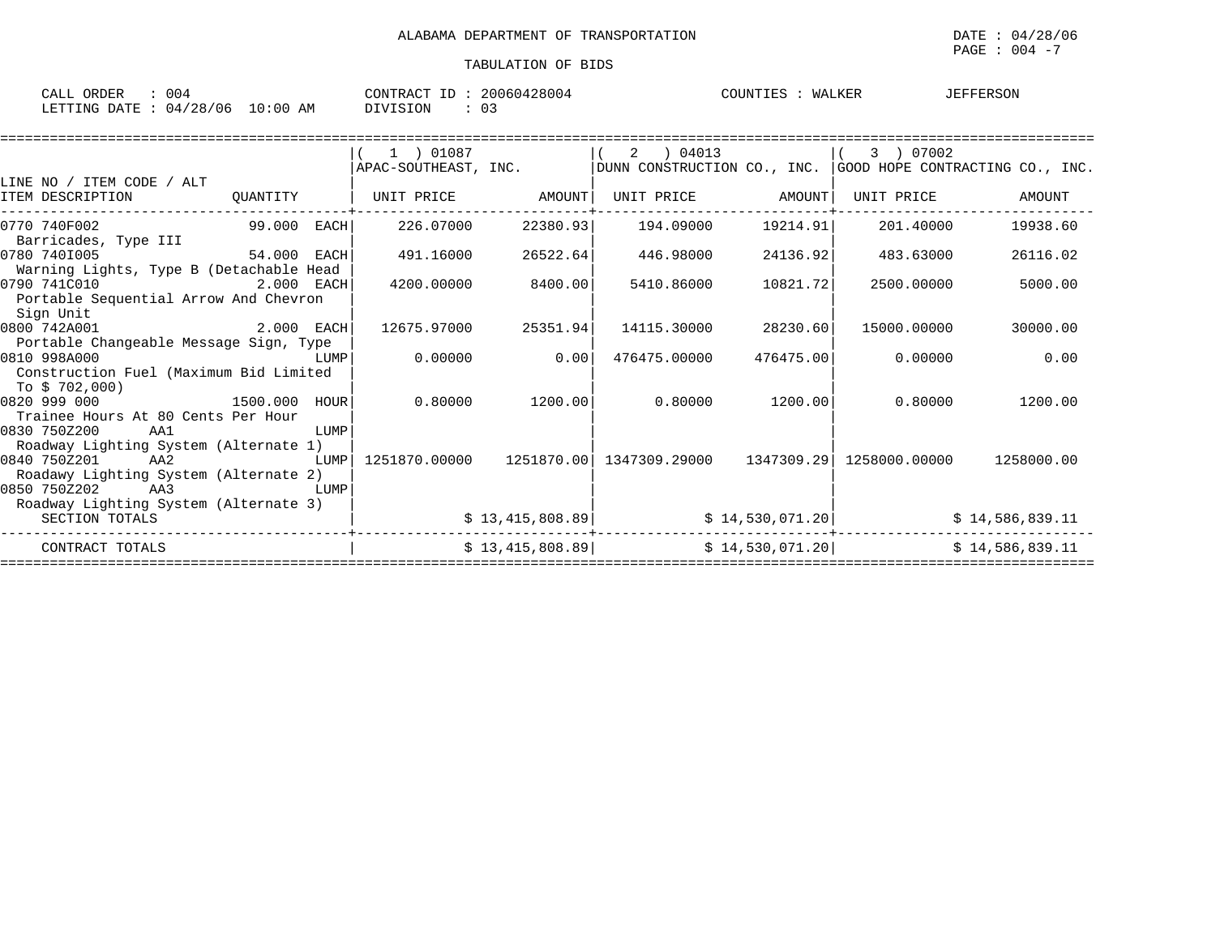ALABAMA DEPARTMENT OF TRANSPORTATION

TABULATION OF BIDS

DATE : 04/28/06

CALL ORDER : 004 &nbsp;&nbsp;&nbsp; CONTRACT ID : 20060428004 &nbsp;&nbsp;&nbsp; COUNTIES : WALKER &nbsp;&nbsp; JEFFERSON

LETTING DATE : 04/28/06 10:00 AM &nbsp;&nbsp;&nbsp; DIVISION : 03

| LINE NO / ITEM CODE / ALT<br>ITEM DESCRIPTION | QUANTITY | ( 1 ) 01087<br>APAC-SOUTHEAST, INC.<br>UNIT PRICE | <br><br>AMOUNT | ( 2 ) 04013<br>DUNN CONSTRUCTION CO., INC.<br>UNIT PRICE | <br><br>AMOUNT | ( 3 ) 07002<br>GOOD HOPE CONTRACTING CO., INC.<br>UNIT PRICE | <br><br>AMOUNT |
|---|---|---|---|---|---|---|---|
| 0770 740F002<br>Barricades, Type III | 99.000 EACH | 226.07000 | 22380.93 | 194.09000 | 19214.91 | 201.40000 | 19938.60 |
| 0780 740I005<br>Warning Lights, Type B (Detachable Head | 54.000 EACH | 491.16000 | 26522.64 | 446.98000 | 24136.92 | 483.63000 | 26116.02 |
| 0790 741C010<br>Portable Sequential Arrow And Chevron Sign Unit | 2.000 EACH | 4200.00000 | 8400.00 | 5410.86000 | 10821.72 | 2500.00000 | 5000.00 |
| 0800 742A001<br>Portable Changeable Message Sign, Type | 2.000 EACH | 12675.97000 | 25351.94 | 14115.30000 | 28230.60 | 15000.00000 | 30000.00 |
| 0810 998A000<br>Construction Fuel (Maximum Bid Limited To $ 702,000) | LUMP | 0.00000 | 0.00 | 476475.00000 | 476475.00 | 0.00000 | 0.00 |
| 0820 999 000<br>Trainee Hours At 80 Cents Per Hour | 1500.000 HOUR | 0.80000 | 1200.00 | 0.80000 | 1200.00 | 0.80000 | 1200.00 |
| 0830 750Z200 AA1<br>Roadway Lighting System (Alternate 1) | LUMP | | | | | | |
| 0840 750Z201 AA2<br>Roadawy Lighting System (Alternate 2) | LUMP | 1251870.00000 | 1251870.00 | 1347309.29000 | 1347309.29 | 1258000.00000 | 1258000.00 |
| 0850 750Z202 AA3<br>Roadway Lighting System (Alternate 3) | LUMP | | | | | | |
| SECTION TOTALS | | | $ 13,415,808.89 | | $ 14,530,071.20 | | $ 14,586,839.11 |
| CONTRACT TOTALS | | | $ 13,415,808.89 | | $ 14,530,071.20 | | $ 14,586,839.11 |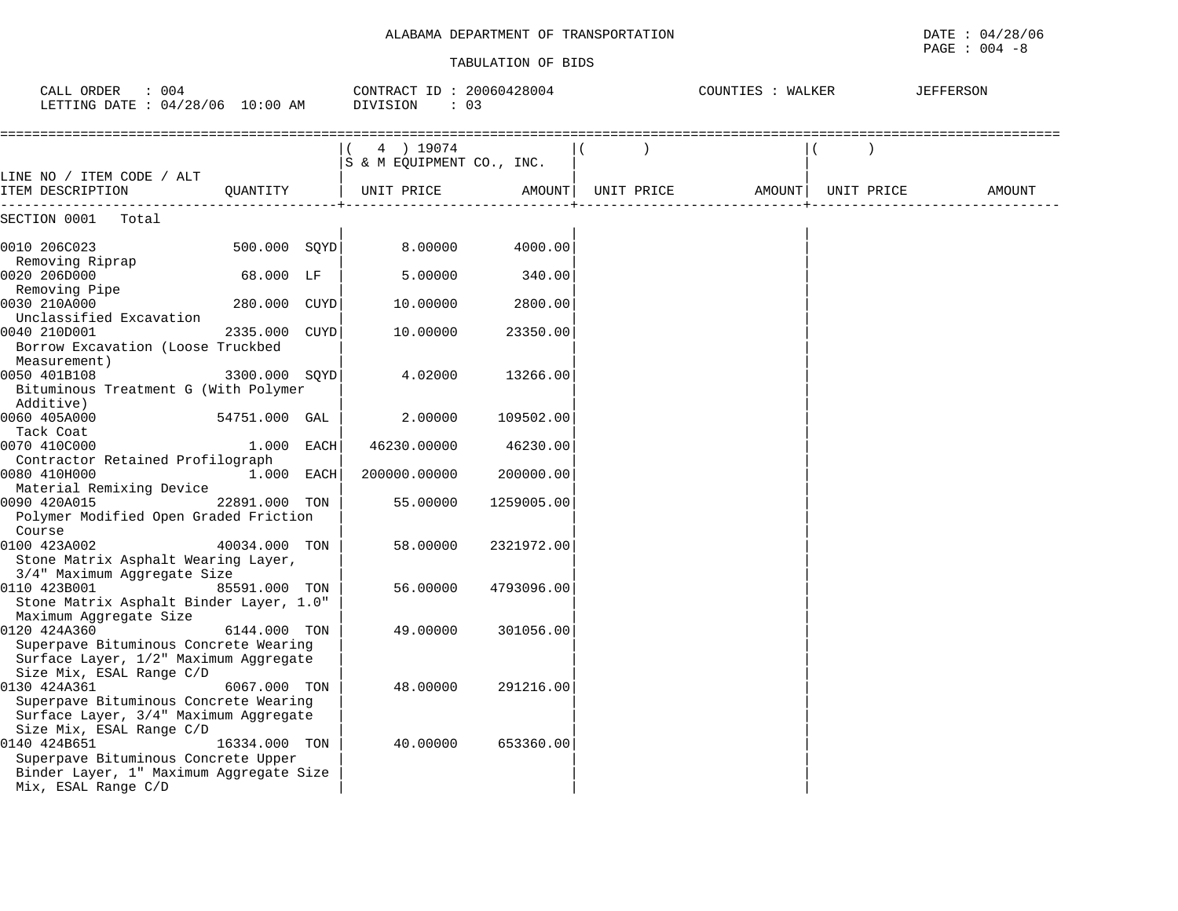ALABAMA DEPARTMENT OF TRANSPORTATION

TABULATION OF BIDS

DATE : 04/28/06

CALL ORDER : 004 &nbsp;&nbsp;&nbsp; CONTRACT ID : 20060428004 &nbsp;&nbsp;&nbsp; COUNTIES : WALKER &nbsp;&nbsp; JEFFERSON

LETTING DATE : 04/28/06 10:00 AM &nbsp;&nbsp;&nbsp; DIVISION : 03

| LINE NO / ITEM CODE / ALT ITEM DESCRIPTION | QUANTITY | ( 4 ) 19074 S & M EQUIPMENT CO., INC. UNIT PRICE | AMOUNT | ( ) UNIT PRICE | AMOUNT | ( ) UNIT PRICE | AMOUNT |
|---|---|---|---|---|---|---|---|
| SECTION 0001 Total | | | | | | | |
| 0010 206C023 Removing Riprap | 500.000 SQYD | 8.00000 | 4000.00 | | | | |
| 0020 206D000 Removing Pipe | 68.000 LF | 5.00000 | 340.00 | | | | |
| 0030 210A000 Unclassified Excavation | 280.000 CUYD | 10.00000 | 2800.00 | | | | |
| 0040 210D001 Borrow Excavation (Loose Truckbed Measurement) | 2335.000 CUYD | 10.00000 | 23350.00 | | | | |
| 0050 401B108 Bituminous Treatment G (With Polymer Additive) | 3300.000 SQYD | 4.02000 | 13266.00 | | | | |
| 0060 405A000 Tack Coat | 54751.000 GAL | 2.00000 | 109502.00 | | | | |
| 0070 410C000 Contractor Retained Profilograph | 1.000 EACH | 46230.00000 | 46230.00 | | | | |
| 0080 410H000 Material Remixing Device | 1.000 EACH | 200000.00000 | 200000.00 | | | | |
| 0090 420A015 Polymer Modified Open Graded Friction Course | 22891.000 TON | 55.00000 | 1259005.00 | | | | |
| 0100 423A002 Stone Matrix Asphalt Wearing Layer, 3/4" Maximum Aggregate Size | 40034.000 TON | 58.00000 | 2321972.00 | | | | |
| 0110 423B001 Stone Matrix Asphalt Binder Layer, 1.0" Maximum Aggregate Size | 85591.000 TON | 56.00000 | 4793096.00 | | | | |
| 0120 424A360 Superpave Bituminous Concrete Wearing Surface Layer, 1/2" Maximum Aggregate Size Mix, ESAL Range C/D | 6144.000 TON | 49.00000 | 301056.00 | | | | |
| 0130 424A361 Superpave Bituminous Concrete Wearing Surface Layer, 3/4" Maximum Aggregate Size Mix, ESAL Range C/D | 6067.000 TON | 48.00000 | 291216.00 | | | | |
| 0140 424B651 Superpave Bituminous Concrete Upper Binder Layer, 1" Maximum Aggregate Size Mix, ESAL Range C/D | 16334.000 TON | 40.00000 | 653360.00 | | | | |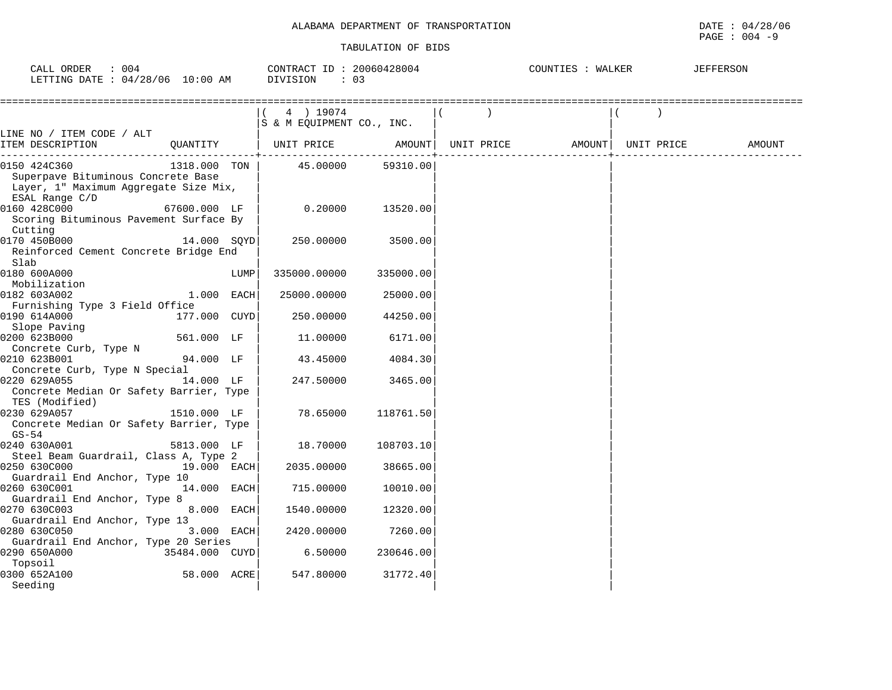ALABAMA DEPARTMENT OF TRANSPORTATION

DATE : 04/28/06

PAGE : 004 -9

TABULATION OF BIDS

CALL ORDER : 004 CONTRACT ID : 20060428004 COUNTIES : WALKER JEFFERSON

LETTING DATE : 04/28/06 10:00 AM DIVISION : 03

| LINE NO / ITEM CODE / ALT ITEM DESCRIPTION | QUANTITY | ( 4 ) 19074 S & M EQUIPMENT CO., INC. UNIT PRICE | AMOUNT | ( ) UNIT PRICE | AMOUNT | ( ) UNIT PRICE | AMOUNT |
|---|---|---|---|---|---|---|---|
| 0150 424C360 Superpave Bituminous Concrete Base Layer, 1" Maximum Aggregate Size Mix, ESAL Range C/D | 1318.000 TON | 45.00000 | 59310.00 | | | | |
| 0160 428C000 Scoring Bituminous Pavement Surface By Cutting | 67600.000 LF | 0.20000 | 13520.00 | | | | |
| 0170 450B000 Reinforced Cement Concrete Bridge End Slab | 14.000 SQYD | 250.00000 | 3500.00 | | | | |
| 0180 600A000 Mobilization | LUMP | 335000.00000 | 335000.00 | | | | |
| 0182 603A002 Furnishing Type 3 Field Office | 1.000 EACH | 25000.00000 | 25000.00 | | | | |
| 0190 614A000 Slope Paving | 177.000 CUYD | 250.00000 | 44250.00 | | | | |
| 0200 623B000 Concrete Curb, Type N | 561.000 LF | 11.00000 | 6171.00 | | | | |
| 0210 623B001 Concrete Curb, Type N Special | 94.000 LF | 43.45000 | 4084.30 | | | | |
| 0220 629A055 Concrete Median Or Safety Barrier, Type TES (Modified) | 14.000 LF | 247.50000 | 3465.00 | | | | |
| 0230 629A057 Concrete Median Or Safety Barrier, Type GS-54 | 1510.000 LF | 78.65000 | 118761.50 | | | | |
| 0240 630A001 Steel Beam Guardrail, Class A, Type 2 | 5813.000 LF | 18.70000 | 108703.10 | | | | |
| 0250 630C000 Guardrail End Anchor, Type 10 | 19.000 EACH | 2035.00000 | 38665.00 | | | | |
| 0260 630C001 Guardrail End Anchor, Type 8 | 14.000 EACH | 715.00000 | 10010.00 | | | | |
| 0270 630C003 Guardrail End Anchor, Type 13 | 8.000 EACH | 1540.00000 | 12320.00 | | | | |
| 0280 630C050 Guardrail End Anchor, Type 20 Series | 3.000 EACH | 2420.00000 | 7260.00 | | | | |
| 0290 650A000 Topsoil | 35484.000 CUYD | 6.50000 | 230646.00 | | | | |
| 0300 652A100 Seeding | 58.000 ACRE | 547.80000 | 31772.40 | | | | |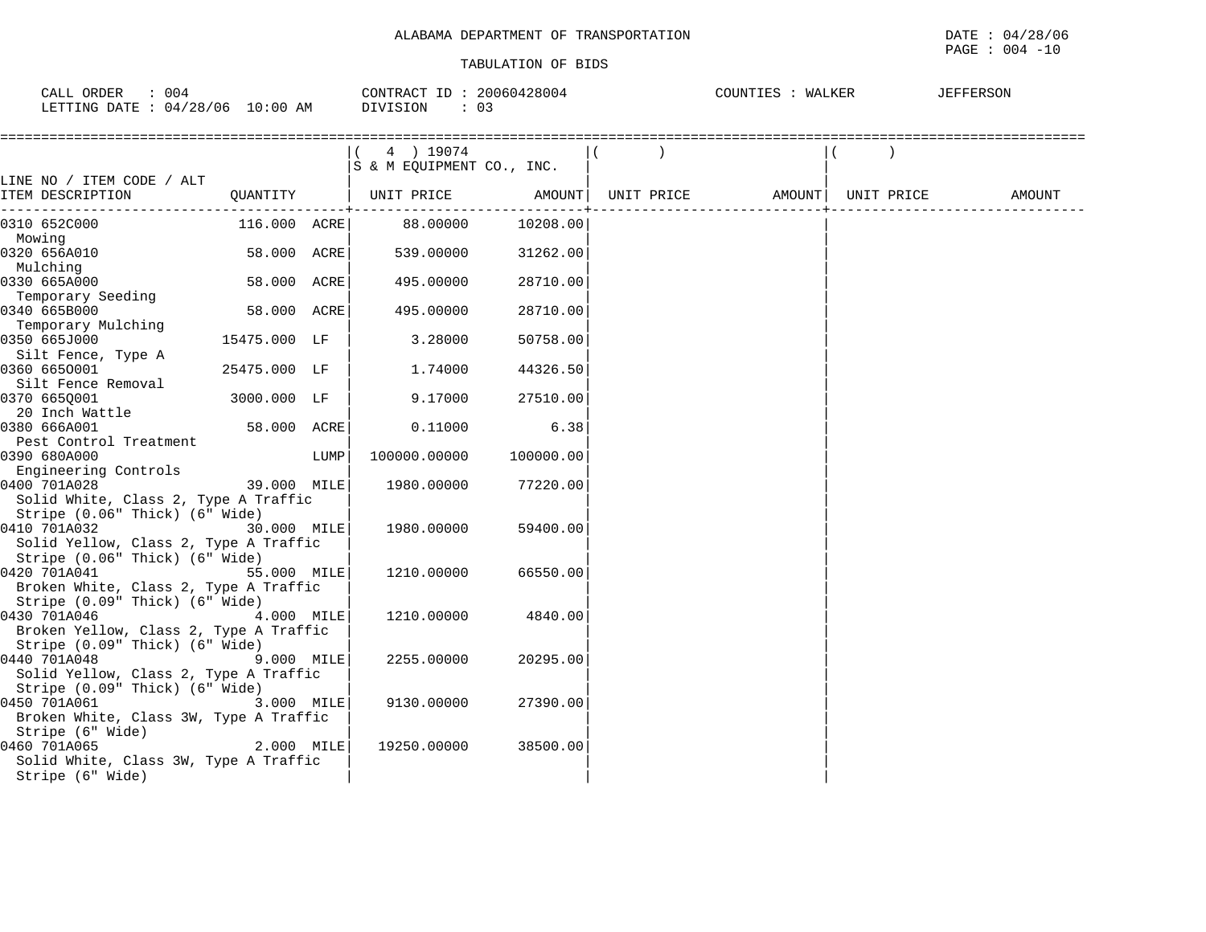ALABAMA DEPARTMENT OF TRANSPORTATION

TABULATION OF BIDS

DATE : 04/28/06
PAGE : 004 -10

CALL ORDER : 004 | CONTRACT ID : 20060428004 | COUNTIES : WALKER JEFFERSON
LETTING DATE : 04/28/06 10:00 AM | DIVISION : 03

| LINE NO / ITEM CODE / ALT ITEM DESCRIPTION | QUANTITY | | ( 4 ) 19074 S & M EQUIPMENT CO., INC. UNIT PRICE | AMOUNT | ( ) UNIT PRICE | AMOUNT | ( ) UNIT PRICE | AMOUNT |
|---|---|---|---|---|---|---|---|---|
| 0310 652C000 Mowing | 116.000 | ACRE | 88.00000 | 10208.00 | | | | |
| 0320 656A010 Mulching | 58.000 | ACRE | 539.00000 | 31262.00 | | | | |
| 0330 665A000 Temporary Seeding | 58.000 | ACRE | 495.00000 | 28710.00 | | | | |
| 0340 665B000 Temporary Mulching | 58.000 | ACRE | 495.00000 | 28710.00 | | | | |
| 0350 665J000 Silt Fence, Type A | 15475.000 | LF | 3.28000 | 50758.00 | | | | |
| 0360 665O001 Silt Fence Removal | 25475.000 | LF | 1.74000 | 44326.50 | | | | |
| 0370 665Q001 20 Inch Wattle | 3000.000 | LF | 9.17000 | 27510.00 | | | | |
| 0380 666A001 Pest Control Treatment | 58.000 | ACRE | 0.11000 | 6.38 | | | | |
| 0390 680A000 Engineering Controls | | LUMP | 100000.00000 | 100000.00 | | | | |
| 0400 701A028 Solid White, Class 2, Type A Traffic Stripe (0.06" Thick) (6" Wide) | 39.000 | MILE | 1980.00000 | 77220.00 | | | | |
| 0410 701A032 Solid Yellow, Class 2, Type A Traffic Stripe (0.06" Thick) (6" Wide) | 30.000 | MILE | 1980.00000 | 59400.00 | | | | |
| 0420 701A041 Broken White, Class 2, Type A Traffic Stripe (0.09" Thick) (6" Wide) | 55.000 | MILE | 1210.00000 | 66550.00 | | | | |
| 0430 701A046 Broken Yellow, Class 2, Type A Traffic Stripe (0.09" Thick) (6" Wide) | 4.000 | MILE | 1210.00000 | 4840.00 | | | | |
| 0440 701A048 Solid Yellow, Class 2, Type A Traffic Stripe (0.09" Thick) (6" Wide) | 9.000 | MILE | 2255.00000 | 20295.00 | | | | |
| 0450 701A061 Broken White, Class 3W, Type A Traffic Stripe (6" Wide) | 3.000 | MILE | 9130.00000 | 27390.00 | | | | |
| 0460 701A065 Solid White, Class 3W, Type A Traffic Stripe (6" Wide) | 2.000 | MILE | 19250.00000 | 38500.00 | | | | |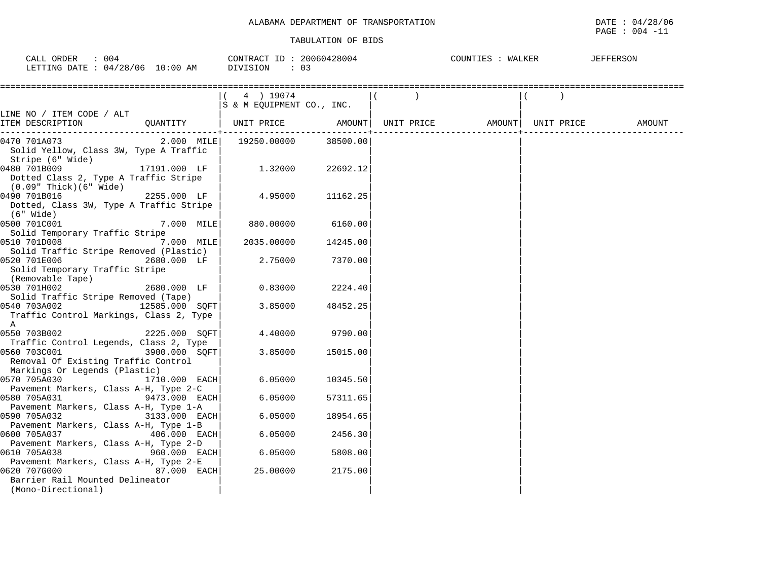ALABAMA DEPARTMENT OF TRANSPORTATION

DATE : 04/28/06

TABULATION OF BIDS

CALL ORDER : 004 &nbsp;&nbsp;&nbsp;&nbsp; CONTRACT ID : 20060428004 &nbsp;&nbsp;&nbsp;&nbsp; COUNTIES : WALKER &nbsp;&nbsp; JEFFERSON

LETTING DATE : 04/28/06 10:00 AM &nbsp;&nbsp;&nbsp;&nbsp; DIVISION : 03

| LINE NO / ITEM CODE / ALT ITEM DESCRIPTION | QUANTITY | ( 4 ) 19074 S & M EQUIPMENT CO., INC. UNIT PRICE | AMOUNT | ( ) UNIT PRICE | AMOUNT | ( ) UNIT PRICE | AMOUNT |
|---|---|---|---|---|---|---|---|
| 0470 701A073 Solid Yellow, Class 3W, Type A Traffic Stripe (6" Wide) | 2.000 MILE | 19250.00000 | 38500.00 | | | | |
| 0480 701B009 Dotted Class 2, Type A Traffic Stripe (0.09" Thick)(6" Wide) | 17191.000 LF | 1.32000 | 22692.12 | | | | |
| 0490 701B016 Dotted, Class 3W, Type A Traffic Stripe (6" Wide) | 2255.000 LF | 4.95000 | 11162.25 | | | | |
| 0500 701C001 Solid Temporary Traffic Stripe | 7.000 MILE | 880.00000 | 6160.00 | | | | |
| 0510 701D008 Solid Traffic Stripe Removed (Plastic) | 7.000 MILE | 2035.00000 | 14245.00 | | | | |
| 0520 701E006 Solid Temporary Traffic Stripe (Removable Tape) | 2680.000 LF | 2.75000 | 7370.00 | | | | |
| 0530 701H002 Solid Traffic Stripe Removed (Tape) | 2680.000 LF | 0.83000 | 2224.40 | | | | |
| 0540 703A002 Traffic Control Markings, Class 2, Type A | 12585.000 SQFT | 3.85000 | 48452.25 | | | | |
| 0550 703B002 Traffic Control Legends, Class 2, Type | 2225.000 SQFT | 4.40000 | 9790.00 | | | | |
| 0560 703C001 Removal Of Existing Traffic Control Markings Or Legends (Plastic) | 3900.000 SQFT | 3.85000 | 15015.00 | | | | |
| 0570 705A030 Pavement Markers, Class A-H, Type 2-C | 1710.000 EACH | 6.05000 | 10345.50 | | | | |
| 0580 705A031 Pavement Markers, Class A-H, Type 1-A | 9473.000 EACH | 6.05000 | 57311.65 | | | | |
| 0590 705A032 Pavement Markers, Class A-H, Type 1-B | 3133.000 EACH | 6.05000 | 18954.65 | | | | |
| 0600 705A037 Pavement Markers, Class A-H, Type 2-D | 406.000 EACH | 6.05000 | 2456.30 | | | | |
| 0610 705A038 Pavement Markers, Class A-H, Type 2-E | 960.000 EACH | 6.05000 | 5808.00 | | | | |
| 0620 707G000 Barrier Rail Mounted Delineator (Mono-Directional) | 87.000 EACH | 25.00000 | 2175.00 | | | | |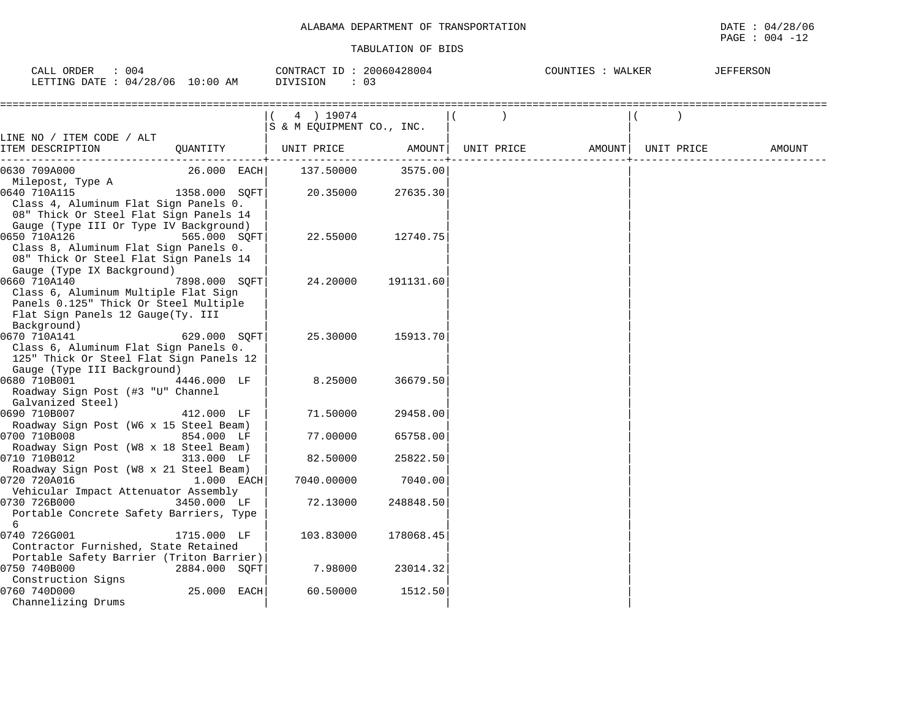ALABAMA DEPARTMENT OF TRANSPORTATION

TABULATION OF BIDS

DATE : 04/28/06
PAGE : 004 -12

CALL ORDER : 004
LETTING DATE : 04/28/06 10:00 AM

CONTRACT ID : 20060428004
DIVISION : 03

COUNTIES : WALKER JEFFERSON

| LINE NO / ITEM CODE / ALT ITEM DESCRIPTION | QUANTITY | ( 4 ) 19074 S & M EQUIPMENT CO., INC. UNIT PRICE | AMOUNT | ( ) UNIT PRICE | AMOUNT | ( ) UNIT PRICE | AMOUNT |
|---|---|---|---|---|---|---|---|
| 0630 709A000 Milepost, Type A | 26.000 EACH | 137.50000 | 3575.00 | | | | |
| 0640 710A115 Class 4, Aluminum Flat Sign Panels 0.08" Thick Or Steel Flat Sign Panels 14 Gauge (Type III Or Type IV Background) | 1358.000 SQFT | 20.35000 | 27635.30 | | | | |
| 0650 710A126 Class 8, Aluminum Flat Sign Panels 0.08" Thick Or Steel Flat Sign Panels 14 Gauge (Type IX Background) | 565.000 SQFT | 22.55000 | 12740.75 | | | | |
| 0660 710A140 Class 6, Aluminum Multiple Flat Sign Panels 0.125" Thick Or Steel Multiple Flat Sign Panels 12 Gauge(Ty. III Background) | 7898.000 SQFT | 24.20000 | 191131.60 | | | | |
| 0670 710A141 Class 6, Aluminum Flat Sign Panels 0.125" Thick Or Steel Flat Sign Panels 12 Gauge (Type III Background) | 629.000 SQFT | 25.30000 | 15913.70 | | | | |
| 0680 710B001 Roadway Sign Post (#3 "U" Channel Galvanized Steel) | 4446.000 LF | 8.25000 | 36679.50 | | | | |
| 0690 710B007 Roadway Sign Post (W6 x 15 Steel Beam) | 412.000 LF | 71.50000 | 29458.00 | | | | |
| 0700 710B008 Roadway Sign Post (W8 x 18 Steel Beam) | 854.000 LF | 77.00000 | 65758.00 | | | | |
| 0710 710B012 Roadway Sign Post (W8 x 21 Steel Beam) | 313.000 LF | 82.50000 | 25822.50 | | | | |
| 0720 720A016 Vehicular Impact Attenuator Assembly | 1.000 EACH | 7040.00000 | 7040.00 | | | | |
| 0730 726B000 Portable Concrete Safety Barriers, Type 6 | 3450.000 LF | 72.13000 | 248848.50 | | | | |
| 0740 726G001 Contractor Furnished, State Retained Portable Safety Barrier (Triton Barrier) | 1715.000 LF | 103.83000 | 178068.45 | | | | |
| 0750 740B000 Construction Signs | 2884.000 SQFT | 7.98000 | 23014.32 | | | | |
| 0760 740D000 Channelizing Drums | 25.000 EACH | 60.50000 | 1512.50 | | | | |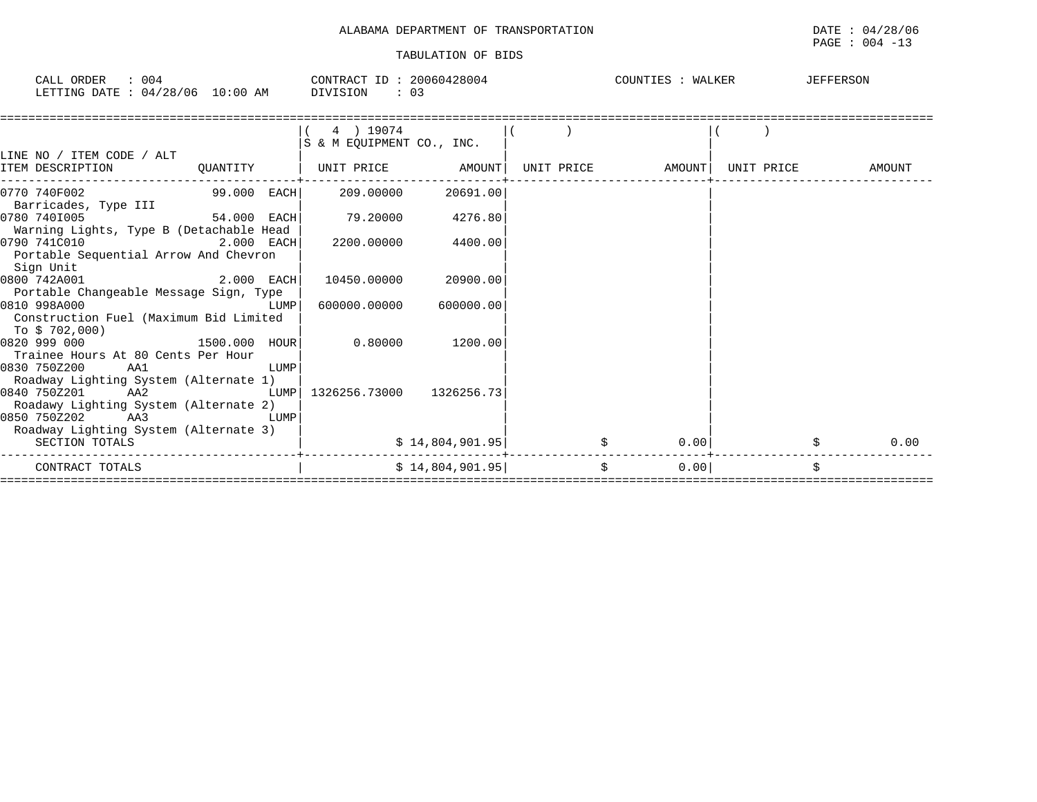ALABAMA DEPARTMENT OF TRANSPORTATION

TABULATION OF BIDS

DATE : 04/28/06
PAGE : 004 -13

CALL ORDER : 004 CONTRACT ID : 20060428004 COUNTIES : WALKER JEFFERSON
LETTING DATE : 04/28/06 10:00 AM DIVISION : 03

| LINE NO / ITEM CODE / ALT<br>ITEM DESCRIPTION | QUANTITY | ( 4 ) 19074<br>S & M EQUIPMENT CO., INC.<br>UNIT PRICE | AMOUNT | ( )<br>UNIT PRICE | AMOUNT | ( )<br>UNIT PRICE | AMOUNT |
|---|---|---|---|---|---|---|---|
| 0770 740F002<br>Barricades, Type III | 99.000 EACH | 209.00000 | 20691.00 | | | | |
| 0780 740I005<br>Warning Lights, Type B (Detachable Head | 54.000 EACH | 79.20000 | 4276.80 | | | | |
| 0790 741C010<br>Portable Sequential Arrow And Chevron Sign Unit | 2.000 EACH | 2200.00000 | 4400.00 | | | | |
| 0800 742A001<br>Portable Changeable Message Sign, Type | 2.000 EACH | 10450.00000 | 20900.00 | | | | |
| 0810 998A000<br>Construction Fuel (Maximum Bid Limited To $ 702,000) | LUMP | 600000.00000 | 600000.00 | | | | |
| 0820 999 000<br>Trainee Hours At 80 Cents Per Hour | 1500.000 HOUR | 0.80000 | 1200.00 | | | | |
| 0830 750Z200 AA1<br>Roadway Lighting System (Alternate 1) | LUMP | | | | | | |
| 0840 750Z201 AA2<br>Roadawy Lighting System (Alternate 2) | LUMP | 1326256.73000 | 1326256.73 | | | | |
| 0850 750Z202 AA3<br>Roadway Lighting System (Alternate 3) | LUMP | | | | | | |
| SECTION TOTALS | | | $ 14,804,901.95 | | $ 0.00 | | $ 0.00 |
| CONTRACT TOTALS | | | $ 14,804,901.95 | | $ 0.00 | | $ |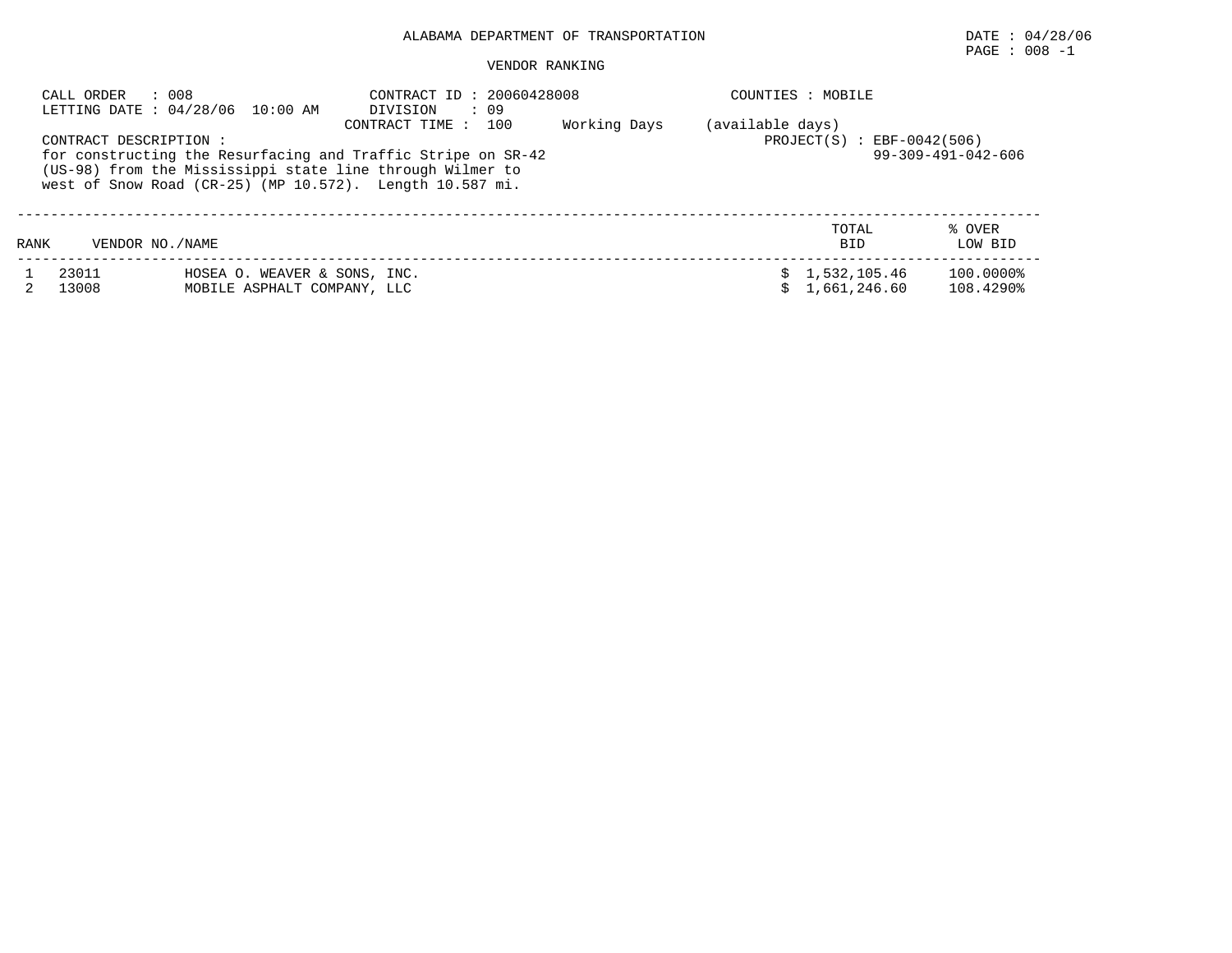ALABAMA DEPARTMENT OF TRANSPORTATION

DATE : 04/28/06

PAGE : 008 -1

VENDOR RANKING

CALL ORDER : 008
LETTING DATE : 04/28/06 10:00 AM

CONTRACT ID : 20060428008
DIVISION : 09
CONTRACT TIME : 100 Working Days (available days)

COUNTIES : MOBILE

PROJECT(S) : EBF-0042(506)
99-309-491-042-606

CONTRACT DESCRIPTION :
for constructing the Resurfacing and Traffic Stripe on SR-42 (US-98) from the Mississippi state line through Wilmer to west of Snow Road (CR-25) (MP 10.572). Length 10.587 mi.

| RANK | VENDOR NO./NAME | | TOTAL BID | % OVER LOW BID |
|---|---|---|---|---|
| 1 | 23011 | HOSEA O. WEAVER & SONS, INC. | $ 1,532,105.46 | 100.0000% |
| 2 | 13008 | MOBILE ASPHALT COMPANY, LLC | $ 1,661,246.60 | 108.4290% |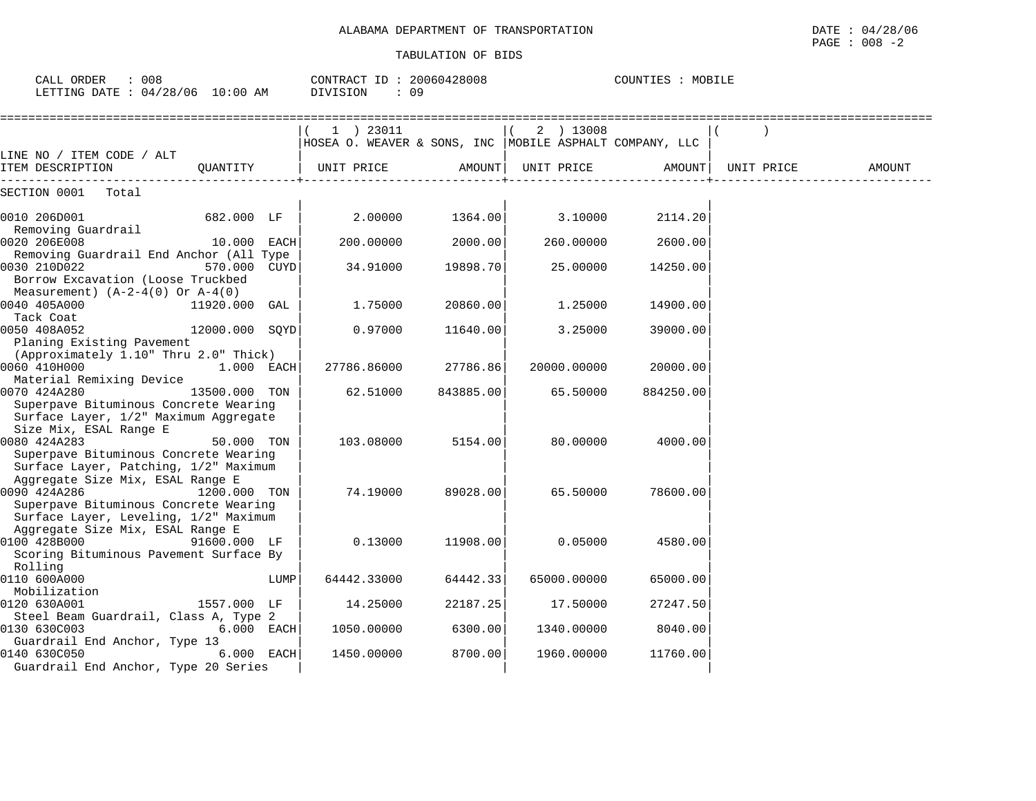ALABAMA DEPARTMENT OF TRANSPORTATION

TABULATION OF BIDS

DATE : 04/28/06
PAGE : 008 -2

CALL ORDER : 008
LETTING DATE : 04/28/06 10:00 AM

CONTRACT ID : 20060428008
DIVISION : 09

COUNTIES : MOBILE

| LINE NO / ITEM CODE / ALT ITEM DESCRIPTION | QUANTITY | ( 1 ) 23011 HOSEA O. WEAVER & SONS, INC UNIT PRICE | AMOUNT | ( 2 ) 13008 MOBILE ASPHALT COMPANY, LLC UNIT PRICE | AMOUNT | ( ) UNIT PRICE | AMOUNT |
|---|---|---|---|---|---|---|---|
| SECTION 0001 Total | | | | | | | |
| 0010 206D001 Removing Guardrail | 682.000 LF | 2.00000 | 1364.00 | 3.10000 | 2114.20 | | |
| 0020 206E008 Removing Guardrail End Anchor (All Type | 10.000 EACH | 200.00000 | 2000.00 | 260.00000 | 2600.00 | | |
| 0030 210D022 Borrow Excavation (Loose Truckbed Measurement) (A-2-4(0) Or A-4(0) | 570.000 CUYD | 34.91000 | 19898.70 | 25.00000 | 14250.00 | | |
| 0040 405A000 Tack Coat | 11920.000 GAL | 1.75000 | 20860.00 | 1.25000 | 14900.00 | | |
| 0050 408A052 Planing Existing Pavement (Approximately 1.10" Thru 2.0" Thick) | 12000.000 SQYD | 0.97000 | 11640.00 | 3.25000 | 39000.00 | | |
| 0060 410H000 Material Remixing Device | 1.000 EACH | 27786.86000 | 27786.86 | 20000.00000 | 20000.00 | | |
| 0070 424A280 Superpave Bituminous Concrete Wearing Surface Layer, 1/2" Maximum Aggregate Size Mix, ESAL Range E | 13500.000 TON | 62.51000 | 843885.00 | 65.50000 | 884250.00 | | |
| 0080 424A283 Superpave Bituminous Concrete Wearing Surface Layer, Patching, 1/2" Maximum Aggregate Size Mix, ESAL Range E | 50.000 TON | 103.08000 | 5154.00 | 80.00000 | 4000.00 | | |
| 0090 424A286 Superpave Bituminous Concrete Wearing Surface Layer, Leveling, 1/2" Maximum Aggregate Size Mix, ESAL Range E | 1200.000 TON | 74.19000 | 89028.00 | 65.50000 | 78600.00 | | |
| 0100 428B000 Scoring Bituminous Pavement Surface By Rolling | 91600.000 LF | 0.13000 | 11908.00 | 0.05000 | 4580.00 | | |
| 0110 600A000 Mobilization | LUMP | 64442.33000 | 64442.33 | 65000.00000 | 65000.00 | | |
| 0120 630A001 Steel Beam Guardrail, Class A, Type 2 | 1557.000 LF | 14.25000 | 22187.25 | 17.50000 | 27247.50 | | |
| 0130 630C003 Guardrail End Anchor, Type 13 | 6.000 EACH | 1050.00000 | 6300.00 | 1340.00000 | 8040.00 | | |
| 0140 630C050 Guardrail End Anchor, Type 20 Series | 6.000 EACH | 1450.00000 | 8700.00 | 1960.00000 | 11760.00 | | |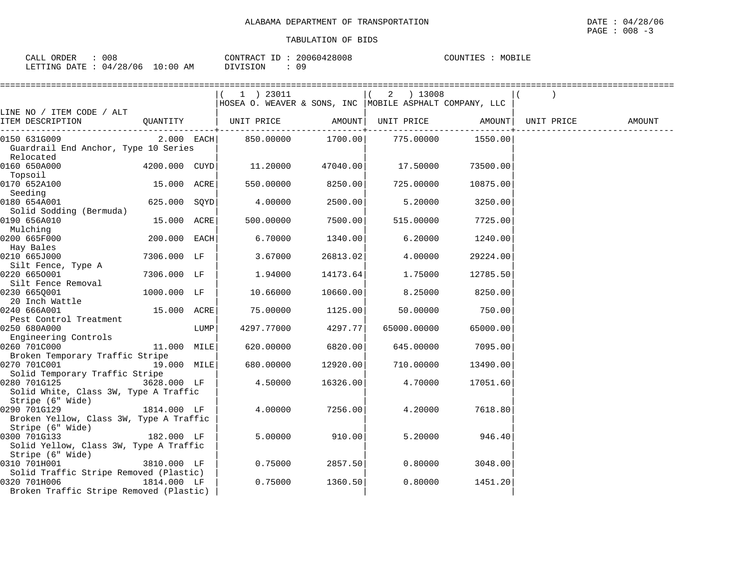ALABAMA DEPARTMENT OF TRANSPORTATION

TABULATION OF BIDS

DATE : 04/28/06
PAGE : 008 -3

CALL ORDER : 008
LETTING DATE : 04/28/06 10:00 AM

CONTRACT ID : 20060428008
DIVISION : 09

COUNTIES : MOBILE

| LINE NO / ITEM CODE / ALT<br>ITEM DESCRIPTION | QUANTITY | | ( 1 ) 23011<br>HOSEA O. WEAVER & SONS, INC<br>UNIT PRICE | AMOUNT | ( 2 ) 13008<br>MOBILE ASPHALT COMPANY, LLC<br>UNIT PRICE | AMOUNT | ( )<br>UNIT PRICE | AMOUNT |
|---|---|---|---|---|---|---|---|---|
| 0150 631G009<br>Guardrail End Anchor, Type 10 Series Relocated | 2.000 | EACH | 850.00000 | 1700.00 | 775.00000 | 1550.00 | | |
| 0160 650A000<br>Topsoil | 4200.000 | CUYD | 11.20000 | 47040.00 | 17.50000 | 73500.00 | | |
| 0170 652A100<br>Seeding | 15.000 | ACRE | 550.00000 | 8250.00 | 725.00000 | 10875.00 | | |
| 0180 654A001<br>Solid Sodding (Bermuda) | 625.000 | SQYD | 4.00000 | 2500.00 | 5.20000 | 3250.00 | | |
| 0190 656A010<br>Mulching | 15.000 | ACRE | 500.00000 | 7500.00 | 515.00000 | 7725.00 | | |
| 0200 665F000<br>Hay Bales | 200.000 | EACH | 6.70000 | 1340.00 | 6.20000 | 1240.00 | | |
| 0210 665J000<br>Silt Fence, Type A | 7306.000 | LF | 3.67000 | 26813.02 | 4.00000 | 29224.00 | | |
| 0220 665O001<br>Silt Fence Removal | 7306.000 | LF | 1.94000 | 14173.64 | 1.75000 | 12785.50 | | |
| 0230 665Q001<br>20 Inch Wattle | 1000.000 | LF | 10.66000 | 10660.00 | 8.25000 | 8250.00 | | |
| 0240 666A001<br>Pest Control Treatment | 15.000 | ACRE | 75.00000 | 1125.00 | 50.00000 | 750.00 | | |
| 0250 680A000<br>Engineering Controls | | LUMP | 4297.77000 | 4297.77 | 65000.00000 | 65000.00 | | |
| 0260 701C000<br>Broken Temporary Traffic Stripe | 11.000 | MILE | 620.00000 | 6820.00 | 645.00000 | 7095.00 | | |
| 0270 701C001<br>Solid Temporary Traffic Stripe | 19.000 | MILE | 680.00000 | 12920.00 | 710.00000 | 13490.00 | | |
| 0280 701G125<br>Solid White, Class 3W, Type A Traffic Stripe (6" Wide) | 3628.000 | LF | 4.50000 | 16326.00 | 4.70000 | 17051.60 | | |
| 0290 701G129<br>Broken Yellow, Class 3W, Type A Traffic Stripe (6" Wide) | 1814.000 | LF | 4.00000 | 7256.00 | 4.20000 | 7618.80 | | |
| 0300 701G133<br>Solid Yellow, Class 3W, Type A Traffic Stripe (6" Wide) | 182.000 | LF | 5.00000 | 910.00 | 5.20000 | 946.40 | | |
| 0310 701H001<br>Solid Traffic Stripe Removed (Plastic) | 3810.000 | LF | 0.75000 | 2857.50 | 0.80000 | 3048.00 | | |
| 0320 701H006<br>Broken Traffic Stripe Removed (Plastic) | 1814.000 | LF | 0.75000 | 1360.50 | 0.80000 | 1451.20 | | |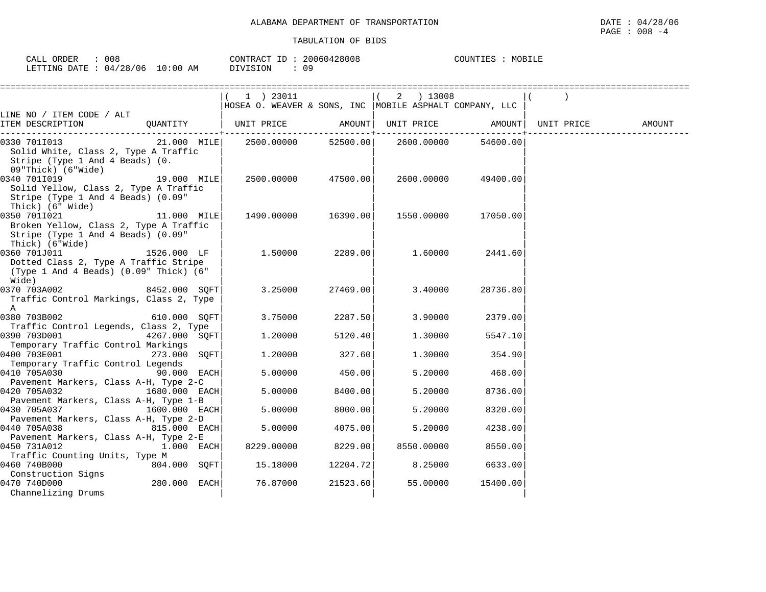ALABAMA DEPARTMENT OF TRANSPORTATION

TABULATION OF BIDS

DATE : 04/28/06
PAGE : 008 -4

CALL ORDER : 008 CONTRACT ID : 20060428008 COUNTIES : MOBILE
LETTING DATE : 04/28/06 10:00 AM DIVISION : 09

| LINE NO / ITEM CODE / ALT<br>ITEM DESCRIPTION | QUANTITY | ( 1 ) 23011<br>HOSEA O. WEAVER & SONS, INC<br>UNIT PRICE | AMOUNT | ( 2 ) 13008<br>MOBILE ASPHALT COMPANY, LLC<br>UNIT PRICE | AMOUNT | ( )<br>UNIT PRICE | AMOUNT |
|---|---|---|---|---|---|---|---|
| 0330 701I013<br>Solid White, Class 2, Type A Traffic Stripe (Type 1 And 4 Beads) (0. 09"Thick) (6"Wide) | 21.000 MILE | 2500.00000 | 52500.00 | 2600.00000 | 54600.00 | | |
| 0340 701I019<br>Solid Yellow, Class 2, Type A Traffic Stripe (Type 1 And 4 Beads) (0.09" Thick) (6" Wide) | 19.000 MILE | 2500.00000 | 47500.00 | 2600.00000 | 49400.00 | | |
| 0350 701I021<br>Broken Yellow, Class 2, Type A Traffic Stripe (Type 1 And 4 Beads) (0.09" Thick) (6"Wide) | 11.000 MILE | 1490.00000 | 16390.00 | 1550.00000 | 17050.00 | | |
| 0360 701J011<br>Dotted Class 2, Type A Traffic Stripe (Type 1 And 4 Beads) (0.09" Thick) (6" Wide) | 1526.000 LF | 1.50000 | 2289.00 | 1.60000 | 2441.60 | | |
| 0370 703A002<br>Traffic Control Markings, Class 2, Type A | 8452.000 SQFT | 3.25000 | 27469.00 | 3.40000 | 28736.80 | | |
| 0380 703B002<br>Traffic Control Legends, Class 2, Type | 610.000 SQFT | 3.75000 | 2287.50 | 3.90000 | 2379.00 | | |
| 0390 703D001<br>Temporary Traffic Control Markings | 4267.000 SQFT | 1.20000 | 5120.40 | 1.30000 | 5547.10 | | |
| 0400 703E001<br>Temporary Traffic Control Legends | 273.000 SQFT | 1.20000 | 327.60 | 1.30000 | 354.90 | | |
| 0410 705A030<br>Pavement Markers, Class A-H, Type 2-C | 90.000 EACH | 5.00000 | 450.00 | 5.20000 | 468.00 | | |
| 0420 705A032<br>Pavement Markers, Class A-H, Type 1-B | 1680.000 EACH | 5.00000 | 8400.00 | 5.20000 | 8736.00 | | |
| 0430 705A037<br>Pavement Markers, Class A-H, Type 2-D | 1600.000 EACH | 5.00000 | 8000.00 | 5.20000 | 8320.00 | | |
| 0440 705A038<br>Pavement Markers, Class A-H, Type 2-E | 815.000 EACH | 5.00000 | 4075.00 | 5.20000 | 4238.00 | | |
| 0450 731A012<br>Traffic Counting Units, Type M | 1.000 EACH | 8229.00000 | 8229.00 | 8550.00000 | 8550.00 | | |
| 0460 740B000<br>Construction Signs | 804.000 SQFT | 15.18000 | 12204.72 | 8.25000 | 6633.00 | | |
| 0470 740D000<br>Channelizing Drums | 280.000 EACH | 76.87000 | 21523.60 | 55.00000 | 15400.00 | | |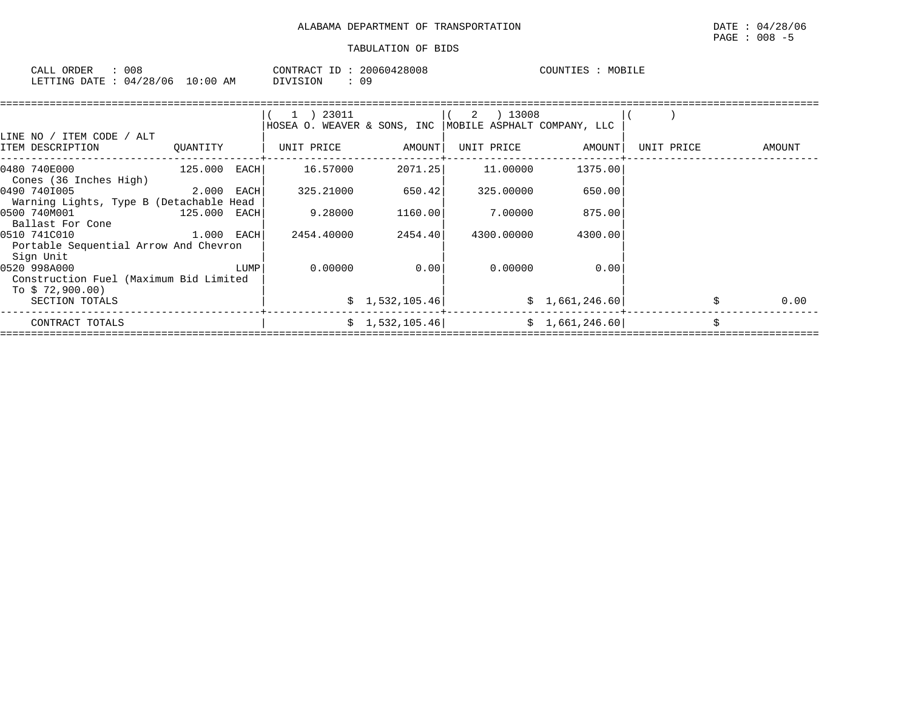ALABAMA DEPARTMENT OF TRANSPORTATION

TABULATION OF BIDS

DATE : 04/28/06
PAGE : 008 -5

CALL ORDER : 008
LETTING DATE : 04/28/06 10:00 AM

CONTRACT ID : 20060428008
DIVISION : 09

COUNTIES : MOBILE

| LINE NO / ITEM CODE / ALT ITEM DESCRIPTION | QUANTITY | (1) 23011 HOSEA O. WEAVER & SONS, INC UNIT PRICE | AMOUNT | (2) 13008 MOBILE ASPHALT COMPANY, LLC UNIT PRICE | AMOUNT | ( ) UNIT PRICE | AMOUNT |
|---|---|---|---|---|---|---|---|
| 0480 740E000 Cones (36 Inches High) | 125.000 EACH | 16.57000 | 2071.25 | 11.00000 | 1375.00 | | |
| 0490 740I005 Warning Lights, Type B (Detachable Head | 2.000 EACH | 325.21000 | 650.42 | 325.00000 | 650.00 | | |
| 0500 740M001 Ballast For Cone | 125.000 EACH | 9.28000 | 1160.00 | 7.00000 | 875.00 | | |
| 0510 741C010 Portable Sequential Arrow And Chevron Sign Unit | 1.000 EACH | 2454.40000 | 2454.40 | 4300.00000 | 4300.00 | | |
| 0520 998A000 Construction Fuel (Maximum Bid Limited To $ 72,900.00) | LUMP | 0.00000 | 0.00 | 0.00000 | 0.00 | | |
| SECTION TOTALS | | | $ 1,532,105.46 | | $ 1,661,246.60 | | $ 0.00 |
| CONTRACT TOTALS | | | $ 1,532,105.46 | | $ 1,661,246.60 | | $ |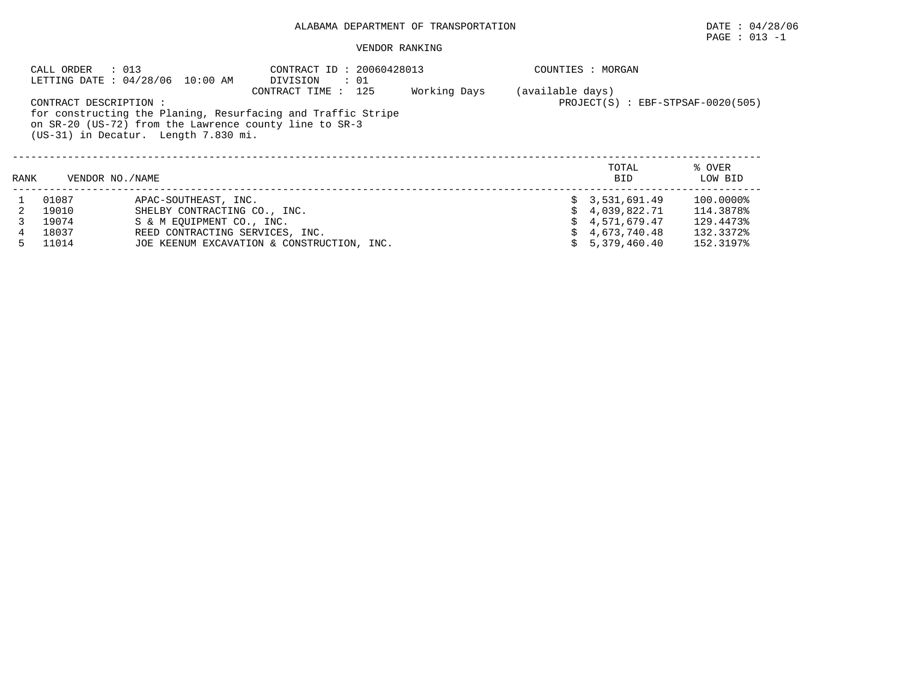# ALABAMA DEPARTMENT OF TRANSPORTATION

DATE : 04/28/06

## VENDOR RANKING

CALL ORDER : 013
LETTING DATE : 04/28/06 10:00 AM

CONTRACT ID : 20060428013
DIVISION : 01
CONTRACT TIME : 125 Working Days (available days)

COUNTIES : MORGAN

PROJECT(S) : EBF-STPSAF-0020(505)

CONTRACT DESCRIPTION :
for constructing the Planing, Resurfacing and Traffic Stripe on SR-20 (US-72) from the Lawrence county line to SR-3 (US-31) in Decatur. Length 7.830 mi.

| RANK | VENDOR NO. | NAME | TOTAL BID | % OVER LOW BID |
|---|---|---|---|---|
| 1 | 01087 | APAC-SOUTHEAST, INC. | $ 3,531,691.49 | 100.0000% |
| 2 | 19010 | SHELBY CONTRACTING CO., INC. | $ 4,039,822.71 | 114.3878% |
| 3 | 19074 | S & M EQUIPMENT CO., INC. | $ 4,571,679.47 | 129.4473% |
| 4 | 18037 | REED CONTRACTING SERVICES, INC. | $ 4,673,740.48 | 132.3372% |
| 5 | 11014 | JOE KEENUM EXCAVATION & CONSTRUCTION, INC. | $ 5,379,460.40 | 152.3197% |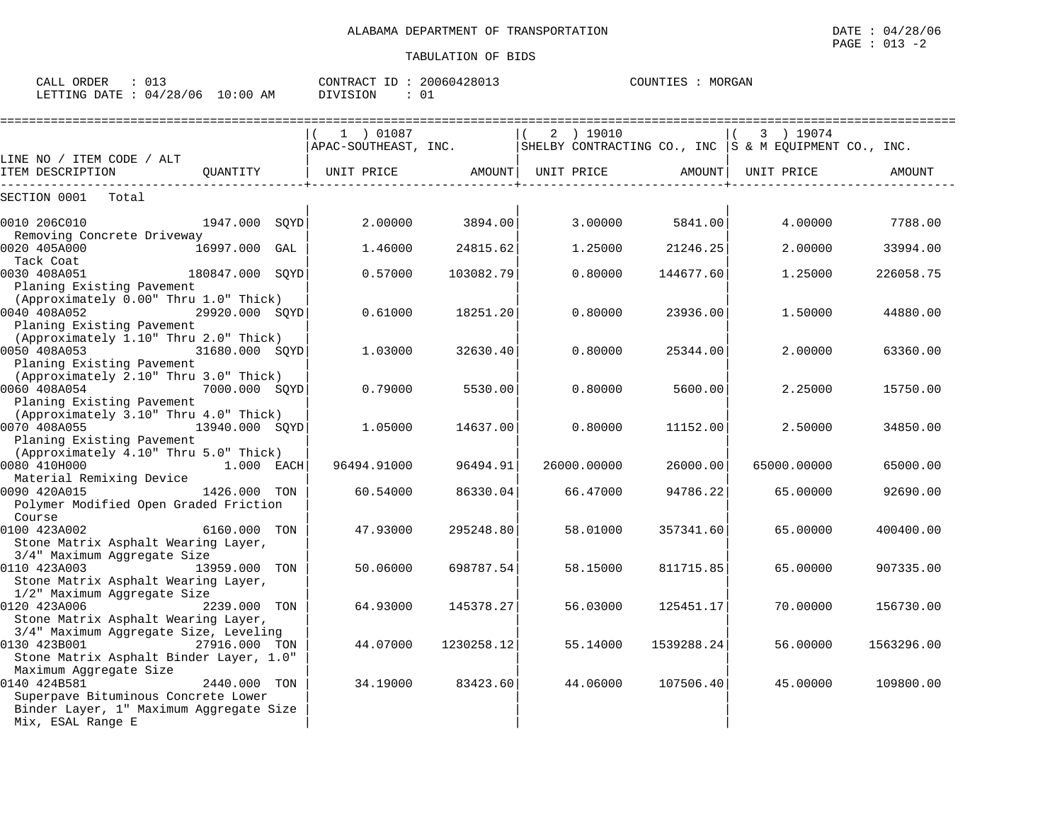ALABAMA DEPARTMENT OF TRANSPORTATION

TABULATION OF BIDS

DATE : 04/28/06
PAGE : 013 -2

CALL ORDER : 013
LETTING DATE : 04/28/06 10:00 AM

CONTRACT ID : 20060428013
DIVISION : 01

COUNTIES : MORGAN

| LINE NO / ITEM CODE / ALT ITEM DESCRIPTION | QUANTITY | (1) 01087 APAC-SOUTHEAST, INC. UNIT PRICE | AMOUNT | (2) 19010 SHELBY CONTRACTING CO., INC UNIT PRICE | AMOUNT | (3) 19074 S & M EQUIPMENT CO., INC. UNIT PRICE | AMOUNT |
|---|---|---|---|---|---|---|---|
| SECTION 0001 Total | | | | | | | |
| 0010 206C010 Removing Concrete Driveway | 1947.000 SQYD | 2.00000 | 3894.00 | 3.00000 | 5841.00 | 4.00000 | 7788.00 |
| 0020 405A000 Tack Coat | 16997.000 GAL | 1.46000 | 24815.62 | 1.25000 | 21246.25 | 2.00000 | 33994.00 |
| 0030 408A051 Planing Existing Pavement (Approximately 0.00" Thru 1.0" Thick) | 180847.000 SQYD | 0.57000 | 103082.79 | 0.80000 | 144677.60 | 1.25000 | 226058.75 |
| 0040 408A052 Planing Existing Pavement (Approximately 1.10" Thru 2.0" Thick) | 29920.000 SQYD | 0.61000 | 18251.20 | 0.80000 | 23936.00 | 1.50000 | 44880.00 |
| 0050 408A053 Planing Existing Pavement (Approximately 2.10" Thru 3.0" Thick) | 31680.000 SQYD | 1.03000 | 32630.40 | 0.80000 | 25344.00 | 2.00000 | 63360.00 |
| 0060 408A054 Planing Existing Pavement (Approximately 3.10" Thru 4.0" Thick) | 7000.000 SQYD | 0.79000 | 5530.00 | 0.80000 | 5600.00 | 2.25000 | 15750.00 |
| 0070 408A055 Planing Existing Pavement (Approximately 4.10" Thru 5.0" Thick) | 13940.000 SQYD | 1.05000 | 14637.00 | 0.80000 | 11152.00 | 2.50000 | 34850.00 |
| 0080 410H000 Material Remixing Device | 1.000 EACH | 96494.91000 | 96494.91 | 26000.00000 | 26000.00 | 65000.00000 | 65000.00 |
| 0090 420A015 Polymer Modified Open Graded Friction Course | 1426.000 TON | 60.54000 | 86330.04 | 66.47000 | 94786.22 | 65.00000 | 92690.00 |
| 0100 423A002 Stone Matrix Asphalt Wearing Layer, 3/4" Maximum Aggregate Size | 6160.000 TON | 47.93000 | 295248.80 | 58.01000 | 357341.60 | 65.00000 | 400400.00 |
| 0110 423A003 Stone Matrix Asphalt Wearing Layer, 1/2" Maximum Aggregate Size | 13959.000 TON | 50.06000 | 698787.54 | 58.15000 | 811715.85 | 65.00000 | 907335.00 |
| 0120 423A006 Stone Matrix Asphalt Wearing Layer, 3/4" Maximum Aggregate Size, Leveling | 2239.000 TON | 64.93000 | 145378.27 | 56.03000 | 125451.17 | 70.00000 | 156730.00 |
| 0130 423B001 Stone Matrix Asphalt Binder Layer, 1.0" Maximum Aggregate Size | 27916.000 TON | 44.07000 | 1230258.12 | 55.14000 | 1539288.24 | 56.00000 | 1563296.00 |
| 0140 424B581 Superpave Bituminous Concrete Lower Binder Layer, 1" Maximum Aggregate Size Mix, ESAL Range E | 2440.000 TON | 34.19000 | 83423.60 | 44.06000 | 107506.40 | 45.00000 | 109800.00 |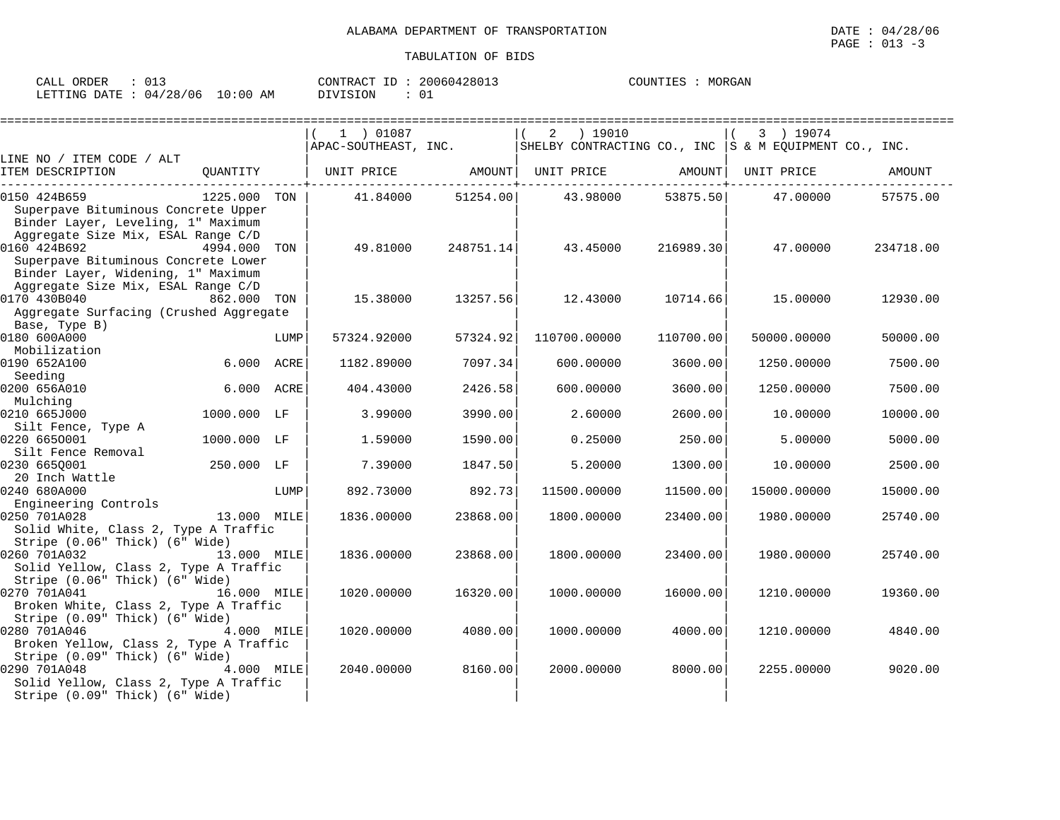ALABAMA DEPARTMENT OF TRANSPORTATION

TABULATION OF BIDS

CALL ORDER : 013 &nbsp;&nbsp;&nbsp; CONTRACT ID : 20060428013 &nbsp;&nbsp;&nbsp; COUNTIES : MORGAN
LETTING DATE : 04/28/06 10:00 AM &nbsp;&nbsp;&nbsp; DIVISION : 01

| LINE NO / ITEM CODE / ALT ITEM DESCRIPTION | QUANTITY | (1) 01087 APAC-SOUTHEAST, INC. UNIT PRICE | AMOUNT | (2) 19010 SHELBY CONTRACTING CO., INC UNIT PRICE | AMOUNT | (3) 19074 S & M EQUIPMENT CO., INC. UNIT PRICE | AMOUNT |
|---|---|---|---|---|---|---|---|
| 0150 424B659 Superpave Bituminous Concrete Upper Binder Layer, Leveling, 1" Maximum Aggregate Size Mix, ESAL Range C/D | 1225.000 TON | 41.84000 | 51254.00 | 43.98000 | 53875.50 | 47.00000 | 57575.00 |
| 0160 424B692 Superpave Bituminous Concrete Lower Binder Layer, Widening, 1" Maximum Aggregate Size Mix, ESAL Range C/D | 4994.000 TON | 49.81000 | 248751.14 | 43.45000 | 216989.30 | 47.00000 | 234718.00 |
| 0170 430B040 Aggregate Surfacing (Crushed Aggregate Base, Type B) | 862.000 TON | 15.38000 | 13257.56 | 12.43000 | 10714.66 | 15.00000 | 12930.00 |
| 0180 600A000 Mobilization | LUMP | 57324.92000 | 57324.92 | 110700.00000 | 110700.00 | 50000.00000 | 50000.00 |
| 0190 652A100 Seeding | 6.000 ACRE | 1182.89000 | 7097.34 | 600.00000 | 3600.00 | 1250.00000 | 7500.00 |
| 0200 656A010 Mulching | 6.000 ACRE | 404.43000 | 2426.58 | 600.00000 | 3600.00 | 1250.00000 | 7500.00 |
| 0210 665J000 Silt Fence, Type A | 1000.000 LF | 3.99000 | 3990.00 | 2.60000 | 2600.00 | 10.00000 | 10000.00 |
| 0220 665O001 Silt Fence Removal | 1000.000 LF | 1.59000 | 1590.00 | 0.25000 | 250.00 | 5.00000 | 5000.00 |
| 0230 665Q001 20 Inch Wattle | 250.000 LF | 7.39000 | 1847.50 | 5.20000 | 1300.00 | 10.00000 | 2500.00 |
| 0240 680A000 Engineering Controls | LUMP | 892.73000 | 892.73 | 11500.00000 | 11500.00 | 15000.00000 | 15000.00 |
| 0250 701A028 Solid White, Class 2, Type A Traffic Stripe (0.06" Thick) (6" Wide) | 13.000 MILE | 1836.00000 | 23868.00 | 1800.00000 | 23400.00 | 1980.00000 | 25740.00 |
| 0260 701A032 Solid Yellow, Class 2, Type A Traffic Stripe (0.06" Thick) (6" Wide) | 13.000 MILE | 1836.00000 | 23868.00 | 1800.00000 | 23400.00 | 1980.00000 | 25740.00 |
| 0270 701A041 Broken White, Class 2, Type A Traffic Stripe (0.09" Thick) (6" Wide) | 16.000 MILE | 1020.00000 | 16320.00 | 1000.00000 | 16000.00 | 1210.00000 | 19360.00 |
| 0280 701A046 Broken Yellow, Class 2, Type A Traffic Stripe (0.09" Thick) (6" Wide) | 4.000 MILE | 1020.00000 | 4080.00 | 1000.00000 | 4000.00 | 1210.00000 | 4840.00 |
| 0290 701A048 Solid Yellow, Class 2, Type A Traffic Stripe (0.09" Thick) (6" Wide) | 4.000 MILE | 2040.00000 | 8160.00 | 2000.00000 | 8000.00 | 2255.00000 | 9020.00 |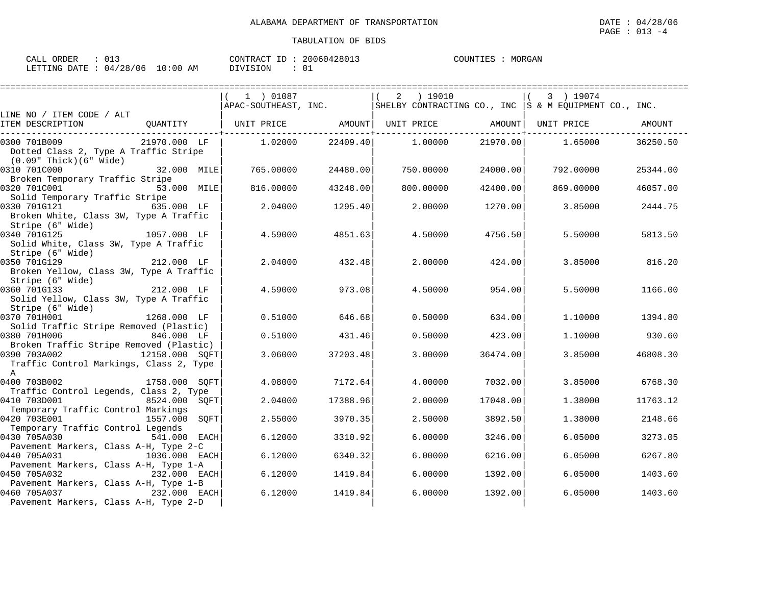ALABAMA DEPARTMENT OF TRANSPORTATION

DATE : 04/28/06

TABULATION OF BIDS

CALL ORDER : 013 | CONTRACT ID : 20060428013 | COUNTIES : MORGAN
LETTING DATE : 04/28/06 10:00 AM | DIVISION : 01

| LINE NO / ITEM CODE / ALT | | (1) 01087 APAC-SOUTHEAST, INC. | | (2) 19010 SHELBY CONTRACTING CO., INC | | (3) 19074 S & M EQUIPMENT CO., INC. | |
|---|---|---|---|---|---|---|---|
| ITEM DESCRIPTION | QUANTITY | UNIT PRICE | AMOUNT | UNIT PRICE | AMOUNT | UNIT PRICE | AMOUNT |
| 0300 701B009 Dotted Class 2, Type A Traffic Stripe (0.09" Thick)(6" Wide) | 21970.000 LF | 1.02000 | 22409.40 | 1.00000 | 21970.00 | 1.65000 | 36250.50 |
| 0310 701C000 Broken Temporary Traffic Stripe | 32.000 MILE | 765.00000 | 24480.00 | 750.00000 | 24000.00 | 792.00000 | 25344.00 |
| 0320 701C001 Solid Temporary Traffic Stripe | 53.000 MILE | 816.00000 | 43248.00 | 800.00000 | 42400.00 | 869.00000 | 46057.00 |
| 0330 701G121 Broken White, Class 3W, Type A Traffic Stripe (6" Wide) | 635.000 LF | 2.04000 | 1295.40 | 2.00000 | 1270.00 | 3.85000 | 2444.75 |
| 0340 701G125 Solid White, Class 3W, Type A Traffic Stripe (6" Wide) | 1057.000 LF | 4.59000 | 4851.63 | 4.50000 | 4756.50 | 5.50000 | 5813.50 |
| 0350 701G129 Broken Yellow, Class 3W, Type A Traffic Stripe (6" Wide) | 212.000 LF | 2.04000 | 432.48 | 2.00000 | 424.00 | 3.85000 | 816.20 |
| 0360 701G133 Solid Yellow, Class 3W, Type A Traffic Stripe (6" Wide) | 212.000 LF | 4.59000 | 973.08 | 4.50000 | 954.00 | 5.50000 | 1166.00 |
| 0370 701H001 Solid Traffic Stripe Removed (Plastic) | 1268.000 LF | 0.51000 | 646.68 | 0.50000 | 634.00 | 1.10000 | 1394.80 |
| 0380 701H006 Broken Traffic Stripe Removed (Plastic) | 846.000 LF | 0.51000 | 431.46 | 0.50000 | 423.00 | 1.10000 | 930.60 |
| 0390 703A002 Traffic Control Markings, Class 2, Type A | 12158.000 SQFT | 3.06000 | 37203.48 | 3.00000 | 36474.00 | 3.85000 | 46808.30 |
| 0400 703B002 Traffic Control Legends, Class 2, Type | 1758.000 SQFT | 4.08000 | 7172.64 | 4.00000 | 7032.00 | 3.85000 | 6768.30 |
| 0410 703D001 Temporary Traffic Control Markings | 8524.000 SQFT | 2.04000 | 17388.96 | 2.00000 | 17048.00 | 1.38000 | 11763.12 |
| 0420 703E001 Temporary Traffic Control Legends | 1557.000 SQFT | 2.55000 | 3970.35 | 2.50000 | 3892.50 | 1.38000 | 2148.66 |
| 0430 705A030 Pavement Markers, Class A-H, Type 2-C | 541.000 EACH | 6.12000 | 3310.92 | 6.00000 | 3246.00 | 6.05000 | 3273.05 |
| 0440 705A031 Pavement Markers, Class A-H, Type 1-A | 1036.000 EACH | 6.12000 | 6340.32 | 6.00000 | 6216.00 | 6.05000 | 6267.80 |
| 0450 705A032 Pavement Markers, Class A-H, Type 1-B | 232.000 EACH | 6.12000 | 1419.84 | 6.00000 | 1392.00 | 6.05000 | 1403.60 |
| 0460 705A037 Pavement Markers, Class A-H, Type 2-D | 232.000 EACH | 6.12000 | 1419.84 | 6.00000 | 1392.00 | 6.05000 | 1403.60 |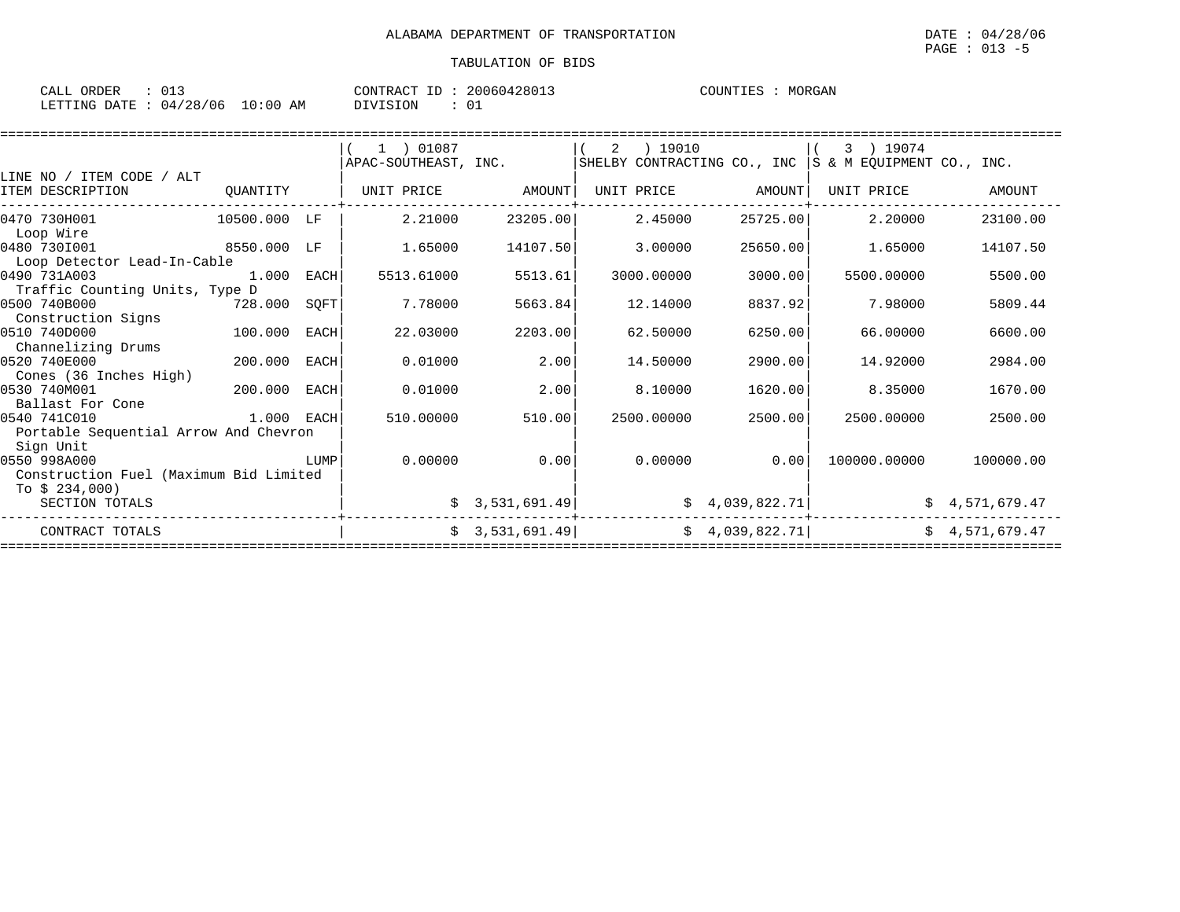ALABAMA DEPARTMENT OF TRANSPORTATION

DATE : 04/28/06

PAGE : 013 -5

TABULATION OF BIDS

CALL ORDER : 013 CONTRACT ID : 20060428013 COUNTIES : MORGAN
LETTING DATE : 04/28/06 10:00 AM DIVISION : 01

| LINE NO / ITEM CODE / ALT ITEM DESCRIPTION | QUANTITY | | ( 1 ) 01087 APAC-SOUTHEAST, INC. UNIT PRICE | AMOUNT | ( 2 ) 19010 SHELBY CONTRACTING CO., INC UNIT PRICE | AMOUNT | ( 3 ) 19074 S & M EQUIPMENT CO., INC. UNIT PRICE | AMOUNT |
|---|---|---|---|---|---|---|---|---|
| 0470 730H001 Loop Wire | 10500.000 | LF | 2.21000 | 23205.00 | 2.45000 | 25725.00 | 2.20000 | 23100.00 |
| 0480 730I001 Loop Detector Lead-In-Cable | 8550.000 | LF | 1.65000 | 14107.50 | 3.00000 | 25650.00 | 1.65000 | 14107.50 |
| 0490 731A003 Traffic Counting Units, Type D | 1.000 | EACH | 5513.61000 | 5513.61 | 3000.00000 | 3000.00 | 5500.00000 | 5500.00 |
| 0500 740B000 Construction Signs | 728.000 | SQFT | 7.78000 | 5663.84 | 12.14000 | 8837.92 | 7.98000 | 5809.44 |
| 0510 740D000 Channelizing Drums | 100.000 | EACH | 22.03000 | 2203.00 | 62.50000 | 6250.00 | 66.00000 | 6600.00 |
| 0520 740E000 Cones (36 Inches High) | 200.000 | EACH | 0.01000 | 2.00 | 14.50000 | 2900.00 | 14.92000 | 2984.00 |
| 0530 740M001 Ballast For Cone | 200.000 | EACH | 0.01000 | 2.00 | 8.10000 | 1620.00 | 8.35000 | 1670.00 |
| 0540 741C010 Portable Sequential Arrow And Chevron Sign Unit | 1.000 | EACH | 510.00000 | 510.00 | 2500.00000 | 2500.00 | 2500.00000 | 2500.00 |
| 0550 998A000 Construction Fuel (Maximum Bid Limited To $ 234,000) | | LUMP | 0.00000 | 0.00 | 0.00000 | 0.00 | 100000.00000 | 100000.00 |
| SECTION TOTALS | | | | $ 3,531,691.49 | | $ 4,039,822.71 | | $ 4,571,679.47 |
| CONTRACT TOTALS | | | | $ 3,531,691.49 | | $ 4,039,822.71 | | $ 4,571,679.47 |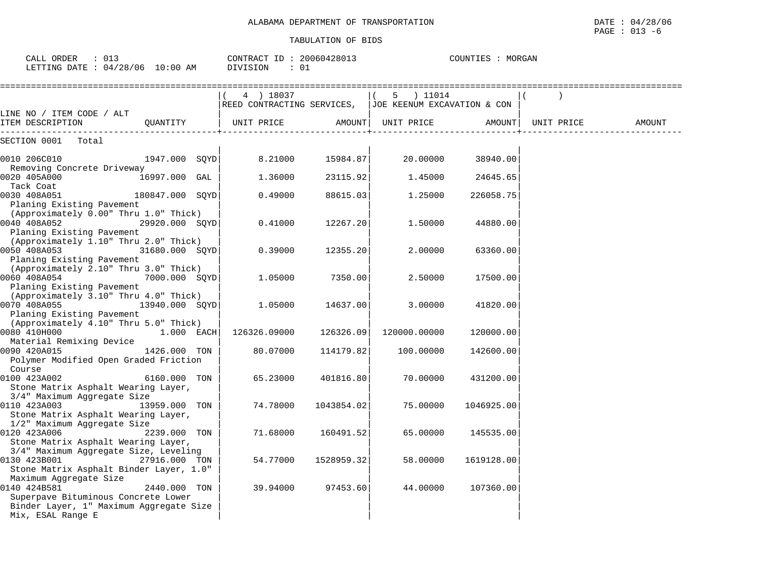ALABAMA DEPARTMENT OF TRANSPORTATION

DATE : 04/28/06

TABULATION OF BIDS

CALL ORDER : 013  CONTRACT ID : 20060428013  COUNTIES : MORGAN
LETTING DATE : 04/28/06 10:00 AM  DIVISION : 01

| LINE NO / ITEM CODE / ALT ITEM DESCRIPTION | QUANTITY | ( 4 ) 18037 REED CONTRACTING SERVICES, UNIT PRICE | AMOUNT | ( 5 ) 11014 JOE KEENUM EXCAVATION & CON UNIT PRICE | AMOUNT | ( ) UNIT PRICE | AMOUNT |
|---|---|---|---|---|---|---|---|
| SECTION 0001 Total | | | | | | | |
| 0010 206C010 Removing Concrete Driveway | 1947.000 SQYD | 8.21000 | 15984.87 | 20.00000 | 38940.00 | | |
| 0020 405A000 Tack Coat | 16997.000 GAL | 1.36000 | 23115.92 | 1.45000 | 24645.65 | | |
| 0030 408A051 Planing Existing Pavement (Approximately 0.00" Thru 1.0" Thick) | 180847.000 SQYD | 0.49000 | 88615.03 | 1.25000 | 226058.75 | | |
| 0040 408A052 Planing Existing Pavement (Approximately 1.10" Thru 2.0" Thick) | 29920.000 SQYD | 0.41000 | 12267.20 | 1.50000 | 44880.00 | | |
| 0050 408A053 Planing Existing Pavement (Approximately 2.10" Thru 3.0" Thick) | 31680.000 SQYD | 0.39000 | 12355.20 | 2.00000 | 63360.00 | | |
| 0060 408A054 Planing Existing Pavement (Approximately 3.10" Thru 4.0" Thick) | 7000.000 SQYD | 1.05000 | 7350.00 | 2.50000 | 17500.00 | | |
| 0070 408A055 Planing Existing Pavement (Approximately 4.10" Thru 5.0" Thick) | 13940.000 SQYD | 1.05000 | 14637.00 | 3.00000 | 41820.00 | | |
| 0080 410H000 Material Remixing Device | 1.000 EACH | 126326.09000 | 126326.09 | 120000.00000 | 120000.00 | | |
| 0090 420A015 Polymer Modified Open Graded Friction Course | 1426.000 TON | 80.07000 | 114179.82 | 100.00000 | 142600.00 | | |
| 0100 423A002 Stone Matrix Asphalt Wearing Layer, 3/4" Maximum Aggregate Size | 6160.000 TON | 65.23000 | 401816.80 | 70.00000 | 431200.00 | | |
| 0110 423A003 Stone Matrix Asphalt Wearing Layer, 1/2" Maximum Aggregate Size | 13959.000 TON | 74.78000 | 1043854.02 | 75.00000 | 1046925.00 | | |
| 0120 423A006 Stone Matrix Asphalt Wearing Layer, 3/4" Maximum Aggregate Size, Leveling | 2239.000 TON | 71.68000 | 160491.52 | 65.00000 | 145535.00 | | |
| 0130 423B001 Stone Matrix Asphalt Binder Layer, 1.0" Maximum Aggregate Size | 27916.000 TON | 54.77000 | 1528959.32 | 58.00000 | 1619128.00 | | |
| 0140 424B581 Superpave Bituminous Concrete Lower Binder Layer, 1" Maximum Aggregate Size Mix, ESAL Range E | 2440.000 TON | 39.94000 | 97453.60 | 44.00000 | 107360.00 | | |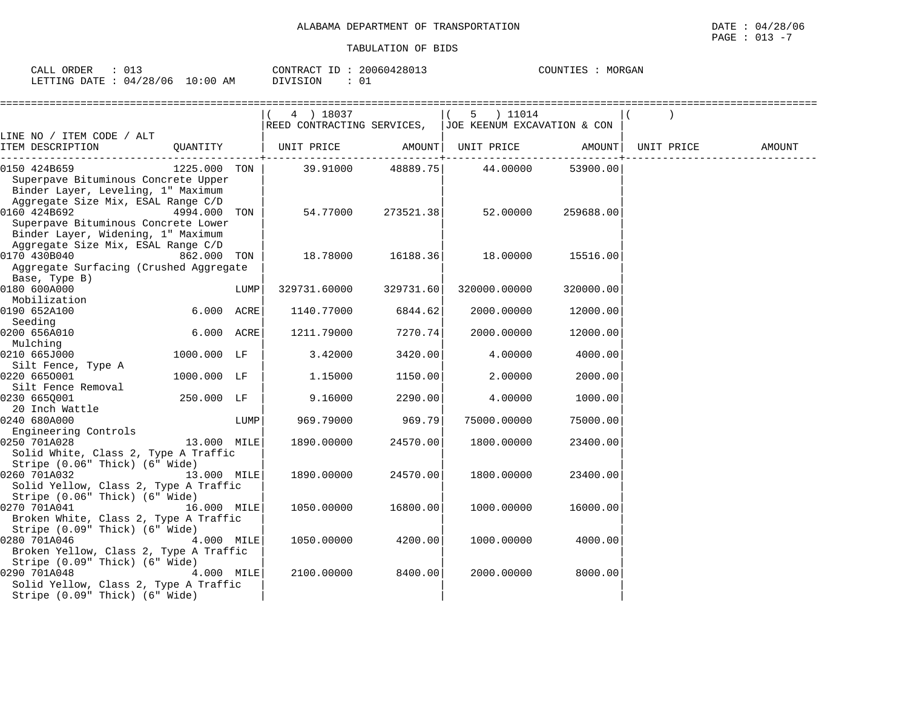ALABAMA DEPARTMENT OF TRANSPORTATION

TABULATION OF BIDS

CALL ORDER : 013 &nbsp;&nbsp;&nbsp; CONTRACT ID : 20060428013 &nbsp;&nbsp;&nbsp; COUNTIES : MORGAN
LETTING DATE : 04/28/06 10:00 AM &nbsp;&nbsp;&nbsp; DIVISION : 01

| LINE NO / ITEM CODE / ALT ITEM DESCRIPTION | QUANTITY | | ( 4 ) 18037 REED CONTRACTING SERVICES, UNIT PRICE | AMOUNT | ( 5 ) 11014 JOE KEENUM EXCAVATION & CON UNIT PRICE | AMOUNT | ( ) UNIT PRICE | AMOUNT |
|---|---|---|---|---|---|---|---|---|
| 0150 424B659 Superpave Bituminous Concrete Upper Binder Layer, Leveling, 1" Maximum Aggregate Size Mix, ESAL Range C/D | 1225.000 | TON | 39.91000 | 48889.75 | 44.00000 | 53900.00 | | |
| 0160 424B692 Superpave Bituminous Concrete Lower Binder Layer, Widening, 1" Maximum Aggregate Size Mix, ESAL Range C/D | 4994.000 | TON | 54.77000 | 273521.38 | 52.00000 | 259688.00 | | |
| 0170 430B040 Aggregate Surfacing (Crushed Aggregate Base, Type B) | 862.000 | TON | 18.78000 | 16188.36 | 18.00000 | 15516.00 | | |
| 0180 600A000 Mobilization | | LUMP | 329731.60000 | 329731.60 | 320000.00000 | 320000.00 | | |
| 0190 652A100 Seeding | 6.000 | ACRE | 1140.77000 | 6844.62 | 2000.00000 | 12000.00 | | |
| 0200 656A010 Mulching | 6.000 | ACRE | 1211.79000 | 7270.74 | 2000.00000 | 12000.00 | | |
| 0210 665J000 Silt Fence, Type A | 1000.000 | LF | 3.42000 | 3420.00 | 4.00000 | 4000.00 | | |
| 0220 665O001 Silt Fence Removal | 1000.000 | LF | 1.15000 | 1150.00 | 2.00000 | 2000.00 | | |
| 0230 665Q001 20 Inch Wattle | 250.000 | LF | 9.16000 | 2290.00 | 4.00000 | 1000.00 | | |
| 0240 680A000 Engineering Controls | | LUMP | 969.79000 | 969.79 | 75000.00000 | 75000.00 | | |
| 0250 701A028 Solid White, Class 2, Type A Traffic Stripe (0.06" Thick) (6" Wide) | 13.000 | MILE | 1890.00000 | 24570.00 | 1800.00000 | 23400.00 | | |
| 0260 701A032 Solid Yellow, Class 2, Type A Traffic Stripe (0.06" Thick) (6" Wide) | 13.000 | MILE | 1890.00000 | 24570.00 | 1800.00000 | 23400.00 | | |
| 0270 701A041 Broken White, Class 2, Type A Traffic Stripe (0.09" Thick) (6" Wide) | 16.000 | MILE | 1050.00000 | 16800.00 | 1000.00000 | 16000.00 | | |
| 0280 701A046 Broken Yellow, Class 2, Type A Traffic Stripe (0.09" Thick) (6" Wide) | 4.000 | MILE | 1050.00000 | 4200.00 | 1000.00000 | 4000.00 | | |
| 0290 701A048 Solid Yellow, Class 2, Type A Traffic Stripe (0.09" Thick) (6" Wide) | 4.000 | MILE | 2100.00000 | 8400.00 | 2000.00000 | 8000.00 | | |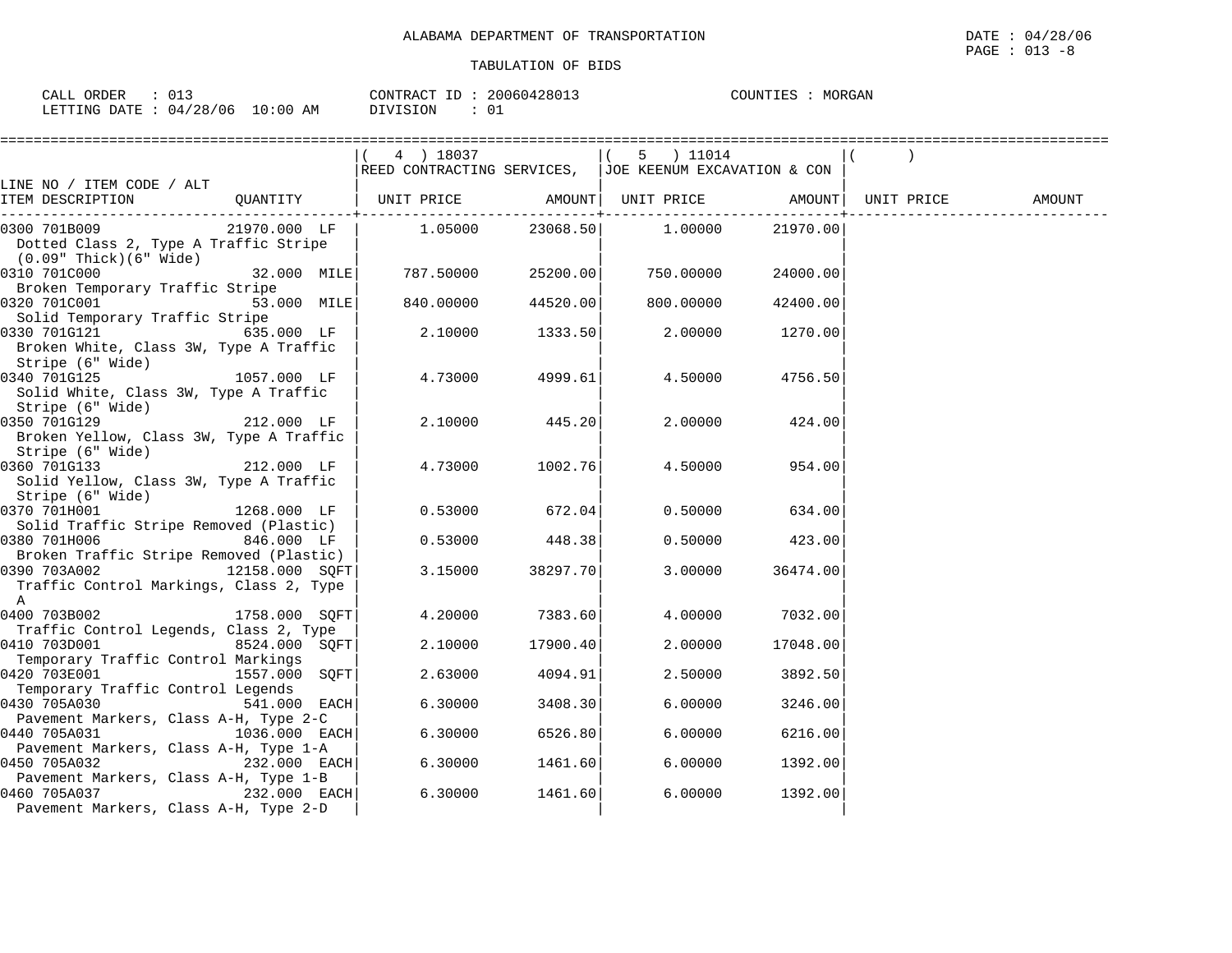ALABAMA DEPARTMENT OF TRANSPORTATION

TABULATION OF BIDS

DATE : 04/28/06
PAGE : 013 -8

CALL ORDER : 013
LETTING DATE : 04/28/06 10:00 AM

CONTRACT ID : 20060428013
DIVISION : 01

COUNTIES : MORGAN

| LINE NO / ITEM CODE / ALT ITEM DESCRIPTION | QUANTITY | ( 4 ) 18037 REED CONTRACTING SERVICES, UNIT PRICE | AMOUNT | ( 5 ) 11014 JOE KEENUM EXCAVATION & CON UNIT PRICE | AMOUNT | ( ) UNIT PRICE | AMOUNT |
|---|---|---|---|---|---|---|---|
| 0300 701B009 Dotted Class 2, Type A Traffic Stripe (0.09" Thick)(6" Wide) | 21970.000 LF | 1.05000 | 23068.50 | 1.00000 | 21970.00 | | |
| 0310 701C000 Broken Temporary Traffic Stripe | 32.000 MILE | 787.50000 | 25200.00 | 750.00000 | 24000.00 | | |
| 0320 701C001 Solid Temporary Traffic Stripe | 53.000 MILE | 840.00000 | 44520.00 | 800.00000 | 42400.00 | | |
| 0330 701G121 Broken White, Class 3W, Type A Traffic Stripe (6" Wide) | 635.000 LF | 2.10000 | 1333.50 | 2.00000 | 1270.00 | | |
| 0340 701G125 Solid White, Class 3W, Type A Traffic Stripe (6" Wide) | 1057.000 LF | 4.73000 | 4999.61 | 4.50000 | 4756.50 | | |
| 0350 701G129 Broken Yellow, Class 3W, Type A Traffic Stripe (6" Wide) | 212.000 LF | 2.10000 | 445.20 | 2.00000 | 424.00 | | |
| 0360 701G133 Solid Yellow, Class 3W, Type A Traffic Stripe (6" Wide) | 212.000 LF | 4.73000 | 1002.76 | 4.50000 | 954.00 | | |
| 0370 701H001 Solid Traffic Stripe Removed (Plastic) | 1268.000 LF | 0.53000 | 672.04 | 0.50000 | 634.00 | | |
| 0380 701H006 Broken Traffic Stripe Removed (Plastic) | 846.000 LF | 0.53000 | 448.38 | 0.50000 | 423.00 | | |
| 0390 703A002 Traffic Control Markings, Class 2, Type A | 12158.000 SQFT | 3.15000 | 38297.70 | 3.00000 | 36474.00 | | |
| 0400 703B002 Traffic Control Legends, Class 2, Type | 1758.000 SQFT | 4.20000 | 7383.60 | 4.00000 | 7032.00 | | |
| 0410 703D001 Temporary Traffic Control Markings | 8524.000 SQFT | 2.10000 | 17900.40 | 2.00000 | 17048.00 | | |
| 0420 703E001 Temporary Traffic Control Legends | 1557.000 SQFT | 2.63000 | 4094.91 | 2.50000 | 3892.50 | | |
| 0430 705A030 Pavement Markers, Class A-H, Type 2-C | 541.000 EACH | 6.30000 | 3408.30 | 6.00000 | 3246.00 | | |
| 0440 705A031 Pavement Markers, Class A-H, Type 1-A | 1036.000 EACH | 6.30000 | 6526.80 | 6.00000 | 6216.00 | | |
| 0450 705A032 Pavement Markers, Class A-H, Type 1-B | 232.000 EACH | 6.30000 | 1461.60 | 6.00000 | 1392.00 | | |
| 0460 705A037 Pavement Markers, Class A-H, Type 2-D | 232.000 EACH | 6.30000 | 1461.60 | 6.00000 | 1392.00 | | |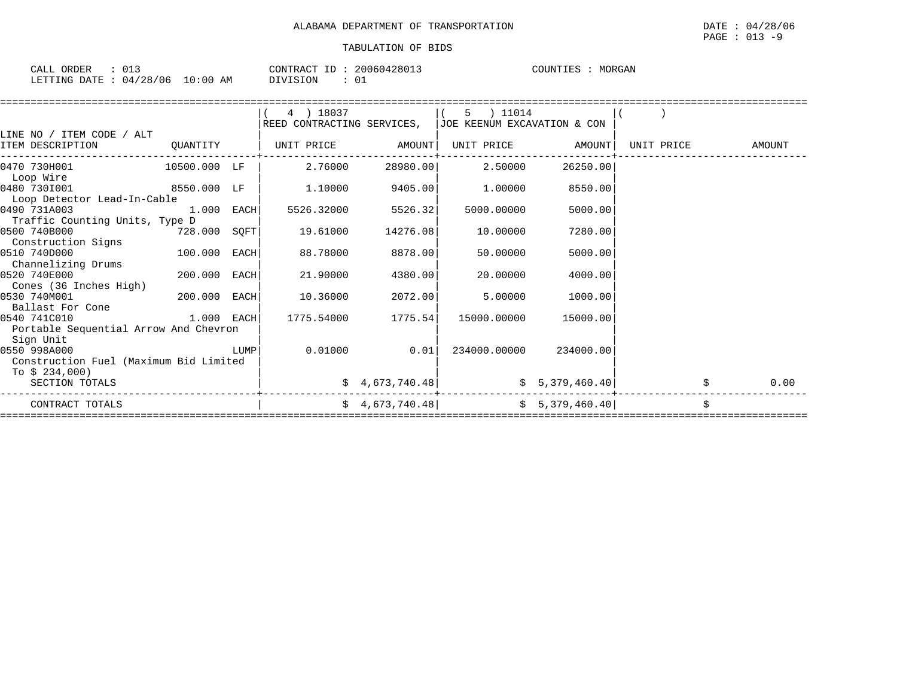ALABAMA DEPARTMENT OF TRANSPORTATION

DATE : 04/28/06
PAGE : 013 -9

TABULATION OF BIDS

CALL ORDER : 013
LETTING DATE : 04/28/06 10:00 AM

CONTRACT ID : 20060428013
DIVISION : 01

COUNTIES : MORGAN

| LINE NO / ITEM CODE / ALT ITEM DESCRIPTION | QUANTITY | | ( 4 ) 18037 REED CONTRACTING SERVICES, UNIT PRICE | AMOUNT | ( 5 ) 11014 JOE KEENUM EXCAVATION & CON UNIT PRICE | AMOUNT | ( ) UNIT PRICE | AMOUNT |
|---|---|---|---|---|---|---|---|---|
| 0470 730H001 Loop Wire | 10500.000 | LF | 2.76000 | 28980.00 | 2.50000 | 26250.00 | | |
| 0480 730I001 Loop Detector Lead-In-Cable | 8550.000 | LF | 1.10000 | 9405.00 | 1.00000 | 8550.00 | | |
| 0490 731A003 Traffic Counting Units, Type D | 1.000 | EACH | 5526.32000 | 5526.32 | 5000.00000 | 5000.00 | | |
| 0500 740B000 Construction Signs | 728.000 | SQFT | 19.61000 | 14276.08 | 10.00000 | 7280.00 | | |
| 0510 740D000 Channelizing Drums | 100.000 | EACH | 88.78000 | 8878.00 | 50.00000 | 5000.00 | | |
| 0520 740E000 Cones (36 Inches High) | 200.000 | EACH | 21.90000 | 4380.00 | 20.00000 | 4000.00 | | |
| 0530 740M001 Ballast For Cone | 200.000 | EACH | 10.36000 | 2072.00 | 5.00000 | 1000.00 | | |
| 0540 741C010 Portable Sequential Arrow And Chevron Sign Unit | 1.000 | EACH | 1775.54000 | 1775.54 | 15000.00000 | 15000.00 | | |
| 0550 998A000 Construction Fuel (Maximum Bid Limited To $ 234,000) | | LUMP | 0.01000 | 0.01 | 234000.00000 | 234000.00 | | |
| SECTION TOTALS | | | | $ 4,673,740.48 | | $ 5,379,460.40 | | $ 0.00 |
| CONTRACT TOTALS | | | | $ 4,673,740.48 | | $ 5,379,460.40 | | $ |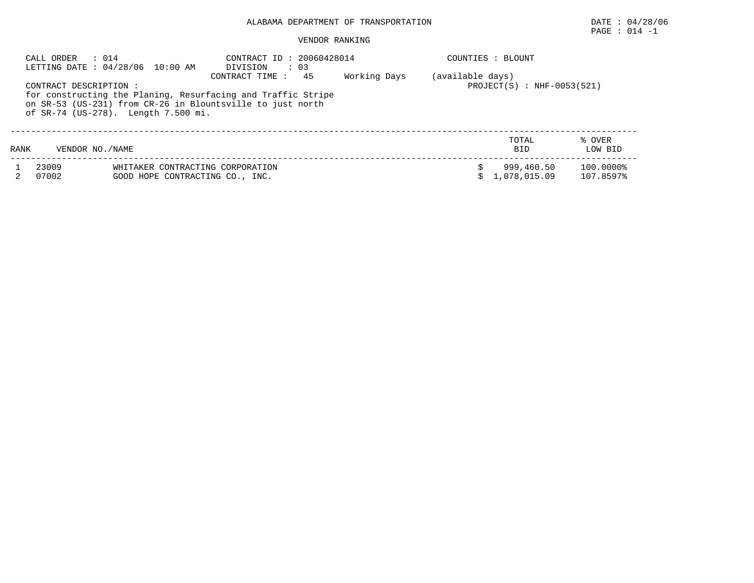ALABAMA DEPARTMENT OF TRANSPORTATION

DATE : 04/28/06

VENDOR RANKING

CALL ORDER : 014
LETTING DATE : 04/28/06 10:00 AM

CONTRACT ID : 20060428014
DIVISION : 03
CONTRACT TIME : 45 Working Days (available days)

COUNTIES : BLOUNT

PROJECT(S) : NHF-0053(521)

CONTRACT DESCRIPTION :
for constructing the Planing, Resurfacing and Traffic Stripe on SR-53 (US-231) from CR-26 in Blountsville to just north of SR-74 (US-278). Length 7.500 mi.

| RANK | VENDOR NO./NAME | | TOTAL BID | % OVER LOW BID |
|---|---|---|---|---|
| 1 | 23009 | WHITAKER CONTRACTING CORPORATION | $ 999,460.50 | 100.0000% |
| 2 | 07002 | GOOD HOPE CONTRACTING CO., INC. | $ 1,078,015.09 | 107.8597% |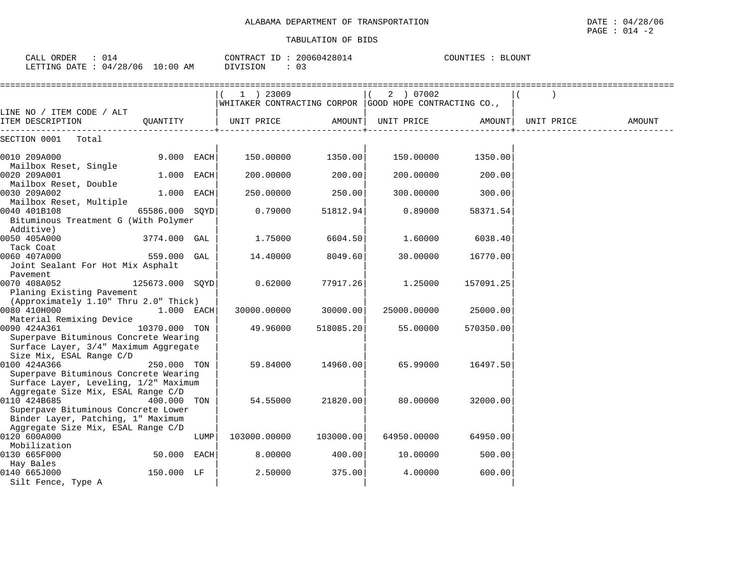ALABAMA DEPARTMENT OF TRANSPORTATION

DATE : 04/28/06

PAGE : 014 -2

TABULATION OF BIDS

CALL ORDER : 014 CONTRACT ID : 20060428014 COUNTIES : BLOUNT
LETTING DATE : 04/28/06 10:00 AM DIVISION : 03

| LINE NO / ITEM CODE / ALT ITEM DESCRIPTION | QUANTITY | (1) 23009 WHITAKER CONTRACTING CORPOR UNIT PRICE | AMOUNT | (2) 07002 GOOD HOPE CONTRACTING CO., UNIT PRICE | AMOUNT | ( ) UNIT PRICE | AMOUNT |
|---|---|---|---|---|---|---|---|
| SECTION 0001 Total | | | | | | | |
| 0010 209A000 Mailbox Reset, Single | 9.000 EACH | 150.00000 | 1350.00 | 150.00000 | 1350.00 | | |
| 0020 209A001 Mailbox Reset, Double | 1.000 EACH | 200.00000 | 200.00 | 200.00000 | 200.00 | | |
| 0030 209A002 Mailbox Reset, Multiple | 1.000 EACH | 250.00000 | 250.00 | 300.00000 | 300.00 | | |
| 0040 401B108 Bituminous Treatment G (With Polymer Additive) | 65586.000 SQYD | 0.79000 | 51812.94 | 0.89000 | 58371.54 | | |
| 0050 405A000 Tack Coat | 3774.000 GAL | 1.75000 | 6604.50 | 1.60000 | 6038.40 | | |
| 0060 407A000 Joint Sealant For Hot Mix Asphalt Pavement | 559.000 GAL | 14.40000 | 8049.60 | 30.00000 | 16770.00 | | |
| 0070 408A052 Planing Existing Pavement (Approximately 1.10" Thru 2.0" Thick) | 125673.000 SQYD | 0.62000 | 77917.26 | 1.25000 | 157091.25 | | |
| 0080 410H000 Material Remixing Device | 1.000 EACH | 30000.00000 | 30000.00 | 25000.00000 | 25000.00 | | |
| 0090 424A361 Superpave Bituminous Concrete Wearing Surface Layer, 3/4" Maximum Aggregate Size Mix, ESAL Range C/D | 10370.000 TON | 49.96000 | 518085.20 | 55.00000 | 570350.00 | | |
| 0100 424A366 Superpave Bituminous Concrete Wearing Surface Layer, Leveling, 1/2" Maximum Aggregate Size Mix, ESAL Range C/D | 250.000 TON | 59.84000 | 14960.00 | 65.99000 | 16497.50 | | |
| 0110 424B685 Superpave Bituminous Concrete Lower Binder Layer, Patching, 1" Maximum Aggregate Size Mix, ESAL Range C/D | 400.000 TON | 54.55000 | 21820.00 | 80.00000 | 32000.00 | | |
| 0120 600A000 Mobilization | LUMP | 103000.00000 | 103000.00 | 64950.00000 | 64950.00 | | |
| 0130 665F000 Hay Bales | 50.000 EACH | 8.00000 | 400.00 | 10.00000 | 500.00 | | |
| 0140 665J000 Silt Fence, Type A | 150.000 LF | 2.50000 | 375.00 | 4.00000 | 600.00 | | |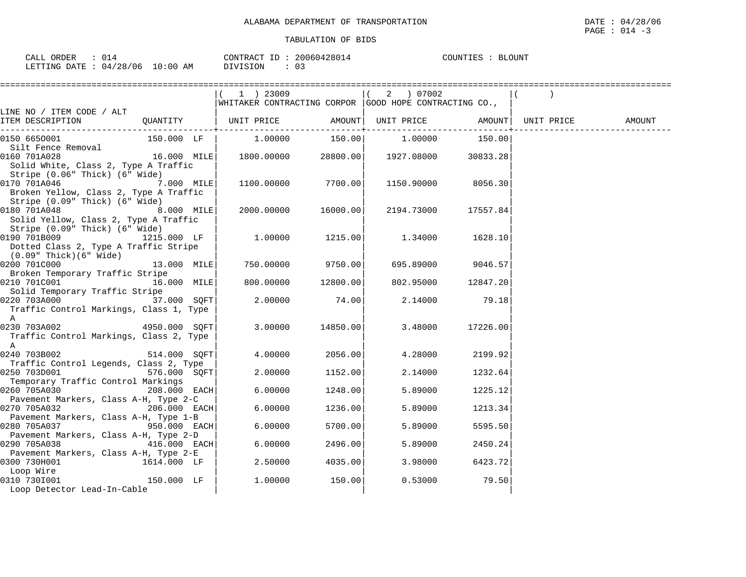ALABAMA DEPARTMENT OF TRANSPORTATION

TABULATION OF BIDS

DATE : 04/28/06
PAGE : 014 -3

CALL ORDER : 014 CONTRACT ID : 20060428014 COUNTIES : BLOUNT
LETTING DATE : 04/28/06 10:00 AM DIVISION : 03

| LINE NO / ITEM CODE / ALT ITEM DESCRIPTION | QUANTITY | ( 1 ) 23009 WHITAKER CONTRACTING CORPOR UNIT PRICE | AMOUNT | ( 2 ) 07002 GOOD HOPE CONTRACTING CO., UNIT PRICE | AMOUNT | ( ) UNIT PRICE | AMOUNT |
|---|---|---|---|---|---|---|---|
| 0150 665O001 Silt Fence Removal | 150.000 LF | 1.00000 | 150.00 | 1.00000 | 150.00 | | |
| 0160 701A028 Solid White, Class 2, Type A Traffic Stripe (0.06" Thick) (6" Wide) | 16.000 MILE | 1800.00000 | 28800.00 | 1927.08000 | 30833.28 | | |
| 0170 701A046 Broken Yellow, Class 2, Type A Traffic Stripe (0.09" Thick) (6" Wide) | 7.000 MILE | 1100.00000 | 7700.00 | 1150.90000 | 8056.30 | | |
| 0180 701A048 Solid Yellow, Class 2, Type A Traffic Stripe (0.09" Thick) (6" Wide) | 8.000 MILE | 2000.00000 | 16000.00 | 2194.73000 | 17557.84 | | |
| 0190 701B009 Dotted Class 2, Type A Traffic Stripe (0.09" Thick)(6" Wide) | 1215.000 LF | 1.00000 | 1215.00 | 1.34000 | 1628.10 | | |
| 0200 701C000 Broken Temporary Traffic Stripe | 13.000 MILE | 750.00000 | 9750.00 | 695.89000 | 9046.57 | | |
| 0210 701C001 Solid Temporary Traffic Stripe | 16.000 MILE | 800.00000 | 12800.00 | 802.95000 | 12847.20 | | |
| 0220 703A000 Traffic Control Markings, Class 1, Type A | 37.000 SQFT | 2.00000 | 74.00 | 2.14000 | 79.18 | | |
| 0230 703A002 Traffic Control Markings, Class 2, Type A | 4950.000 SQFT | 3.00000 | 14850.00 | 3.48000 | 17226.00 | | |
| 0240 703B002 Traffic Control Legends, Class 2, Type | 514.000 SQFT | 4.00000 | 2056.00 | 4.28000 | 2199.92 | | |
| 0250 703D001 Temporary Traffic Control Markings | 576.000 SQFT | 2.00000 | 1152.00 | 2.14000 | 1232.64 | | |
| 0260 705A030 Pavement Markers, Class A-H, Type 2-C | 208.000 EACH | 6.00000 | 1248.00 | 5.89000 | 1225.12 | | |
| 0270 705A032 Pavement Markers, Class A-H, Type 1-B | 206.000 EACH | 6.00000 | 1236.00 | 5.89000 | 1213.34 | | |
| 0280 705A037 Pavement Markers, Class A-H, Type 2-D | 950.000 EACH | 6.00000 | 5700.00 | 5.89000 | 5595.50 | | |
| 0290 705A038 Pavement Markers, Class A-H, Type 2-E | 416.000 EACH | 6.00000 | 2496.00 | 5.89000 | 2450.24 | | |
| 0300 730H001 Loop Wire | 1614.000 LF | 2.50000 | 4035.00 | 3.98000 | 6423.72 | | |
| 0310 730I001 Loop Detector Lead-In-Cable | 150.000 LF | 1.00000 | 150.00 | 0.53000 | 79.50 | | |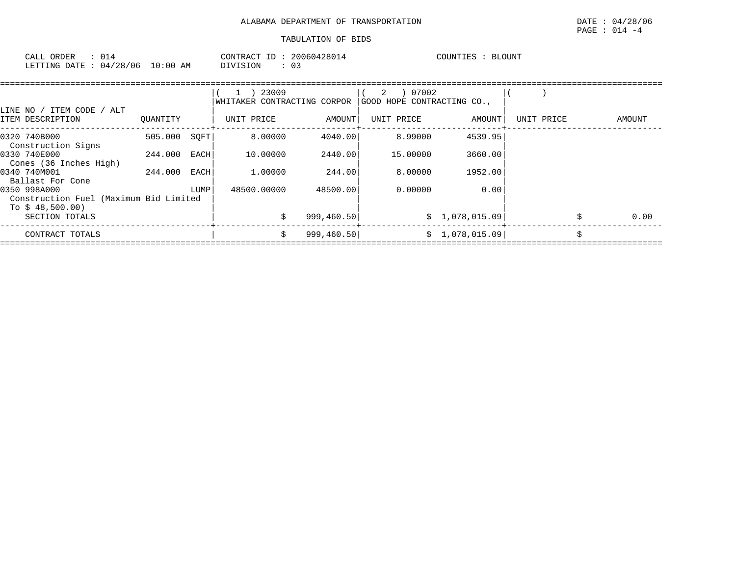ALABAMA DEPARTMENT OF TRANSPORTATION

TABULATION OF BIDS

DATE : 04/28/06
PAGE : 014 -4

CALL ORDER : 014
LETTING DATE : 04/28/06 10:00 AM

CONTRACT ID : 20060428014
DIVISION : 03

COUNTIES : BLOUNT

| LINE NO / ITEM CODE / ALT ITEM DESCRIPTION | QUANTITY | | (1) 23009 WHITAKER CONTRACTING CORPOR UNIT PRICE | AMOUNT | (2) 07002 GOOD HOPE CONTRACTING CO., UNIT PRICE | AMOUNT | ( ) UNIT PRICE | AMOUNT |
|---|---|---|---|---|---|---|---|---|
| 0320 740B000 Construction Signs | 505.000 | SQFT | 8.00000 | 4040.00 | 8.99000 | 4539.95 | | |
| 0330 740E000 Cones (36 Inches High) | 244.000 | EACH | 10.00000 | 2440.00 | 15.00000 | 3660.00 | | |
| 0340 740M001 Ballast For Cone | 244.000 | EACH | 1.00000 | 244.00 | 8.00000 | 1952.00 | | |
| 0350 998A000 Construction Fuel (Maximum Bid Limited To $ 48,500.00) | | LUMP | 48500.00000 | 48500.00 | 0.00000 | 0.00 | | |
| SECTION TOTALS | | | | $ 999,460.50 | | $ 1,078,015.09 | | $ 0.00 |
| CONTRACT TOTALS | | | | $ 999,460.50 | | $ 1,078,015.09 | | $ |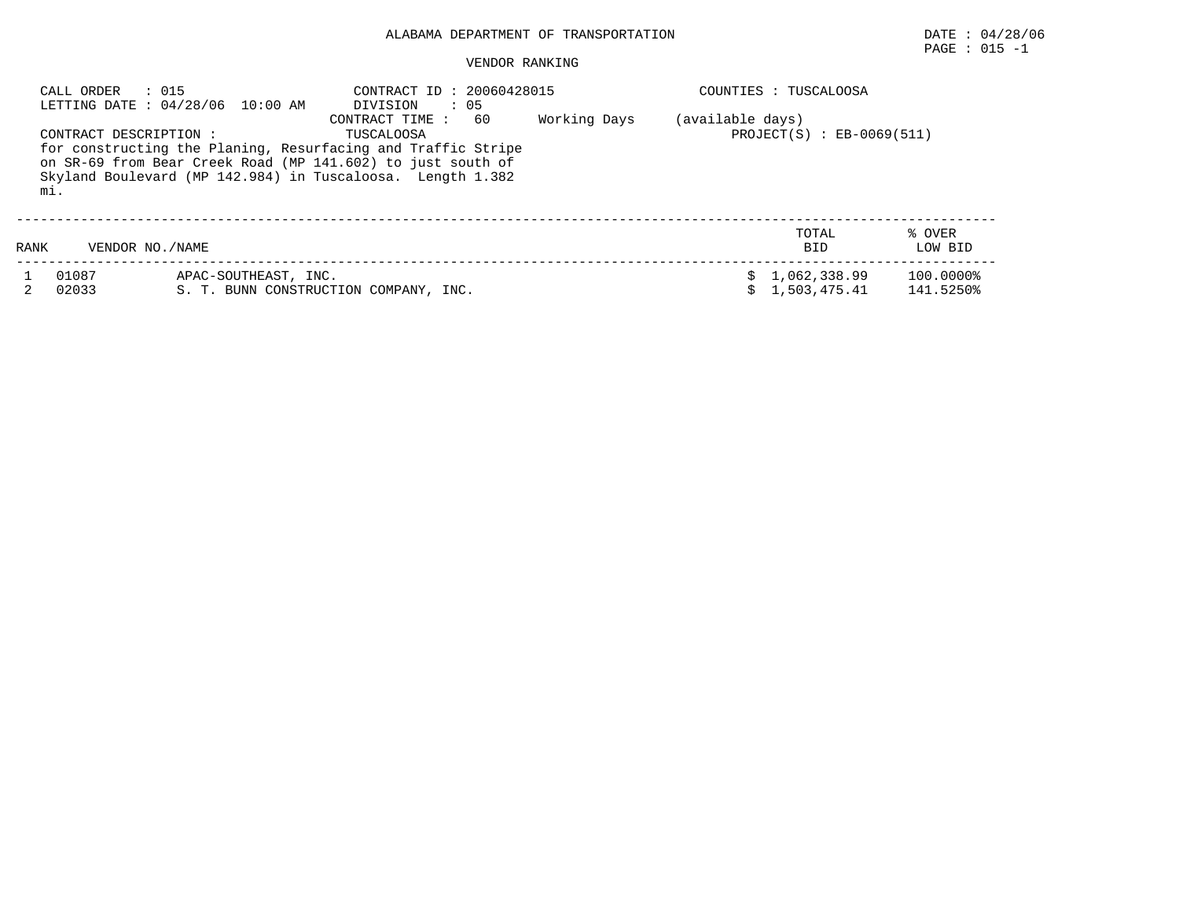ALABAMA DEPARTMENT OF TRANSPORTATION

DATE : 04/28/06

PAGE : 015 -1

VENDOR RANKING

CALL ORDER : 015
LETTING DATE : 04/28/06 10:00 AM

CONTRACT ID : 20060428015
DIVISION : 05
CONTRACT TIME : 60 Working Days (available days)

COUNTIES : TUSCALOOSA

CONTRACT DESCRIPTION : TUSCALOOSA
for constructing the Planing, Resurfacing and Traffic Stripe on SR-69 from Bear Creek Road (MP 141.602) to just south of Skyland Boulevard (MP 142.984) in Tuscaloosa. Length 1.382 mi.

PROJECT(S) : EB-0069(511)

| RANK | VENDOR NO./NAME | | TOTAL BID | % OVER LOW BID |
|---|---|---|---|---|
| 1 | 01087 | APAC-SOUTHEAST, INC. | $ 1,062,338.99 | 100.0000% |
| 2 | 02033 | S. T. BUNN CONSTRUCTION COMPANY, INC. | $ 1,503,475.41 | 141.5250% |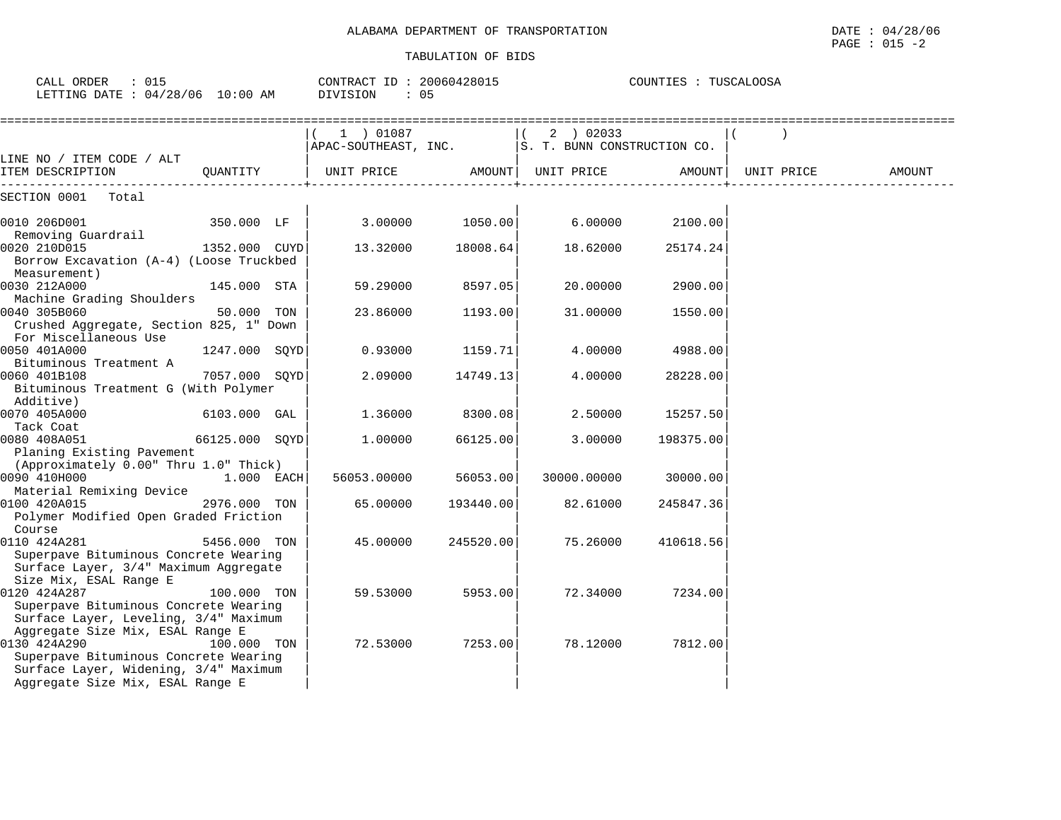ALABAMA DEPARTMENT OF TRANSPORTATION

DATE : 04/28/06

TABULATION OF BIDS

CALL ORDER : 015    CONTRACT ID : 20060428015    COUNTIES : TUSCALOOSA
LETTING DATE : 04/28/06 10:00 AM    DIVISION : 05

| LINE NO / ITEM CODE / ALT ITEM DESCRIPTION | QUANTITY | (1) 01087 APAC-SOUTHEAST, INC. UNIT PRICE | AMOUNT | (2) 02033 S. T. BUNN CONSTRUCTION CO. UNIT PRICE | AMOUNT | ( ) UNIT PRICE | AMOUNT |
|---|---|---|---|---|---|---|---|
| SECTION 0001 Total | | | | | | | |
| 0010 206D001 Removing Guardrail | 350.000 LF | 3.00000 | 1050.00 | 6.00000 | 2100.00 | | |
| 0020 210D015 Borrow Excavation (A-4) (Loose Truckbed Measurement) | 1352.000 CUYD | 13.32000 | 18008.64 | 18.62000 | 25174.24 | | |
| 0030 212A000 Machine Grading Shoulders | 145.000 STA | 59.29000 | 8597.05 | 20.00000 | 2900.00 | | |
| 0040 305B060 Crushed Aggregate, Section 825, 1" Down For Miscellaneous Use | 50.000 TON | 23.86000 | 1193.00 | 31.00000 | 1550.00 | | |
| 0050 401A000 Bituminous Treatment A | 1247.000 SQYD | 0.93000 | 1159.71 | 4.00000 | 4988.00 | | |
| 0060 401B108 Bituminous Treatment G (With Polymer Additive) | 7057.000 SQYD | 2.09000 | 14749.13 | 4.00000 | 28228.00 | | |
| 0070 405A000 Tack Coat | 6103.000 GAL | 1.36000 | 8300.08 | 2.50000 | 15257.50 | | |
| 0080 408A051 Planing Existing Pavement (Approximately 0.00" Thru 1.0" Thick) | 66125.000 SQYD | 1.00000 | 66125.00 | 3.00000 | 198375.00 | | |
| 0090 410H000 Material Remixing Device | 1.000 EACH | 56053.00000 | 56053.00 | 30000.00000 | 30000.00 | | |
| 0100 420A015 Polymer Modified Open Graded Friction Course | 2976.000 TON | 65.00000 | 193440.00 | 82.61000 | 245847.36 | | |
| 0110 424A281 Superpave Bituminous Concrete Wearing Surface Layer, 3/4" Maximum Aggregate Size Mix, ESAL Range E | 5456.000 TON | 45.00000 | 245520.00 | 75.26000 | 410618.56 | | |
| 0120 424A287 Superpave Bituminous Concrete Wearing Surface Layer, Leveling, 3/4" Maximum Aggregate Size Mix, ESAL Range E | 100.000 TON | 59.53000 | 5953.00 | 72.34000 | 7234.00 | | |
| 0130 424A290 Superpave Bituminous Concrete Wearing Surface Layer, Widening, 3/4" Maximum Aggregate Size Mix, ESAL Range E | 100.000 TON | 72.53000 | 7253.00 | 78.12000 | 7812.00 | | |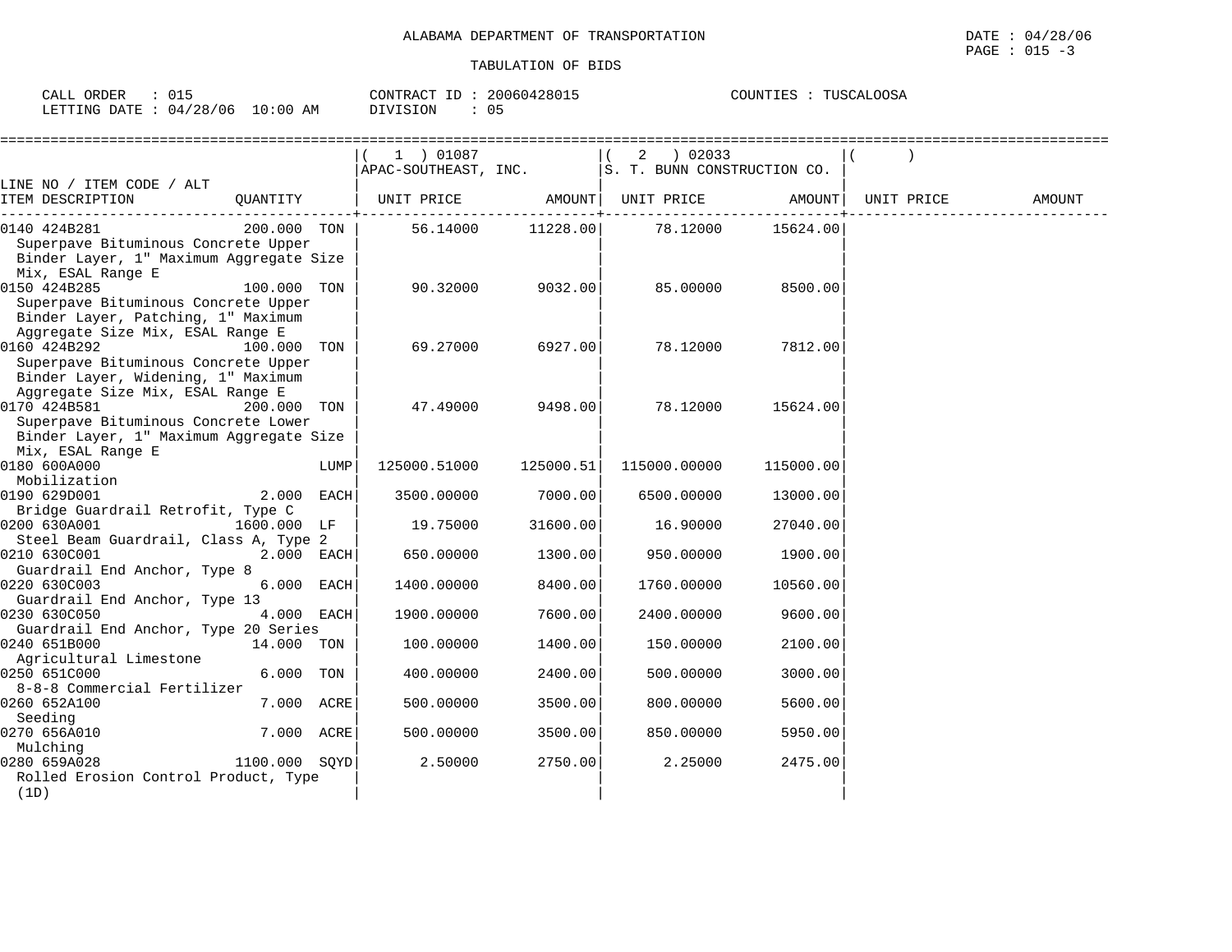ALABAMA DEPARTMENT OF TRANSPORTATION

TABULATION OF BIDS

DATE : 04/28/06
PAGE : 015 -3

CALL ORDER : 015 | CONTRACT ID : 20060428015 | COUNTIES : TUSCALOOSA
LETTING DATE : 04/28/06 10:00 AM | DIVISION : 05

| LINE NO / ITEM CODE / ALT ITEM DESCRIPTION | QUANTITY | (1) 01087 APAC-SOUTHEAST, INC. UNIT PRICE | AMOUNT | (2) 02033 S. T. BUNN CONSTRUCTION CO. UNIT PRICE | AMOUNT | ( ) UNIT PRICE | AMOUNT |
|---|---|---|---|---|---|---|---|
| 0140 424B281 Superpave Bituminous Concrete Upper Binder Layer, 1" Maximum Aggregate Size Mix, ESAL Range E | 200.000 TON | 56.14000 | 11228.00 | 78.12000 | 15624.00 | | |
| 0150 424B285 Superpave Bituminous Concrete Upper Binder Layer, Patching, 1" Maximum Aggregate Size Mix, ESAL Range E | 100.000 TON | 90.32000 | 9032.00 | 85.00000 | 8500.00 | | |
| 0160 424B292 Superpave Bituminous Concrete Upper Binder Layer, Widening, 1" Maximum Aggregate Size Mix, ESAL Range E | 100.000 TON | 69.27000 | 6927.00 | 78.12000 | 7812.00 | | |
| 0170 424B581 Superpave Bituminous Concrete Lower Binder Layer, 1" Maximum Aggregate Size Mix, ESAL Range E | 200.000 TON | 47.49000 | 9498.00 | 78.12000 | 15624.00 | | |
| 0180 600A000 Mobilization | LUMP | 125000.51000 | 125000.51 | 115000.00000 | 115000.00 | | |
| 0190 629D001 Bridge Guardrail Retrofit, Type C | 2.000 EACH | 3500.00000 | 7000.00 | 6500.00000 | 13000.00 | | |
| 0200 630A001 Steel Beam Guardrail, Class A, Type 2 | 1600.000 LF | 19.75000 | 31600.00 | 16.90000 | 27040.00 | | |
| 0210 630C001 Guardrail End Anchor, Type 8 | 2.000 EACH | 650.00000 | 1300.00 | 950.00000 | 1900.00 | | |
| 0220 630C003 Guardrail End Anchor, Type 13 | 6.000 EACH | 1400.00000 | 8400.00 | 1760.00000 | 10560.00 | | |
| 0230 630C050 Guardrail End Anchor, Type 20 Series | 4.000 EACH | 1900.00000 | 7600.00 | 2400.00000 | 9600.00 | | |
| 0240 651B000 Agricultural Limestone | 14.000 TON | 100.00000 | 1400.00 | 150.00000 | 2100.00 | | |
| 0250 651C000 8-8-8 Commercial Fertilizer | 6.000 TON | 400.00000 | 2400.00 | 500.00000 | 3000.00 | | |
| 0260 652A100 Seeding | 7.000 ACRE | 500.00000 | 3500.00 | 800.00000 | 5600.00 | | |
| 0270 656A010 Mulching | 7.000 ACRE | 500.00000 | 3500.00 | 850.00000 | 5950.00 | | |
| 0280 659A028 Rolled Erosion Control Product, Type (1D) | 1100.000 SQYD | 2.50000 | 2750.00 | 2.25000 | 2475.00 | | |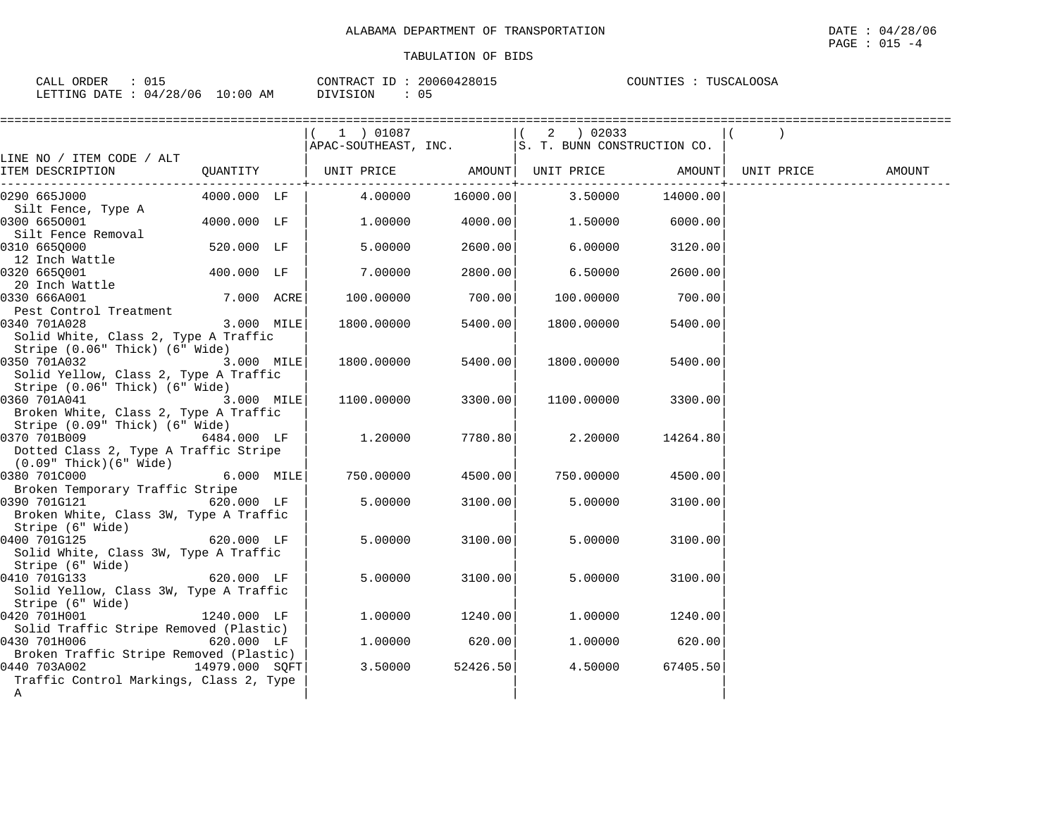ALABAMA DEPARTMENT OF TRANSPORTATION

DATE : 04/28/06

TABULATION OF BIDS

CALL ORDER : 015 &nbsp;&nbsp;&nbsp; CONTRACT ID : 20060428015 &nbsp;&nbsp;&nbsp; COUNTIES : TUSCALOOSA

LETTING DATE : 04/28/06 10:00 AM &nbsp;&nbsp;&nbsp; DIVISION : 05

| LINE NO / ITEM CODE / ALT ITEM DESCRIPTION | QUANTITY | ( 1 ) 01087 APAC-SOUTHEAST, INC. UNIT PRICE | AMOUNT | ( 2 ) 02033 S. T. BUNN CONSTRUCTION CO. UNIT PRICE | AMOUNT | ( ) UNIT PRICE | AMOUNT |
|---|---|---|---|---|---|---|---|
| 0290 665J000 Silt Fence, Type A | 4000.000 LF | 4.00000 | 16000.00 | 3.50000 | 14000.00 | | |
| 0300 665O001 Silt Fence Removal | 4000.000 LF | 1.00000 | 4000.00 | 1.50000 | 6000.00 | | |
| 0310 665Q000 12 Inch Wattle | 520.000 LF | 5.00000 | 2600.00 | 6.00000 | 3120.00 | | |
| 0320 665Q001 20 Inch Wattle | 400.000 LF | 7.00000 | 2800.00 | 6.50000 | 2600.00 | | |
| 0330 666A001 Pest Control Treatment | 7.000 ACRE | 100.00000 | 700.00 | 100.00000 | 700.00 | | |
| 0340 701A028 Solid White, Class 2, Type A Traffic Stripe (0.06" Thick) (6" Wide) | 3.000 MILE | 1800.00000 | 5400.00 | 1800.00000 | 5400.00 | | |
| 0350 701A032 Solid Yellow, Class 2, Type A Traffic Stripe (0.06" Thick) (6" Wide) | 3.000 MILE | 1800.00000 | 5400.00 | 1800.00000 | 5400.00 | | |
| 0360 701A041 Broken White, Class 2, Type A Traffic Stripe (0.09" Thick) (6" Wide) | 3.000 MILE | 1100.00000 | 3300.00 | 1100.00000 | 3300.00 | | |
| 0370 701B009 Dotted Class 2, Type A Traffic Stripe (0.09" Thick)(6" Wide) | 6484.000 LF | 1.20000 | 7780.80 | 2.20000 | 14264.80 | | |
| 0380 701C000 Broken Temporary Traffic Stripe | 6.000 MILE | 750.00000 | 4500.00 | 750.00000 | 4500.00 | | |
| 0390 701G121 Broken White, Class 3W, Type A Traffic Stripe (6" Wide) | 620.000 LF | 5.00000 | 3100.00 | 5.00000 | 3100.00 | | |
| 0400 701G125 Solid White, Class 3W, Type A Traffic Stripe (6" Wide) | 620.000 LF | 5.00000 | 3100.00 | 5.00000 | 3100.00 | | |
| 0410 701G133 Solid Yellow, Class 3W, Type A Traffic Stripe (6" Wide) | 620.000 LF | 5.00000 | 3100.00 | 5.00000 | 3100.00 | | |
| 0420 701H001 Solid Traffic Stripe Removed (Plastic) | 1240.000 LF | 1.00000 | 1240.00 | 1.00000 | 1240.00 | | |
| 0430 701H006 Broken Traffic Stripe Removed (Plastic) | 620.000 LF | 1.00000 | 620.00 | 1.00000 | 620.00 | | |
| 0440 703A002 Traffic Control Markings, Class 2, Type A | 14979.000 SQFT | 3.50000 | 52426.50 | 4.50000 | 67405.50 | | |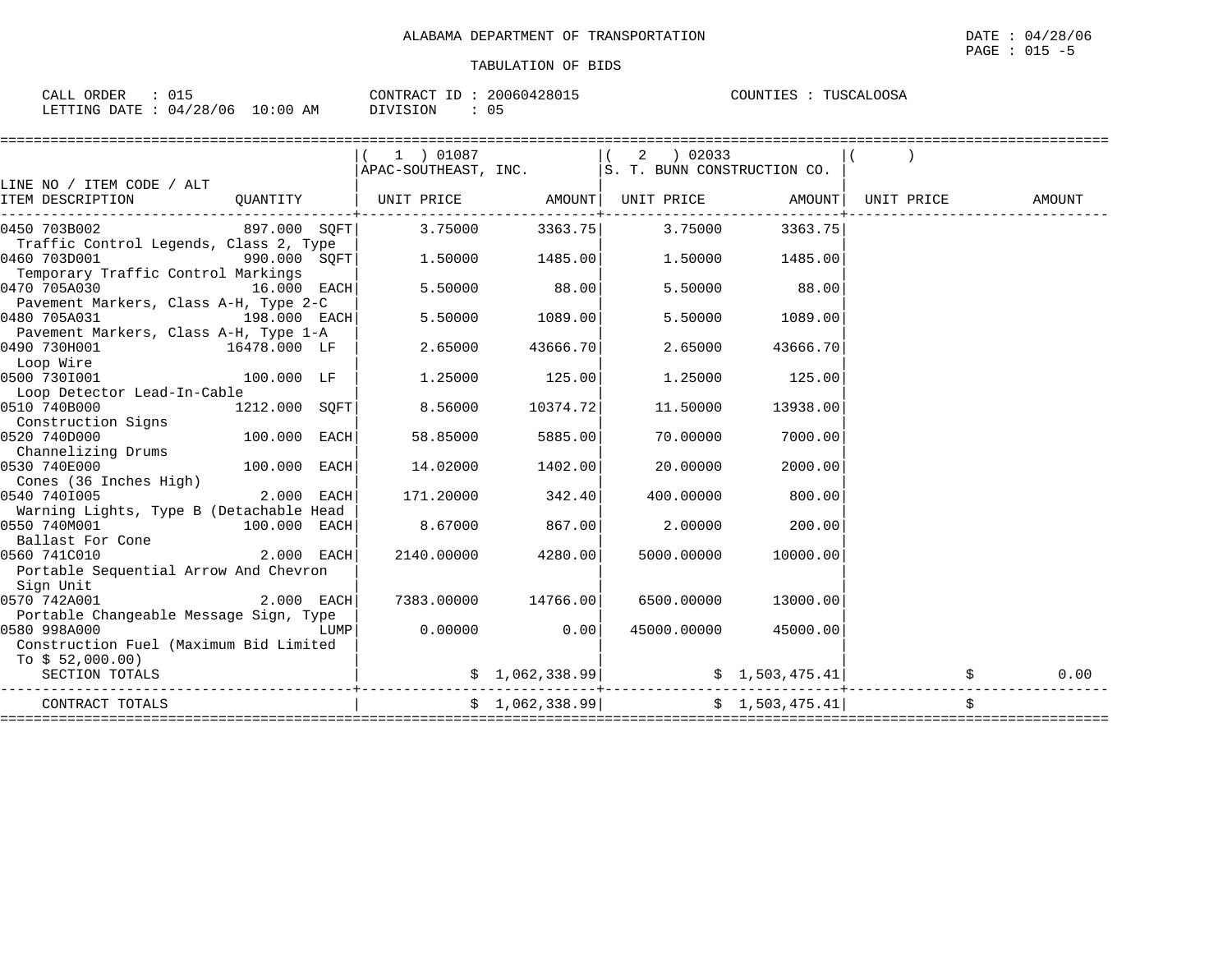ALABAMA DEPARTMENT OF TRANSPORTATION

TABULATION OF BIDS

DATE : 04/28/06
PAGE : 015 -5

CALL ORDER : 015 | CONTRACT ID : 20060428015 | COUNTIES : TUSCALOOSA
LETTING DATE : 04/28/06 10:00 AM | DIVISION : 05

| LINE NO / ITEM CODE / ALT ITEM DESCRIPTION | QUANTITY | ( 1 ) 01087 APAC-SOUTHEAST, INC. UNIT PRICE | AMOUNT | ( 2 ) 02033 S. T. BUNN CONSTRUCTION CO. UNIT PRICE | AMOUNT | ( ) UNIT PRICE | AMOUNT |
|---|---|---|---|---|---|---|---|
| 0450 703B002 Traffic Control Legends, Class 2, Type | 897.000 SQFT | 3.75000 | 3363.75 | 3.75000 | 3363.75 | | |
| 0460 703D001 Temporary Traffic Control Markings | 990.000 SQFT | 1.50000 | 1485.00 | 1.50000 | 1485.00 | | |
| 0470 705A030 Pavement Markers, Class A-H, Type 2-C | 16.000 EACH | 5.50000 | 88.00 | 5.50000 | 88.00 | | |
| 0480 705A031 Pavement Markers, Class A-H, Type 1-A | 198.000 EACH | 5.50000 | 1089.00 | 5.50000 | 1089.00 | | |
| 0490 730H001 Loop Wire | 16478.000 LF | 2.65000 | 43666.70 | 2.65000 | 43666.70 | | |
| 0500 730I001 Loop Detector Lead-In-Cable | 100.000 LF | 1.25000 | 125.00 | 1.25000 | 125.00 | | |
| 0510 740B000 Construction Signs | 1212.000 SQFT | 8.56000 | 10374.72 | 11.50000 | 13938.00 | | |
| 0520 740D000 Channelizing Drums | 100.000 EACH | 58.85000 | 5885.00 | 70.00000 | 7000.00 | | |
| 0530 740E000 Cones (36 Inches High) | 100.000 EACH | 14.02000 | 1402.00 | 20.00000 | 2000.00 | | |
| 0540 740I005 Warning Lights, Type B (Detachable Head | 2.000 EACH | 171.20000 | 342.40 | 400.00000 | 800.00 | | |
| 0550 740M001 Ballast For Cone | 100.000 EACH | 8.67000 | 867.00 | 2.00000 | 200.00 | | |
| 0560 741C010 Portable Sequential Arrow And Chevron Sign Unit | 2.000 EACH | 2140.00000 | 4280.00 | 5000.00000 | 10000.00 | | |
| 0570 742A001 Portable Changeable Message Sign, Type | 2.000 EACH | 7383.00000 | 14766.00 | 6500.00000 | 13000.00 | | |
| 0580 998A000 Construction Fuel (Maximum Bid Limited To $ 52,000.00) | LUMP | 0.00000 | 0.00 | 45000.00000 | 45000.00 | | |
| SECTION TOTALS | | | $ 1,062,338.99 | | $ 1,503,475.41 | | $ 0.00 |
| CONTRACT TOTALS | | | $ 1,062,338.99 | | $ 1,503,475.41 | | $ |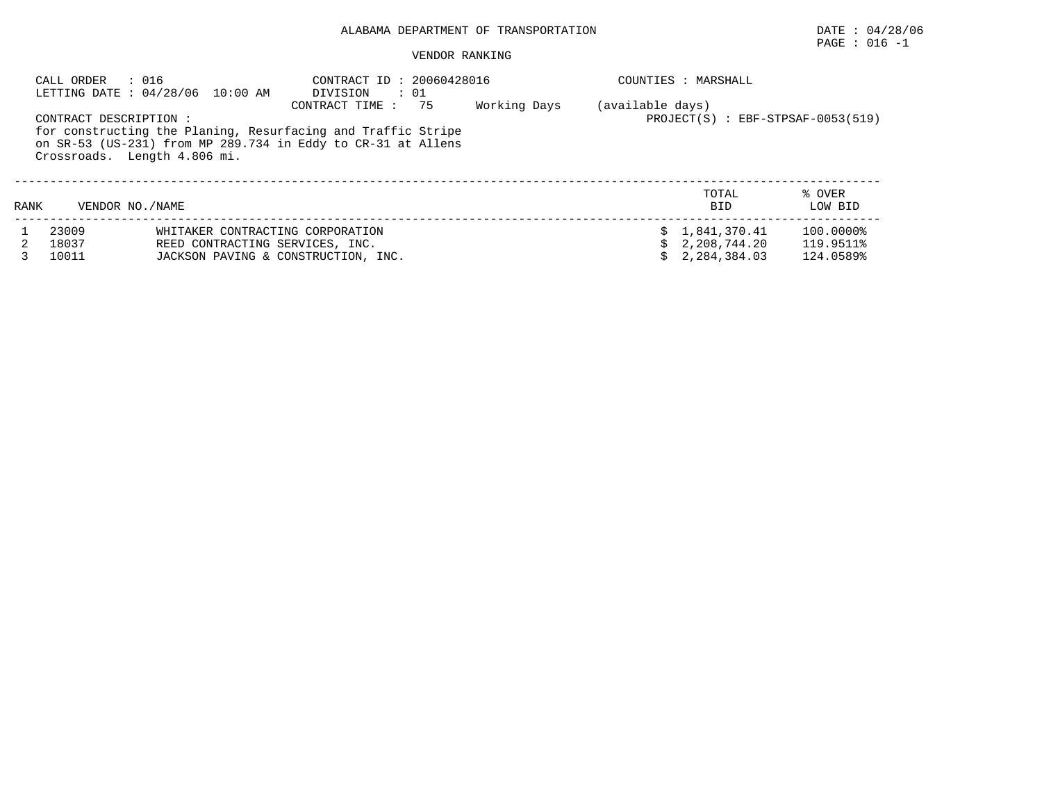ALABAMA DEPARTMENT OF TRANSPORTATION

DATE : 04/28/06

PAGE : 016 -1

VENDOR RANKING

CALL ORDER : 016
LETTING DATE : 04/28/06 10:00 AM

CONTRACT ID : 20060428016
DIVISION : 01
CONTRACT TIME : 75 Working Days (available days)

COUNTIES : MARSHALL

PROJECT(S) : EBF-STPSAF-0053(519)

CONTRACT DESCRIPTION :
for constructing the Planing, Resurfacing and Traffic Stripe on SR-53 (US-231) from MP 289.734 in Eddy to CR-31 at Allens Crossroads. Length 4.806 mi.

| RANK | VENDOR NO. | NAME | TOTAL BID | % OVER LOW BID |
|---|---|---|---|---|
| 1 | 23009 | WHITAKER CONTRACTING CORPORATION | $ 1,841,370.41 | 100.0000% |
| 2 | 18037 | REED CONTRACTING SERVICES, INC. | $ 2,208,744.20 | 119.9511% |
| 3 | 10011 | JACKSON PAVING & CONSTRUCTION, INC. | $ 2,284,384.03 | 124.0589% |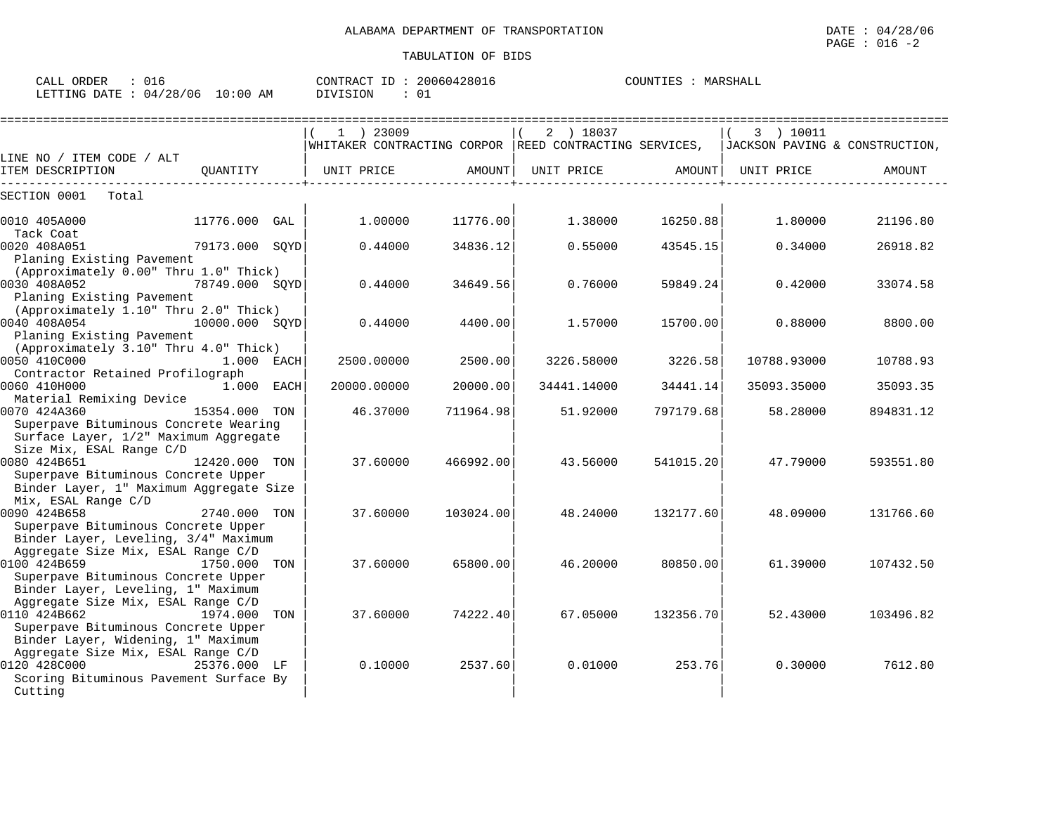ALABAMA DEPARTMENT OF TRANSPORTATION

DATE : 04/28/06

PAGE : 016 -2

TABULATION OF BIDS

CALL ORDER : 016 CONTRACT ID : 20060428016 COUNTIES : MARSHALL

LETTING DATE : 04/28/06 10:00 AM DIVISION : 01

| LINE NO / ITEM CODE / ALT ITEM DESCRIPTION | QUANTITY | ( 1 ) 23009 WHITAKER CONTRACTING CORPOR UNIT PRICE | AMOUNT | ( 2 ) 18037 REED CONTRACTING SERVICES, UNIT PRICE | AMOUNT | ( 3 ) 10011 JACKSON PAVING & CONSTRUCTION, UNIT PRICE | AMOUNT |
|---|---|---|---|---|---|---|---|
| SECTION 0001 Total | | | | | | | |
| 0010 405A000 Tack Coat | 11776.000 GAL | 1.00000 | 11776.00 | 1.38000 | 16250.88 | 1.80000 | 21196.80 |
| 0020 408A051 Planing Existing Pavement (Approximately 0.00" Thru 1.0" Thick) | 79173.000 SQYD | 0.44000 | 34836.12 | 0.55000 | 43545.15 | 0.34000 | 26918.82 |
| 0030 408A052 Planing Existing Pavement (Approximately 1.10" Thru 2.0" Thick) | 78749.000 SQYD | 0.44000 | 34649.56 | 0.76000 | 59849.24 | 0.42000 | 33074.58 |
| 0040 408A054 Planing Existing Pavement (Approximately 3.10" Thru 4.0" Thick) | 10000.000 SQYD | 0.44000 | 4400.00 | 1.57000 | 15700.00 | 0.88000 | 8800.00 |
| 0050 410C000 Contractor Retained Profilograph | 1.000 EACH | 2500.00000 | 2500.00 | 3226.58000 | 3226.58 | 10788.93000 | 10788.93 |
| 0060 410H000 Material Remixing Device | 1.000 EACH | 20000.00000 | 20000.00 | 34441.14000 | 34441.14 | 35093.35000 | 35093.35 |
| 0070 424A360 Superpave Bituminous Concrete Wearing Surface Layer, 1/2" Maximum Aggregate Size Mix, ESAL Range C/D | 15354.000 TON | 46.37000 | 711964.98 | 51.92000 | 797179.68 | 58.28000 | 894831.12 |
| 0080 424B651 Superpave Bituminous Concrete Upper Binder Layer, 1" Maximum Aggregate Size Mix, ESAL Range C/D | 12420.000 TON | 37.60000 | 466992.00 | 43.56000 | 541015.20 | 47.79000 | 593551.80 |
| 0090 424B658 Superpave Bituminous Concrete Upper Binder Layer, Leveling, 3/4" Maximum Aggregate Size Mix, ESAL Range C/D | 2740.000 TON | 37.60000 | 103024.00 | 48.24000 | 132177.60 | 48.09000 | 131766.60 |
| 0100 424B659 Superpave Bituminous Concrete Upper Binder Layer, Leveling, 1" Maximum Aggregate Size Mix, ESAL Range C/D | 1750.000 TON | 37.60000 | 65800.00 | 46.20000 | 80850.00 | 61.39000 | 107432.50 |
| 0110 424B662 Superpave Bituminous Concrete Upper Binder Layer, Widening, 1" Maximum Aggregate Size Mix, ESAL Range C/D | 1974.000 TON | 37.60000 | 74222.40 | 67.05000 | 132356.70 | 52.43000 | 103496.82 |
| 0120 428C000 Scoring Bituminous Pavement Surface By Cutting | 25376.000 LF | 0.10000 | 2537.60 | 0.01000 | 253.76 | 0.30000 | 7612.80 |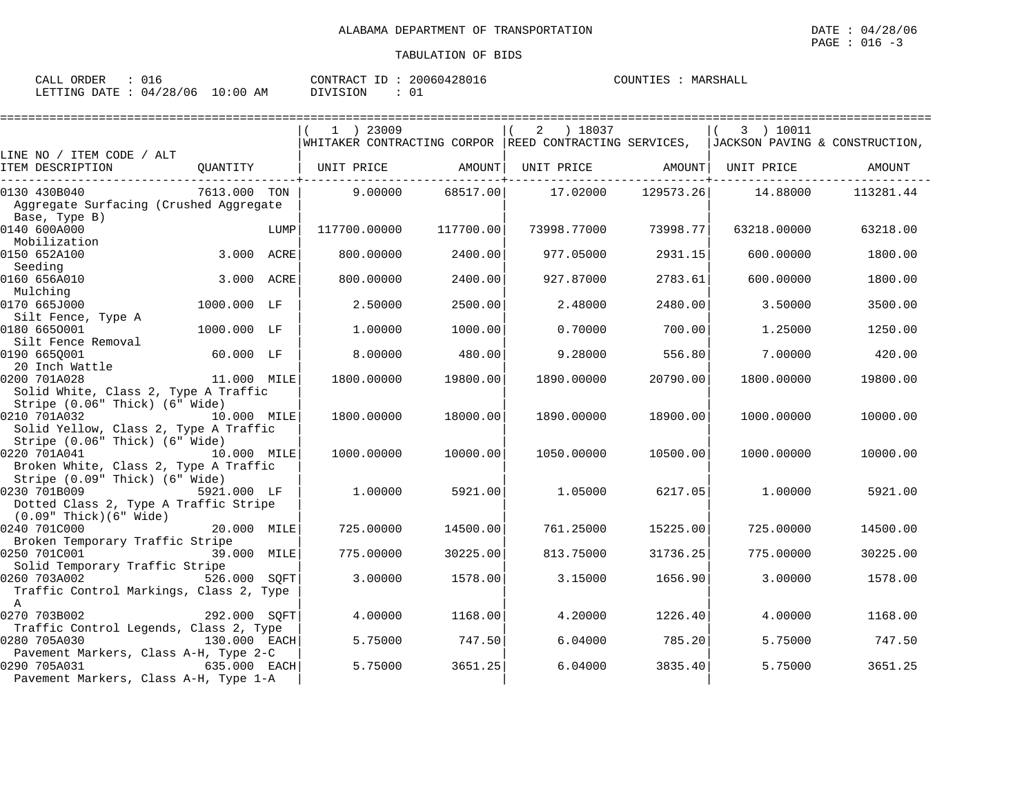# ALABAMA DEPARTMENT OF TRANSPORTATION

DATE : 04/28/06

## TABULATION OF BIDS

CALL ORDER : 016 CONTRACT ID : 20060428016 COUNTIES : MARSHALL
LETTING DATE : 04/28/06 10:00 AM DIVISION : 01

| LINE NO / ITEM CODE / ALT ITEM DESCRIPTION | QUANTITY | (1) 23009 WHITAKER CONTRACTING CORPOR UNIT PRICE | AMOUNT | (2) 18037 REED CONTRACTING SERVICES, UNIT PRICE | AMOUNT | (3) 10011 JACKSON PAVING & CONSTRUCTION, UNIT PRICE | AMOUNT |
|---|---|---|---|---|---|---|---|
| 0130 430B040 Aggregate Surfacing (Crushed Aggregate Base, Type B) | 7613.000 TON | 9.00000 | 68517.00 | 17.02000 | 129573.26 | 14.88000 | 113281.44 |
| 0140 600A000 Mobilization | LUMP | 117700.00000 | 117700.00 | 73998.77000 | 73998.77 | 63218.00000 | 63218.00 |
| 0150 652A100 Seeding | 3.000 ACRE | 800.00000 | 2400.00 | 977.05000 | 2931.15 | 600.00000 | 1800.00 |
| 0160 656A010 Mulching | 3.000 ACRE | 800.00000 | 2400.00 | 927.87000 | 2783.61 | 600.00000 | 1800.00 |
| 0170 665J000 Silt Fence, Type A | 1000.000 LF | 2.50000 | 2500.00 | 2.48000 | 2480.00 | 3.50000 | 3500.00 |
| 0180 665O001 Silt Fence Removal | 1000.000 LF | 1.00000 | 1000.00 | 0.70000 | 700.00 | 1.25000 | 1250.00 |
| 0190 665Q001 20 Inch Wattle | 60.000 LF | 8.00000 | 480.00 | 9.28000 | 556.80 | 7.00000 | 420.00 |
| 0200 701A028 Solid White, Class 2, Type A Traffic Stripe (0.06" Thick) (6" Wide) | 11.000 MILE | 1800.00000 | 19800.00 | 1890.00000 | 20790.00 | 1800.00000 | 19800.00 |
| 0210 701A032 Solid Yellow, Class 2, Type A Traffic Stripe (0.06" Thick) (6" Wide) | 10.000 MILE | 1800.00000 | 18000.00 | 1890.00000 | 18900.00 | 1000.00000 | 10000.00 |
| 0220 701A041 Broken White, Class 2, Type A Traffic Stripe (0.09" Thick) (6" Wide) | 10.000 MILE | 1000.00000 | 10000.00 | 1050.00000 | 10500.00 | 1000.00000 | 10000.00 |
| 0230 701B009 Dotted Class 2, Type A Traffic Stripe (0.09" Thick)(6" Wide) | 5921.000 LF | 1.00000 | 5921.00 | 1.05000 | 6217.05 | 1.00000 | 5921.00 |
| 0240 701C000 Broken Temporary Traffic Stripe | 20.000 MILE | 725.00000 | 14500.00 | 761.25000 | 15225.00 | 725.00000 | 14500.00 |
| 0250 701C001 Solid Temporary Traffic Stripe | 39.000 MILE | 775.00000 | 30225.00 | 813.75000 | 31736.25 | 775.00000 | 30225.00 |
| 0260 703A002 Traffic Control Markings, Class 2, Type A | 526.000 SQFT | 3.00000 | 1578.00 | 3.15000 | 1656.90 | 3.00000 | 1578.00 |
| 0270 703B002 Traffic Control Legends, Class 2, Type | 292.000 SQFT | 4.00000 | 1168.00 | 4.20000 | 1226.40 | 4.00000 | 1168.00 |
| 0280 705A030 Pavement Markers, Class A-H, Type 2-C | 130.000 EACH | 5.75000 | 747.50 | 6.04000 | 785.20 | 5.75000 | 747.50 |
| 0290 705A031 Pavement Markers, Class A-H, Type 1-A | 635.000 EACH | 5.75000 | 3651.25 | 6.04000 | 3835.40 | 5.75000 | 3651.25 |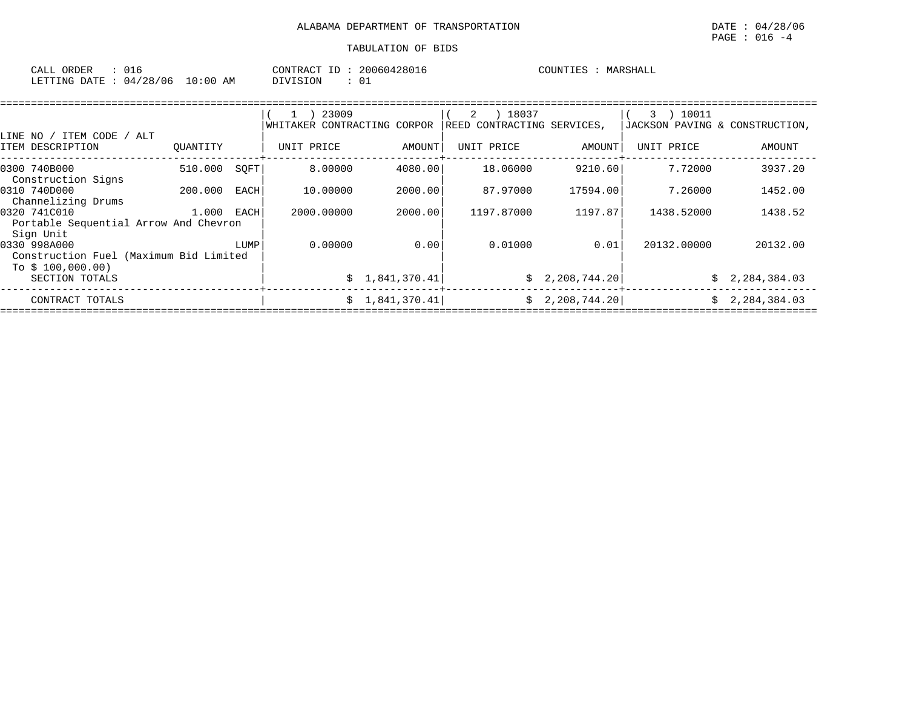ALABAMA DEPARTMENT OF TRANSPORTATION

TABULATION OF BIDS

DATE : 04/28/06
PAGE : 016 -4

CALL ORDER : 016
LETTING DATE : 04/28/06 10:00 AM

CONTRACT ID : 20060428016
DIVISION : 01

COUNTIES : MARSHALL

| LINE NO / ITEM CODE / ALT ITEM DESCRIPTION | QUANTITY | | ( 1 ) 23009 WHITAKER CONTRACTING CORPOR UNIT PRICE | AMOUNT | ( 2 ) 18037 REED CONTRACTING SERVICES, UNIT PRICE | AMOUNT | ( 3 ) 10011 JACKSON PAVING & CONSTRUCTION, UNIT PRICE | AMOUNT |
|---|---|---|---|---|---|---|---|---|
| 0300 740B000 Construction Signs | 510.000 | SQFT | 8.00000 | 4080.00 | 18.06000 | 9210.60 | 7.72000 | 3937.20 |
| 0310 740D000 Channelizing Drums | 200.000 | EACH | 10.00000 | 2000.00 | 87.97000 | 17594.00 | 7.26000 | 1452.00 |
| 0320 741C010 Portable Sequential Arrow And Chevron Sign Unit | 1.000 | EACH | 2000.00000 | 2000.00 | 1197.87000 | 1197.87 | 1438.52000 | 1438.52 |
| 0330 998A000 Construction Fuel (Maximum Bid Limited To $ 100,000.00) | | LUMP | 0.00000 | 0.00 | 0.01000 | 0.01 | 20132.00000 | 20132.00 |
| SECTION TOTALS | | | | $ 1,841,370.41 | | $ 2,208,744.20 | | $ 2,284,384.03 |
| CONTRACT TOTALS | | | | $ 1,841,370.41 | | $ 2,208,744.20 | | $ 2,284,384.03 |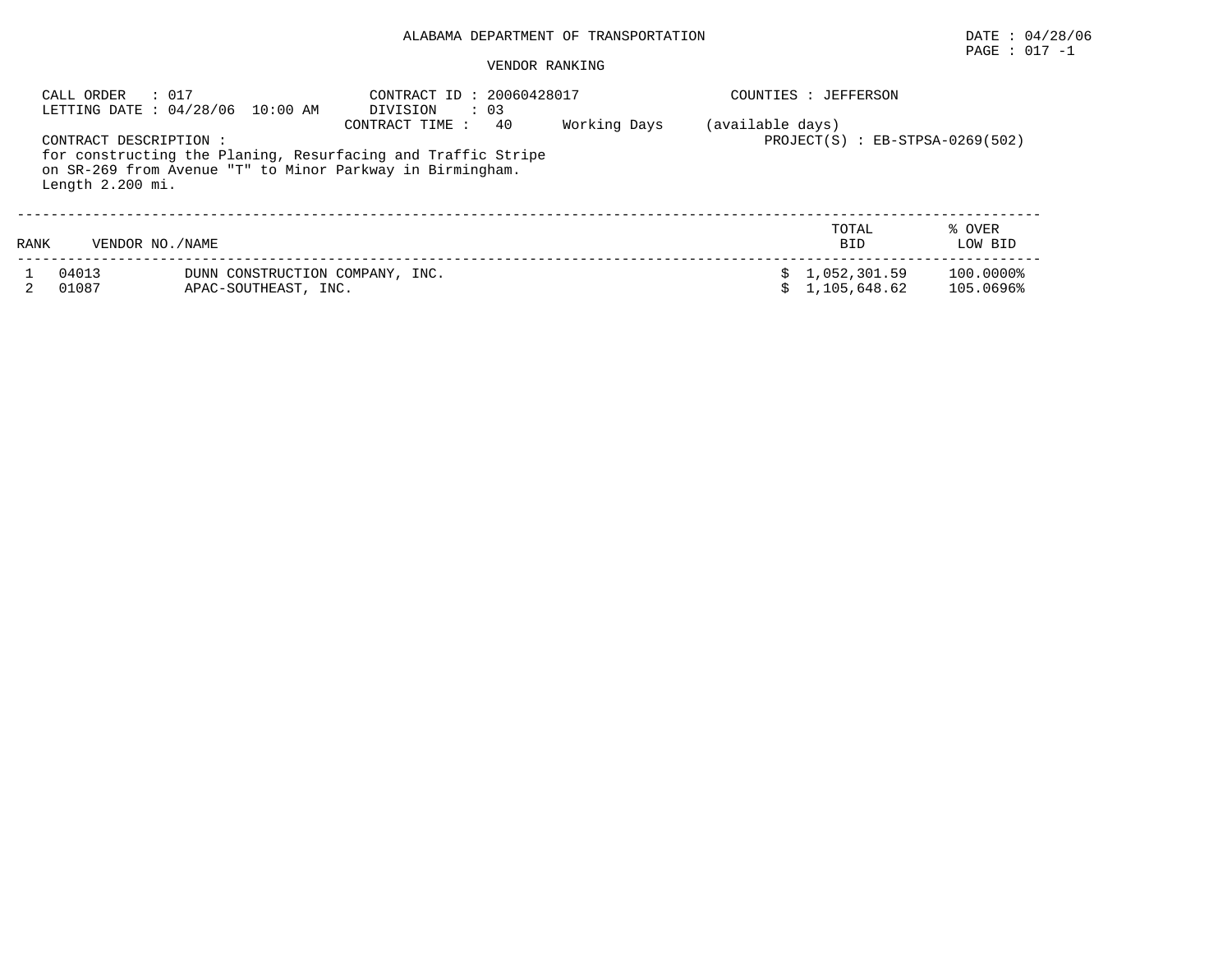ALABAMA DEPARTMENT OF TRANSPORTATION

DATE : 04/28/06

PAGE : 017 -1

VENDOR RANKING

CALL ORDER : 017
LETTING DATE : 04/28/06 10:00 AM

CONTRACT ID : 20060428017
DIVISION : 03
CONTRACT TIME : 40 Working Days (available days)

COUNTIES : JEFFERSON

PROJECT(S) : EB-STPSA-0269(502)

CONTRACT DESCRIPTION :
for constructing the Planing, Resurfacing and Traffic Stripe on SR-269 from Avenue "T" to Minor Parkway in Birmingham.
Length 2.200 mi.

| RANK | VENDOR NO./NAME | | TOTAL BID | % OVER LOW BID |
|---|---|---|---|---|
| 1 | 04013 | DUNN CONSTRUCTION COMPANY, INC. | $ 1,052,301.59 | 100.0000% |
| 2 | 01087 | APAC-SOUTHEAST, INC. | $ 1,105,648.62 | 105.0696% |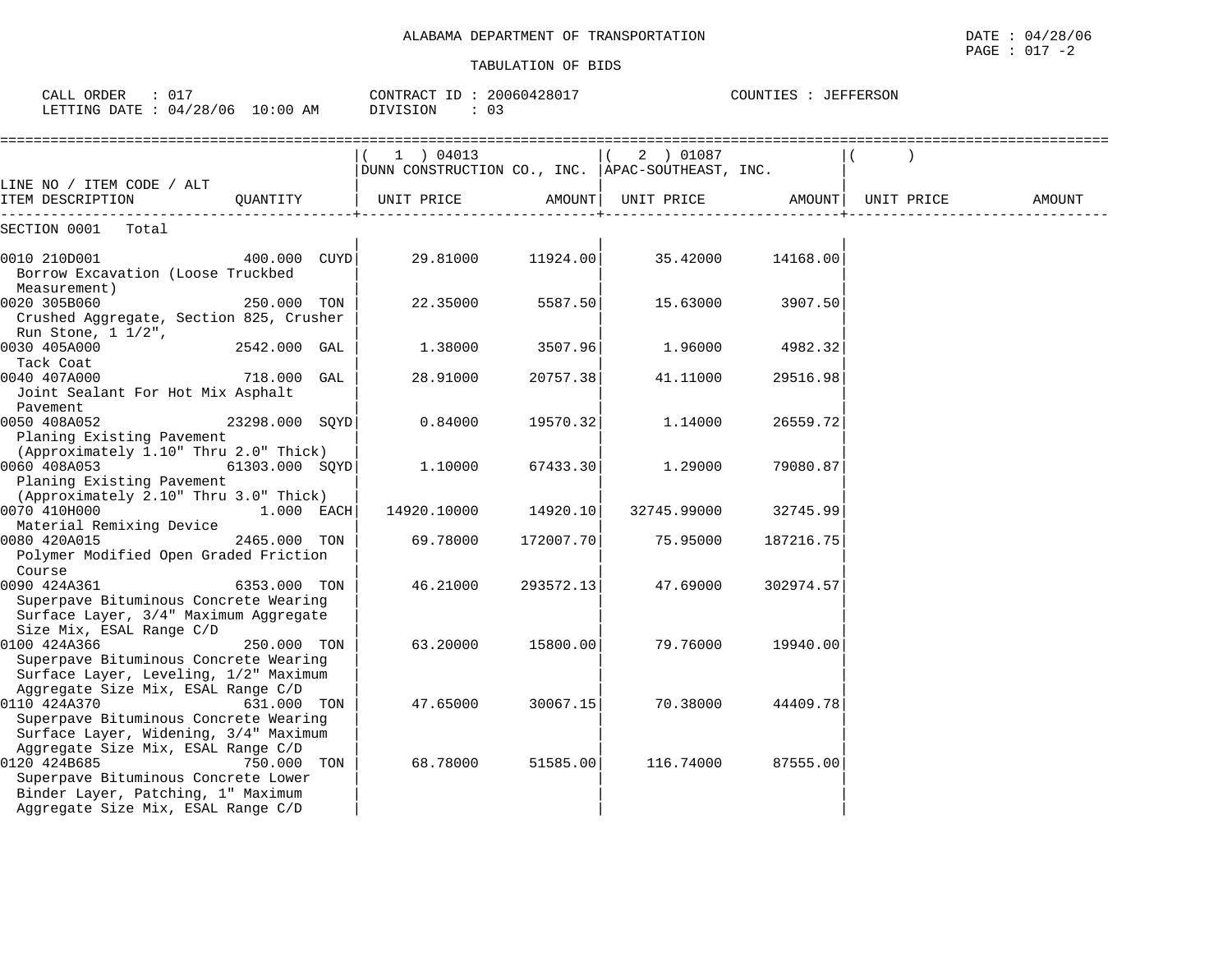ALABAMA DEPARTMENT OF TRANSPORTATION

TABULATION OF BIDS

DATE : 04/28/06
PAGE : 017 -2

CALL ORDER : 017
LETTING DATE : 04/28/06 10:00 AM

CONTRACT ID : 20060428017
DIVISION : 03

COUNTIES : JEFFERSON

| LINE NO / ITEM CODE / ALT ITEM DESCRIPTION | QUANTITY | ( 1 ) 04013 DUNN CONSTRUCTION CO., INC. UNIT PRICE | AMOUNT | ( 2 ) 01087 APAC-SOUTHEAST, INC. UNIT PRICE | AMOUNT | ( ) UNIT PRICE | AMOUNT |
|---|---|---|---|---|---|---|---|
| SECTION 0001 Total | | | | | | | |
| 0010 210D001 Borrow Excavation (Loose Truckbed Measurement) | 400.000 CUYD | 29.81000 | 11924.00 | 35.42000 | 14168.00 | | |
| 0020 305B060 Crushed Aggregate, Section 825, Crusher Run Stone, 1 1/2", | 250.000 TON | 22.35000 | 5587.50 | 15.63000 | 3907.50 | | |
| 0030 405A000 Tack Coat | 2542.000 GAL | 1.38000 | 3507.96 | 1.96000 | 4982.32 | | |
| 0040 407A000 Joint Sealant For Hot Mix Asphalt Pavement | 718.000 GAL | 28.91000 | 20757.38 | 41.11000 | 29516.98 | | |
| 0050 408A052 Planing Existing Pavement (Approximately 1.10" Thru 2.0" Thick) | 23298.000 SQYD | 0.84000 | 19570.32 | 1.14000 | 26559.72 | | |
| 0060 408A053 Planing Existing Pavement (Approximately 2.10" Thru 3.0" Thick) | 61303.000 SQYD | 1.10000 | 67433.30 | 1.29000 | 79080.87 | | |
| 0070 410H000 Material Remixing Device | 1.000 EACH | 14920.10000 | 14920.10 | 32745.99000 | 32745.99 | | |
| 0080 420A015 Polymer Modified Open Graded Friction Course | 2465.000 TON | 69.78000 | 172007.70 | 75.95000 | 187216.75 | | |
| 0090 424A361 Superpave Bituminous Concrete Wearing Surface Layer, 3/4" Maximum Aggregate Size Mix, ESAL Range C/D | 6353.000 TON | 46.21000 | 293572.13 | 47.69000 | 302974.57 | | |
| 0100 424A366 Superpave Bituminous Concrete Wearing Surface Layer, Leveling, 1/2" Maximum Aggregate Size Mix, ESAL Range C/D | 250.000 TON | 63.20000 | 15800.00 | 79.76000 | 19940.00 | | |
| 0110 424A370 Superpave Bituminous Concrete Wearing Surface Layer, Widening, 3/4" Maximum Aggregate Size Mix, ESAL Range C/D | 631.000 TON | 47.65000 | 30067.15 | 70.38000 | 44409.78 | | |
| 0120 424B685 Superpave Bituminous Concrete Lower Binder Layer, Patching, 1" Maximum Aggregate Size Mix, ESAL Range C/D | 750.000 TON | 68.78000 | 51585.00 | 116.74000 | 87555.00 | | |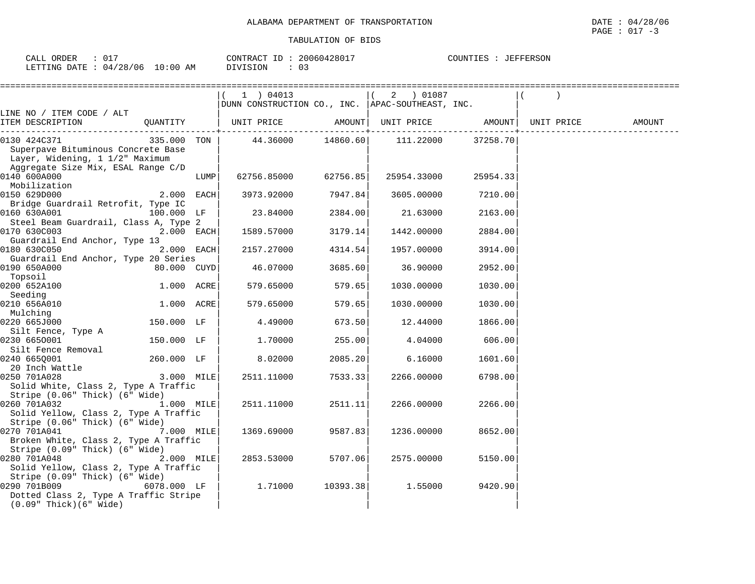ALABAMA DEPARTMENT OF TRANSPORTATION

TABULATION OF BIDS

CALL ORDER : 017 CONTRACT ID : 20060428017 COUNTIES : JEFFERSON
LETTING DATE : 04/28/06 10:00 AM DIVISION : 03

| LINE NO / ITEM CODE / ALT ITEM DESCRIPTION | QUANTITY | ( 1 ) 04013 DUNN CONSTRUCTION CO., INC. UNIT PRICE | AMOUNT | ( 2 ) 01087 APAC-SOUTHEAST, INC. UNIT PRICE | AMOUNT | ( ) UNIT PRICE | AMOUNT |
|---|---|---|---|---|---|---|---|
| 0130 424C371 Superpave Bituminous Concrete Base Layer, Widening, 1 1/2" Maximum Aggregate Size Mix, ESAL Range C/D | 335.000 TON | 44.36000 | 14860.60 | 111.22000 | 37258.70 | | |
| 0140 600A000 Mobilization | LUMP | 62756.85000 | 62756.85 | 25954.33000 | 25954.33 | | |
| 0150 629D000 Bridge Guardrail Retrofit, Type IC | 2.000 EACH | 3973.92000 | 7947.84 | 3605.00000 | 7210.00 | | |
| 0160 630A001 Steel Beam Guardrail, Class A, Type 2 | 100.000 LF | 23.84000 | 2384.00 | 21.63000 | 2163.00 | | |
| 0170 630C003 Guardrail End Anchor, Type 13 | 2.000 EACH | 1589.57000 | 3179.14 | 1442.00000 | 2884.00 | | |
| 0180 630C050 Guardrail End Anchor, Type 20 Series | 2.000 EACH | 2157.27000 | 4314.54 | 1957.00000 | 3914.00 | | |
| 0190 650A000 Topsoil | 80.000 CUYD | 46.07000 | 3685.60 | 36.90000 | 2952.00 | | |
| 0200 652A100 Seeding | 1.000 ACRE | 579.65000 | 579.65 | 1030.00000 | 1030.00 | | |
| 0210 656A010 Mulching | 1.000 ACRE | 579.65000 | 579.65 | 1030.00000 | 1030.00 | | |
| 0220 665J000 Silt Fence, Type A | 150.000 LF | 4.49000 | 673.50 | 12.44000 | 1866.00 | | |
| 0230 665O001 Silt Fence Removal | 150.000 LF | 1.70000 | 255.00 | 4.04000 | 606.00 | | |
| 0240 665Q001 20 Inch Wattle | 260.000 LF | 8.02000 | 2085.20 | 6.16000 | 1601.60 | | |
| 0250 701A028 Solid White, Class 2, Type A Traffic Stripe (0.06" Thick) (6" Wide) | 3.000 MILE | 2511.11000 | 7533.33 | 2266.00000 | 6798.00 | | |
| 0260 701A032 Solid Yellow, Class 2, Type A Traffic Stripe (0.06" Thick) (6" Wide) | 1.000 MILE | 2511.11000 | 2511.11 | 2266.00000 | 2266.00 | | |
| 0270 701A041 Broken White, Class 2, Type A Traffic Stripe (0.09" Thick) (6" Wide) | 7.000 MILE | 1369.69000 | 9587.83 | 1236.00000 | 8652.00 | | |
| 0280 701A048 Solid Yellow, Class 2, Type A Traffic Stripe (0.09" Thick) (6" Wide) | 2.000 MILE | 2853.53000 | 5707.06 | 2575.00000 | 5150.00 | | |
| 0290 701B009 Dotted Class 2, Type A Traffic Stripe (0.09" Thick)(6" Wide) | 6078.000 LF | 1.71000 | 10393.38 | 1.55000 | 9420.90 | | |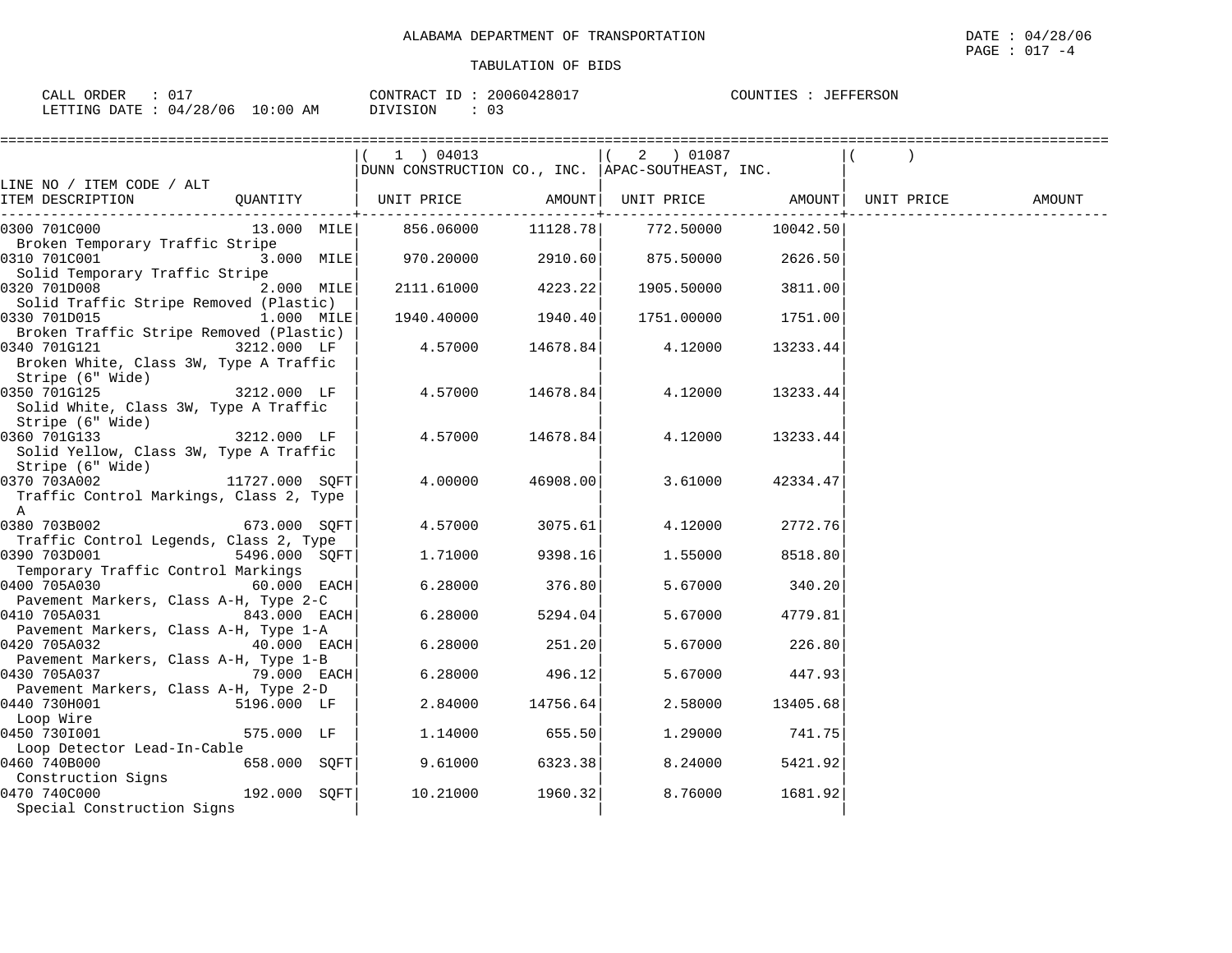ALABAMA DEPARTMENT OF TRANSPORTATION

TABULATION OF BIDS

DATE : 04/28/06

CALL ORDER : 017 &nbsp;&nbsp;&nbsp; CONTRACT ID : 20060428017 &nbsp;&nbsp;&nbsp; COUNTIES : JEFFERSON

LETTING DATE : 04/28/06 10:00 AM &nbsp;&nbsp;&nbsp; DIVISION : 03

| LINE NO / ITEM CODE / ALT ITEM DESCRIPTION | QUANTITY | ( 1 ) 04013 DUNN CONSTRUCTION CO., INC. UNIT PRICE | AMOUNT | ( 2 ) 01087 APAC-SOUTHEAST, INC. UNIT PRICE | AMOUNT | ( ) UNIT PRICE | AMOUNT |
|---|---|---|---|---|---|---|---|
| 0300 701C000 Broken Temporary Traffic Stripe | 13.000 MILE | 856.06000 | 11128.78 | 772.50000 | 10042.50 | | |
| 0310 701C001 Solid Temporary Traffic Stripe | 3.000 MILE | 970.20000 | 2910.60 | 875.50000 | 2626.50 | | |
| 0320 701D008 Solid Traffic Stripe Removed (Plastic) | 2.000 MILE | 2111.61000 | 4223.22 | 1905.50000 | 3811.00 | | |
| 0330 701D015 Broken Traffic Stripe Removed (Plastic) | 1.000 MILE | 1940.40000 | 1940.40 | 1751.00000 | 1751.00 | | |
| 0340 701G121 Broken White, Class 3W, Type A Traffic Stripe (6" Wide) | 3212.000 LF | 4.57000 | 14678.84 | 4.12000 | 13233.44 | | |
| 0350 701G125 Solid White, Class 3W, Type A Traffic Stripe (6" Wide) | 3212.000 LF | 4.57000 | 14678.84 | 4.12000 | 13233.44 | | |
| 0360 701G133 Solid Yellow, Class 3W, Type A Traffic Stripe (6" Wide) | 3212.000 LF | 4.57000 | 14678.84 | 4.12000 | 13233.44 | | |
| 0370 703A002 Traffic Control Markings, Class 2, Type A | 11727.000 SQFT | 4.00000 | 46908.00 | 3.61000 | 42334.47 | | |
| 0380 703B002 Traffic Control Legends, Class 2, Type | 673.000 SQFT | 4.57000 | 3075.61 | 4.12000 | 2772.76 | | |
| 0390 703D001 Temporary Traffic Control Markings | 5496.000 SQFT | 1.71000 | 9398.16 | 1.55000 | 8518.80 | | |
| 0400 705A030 Pavement Markers, Class A-H, Type 2-C | 60.000 EACH | 6.28000 | 376.80 | 5.67000 | 340.20 | | |
| 0410 705A031 Pavement Markers, Class A-H, Type 1-A | 843.000 EACH | 6.28000 | 5294.04 | 5.67000 | 4779.81 | | |
| 0420 705A032 Pavement Markers, Class A-H, Type 1-B | 40.000 EACH | 6.28000 | 251.20 | 5.67000 | 226.80 | | |
| 0430 705A037 Pavement Markers, Class A-H, Type 2-D | 79.000 EACH | 6.28000 | 496.12 | 5.67000 | 447.93 | | |
| 0440 730H001 Loop Wire | 5196.000 LF | 2.84000 | 14756.64 | 2.58000 | 13405.68 | | |
| 0450 730I001 Loop Detector Lead-In-Cable | 575.000 LF | 1.14000 | 655.50 | 1.29000 | 741.75 | | |
| 0460 740B000 Construction Signs | 658.000 SQFT | 9.61000 | 6323.38 | 8.24000 | 5421.92 | | |
| 0470 740C000 Special Construction Signs | 192.000 SQFT | 10.21000 | 1960.32 | 8.76000 | 1681.92 | | |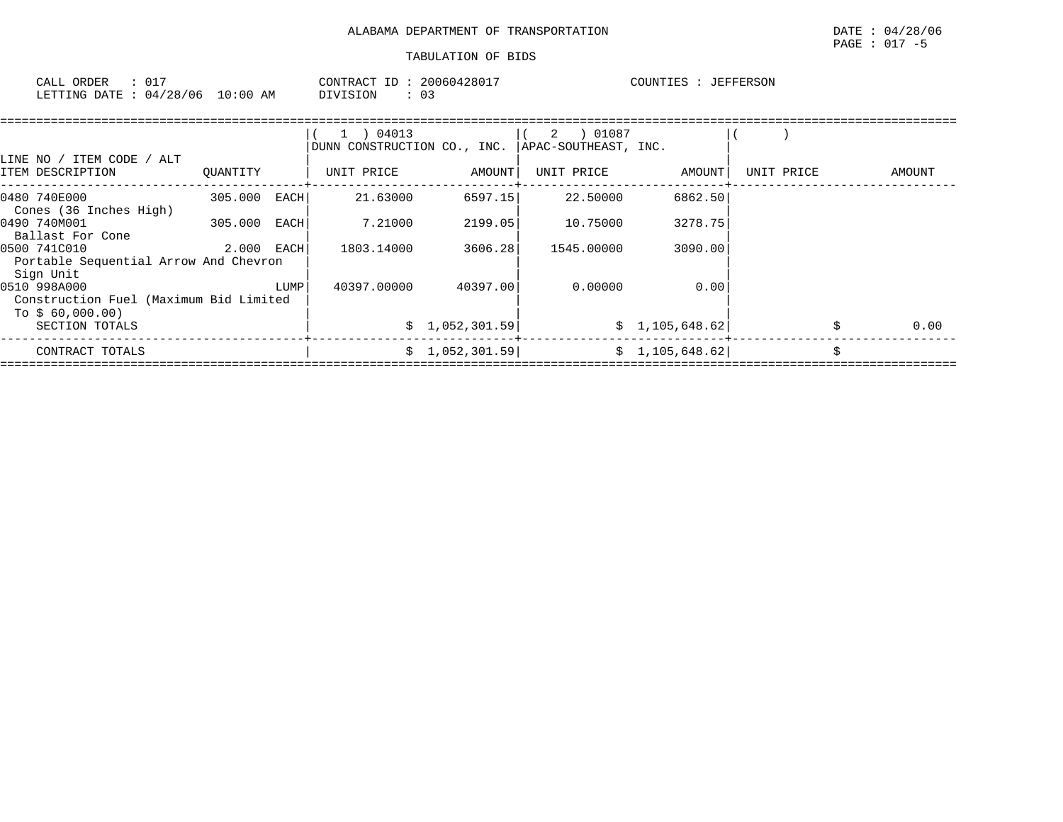ALABAMA DEPARTMENT OF TRANSPORTATION

TABULATION OF BIDS

DATE : 04/28/06
PAGE : 017 -5

CALL ORDER : 017
LETTING DATE : 04/28/06 10:00 AM

CONTRACT ID : 20060428017
DIVISION : 03

COUNTIES : JEFFERSON

| LINE NO / ITEM CODE / ALT ITEM DESCRIPTION | QUANTITY | ( 1 ) 04013 DUNN CONSTRUCTION CO., INC. UNIT PRICE | AMOUNT | ( 2 ) 01087 APAC-SOUTHEAST, INC. UNIT PRICE | AMOUNT | ( ) UNIT PRICE | AMOUNT |
|---|---|---|---|---|---|---|---|
| 0480 740E000 Cones (36 Inches High) | 305.000 EACH | 21.63000 | 6597.15 | 22.50000 | 6862.50 | | |
| 0490 740M001 Ballast For Cone | 305.000 EACH | 7.21000 | 2199.05 | 10.75000 | 3278.75 | | |
| 0500 741C010 Portable Sequential Arrow And Chevron Sign Unit | 2.000 EACH | 1803.14000 | 3606.28 | 1545.00000 | 3090.00 | | |
| 0510 998A000 Construction Fuel (Maximum Bid Limited To $ 60,000.00) | LUMP | 40397.00000 | 40397.00 | 0.00000 | 0.00 | | |
| SECTION TOTALS | | | $ 1,052,301.59 | | $ 1,105,648.62 | | $ 0.00 |
| CONTRACT TOTALS | | | $ 1,052,301.59 | | $ 1,105,648.62 | | $ |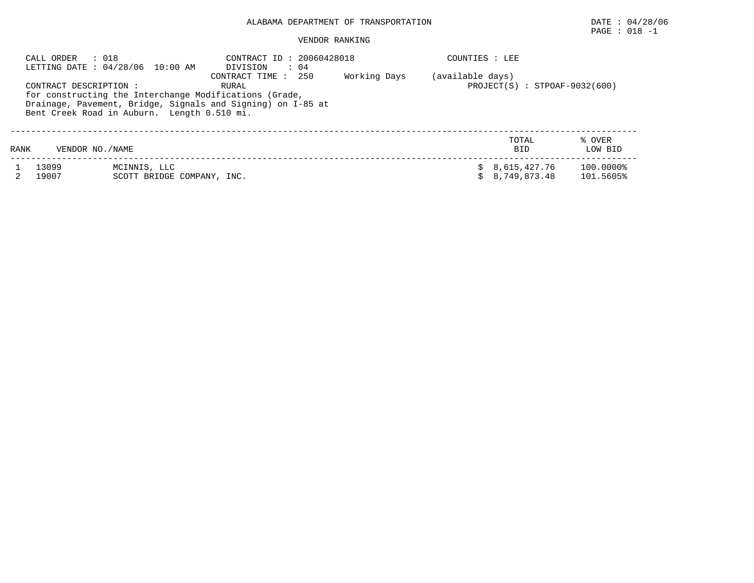ALABAMA DEPARTMENT OF TRANSPORTATION

DATE : 04/28/06

PAGE : 018 -1

VENDOR RANKING

CALL ORDER : 018
LETTING DATE : 04/28/06 10:00 AM

CONTRACT ID : 20060428018
DIVISION : 04
CONTRACT TIME : 250 Working Days (available days)

COUNTIES : LEE

CONTRACT DESCRIPTION : RURAL

PROJECT(S) : STPOAF-9032(600)

for constructing the Interchange Modifications (Grade, Drainage, Pavement, Bridge, Signals and Signing) on I-85 at Bent Creek Road in Auburn. Length 0.510 mi.

| RANK | VENDOR NO./NAME | | TOTAL BID | % OVER LOW BID |
|---|---|---|---|---|
| 1 | 13099 | MCINNIS, LLC | $ 8,615,427.76 | 100.0000% |
| 2 | 19007 | SCOTT BRIDGE COMPANY, INC. | $ 8,749,873.48 | 101.5605% |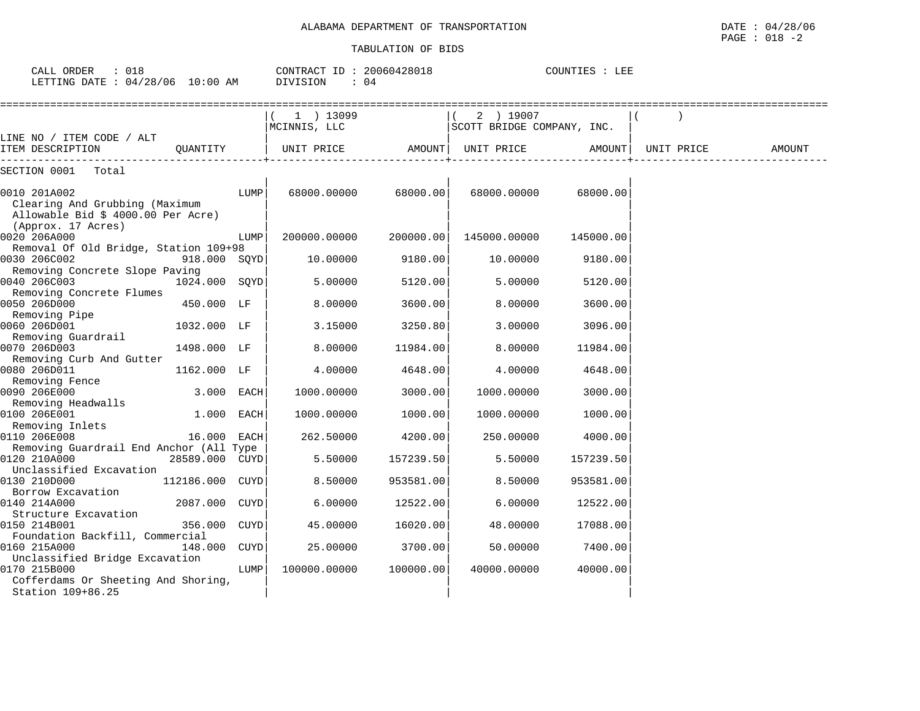ALABAMA DEPARTMENT OF TRANSPORTATION

TABULATION OF BIDS

DATE : 04/28/06
PAGE : 018 -2

CALL ORDER : 018
LETTING DATE : 04/28/06 10:00 AM

CONTRACT ID : 20060428018
DIVISION : 04

COUNTIES : LEE

| LINE NO / ITEM CODE / ALT ITEM DESCRIPTION | QUANTITY | ( 1 ) 13099 MCINNIS, LLC UNIT PRICE | AMOUNT | ( 2 ) 19007 SCOTT BRIDGE COMPANY, INC. UNIT PRICE | AMOUNT | ( ) UNIT PRICE | AMOUNT |
|---|---|---|---|---|---|---|---|
| SECTION 0001 Total | | | | | | | |
| 0010 201A002 Clearing And Grubbing (Maximum Allowable Bid $ 4000.00 Per Acre) (Approx. 17 Acres) | LUMP | 68000.00000 | 68000.00 | 68000.00000 | 68000.00 | | |
| 0020 206A000 Removal Of Old Bridge, Station 109+98 | LUMP | 200000.00000 | 200000.00 | 145000.00000 | 145000.00 | | |
| 0030 206C002 Removing Concrete Slope Paving | 918.000 SQYD | 10.00000 | 9180.00 | 10.00000 | 9180.00 | | |
| 0040 206C003 Removing Concrete Flumes | 1024.000 SQYD | 5.00000 | 5120.00 | 5.00000 | 5120.00 | | |
| 0050 206D000 Removing Pipe | 450.000 LF | 8.00000 | 3600.00 | 8.00000 | 3600.00 | | |
| 0060 206D001 Removing Guardrail | 1032.000 LF | 3.15000 | 3250.80 | 3.00000 | 3096.00 | | |
| 0070 206D003 Removing Curb And Gutter | 1498.000 LF | 8.00000 | 11984.00 | 8.00000 | 11984.00 | | |
| 0080 206D011 Removing Fence | 1162.000 LF | 4.00000 | 4648.00 | 4.00000 | 4648.00 | | |
| 0090 206E000 Removing Headwalls | 3.000 EACH | 1000.00000 | 3000.00 | 1000.00000 | 3000.00 | | |
| 0100 206E001 Removing Inlets | 1.000 EACH | 1000.00000 | 1000.00 | 1000.00000 | 1000.00 | | |
| 0110 206E008 Removing Guardrail End Anchor (All Type | 16.000 EACH | 262.50000 | 4200.00 | 250.00000 | 4000.00 | | |
| 0120 210A000 Unclassified Excavation | 28589.000 CUYD | 5.50000 | 157239.50 | 5.50000 | 157239.50 | | |
| 0130 210D000 Borrow Excavation | 112186.000 CUYD | 8.50000 | 953581.00 | 8.50000 | 953581.00 | | |
| 0140 214A000 Structure Excavation | 2087.000 CUYD | 6.00000 | 12522.00 | 6.00000 | 12522.00 | | |
| 0150 214B001 Foundation Backfill, Commercial | 356.000 CUYD | 45.00000 | 16020.00 | 48.00000 | 17088.00 | | |
| 0160 215A000 Unclassified Bridge Excavation | 148.000 CUYD | 25.00000 | 3700.00 | 50.00000 | 7400.00 | | |
| 0170 215B000 Cofferdams Or Sheeting And Shoring, Station 109+86.25 | LUMP | 100000.00000 | 100000.00 | 40000.00000 | 40000.00 | | |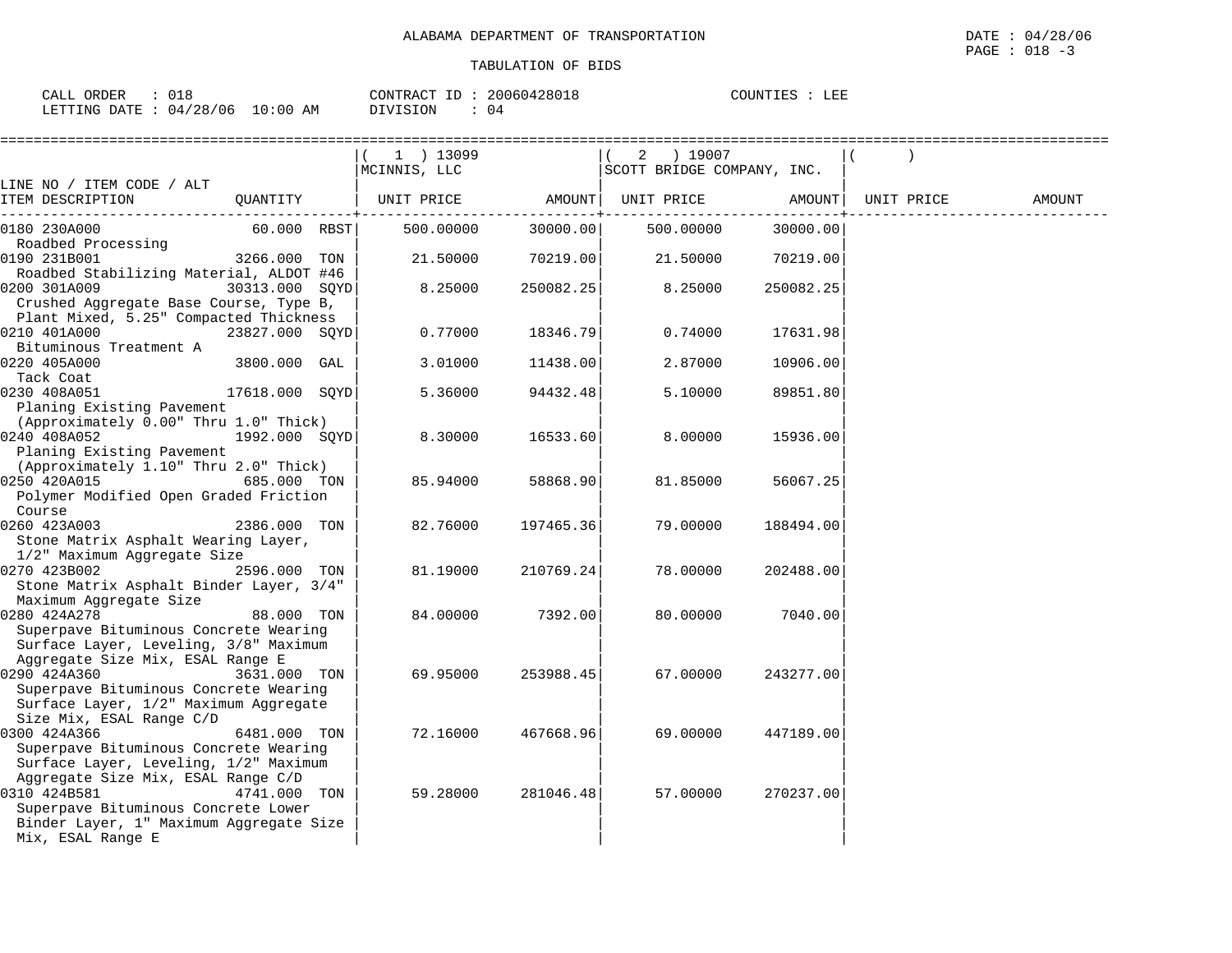ALABAMA DEPARTMENT OF TRANSPORTATION

TABULATION OF BIDS

DATE : 04/28/06
PAGE : 018 -3

CALL ORDER : 018
LETTING DATE : 04/28/06 10:00 AM

CONTRACT ID : 20060428018
DIVISION : 04

COUNTIES : LEE

| LINE NO / ITEM CODE / ALT ITEM DESCRIPTION | QUANTITY | ( 1 ) 13099 MCINNIS, LLC UNIT PRICE | AMOUNT | ( 2 ) 19007 SCOTT BRIDGE COMPANY, INC. UNIT PRICE | AMOUNT | ( ) UNIT PRICE | AMOUNT |
|---|---|---|---|---|---|---|---|
| 0180 230A000 Roadbed Processing | 60.000 RBST | 500.00000 | 30000.00 | 500.00000 | 30000.00 | | |
| 0190 231B001 Roadbed Stabilizing Material, ALDOT #46 | 3266.000 TON | 21.50000 | 70219.00 | 21.50000 | 70219.00 | | |
| 0200 301A009 Crushed Aggregate Base Course, Type B, Plant Mixed, 5.25" Compacted Thickness | 30313.000 SQYD | 8.25000 | 250082.25 | 8.25000 | 250082.25 | | |
| 0210 401A000 Bituminous Treatment A | 23827.000 SQYD | 0.77000 | 18346.79 | 0.74000 | 17631.98 | | |
| 0220 405A000 Tack Coat | 3800.000 GAL | 3.01000 | 11438.00 | 2.87000 | 10906.00 | | |
| 0230 408A051 Planing Existing Pavement (Approximately 0.00" Thru 1.0" Thick) | 17618.000 SQYD | 5.36000 | 94432.48 | 5.10000 | 89851.80 | | |
| 0240 408A052 Planing Existing Pavement (Approximately 1.10" Thru 2.0" Thick) | 1992.000 SQYD | 8.30000 | 16533.60 | 8.00000 | 15936.00 | | |
| 0250 420A015 Polymer Modified Open Graded Friction Course | 685.000 TON | 85.94000 | 58868.90 | 81.85000 | 56067.25 | | |
| 0260 423A003 Stone Matrix Asphalt Wearing Layer, 1/2" Maximum Aggregate Size | 2386.000 TON | 82.76000 | 197465.36 | 79.00000 | 188494.00 | | |
| 0270 423B002 Stone Matrix Asphalt Binder Layer, 3/4" Maximum Aggregate Size | 2596.000 TON | 81.19000 | 210769.24 | 78.00000 | 202488.00 | | |
| 0280 424A278 Superpave Bituminous Concrete Wearing Surface Layer, Leveling, 3/8" Maximum Aggregate Size Mix, ESAL Range E | 88.000 TON | 84.00000 | 7392.00 | 80.00000 | 7040.00 | | |
| 0290 424A360 Superpave Bituminous Concrete Wearing Surface Layer, 1/2" Maximum Aggregate Size Mix, ESAL Range C/D | 3631.000 TON | 69.95000 | 253988.45 | 67.00000 | 243277.00 | | |
| 0300 424A366 Superpave Bituminous Concrete Wearing Surface Layer, Leveling, 1/2" Maximum Aggregate Size Mix, ESAL Range C/D | 6481.000 TON | 72.16000 | 467668.96 | 69.00000 | 447189.00 | | |
| 0310 424B581 Superpave Bituminous Concrete Lower Binder Layer, 1" Maximum Aggregate Size Mix, ESAL Range E | 4741.000 TON | 59.28000 | 281046.48 | 57.00000 | 270237.00 | | |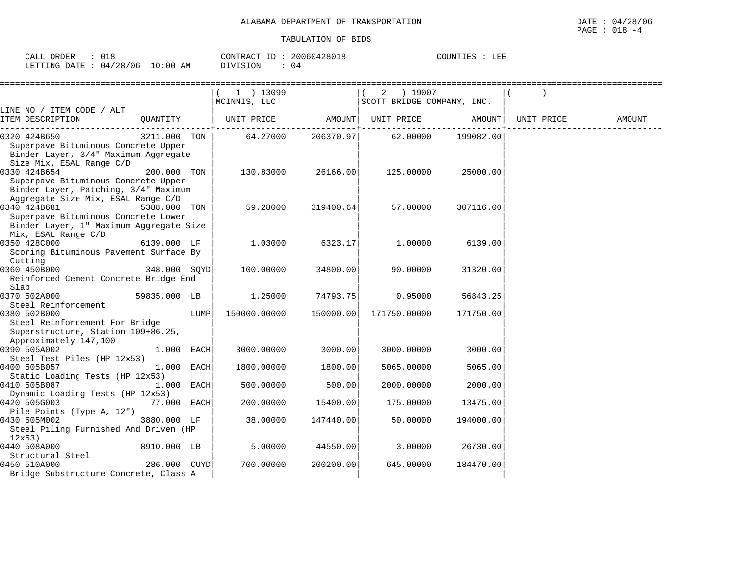ALABAMA DEPARTMENT OF TRANSPORTATION

TABULATION OF BIDS

DATE : 04/28/06
PAGE : 018 -4

CALL ORDER : 018 CONTRACT ID : 20060428018 COUNTIES : LEE
LETTING DATE : 04/28/06 10:00 AM DIVISION : 04

| LINE NO / ITEM CODE / ALT ITEM DESCRIPTION | QUANTITY | (1) 13099 MCINNIS, LLC UNIT PRICE | AMOUNT | (2) 19007 SCOTT BRIDGE COMPANY, INC. UNIT PRICE | AMOUNT | ( ) UNIT PRICE | AMOUNT |
|---|---|---|---|---|---|---|---|
| 0320 424B650 Superpave Bituminous Concrete Upper Binder Layer, 3/4" Maximum Aggregate Size Mix, ESAL Range C/D | 3211.000 TON | 64.27000 | 206370.97 | 62.00000 | 199082.00 | | |
| 0330 424B654 Superpave Bituminous Concrete Upper Binder Layer, Patching, 3/4" Maximum Aggregate Size Mix, ESAL Range C/D | 200.000 TON | 130.83000 | 26166.00 | 125.00000 | 25000.00 | | |
| 0340 424B681 Superpave Bituminous Concrete Lower Binder Layer, 1" Maximum Aggregate Size Mix, ESAL Range C/D | 5388.000 TON | 59.28000 | 319400.64 | 57.00000 | 307116.00 | | |
| 0350 428C000 Scoring Bituminous Pavement Surface By Cutting | 6139.000 LF | 1.03000 | 6323.17 | 1.00000 | 6139.00 | | |
| 0360 450B000 Reinforced Cement Concrete Bridge End Slab | 348.000 SQYD | 100.00000 | 34800.00 | 90.00000 | 31320.00 | | |
| 0370 502A000 Steel Reinforcement | 59835.000 LB | 1.25000 | 74793.75 | 0.95000 | 56843.25 | | |
| 0380 502B000 Steel Reinforcement For Bridge Superstructure, Station 109+86.25, Approximately 147,100 | LUMP | 150000.00000 | 150000.00 | 171750.00000 | 171750.00 | | |
| 0390 505A002 Steel Test Piles (HP 12x53) | 1.000 EACH | 3000.00000 | 3000.00 | 3000.00000 | 3000.00 | | |
| 0400 505B057 Static Loading Tests (HP 12x53) | 1.000 EACH | 1800.00000 | 1800.00 | 5065.00000 | 5065.00 | | |
| 0410 505B087 Dynamic Loading Tests (HP 12x53) | 1.000 EACH | 500.00000 | 500.00 | 2000.00000 | 2000.00 | | |
| 0420 505G003 Pile Points (Type A, 12") | 77.000 EACH | 200.00000 | 15400.00 | 175.00000 | 13475.00 | | |
| 0430 505M002 Steel Piling Furnished And Driven (HP 12x53) | 3880.000 LF | 38.00000 | 147440.00 | 50.00000 | 194000.00 | | |
| 0440 508A000 Structural Steel | 8910.000 LB | 5.00000 | 44550.00 | 3.00000 | 26730.00 | | |
| 0450 510A000 Bridge Substructure Concrete, Class A | 286.000 CUYD | 700.00000 | 200200.00 | 645.00000 | 184470.00 | | |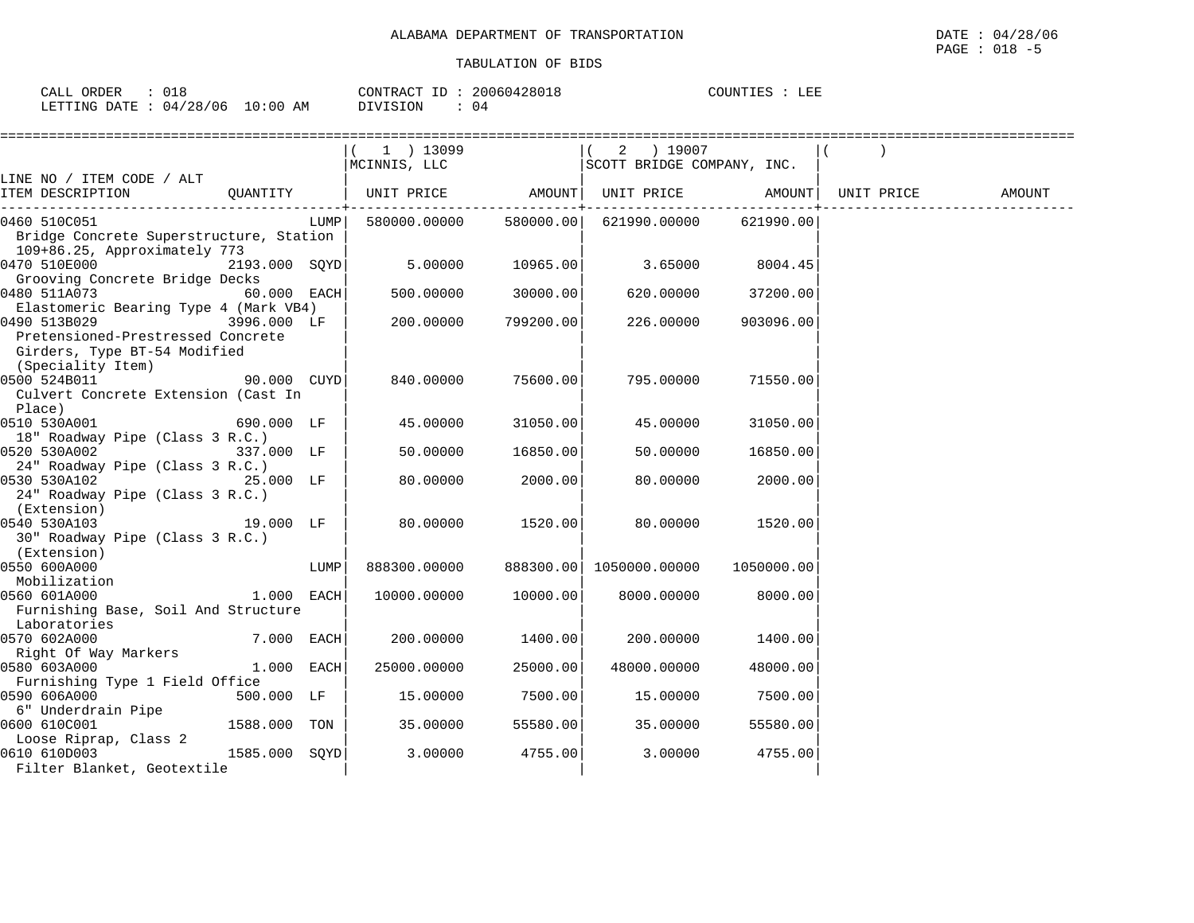ALABAMA DEPARTMENT OF TRANSPORTATION

TABULATION OF BIDS

CALL ORDER : 018 | CONTRACT ID : 20060428018 | COUNTIES : LEE
LETTING DATE : 04/28/06 10:00 AM | DIVISION : 04

| LINE NO / ITEM CODE / ALT ITEM DESCRIPTION | QUANTITY | ( 1 ) 13099 MCINNIS, LLC UNIT PRICE | AMOUNT | ( 2 ) 19007 SCOTT BRIDGE COMPANY, INC. UNIT PRICE | AMOUNT | ( ) UNIT PRICE | AMOUNT |
|---|---|---|---|---|---|---|---|
| 0460 510C051 Bridge Concrete Superstructure, Station 109+86.25, Approximately 773 | LUMP | 580000.00000 | 580000.00 | 621990.00000 | 621990.00 | | |
| 0470 510E000 Grooving Concrete Bridge Decks | 2193.000 SQYD | 5.00000 | 10965.00 | 3.65000 | 8004.45 | | |
| 0480 511A073 Elastomeric Bearing Type 4 (Mark VB4) | 60.000 EACH | 500.00000 | 30000.00 | 620.00000 | 37200.00 | | |
| 0490 513B029 Pretensioned-Prestressed Concrete Girders, Type BT-54 Modified (Speciality Item) | 3996.000 LF | 200.00000 | 799200.00 | 226.00000 | 903096.00 | | |
| 0500 524B011 Culvert Concrete Extension (Cast In Place) | 90.000 CUYD | 840.00000 | 75600.00 | 795.00000 | 71550.00 | | |
| 0510 530A001 18" Roadway Pipe (Class 3 R.C.) | 690.000 LF | 45.00000 | 31050.00 | 45.00000 | 31050.00 | | |
| 0520 530A002 24" Roadway Pipe (Class 3 R.C.) | 337.000 LF | 50.00000 | 16850.00 | 50.00000 | 16850.00 | | |
| 0530 530A102 24" Roadway Pipe (Class 3 R.C.) (Extension) | 25.000 LF | 80.00000 | 2000.00 | 80.00000 | 2000.00 | | |
| 0540 530A103 30" Roadway Pipe (Class 3 R.C.) (Extension) | 19.000 LF | 80.00000 | 1520.00 | 80.00000 | 1520.00 | | |
| 0550 600A000 Mobilization | LUMP | 888300.00000 | 888300.00 | 1050000.00000 | 1050000.00 | | |
| 0560 601A000 Furnishing Base, Soil And Structure Laboratories | 1.000 EACH | 10000.00000 | 10000.00 | 8000.00000 | 8000.00 | | |
| 0570 602A000 Right Of Way Markers | 7.000 EACH | 200.00000 | 1400.00 | 200.00000 | 1400.00 | | |
| 0580 603A000 Furnishing Type 1 Field Office | 1.000 EACH | 25000.00000 | 25000.00 | 48000.00000 | 48000.00 | | |
| 0590 606A000 6" Underdrain Pipe | 500.000 LF | 15.00000 | 7500.00 | 15.00000 | 7500.00 | | |
| 0600 610C001 Loose Riprap, Class 2 | 1588.000 TON | 35.00000 | 55580.00 | 35.00000 | 55580.00 | | |
| 0610 610D003 Filter Blanket, Geotextile | 1585.000 SQYD | 3.00000 | 4755.00 | 3.00000 | 4755.00 | | |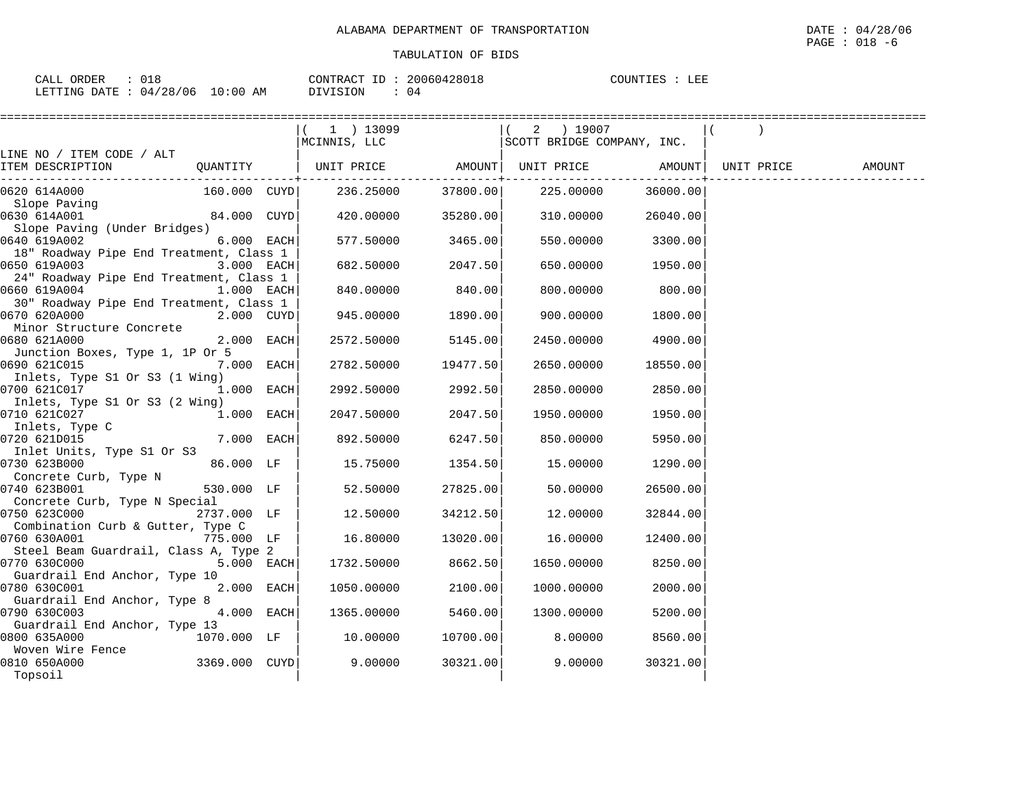ALABAMA DEPARTMENT OF TRANSPORTATION

TABULATION OF BIDS

DATE : 04/28/06
PAGE : 018 -6

CALL ORDER : 018 CONTRACT ID : 20060428018 COUNTIES : LEE
LETTING DATE : 04/28/06 10:00 AM DIVISION : 04

| LINE NO / ITEM CODE / ALT<br>ITEM DESCRIPTION | QUANTITY | (1) 13099 MCINNIS, LLC<br>UNIT PRICE | AMOUNT | (2) 19007 SCOTT BRIDGE COMPANY, INC.<br>UNIT PRICE | AMOUNT | ( )<br>UNIT PRICE | AMOUNT |
|---|---|---|---|---|---|---|---|
| 0620 614A000<br>Slope Paving | 160.000 CUYD | 236.25000 | 37800.00 | 225.00000 | 36000.00 | | |
| 0630 614A001<br>Slope Paving (Under Bridges) | 84.000 CUYD | 420.00000 | 35280.00 | 310.00000 | 26040.00 | | |
| 0640 619A002<br>18" Roadway Pipe End Treatment, Class 1 | 6.000 EACH | 577.50000 | 3465.00 | 550.00000 | 3300.00 | | |
| 0650 619A003<br>24" Roadway Pipe End Treatment, Class 1 | 3.000 EACH | 682.50000 | 2047.50 | 650.00000 | 1950.00 | | |
| 0660 619A004<br>30" Roadway Pipe End Treatment, Class 1 | 1.000 EACH | 840.00000 | 840.00 | 800.00000 | 800.00 | | |
| 0670 620A000<br>Minor Structure Concrete | 2.000 CUYD | 945.00000 | 1890.00 | 900.00000 | 1800.00 | | |
| 0680 621A000<br>Junction Boxes, Type 1, 1P Or 5 | 2.000 EACH | 2572.50000 | 5145.00 | 2450.00000 | 4900.00 | | |
| 0690 621C015<br>Inlets, Type S1 Or S3 (1 Wing) | 7.000 EACH | 2782.50000 | 19477.50 | 2650.00000 | 18550.00 | | |
| 0700 621C017<br>Inlets, Type S1 Or S3 (2 Wing) | 1.000 EACH | 2992.50000 | 2992.50 | 2850.00000 | 2850.00 | | |
| 0710 621C027<br>Inlets, Type C | 1.000 EACH | 2047.50000 | 2047.50 | 1950.00000 | 1950.00 | | |
| 0720 621D015<br>Inlet Units, Type S1 Or S3 | 7.000 EACH | 892.50000 | 6247.50 | 850.00000 | 5950.00 | | |
| 0730 623B000<br>Concrete Curb, Type N | 86.000 LF | 15.75000 | 1354.50 | 15.00000 | 1290.00 | | |
| 0740 623B001<br>Concrete Curb, Type N Special | 530.000 LF | 52.50000 | 27825.00 | 50.00000 | 26500.00 | | |
| 0750 623C000<br>Combination Curb & Gutter, Type C | 2737.000 LF | 12.50000 | 34212.50 | 12.00000 | 32844.00 | | |
| 0760 630A001<br>Steel Beam Guardrail, Class A, Type 2 | 775.000 LF | 16.80000 | 13020.00 | 16.00000 | 12400.00 | | |
| 0770 630C000<br>Guardrail End Anchor, Type 10 | 5.000 EACH | 1732.50000 | 8662.50 | 1650.00000 | 8250.00 | | |
| 0780 630C001<br>Guardrail End Anchor, Type 8 | 2.000 EACH | 1050.00000 | 2100.00 | 1000.00000 | 2000.00 | | |
| 0790 630C003<br>Guardrail End Anchor, Type 13 | 4.000 EACH | 1365.00000 | 5460.00 | 1300.00000 | 5200.00 | | |
| 0800 635A000<br>Woven Wire Fence | 1070.000 LF | 10.00000 | 10700.00 | 8.00000 | 8560.00 | | |
| 0810 650A000<br>Topsoil | 3369.000 CUYD | 9.00000 | 30321.00 | 9.00000 | 30321.00 | | |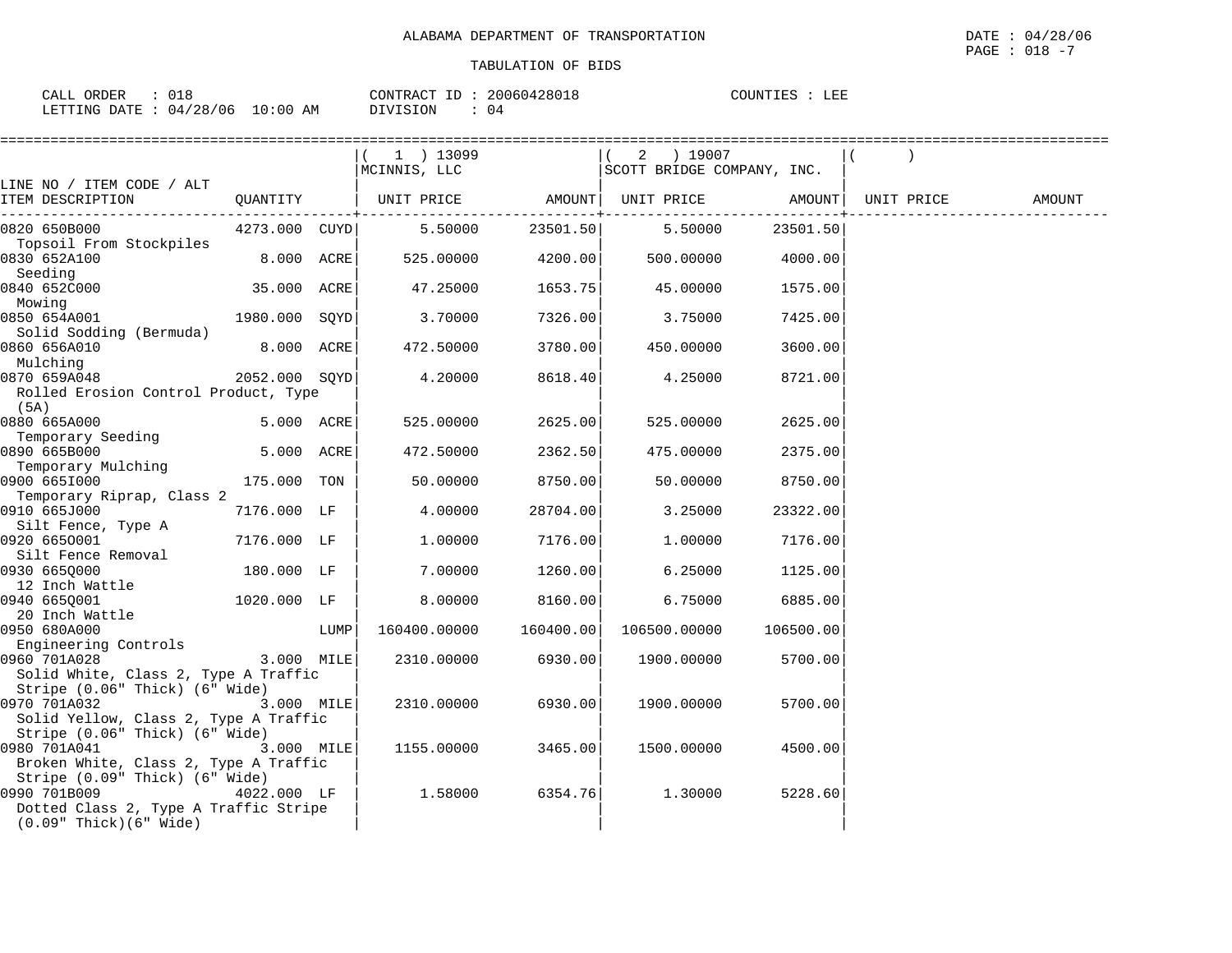ALABAMA DEPARTMENT OF TRANSPORTATION

TABULATION OF BIDS

DATE : 04/28/06
PAGE : 018 -7

CALL ORDER : 018 CONTRACT ID : 20060428018 COUNTIES : LEE
LETTING DATE : 04/28/06 10:00 AM DIVISION : 04

| LINE NO / ITEM CODE / ALT ITEM DESCRIPTION | QUANTITY | | ( 1 ) 13099 MCINNIS, LLC UNIT PRICE | AMOUNT | ( 2 ) 19007 SCOTT BRIDGE COMPANY, INC. UNIT PRICE | AMOUNT | ( ) UNIT PRICE | AMOUNT |
|---|---|---|---|---|---|---|---|---|
| 0820 650B000 Topsoil From Stockpiles | 4273.000 | CUYD | 5.50000 | 23501.50 | 5.50000 | 23501.50 | | |
| 0830 652A100 Seeding | 8.000 | ACRE | 525.00000 | 4200.00 | 500.00000 | 4000.00 | | |
| 0840 652C000 Mowing | 35.000 | ACRE | 47.25000 | 1653.75 | 45.00000 | 1575.00 | | |
| 0850 654A001 Solid Sodding (Bermuda) | 1980.000 | SQYD | 3.70000 | 7326.00 | 3.75000 | 7425.00 | | |
| 0860 656A010 Mulching | 8.000 | ACRE | 472.50000 | 3780.00 | 450.00000 | 3600.00 | | |
| 0870 659A048 Rolled Erosion Control Product, Type (5A) | 2052.000 | SQYD | 4.20000 | 8618.40 | 4.25000 | 8721.00 | | |
| 0880 665A000 Temporary Seeding | 5.000 | ACRE | 525.00000 | 2625.00 | 525.00000 | 2625.00 | | |
| 0890 665B000 Temporary Mulching | 5.000 | ACRE | 472.50000 | 2362.50 | 475.00000 | 2375.00 | | |
| 0900 665I000 Temporary Riprap, Class 2 | 175.000 | TON | 50.00000 | 8750.00 | 50.00000 | 8750.00 | | |
| 0910 665J000 Silt Fence, Type A | 7176.000 | LF | 4.00000 | 28704.00 | 3.25000 | 23322.00 | | |
| 0920 665O001 Silt Fence Removal | 7176.000 | LF | 1.00000 | 7176.00 | 1.00000 | 7176.00 | | |
| 0930 665Q000 12 Inch Wattle | 180.000 | LF | 7.00000 | 1260.00 | 6.25000 | 1125.00 | | |
| 0940 665Q001 20 Inch Wattle | 1020.000 | LF | 8.00000 | 8160.00 | 6.75000 | 6885.00 | | |
| 0950 680A000 Engineering Controls | | LUMP | 160400.00000 | 160400.00 | 106500.00000 | 106500.00 | | |
| 0960 701A028 Solid White, Class 2, Type A Traffic Stripe (0.06" Thick) (6" Wide) | 3.000 | MILE | 2310.00000 | 6930.00 | 1900.00000 | 5700.00 | | |
| 0970 701A032 Solid Yellow, Class 2, Type A Traffic Stripe (0.06" Thick) (6" Wide) | 3.000 | MILE | 2310.00000 | 6930.00 | 1900.00000 | 5700.00 | | |
| 0980 701A041 Broken White, Class 2, Type A Traffic Stripe (0.09" Thick) (6" Wide) | 3.000 | MILE | 1155.00000 | 3465.00 | 1500.00000 | 4500.00 | | |
| 0990 701B009 Dotted Class 2, Type A Traffic Stripe (0.09" Thick)(6" Wide) | 4022.000 | LF | 1.58000 | 6354.76 | 1.30000 | 5228.60 | | |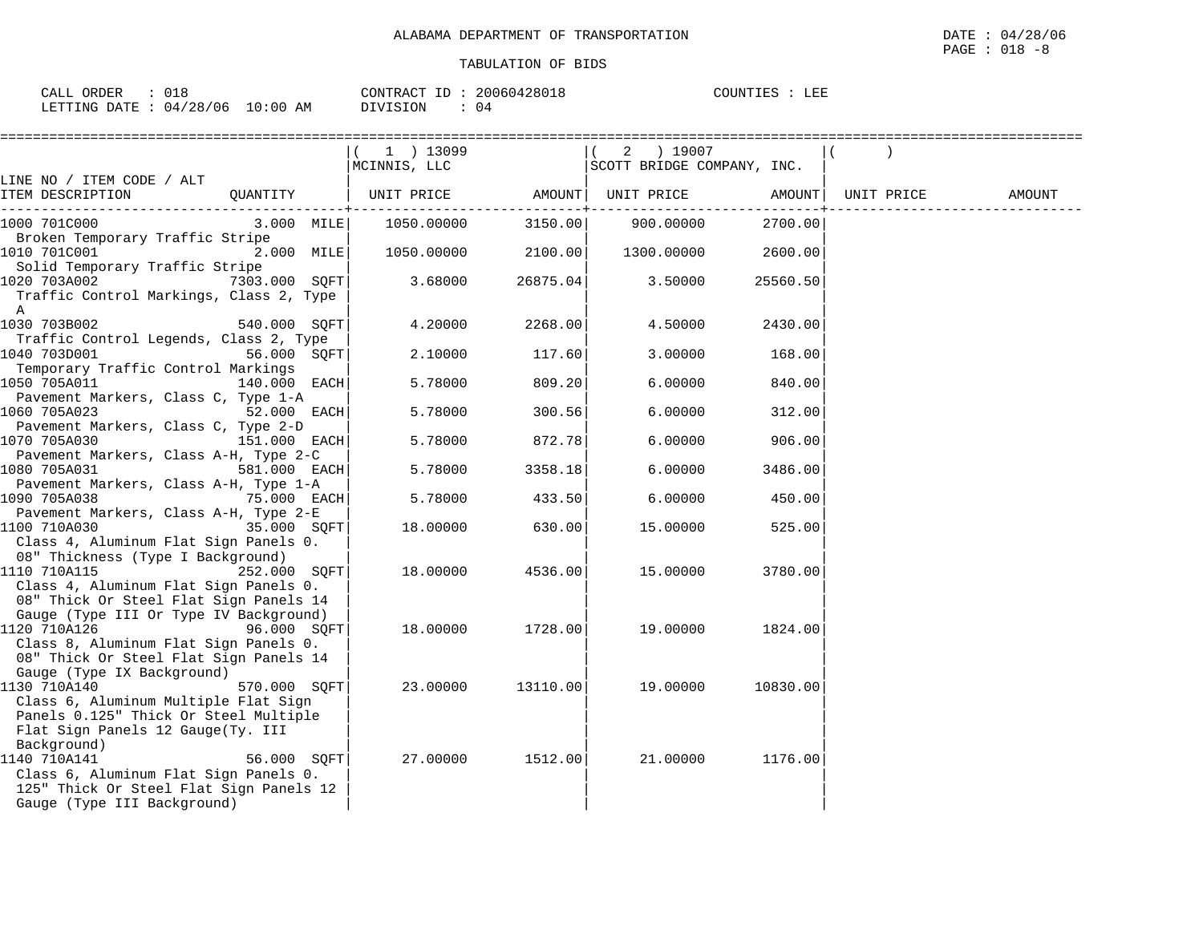ALABAMA DEPARTMENT OF TRANSPORTATION

TABULATION OF BIDS

DATE : 04/28/06
PAGE : 018 -8

CALL ORDER : 018 CONTRACT ID : 20060428018 COUNTIES : LEE
LETTING DATE : 04/28/06 10:00 AM DIVISION : 04

| LINE NO / ITEM CODE / ALT ITEM DESCRIPTION | QUANTITY | ( 1 ) 13099 MCINNIS, LLC UNIT PRICE | AMOUNT | ( 2 ) 19007 SCOTT BRIDGE COMPANY, INC. UNIT PRICE | AMOUNT | ( ) UNIT PRICE | AMOUNT |
|---|---|---|---|---|---|---|---|
| 1000 701C000 Broken Temporary Traffic Stripe | 3.000 MILE | 1050.00000 | 3150.00 | 900.00000 | 2700.00 | | |
| 1010 701C001 Solid Temporary Traffic Stripe | 2.000 MILE | 1050.00000 | 2100.00 | 1300.00000 | 2600.00 | | |
| 1020 703A002 Traffic Control Markings, Class 2, Type A | 7303.000 SQFT | 3.68000 | 26875.04 | 3.50000 | 25560.50 | | |
| 1030 703B002 Traffic Control Legends, Class 2, Type | 540.000 SQFT | 4.20000 | 2268.00 | 4.50000 | 2430.00 | | |
| 1040 703D001 Temporary Traffic Control Markings | 56.000 SQFT | 2.10000 | 117.60 | 3.00000 | 168.00 | | |
| 1050 705A011 Pavement Markers, Class C, Type 1-A | 140.000 EACH | 5.78000 | 809.20 | 6.00000 | 840.00 | | |
| 1060 705A023 Pavement Markers, Class C, Type 2-D | 52.000 EACH | 5.78000 | 300.56 | 6.00000 | 312.00 | | |
| 1070 705A030 Pavement Markers, Class A-H, Type 2-C | 151.000 EACH | 5.78000 | 872.78 | 6.00000 | 906.00 | | |
| 1080 705A031 Pavement Markers, Class A-H, Type 1-A | 581.000 EACH | 5.78000 | 3358.18 | 6.00000 | 3486.00 | | |
| 1090 705A038 Pavement Markers, Class A-H, Type 2-E | 75.000 EACH | 5.78000 | 433.50 | 6.00000 | 450.00 | | |
| 1100 710A030 Class 4, Aluminum Flat Sign Panels 0. 08" Thickness (Type I Background) | 35.000 SQFT | 18.00000 | 630.00 | 15.00000 | 525.00 | | |
| 1110 710A115 Class 4, Aluminum Flat Sign Panels 0. 08" Thick Or Steel Flat Sign Panels 14 Gauge (Type III Or Type IV Background) | 252.000 SQFT | 18.00000 | 4536.00 | 15.00000 | 3780.00 | | |
| 1120 710A126 Class 8, Aluminum Flat Sign Panels 0. 08" Thick Or Steel Flat Sign Panels 14 Gauge (Type IX Background) | 96.000 SQFT | 18.00000 | 1728.00 | 19.00000 | 1824.00 | | |
| 1130 710A140 Class 6, Aluminum Multiple Flat Sign Panels 0.125" Thick Or Steel Multiple Flat Sign Panels 12 Gauge(Ty. III Background) | 570.000 SQFT | 23.00000 | 13110.00 | 19.00000 | 10830.00 | | |
| 1140 710A141 Class 6, Aluminum Flat Sign Panels 0. 125" Thick Or Steel Flat Sign Panels 12 Gauge (Type III Background) | 56.000 SQFT | 27.00000 | 1512.00 | 21.00000 | 1176.00 | | |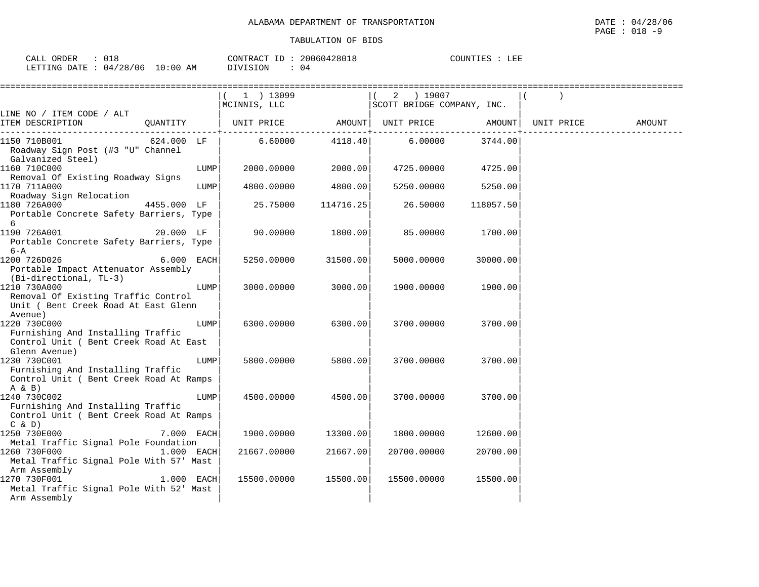# ALABAMA DEPARTMENT OF TRANSPORTATION

## TABULATION OF BIDS

CALL ORDER : 018 CONTRACT ID : 20060428018 COUNTIES : LEE
LETTING DATE : 04/28/06 10:00 AM DIVISION : 04

| LINE NO / ITEM CODE / ALT ITEM DESCRIPTION | QUANTITY | ( 1 ) 13099 MCINNIS, LLC UNIT PRICE | AMOUNT | ( 2 ) 19007 SCOTT BRIDGE COMPANY, INC. UNIT PRICE | AMOUNT | ( ) UNIT PRICE | AMOUNT |
|---|---|---|---|---|---|---|---|
| 1150 710B001 Roadway Sign Post (#3 "U" Channel Galvanized Steel) | 624.000 LF | 6.60000 | 4118.40 | 6.00000 | 3744.00 | | |
| 1160 710C000 Removal Of Existing Roadway Signs | LUMP | 2000.00000 | 2000.00 | 4725.00000 | 4725.00 | | |
| 1170 711A000 Roadway Sign Relocation | LUMP | 4800.00000 | 4800.00 | 5250.00000 | 5250.00 | | |
| 1180 726A000 Portable Concrete Safety Barriers, Type 6 | 4455.000 LF | 25.75000 | 114716.25 | 26.50000 | 118057.50 | | |
| 1190 726A001 Portable Concrete Safety Barriers, Type 6-A | 20.000 LF | 90.00000 | 1800.00 | 85.00000 | 1700.00 | | |
| 1200 726D026 Portable Impact Attenuator Assembly (Bi-directional, TL-3) | 6.000 EACH | 5250.00000 | 31500.00 | 5000.00000 | 30000.00 | | |
| 1210 730A000 Removal Of Existing Traffic Control Unit ( Bent Creek Road At East Glenn Avenue) | LUMP | 3000.00000 | 3000.00 | 1900.00000 | 1900.00 | | |
| 1220 730C000 Furnishing And Installing Traffic Control Unit ( Bent Creek Road At East Glenn Avenue) | LUMP | 6300.00000 | 6300.00 | 3700.00000 | 3700.00 | | |
| 1230 730C001 Furnishing And Installing Traffic Control Unit ( Bent Creek Road At Ramps A & B) | LUMP | 5800.00000 | 5800.00 | 3700.00000 | 3700.00 | | |
| 1240 730C002 Furnishing And Installing Traffic Control Unit ( Bent Creek Road At Ramps C & D) | LUMP | 4500.00000 | 4500.00 | 3700.00000 | 3700.00 | | |
| 1250 730E000 Metal Traffic Signal Pole Foundation | 7.000 EACH | 1900.00000 | 13300.00 | 1800.00000 | 12600.00 | | |
| 1260 730F000 Metal Traffic Signal Pole With 57' Mast Arm Assembly | 1.000 EACH | 21667.00000 | 21667.00 | 20700.00000 | 20700.00 | | |
| 1270 730F001 Metal Traffic Signal Pole With 52' Mast Arm Assembly | 1.000 EACH | 15500.00000 | 15500.00 | 15500.00000 | 15500.00 | | |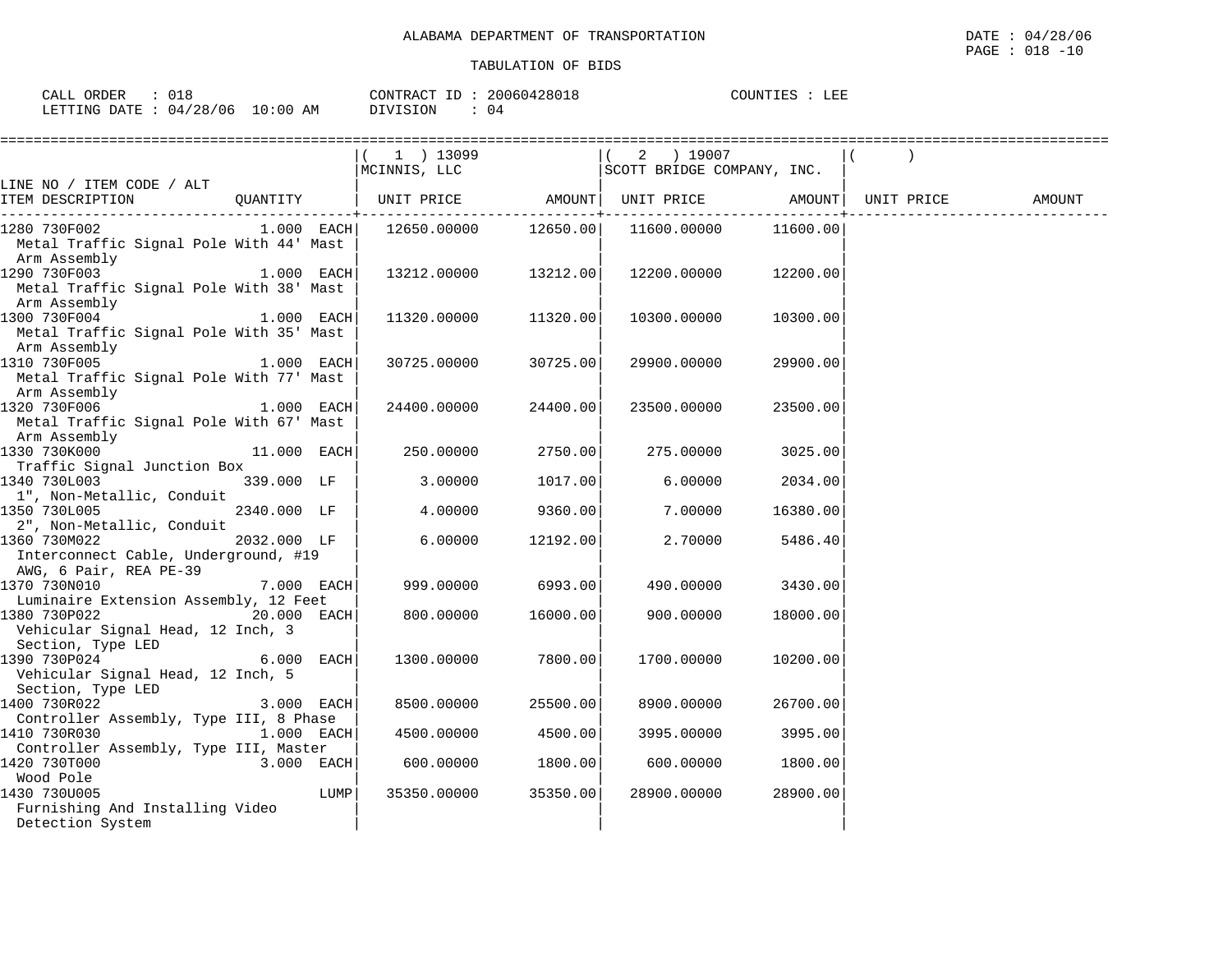ALABAMA DEPARTMENT OF TRANSPORTATION

TABULATION OF BIDS

DATE : 04/28/06
PAGE : 018 -10

CALL ORDER : 018
LETTING DATE : 04/28/06 10:00 AM

CONTRACT ID : 20060428018
DIVISION : 04

COUNTIES : LEE

| LINE NO / ITEM CODE / ALT / ITEM DESCRIPTION | QUANTITY | ( 1 ) 13099 MCINNIS, LLC UNIT PRICE | AMOUNT | ( 2 ) 19007 SCOTT BRIDGE COMPANY, INC. UNIT PRICE | AMOUNT | ( ) UNIT PRICE | AMOUNT |
|---|---|---|---|---|---|---|---|
| 1280 730F002 Metal Traffic Signal Pole With 44' Mast Arm Assembly | 1.000 EACH | 12650.00000 | 12650.00 | 11600.00000 | 11600.00 | | |
| 1290 730F003 Metal Traffic Signal Pole With 38' Mast Arm Assembly | 1.000 EACH | 13212.00000 | 13212.00 | 12200.00000 | 12200.00 | | |
| 1300 730F004 Metal Traffic Signal Pole With 35' Mast Arm Assembly | 1.000 EACH | 11320.00000 | 11320.00 | 10300.00000 | 10300.00 | | |
| 1310 730F005 Metal Traffic Signal Pole With 77' Mast Arm Assembly | 1.000 EACH | 30725.00000 | 30725.00 | 29900.00000 | 29900.00 | | |
| 1320 730F006 Metal Traffic Signal Pole With 67' Mast Arm Assembly | 1.000 EACH | 24400.00000 | 24400.00 | 23500.00000 | 23500.00 | | |
| 1330 730K000 Traffic Signal Junction Box | 11.000 EACH | 250.00000 | 2750.00 | 275.00000 | 3025.00 | | |
| 1340 730L003 1", Non-Metallic, Conduit | 339.000 LF | 3.00000 | 1017.00 | 6.00000 | 2034.00 | | |
| 1350 730L005 2", Non-Metallic, Conduit | 2340.000 LF | 4.00000 | 9360.00 | 7.00000 | 16380.00 | | |
| 1360 730M022 Interconnect Cable, Underground, #19 AWG, 6 Pair, REA PE-39 | 2032.000 LF | 6.00000 | 12192.00 | 2.70000 | 5486.40 | | |
| 1370 730N010 Luminaire Extension Assembly, 12 Feet | 7.000 EACH | 999.00000 | 6993.00 | 490.00000 | 3430.00 | | |
| 1380 730P022 Vehicular Signal Head, 12 Inch, 3 Section, Type LED | 20.000 EACH | 800.00000 | 16000.00 | 900.00000 | 18000.00 | | |
| 1390 730P024 Vehicular Signal Head, 12 Inch, 5 Section, Type LED | 6.000 EACH | 1300.00000 | 7800.00 | 1700.00000 | 10200.00 | | |
| 1400 730R022 Controller Assembly, Type III, 8 Phase | 3.000 EACH | 8500.00000 | 25500.00 | 8900.00000 | 26700.00 | | |
| 1410 730R030 Controller Assembly, Type III, Master | 1.000 EACH | 4500.00000 | 4500.00 | 3995.00000 | 3995.00 | | |
| 1420 730T000 Wood Pole | 3.000 EACH | 600.00000 | 1800.00 | 600.00000 | 1800.00 | | |
| 1430 730U005 Furnishing And Installing Video Detection System | LUMP | 35350.00000 | 35350.00 | 28900.00000 | 28900.00 | | |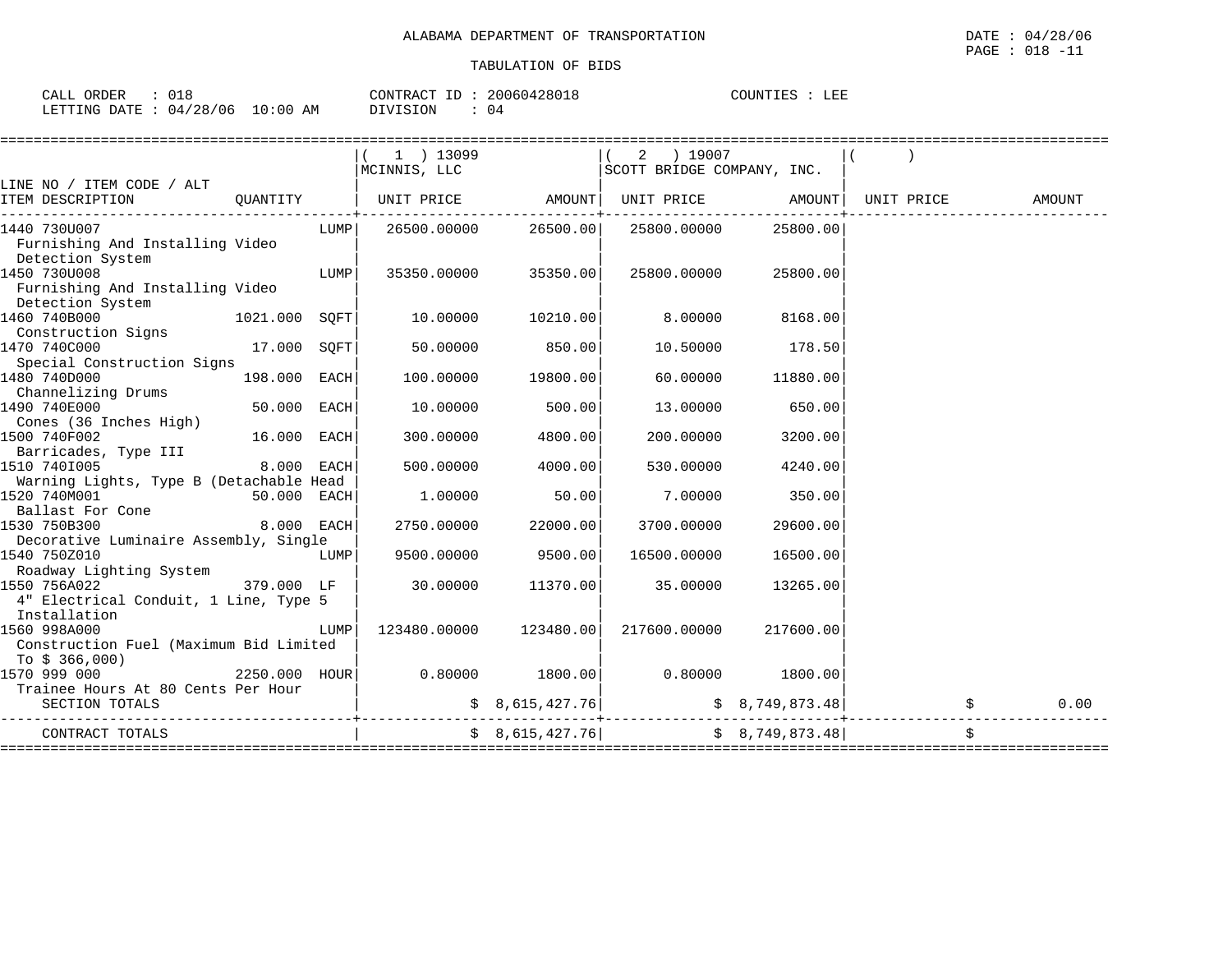ALABAMA DEPARTMENT OF TRANSPORTATION

TABULATION OF BIDS

DATE : 04/28/06
PAGE : 018 -11

CALL ORDER : 018
LETTING DATE : 04/28/06 10:00 AM

CONTRACT ID : 20060428018
DIVISION : 04

COUNTIES : LEE

| LINE NO / ITEM CODE / ALT<br>ITEM DESCRIPTION | QUANTITY | (1) 13099<br>MCINNIS, LLC<br>UNIT PRICE | AMOUNT | (2) 19007<br>SCOTT BRIDGE COMPANY, INC.<br>UNIT PRICE | AMOUNT | ( )<br>UNIT PRICE | AMOUNT |
|---|---|---|---|---|---|---|---|
| 1440 730U007<br>Furnishing And Installing Video Detection System | LUMP | 26500.00000 | 26500.00 | 25800.00000 | 25800.00 | | |
| 1450 730U008<br>Furnishing And Installing Video Detection System | LUMP | 35350.00000 | 35350.00 | 25800.00000 | 25800.00 | | |
| 1460 740B000<br>Construction Signs | 1021.000 SQFT | 10.00000 | 10210.00 | 8.00000 | 8168.00 | | |
| 1470 740C000<br>Special Construction Signs | 17.000 SQFT | 50.00000 | 850.00 | 10.50000 | 178.50 | | |
| 1480 740D000<br>Channelizing Drums | 198.000 EACH | 100.00000 | 19800.00 | 60.00000 | 11880.00 | | |
| 1490 740E000<br>Cones (36 Inches High) | 50.000 EACH | 10.00000 | 500.00 | 13.00000 | 650.00 | | |
| 1500 740F002<br>Barricades, Type III | 16.000 EACH | 300.00000 | 4800.00 | 200.00000 | 3200.00 | | |
| 1510 740I005<br>Warning Lights, Type B (Detachable Head | 8.000 EACH | 500.00000 | 4000.00 | 530.00000 | 4240.00 | | |
| 1520 740M001<br>Ballast For Cone | 50.000 EACH | 1.00000 | 50.00 | 7.00000 | 350.00 | | |
| 1530 750B300<br>Decorative Luminaire Assembly, Single | 8.000 EACH | 2750.00000 | 22000.00 | 3700.00000 | 29600.00 | | |
| 1540 750Z010<br>Roadway Lighting System | LUMP | 9500.00000 | 9500.00 | 16500.00000 | 16500.00 | | |
| 1550 756A022<br>4" Electrical Conduit, 1 Line, Type 5 Installation | 379.000 LF | 30.00000 | 11370.00 | 35.00000 | 13265.00 | | |
| 1560 998A000<br>Construction Fuel (Maximum Bid Limited To $ 366,000) | LUMP | 123480.00000 | 123480.00 | 217600.00000 | 217600.00 | | |
| 1570 999 000<br>Trainee Hours At 80 Cents Per Hour | 2250.000 HOUR | 0.80000 | 1800.00 | 0.80000 | 1800.00 | | |
| SECTION TOTALS | | | $ 8,615,427.76 | | $ 8,749,873.48 | | $ 0.00 |
| CONTRACT TOTALS | | | $ 8,615,427.76 | | $ 8,749,873.48 | | $ |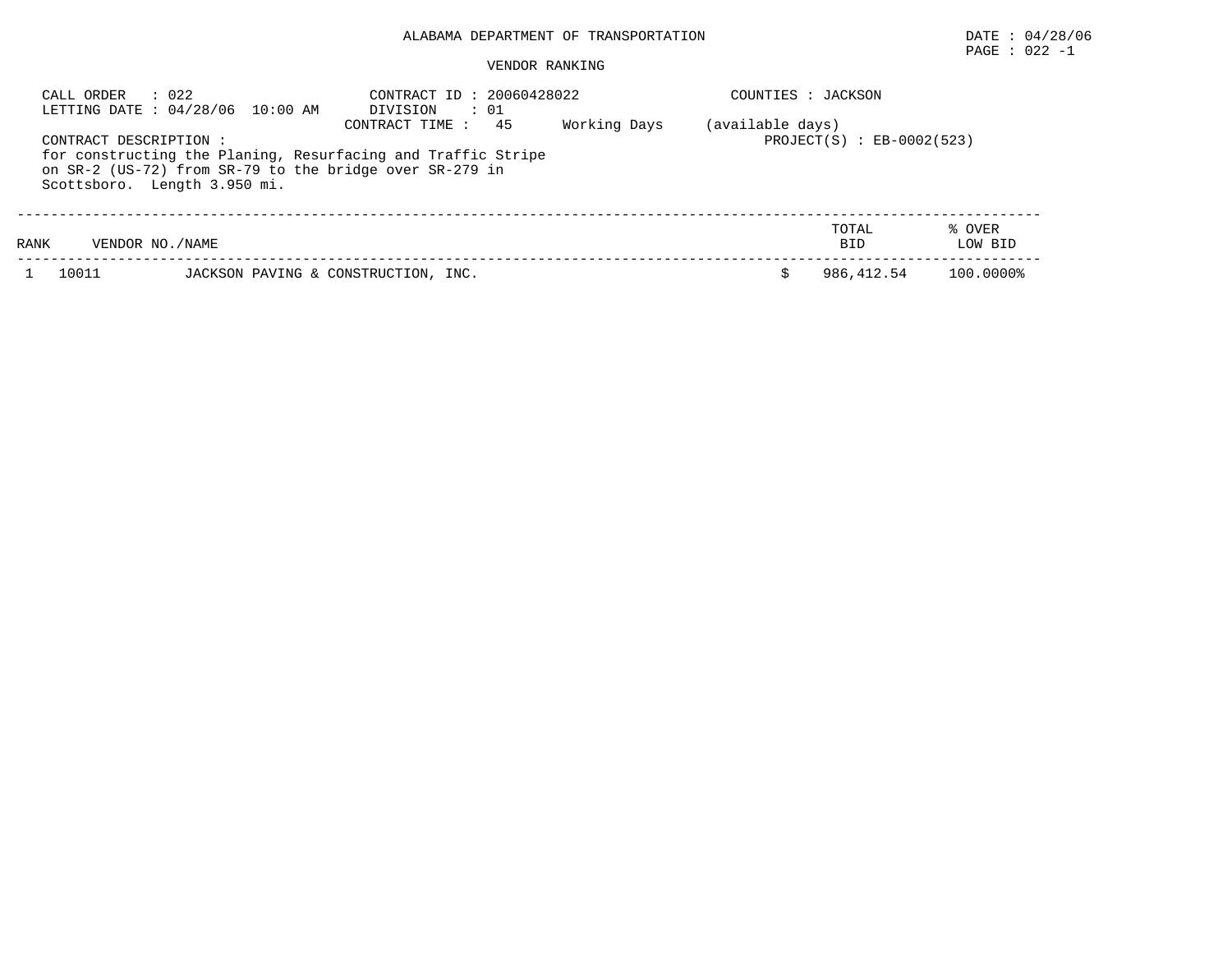ALABAMA DEPARTMENT OF TRANSPORTATION

DATE : 04/28/06

PAGE : 022 -1

VENDOR RANKING

CALL ORDER : 022
LETTING DATE : 04/28/06 10:00 AM

CONTRACT ID : 20060428022
DIVISION : 01
CONTRACT TIME : 45 Working Days (available days)

COUNTIES : JACKSON

PROJECT(S) : EB-0002(523)

CONTRACT DESCRIPTION :
for constructing the Planing, Resurfacing and Traffic Stripe on SR-2 (US-72) from SR-79 to the bridge over SR-279 in Scottsboro. Length 3.950 mi.

| RANK | VENDOR NO./NAME | | TOTAL BID | % OVER LOW BID |
|---|---|---|---|---|
| 1 | 10011 | JACKSON PAVING & CONSTRUCTION, INC. | $ 986,412.54 | 100.0000% |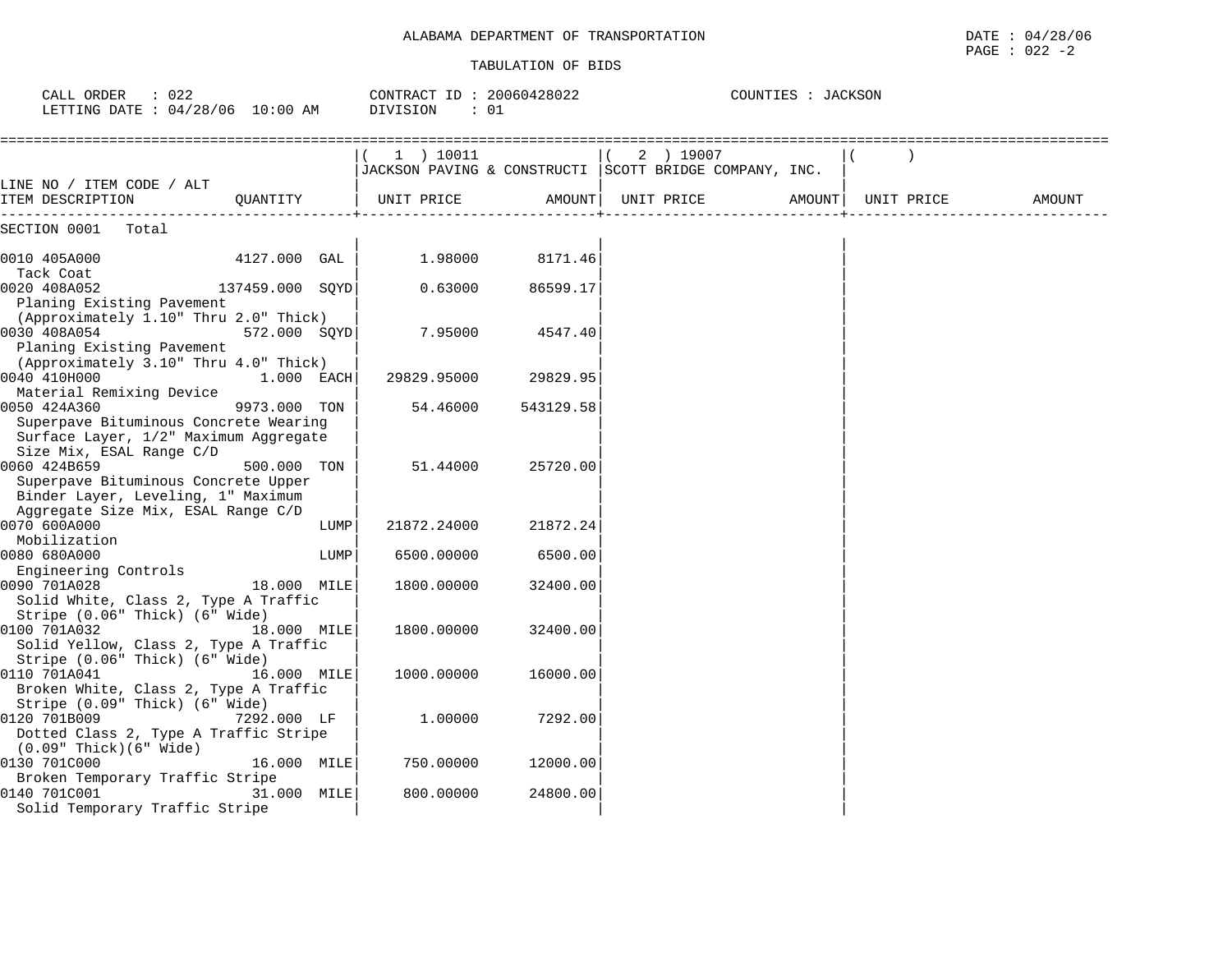ALABAMA DEPARTMENT OF TRANSPORTATION

TABULATION OF BIDS

DATE : 04/28/06
PAGE : 022 -2

CALL ORDER : 022
LETTING DATE : 04/28/06 10:00 AM

CONTRACT ID : 20060428022
DIVISION : 01

COUNTIES : JACKSON

| LINE NO / ITEM CODE / ALT ITEM DESCRIPTION | QUANTITY | (1) 10011 JACKSON PAVING & CONSTRUCTI UNIT PRICE | AMOUNT | (2) 19007 SCOTT BRIDGE COMPANY, INC. UNIT PRICE | AMOUNT | ( ) UNIT PRICE | AMOUNT |
|---|---|---|---|---|---|---|---|
| SECTION 0001 Total | | | | | | | |
| 0010 405A000 Tack Coat | 4127.000 GAL | 1.98000 | 8171.46 | | | | |
| 0020 408A052 Planing Existing Pavement (Approximately 1.10" Thru 2.0" Thick) | 137459.000 SQYD | 0.63000 | 86599.17 | | | | |
| 0030 408A054 Planing Existing Pavement (Approximately 3.10" Thru 4.0" Thick) | 572.000 SQYD | 7.95000 | 4547.40 | | | | |
| 0040 410H000 Material Remixing Device | 1.000 EACH | 29829.95000 | 29829.95 | | | | |
| 0050 424A360 Superpave Bituminous Concrete Wearing Surface Layer, 1/2" Maximum Aggregate Size Mix, ESAL Range C/D | 9973.000 TON | 54.46000 | 543129.58 | | | | |
| 0060 424B659 Superpave Bituminous Concrete Upper Binder Layer, Leveling, 1" Maximum Aggregate Size Mix, ESAL Range C/D | 500.000 TON | 51.44000 | 25720.00 | | | | |
| 0070 600A000 Mobilization | LUMP | 21872.24000 | 21872.24 | | | | |
| 0080 680A000 Engineering Controls | LUMP | 6500.00000 | 6500.00 | | | | |
| 0090 701A028 Solid White, Class 2, Type A Traffic Stripe (0.06" Thick) (6" Wide) | 18.000 MILE | 1800.00000 | 32400.00 | | | | |
| 0100 701A032 Solid Yellow, Class 2, Type A Traffic Stripe (0.06" Thick) (6" Wide) | 18.000 MILE | 1800.00000 | 32400.00 | | | | |
| 0110 701A041 Broken White, Class 2, Type A Traffic Stripe (0.09" Thick) (6" Wide) | 16.000 MILE | 1000.00000 | 16000.00 | | | | |
| 0120 701B009 Dotted Class 2, Type A Traffic Stripe (0.09" Thick)(6" Wide) | 7292.000 LF | 1.00000 | 7292.00 | | | | |
| 0130 701C000 Broken Temporary Traffic Stripe | 16.000 MILE | 750.00000 | 12000.00 | | | | |
| 0140 701C001 Solid Temporary Traffic Stripe | 31.000 MILE | 800.00000 | 24800.00 | | | | |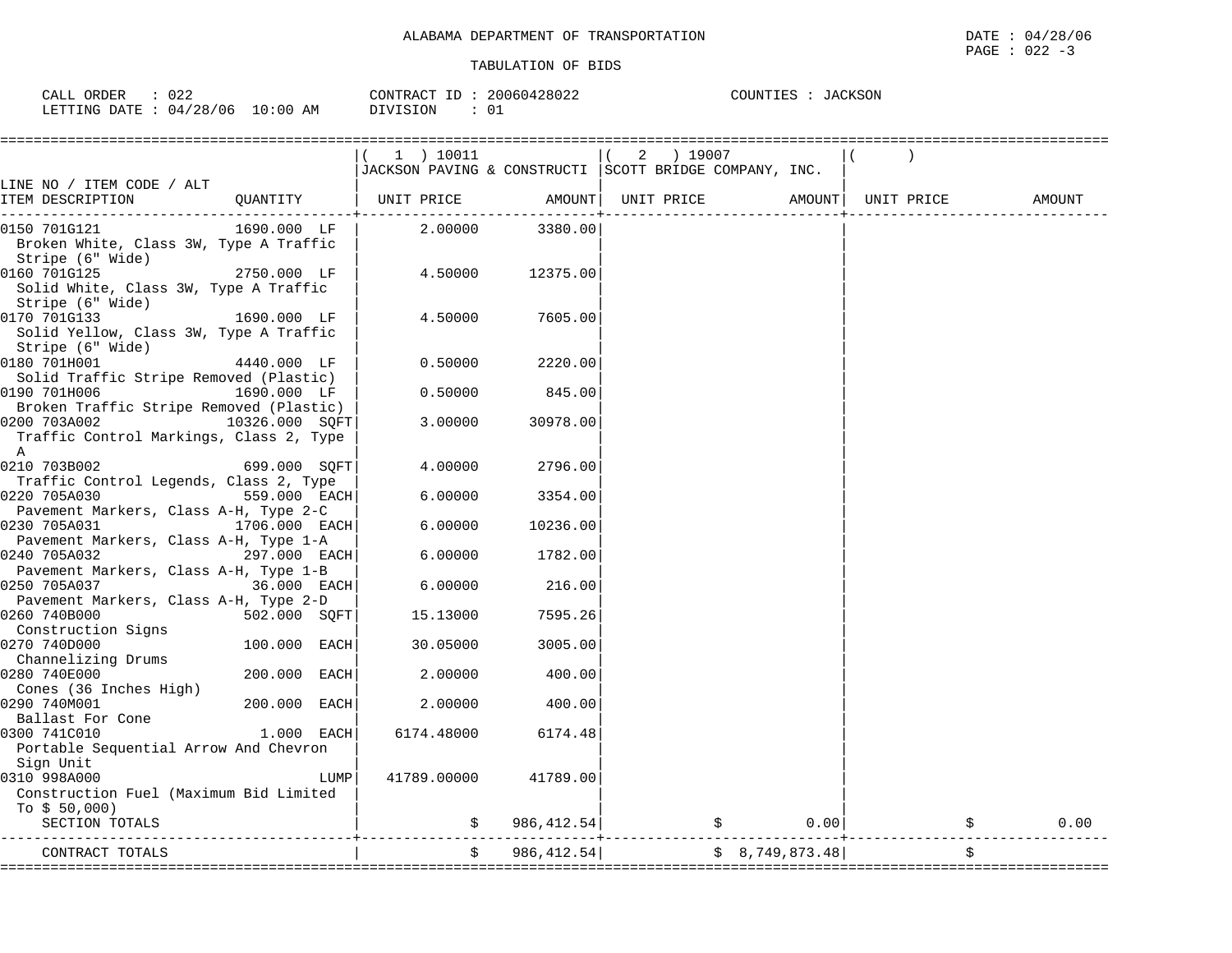ALABAMA DEPARTMENT OF TRANSPORTATION

TABULATION OF BIDS

DATE : 04/28/06
PAGE : 022 -3

CALL ORDER : 022
LETTING DATE : 04/28/06 10:00 AM

CONTRACT ID : 20060428022
DIVISION : 01

COUNTIES : JACKSON

| LINE NO / ITEM CODE / ALT ITEM DESCRIPTION | QUANTITY | ( 1 ) 10011 JACKSON PAVING & CONSTRUCTI UNIT PRICE | AMOUNT | ( 2 ) 19007 SCOTT BRIDGE COMPANY, INC. UNIT PRICE | AMOUNT | ( ) UNIT PRICE | AMOUNT |
|---|---|---|---|---|---|---|---|
| 0150 701G121 Broken White, Class 3W, Type A Traffic Stripe (6" Wide) | 1690.000 LF | 2.00000 | 3380.00 | | | | |
| 0160 701G125 Solid White, Class 3W, Type A Traffic Stripe (6" Wide) | 2750.000 LF | 4.50000 | 12375.00 | | | | |
| 0170 701G133 Solid Yellow, Class 3W, Type A Traffic Stripe (6" Wide) | 1690.000 LF | 4.50000 | 7605.00 | | | | |
| 0180 701H001 Solid Traffic Stripe Removed (Plastic) | 4440.000 LF | 0.50000 | 2220.00 | | | | |
| 0190 701H006 Broken Traffic Stripe Removed (Plastic) | 1690.000 LF | 0.50000 | 845.00 | | | | |
| 0200 703A002 Traffic Control Markings, Class 2, Type A | 10326.000 SQFT | 3.00000 | 30978.00 | | | | |
| 0210 703B002 Traffic Control Legends, Class 2, Type | 699.000 SQFT | 4.00000 | 2796.00 | | | | |
| 0220 705A030 Pavement Markers, Class A-H, Type 2-C | 559.000 EACH | 6.00000 | 3354.00 | | | | |
| 0230 705A031 Pavement Markers, Class A-H, Type 1-A | 1706.000 EACH | 6.00000 | 10236.00 | | | | |
| 0240 705A032 Pavement Markers, Class A-H, Type 1-B | 297.000 EACH | 6.00000 | 1782.00 | | | | |
| 0250 705A037 Pavement Markers, Class A-H, Type 2-D | 36.000 EACH | 6.00000 | 216.00 | | | | |
| 0260 740B000 Construction Signs | 502.000 SQFT | 15.13000 | 7595.26 | | | | |
| 0270 740D000 Channelizing Drums | 100.000 EACH | 30.05000 | 3005.00 | | | | |
| 0280 740E000 Cones (36 Inches High) | 200.000 EACH | 2.00000 | 400.00 | | | | |
| 0290 740M001 Ballast For Cone | 200.000 EACH | 2.00000 | 400.00 | | | | |
| 0300 741C010 Portable Sequential Arrow And Chevron Sign Unit | 1.000 EACH | 6174.48000 | 6174.48 | | | | |
| 0310 998A000 Construction Fuel (Maximum Bid Limited To $ 50,000) | LUMP | 41789.00000 | 41789.00 | | | | |
| SECTION TOTALS | | | $ 986,412.54 | | $ 0.00 | | $ 0.00 |
| CONTRACT TOTALS | | | $ 986,412.54 | | $ 8,749,873.48 | | $ |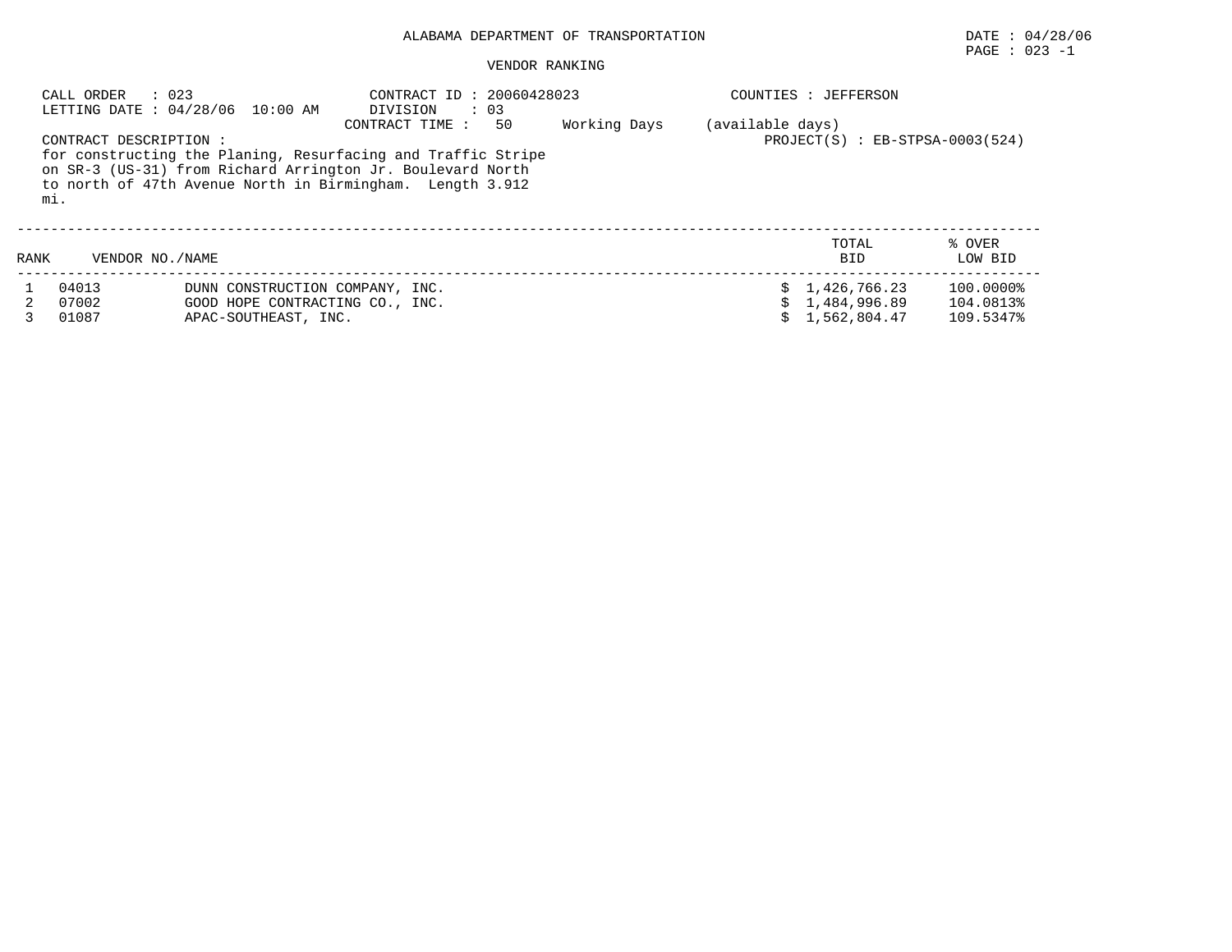ALABAMA DEPARTMENT OF TRANSPORTATION

DATE : 04/28/06

PAGE : 023 -1

VENDOR RANKING

CALL ORDER : 023
LETTING DATE : 04/28/06 10:00 AM

CONTRACT ID : 20060428023
DIVISION : 03
CONTRACT TIME : 50 Working Days (available days)

COUNTIES : JEFFERSON

PROJECT(S) : EB-STPSA-0003(524)

CONTRACT DESCRIPTION :
for constructing the Planing, Resurfacing and Traffic Stripe on SR-3 (US-31) from Richard Arrington Jr. Boulevard North to north of 47th Avenue North in Birmingham. Length 3.912 mi.

| RANK | VENDOR NO./NAME | | TOTAL BID | % OVER LOW BID |
|---|---|---|---|---|
| 1 | 04013 | DUNN CONSTRUCTION COMPANY, INC. | $ 1,426,766.23 | 100.0000% |
| 2 | 07002 | GOOD HOPE CONTRACTING CO., INC. | $ 1,484,996.89 | 104.0813% |
| 3 | 01087 | APAC-SOUTHEAST, INC. | $ 1,562,804.47 | 109.5347% |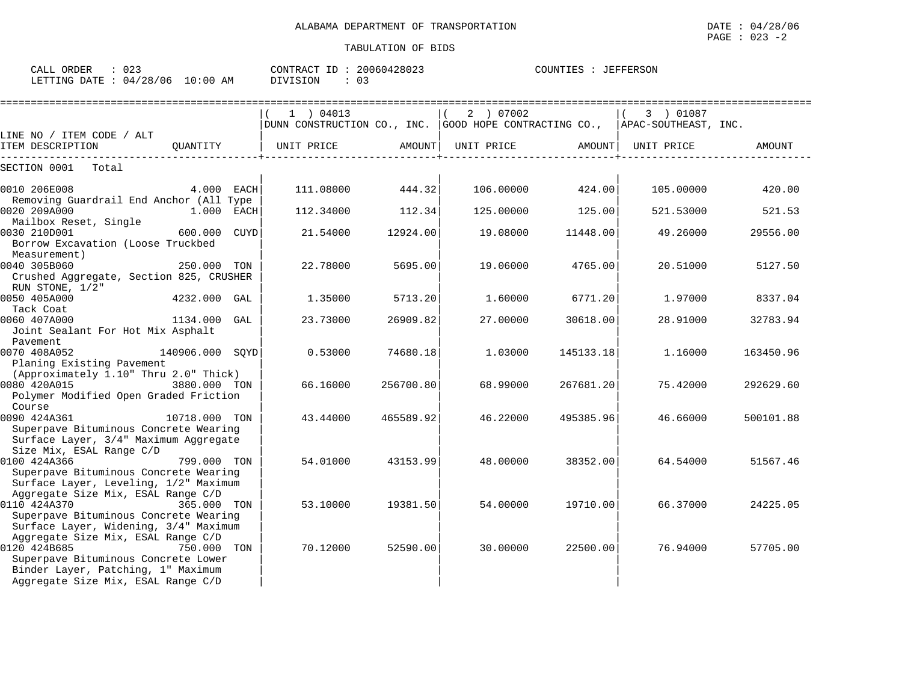ALABAMA DEPARTMENT OF TRANSPORTATION

DATE : 04/28/06

PAGE : 023 -2

TABULATION OF BIDS

CALL ORDER : 023 CONTRACT ID : 20060428023 COUNTIES : JEFFERSON

LETTING DATE : 04/28/06 10:00 AM DIVISION : 03

| LINE NO / ITEM CODE / ALT ITEM DESCRIPTION | QUANTITY | ( 1 ) 04013 DUNN CONSTRUCTION CO., INC. UNIT PRICE | AMOUNT | ( 2 ) 07002 GOOD HOPE CONTRACTING CO., UNIT PRICE | AMOUNT | ( 3 ) 01087 APAC-SOUTHEAST, INC. UNIT PRICE | AMOUNT |
|---|---|---|---|---|---|---|---|
| SECTION 0001 Total | | | | | | | |
| 0010 206E008 Removing Guardrail End Anchor (All Type | 4.000 EACH | 111.08000 | 444.32 | 106.00000 | 424.00 | 105.00000 | 420.00 |
| 0020 209A000 Mailbox Reset, Single | 1.000 EACH | 112.34000 | 112.34 | 125.00000 | 125.00 | 521.53000 | 521.53 |
| 0030 210D001 Borrow Excavation (Loose Truckbed Measurement) | 600.000 CUYD | 21.54000 | 12924.00 | 19.08000 | 11448.00 | 49.26000 | 29556.00 |
| 0040 305B060 Crushed Aggregate, Section 825, CRUSHER RUN STONE, 1/2" | 250.000 TON | 22.78000 | 5695.00 | 19.06000 | 4765.00 | 20.51000 | 5127.50 |
| 0050 405A000 Tack Coat | 4232.000 GAL | 1.35000 | 5713.20 | 1.60000 | 6771.20 | 1.97000 | 8337.04 |
| 0060 407A000 Joint Sealant For Hot Mix Asphalt Pavement | 1134.000 GAL | 23.73000 | 26909.82 | 27.00000 | 30618.00 | 28.91000 | 32783.94 |
| 0070 408A052 Planing Existing Pavement (Approximately 1.10" Thru 2.0" Thick) | 140906.000 SQYD | 0.53000 | 74680.18 | 1.03000 | 145133.18 | 1.16000 | 163450.96 |
| 0080 420A015 Polymer Modified Open Graded Friction Course | 3880.000 TON | 66.16000 | 256700.80 | 68.99000 | 267681.20 | 75.42000 | 292629.60 |
| 0090 424A361 Superpave Bituminous Concrete Wearing Surface Layer, 3/4" Maximum Aggregate Size Mix, ESAL Range C/D | 10718.000 TON | 43.44000 | 465589.92 | 46.22000 | 495385.96 | 46.66000 | 500101.88 |
| 0100 424A366 Superpave Bituminous Concrete Wearing Surface Layer, Leveling, 1/2" Maximum Aggregate Size Mix, ESAL Range C/D | 799.000 TON | 54.01000 | 43153.99 | 48.00000 | 38352.00 | 64.54000 | 51567.46 |
| 0110 424A370 Superpave Bituminous Concrete Wearing Surface Layer, Widening, 3/4" Maximum Aggregate Size Mix, ESAL Range C/D | 365.000 TON | 53.10000 | 19381.50 | 54.00000 | 19710.00 | 66.37000 | 24225.05 |
| 0120 424B685 Superpave Bituminous Concrete Lower Binder Layer, Patching, 1" Maximum Aggregate Size Mix, ESAL Range C/D | 750.000 TON | 70.12000 | 52590.00 | 30.00000 | 22500.00 | 76.94000 | 57705.00 |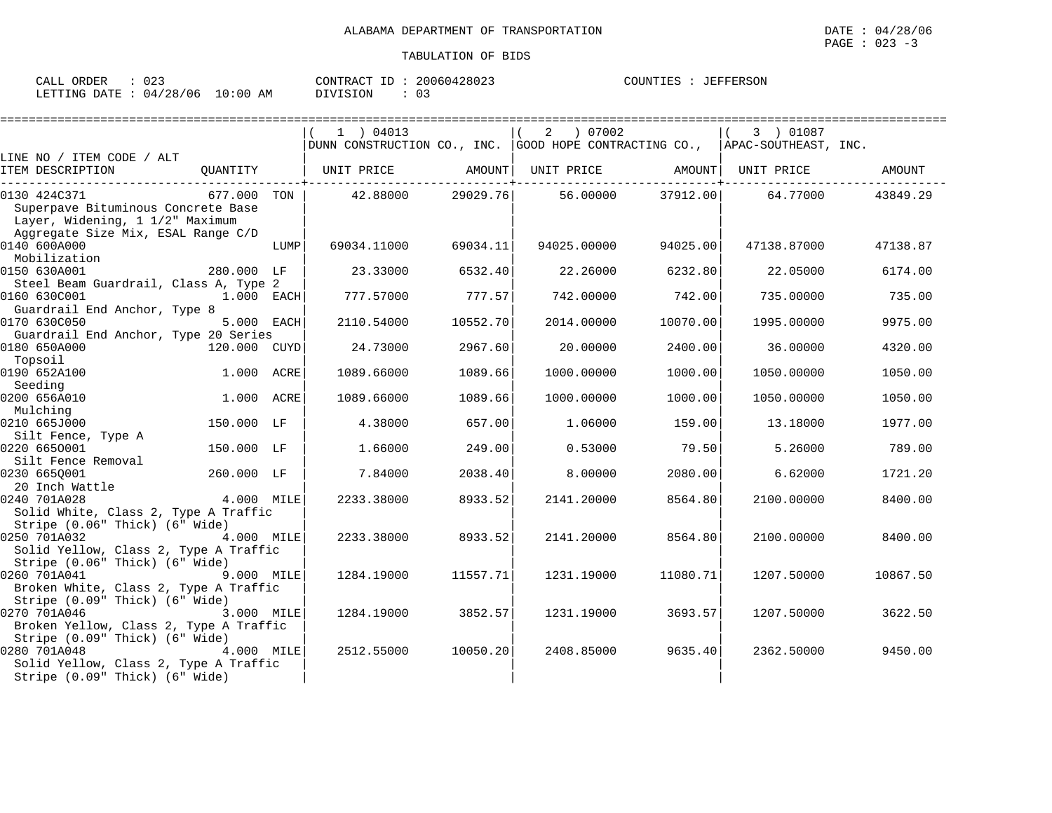ALABAMA DEPARTMENT OF TRANSPORTATION

TABULATION OF BIDS

DATE : 04/28/06
PAGE : 023 -3

CALL ORDER : 023
LETTING DATE : 04/28/06 10:00 AM

CONTRACT ID : 20060428023
DIVISION : 03

COUNTIES : JEFFERSON

| LINE NO / ITEM CODE / ALT<br>ITEM DESCRIPTION | QUANTITY | ( 1 ) 04013<br>DUNN CONSTRUCTION CO., INC.<br>UNIT PRICE | AMOUNT | ( 2 ) 07002<br>GOOD HOPE CONTRACTING CO.,<br>UNIT PRICE | AMOUNT | ( 3 ) 01087<br>APAC-SOUTHEAST, INC.<br>UNIT PRICE | AMOUNT |
|---|---|---|---|---|---|---|---|
| 0130 424C371<br>Superpave Bituminous Concrete Base Layer, Widening, 1 1/2" Maximum Aggregate Size Mix, ESAL Range C/D | 677.000 TON | 42.88000 | 29029.76 | 56.00000 | 37912.00 | 64.77000 | 43849.29 |
| 0140 600A000<br>Mobilization | LUMP | 69034.11000 | 69034.11 | 94025.00000 | 94025.00 | 47138.87000 | 47138.87 |
| 0150 630A001<br>Steel Beam Guardrail, Class A, Type 2 | 280.000 LF | 23.33000 | 6532.40 | 22.26000 | 6232.80 | 22.05000 | 6174.00 |
| 0160 630C001<br>Guardrail End Anchor, Type 8 | 1.000 EACH | 777.57000 | 777.57 | 742.00000 | 742.00 | 735.00000 | 735.00 |
| 0170 630C050<br>Guardrail End Anchor, Type 20 Series | 5.000 EACH | 2110.54000 | 10552.70 | 2014.00000 | 10070.00 | 1995.00000 | 9975.00 |
| 0180 650A000<br>Topsoil | 120.000 CUYD | 24.73000 | 2967.60 | 20.00000 | 2400.00 | 36.00000 | 4320.00 |
| 0190 652A100<br>Seeding | 1.000 ACRE | 1089.66000 | 1089.66 | 1000.00000 | 1000.00 | 1050.00000 | 1050.00 |
| 0200 656A010<br>Mulching | 1.000 ACRE | 1089.66000 | 1089.66 | 1000.00000 | 1000.00 | 1050.00000 | 1050.00 |
| 0210 665J000<br>Silt Fence, Type A | 150.000 LF | 4.38000 | 657.00 | 1.06000 | 159.00 | 13.18000 | 1977.00 |
| 0220 665O001<br>Silt Fence Removal | 150.000 LF | 1.66000 | 249.00 | 0.53000 | 79.50 | 5.26000 | 789.00 |
| 0230 665Q001<br>20 Inch Wattle | 260.000 LF | 7.84000 | 2038.40 | 8.00000 | 2080.00 | 6.62000 | 1721.20 |
| 0240 701A028<br>Solid White, Class 2, Type A Traffic Stripe (0.06" Thick) (6" Wide) | 4.000 MILE | 2233.38000 | 8933.52 | 2141.20000 | 8564.80 | 2100.00000 | 8400.00 |
| 0250 701A032<br>Solid Yellow, Class 2, Type A Traffic Stripe (0.06" Thick) (6" Wide) | 4.000 MILE | 2233.38000 | 8933.52 | 2141.20000 | 8564.80 | 2100.00000 | 8400.00 |
| 0260 701A041<br>Broken White, Class 2, Type A Traffic Stripe (0.09" Thick) (6" Wide) | 9.000 MILE | 1284.19000 | 11557.71 | 1231.19000 | 11080.71 | 1207.50000 | 10867.50 |
| 0270 701A046<br>Broken Yellow, Class 2, Type A Traffic Stripe (0.09" Thick) (6" Wide) | 3.000 MILE | 1284.19000 | 3852.57 | 1231.19000 | 3693.57 | 1207.50000 | 3622.50 |
| 0280 701A048<br>Solid Yellow, Class 2, Type A Traffic Stripe (0.09" Thick) (6" Wide) | 4.000 MILE | 2512.55000 | 10050.20 | 2408.85000 | 9635.40 | 2362.50000 | 9450.00 |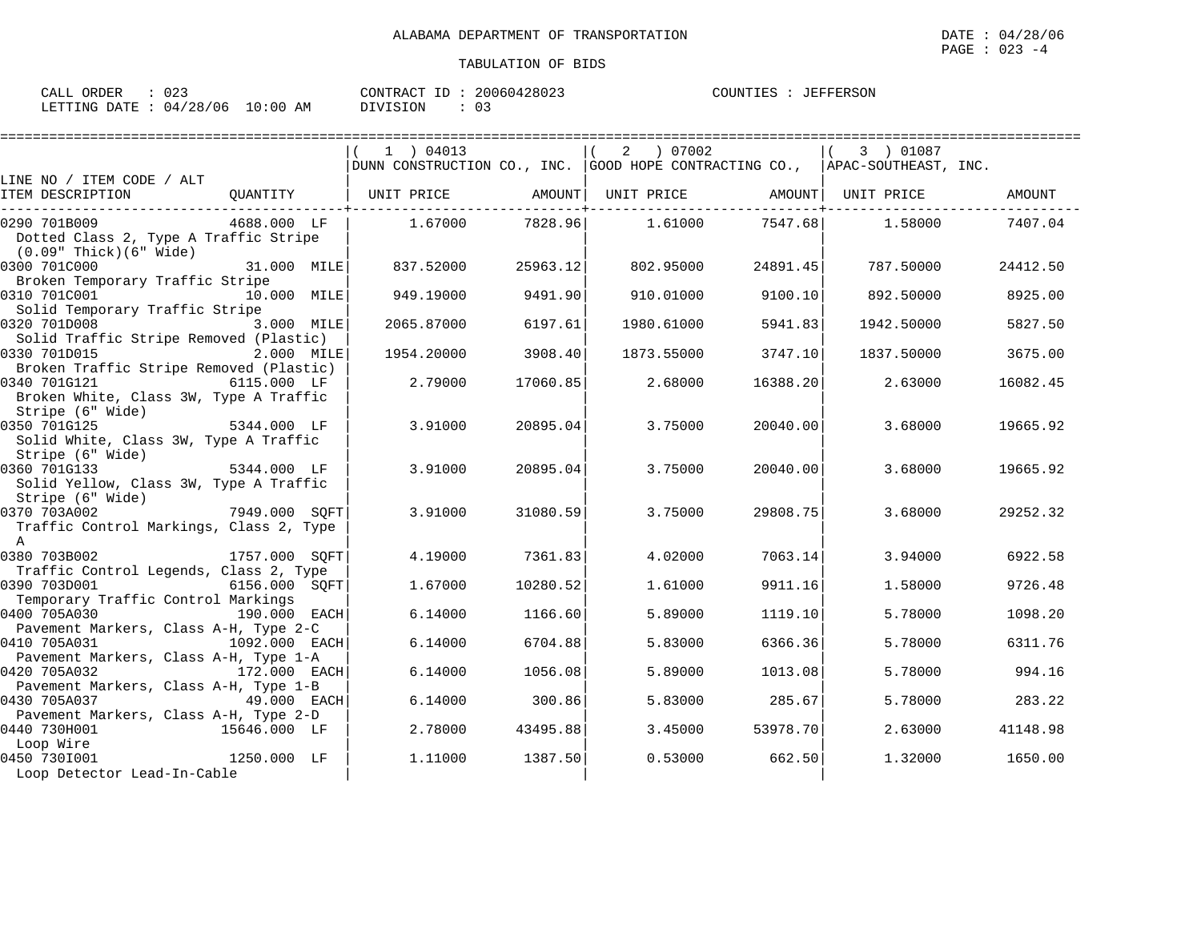ALABAMA DEPARTMENT OF TRANSPORTATION

DATE : 04/28/06

TABULATION OF BIDS

CALL ORDER : 023 | CONTRACT ID : 20060428023 | COUNTIES : JEFFERSON
LETTING DATE : 04/28/06 10:00 AM | DIVISION : 03

| LINE NO / ITEM CODE / ALT ITEM DESCRIPTION | QUANTITY | ( 1 ) 04013 DUNN CONSTRUCTION CO., INC. UNIT PRICE | AMOUNT | ( 2 ) 07002 GOOD HOPE CONTRACTING CO., UNIT PRICE | AMOUNT | ( 3 ) 01087 APAC-SOUTHEAST, INC. UNIT PRICE | AMOUNT |
|---|---|---|---|---|---|---|---|
| 0290 701B009 Dotted Class 2, Type A Traffic Stripe (0.09" Thick)(6" Wide) | 4688.000 LF | 1.67000 | 7828.96 | 1.61000 | 7547.68 | 1.58000 | 7407.04 |
| 0300 701C000 Broken Temporary Traffic Stripe | 31.000 MILE | 837.52000 | 25963.12 | 802.95000 | 24891.45 | 787.50000 | 24412.50 |
| 0310 701C001 Solid Temporary Traffic Stripe | 10.000 MILE | 949.19000 | 9491.90 | 910.01000 | 9100.10 | 892.50000 | 8925.00 |
| 0320 701D008 Solid Traffic Stripe Removed (Plastic) | 3.000 MILE | 2065.87000 | 6197.61 | 1980.61000 | 5941.83 | 1942.50000 | 5827.50 |
| 0330 701D015 Broken Traffic Stripe Removed (Plastic) | 2.000 MILE | 1954.20000 | 3908.40 | 1873.55000 | 3747.10 | 1837.50000 | 3675.00 |
| 0340 701G121 Broken White, Class 3W, Type A Traffic Stripe (6" Wide) | 6115.000 LF | 2.79000 | 17060.85 | 2.68000 | 16388.20 | 2.63000 | 16082.45 |
| 0350 701G125 Solid White, Class 3W, Type A Traffic Stripe (6" Wide) | 5344.000 LF | 3.91000 | 20895.04 | 3.75000 | 20040.00 | 3.68000 | 19665.92 |
| 0360 701G133 Solid Yellow, Class 3W, Type A Traffic Stripe (6" Wide) | 5344.000 LF | 3.91000 | 20895.04 | 3.75000 | 20040.00 | 3.68000 | 19665.92 |
| 0370 703A002 Traffic Control Markings, Class 2, Type A | 7949.000 SQFT | 3.91000 | 31080.59 | 3.75000 | 29808.75 | 3.68000 | 29252.32 |
| 0380 703B002 Traffic Control Legends, Class 2, Type | 1757.000 SQFT | 4.19000 | 7361.83 | 4.02000 | 7063.14 | 3.94000 | 6922.58 |
| 0390 703D001 Temporary Traffic Control Markings | 6156.000 SQFT | 1.67000 | 10280.52 | 1.61000 | 9911.16 | 1.58000 | 9726.48 |
| 0400 705A030 Pavement Markers, Class A-H, Type 2-C | 190.000 EACH | 6.14000 | 1166.60 | 5.89000 | 1119.10 | 5.78000 | 1098.20 |
| 0410 705A031 Pavement Markers, Class A-H, Type 1-A | 1092.000 EACH | 6.14000 | 6704.88 | 5.83000 | 6366.36 | 5.78000 | 6311.76 |
| 0420 705A032 Pavement Markers, Class A-H, Type 1-B | 172.000 EACH | 6.14000 | 1056.08 | 5.89000 | 1013.08 | 5.78000 | 994.16 |
| 0430 705A037 Pavement Markers, Class A-H, Type 2-D | 49.000 EACH | 6.14000 | 300.86 | 5.83000 | 285.67 | 5.78000 | 283.22 |
| 0440 730H001 Loop Wire | 15646.000 LF | 2.78000 | 43495.88 | 3.45000 | 53978.70 | 2.63000 | 41148.98 |
| 0450 730I001 Loop Detector Lead-In-Cable | 1250.000 LF | 1.11000 | 1387.50 | 0.53000 | 662.50 | 1.32000 | 1650.00 |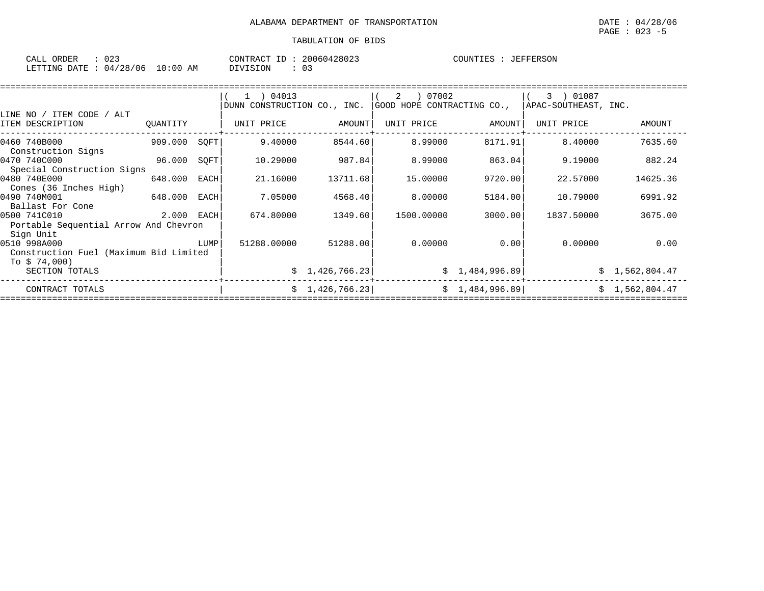ALABAMA DEPARTMENT OF TRANSPORTATION

DATE : 04/28/06

TABULATION OF BIDS

CALL ORDER : 023 CONTRACT ID : 20060428023 COUNTIES : JEFFERSON
LETTING DATE : 04/28/06 10:00 AM DIVISION : 03

| LINE NO / ITEM CODE / ALT ITEM DESCRIPTION | QUANTITY | | ( 1 ) 04013 DUNN CONSTRUCTION CO., INC. UNIT PRICE | AMOUNT | ( 2 ) 07002 GOOD HOPE CONTRACTING CO., UNIT PRICE | AMOUNT | ( 3 ) 01087 APAC-SOUTHEAST, INC. UNIT PRICE | AMOUNT |
|---|---|---|---|---|---|---|---|---|
| 0460 740B000 Construction Signs | 909.000 | SQFT | 9.40000 | 8544.60 | 8.99000 | 8171.91 | 8.40000 | 7635.60 |
| 0470 740C000 Special Construction Signs | 96.000 | SQFT | 10.29000 | 987.84 | 8.99000 | 863.04 | 9.19000 | 882.24 |
| 0480 740E000 Cones (36 Inches High) | 648.000 | EACH | 21.16000 | 13711.68 | 15.00000 | 9720.00 | 22.57000 | 14625.36 |
| 0490 740M001 Ballast For Cone | 648.000 | EACH | 7.05000 | 4568.40 | 8.00000 | 5184.00 | 10.79000 | 6991.92 |
| 0500 741C010 Portable Sequential Arrow And Chevron Sign Unit | 2.000 | EACH | 674.80000 | 1349.60 | 1500.00000 | 3000.00 | 1837.50000 | 3675.00 |
| 0510 998A000 Construction Fuel (Maximum Bid Limited To $ 74,000) | | LUMP | 51288.00000 | 51288.00 | 0.00000 | 0.00 | 0.00000 | 0.00 |
| SECTION TOTALS | | | | $ 1,426,766.23 | | $ 1,484,996.89 | | $ 1,562,804.47 |
| CONTRACT TOTALS | | | | $ 1,426,766.23 | | $ 1,484,996.89 | | $ 1,562,804.47 |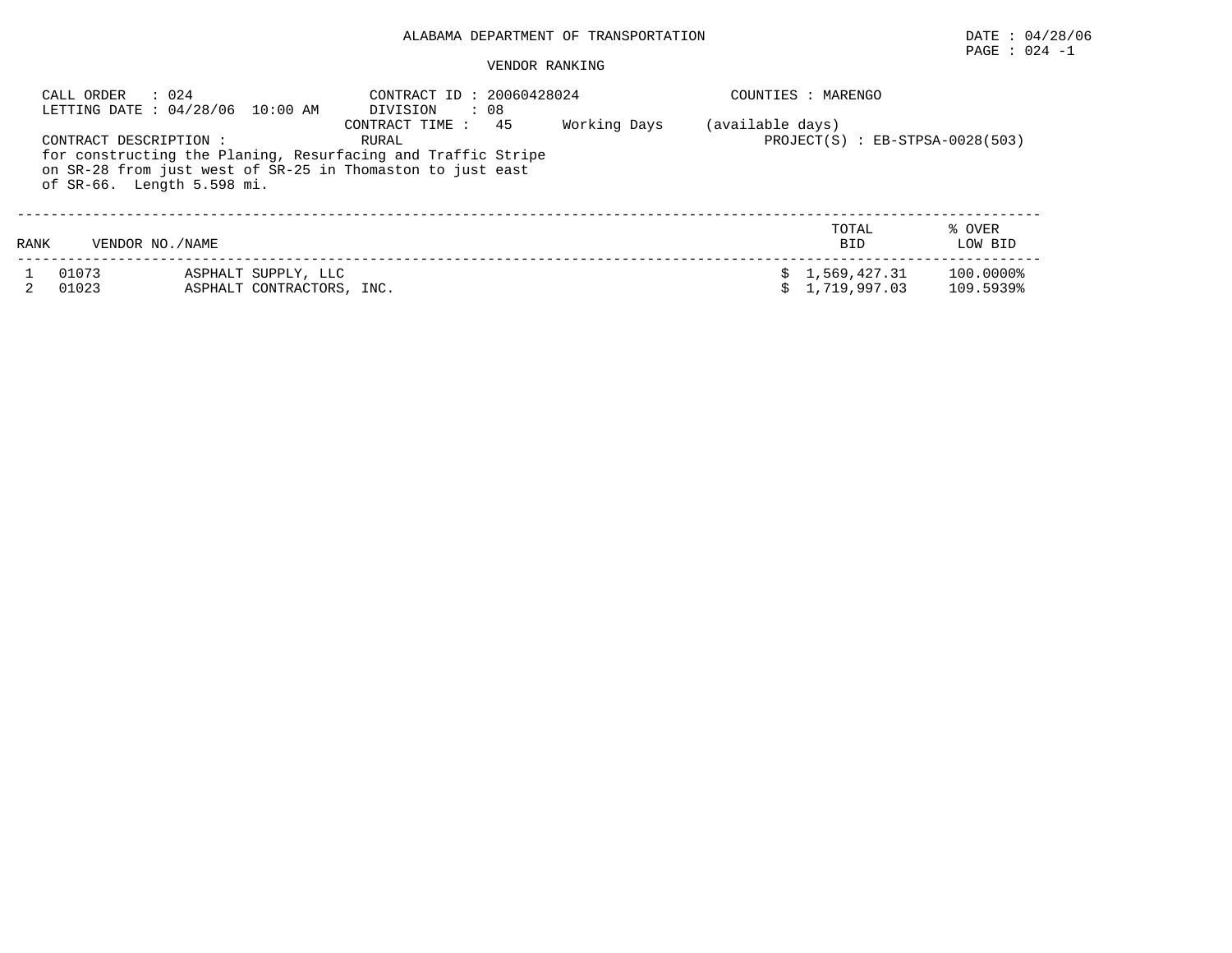ALABAMA DEPARTMENT OF TRANSPORTATION

DATE : 04/28/06

VENDOR RANKING

CALL ORDER : 024
LETTING DATE : 04/28/06 10:00 AM

CONTRACT ID : 20060428024
DIVISION : 08
CONTRACT TIME : 45 Working Days (available days)

COUNTIES : MARENGO

CONTRACT DESCRIPTION : RURAL
for constructing the Planing, Resurfacing and Traffic Stripe on SR-28 from just west of SR-25 in Thomaston to just east of SR-66. Length 5.598 mi.

PROJECT(S) : EB-STPSA-0028(503)

| RANK | VENDOR NO./NAME | | TOTAL BID | % OVER LOW BID |
|---|---|---|---|---|
| 1 | 01073 | ASPHALT SUPPLY, LLC | $ 1,569,427.31 | 100.0000% |
| 2 | 01023 | ASPHALT CONTRACTORS, INC. | $ 1,719,997.03 | 109.5939% |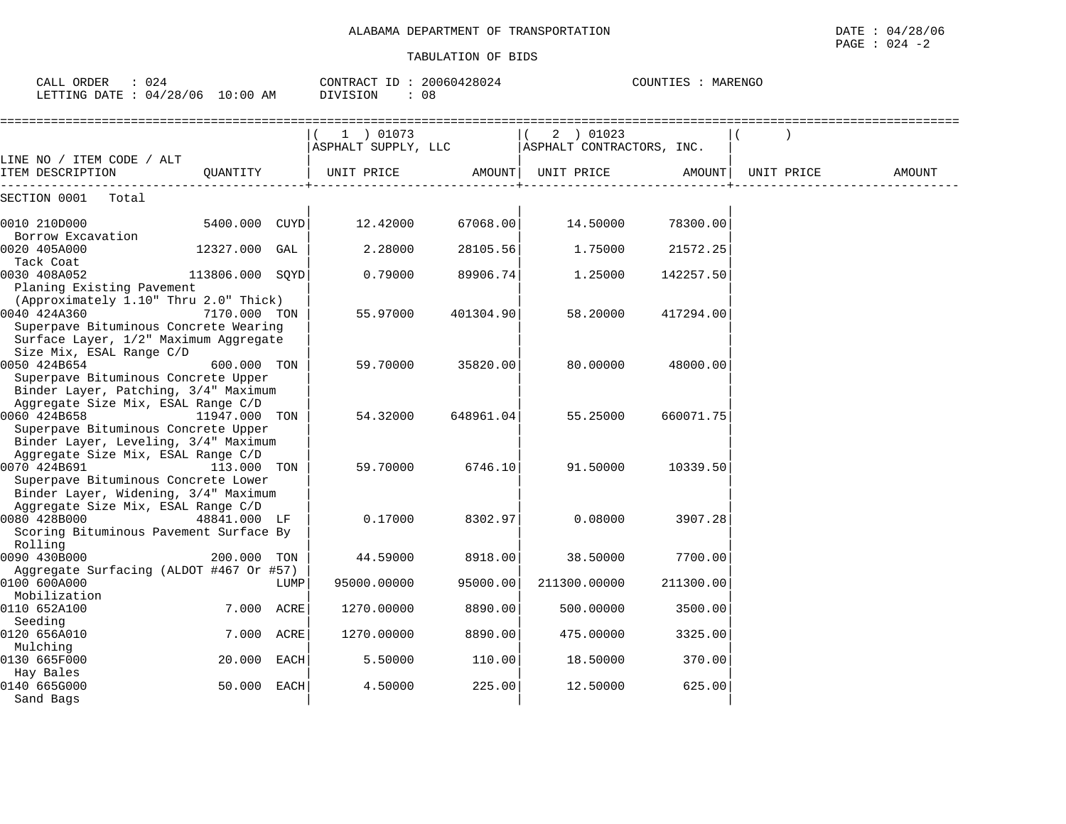ALABAMA DEPARTMENT OF TRANSPORTATION

DATE : 04/28/06

PAGE : 024 -2

TABULATION OF BIDS

CALL ORDER : 024 CONTRACT ID : 20060428024 COUNTIES : MARENGO

LETTING DATE : 04/28/06 10:00 AM DIVISION : 08

| LINE NO / ITEM CODE / ALT / ITEM DESCRIPTION | QUANTITY | (1) 01073 ASPHALT SUPPLY, LLC UNIT PRICE | AMOUNT | (2) 01023 ASPHALT CONTRACTORS, INC. UNIT PRICE | AMOUNT | ( ) UNIT PRICE | AMOUNT |
|---|---|---|---|---|---|---|---|
| SECTION 0001 Total | | | | | | | |
| 0010 210D000 Borrow Excavation | 5400.000 CUYD | 12.42000 | 67068.00 | 14.50000 | 78300.00 | | |
| 0020 405A000 Tack Coat | 12327.000 GAL | 2.28000 | 28105.56 | 1.75000 | 21572.25 | | |
| 0030 408A052 Planing Existing Pavement (Approximately 1.10" Thru 2.0" Thick) | 113806.000 SQYD | 0.79000 | 89906.74 | 1.25000 | 142257.50 | | |
| 0040 424A360 Superpave Bituminous Concrete Wearing Surface Layer, 1/2" Maximum Aggregate Size Mix, ESAL Range C/D | 7170.000 TON | 55.97000 | 401304.90 | 58.20000 | 417294.00 | | |
| 0050 424B654 Superpave Bituminous Concrete Upper Binder Layer, Patching, 3/4" Maximum Aggregate Size Mix, ESAL Range C/D | 600.000 TON | 59.70000 | 35820.00 | 80.00000 | 48000.00 | | |
| 0060 424B658 Superpave Bituminous Concrete Upper Binder Layer, Leveling, 3/4" Maximum Aggregate Size Mix, ESAL Range C/D | 11947.000 TON | 54.32000 | 648961.04 | 55.25000 | 660071.75 | | |
| 0070 424B691 Superpave Bituminous Concrete Lower Binder Layer, Widening, 3/4" Maximum Aggregate Size Mix, ESAL Range C/D | 113.000 TON | 59.70000 | 6746.10 | 91.50000 | 10339.50 | | |
| 0080 428B000 Scoring Bituminous Pavement Surface By Rolling | 48841.000 LF | 0.17000 | 8302.97 | 0.08000 | 3907.28 | | |
| 0090 430B000 Aggregate Surfacing (ALDOT #467 Or #57) | 200.000 TON | 44.59000 | 8918.00 | 38.50000 | 7700.00 | | |
| 0100 600A000 Mobilization | LUMP | 95000.00000 | 95000.00 | 211300.00000 | 211300.00 | | |
| 0110 652A100 Seeding | 7.000 ACRE | 1270.00000 | 8890.00 | 500.00000 | 3500.00 | | |
| 0120 656A010 Mulching | 7.000 ACRE | 1270.00000 | 8890.00 | 475.00000 | 3325.00 | | |
| 0130 665F000 Hay Bales | 20.000 EACH | 5.50000 | 110.00 | 18.50000 | 370.00 | | |
| 0140 665G000 Sand Bags | 50.000 EACH | 4.50000 | 225.00 | 12.50000 | 625.00 | | |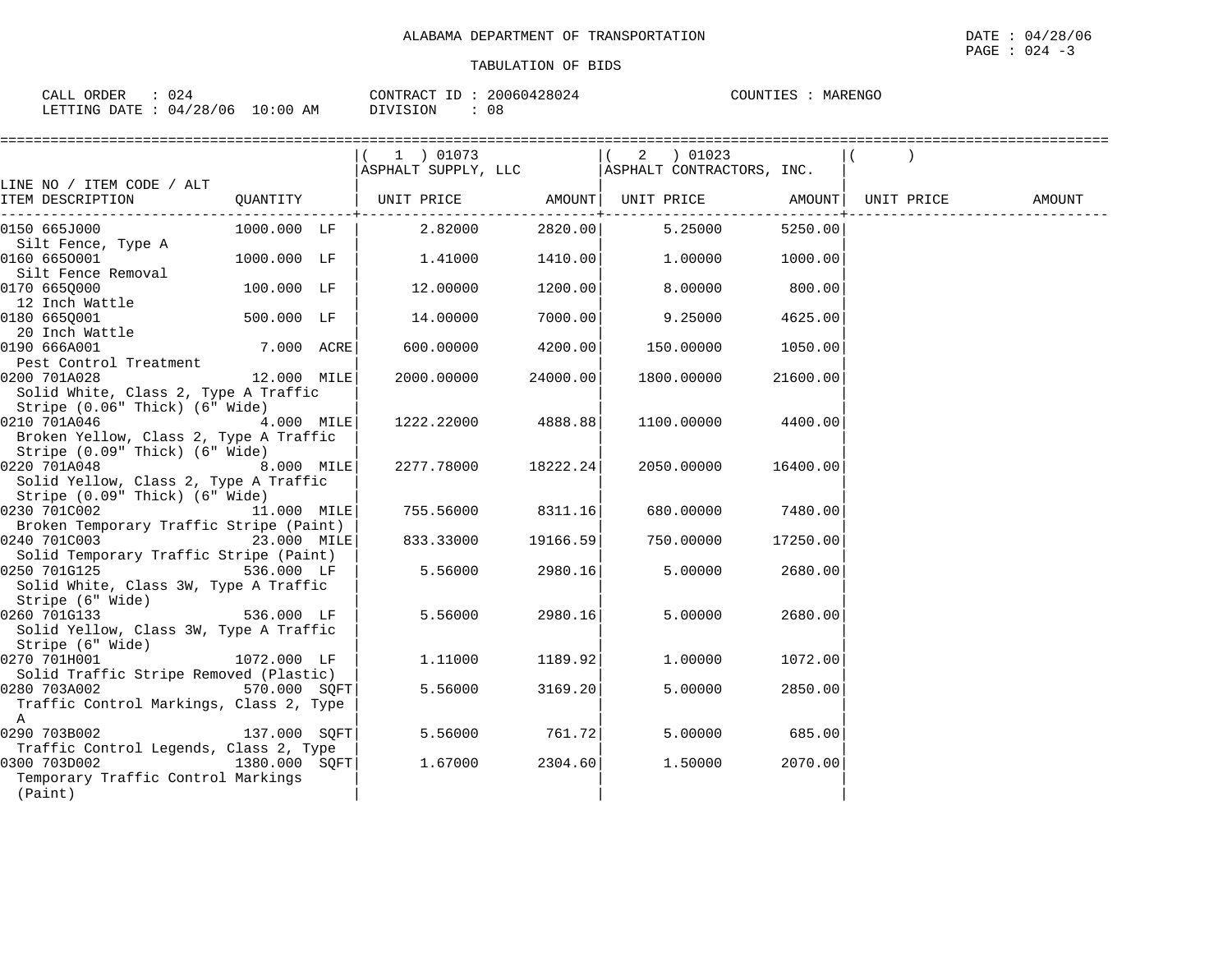ALABAMA DEPARTMENT OF TRANSPORTATION

TABULATION OF BIDS

DATE : 04/28/06
PAGE : 024 -3

CALL ORDER : 024 CONTRACT ID : 20060428024 COUNTIES : MARENGO
LETTING DATE : 04/28/06 10:00 AM DIVISION : 08

| LINE NO / ITEM CODE / ALT ITEM DESCRIPTION | QUANTITY | ( 1 ) 01073 ASPHALT SUPPLY, LLC UNIT PRICE | AMOUNT | ( 2 ) 01023 ASPHALT CONTRACTORS, INC. UNIT PRICE | AMOUNT | ( ) UNIT PRICE | AMOUNT |
|---|---|---|---|---|---|---|---|
| 0150 665J000 Silt Fence, Type A | 1000.000 LF | 2.82000 | 2820.00 | 5.25000 | 5250.00 | | |
| 0160 665O001 Silt Fence Removal | 1000.000 LF | 1.41000 | 1410.00 | 1.00000 | 1000.00 | | |
| 0170 665Q000 12 Inch Wattle | 100.000 LF | 12.00000 | 1200.00 | 8.00000 | 800.00 | | |
| 0180 665Q001 20 Inch Wattle | 500.000 LF | 14.00000 | 7000.00 | 9.25000 | 4625.00 | | |
| 0190 666A001 Pest Control Treatment | 7.000 ACRE | 600.00000 | 4200.00 | 150.00000 | 1050.00 | | |
| 0200 701A028 Solid White, Class 2, Type A Traffic Stripe (0.06" Thick) (6" Wide) | 12.000 MILE | 2000.00000 | 24000.00 | 1800.00000 | 21600.00 | | |
| 0210 701A046 Broken Yellow, Class 2, Type A Traffic Stripe (0.09" Thick) (6" Wide) | 4.000 MILE | 1222.22000 | 4888.88 | 1100.00000 | 4400.00 | | |
| 0220 701A048 Solid Yellow, Class 2, Type A Traffic Stripe (0.09" Thick) (6" Wide) | 8.000 MILE | 2277.78000 | 18222.24 | 2050.00000 | 16400.00 | | |
| 0230 701C002 Broken Temporary Traffic Stripe (Paint) | 11.000 MILE | 755.56000 | 8311.16 | 680.00000 | 7480.00 | | |
| 0240 701C003 Solid Temporary Traffic Stripe (Paint) | 23.000 MILE | 833.33000 | 19166.59 | 750.00000 | 17250.00 | | |
| 0250 701G125 Solid White, Class 3W, Type A Traffic Stripe (6" Wide) | 536.000 LF | 5.56000 | 2980.16 | 5.00000 | 2680.00 | | |
| 0260 701G133 Solid Yellow, Class 3W, Type A Traffic Stripe (6" Wide) | 536.000 LF | 5.56000 | 2980.16 | 5.00000 | 2680.00 | | |
| 0270 701H001 Solid Traffic Stripe Removed (Plastic) | 1072.000 LF | 1.11000 | 1189.92 | 1.00000 | 1072.00 | | |
| 0280 703A002 Traffic Control Markings, Class 2, Type A | 570.000 SQFT | 5.56000 | 3169.20 | 5.00000 | 2850.00 | | |
| 0290 703B002 Traffic Control Legends, Class 2, Type | 137.000 SQFT | 5.56000 | 761.72 | 5.00000 | 685.00 | | |
| 0300 703D002 Temporary Traffic Control Markings (Paint) | 1380.000 SQFT | 1.67000 | 2304.60 | 1.50000 | 2070.00 | | |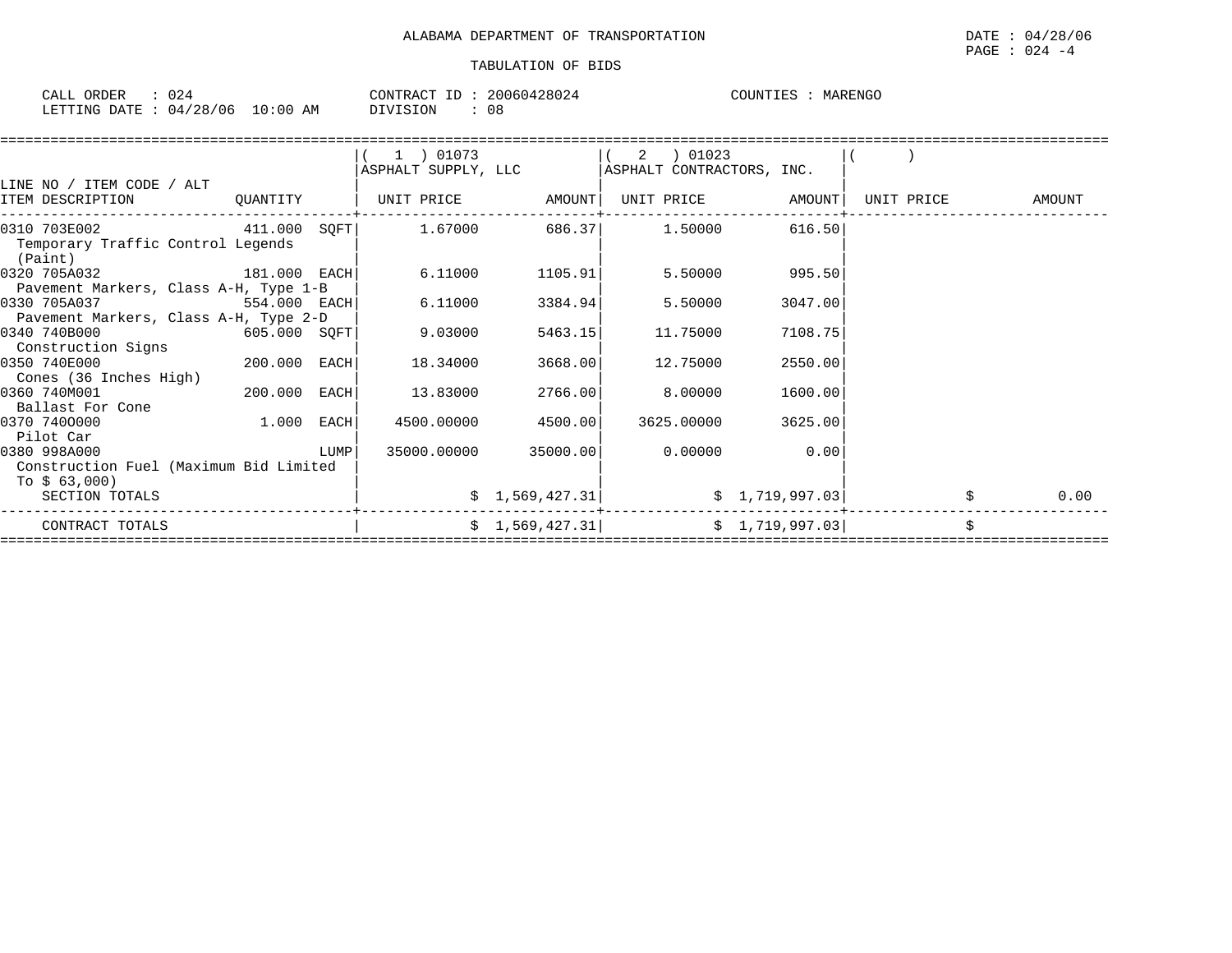ALABAMA DEPARTMENT OF TRANSPORTATION

DATE : 04/28/06

PAGE : 024 -4

TABULATION OF BIDS

CALL ORDER : 024  CONTRACT ID : 20060428024  COUNTIES : MARENGO

LETTING DATE : 04/28/06 10:00 AM  DIVISION : 08

| LINE NO / ITEM CODE / ALT ITEM DESCRIPTION | QUANTITY | ( 1 ) 01073 ASPHALT SUPPLY, LLC UNIT PRICE | AMOUNT | ( 2 ) 01023 ASPHALT CONTRACTORS, INC. UNIT PRICE | AMOUNT | ( ) UNIT PRICE | AMOUNT |
|---|---|---|---|---|---|---|---|
| 0310 703E002 Temporary Traffic Control Legends (Paint) | 411.000 SQFT | 1.67000 | 686.37 | 1.50000 | 616.50 | | |
| 0320 705A032 Pavement Markers, Class A-H, Type 1-B | 181.000 EACH | 6.11000 | 1105.91 | 5.50000 | 995.50 | | |
| 0330 705A037 Pavement Markers, Class A-H, Type 2-D | 554.000 EACH | 6.11000 | 3384.94 | 5.50000 | 3047.00 | | |
| 0340 740B000 Construction Signs | 605.000 SQFT | 9.03000 | 5463.15 | 11.75000 | 7108.75 | | |
| 0350 740E000 Cones (36 Inches High) | 200.000 EACH | 18.34000 | 3668.00 | 12.75000 | 2550.00 | | |
| 0360 740M001 Ballast For Cone | 200.000 EACH | 13.83000 | 2766.00 | 8.00000 | 1600.00 | | |
| 0370 740O000 Pilot Car | 1.000 EACH | 4500.00000 | 4500.00 | 3625.00000 | 3625.00 | | |
| 0380 998A000 Construction Fuel (Maximum Bid Limited To $ 63,000) | LUMP | 35000.00000 | 35000.00 | 0.00000 | 0.00 | | |
| SECTION TOTALS | | | $ 1,569,427.31 | | $ 1,719,997.03 | | $ 0.00 |
| CONTRACT TOTALS | | | $ 1,569,427.31 | | $ 1,719,997.03 | | $ |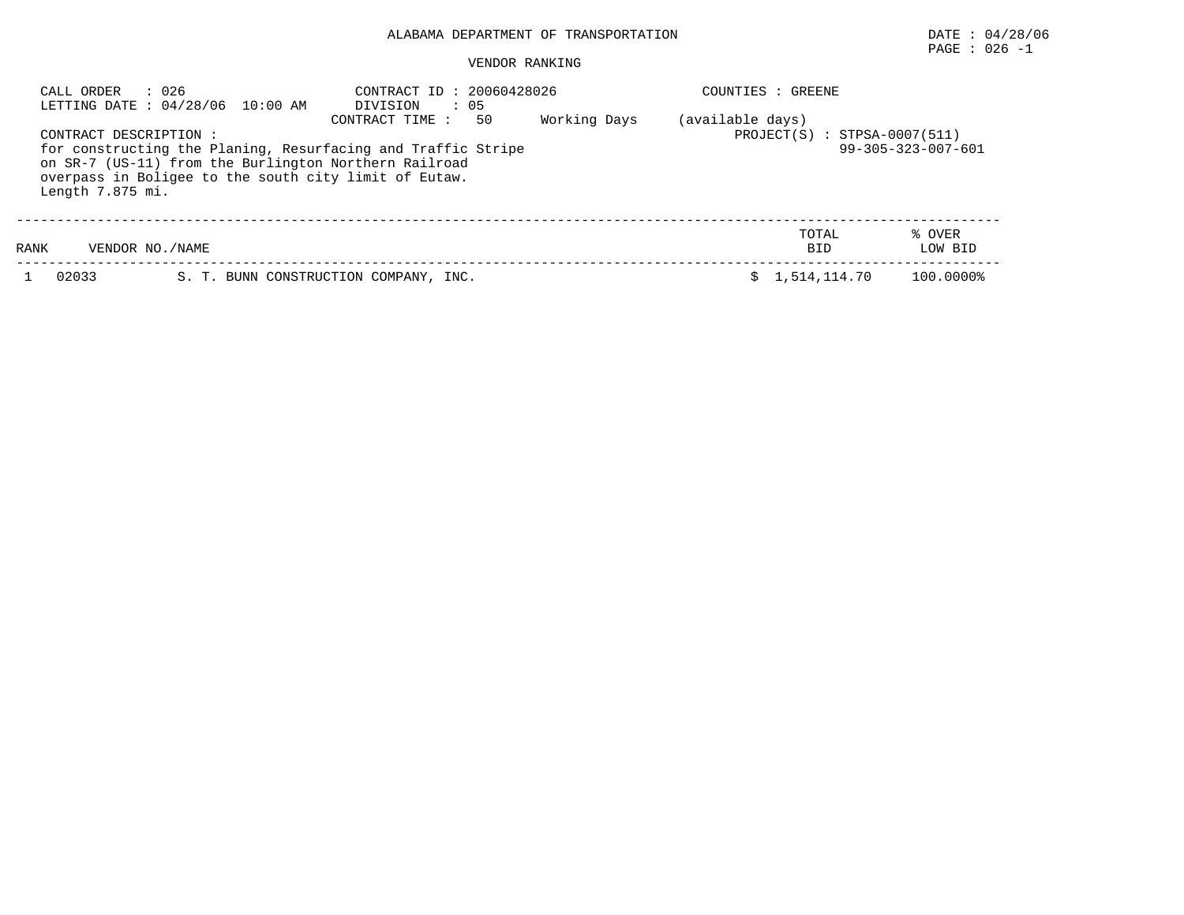ALABAMA DEPARTMENT OF TRANSPORTATION

DATE : 04/28/06

PAGE : 026 -1

VENDOR RANKING

CALL ORDER : 026
LETTING DATE : 04/28/06 10:00 AM

CONTRACT ID : 20060428026
DIVISION : 05
CONTRACT TIME : 50 Working Days (available days)

COUNTIES : GREENE

PROJECT(S) : STPSA-0007(511)
99-305-323-007-601

CONTRACT DESCRIPTION :
for constructing the Planing, Resurfacing and Traffic Stripe on SR-7 (US-11) from the Burlington Northern Railroad overpass in Boligee to the south city limit of Eutaw.
Length 7.875 mi.

| RANK | VENDOR NO./NAME | | TOTAL BID | % OVER LOW BID |
|---|---|---|---|---|
| 1 | 02033 | S. T. BUNN CONSTRUCTION COMPANY, INC. | $ 1,514,114.70 | 100.0000% |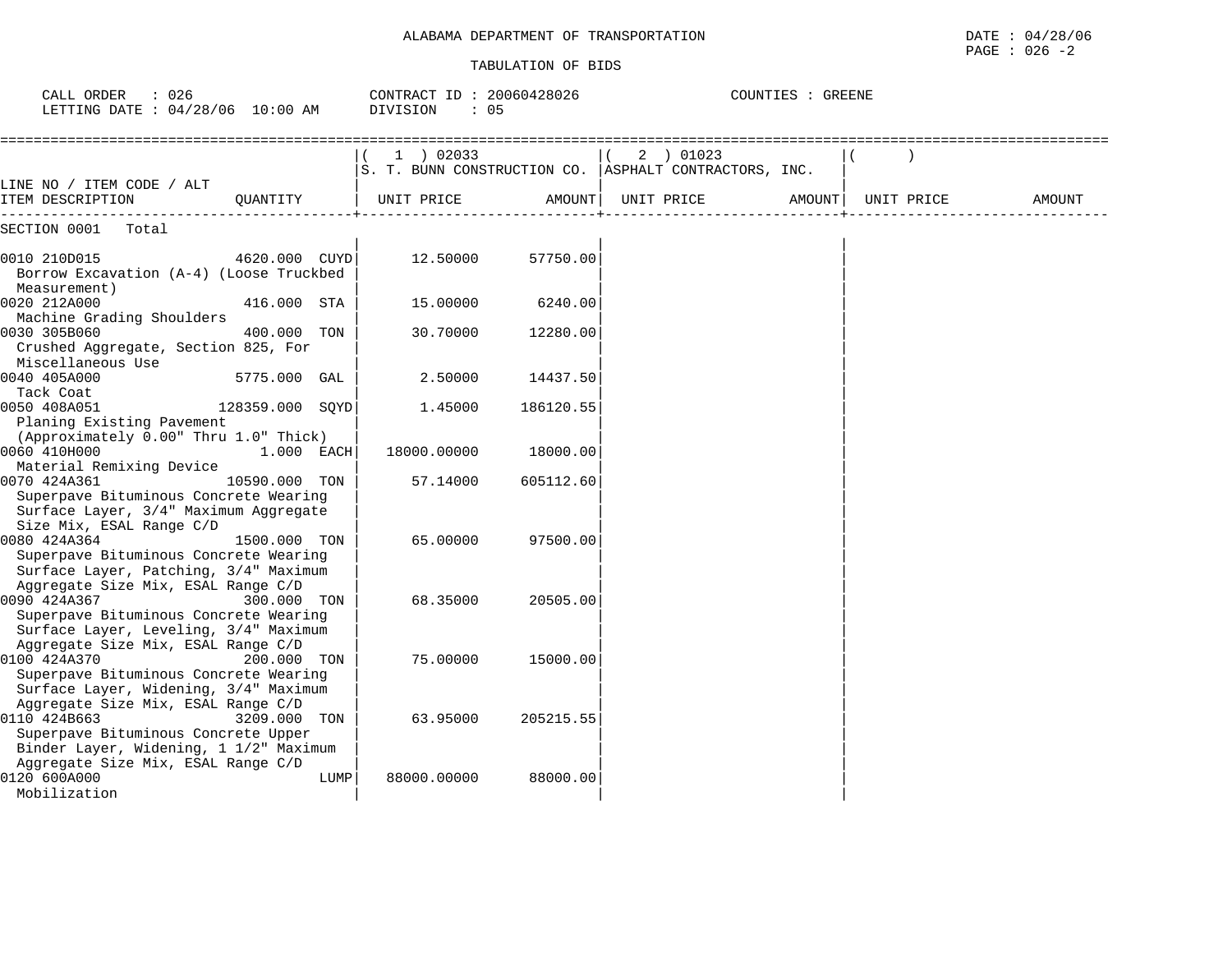ALABAMA DEPARTMENT OF TRANSPORTATION

TABULATION OF BIDS

DATE : 04/28/06
PAGE : 026 -2

CALL ORDER : 026 | CONTRACT ID : 20060428026 | COUNTIES : GREENE
LETTING DATE : 04/28/06 10:00 AM | DIVISION : 05

| LINE NO / ITEM CODE / ALT ITEM DESCRIPTION | QUANTITY | ( 1 ) 02033 S. T. BUNN CONSTRUCTION CO. UNIT PRICE | AMOUNT | ( 2 ) 01023 ASPHALT CONTRACTORS, INC. UNIT PRICE | AMOUNT | ( ) UNIT PRICE | AMOUNT |
|---|---|---|---|---|---|---|---|
| SECTION 0001 Total | | | | | | | |
| 0010 210D015 Borrow Excavation (A-4) (Loose Truckbed Measurement) | 4620.000 CUYD | 12.50000 | 57750.00 | | | | |
| 0020 212A000 Machine Grading Shoulders | 416.000 STA | 15.00000 | 6240.00 | | | | |
| 0030 305B060 Crushed Aggregate, Section 825, For Miscellaneous Use | 400.000 TON | 30.70000 | 12280.00 | | | | |
| 0040 405A000 Tack Coat | 5775.000 GAL | 2.50000 | 14437.50 | | | | |
| 0050 408A051 Planing Existing Pavement (Approximately 0.00" Thru 1.0" Thick) | 128359.000 SQYD | 1.45000 | 186120.55 | | | | |
| 0060 410H000 Material Remixing Device | 1.000 EACH | 18000.00000 | 18000.00 | | | | |
| 0070 424A361 Superpave Bituminous Concrete Wearing Surface Layer, 3/4" Maximum Aggregate Size Mix, ESAL Range C/D | 10590.000 TON | 57.14000 | 605112.60 | | | | |
| 0080 424A364 Superpave Bituminous Concrete Wearing Surface Layer, Patching, 3/4" Maximum Aggregate Size Mix, ESAL Range C/D | 1500.000 TON | 65.00000 | 97500.00 | | | | |
| 0090 424A367 Superpave Bituminous Concrete Wearing Surface Layer, Leveling, 3/4" Maximum Aggregate Size Mix, ESAL Range C/D | 300.000 TON | 68.35000 | 20505.00 | | | | |
| 0100 424A370 Superpave Bituminous Concrete Wearing Surface Layer, Widening, 3/4" Maximum Aggregate Size Mix, ESAL Range C/D | 200.000 TON | 75.00000 | 15000.00 | | | | |
| 0110 424B663 Superpave Bituminous Concrete Upper Binder Layer, Widening, 1 1/2" Maximum Aggregate Size Mix, ESAL Range C/D | 3209.000 TON | 63.95000 | 205215.55 | | | | |
| 0120 600A000 Mobilization | LUMP | 88000.00000 | 88000.00 | | | | |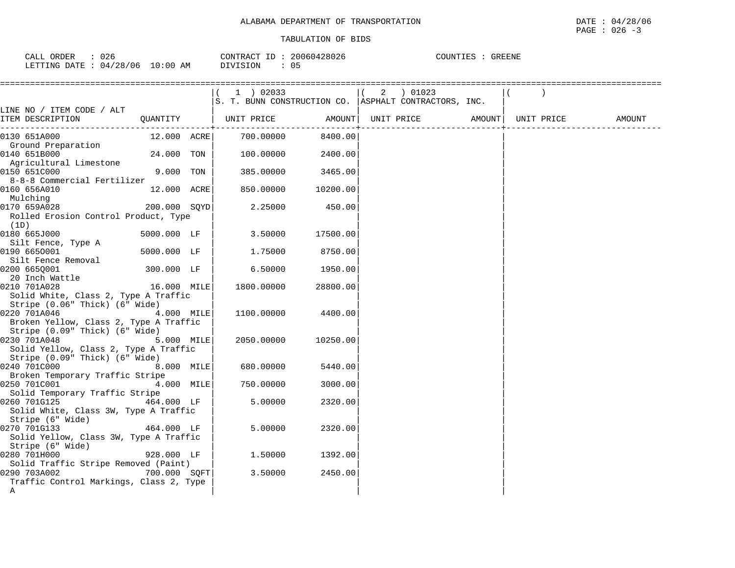ALABAMA DEPARTMENT OF TRANSPORTATION

DATE : 04/28/06

TABULATION OF BIDS

CALL ORDER : 026
LETTING DATE : 04/28/06 10:00 AM

CONTRACT ID : 20060428026
DIVISION : 05

COUNTIES : GREENE

| LINE NO / ITEM CODE / ALT ITEM DESCRIPTION | QUANTITY | ( 1 ) 02033 S. T. BUNN CONSTRUCTION CO. UNIT PRICE | AMOUNT | ( 2 ) 01023 ASPHALT CONTRACTORS, INC. UNIT PRICE | AMOUNT | ( ) UNIT PRICE | AMOUNT |
|---|---|---|---|---|---|---|---|
| 0130 651A000 Ground Preparation | 12.000 ACRE | 700.00000 | 8400.00 | | | | |
| 0140 651B000 Agricultural Limestone | 24.000 TON | 100.00000 | 2400.00 | | | | |
| 0150 651C000 8-8-8 Commercial Fertilizer | 9.000 TON | 385.00000 | 3465.00 | | | | |
| 0160 656A010 Mulching | 12.000 ACRE | 850.00000 | 10200.00 | | | | |
| 0170 659A028 Rolled Erosion Control Product, Type (1D) | 200.000 SQYD | 2.25000 | 450.00 | | | | |
| 0180 665J000 Silt Fence, Type A | 5000.000 LF | 3.50000 | 17500.00 | | | | |
| 0190 665O001 Silt Fence Removal | 5000.000 LF | 1.75000 | 8750.00 | | | | |
| 0200 665Q001 20 Inch Wattle | 300.000 LF | 6.50000 | 1950.00 | | | | |
| 0210 701A028 Solid White, Class 2, Type A Traffic Stripe (0.06" Thick) (6" Wide) | 16.000 MILE | 1800.00000 | 28800.00 | | | | |
| 0220 701A046 Broken Yellow, Class 2, Type A Traffic Stripe (0.09" Thick) (6" Wide) | 4.000 MILE | 1100.00000 | 4400.00 | | | | |
| 0230 701A048 Solid Yellow, Class 2, Type A Traffic Stripe (0.09" Thick) (6" Wide) | 5.000 MILE | 2050.00000 | 10250.00 | | | | |
| 0240 701C000 Broken Temporary Traffic Stripe | 8.000 MILE | 680.00000 | 5440.00 | | | | |
| 0250 701C001 Solid Temporary Traffic Stripe | 4.000 MILE | 750.00000 | 3000.00 | | | | |
| 0260 701G125 Solid White, Class 3W, Type A Traffic Stripe (6" Wide) | 464.000 LF | 5.00000 | 2320.00 | | | | |
| 0270 701G133 Solid Yellow, Class 3W, Type A Traffic Stripe (6" Wide) | 464.000 LF | 5.00000 | 2320.00 | | | | |
| 0280 701H000 Solid Traffic Stripe Removed (Paint) | 928.000 LF | 1.50000 | 1392.00 | | | | |
| 0290 703A002 Traffic Control Markings, Class 2, Type A | 700.000 SQFT | 3.50000 | 2450.00 | | | | |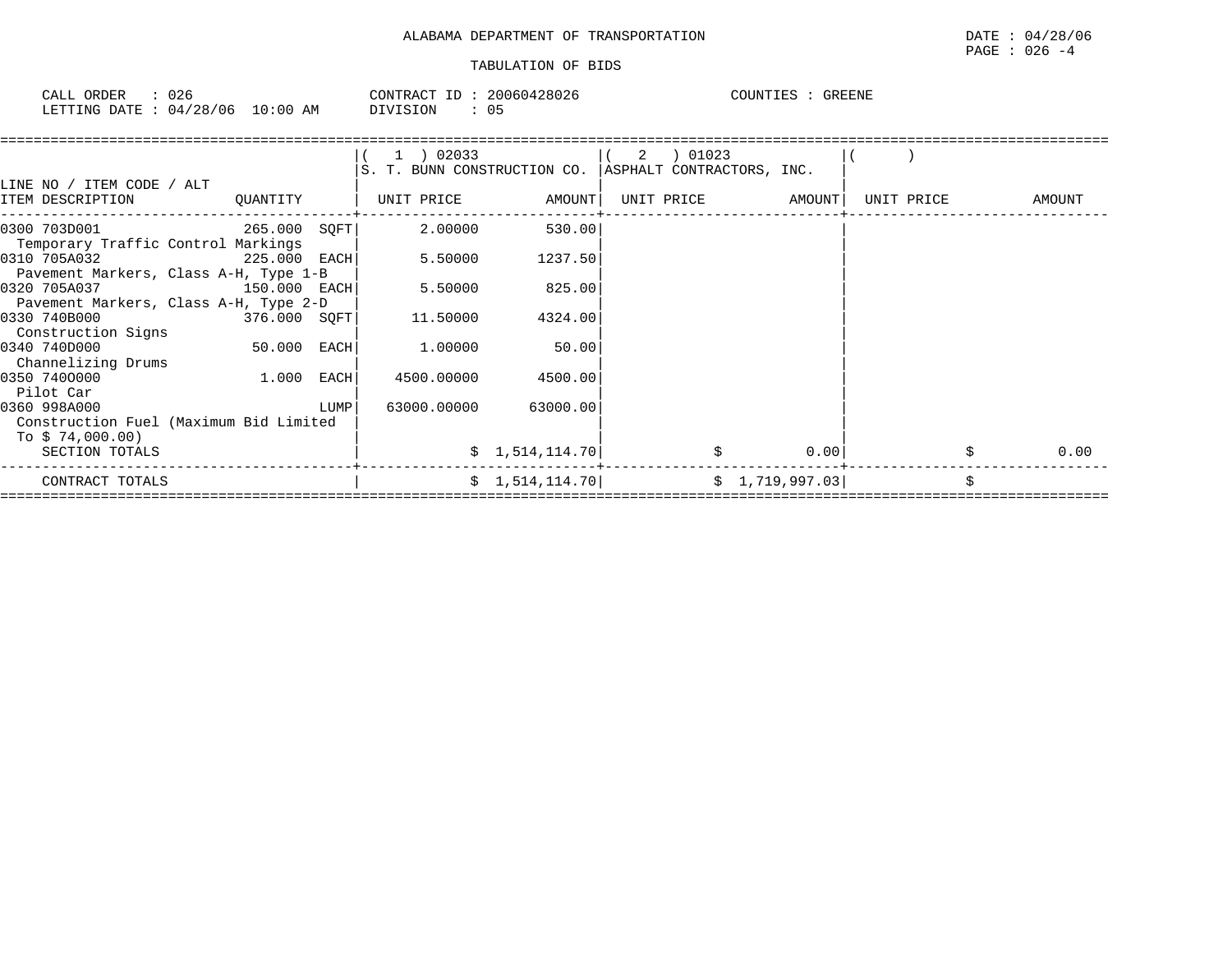ALABAMA DEPARTMENT OF TRANSPORTATION

TABULATION OF BIDS

DATE : 04/28/06

CALL ORDER : 026 | CONTRACT ID : 20060428026 | COUNTIES : GREENE

LETTING DATE : 04/28/06 10:00 AM | DIVISION : 05

| LINE NO / ITEM CODE / ALT ITEM DESCRIPTION | QUANTITY | (1) 02033 S. T. BUNN CONSTRUCTION CO. UNIT PRICE | AMOUNT | (2) 01023 ASPHALT CONTRACTORS, INC. UNIT PRICE | AMOUNT | ( ) UNIT PRICE | AMOUNT |
|---|---|---|---|---|---|---|---|
| 0300 703D001 Temporary Traffic Control Markings | 265.000 SQFT | 2.00000 | 530.00 | | | | |
| 0310 705A032 Pavement Markers, Class A-H, Type 1-B | 225.000 EACH | 5.50000 | 1237.50 | | | | |
| 0320 705A037 Pavement Markers, Class A-H, Type 2-D | 150.000 EACH | 5.50000 | 825.00 | | | | |
| 0330 740B000 Construction Signs | 376.000 SQFT | 11.50000 | 4324.00 | | | | |
| 0340 740D000 Channelizing Drums | 50.000 EACH | 1.00000 | 50.00 | | | | |
| 0350 740O000 Pilot Car | 1.000 EACH | 4500.00000 | 4500.00 | | | | |
| 0360 998A000 Construction Fuel (Maximum Bid Limited To $ 74,000.00) | LUMP | 63000.00000 | 63000.00 | | | | |
| SECTION TOTALS | | | $ 1,514,114.70 | | $ 0.00 | | $ 0.00 |
| CONTRACT TOTALS | | | $ 1,514,114.70 | | $ 1,719,997.03 | | $ |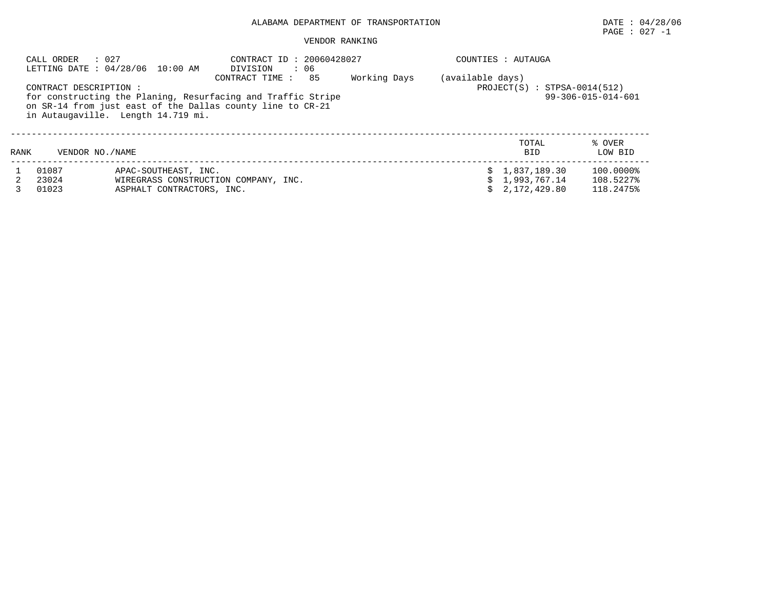# ALABAMA DEPARTMENT OF TRANSPORTATION

DATE : 04/28/06

## VENDOR RANKING

CALL ORDER : 027
LETTING DATE : 04/28/06 10:00 AM

CONTRACT ID : 20060428027
DIVISION : 06
CONTRACT TIME : 85 Working Days (available days)

COUNTIES : AUTAUGA

PROJECT(S) : STPSA-0014(512)
99-306-015-014-601

CONTRACT DESCRIPTION :
for constructing the Planing, Resurfacing and Traffic Stripe on SR-14 from just east of the Dallas county line to CR-21 in Autaugaville. Length 14.719 mi.

| RANK | VENDOR NO. | NAME | TOTAL BID | % OVER LOW BID |
|---|---|---|---|---|
| 1 | 01087 | APAC-SOUTHEAST, INC. | $ 1,837,189.30 | 100.0000% |
| 2 | 23024 | WIREGRASS CONSTRUCTION COMPANY, INC. | $ 1,993,767.14 | 108.5227% |
| 3 | 01023 | ASPHALT CONTRACTORS, INC. | $ 2,172,429.80 | 118.2475% |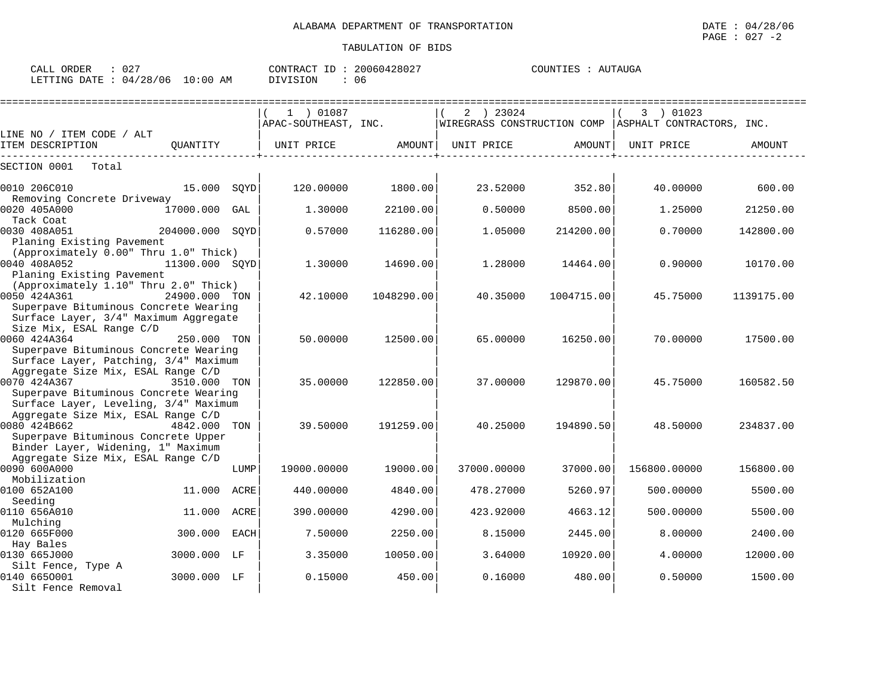ALABAMA DEPARTMENT OF TRANSPORTATION

DATE : 04/28/06

PAGE : 027 -2

TABULATION OF BIDS

CALL ORDER : 027  CONTRACT ID : 20060428027  COUNTIES : AUTAUGA

LETTING DATE : 04/28/06 10:00 AM  DIVISION : 06

| LINE NO / ITEM CODE / ALT ITEM DESCRIPTION | QUANTITY | | ( 1 ) 01087 APAC-SOUTHEAST, INC. UNIT PRICE | AMOUNT | ( 2 ) 23024 WIREGRASS CONSTRUCTION COMP UNIT PRICE | AMOUNT | ( 3 ) 01023 ASPHALT CONTRACTORS, INC. UNIT PRICE | AMOUNT |
|---|---|---|---|---|---|---|---|---|
| SECTION 0001 Total | | | | | | | | |
| 0010 206C010 Removing Concrete Driveway | 15.000 | SQYD | 120.00000 | 1800.00 | 23.52000 | 352.80 | 40.00000 | 600.00 |
| 0020 405A000 Tack Coat | 17000.000 | GAL | 1.30000 | 22100.00 | 0.50000 | 8500.00 | 1.25000 | 21250.00 |
| 0030 408A051 Planing Existing Pavement (Approximately 0.00" Thru 1.0" Thick) | 204000.000 | SQYD | 0.57000 | 116280.00 | 1.05000 | 214200.00 | 0.70000 | 142800.00 |
| 0040 408A052 Planing Existing Pavement (Approximately 1.10" Thru 2.0" Thick) | 11300.000 | SQYD | 1.30000 | 14690.00 | 1.28000 | 14464.00 | 0.90000 | 10170.00 |
| 0050 424A361 Superpave Bituminous Concrete Wearing Surface Layer, 3/4" Maximum Aggregate Size Mix, ESAL Range C/D | 24900.000 | TON | 42.10000 | 1048290.00 | 40.35000 | 1004715.00 | 45.75000 | 1139175.00 |
| 0060 424A364 Superpave Bituminous Concrete Wearing Surface Layer, Patching, 3/4" Maximum Aggregate Size Mix, ESAL Range C/D | 250.000 | TON | 50.00000 | 12500.00 | 65.00000 | 16250.00 | 70.00000 | 17500.00 |
| 0070 424A367 Superpave Bituminous Concrete Wearing Surface Layer, Leveling, 3/4" Maximum Aggregate Size Mix, ESAL Range C/D | 3510.000 | TON | 35.00000 | 122850.00 | 37.00000 | 129870.00 | 45.75000 | 160582.50 |
| 0080 424B662 Superpave Bituminous Concrete Upper Binder Layer, Widening, 1" Maximum Aggregate Size Mix, ESAL Range C/D | 4842.000 | TON | 39.50000 | 191259.00 | 40.25000 | 194890.50 | 48.50000 | 234837.00 |
| 0090 600A000 Mobilization | | LUMP | 19000.00000 | 19000.00 | 37000.00000 | 37000.00 | 156800.00000 | 156800.00 |
| 0100 652A100 Seeding | 11.000 | ACRE | 440.00000 | 4840.00 | 478.27000 | 5260.97 | 500.00000 | 5500.00 |
| 0110 656A010 Mulching | 11.000 | ACRE | 390.00000 | 4290.00 | 423.92000 | 4663.12 | 500.00000 | 5500.00 |
| 0120 665F000 Hay Bales | 300.000 | EACH | 7.50000 | 2250.00 | 8.15000 | 2445.00 | 8.00000 | 2400.00 |
| 0130 665J000 Silt Fence, Type A | 3000.000 | LF | 3.35000 | 10050.00 | 3.64000 | 10920.00 | 4.00000 | 12000.00 |
| 0140 665O001 Silt Fence Removal | 3000.000 | LF | 0.15000 | 450.00 | 0.16000 | 480.00 | 0.50000 | 1500.00 |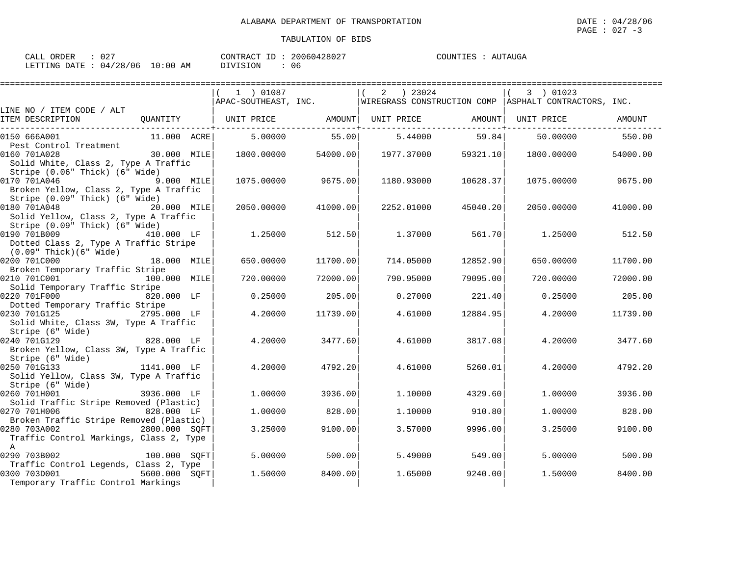ALABAMA DEPARTMENT OF TRANSPORTATION

DATE : 04/28/06

PAGE : 027 -3

TABULATION OF BIDS

CALL ORDER : 027 CONTRACT ID : 20060428027 COUNTIES : AUTAUGA

LETTING DATE : 04/28/06 10:00 AM DIVISION : 06

| LINE NO / ITEM CODE / ALT ITEM DESCRIPTION | QUANTITY | ( 1 ) 01087 APAC-SOUTHEAST, INC. UNIT PRICE | AMOUNT | ( 2 ) 23024 WIREGRASS CONSTRUCTION COMP UNIT PRICE | AMOUNT | ( 3 ) 01023 ASPHALT CONTRACTORS, INC. UNIT PRICE | AMOUNT |
|---|---|---|---|---|---|---|---|
| 0150 666A001 Pest Control Treatment | 11.000 ACRE | 5.00000 | 55.00 | 5.44000 | 59.84 | 50.00000 | 550.00 |
| 0160 701A028 Solid White, Class 2, Type A Traffic Stripe (0.06" Thick) (6" Wide) | 30.000 MILE | 1800.00000 | 54000.00 | 1977.37000 | 59321.10 | 1800.00000 | 54000.00 |
| 0170 701A046 Broken Yellow, Class 2, Type A Traffic Stripe (0.09" Thick) (6" Wide) | 9.000 MILE | 1075.00000 | 9675.00 | 1180.93000 | 10628.37 | 1075.00000 | 9675.00 |
| 0180 701A048 Solid Yellow, Class 2, Type A Traffic Stripe (0.09" Thick) (6" Wide) | 20.000 MILE | 2050.00000 | 41000.00 | 2252.01000 | 45040.20 | 2050.00000 | 41000.00 |
| 0190 701B009 Dotted Class 2, Type A Traffic Stripe (0.09" Thick)(6" Wide) | 410.000 LF | 1.25000 | 512.50 | 1.37000 | 561.70 | 1.25000 | 512.50 |
| 0200 701C000 Broken Temporary Traffic Stripe | 18.000 MILE | 650.00000 | 11700.00 | 714.05000 | 12852.90 | 650.00000 | 11700.00 |
| 0210 701C001 Solid Temporary Traffic Stripe | 100.000 MILE | 720.00000 | 72000.00 | 790.95000 | 79095.00 | 720.00000 | 72000.00 |
| 0220 701F000 Dotted Temporary Traffic Stripe | 820.000 LF | 0.25000 | 205.00 | 0.27000 | 221.40 | 0.25000 | 205.00 |
| 0230 701G125 Solid White, Class 3W, Type A Traffic Stripe (6" Wide) | 2795.000 LF | 4.20000 | 11739.00 | 4.61000 | 12884.95 | 4.20000 | 11739.00 |
| 0240 701G129 Broken Yellow, Class 3W, Type A Traffic Stripe (6" Wide) | 828.000 LF | 4.20000 | 3477.60 | 4.61000 | 3817.08 | 4.20000 | 3477.60 |
| 0250 701G133 Solid Yellow, Class 3W, Type A Traffic Stripe (6" Wide) | 1141.000 LF | 4.20000 | 4792.20 | 4.61000 | 5260.01 | 4.20000 | 4792.20 |
| 0260 701H001 Solid Traffic Stripe Removed (Plastic) | 3936.000 LF | 1.00000 | 3936.00 | 1.10000 | 4329.60 | 1.00000 | 3936.00 |
| 0270 701H006 Broken Traffic Stripe Removed (Plastic) | 828.000 LF | 1.00000 | 828.00 | 1.10000 | 910.80 | 1.00000 | 828.00 |
| 0280 703A002 Traffic Control Markings, Class 2, Type A | 2800.000 SQFT | 3.25000 | 9100.00 | 3.57000 | 9996.00 | 3.25000 | 9100.00 |
| 0290 703B002 Traffic Control Legends, Class 2, Type | 100.000 SQFT | 5.00000 | 500.00 | 5.49000 | 549.00 | 5.00000 | 500.00 |
| 0300 703D001 Temporary Traffic Control Markings | 5600.000 SQFT | 1.50000 | 8400.00 | 1.65000 | 9240.00 | 1.50000 | 8400.00 |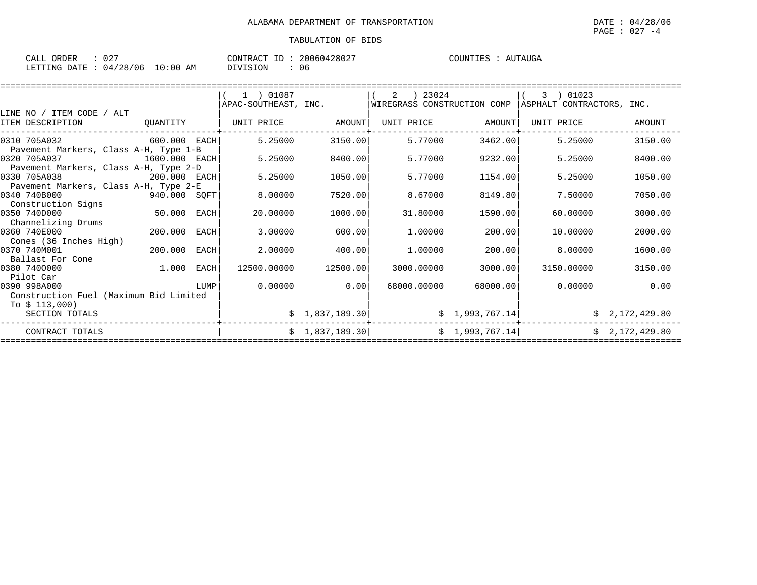ALABAMA DEPARTMENT OF TRANSPORTATION

DATE : 04/28/06

PAGE : 027 -4

TABULATION OF BIDS

CALL ORDER : 027 CONTRACT ID : 20060428027 COUNTIES : AUTAUGA

LETTING DATE : 04/28/06 10:00 AM DIVISION : 06

| LINE NO / ITEM CODE / ALT ITEM DESCRIPTION | QUANTITY | ( 1 ) 01087 APAC-SOUTHEAST, INC. UNIT PRICE | AMOUNT | ( 2 ) 23024 WIREGRASS CONSTRUCTION COMP UNIT PRICE | AMOUNT | ( 3 ) 01023 ASPHALT CONTRACTORS, INC. UNIT PRICE | AMOUNT |
|---|---|---|---|---|---|---|---|
| 0310 705A032 Pavement Markers, Class A-H, Type 1-B | 600.000 EACH | 5.25000 | 3150.00 | 5.77000 | 3462.00 | 5.25000 | 3150.00 |
| 0320 705A037 Pavement Markers, Class A-H, Type 2-D | 1600.000 EACH | 5.25000 | 8400.00 | 5.77000 | 9232.00 | 5.25000 | 8400.00 |
| 0330 705A038 Pavement Markers, Class A-H, Type 2-E | 200.000 EACH | 5.25000 | 1050.00 | 5.77000 | 1154.00 | 5.25000 | 1050.00 |
| 0340 740B000 Construction Signs | 940.000 SQFT | 8.00000 | 7520.00 | 8.67000 | 8149.80 | 7.50000 | 7050.00 |
| 0350 740D000 Channelizing Drums | 50.000 EACH | 20.00000 | 1000.00 | 31.80000 | 1590.00 | 60.00000 | 3000.00 |
| 0360 740E000 Cones (36 Inches High) | 200.000 EACH | 3.00000 | 600.00 | 1.00000 | 200.00 | 10.00000 | 2000.00 |
| 0370 740M001 Ballast For Cone | 200.000 EACH | 2.00000 | 400.00 | 1.00000 | 200.00 | 8.00000 | 1600.00 |
| 0380 740O000 Pilot Car | 1.000 EACH | 12500.00000 | 12500.00 | 3000.00000 | 3000.00 | 3150.00000 | 3150.00 |
| 0390 998A000 Construction Fuel (Maximum Bid Limited To $ 113,000) | LUMP | 0.00000 | 0.00 | 68000.00000 | 68000.00 | 0.00000 | 0.00 |
| SECTION TOTALS | | | $ 1,837,189.30 | | $ 1,993,767.14 | | $ 2,172,429.80 |
| CONTRACT TOTALS | | | $ 1,837,189.30 | | $ 1,993,767.14 | | $ 2,172,429.80 |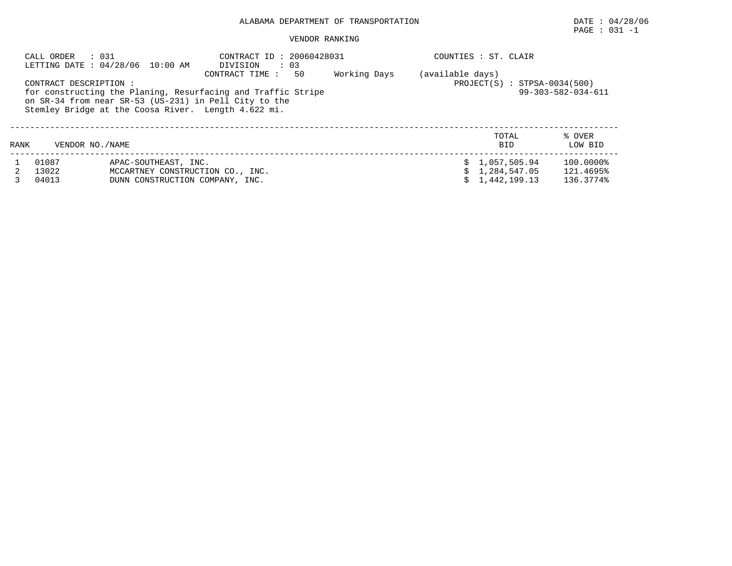ALABAMA DEPARTMENT OF TRANSPORTATION

DATE : 04/28/06

PAGE : 031 -1

VENDOR RANKING

CALL ORDER : 031
LETTING DATE : 04/28/06 10:00 AM

CONTRACT ID : 20060428031
DIVISION : 03
CONTRACT TIME : 50 Working Days (available days)

COUNTIES : ST. CLAIR

PROJECT(S) : STPSA-0034(500)
99-303-582-034-611

CONTRACT DESCRIPTION :
for constructing the Planing, Resurfacing and Traffic Stripe on SR-34 from near SR-53 (US-231) in Pell City to the Stemley Bridge at the Coosa River. Length 4.622 mi.

| RANK | VENDOR NO. | NAME | TOTAL BID | % OVER LOW BID |
|---|---|---|---|---|
| 1 | 01087 | APAC-SOUTHEAST, INC. | $ 1,057,505.94 | 100.0000% |
| 2 | 13022 | MCCARTNEY CONSTRUCTION CO., INC. | $ 1,284,547.05 | 121.4695% |
| 3 | 04013 | DUNN CONSTRUCTION COMPANY, INC. | $ 1,442,199.13 | 136.3774% |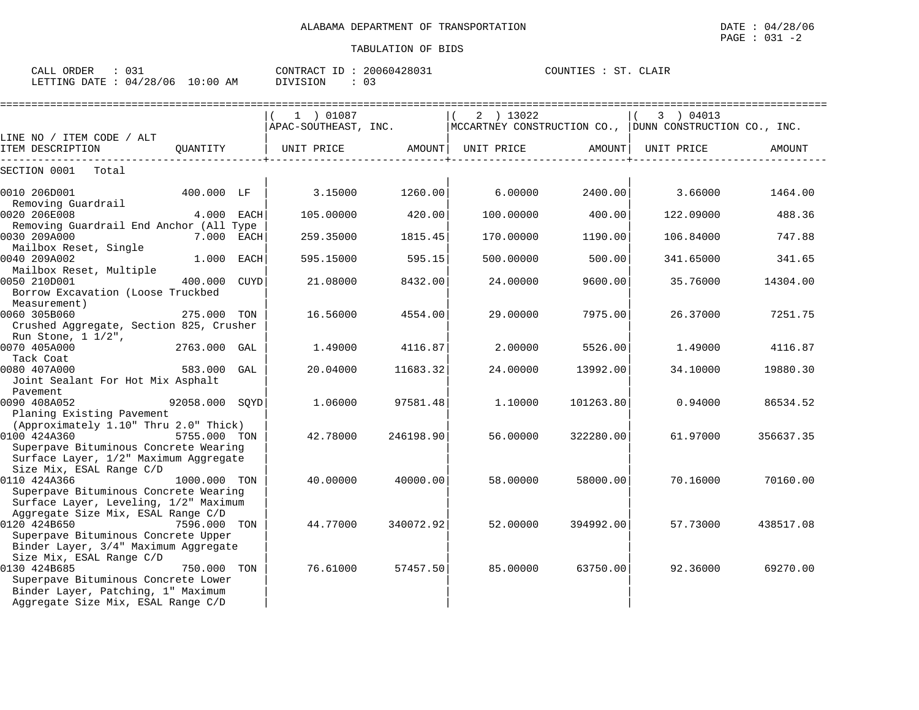ALABAMA DEPARTMENT OF TRANSPORTATION

TABULATION OF BIDS

CALL ORDER : 031 CONTRACT ID : 20060428031 COUNTIES : ST. CLAIR
LETTING DATE : 04/28/06 10:00 AM DIVISION : 03

| LINE NO / ITEM CODE / ALT ITEM DESCRIPTION | QUANTITY | (1) 01087 APAC-SOUTHEAST, INC. UNIT PRICE | AMOUNT | (2) 13022 MCCARTNEY CONSTRUCTION CO., UNIT PRICE | AMOUNT | (3) 04013 DUNN CONSTRUCTION CO., INC. UNIT PRICE | AMOUNT |
|---|---|---|---|---|---|---|---|
| SECTION 0001 Total | | | | | | | |
| 0010 206D001 Removing Guardrail | 400.000 LF | 3.15000 | 1260.00 | 6.00000 | 2400.00 | 3.66000 | 1464.00 |
| 0020 206E008 Removing Guardrail End Anchor (All Type | 4.000 EACH | 105.00000 | 420.00 | 100.00000 | 400.00 | 122.09000 | 488.36 |
| 0030 209A000 Mailbox Reset, Single | 7.000 EACH | 259.35000 | 1815.45 | 170.00000 | 1190.00 | 106.84000 | 747.88 |
| 0040 209A002 Mailbox Reset, Multiple | 1.000 EACH | 595.15000 | 595.15 | 500.00000 | 500.00 | 341.65000 | 341.65 |
| 0050 210D001 Borrow Excavation (Loose Truckbed Measurement) | 400.000 CUYD | 21.08000 | 8432.00 | 24.00000 | 9600.00 | 35.76000 | 14304.00 |
| 0060 305B060 Crushed Aggregate, Section 825, Crusher Run Stone, 1 1/2", | 275.000 TON | 16.56000 | 4554.00 | 29.00000 | 7975.00 | 26.37000 | 7251.75 |
| 0070 405A000 Tack Coat | 2763.000 GAL | 1.49000 | 4116.87 | 2.00000 | 5526.00 | 1.49000 | 4116.87 |
| 0080 407A000 Joint Sealant For Hot Mix Asphalt Pavement | 583.000 GAL | 20.04000 | 11683.32 | 24.00000 | 13992.00 | 34.10000 | 19880.30 |
| 0090 408A052 Planing Existing Pavement (Approximately 1.10" Thru 2.0" Thick) | 92058.000 SQYD | 1.06000 | 97581.48 | 1.10000 | 101263.80 | 0.94000 | 86534.52 |
| 0100 424A360 Superpave Bituminous Concrete Wearing Surface Layer, 1/2" Maximum Aggregate Size Mix, ESAL Range C/D | 5755.000 TON | 42.78000 | 246198.90 | 56.00000 | 322280.00 | 61.97000 | 356637.35 |
| 0110 424A366 Superpave Bituminous Concrete Wearing Surface Layer, Leveling, 1/2" Maximum Aggregate Size Mix, ESAL Range C/D | 1000.000 TON | 40.00000 | 40000.00 | 58.00000 | 58000.00 | 70.16000 | 70160.00 |
| 0120 424B650 Superpave Bituminous Concrete Upper Binder Layer, 3/4" Maximum Aggregate Size Mix, ESAL Range C/D | 7596.000 TON | 44.77000 | 340072.92 | 52.00000 | 394992.00 | 57.73000 | 438517.08 |
| 0130 424B685 Superpave Bituminous Concrete Lower Binder Layer, Patching, 1" Maximum Aggregate Size Mix, ESAL Range C/D | 750.000 TON | 76.61000 | 57457.50 | 85.00000 | 63750.00 | 92.36000 | 69270.00 |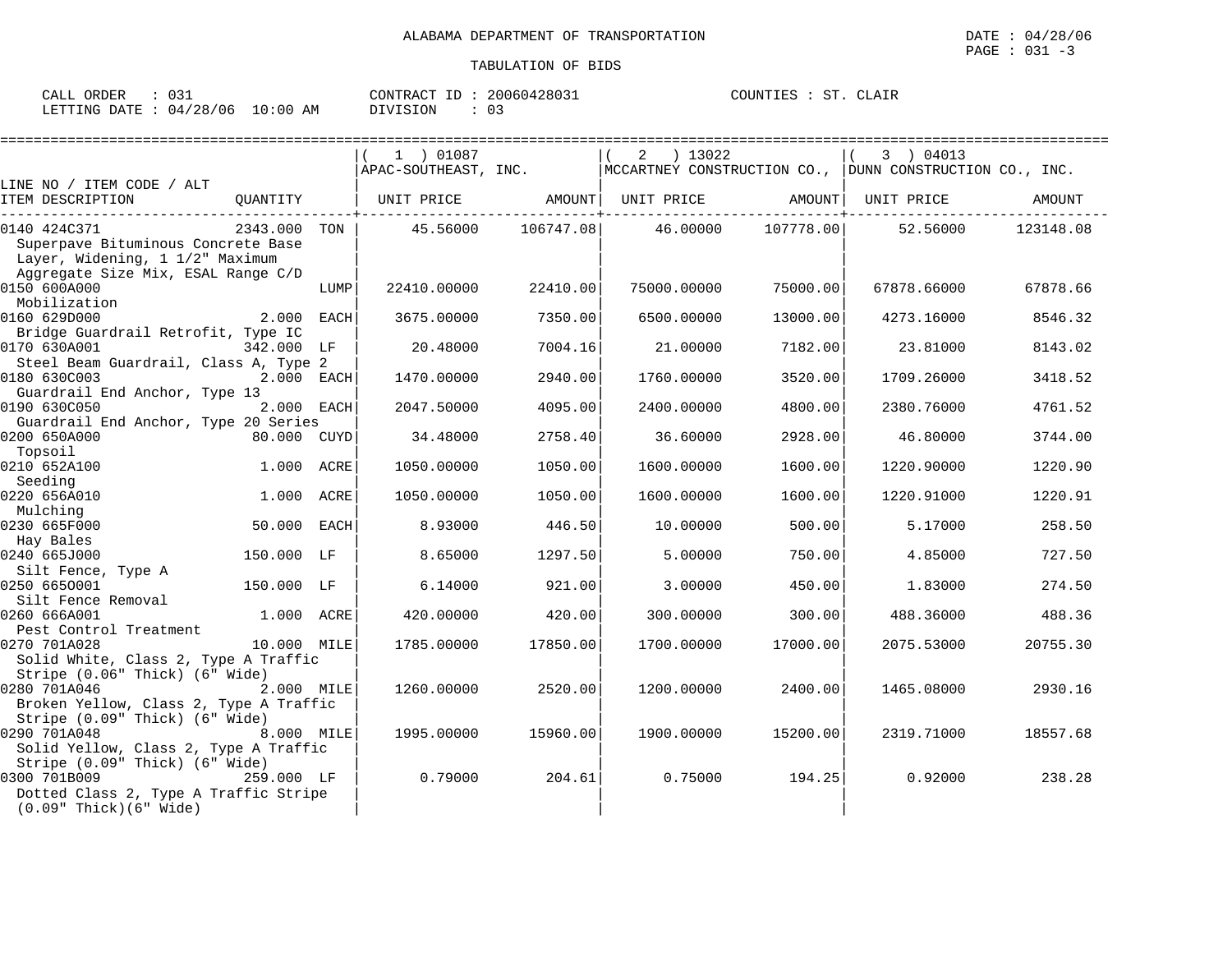ALABAMA DEPARTMENT OF TRANSPORTATION

DATE : 04/28/06

TABULATION OF BIDS

CALL ORDER : 031 &nbsp;&nbsp;&nbsp; CONTRACT ID : 20060428031 &nbsp;&nbsp;&nbsp; COUNTIES : ST. CLAIR

LETTING DATE : 04/28/06 10:00 AM &nbsp;&nbsp;&nbsp; DIVISION : 03

| LINE NO / ITEM CODE / ALT ITEM DESCRIPTION | QUANTITY | ( 1 ) 01087 APAC-SOUTHEAST, INC. UNIT PRICE | AMOUNT | ( 2 ) 13022 MCCARTNEY CONSTRUCTION CO., UNIT PRICE | AMOUNT | ( 3 ) 04013 DUNN CONSTRUCTION CO., INC. UNIT PRICE | AMOUNT |
|---|---|---|---|---|---|---|---|
| 0140 424C371 Superpave Bituminous Concrete Base Layer, Widening, 1 1/2" Maximum Aggregate Size Mix, ESAL Range C/D | 2343.000 TON | 45.56000 | 106747.08 | 46.00000 | 107778.00 | 52.56000 | 123148.08 |
| 0150 600A000 Mobilization | LUMP | 22410.00000 | 22410.00 | 75000.00000 | 75000.00 | 67878.66000 | 67878.66 |
| 0160 629D000 Bridge Guardrail Retrofit, Type IC | 2.000 EACH | 3675.00000 | 7350.00 | 6500.00000 | 13000.00 | 4273.16000 | 8546.32 |
| 0170 630A001 Steel Beam Guardrail, Class A, Type 2 | 342.000 LF | 20.48000 | 7004.16 | 21.00000 | 7182.00 | 23.81000 | 8143.02 |
| 0180 630C003 Guardrail End Anchor, Type 13 | 2.000 EACH | 1470.00000 | 2940.00 | 1760.00000 | 3520.00 | 1709.26000 | 3418.52 |
| 0190 630C050 Guardrail End Anchor, Type 20 Series | 2.000 EACH | 2047.50000 | 4095.00 | 2400.00000 | 4800.00 | 2380.76000 | 4761.52 |
| 0200 650A000 Topsoil | 80.000 CUYD | 34.48000 | 2758.40 | 36.60000 | 2928.00 | 46.80000 | 3744.00 |
| 0210 652A100 Seeding | 1.000 ACRE | 1050.00000 | 1050.00 | 1600.00000 | 1600.00 | 1220.90000 | 1220.90 |
| 0220 656A010 Mulching | 1.000 ACRE | 1050.00000 | 1050.00 | 1600.00000 | 1600.00 | 1220.91000 | 1220.91 |
| 0230 665F000 Hay Bales | 50.000 EACH | 8.93000 | 446.50 | 10.00000 | 500.00 | 5.17000 | 258.50 |
| 0240 665J000 Silt Fence, Type A | 150.000 LF | 8.65000 | 1297.50 | 5.00000 | 750.00 | 4.85000 | 727.50 |
| 0250 665O001 Silt Fence Removal | 150.000 LF | 6.14000 | 921.00 | 3.00000 | 450.00 | 1.83000 | 274.50 |
| 0260 666A001 Pest Control Treatment | 1.000 ACRE | 420.00000 | 420.00 | 300.00000 | 300.00 | 488.36000 | 488.36 |
| 0270 701A028 Solid White, Class 2, Type A Traffic Stripe (0.06" Thick) (6" Wide) | 10.000 MILE | 1785.00000 | 17850.00 | 1700.00000 | 17000.00 | 2075.53000 | 20755.30 |
| 0280 701A046 Broken Yellow, Class 2, Type A Traffic Stripe (0.09" Thick) (6" Wide) | 2.000 MILE | 1260.00000 | 2520.00 | 1200.00000 | 2400.00 | 1465.08000 | 2930.16 |
| 0290 701A048 Solid Yellow, Class 2, Type A Traffic Stripe (0.09" Thick) (6" Wide) | 8.000 MILE | 1995.00000 | 15960.00 | 1900.00000 | 15200.00 | 2319.71000 | 18557.68 |
| 0300 701B009 Dotted Class 2, Type A Traffic Stripe (0.09" Thick)(6" Wide) | 259.000 LF | 0.79000 | 204.61 | 0.75000 | 194.25 | 0.92000 | 238.28 |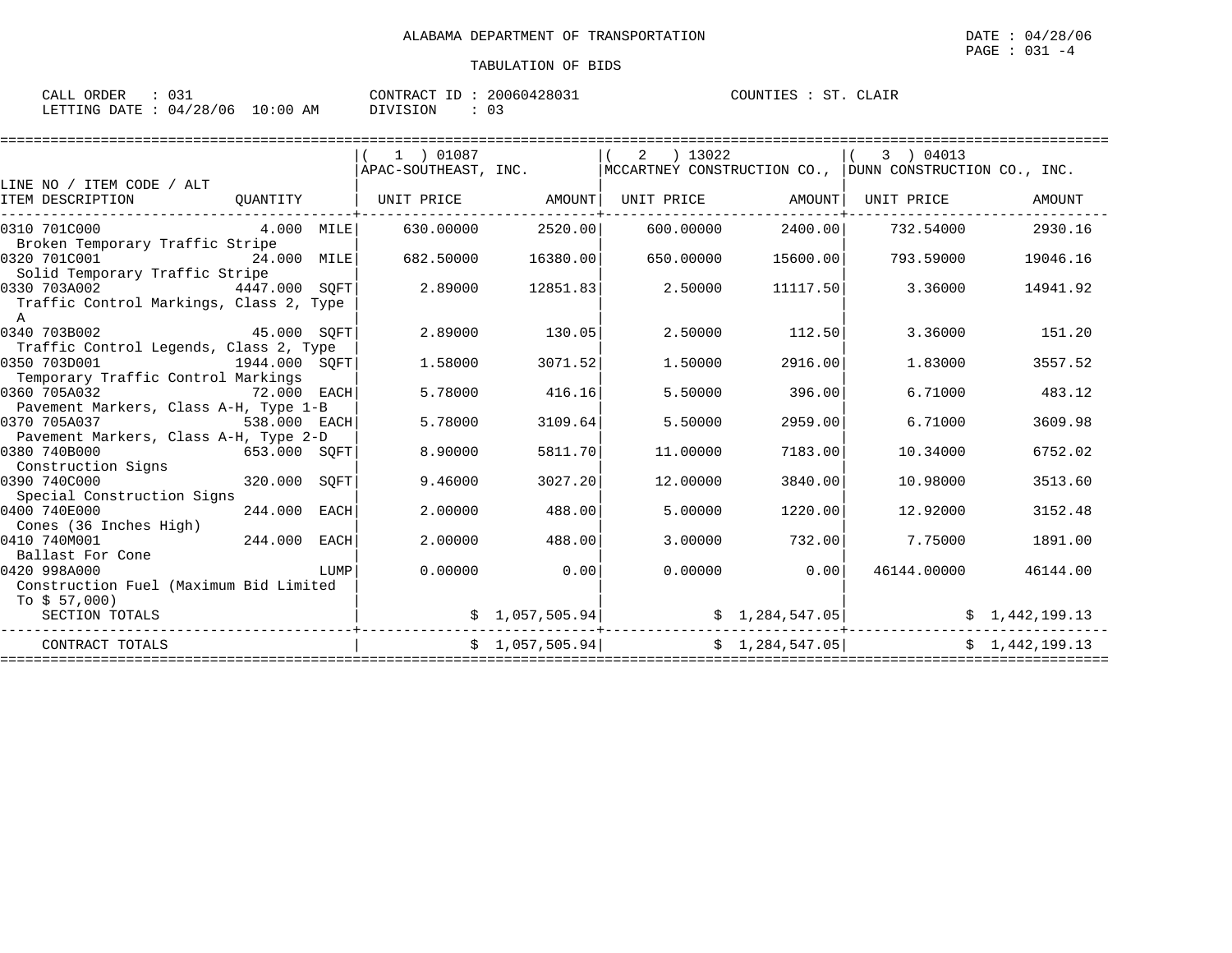ALABAMA DEPARTMENT OF TRANSPORTATION

TABULATION OF BIDS

DATE : 04/28/06
PAGE : 031 -4

CALL ORDER : 031 CONTRACT ID : 20060428031 COUNTIES : ST. CLAIR
LETTING DATE : 04/28/06 10:00 AM DIVISION : 03

| LINE NO / ITEM CODE / ALT ITEM DESCRIPTION | QUANTITY | ( 1 ) 01087 APAC-SOUTHEAST, INC. UNIT PRICE | AMOUNT | ( 2 ) 13022 MCCARTNEY CONSTRUCTION CO., UNIT PRICE | AMOUNT | ( 3 ) 04013 DUNN CONSTRUCTION CO., INC. UNIT PRICE | AMOUNT |
|---|---|---|---|---|---|---|---|
| 0310 701C000 Broken Temporary Traffic Stripe | 4.000 MILE | 630.00000 | 2520.00 | 600.00000 | 2400.00 | 732.54000 | 2930.16 |
| 0320 701C001 Solid Temporary Traffic Stripe | 24.000 MILE | 682.50000 | 16380.00 | 650.00000 | 15600.00 | 793.59000 | 19046.16 |
| 0330 703A002 Traffic Control Markings, Class 2, Type A | 4447.000 SQFT | 2.89000 | 12851.83 | 2.50000 | 11117.50 | 3.36000 | 14941.92 |
| 0340 703B002 Traffic Control Legends, Class 2, Type | 45.000 SQFT | 2.89000 | 130.05 | 2.50000 | 112.50 | 3.36000 | 151.20 |
| 0350 703D001 Temporary Traffic Control Markings | 1944.000 SQFT | 1.58000 | 3071.52 | 1.50000 | 2916.00 | 1.83000 | 3557.52 |
| 0360 705A032 Pavement Markers, Class A-H, Type 1-B | 72.000 EACH | 5.78000 | 416.16 | 5.50000 | 396.00 | 6.71000 | 483.12 |
| 0370 705A037 Pavement Markers, Class A-H, Type 2-D | 538.000 EACH | 5.78000 | 3109.64 | 5.50000 | 2959.00 | 6.71000 | 3609.98 |
| 0380 740B000 Construction Signs | 653.000 SQFT | 8.90000 | 5811.70 | 11.00000 | 7183.00 | 10.34000 | 6752.02 |
| 0390 740C000 Special Construction Signs | 320.000 SQFT | 9.46000 | 3027.20 | 12.00000 | 3840.00 | 10.98000 | 3513.60 |
| 0400 740E000 Cones (36 Inches High) | 244.000 EACH | 2.00000 | 488.00 | 5.00000 | 1220.00 | 12.92000 | 3152.48 |
| 0410 740M001 Ballast For Cone | 244.000 EACH | 2.00000 | 488.00 | 3.00000 | 732.00 | 7.75000 | 1891.00 |
| 0420 998A000 Construction Fuel (Maximum Bid Limited To $ 57,000) | LUMP | 0.00000 | 0.00 | 0.00000 | 0.00 | 46144.00000 | 46144.00 |
| SECTION TOTALS | | | $ 1,057,505.94 | | $ 1,284,547.05 | | $ 1,442,199.13 |
| CONTRACT TOTALS | | | $ 1,057,505.94 | | $ 1,284,547.05 | | $ 1,442,199.13 |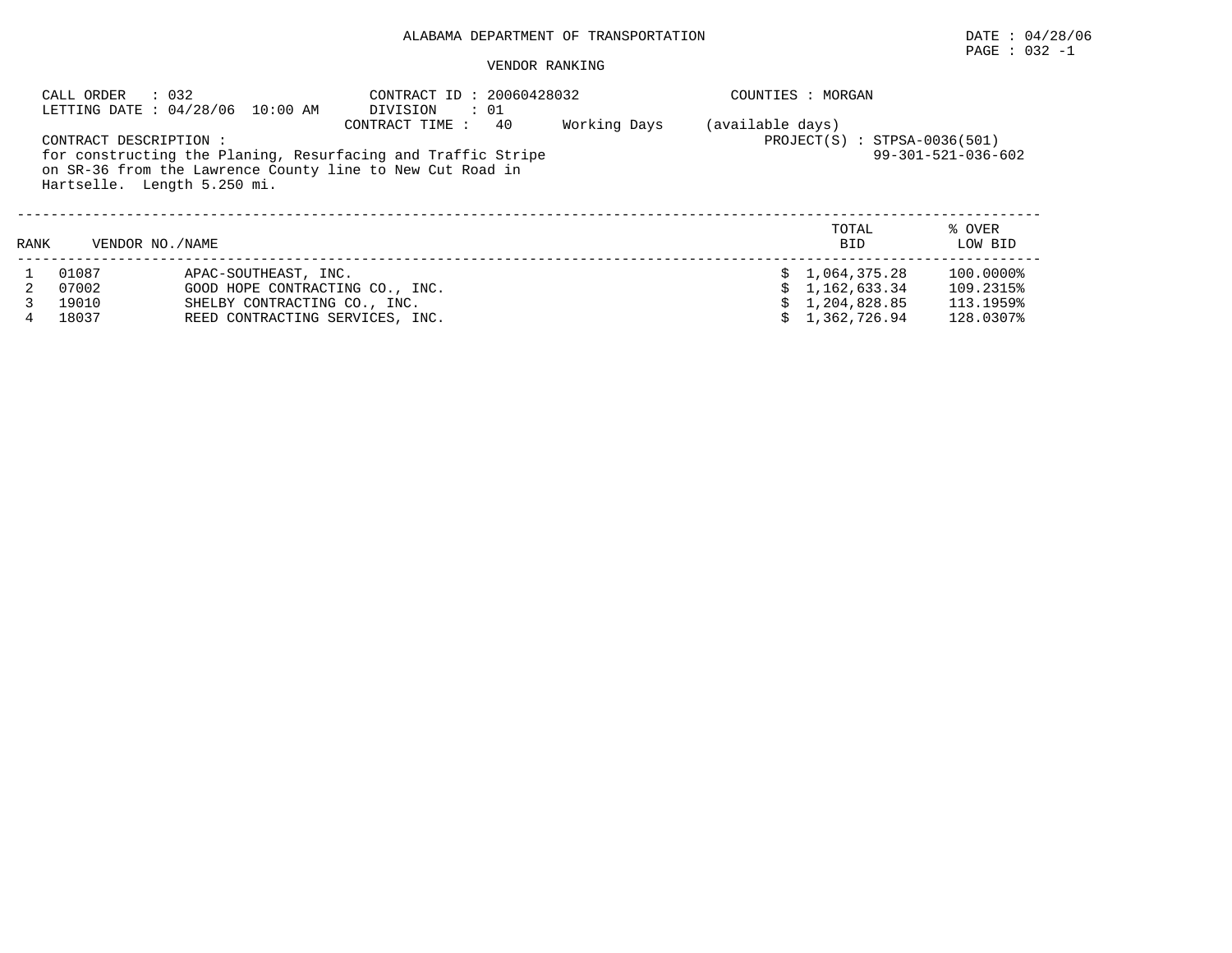# ALABAMA DEPARTMENT OF TRANSPORTATION

DATE : 04/28/06

## VENDOR RANKING

CALL ORDER : 032
LETTING DATE : 04/28/06 10:00 AM

CONTRACT ID : 20060428032
DIVISION : 01
CONTRACT TIME : 40 Working Days (available days)

COUNTIES : MORGAN

PROJECT(S) : STPSA-0036(501)
99-301-521-036-602

CONTRACT DESCRIPTION :
for constructing the Planing, Resurfacing and Traffic Stripe on SR-36 from the Lawrence County line to New Cut Road in Hartselle. Length 5.250 mi.

| RANK | VENDOR NO. | NAME | TOTAL BID | % OVER LOW BID |
|---|---|---|---|---|
| 1 | 01087 | APAC-SOUTHEAST, INC. | $ 1,064,375.28 | 100.0000% |
| 2 | 07002 | GOOD HOPE CONTRACTING CO., INC. | $ 1,162,633.34 | 109.2315% |
| 3 | 19010 | SHELBY CONTRACTING CO., INC. | $ 1,204,828.85 | 113.1959% |
| 4 | 18037 | REED CONTRACTING SERVICES, INC. | $ 1,362,726.94 | 128.0307% |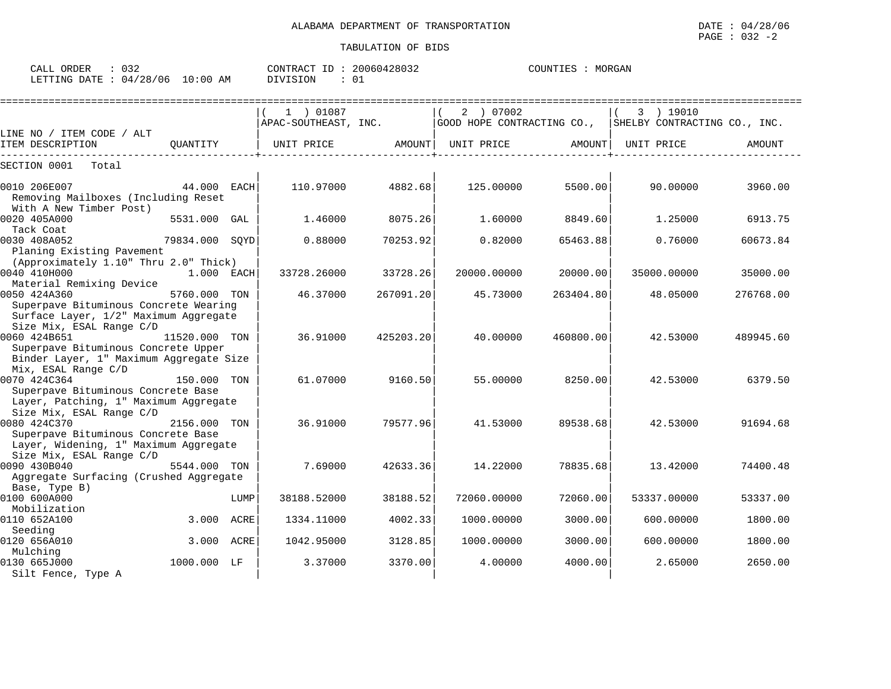ALABAMA DEPARTMENT OF TRANSPORTATION

TABULATION OF BIDS

DATE : 04/28/06
PAGE : 032 -2

CALL ORDER : 032
LETTING DATE : 04/28/06 10:00 AM

CONTRACT ID : 20060428032
DIVISION : 01

COUNTIES : MORGAN

| LINE NO / ITEM CODE / ALT<br>ITEM DESCRIPTION | QUANTITY | ( 1 ) 01087<br>APAC-SOUTHEAST, INC.<br>UNIT PRICE | AMOUNT | ( 2 ) 07002<br>GOOD HOPE CONTRACTING CO.,<br>UNIT PRICE | AMOUNT | ( 3 ) 19010<br>SHELBY CONTRACTING CO., INC.<br>UNIT PRICE | AMOUNT |
|---|---|---|---|---|---|---|---|
| SECTION 0001 Total | | | | | | | |
| 0010 206E007<br>Removing Mailboxes (Including Reset With A New Timber Post) | 44.000 EACH | 110.97000 | 4882.68 | 125.00000 | 5500.00 | 90.00000 | 3960.00 |
| 0020 405A000<br>Tack Coat | 5531.000 GAL | 1.46000 | 8075.26 | 1.60000 | 8849.60 | 1.25000 | 6913.75 |
| 0030 408A052<br>Planing Existing Pavement (Approximately 1.10" Thru 2.0" Thick) | 79834.000 SQYD | 0.88000 | 70253.92 | 0.82000 | 65463.88 | 0.76000 | 60673.84 |
| 0040 410H000<br>Material Remixing Device | 1.000 EACH | 33728.26000 | 33728.26 | 20000.00000 | 20000.00 | 35000.00000 | 35000.00 |
| 0050 424A360<br>Superpave Bituminous Concrete Wearing Surface Layer, 1/2" Maximum Aggregate Size Mix, ESAL Range C/D | 5760.000 TON | 46.37000 | 267091.20 | 45.73000 | 263404.80 | 48.05000 | 276768.00 |
| 0060 424B651<br>Superpave Bituminous Concrete Upper Binder Layer, 1" Maximum Aggregate Size Mix, ESAL Range C/D | 11520.000 TON | 36.91000 | 425203.20 | 40.00000 | 460800.00 | 42.53000 | 489945.60 |
| 0070 424C364<br>Superpave Bituminous Concrete Base Layer, Patching, 1" Maximum Aggregate Size Mix, ESAL Range C/D | 150.000 TON | 61.07000 | 9160.50 | 55.00000 | 8250.00 | 42.53000 | 6379.50 |
| 0080 424C370<br>Superpave Bituminous Concrete Base Layer, Widening, 1" Maximum Aggregate Size Mix, ESAL Range C/D | 2156.000 TON | 36.91000 | 79577.96 | 41.53000 | 89538.68 | 42.53000 | 91694.68 |
| 0090 430B040<br>Aggregate Surfacing (Crushed Aggregate Base, Type B) | 5544.000 TON | 7.69000 | 42633.36 | 14.22000 | 78835.68 | 13.42000 | 74400.48 |
| 0100 600A000<br>Mobilization | LUMP | 38188.52000 | 38188.52 | 72060.00000 | 72060.00 | 53337.00000 | 53337.00 |
| 0110 652A100<br>Seeding | 3.000 ACRE | 1334.11000 | 4002.33 | 1000.00000 | 3000.00 | 600.00000 | 1800.00 |
| 0120 656A010<br>Mulching | 3.000 ACRE | 1042.95000 | 3128.85 | 1000.00000 | 3000.00 | 600.00000 | 1800.00 |
| 0130 665J000<br>Silt Fence, Type A | 1000.000 LF | 3.37000 | 3370.00 | 4.00000 | 4000.00 | 2.65000 | 2650.00 |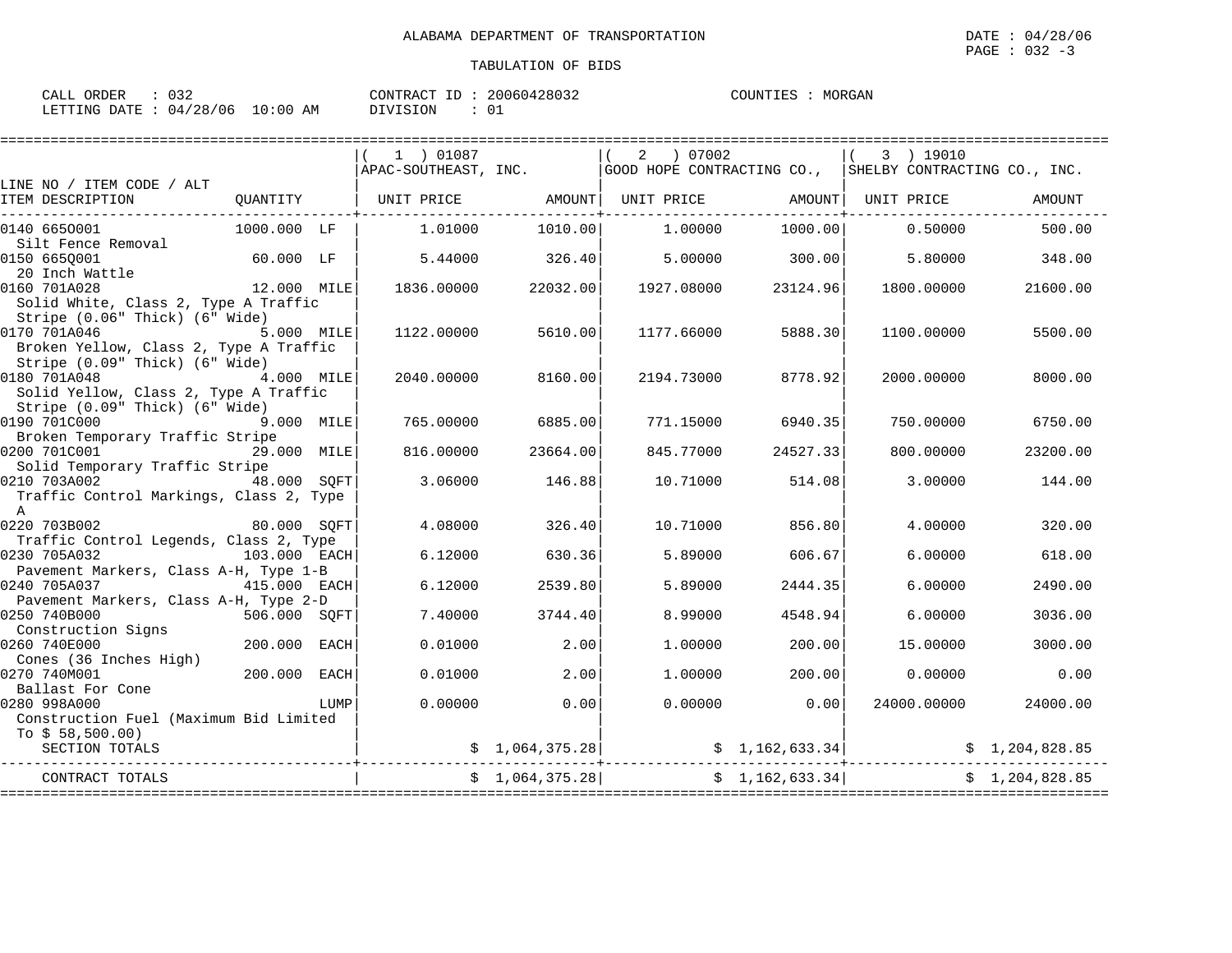ALABAMA DEPARTMENT OF TRANSPORTATION

DATE : 04/28/06

PAGE : 032 -3

TABULATION OF BIDS

CALL ORDER : 032 CONTRACT ID : 20060428032 COUNTIES : MORGAN

LETTING DATE : 04/28/06 10:00 AM DIVISION : 01

| LINE NO / ITEM CODE / ALT ITEM DESCRIPTION | QUANTITY | ( 1 ) 01087 APAC-SOUTHEAST, INC. UNIT PRICE | AMOUNT | ( 2 ) 07002 GOOD HOPE CONTRACTING CO., UNIT PRICE | AMOUNT | ( 3 ) 19010 SHELBY CONTRACTING CO., INC. UNIT PRICE | AMOUNT |
|---|---|---|---|---|---|---|---|
| 0140 665O001 Silt Fence Removal | 1000.000 LF | 1.01000 | 1010.00 | 1.00000 | 1000.00 | 0.50000 | 500.00 |
| 0150 665Q001 20 Inch Wattle | 60.000 LF | 5.44000 | 326.40 | 5.00000 | 300.00 | 5.80000 | 348.00 |
| 0160 701A028 Solid White, Class 2, Type A Traffic Stripe (0.06" Thick) (6" Wide) | 12.000 MILE | 1836.00000 | 22032.00 | 1927.08000 | 23124.96 | 1800.00000 | 21600.00 |
| 0170 701A046 Broken Yellow, Class 2, Type A Traffic Stripe (0.09" Thick) (6" Wide) | 5.000 MILE | 1122.00000 | 5610.00 | 1177.66000 | 5888.30 | 1100.00000 | 5500.00 |
| 0180 701A048 Solid Yellow, Class 2, Type A Traffic Stripe (0.09" Thick) (6" Wide) | 4.000 MILE | 2040.00000 | 8160.00 | 2194.73000 | 8778.92 | 2000.00000 | 8000.00 |
| 0190 701C000 Broken Temporary Traffic Stripe | 9.000 MILE | 765.00000 | 6885.00 | 771.15000 | 6940.35 | 750.00000 | 6750.00 |
| 0200 701C001 Solid Temporary Traffic Stripe | 29.000 MILE | 816.00000 | 23664.00 | 845.77000 | 24527.33 | 800.00000 | 23200.00 |
| 0210 703A002 Traffic Control Markings, Class 2, Type A | 48.000 SQFT | 3.06000 | 146.88 | 10.71000 | 514.08 | 3.00000 | 144.00 |
| 0220 703B002 Traffic Control Legends, Class 2, Type | 80.000 SQFT | 4.08000 | 326.40 | 10.71000 | 856.80 | 4.00000 | 320.00 |
| 0230 705A032 Pavement Markers, Class A-H, Type 1-B | 103.000 EACH | 6.12000 | 630.36 | 5.89000 | 606.67 | 6.00000 | 618.00 |
| 0240 705A037 Pavement Markers, Class A-H, Type 2-D | 415.000 EACH | 6.12000 | 2539.80 | 5.89000 | 2444.35 | 6.00000 | 2490.00 |
| 0250 740B000 Construction Signs | 506.000 SQFT | 7.40000 | 3744.40 | 8.99000 | 4548.94 | 6.00000 | 3036.00 |
| 0260 740E000 Cones (36 Inches High) | 200.000 EACH | 0.01000 | 2.00 | 1.00000 | 200.00 | 15.00000 | 3000.00 |
| 0270 740M001 Ballast For Cone | 200.000 EACH | 0.01000 | 2.00 | 1.00000 | 200.00 | 0.00000 | 0.00 |
| 0280 998A000 Construction Fuel (Maximum Bid Limited To $ 58,500.00) | LUMP | 0.00000 | 0.00 | 0.00000 | 0.00 | 24000.00000 | 24000.00 |
| SECTION TOTALS | | | $ 1,064,375.28 | | $ 1,162,633.34 | | $ 1,204,828.85 |
| CONTRACT TOTALS | | | $ 1,064,375.28 | | $ 1,162,633.34 | | $ 1,204,828.85 |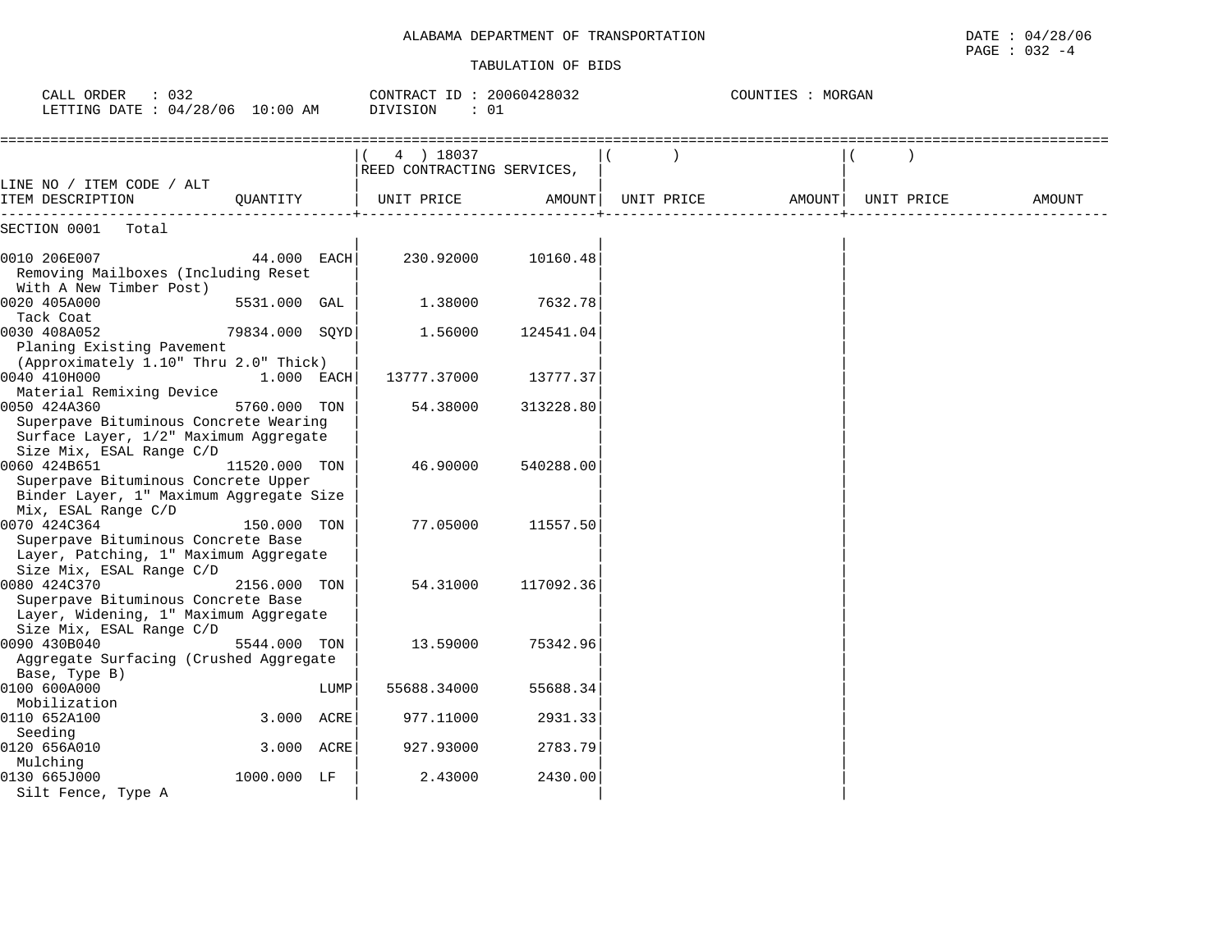ALABAMA DEPARTMENT OF TRANSPORTATION

TABULATION OF BIDS

DATE : 04/28/06
PAGE : 032 -4

CALL ORDER : 032
LETTING DATE : 04/28/06 10:00 AM

CONTRACT ID : 20060428032
DIVISION : 01

COUNTIES : MORGAN

| LINE NO / ITEM CODE / ALT ITEM DESCRIPTION | QUANTITY | ( 4 ) 18037 REED CONTRACTING SERVICES, UNIT PRICE | AMOUNT | ( ) UNIT PRICE | AMOUNT | ( ) UNIT PRICE | AMOUNT |
|---|---|---|---|---|---|---|---|
| SECTION 0001 Total | | | | | | | |
| 0010 206E007 Removing Mailboxes (Including Reset With A New Timber Post) | 44.000 EACH | 230.92000 | 10160.48 | | | | |
| 0020 405A000 Tack Coat | 5531.000 GAL | 1.38000 | 7632.78 | | | | |
| 0030 408A052 Planing Existing Pavement (Approximately 1.10" Thru 2.0" Thick) | 79834.000 SQYD | 1.56000 | 124541.04 | | | | |
| 0040 410H000 Material Remixing Device | 1.000 EACH | 13777.37000 | 13777.37 | | | | |
| 0050 424A360 Superpave Bituminous Concrete Wearing Surface Layer, 1/2" Maximum Aggregate Size Mix, ESAL Range C/D | 5760.000 TON | 54.38000 | 313228.80 | | | | |
| 0060 424B651 Superpave Bituminous Concrete Upper Binder Layer, 1" Maximum Aggregate Size Mix, ESAL Range C/D | 11520.000 TON | 46.90000 | 540288.00 | | | | |
| 0070 424C364 Superpave Bituminous Concrete Base Layer, Patching, 1" Maximum Aggregate Size Mix, ESAL Range C/D | 150.000 TON | 77.05000 | 11557.50 | | | | |
| 0080 424C370 Superpave Bituminous Concrete Base Layer, Widening, 1" Maximum Aggregate Size Mix, ESAL Range C/D | 2156.000 TON | 54.31000 | 117092.36 | | | | |
| 0090 430B040 Aggregate Surfacing (Crushed Aggregate Base, Type B) | 5544.000 TON | 13.59000 | 75342.96 | | | | |
| 0100 600A000 Mobilization | LUMP | 55688.34000 | 55688.34 | | | | |
| 0110 652A100 Seeding | 3.000 ACRE | 977.11000 | 2931.33 | | | | |
| 0120 656A010 Mulching | 3.000 ACRE | 927.93000 | 2783.79 | | | | |
| 0130 665J000 Silt Fence, Type A | 1000.000 LF | 2.43000 | 2430.00 | | | | |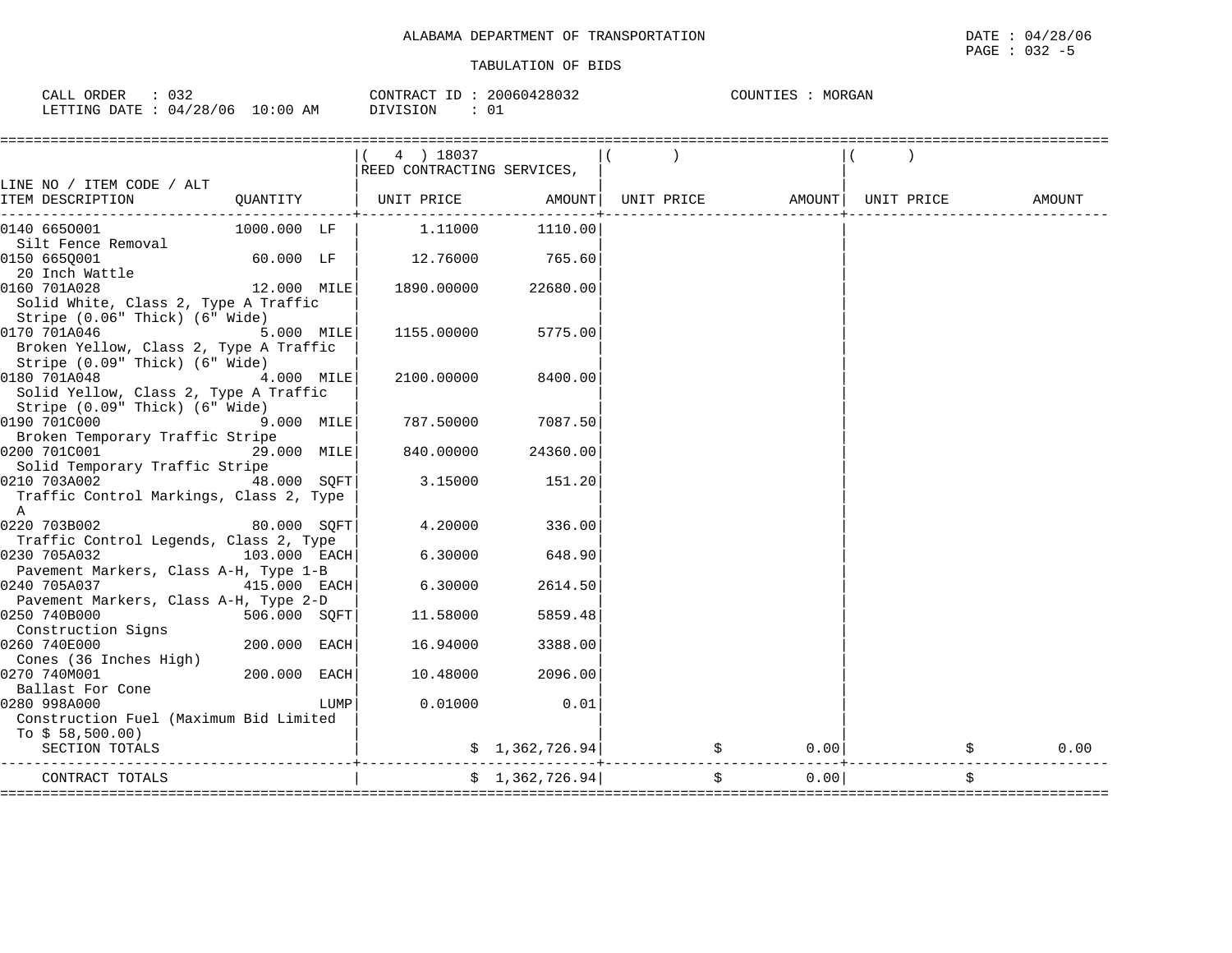ALABAMA DEPARTMENT OF TRANSPORTATION

DATE : 04/28/06

PAGE : 032 -5

TABULATION OF BIDS

CALL ORDER : 032 CONTRACT ID : 20060428032 COUNTIES : MORGAN

LETTING DATE : 04/28/06 10:00 AM DIVISION : 01

| LINE NO / ITEM CODE / ALT ITEM DESCRIPTION | QUANTITY | ( 4 ) 18037 REED CONTRACTING SERVICES, UNIT PRICE | AMOUNT | ( ) UNIT PRICE | AMOUNT | ( ) UNIT PRICE | AMOUNT |
|---|---|---|---|---|---|---|---|
| 0140 665O001 Silt Fence Removal | 1000.000 LF | 1.11000 | 1110.00 | | | | |
| 0150 665Q001 20 Inch Wattle | 60.000 LF | 12.76000 | 765.60 | | | | |
| 0160 701A028 Solid White, Class 2, Type A Traffic Stripe (0.06" Thick) (6" Wide) | 12.000 MILE | 1890.00000 | 22680.00 | | | | |
| 0170 701A046 Broken Yellow, Class 2, Type A Traffic Stripe (0.09" Thick) (6" Wide) | 5.000 MILE | 1155.00000 | 5775.00 | | | | |
| 0180 701A048 Solid Yellow, Class 2, Type A Traffic Stripe (0.09" Thick) (6" Wide) | 4.000 MILE | 2100.00000 | 8400.00 | | | | |
| 0190 701C000 Broken Temporary Traffic Stripe | 9.000 MILE | 787.50000 | 7087.50 | | | | |
| 0200 701C001 Solid Temporary Traffic Stripe | 29.000 MILE | 840.00000 | 24360.00 | | | | |
| 0210 703A002 Traffic Control Markings, Class 2, Type A | 48.000 SQFT | 3.15000 | 151.20 | | | | |
| 0220 703B002 Traffic Control Legends, Class 2, Type | 80.000 SQFT | 4.20000 | 336.00 | | | | |
| 0230 705A032 Pavement Markers, Class A-H, Type 1-B | 103.000 EACH | 6.30000 | 648.90 | | | | |
| 0240 705A037 Pavement Markers, Class A-H, Type 2-D | 415.000 EACH | 6.30000 | 2614.50 | | | | |
| 0250 740B000 Construction Signs | 506.000 SQFT | 11.58000 | 5859.48 | | | | |
| 0260 740E000 Cones (36 Inches High) | 200.000 EACH | 16.94000 | 3388.00 | | | | |
| 0270 740M001 Ballast For Cone | 200.000 EACH | 10.48000 | 2096.00 | | | | |
| 0280 998A000 Construction Fuel (Maximum Bid Limited To $ 58,500.00) | LUMP | 0.01000 | 0.01 | | | | |
| SECTION TOTALS | | | $ 1,362,726.94 | | $ 0.00 | | $ 0.00 |
| CONTRACT TOTALS | | | $ 1,362,726.94 | | $ 0.00 | | $ |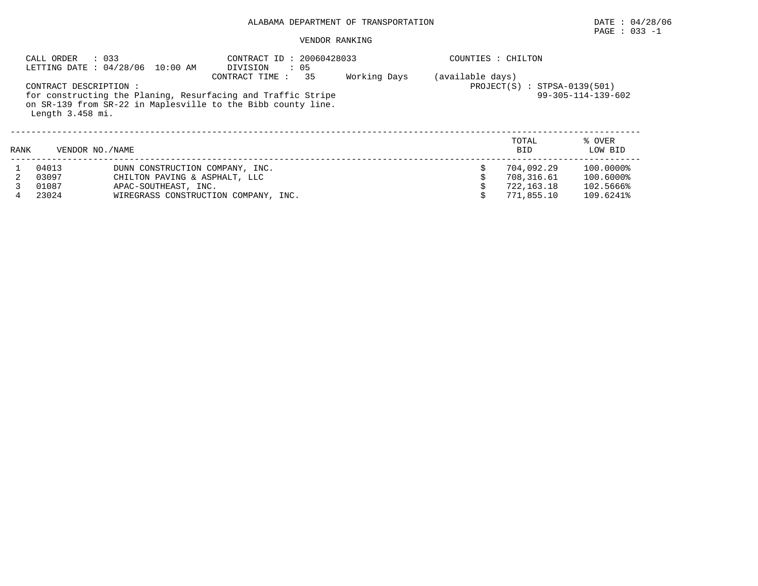ALABAMA DEPARTMENT OF TRANSPORTATION

DATE : 04/28/06
PAGE : 033 -1

VENDOR RANKING

CALL ORDER : 033
LETTING DATE : 04/28/06 10:00 AM
CONTRACT ID : 20060428033
DIVISION : 05
CONTRACT TIME : 35 Working Days (available days)
COUNTIES : CHILTON

CONTRACT DESCRIPTION :
for constructing the Planing, Resurfacing and Traffic Stripe on SR-139 from SR-22 in Maplesville to the Bibb county line.
Length 3.458 mi.

PROJECT(S) : STPSA-0139(501)
99-305-114-139-602

| RANK | VENDOR NO. | NAME | TOTAL BID | % OVER LOW BID |
|---|---|---|---|---|
| 1 | 04013 | DUNN CONSTRUCTION COMPANY, INC. | $ 704,092.29 | 100.0000% |
| 2 | 03097 | CHILTON PAVING & ASPHALT, LLC | $ 708,316.61 | 100.6000% |
| 3 | 01087 | APAC-SOUTHEAST, INC. | $ 722,163.18 | 102.5666% |
| 4 | 23024 | WIREGRASS CONSTRUCTION COMPANY, INC. | $ 771,855.10 | 109.6241% |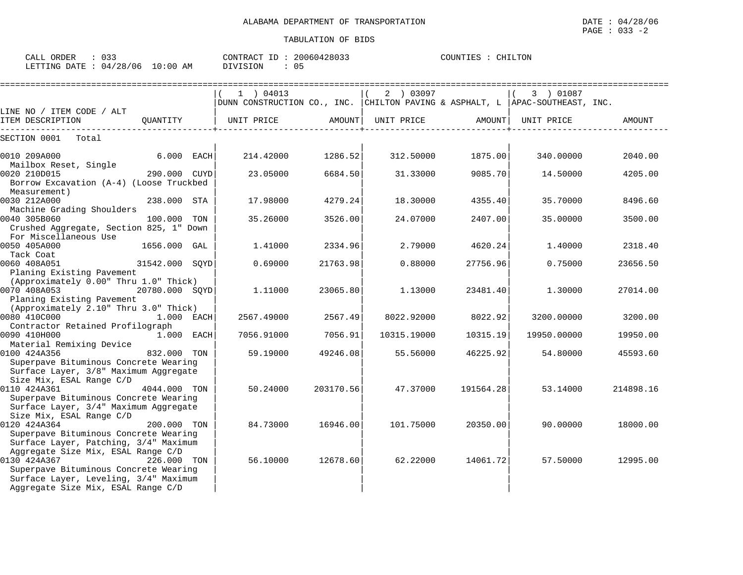ALABAMA DEPARTMENT OF TRANSPORTATION

TABULATION OF BIDS

DATE : 04/28/06
PAGE : 033 -2

CALL ORDER : 033
LETTING DATE : 04/28/06 10:00 AM

CONTRACT ID : 20060428033
DIVISION : 05

COUNTIES : CHILTON

| LINE NO / ITEM CODE / ALT | | ( 1 ) 04013 DUNN CONSTRUCTION CO., INC. | | ( 2 ) 03097 CHILTON PAVING & ASPHALT, L | | ( 3 ) 01087 APAC-SOUTHEAST, INC. | |
|---|---|---|---|---|---|---|---|
| ITEM DESCRIPTION | QUANTITY | UNIT PRICE | AMOUNT | UNIT PRICE | AMOUNT | UNIT PRICE | AMOUNT |
| SECTION 0001 Total | | | | | | | |
| 0010 209A000 Mailbox Reset, Single | 6.000 EACH | 214.42000 | 1286.52 | 312.50000 | 1875.00 | 340.00000 | 2040.00 |
| 0020 210D015 Borrow Excavation (A-4) (Loose Truckbed Measurement) | 290.000 CUYD | 23.05000 | 6684.50 | 31.33000 | 9085.70 | 14.50000 | 4205.00 |
| 0030 212A000 Machine Grading Shoulders | 238.000 STA | 17.98000 | 4279.24 | 18.30000 | 4355.40 | 35.70000 | 8496.60 |
| 0040 305B060 Crushed Aggregate, Section 825, 1" Down For Miscellaneous Use | 100.000 TON | 35.26000 | 3526.00 | 24.07000 | 2407.00 | 35.00000 | 3500.00 |
| 0050 405A000 Tack Coat | 1656.000 GAL | 1.41000 | 2334.96 | 2.79000 | 4620.24 | 1.40000 | 2318.40 |
| 0060 408A051 Planing Existing Pavement (Approximately 0.00" Thru 1.0" Thick) | 31542.000 SQYD | 0.69000 | 21763.98 | 0.88000 | 27756.96 | 0.75000 | 23656.50 |
| 0070 408A053 Planing Existing Pavement (Approximately 2.10" Thru 3.0" Thick) | 20780.000 SQYD | 1.11000 | 23065.80 | 1.13000 | 23481.40 | 1.30000 | 27014.00 |
| 0080 410C000 Contractor Retained Profilograph | 1.000 EACH | 2567.49000 | 2567.49 | 8022.92000 | 8022.92 | 3200.00000 | 3200.00 |
| 0090 410H000 Material Remixing Device | 1.000 EACH | 7056.91000 | 7056.91 | 10315.19000 | 10315.19 | 19950.00000 | 19950.00 |
| 0100 424A356 Superpave Bituminous Concrete Wearing Surface Layer, 3/8" Maximum Aggregate Size Mix, ESAL Range C/D | 832.000 TON | 59.19000 | 49246.08 | 55.56000 | 46225.92 | 54.80000 | 45593.60 |
| 0110 424A361 Superpave Bituminous Concrete Wearing Surface Layer, 3/4" Maximum Aggregate Size Mix, ESAL Range C/D | 4044.000 TON | 50.24000 | 203170.56 | 47.37000 | 191564.28 | 53.14000 | 214898.16 |
| 0120 424A364 Superpave Bituminous Concrete Wearing Surface Layer, Patching, 3/4" Maximum Aggregate Size Mix, ESAL Range C/D | 200.000 TON | 84.73000 | 16946.00 | 101.75000 | 20350.00 | 90.00000 | 18000.00 |
| 0130 424A367 Superpave Bituminous Concrete Wearing Surface Layer, Leveling, 3/4" Maximum Aggregate Size Mix, ESAL Range C/D | 226.000 TON | 56.10000 | 12678.60 | 62.22000 | 14061.72 | 57.50000 | 12995.00 |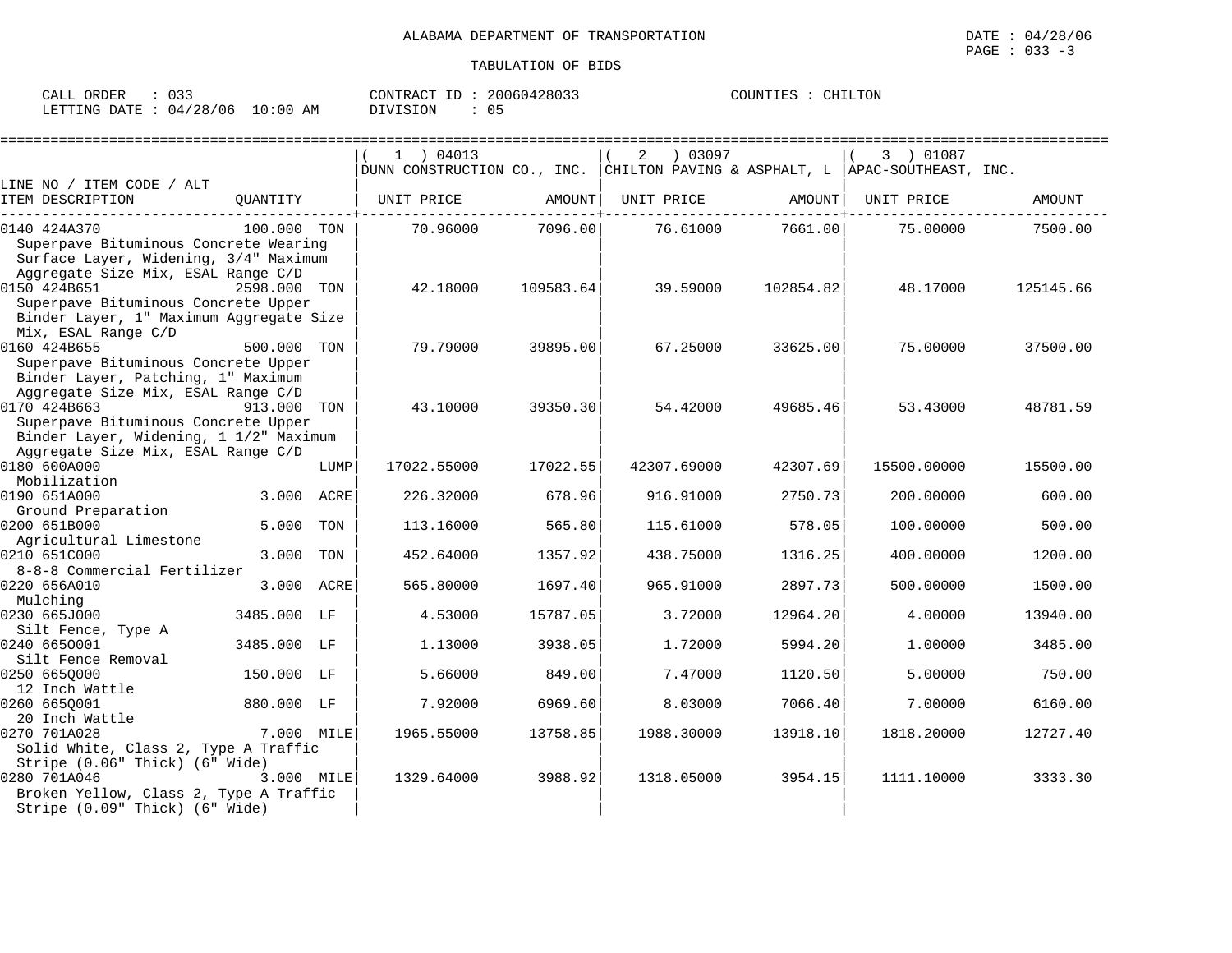ALABAMA DEPARTMENT OF TRANSPORTATION

TABULATION OF BIDS

DATE : 04/28/06
PAGE : 033 -3

CALL ORDER : 033 | CONTRACT ID : 20060428033 | COUNTIES : CHILTON
LETTING DATE : 04/28/06 10:00 AM | DIVISION : 05

| LINE NO / ITEM CODE / ALT ITEM DESCRIPTION | QUANTITY | (1) 04013 DUNN CONSTRUCTION CO., INC. UNIT PRICE | AMOUNT | (2) 03097 CHILTON PAVING & ASPHALT, L UNIT PRICE | AMOUNT | (3) 01087 APAC-SOUTHEAST, INC. UNIT PRICE | AMOUNT |
|---|---|---|---|---|---|---|---|
| 0140 424A370 Superpave Bituminous Concrete Wearing Surface Layer, Widening, 3/4" Maximum Aggregate Size Mix, ESAL Range C/D | 100.000 TON | 70.96000 | 7096.00 | 76.61000 | 7661.00 | 75.00000 | 7500.00 |
| 0150 424B651 Superpave Bituminous Concrete Upper Binder Layer, 1" Maximum Aggregate Size Mix, ESAL Range C/D | 2598.000 TON | 42.18000 | 109583.64 | 39.59000 | 102854.82 | 48.17000 | 125145.66 |
| 0160 424B655 Superpave Bituminous Concrete Upper Binder Layer, Patching, 1" Maximum Aggregate Size Mix, ESAL Range C/D | 500.000 TON | 79.79000 | 39895.00 | 67.25000 | 33625.00 | 75.00000 | 37500.00 |
| 0170 424B663 Superpave Bituminous Concrete Upper Binder Layer, Widening, 1 1/2" Maximum Aggregate Size Mix, ESAL Range C/D | 913.000 TON | 43.10000 | 39350.30 | 54.42000 | 49685.46 | 53.43000 | 48781.59 |
| 0180 600A000 Mobilization | LUMP | 17022.55000 | 17022.55 | 42307.69000 | 42307.69 | 15500.00000 | 15500.00 |
| 0190 651A000 Ground Preparation | 3.000 ACRE | 226.32000 | 678.96 | 916.91000 | 2750.73 | 200.00000 | 600.00 |
| 0200 651B000 Agricultural Limestone | 5.000 TON | 113.16000 | 565.80 | 115.61000 | 578.05 | 100.00000 | 500.00 |
| 0210 651C000 8-8-8 Commercial Fertilizer | 3.000 TON | 452.64000 | 1357.92 | 438.75000 | 1316.25 | 400.00000 | 1200.00 |
| 0220 656A010 Mulching | 3.000 ACRE | 565.80000 | 1697.40 | 965.91000 | 2897.73 | 500.00000 | 1500.00 |
| 0230 665J000 Silt Fence, Type A | 3485.000 LF | 4.53000 | 15787.05 | 3.72000 | 12964.20 | 4.00000 | 13940.00 |
| 0240 665O001 Silt Fence Removal | 3485.000 LF | 1.13000 | 3938.05 | 1.72000 | 5994.20 | 1.00000 | 3485.00 |
| 0250 665Q000 12 Inch Wattle | 150.000 LF | 5.66000 | 849.00 | 7.47000 | 1120.50 | 5.00000 | 750.00 |
| 0260 665Q001 20 Inch Wattle | 880.000 LF | 7.92000 | 6969.60 | 8.03000 | 7066.40 | 7.00000 | 6160.00 |
| 0270 701A028 Solid White, Class 2, Type A Traffic Stripe (0.06" Thick) (6" Wide) | 7.000 MILE | 1965.55000 | 13758.85 | 1988.30000 | 13918.10 | 1818.20000 | 12727.40 |
| 0280 701A046 Broken Yellow, Class 2, Type A Traffic Stripe (0.09" Thick) (6" Wide) | 3.000 MILE | 1329.64000 | 3988.92 | 1318.05000 | 3954.15 | 1111.10000 | 3333.30 |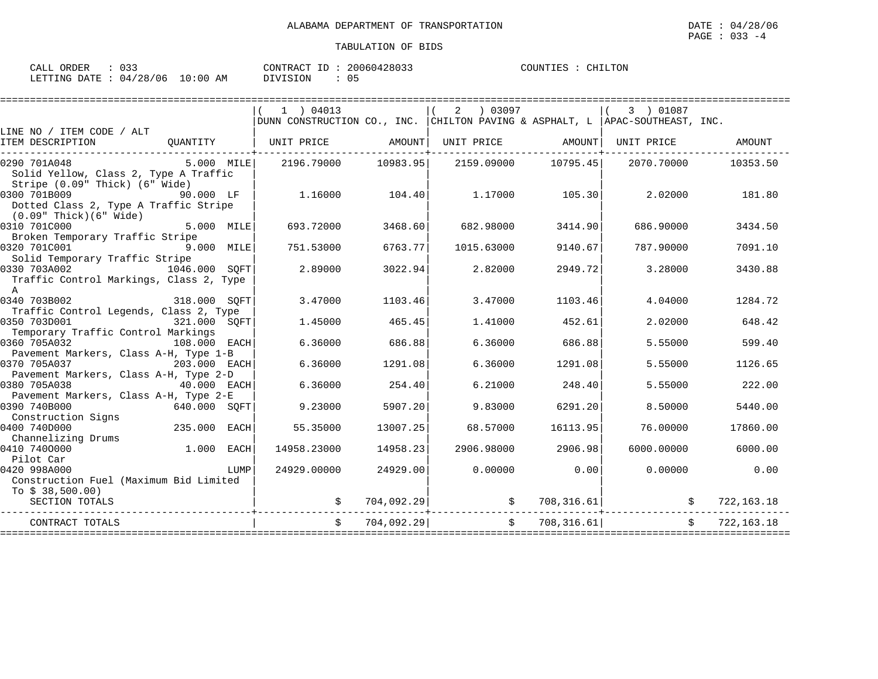ALABAMA DEPARTMENT OF TRANSPORTATION

DATE : 04/28/06
PAGE : 033 -4

TABULATION OF BIDS

CALL ORDER : 033
LETTING DATE : 04/28/06 10:00 AM
CONTRACT ID : 20060428033
DIVISION : 05
COUNTIES : CHILTON

| LINE NO / ITEM CODE / ALT ITEM DESCRIPTION | QUANTITY | (1) 04013 DUNN CONSTRUCTION CO., INC. UNIT PRICE | AMOUNT | (2) 03097 CHILTON PAVING & ASPHALT, L UNIT PRICE | AMOUNT | (3) 01087 APAC-SOUTHEAST, INC. UNIT PRICE | AMOUNT |
|---|---|---|---|---|---|---|---|
| 0290 701A048 Solid Yellow, Class 2, Type A Traffic Stripe (0.09" Thick) (6" Wide) | 5.000 MILE | 2196.79000 | 10983.95 | 2159.09000 | 10795.45 | 2070.70000 | 10353.50 |
| 0300 701B009 Dotted Class 2, Type A Traffic Stripe (0.09" Thick)(6" Wide) | 90.000 LF | 1.16000 | 104.40 | 1.17000 | 105.30 | 2.02000 | 181.80 |
| 0310 701C000 Broken Temporary Traffic Stripe | 5.000 MILE | 693.72000 | 3468.60 | 682.98000 | 3414.90 | 686.90000 | 3434.50 |
| 0320 701C001 Solid Temporary Traffic Stripe | 9.000 MILE | 751.53000 | 6763.77 | 1015.63000 | 9140.67 | 787.90000 | 7091.10 |
| 0330 703A002 Traffic Control Markings, Class 2, Type A | 1046.000 SQFT | 2.89000 | 3022.94 | 2.82000 | 2949.72 | 3.28000 | 3430.88 |
| 0340 703B002 Traffic Control Legends, Class 2, Type | 318.000 SQFT | 3.47000 | 1103.46 | 3.47000 | 1103.46 | 4.04000 | 1284.72 |
| 0350 703D001 Temporary Traffic Control Markings | 321.000 SQFT | 1.45000 | 465.45 | 1.41000 | 452.61 | 2.02000 | 648.42 |
| 0360 705A032 Pavement Markers, Class A-H, Type 1-B | 108.000 EACH | 6.36000 | 686.88 | 6.36000 | 686.88 | 5.55000 | 599.40 |
| 0370 705A037 Pavement Markers, Class A-H, Type 2-D | 203.000 EACH | 6.36000 | 1291.08 | 6.36000 | 1291.08 | 5.55000 | 1126.65 |
| 0380 705A038 Pavement Markers, Class A-H, Type 2-E | 40.000 EACH | 6.36000 | 254.40 | 6.21000 | 248.40 | 5.55000 | 222.00 |
| 0390 740B000 Construction Signs | 640.000 SQFT | 9.23000 | 5907.20 | 9.83000 | 6291.20 | 8.50000 | 5440.00 |
| 0400 740D000 Channelizing Drums | 235.000 EACH | 55.35000 | 13007.25 | 68.57000 | 16113.95 | 76.00000 | 17860.00 |
| 0410 740O000 Pilot Car | 1.000 EACH | 14958.23000 | 14958.23 | 2906.98000 | 2906.98 | 6000.00000 | 6000.00 |
| 0420 998A000 Construction Fuel (Maximum Bid Limited To $ 38,500.00) | LUMP | 24929.00000 | 24929.00 | 0.00000 | 0.00 | 0.00000 | 0.00 |
| SECTION TOTALS | | | $ 704,092.29 | | $ 708,316.61 | | $ 722,163.18 |
| CONTRACT TOTALS | | | $ 704,092.29 | | $ 708,316.61 | | $ 722,163.18 |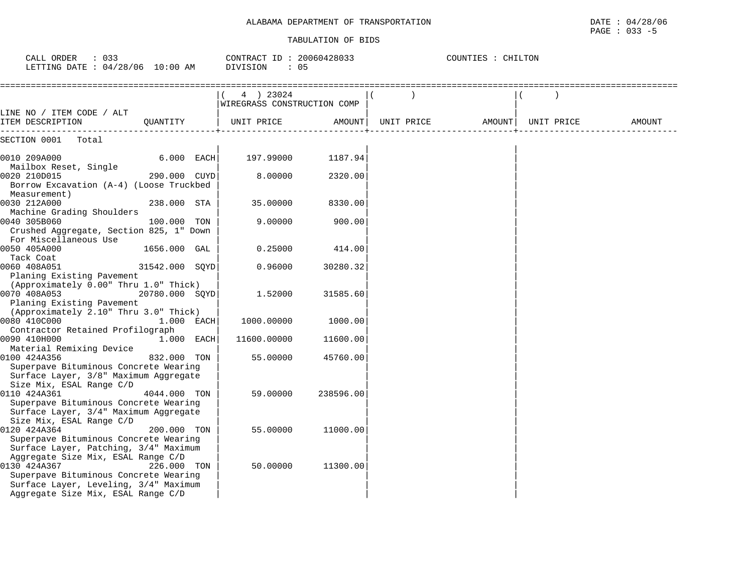ALABAMA DEPARTMENT OF TRANSPORTATION

DATE : 04/28/06

TABULATION OF BIDS

CALL ORDER : 033 | CONTRACT ID : 20060428033 | COUNTIES : CHILTON

LETTING DATE : 04/28/06 10:00 AM | DIVISION : 05

| LINE NO / ITEM CODE / ALT ITEM DESCRIPTION | QUANTITY | ( 4 ) 23024 WIREGRASS CONSTRUCTION COMP UNIT PRICE | AMOUNT | ( ) UNIT PRICE | AMOUNT | ( ) UNIT PRICE | AMOUNT |
|---|---|---|---|---|---|---|---|
| SECTION 0001 Total | | | | | | | |
| 0010 209A000 Mailbox Reset, Single | 6.000 EACH | 197.99000 | 1187.94 | | | | |
| 0020 210D015 Borrow Excavation (A-4) (Loose Truckbed Measurement) | 290.000 CUYD | 8.00000 | 2320.00 | | | | |
| 0030 212A000 Machine Grading Shoulders | 238.000 STA | 35.00000 | 8330.00 | | | | |
| 0040 305B060 Crushed Aggregate, Section 825, 1" Down For Miscellaneous Use | 100.000 TON | 9.00000 | 900.00 | | | | |
| 0050 405A000 Tack Coat | 1656.000 GAL | 0.25000 | 414.00 | | | | |
| 0060 408A051 Planing Existing Pavement (Approximately 0.00" Thru 1.0" Thick) | 31542.000 SQYD | 0.96000 | 30280.32 | | | | |
| 0070 408A053 Planing Existing Pavement (Approximately 2.10" Thru 3.0" Thick) | 20780.000 SQYD | 1.52000 | 31585.60 | | | | |
| 0080 410C000 Contractor Retained Profilograph | 1.000 EACH | 1000.00000 | 1000.00 | | | | |
| 0090 410H000 Material Remixing Device | 1.000 EACH | 11600.00000 | 11600.00 | | | | |
| 0100 424A356 Superpave Bituminous Concrete Wearing Surface Layer, 3/8" Maximum Aggregate Size Mix, ESAL Range C/D | 832.000 TON | 55.00000 | 45760.00 | | | | |
| 0110 424A361 Superpave Bituminous Concrete Wearing Surface Layer, 3/4" Maximum Aggregate Size Mix, ESAL Range C/D | 4044.000 TON | 59.00000 | 238596.00 | | | | |
| 0120 424A364 Superpave Bituminous Concrete Wearing Surface Layer, Patching, 3/4" Maximum Aggregate Size Mix, ESAL Range C/D | 200.000 TON | 55.00000 | 11000.00 | | | | |
| 0130 424A367 Superpave Bituminous Concrete Wearing Surface Layer, Leveling, 3/4" Maximum Aggregate Size Mix, ESAL Range C/D | 226.000 TON | 50.00000 | 11300.00 | | | | |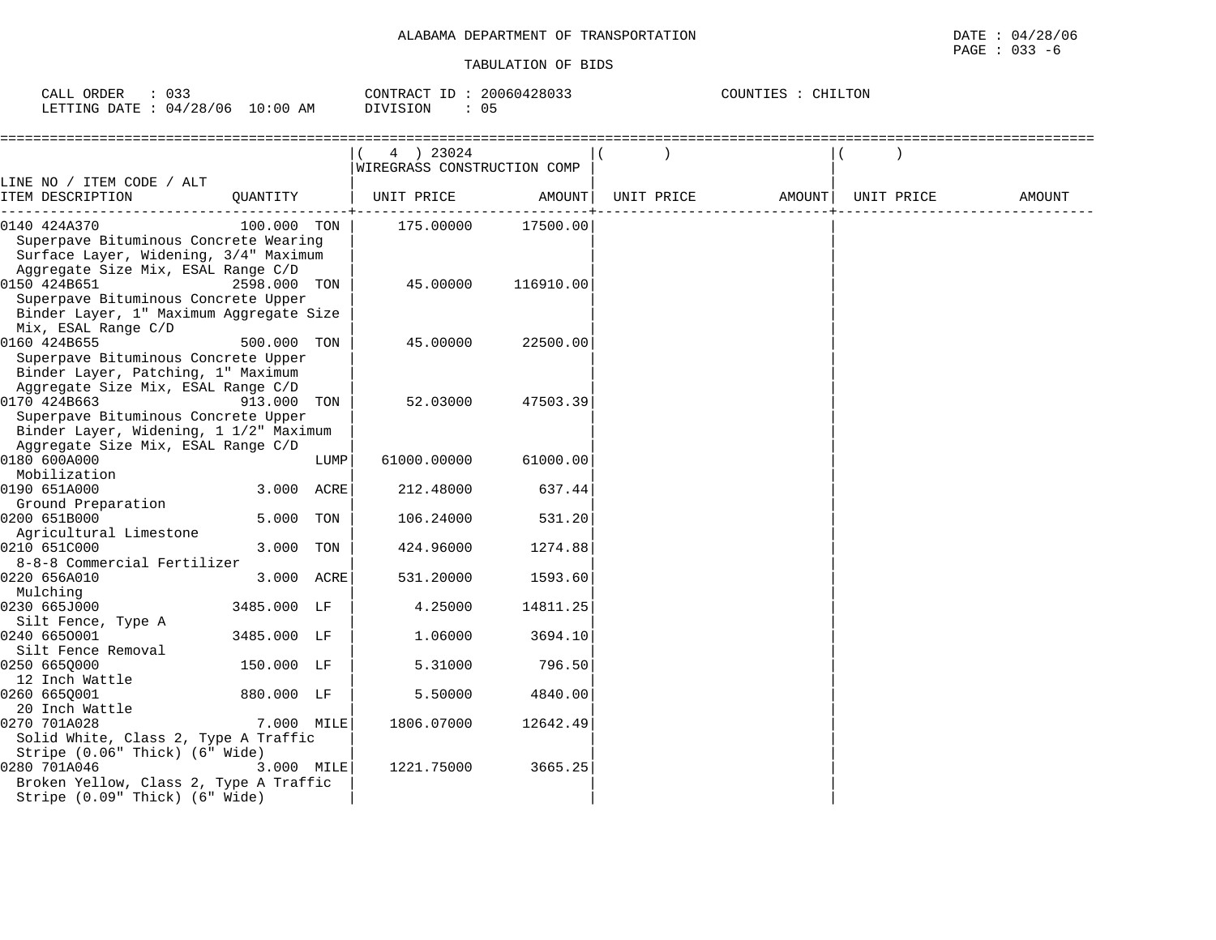ALABAMA DEPARTMENT OF TRANSPORTATION

TABULATION OF BIDS

DATE : 04/28/06
PAGE : 033 -6

CALL ORDER : 033
LETTING DATE : 04/28/06 10:00 AM

CONTRACT ID : 20060428033
DIVISION : 05

COUNTIES : CHILTON

| LINE NO / ITEM CODE / ALT<br>ITEM DESCRIPTION | QUANTITY | ( 4 ) 23024<br>WIREGRASS CONSTRUCTION COMP<br>UNIT PRICE | AMOUNT | ( )<br>UNIT PRICE | AMOUNT | ( )<br>UNIT PRICE | AMOUNT |
|---|---|---|---|---|---|---|---|
| 0140 424A370<br>Superpave Bituminous Concrete Wearing Surface Layer, Widening, 3/4" Maximum Aggregate Size Mix, ESAL Range C/D | 100.000 TON | 175.00000 | 17500.00 | | | | |
| 0150 424B651<br>Superpave Bituminous Concrete Upper Binder Layer, 1" Maximum Aggregate Size Mix, ESAL Range C/D | 2598.000 TON | 45.00000 | 116910.00 | | | | |
| 0160 424B655<br>Superpave Bituminous Concrete Upper Binder Layer, Patching, 1" Maximum Aggregate Size Mix, ESAL Range C/D | 500.000 TON | 45.00000 | 22500.00 | | | | |
| 0170 424B663<br>Superpave Bituminous Concrete Upper Binder Layer, Widening, 1 1/2" Maximum Aggregate Size Mix, ESAL Range C/D | 913.000 TON | 52.03000 | 47503.39 | | | | |
| 0180 600A000<br>Mobilization | LUMP | 61000.00000 | 61000.00 | | | | |
| 0190 651A000<br>Ground Preparation | 3.000 ACRE | 212.48000 | 637.44 | | | | |
| 0200 651B000<br>Agricultural Limestone | 5.000 TON | 106.24000 | 531.20 | | | | |
| 0210 651C000<br>8-8-8 Commercial Fertilizer | 3.000 TON | 424.96000 | 1274.88 | | | | |
| 0220 656A010<br>Mulching | 3.000 ACRE | 531.20000 | 1593.60 | | | | |
| 0230 665J000<br>Silt Fence, Type A | 3485.000 LF | 4.25000 | 14811.25 | | | | |
| 0240 665O001<br>Silt Fence Removal | 3485.000 LF | 1.06000 | 3694.10 | | | | |
| 0250 665Q000<br>12 Inch Wattle | 150.000 LF | 5.31000 | 796.50 | | | | |
| 0260 665Q001<br>20 Inch Wattle | 880.000 LF | 5.50000 | 4840.00 | | | | |
| 0270 701A028<br>Solid White, Class 2, Type A Traffic Stripe (0.06" Thick) (6" Wide) | 7.000 MILE | 1806.07000 | 12642.49 | | | | |
| 0280 701A046<br>Broken Yellow, Class 2, Type A Traffic Stripe (0.09" Thick) (6" Wide) | 3.000 MILE | 1221.75000 | 3665.25 | | | | |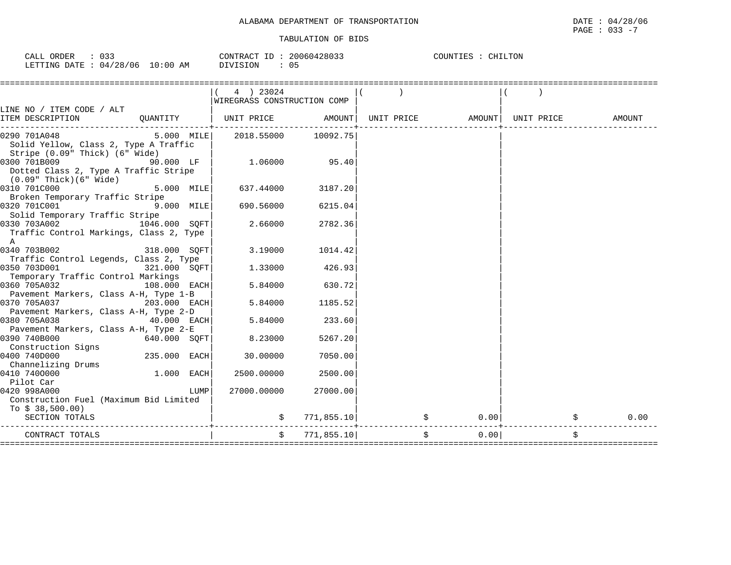ALABAMA DEPARTMENT OF TRANSPORTATION

TABULATION OF BIDS

CALL ORDER : 033 CONTRACT ID : 20060428033 COUNTIES : CHILTON
LETTING DATE : 04/28/06 10:00 AM DIVISION : 05

| LINE NO / ITEM CODE / ALT ITEM DESCRIPTION | QUANTITY | ( 4 ) 23024 WIREGRASS CONSTRUCTION COMP UNIT PRICE | AMOUNT | ( ) UNIT PRICE | AMOUNT | ( ) UNIT PRICE | AMOUNT |
|---|---|---|---|---|---|---|---|
| 0290 701A048 Solid Yellow, Class 2, Type A Traffic Stripe (0.09" Thick) (6" Wide) | 5.000 MILE | 2018.55000 | 10092.75 | | | | |
| 0300 701B009 Dotted Class 2, Type A Traffic Stripe (0.09" Thick)(6" Wide) | 90.000 LF | 1.06000 | 95.40 | | | | |
| 0310 701C000 Broken Temporary Traffic Stripe | 5.000 MILE | 637.44000 | 3187.20 | | | | |
| 0320 701C001 Solid Temporary Traffic Stripe | 9.000 MILE | 690.56000 | 6215.04 | | | | |
| 0330 703A002 Traffic Control Markings, Class 2, Type A | 1046.000 SQFT | 2.66000 | 2782.36 | | | | |
| 0340 703B002 Traffic Control Legends, Class 2, Type | 318.000 SQFT | 3.19000 | 1014.42 | | | | |
| 0350 703D001 Temporary Traffic Control Markings | 321.000 SQFT | 1.33000 | 426.93 | | | | |
| 0360 705A032 Pavement Markers, Class A-H, Type 1-B | 108.000 EACH | 5.84000 | 630.72 | | | | |
| 0370 705A037 Pavement Markers, Class A-H, Type 2-D | 203.000 EACH | 5.84000 | 1185.52 | | | | |
| 0380 705A038 Pavement Markers, Class A-H, Type 2-E | 40.000 EACH | 5.84000 | 233.60 | | | | |
| 0390 740B000 Construction Signs | 640.000 SQFT | 8.23000 | 5267.20 | | | | |
| 0400 740D000 Channelizing Drums | 235.000 EACH | 30.00000 | 7050.00 | | | | |
| 0410 740O000 Pilot Car | 1.000 EACH | 2500.00000 | 2500.00 | | | | |
| 0420 998A000 Construction Fuel (Maximum Bid Limited To $ 38,500.00) | LUMP | 27000.00000 | 27000.00 | | | | |
| SECTION TOTALS | | | $ 771,855.10 | | $ 0.00 | | $ 0.00 |
| CONTRACT TOTALS | | | $ 771,855.10 | | $ 0.00 | | $ |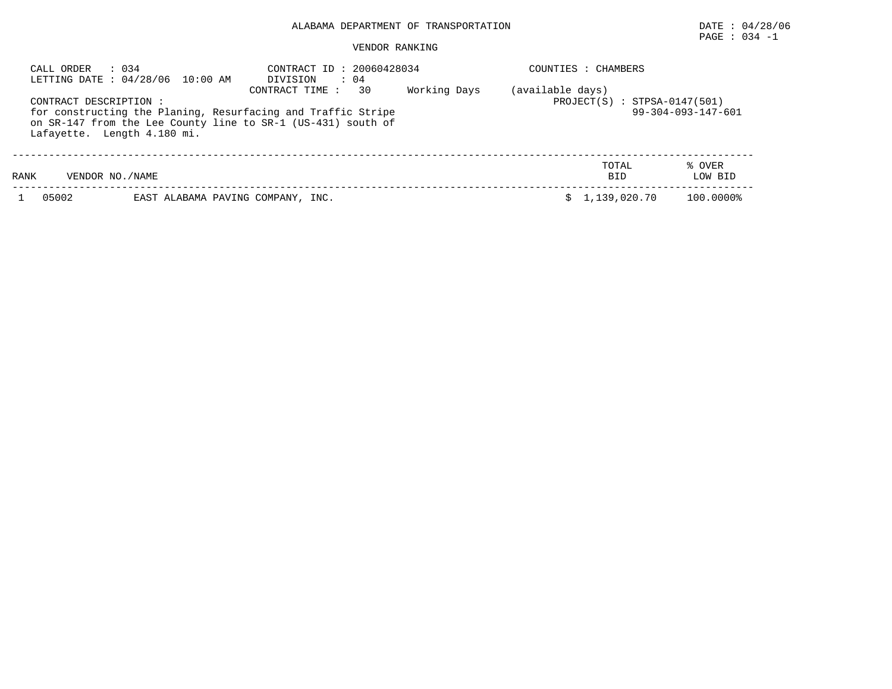ALABAMA DEPARTMENT OF TRANSPORTATION

DATE : 04/28/06

PAGE : 034 -1

VENDOR RANKING

CALL ORDER : 034
LETTING DATE : 04/28/06 10:00 AM

CONTRACT ID : 20060428034
DIVISION : 04
CONTRACT TIME : 30 Working Days (available days)

COUNTIES : CHAMBERS

CONTRACT DESCRIPTION :
for constructing the Planing, Resurfacing and Traffic Stripe on SR-147 from the Lee County line to SR-1 (US-431) south of Lafayette. Length 4.180 mi.

PROJECT(S) : STPSA-0147(501)
99-304-093-147-601

| RANK | VENDOR NO./NAME | | TOTAL BID | % OVER LOW BID |
|---|---|---|---|---|
| 1 | 05002 | EAST ALABAMA PAVING COMPANY, INC. | $ 1,139,020.70 | 100.0000% |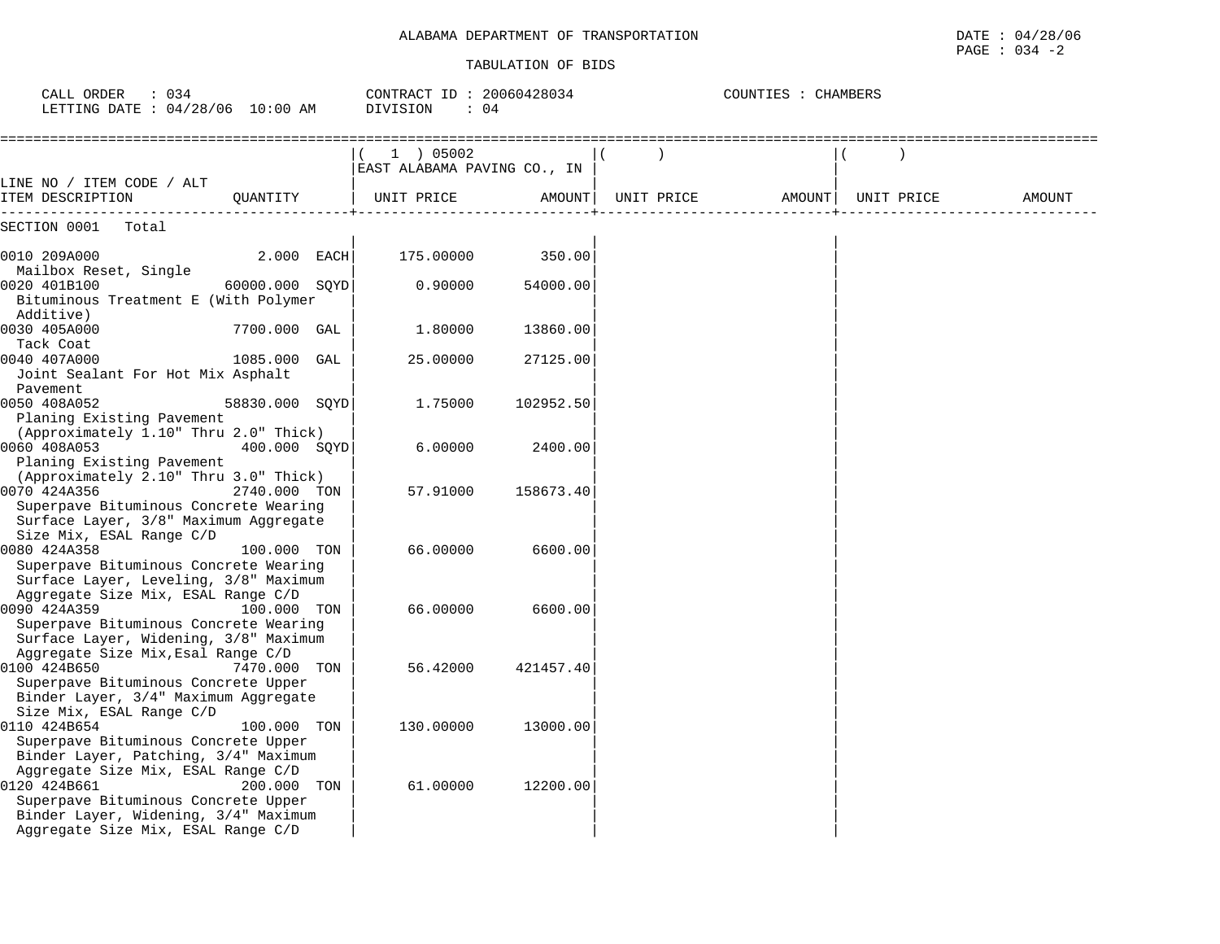ALABAMA DEPARTMENT OF TRANSPORTATION

TABULATION OF BIDS

DATE : 04/28/06
PAGE : 034 -2

CALL ORDER : 034
LETTING DATE : 04/28/06 10:00 AM

CONTRACT ID : 20060428034
DIVISION : 04

COUNTIES : CHAMBERS

| LINE NO / ITEM CODE / ALT ITEM DESCRIPTION | QUANTITY | ( 1 ) 05002 EAST ALABAMA PAVING CO., IN UNIT PRICE | AMOUNT | ( ) UNIT PRICE | AMOUNT | ( ) UNIT PRICE | AMOUNT |
|---|---|---|---|---|---|---|---|
| SECTION 0001 Total | | | | | | | |
| 0010 209A000 Mailbox Reset, Single | 2.000 EACH | 175.00000 | 350.00 | | | | |
| 0020 401B100 Bituminous Treatment E (With Polymer Additive) | 60000.000 SQYD | 0.90000 | 54000.00 | | | | |
| 0030 405A000 Tack Coat | 7700.000 GAL | 1.80000 | 13860.00 | | | | |
| 0040 407A000 Joint Sealant For Hot Mix Asphalt Pavement | 1085.000 GAL | 25.00000 | 27125.00 | | | | |
| 0050 408A052 Planing Existing Pavement (Approximately 1.10" Thru 2.0" Thick) | 58830.000 SQYD | 1.75000 | 102952.50 | | | | |
| 0060 408A053 Planing Existing Pavement (Approximately 2.10" Thru 3.0" Thick) | 400.000 SQYD | 6.00000 | 2400.00 | | | | |
| 0070 424A356 Superpave Bituminous Concrete Wearing Surface Layer, 3/8" Maximum Aggregate Size Mix, ESAL Range C/D | 2740.000 TON | 57.91000 | 158673.40 | | | | |
| 0080 424A358 Superpave Bituminous Concrete Wearing Surface Layer, Leveling, 3/8" Maximum Aggregate Size Mix, ESAL Range C/D | 100.000 TON | 66.00000 | 6600.00 | | | | |
| 0090 424A359 Superpave Bituminous Concrete Wearing Surface Layer, Widening, 3/8" Maximum Aggregate Size Mix,Esal Range C/D | 100.000 TON | 66.00000 | 6600.00 | | | | |
| 0100 424B650 Superpave Bituminous Concrete Upper Binder Layer, 3/4" Maximum Aggregate Size Mix, ESAL Range C/D | 7470.000 TON | 56.42000 | 421457.40 | | | | |
| 0110 424B654 Superpave Bituminous Concrete Upper Binder Layer, Patching, 3/4" Maximum Aggregate Size Mix, ESAL Range C/D | 100.000 TON | 130.00000 | 13000.00 | | | | |
| 0120 424B661 Superpave Bituminous Concrete Upper Binder Layer, Widening, 3/4" Maximum Aggregate Size Mix, ESAL Range C/D | 200.000 TON | 61.00000 | 12200.00 | | | | |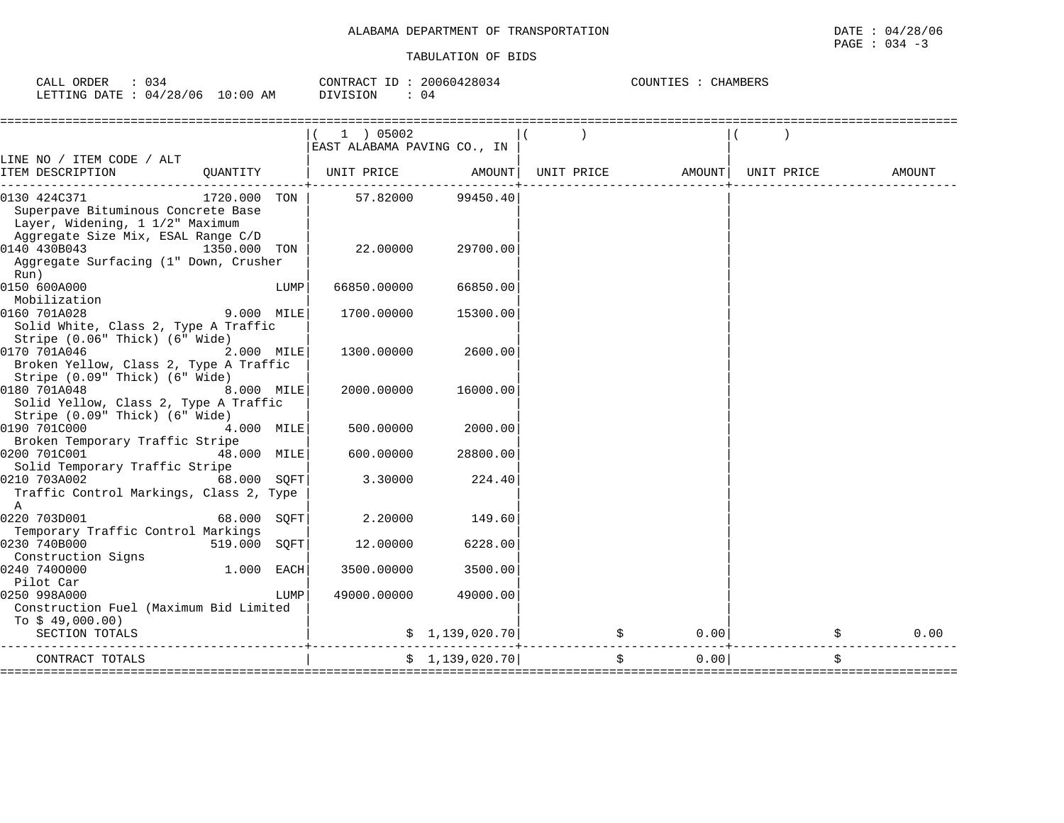ALABAMA DEPARTMENT OF TRANSPORTATION

DATE : 04/28/06

PAGE : 034 -3

TABULATION OF BIDS

CALL ORDER : 034
LETTING DATE : 04/28/06 10:00 AM

CONTRACT ID : 20060428034
DIVISION : 04

COUNTIES : CHAMBERS

| LINE NO / ITEM CODE / ALT ITEM DESCRIPTION | QUANTITY | ( 1 ) 05002 EAST ALABAMA PAVING CO., IN UNIT PRICE | AMOUNT | ( ) UNIT PRICE | AMOUNT | ( ) UNIT PRICE | AMOUNT |
|---|---|---|---|---|---|---|---|
| 0130 424C371 Superpave Bituminous Concrete Base Layer, Widening, 1 1/2" Maximum Aggregate Size Mix, ESAL Range C/D | 1720.000 TON | 57.82000 | 99450.40 | | | | |
| 0140 430B043 Aggregate Surfacing (1" Down, Crusher Run) | 1350.000 TON | 22.00000 | 29700.00 | | | | |
| 0150 600A000 Mobilization | LUMP | 66850.00000 | 66850.00 | | | | |
| 0160 701A028 Solid White, Class 2, Type A Traffic Stripe (0.06" Thick) (6" Wide) | 9.000 MILE | 1700.00000 | 15300.00 | | | | |
| 0170 701A046 Broken Yellow, Class 2, Type A Traffic Stripe (0.09" Thick) (6" Wide) | 2.000 MILE | 1300.00000 | 2600.00 | | | | |
| 0180 701A048 Solid Yellow, Class 2, Type A Traffic Stripe (0.09" Thick) (6" Wide) | 8.000 MILE | 2000.00000 | 16000.00 | | | | |
| 0190 701C000 Broken Temporary Traffic Stripe | 4.000 MILE | 500.00000 | 2000.00 | | | | |
| 0200 701C001 Solid Temporary Traffic Stripe | 48.000 MILE | 600.00000 | 28800.00 | | | | |
| 0210 703A002 Traffic Control Markings, Class 2, Type A | 68.000 SQFT | 3.30000 | 224.40 | | | | |
| 0220 703D001 Temporary Traffic Control Markings | 68.000 SQFT | 2.20000 | 149.60 | | | | |
| 0230 740B000 Construction Signs | 519.000 SQFT | 12.00000 | 6228.00 | | | | |
| 0240 740O000 Pilot Car | 1.000 EACH | 3500.00000 | 3500.00 | | | | |
| 0250 998A000 Construction Fuel (Maximum Bid Limited To $ 49,000.00) | LUMP | 49000.00000 | 49000.00 | | | | |
| SECTION TOTALS | | | $ 1,139,020.70 | | $ 0.00 | | $ 0.00 |
| CONTRACT TOTALS | | | $ 1,139,020.70 | | $ 0.00 | | $ |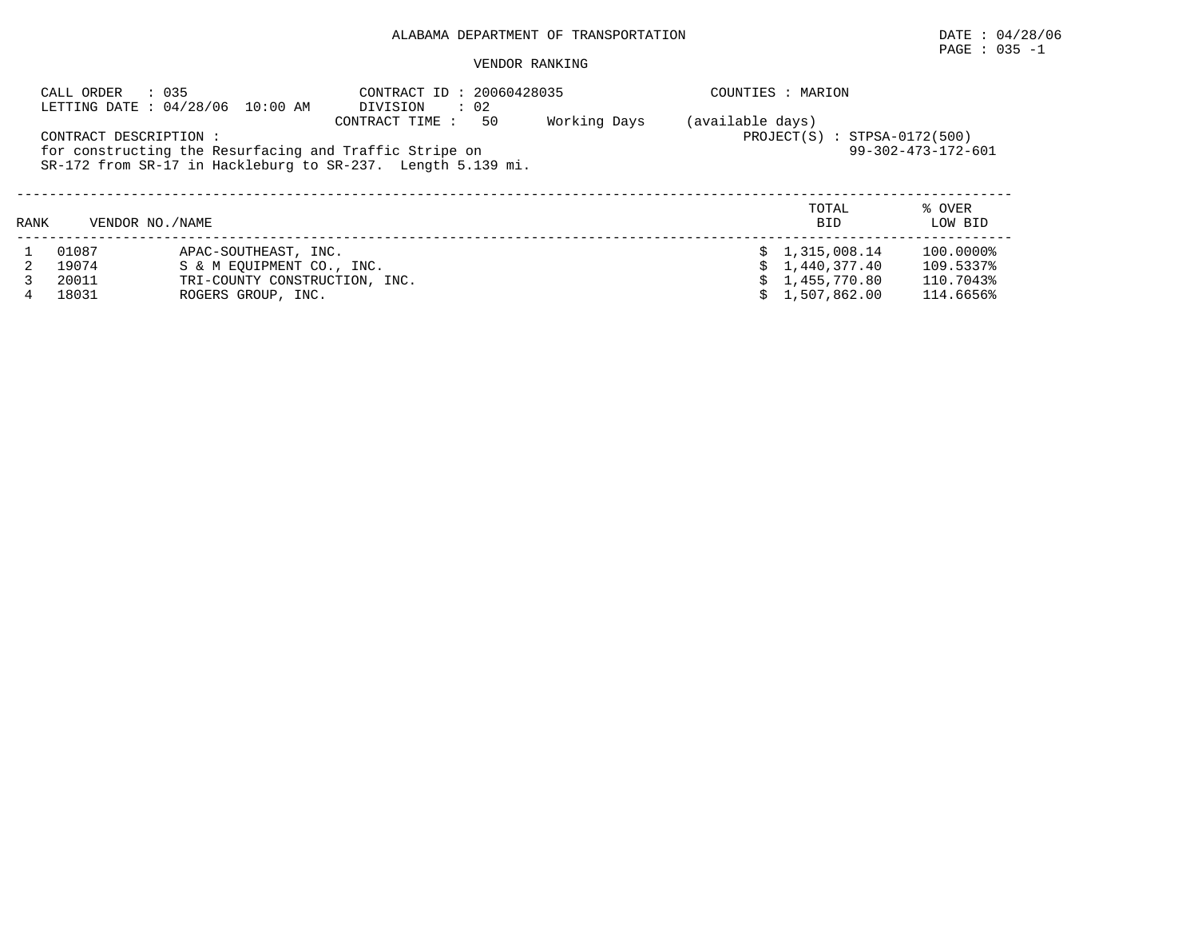ALABAMA DEPARTMENT OF TRANSPORTATION

DATE : 04/28/06
PAGE : 035 -1

VENDOR RANKING

CALL ORDER : 035
LETTING DATE : 04/28/06 10:00 AM

CONTRACT ID : 20060428035
DIVISION : 02
CONTRACT TIME : 50 Working Days (available days)

COUNTIES : MARION

CONTRACT DESCRIPTION :
for constructing the Resurfacing and Traffic Stripe on
SR-172 from SR-17 in Hackleburg to SR-237. Length 5.139 mi.

PROJECT(S) : STPSA-0172(500)
99-302-473-172-601

| RANK | VENDOR NO./NAME | | TOTAL BID | % OVER LOW BID |
|---|---|---|---|---|
| 1 | 01087 | APAC-SOUTHEAST, INC. | $ 1,315,008.14 | 100.0000% |
| 2 | 19074 | S & M EQUIPMENT CO., INC. | $ 1,440,377.40 | 109.5337% |
| 3 | 20011 | TRI-COUNTY CONSTRUCTION, INC. | $ 1,455,770.80 | 110.7043% |
| 4 | 18031 | ROGERS GROUP, INC. | $ 1,507,862.00 | 114.6656% |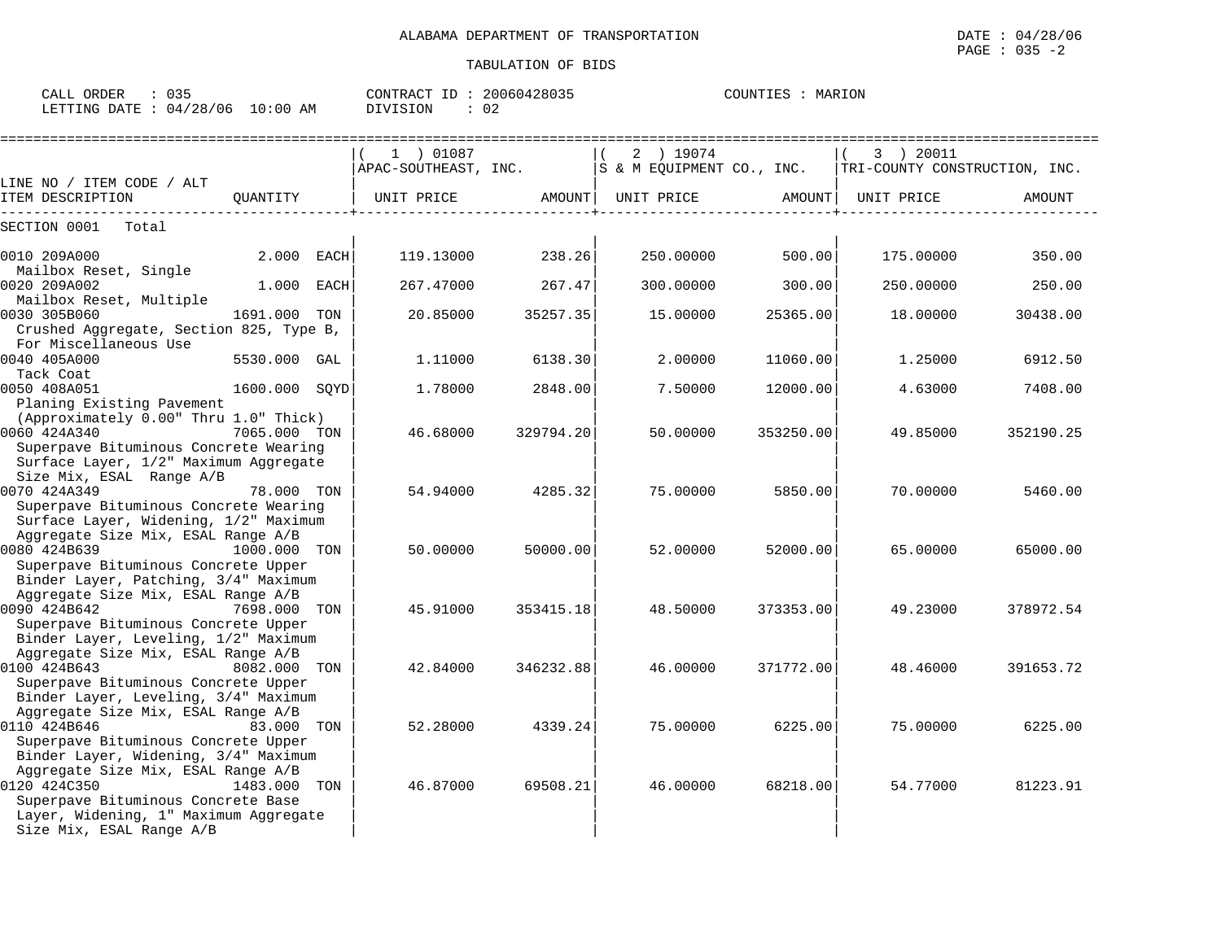ALABAMA DEPARTMENT OF TRANSPORTATION

TABULATION OF BIDS

DATE : 04/28/06
PAGE : 035 -2

CALL ORDER : 035
LETTING DATE : 04/28/06 10:00 AM

CONTRACT ID : 20060428035
DIVISION : 02

COUNTIES : MARION

| LINE NO / ITEM CODE / ALT<br>ITEM DESCRIPTION | QUANTITY | ( 1 ) 01087<br>APAC-SOUTHEAST, INC.<br>UNIT PRICE | AMOUNT | ( 2 ) 19074<br>S & M EQUIPMENT CO., INC.<br>UNIT PRICE | AMOUNT | ( 3 ) 20011<br>TRI-COUNTY CONSTRUCTION, INC.<br>UNIT PRICE | AMOUNT |
|---|---|---|---|---|---|---|---|
| SECTION 0001 Total | | | | | | | |
| 0010 209A000<br>Mailbox Reset, Single | 2.000 EACH | 119.13000 | 238.26 | 250.00000 | 500.00 | 175.00000 | 350.00 |
| 0020 209A002<br>Mailbox Reset, Multiple | 1.000 EACH | 267.47000 | 267.47 | 300.00000 | 300.00 | 250.00000 | 250.00 |
| 0030 305B060<br>Crushed Aggregate, Section 825, Type B, For Miscellaneous Use | 1691.000 TON | 20.85000 | 35257.35 | 15.00000 | 25365.00 | 18.00000 | 30438.00 |
| 0040 405A000<br>Tack Coat | 5530.000 GAL | 1.11000 | 6138.30 | 2.00000 | 11060.00 | 1.25000 | 6912.50 |
| 0050 408A051<br>Planing Existing Pavement (Approximately 0.00" Thru 1.0" Thick) | 1600.000 SQYD | 1.78000 | 2848.00 | 7.50000 | 12000.00 | 4.63000 | 7408.00 |
| 0060 424A340<br>Superpave Bituminous Concrete Wearing Surface Layer, 1/2" Maximum Aggregate Size Mix, ESAL Range A/B | 7065.000 TON | 46.68000 | 329794.20 | 50.00000 | 353250.00 | 49.85000 | 352190.25 |
| 0070 424A349<br>Superpave Bituminous Concrete Wearing Surface Layer, Widening, 1/2" Maximum Aggregate Size Mix, ESAL Range A/B | 78.000 TON | 54.94000 | 4285.32 | 75.00000 | 5850.00 | 70.00000 | 5460.00 |
| 0080 424B639<br>Superpave Bituminous Concrete Upper Binder Layer, Patching, 3/4" Maximum Aggregate Size Mix, ESAL Range A/B | 1000.000 TON | 50.00000 | 50000.00 | 52.00000 | 52000.00 | 65.00000 | 65000.00 |
| 0090 424B642<br>Superpave Bituminous Concrete Upper Binder Layer, Leveling, 1/2" Maximum Aggregate Size Mix, ESAL Range A/B | 7698.000 TON | 45.91000 | 353415.18 | 48.50000 | 373353.00 | 49.23000 | 378972.54 |
| 0100 424B643<br>Superpave Bituminous Concrete Upper Binder Layer, Leveling, 3/4" Maximum Aggregate Size Mix, ESAL Range A/B | 8082.000 TON | 42.84000 | 346232.88 | 46.00000 | 371772.00 | 48.46000 | 391653.72 |
| 0110 424B646<br>Superpave Bituminous Concrete Upper Binder Layer, Widening, 3/4" Maximum Aggregate Size Mix, ESAL Range A/B | 83.000 TON | 52.28000 | 4339.24 | 75.00000 | 6225.00 | 75.00000 | 6225.00 |
| 0120 424C350<br>Superpave Bituminous Concrete Base Layer, Widening, 1" Maximum Aggregate Size Mix, ESAL Range A/B | 1483.000 TON | 46.87000 | 69508.21 | 46.00000 | 68218.00 | 54.77000 | 81223.91 |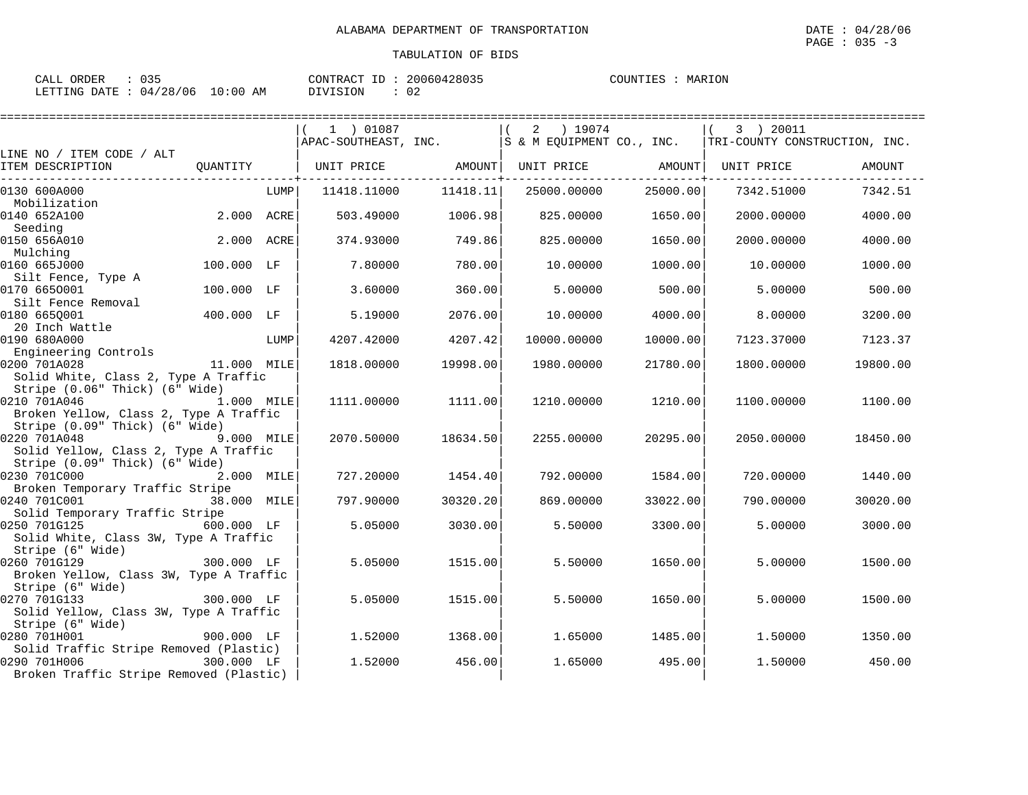ALABAMA DEPARTMENT OF TRANSPORTATION

TABULATION OF BIDS

DATE : 04/28/06
PAGE : 035 -3

CALL ORDER : 035
LETTING DATE : 04/28/06 10:00 AM

CONTRACT ID : 20060428035
DIVISION : 02

COUNTIES : MARION

| LINE NO / ITEM CODE / ALT<br>ITEM DESCRIPTION | QUANTITY | ( 1 ) 01087<br>APAC-SOUTHEAST, INC.<br>UNIT PRICE | AMOUNT | ( 2 ) 19074<br>S & M EQUIPMENT CO., INC.<br>UNIT PRICE | AMOUNT | ( 3 ) 20011<br>TRI-COUNTY CONSTRUCTION, INC.<br>UNIT PRICE | AMOUNT |
|---|---|---|---|---|---|---|---|
| 0130 600A000<br>Mobilization | LUMP | 11418.11000 | 11418.11 | 25000.00000 | 25000.00 | 7342.51000 | 7342.51 |
| 0140 652A100<br>Seeding | 2.000 ACRE | 503.49000 | 1006.98 | 825.00000 | 1650.00 | 2000.00000 | 4000.00 |
| 0150 656A010<br>Mulching | 2.000 ACRE | 374.93000 | 749.86 | 825.00000 | 1650.00 | 2000.00000 | 4000.00 |
| 0160 665J000<br>Silt Fence, Type A | 100.000 LF | 7.80000 | 780.00 | 10.00000 | 1000.00 | 10.00000 | 1000.00 |
| 0170 665O001<br>Silt Fence Removal | 100.000 LF | 3.60000 | 360.00 | 5.00000 | 500.00 | 5.00000 | 500.00 |
| 0180 665Q001<br>20 Inch Wattle | 400.000 LF | 5.19000 | 2076.00 | 10.00000 | 4000.00 | 8.00000 | 3200.00 |
| 0190 680A000<br>Engineering Controls | LUMP | 4207.42000 | 4207.42 | 10000.00000 | 10000.00 | 7123.37000 | 7123.37 |
| 0200 701A028<br>Solid White, Class 2, Type A Traffic Stripe (0.06" Thick) (6" Wide) | 11.000 MILE | 1818.00000 | 19998.00 | 1980.00000 | 21780.00 | 1800.00000 | 19800.00 |
| 0210 701A046<br>Broken Yellow, Class 2, Type A Traffic Stripe (0.09" Thick) (6" Wide) | 1.000 MILE | 1111.00000 | 1111.00 | 1210.00000 | 1210.00 | 1100.00000 | 1100.00 |
| 0220 701A048<br>Solid Yellow, Class 2, Type A Traffic Stripe (0.09" Thick) (6" Wide) | 9.000 MILE | 2070.50000 | 18634.50 | 2255.00000 | 20295.00 | 2050.00000 | 18450.00 |
| 0230 701C000<br>Broken Temporary Traffic Stripe | 2.000 MILE | 727.20000 | 1454.40 | 792.00000 | 1584.00 | 720.00000 | 1440.00 |
| 0240 701C001<br>Solid Temporary Traffic Stripe | 38.000 MILE | 797.90000 | 30320.20 | 869.00000 | 33022.00 | 790.00000 | 30020.00 |
| 0250 701G125<br>Solid White, Class 3W, Type A Traffic Stripe (6" Wide) | 600.000 LF | 5.05000 | 3030.00 | 5.50000 | 3300.00 | 5.00000 | 3000.00 |
| 0260 701G129<br>Broken Yellow, Class 3W, Type A Traffic Stripe (6" Wide) | 300.000 LF | 5.05000 | 1515.00 | 5.50000 | 1650.00 | 5.00000 | 1500.00 |
| 0270 701G133<br>Solid Yellow, Class 3W, Type A Traffic Stripe (6" Wide) | 300.000 LF | 5.05000 | 1515.00 | 5.50000 | 1650.00 | 5.00000 | 1500.00 |
| 0280 701H001<br>Solid Traffic Stripe Removed (Plastic) | 900.000 LF | 1.52000 | 1368.00 | 1.65000 | 1485.00 | 1.50000 | 1350.00 |
| 0290 701H006<br>Broken Traffic Stripe Removed (Plastic) | 300.000 LF | 1.52000 | 456.00 | 1.65000 | 495.00 | 1.50000 | 450.00 |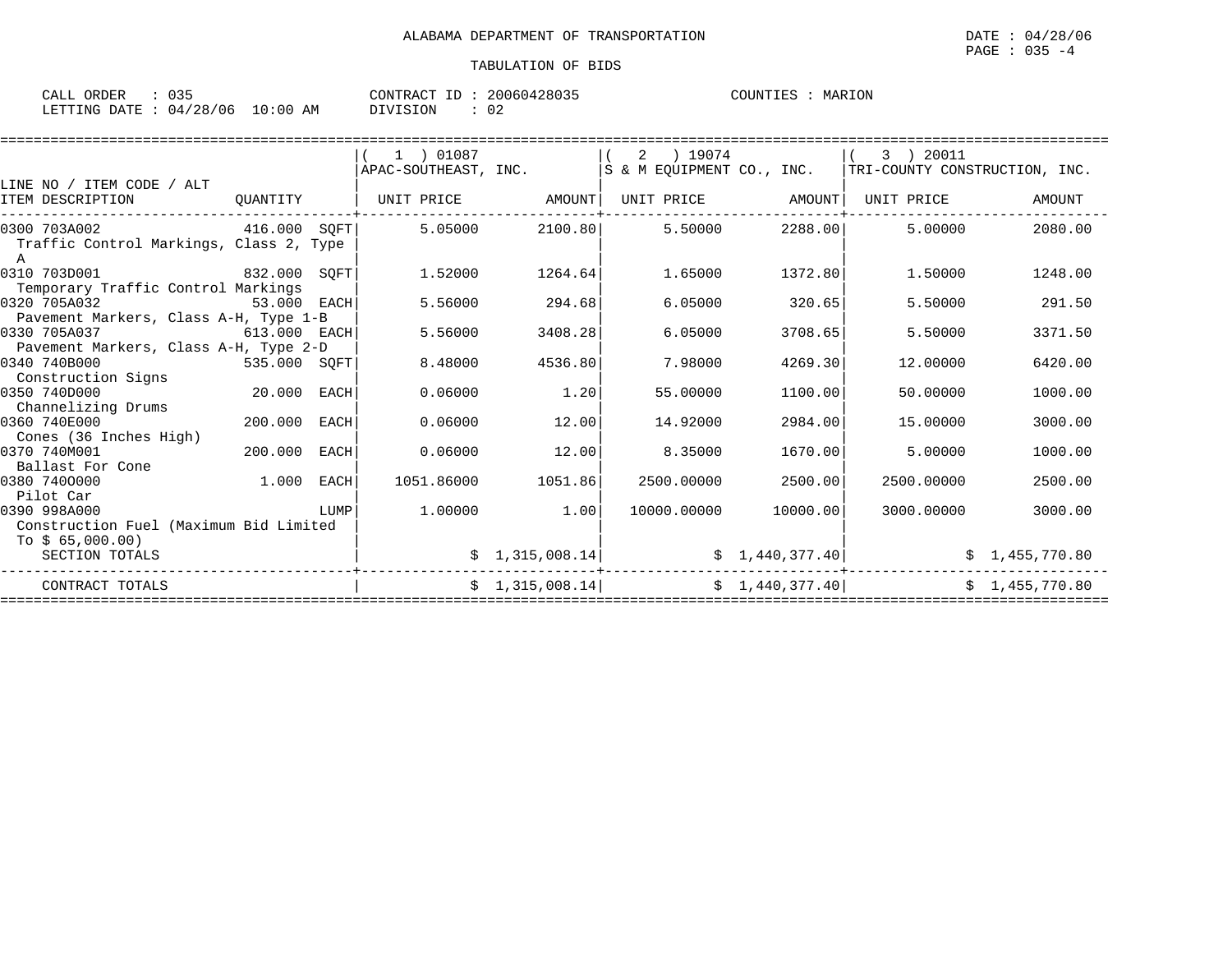ALABAMA DEPARTMENT OF TRANSPORTATION

TABULATION OF BIDS

DATE : 04/28/06

CALL ORDER : 035 CONTRACT ID : 20060428035 COUNTIES : MARION
LETTING DATE : 04/28/06 10:00 AM DIVISION : 02

| LINE NO / ITEM CODE / ALT ITEM DESCRIPTION | QUANTITY | (1) 01087 APAC-SOUTHEAST, INC. UNIT PRICE | AMOUNT | (2) 19074 S & M EQUIPMENT CO., INC. UNIT PRICE | AMOUNT | (3) 20011 TRI-COUNTY CONSTRUCTION, INC. UNIT PRICE | AMOUNT |
|---|---|---|---|---|---|---|---|
| 0300 703A002 Traffic Control Markings, Class 2, Type A | 416.000 SQFT | 5.05000 | 2100.80 | 5.50000 | 2288.00 | 5.00000 | 2080.00 |
| 0310 703D001 Temporary Traffic Control Markings | 832.000 SQFT | 1.52000 | 1264.64 | 1.65000 | 1372.80 | 1.50000 | 1248.00 |
| 0320 705A032 Pavement Markers, Class A-H, Type 1-B | 53.000 EACH | 5.56000 | 294.68 | 6.05000 | 320.65 | 5.50000 | 291.50 |
| 0330 705A037 Pavement Markers, Class A-H, Type 2-D | 613.000 EACH | 5.56000 | 3408.28 | 6.05000 | 3708.65 | 5.50000 | 3371.50 |
| 0340 740B000 Construction Signs | 535.000 SQFT | 8.48000 | 4536.80 | 7.98000 | 4269.30 | 12.00000 | 6420.00 |
| 0350 740D000 Channelizing Drums | 20.000 EACH | 0.06000 | 1.20 | 55.00000 | 1100.00 | 50.00000 | 1000.00 |
| 0360 740E000 Cones (36 Inches High) | 200.000 EACH | 0.06000 | 12.00 | 14.92000 | 2984.00 | 15.00000 | 3000.00 |
| 0370 740M001 Ballast For Cone | 200.000 EACH | 0.06000 | 12.00 | 8.35000 | 1670.00 | 5.00000 | 1000.00 |
| 0380 740O000 Pilot Car | 1.000 EACH | 1051.86000 | 1051.86 | 2500.00000 | 2500.00 | 2500.00000 | 2500.00 |
| 0390 998A000 Construction Fuel (Maximum Bid Limited To $ 65,000.00) | LUMP | 1.00000 | 1.00 | 10000.00000 | 10000.00 | 3000.00000 | 3000.00 |
| SECTION TOTALS | | | $ 1,315,008.14 | | $ 1,440,377.40 | | $ 1,455,770.80 |
| CONTRACT TOTALS | | | $ 1,315,008.14 | | $ 1,440,377.40 | | $ 1,455,770.80 |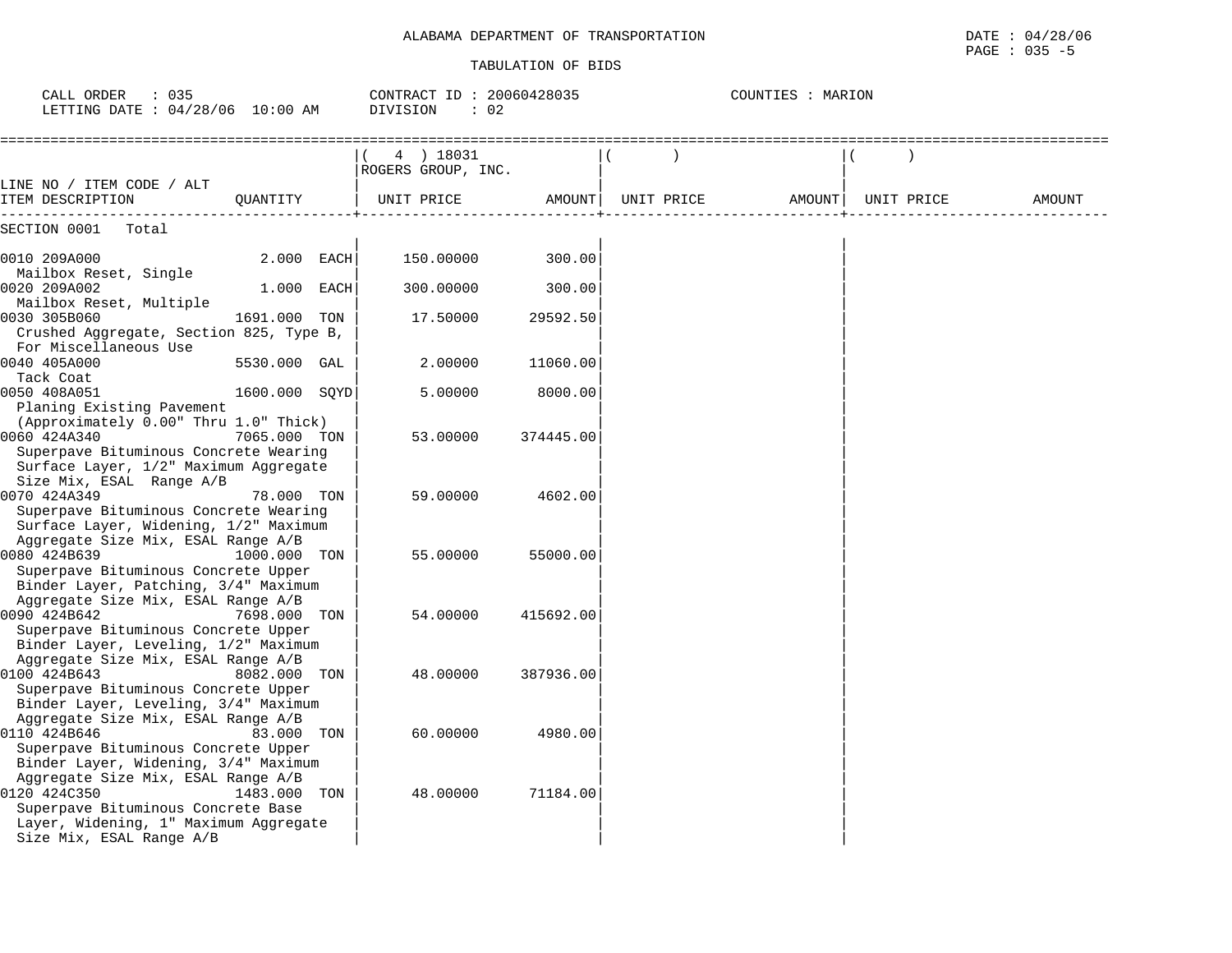ALABAMA DEPARTMENT OF TRANSPORTATION

DATE : 04/28/06

PAGE : 035 -5

TABULATION OF BIDS

CALL ORDER : 035 CONTRACT ID : 20060428035 COUNTIES : MARION

LETTING DATE : 04/28/06 10:00 AM DIVISION : 02

| LINE NO / ITEM CODE / ALT ITEM DESCRIPTION | QUANTITY | ( 4 ) 18031 ROGERS GROUP, INC. UNIT PRICE | AMOUNT | ( ) UNIT PRICE | AMOUNT | ( ) UNIT PRICE | AMOUNT |
|---|---|---|---|---|---|---|---|
| SECTION 0001 Total | | | | | | | |
| 0010 209A000 Mailbox Reset, Single | 2.000 EACH | 150.00000 | 300.00 | | | | |
| 0020 209A002 Mailbox Reset, Multiple | 1.000 EACH | 300.00000 | 300.00 | | | | |
| 0030 305B060 Crushed Aggregate, Section 825, Type B, For Miscellaneous Use | 1691.000 TON | 17.50000 | 29592.50 | | | | |
| 0040 405A000 Tack Coat | 5530.000 GAL | 2.00000 | 11060.00 | | | | |
| 0050 408A051 Planing Existing Pavement (Approximately 0.00" Thru 1.0" Thick) | 1600.000 SQYD | 5.00000 | 8000.00 | | | | |
| 0060 424A340 Superpave Bituminous Concrete Wearing Surface Layer, 1/2" Maximum Aggregate Size Mix, ESAL Range A/B | 7065.000 TON | 53.00000 | 374445.00 | | | | |
| 0070 424A349 Superpave Bituminous Concrete Wearing Surface Layer, Widening, 1/2" Maximum Aggregate Size Mix, ESAL Range A/B | 78.000 TON | 59.00000 | 4602.00 | | | | |
| 0080 424B639 Superpave Bituminous Concrete Upper Binder Layer, Patching, 3/4" Maximum Aggregate Size Mix, ESAL Range A/B | 1000.000 TON | 55.00000 | 55000.00 | | | | |
| 0090 424B642 Superpave Bituminous Concrete Upper Binder Layer, Leveling, 1/2" Maximum Aggregate Size Mix, ESAL Range A/B | 7698.000 TON | 54.00000 | 415692.00 | | | | |
| 0100 424B643 Superpave Bituminous Concrete Upper Binder Layer, Leveling, 3/4" Maximum Aggregate Size Mix, ESAL Range A/B | 8082.000 TON | 48.00000 | 387936.00 | | | | |
| 0110 424B646 Superpave Bituminous Concrete Upper Binder Layer, Widening, 3/4" Maximum Aggregate Size Mix, ESAL Range A/B | 83.000 TON | 60.00000 | 4980.00 | | | | |
| 0120 424C350 Superpave Bituminous Concrete Base Layer, Widening, 1" Maximum Aggregate Size Mix, ESAL Range A/B | 1483.000 TON | 48.00000 | 71184.00 | | | | |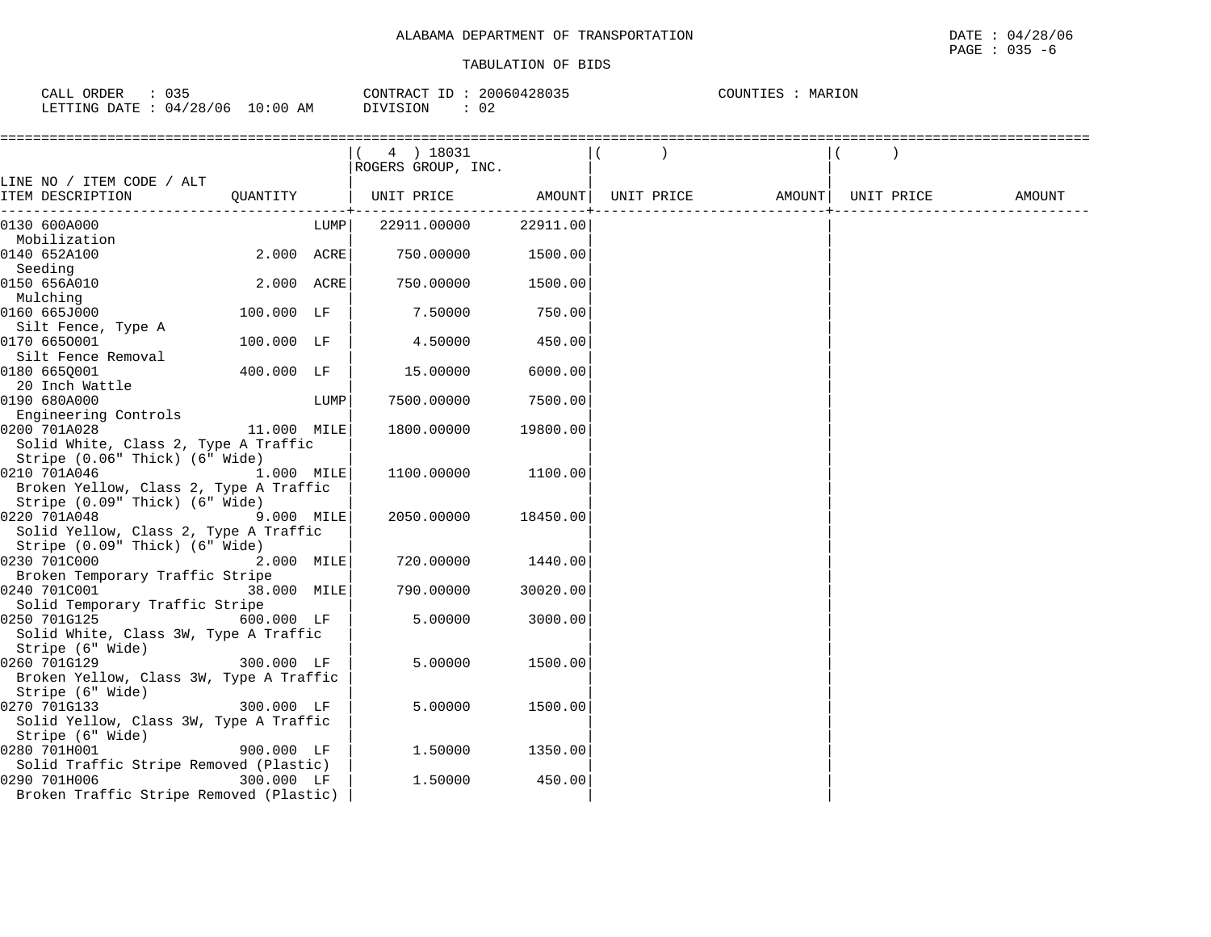ALABAMA DEPARTMENT OF TRANSPORTATION

TABULATION OF BIDS

CALL ORDER : 035 CONTRACT ID : 20060428035 COUNTIES : MARION
LETTING DATE : 04/28/06 10:00 AM DIVISION : 02

| LINE NO / ITEM CODE / ALT ITEM DESCRIPTION | QUANTITY | ( 4 ) 18031 ROGERS GROUP, INC. UNIT PRICE | AMOUNT | ( ) UNIT PRICE | AMOUNT | ( ) UNIT PRICE | AMOUNT |
|---|---|---|---|---|---|---|---|
| 0130 600A000 Mobilization | LUMP | 22911.00000 | 22911.00 | | | | |
| 0140 652A100 Seeding | 2.000 ACRE | 750.00000 | 1500.00 | | | | |
| 0150 656A010 Mulching | 2.000 ACRE | 750.00000 | 1500.00 | | | | |
| 0160 665J000 Silt Fence, Type A | 100.000 LF | 7.50000 | 750.00 | | | | |
| 0170 665O001 Silt Fence Removal | 100.000 LF | 4.50000 | 450.00 | | | | |
| 0180 665Q001 20 Inch Wattle | 400.000 LF | 15.00000 | 6000.00 | | | | |
| 0190 680A000 Engineering Controls | LUMP | 7500.00000 | 7500.00 | | | | |
| 0200 701A028 Solid White, Class 2, Type A Traffic Stripe (0.06" Thick) (6" Wide) | 11.000 MILE | 1800.00000 | 19800.00 | | | | |
| 0210 701A046 Broken Yellow, Class 2, Type A Traffic Stripe (0.09" Thick) (6" Wide) | 1.000 MILE | 1100.00000 | 1100.00 | | | | |
| 0220 701A048 Solid Yellow, Class 2, Type A Traffic Stripe (0.09" Thick) (6" Wide) | 9.000 MILE | 2050.00000 | 18450.00 | | | | |
| 0230 701C000 Broken Temporary Traffic Stripe | 2.000 MILE | 720.00000 | 1440.00 | | | | |
| 0240 701C001 Solid Temporary Traffic Stripe | 38.000 MILE | 790.00000 | 30020.00 | | | | |
| 0250 701G125 Solid White, Class 3W, Type A Traffic Stripe (6" Wide) | 600.000 LF | 5.00000 | 3000.00 | | | | |
| 0260 701G129 Broken Yellow, Class 3W, Type A Traffic Stripe (6" Wide) | 300.000 LF | 5.00000 | 1500.00 | | | | |
| 0270 701G133 Solid Yellow, Class 3W, Type A Traffic Stripe (6" Wide) | 300.000 LF | 5.00000 | 1500.00 | | | | |
| 0280 701H001 Solid Traffic Stripe Removed (Plastic) | 900.000 LF | 1.50000 | 1350.00 | | | | |
| 0290 701H006 Broken Traffic Stripe Removed (Plastic) | 300.000 LF | 1.50000 | 450.00 | | | | |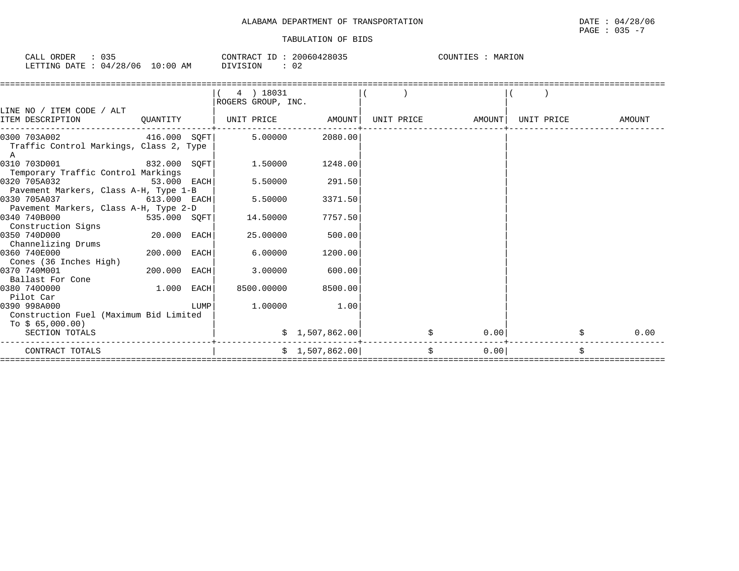ALABAMA DEPARTMENT OF TRANSPORTATION

TABULATION OF BIDS

DATE : 04/28/06
PAGE : 035 -7

CALL ORDER : 035
LETTING DATE : 04/28/06 10:00 AM

CONTRACT ID : 20060428035
DIVISION : 02

COUNTIES : MARION

| LINE NO / ITEM CODE / ALT ITEM DESCRIPTION | QUANTITY | ( 4 ) 18031 ROGERS GROUP, INC. UNIT PRICE | AMOUNT | ( ) UNIT PRICE | AMOUNT | ( ) UNIT PRICE | AMOUNT |
|---|---|---|---|---|---|---|---|
| 0300 703A002 Traffic Control Markings, Class 2, Type A | 416.000 SQFT | 5.00000 | 2080.00 | | | | |
| 0310 703D001 Temporary Traffic Control Markings | 832.000 SQFT | 1.50000 | 1248.00 | | | | |
| 0320 705A032 Pavement Markers, Class A-H, Type 1-B | 53.000 EACH | 5.50000 | 291.50 | | | | |
| 0330 705A037 Pavement Markers, Class A-H, Type 2-D | 613.000 EACH | 5.50000 | 3371.50 | | | | |
| 0340 740B000 Construction Signs | 535.000 SQFT | 14.50000 | 7757.50 | | | | |
| 0350 740D000 Channelizing Drums | 20.000 EACH | 25.00000 | 500.00 | | | | |
| 0360 740E000 Cones (36 Inches High) | 200.000 EACH | 6.00000 | 1200.00 | | | | |
| 0370 740M001 Ballast For Cone | 200.000 EACH | 3.00000 | 600.00 | | | | |
| 0380 740O000 Pilot Car | 1.000 EACH | 8500.00000 | 8500.00 | | | | |
| 0390 998A000 Construction Fuel (Maximum Bid Limited To $ 65,000.00) | LUMP | 1.00000 | 1.00 | | | | |
| SECTION TOTALS | | | $ 1,507,862.00 | | $ 0.00 | | $ 0.00 |
| CONTRACT TOTALS | | | $ 1,507,862.00 | | $ 0.00 | | $ |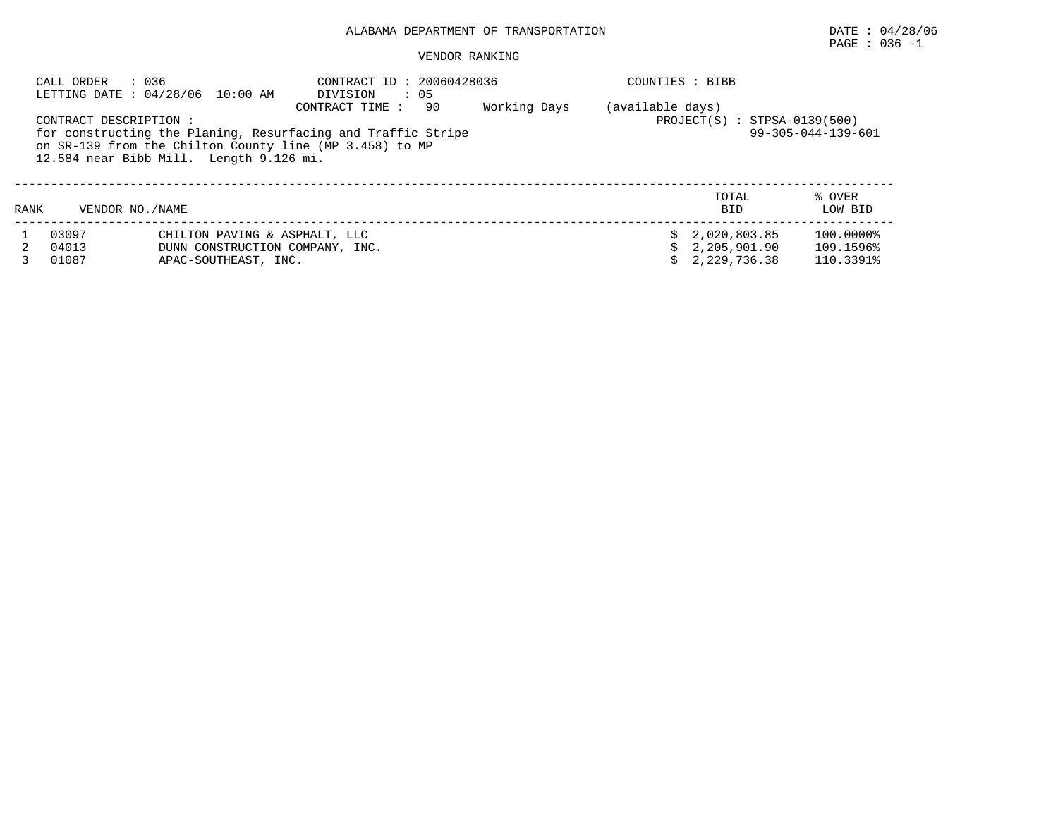ALABAMA DEPARTMENT OF TRANSPORTATION

DATE : 04/28/06

PAGE : 036 -1

VENDOR RANKING

CALL ORDER : 036
LETTING DATE : 04/28/06 10:00 AM

CONTRACT ID : 20060428036
DIVISION : 05
CONTRACT TIME : 90 Working Days (available days)

COUNTIES : BIBB

CONTRACT DESCRIPTION :
for constructing the Planing, Resurfacing and Traffic Stripe on SR-139 from the Chilton County line (MP 3.458) to MP 12.584 near Bibb Mill. Length 9.126 mi.

PROJECT(S) : STPSA-0139(500)
99-305-044-139-601

| RANK | VENDOR NO./NAME | | TOTAL BID | % OVER LOW BID |
|---|---|---|---|---|
| 1 | 03097 | CHILTON PAVING & ASPHALT, LLC | $ 2,020,803.85 | 100.0000% |
| 2 | 04013 | DUNN CONSTRUCTION COMPANY, INC. | $ 2,205,901.90 | 109.1596% |
| 3 | 01087 | APAC-SOUTHEAST, INC. | $ 2,229,736.38 | 110.3391% |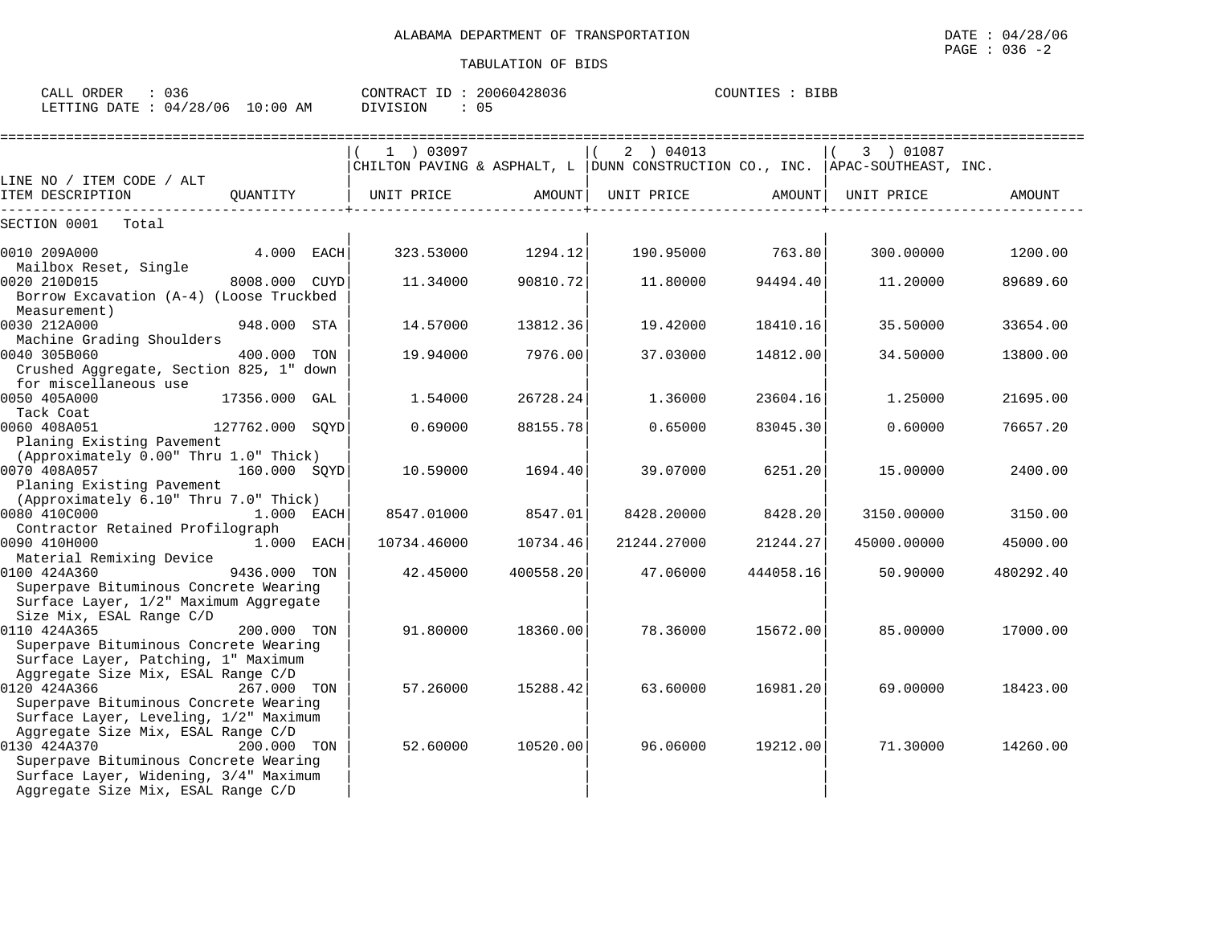ALABAMA DEPARTMENT OF TRANSPORTATION

TABULATION OF BIDS

DATE : 04/28/06
PAGE : 036 -2

CALL ORDER : 036
LETTING DATE : 04/28/06 10:00 AM

CONTRACT ID : 20060428036
DIVISION : 05

COUNTIES : BIBB

| LINE NO / ITEM CODE / ALT ITEM DESCRIPTION | QUANTITY | ( 1 ) 03097 CHILTON PAVING & ASPHALT, L UNIT PRICE | AMOUNT | ( 2 ) 04013 DUNN CONSTRUCTION CO., INC. UNIT PRICE | AMOUNT | ( 3 ) 01087 APAC-SOUTHEAST, INC. UNIT PRICE | AMOUNT |
|---|---|---|---|---|---|---|---|
| SECTION 0001 Total | | | | | | | |
| 0010 209A000 Mailbox Reset, Single | 4.000 EACH | 323.53000 | 1294.12 | 190.95000 | 763.80 | 300.00000 | 1200.00 |
| 0020 210D015 Borrow Excavation (A-4) (Loose Truckbed Measurement) | 8008.000 CUYD | 11.34000 | 90810.72 | 11.80000 | 94494.40 | 11.20000 | 89689.60 |
| 0030 212A000 Machine Grading Shoulders | 948.000 STA | 14.57000 | 13812.36 | 19.42000 | 18410.16 | 35.50000 | 33654.00 |
| 0040 305B060 Crushed Aggregate, Section 825, 1" down for miscellaneous use | 400.000 TON | 19.94000 | 7976.00 | 37.03000 | 14812.00 | 34.50000 | 13800.00 |
| 0050 405A000 Tack Coat | 17356.000 GAL | 1.54000 | 26728.24 | 1.36000 | 23604.16 | 1.25000 | 21695.00 |
| 0060 408A051 Planing Existing Pavement (Approximately 0.00" Thru 1.0" Thick) | 127762.000 SQYD | 0.69000 | 88155.78 | 0.65000 | 83045.30 | 0.60000 | 76657.20 |
| 0070 408A057 Planing Existing Pavement (Approximately 6.10" Thru 7.0" Thick) | 160.000 SQYD | 10.59000 | 1694.40 | 39.07000 | 6251.20 | 15.00000 | 2400.00 |
| 0080 410C000 Contractor Retained Profilograph | 1.000 EACH | 8547.01000 | 8547.01 | 8428.20000 | 8428.20 | 3150.00000 | 3150.00 |
| 0090 410H000 Material Remixing Device | 1.000 EACH | 10734.46000 | 10734.46 | 21244.27000 | 21244.27 | 45000.00000 | 45000.00 |
| 0100 424A360 Superpave Bituminous Concrete Wearing Surface Layer, 1/2" Maximum Aggregate Size Mix, ESAL Range C/D | 9436.000 TON | 42.45000 | 400558.20 | 47.06000 | 444058.16 | 50.90000 | 480292.40 |
| 0110 424A365 Superpave Bituminous Concrete Wearing Surface Layer, Patching, 1" Maximum Aggregate Size Mix, ESAL Range C/D | 200.000 TON | 91.80000 | 18360.00 | 78.36000 | 15672.00 | 85.00000 | 17000.00 |
| 0120 424A366 Superpave Bituminous Concrete Wearing Surface Layer, Leveling, 1/2" Maximum Aggregate Size Mix, ESAL Range C/D | 267.000 TON | 57.26000 | 15288.42 | 63.60000 | 16981.20 | 69.00000 | 18423.00 |
| 0130 424A370 Superpave Bituminous Concrete Wearing Surface Layer, Widening, 3/4" Maximum Aggregate Size Mix, ESAL Range C/D | 200.000 TON | 52.60000 | 10520.00 | 96.06000 | 19212.00 | 71.30000 | 14260.00 |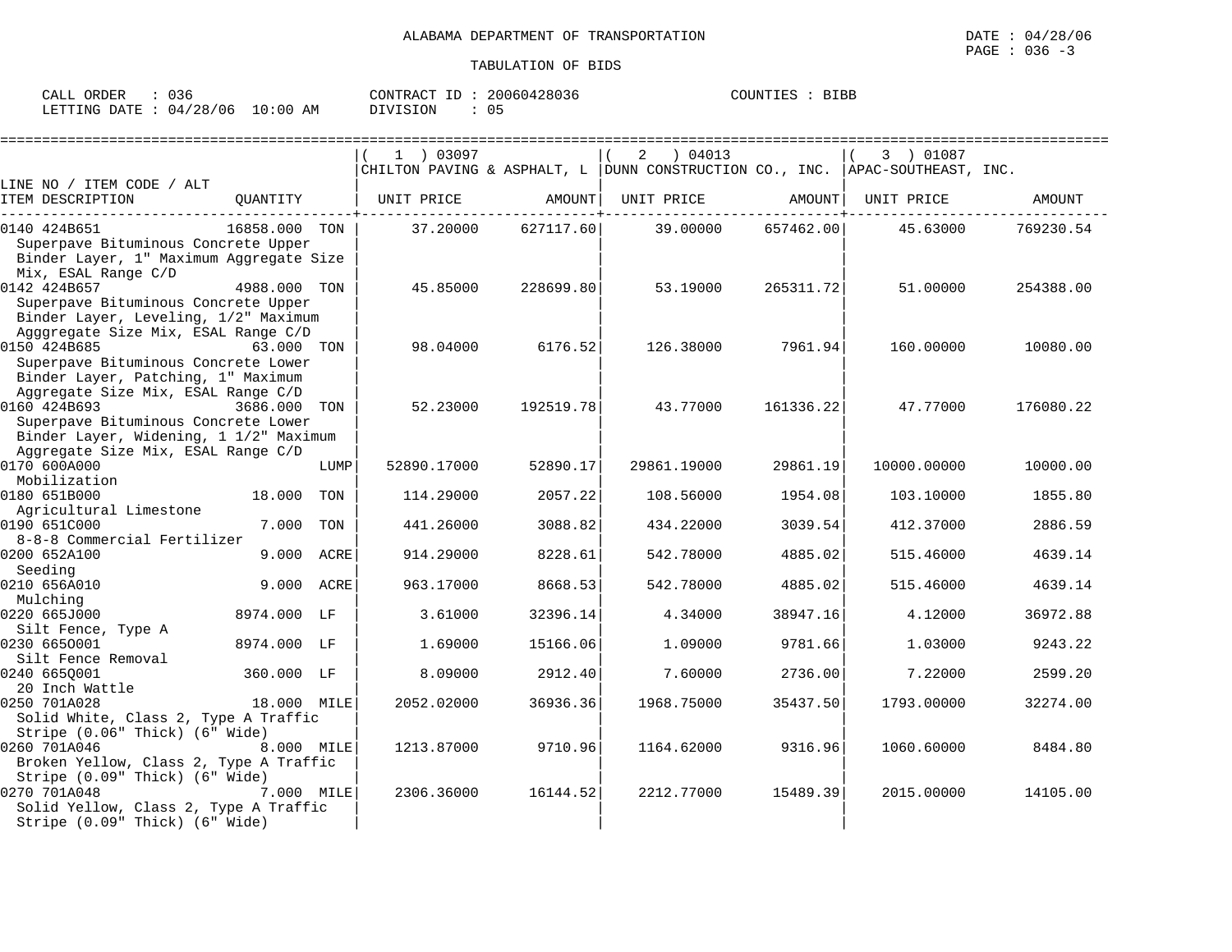ALABAMA DEPARTMENT OF TRANSPORTATION

DATE : 04/28/06

PAGE : 036 -3

TABULATION OF BIDS

CALL ORDER : 036 CONTRACT ID : 20060428036 COUNTIES : BIBB

LETTING DATE : 04/28/06 10:00 AM DIVISION : 05

| LINE NO / ITEM CODE / ALT ITEM DESCRIPTION | QUANTITY | (1) 03097 CHILTON PAVING & ASPHALT, L UNIT PRICE | AMOUNT | (2) 04013 DUNN CONSTRUCTION CO., INC. UNIT PRICE | AMOUNT | (3) 01087 APAC-SOUTHEAST, INC. UNIT PRICE | AMOUNT |
|---|---|---|---|---|---|---|---|
| 0140 424B651 Superpave Bituminous Concrete Upper Binder Layer, 1" Maximum Aggregate Size Mix, ESAL Range C/D | 16858.000 TON | 37.20000 | 627117.60 | 39.00000 | 657462.00 | 45.63000 | 769230.54 |
| 0142 424B657 Superpave Bituminous Concrete Upper Binder Layer, Leveling, 1/2" Maximum Agggregate Size Mix, ESAL Range C/D | 4988.000 TON | 45.85000 | 228699.80 | 53.19000 | 265311.72 | 51.00000 | 254388.00 |
| 0150 424B685 Superpave Bituminous Concrete Lower Binder Layer, Patching, 1" Maximum Aggregate Size Mix, ESAL Range C/D | 63.000 TON | 98.04000 | 6176.52 | 126.38000 | 7961.94 | 160.00000 | 10080.00 |
| 0160 424B693 Superpave Bituminous Concrete Lower Binder Layer, Widening, 1 1/2" Maximum Aggregate Size Mix, ESAL Range C/D | 3686.000 TON | 52.23000 | 192519.78 | 43.77000 | 161336.22 | 47.77000 | 176080.22 |
| 0170 600A000 Mobilization | LUMP | 52890.17000 | 52890.17 | 29861.19000 | 29861.19 | 10000.00000 | 10000.00 |
| 0180 651B000 Agricultural Limestone | 18.000 TON | 114.29000 | 2057.22 | 108.56000 | 1954.08 | 103.10000 | 1855.80 |
| 0190 651C000 8-8-8 Commercial Fertilizer | 7.000 TON | 441.26000 | 3088.82 | 434.22000 | 3039.54 | 412.37000 | 2886.59 |
| 0200 652A100 Seeding | 9.000 ACRE | 914.29000 | 8228.61 | 542.78000 | 4885.02 | 515.46000 | 4639.14 |
| 0210 656A010 Mulching | 9.000 ACRE | 963.17000 | 8668.53 | 542.78000 | 4885.02 | 515.46000 | 4639.14 |
| 0220 665J000 Silt Fence, Type A | 8974.000 LF | 3.61000 | 32396.14 | 4.34000 | 38947.16 | 4.12000 | 36972.88 |
| 0230 665O001 Silt Fence Removal | 8974.000 LF | 1.69000 | 15166.06 | 1.09000 | 9781.66 | 1.03000 | 9243.22 |
| 0240 665Q001 20 Inch Wattle | 360.000 LF | 8.09000 | 2912.40 | 7.60000 | 2736.00 | 7.22000 | 2599.20 |
| 0250 701A028 Solid White, Class 2, Type A Traffic Stripe (0.06" Thick) (6" Wide) | 18.000 MILE | 2052.02000 | 36936.36 | 1968.75000 | 35437.50 | 1793.00000 | 32274.00 |
| 0260 701A046 Broken Yellow, Class 2, Type A Traffic Stripe (0.09" Thick) (6" Wide) | 8.000 MILE | 1213.87000 | 9710.96 | 1164.62000 | 9316.96 | 1060.60000 | 8484.80 |
| 0270 701A048 Solid Yellow, Class 2, Type A Traffic Stripe (0.09" Thick) (6" Wide) | 7.000 MILE | 2306.36000 | 16144.52 | 2212.77000 | 15489.39 | 2015.00000 | 14105.00 |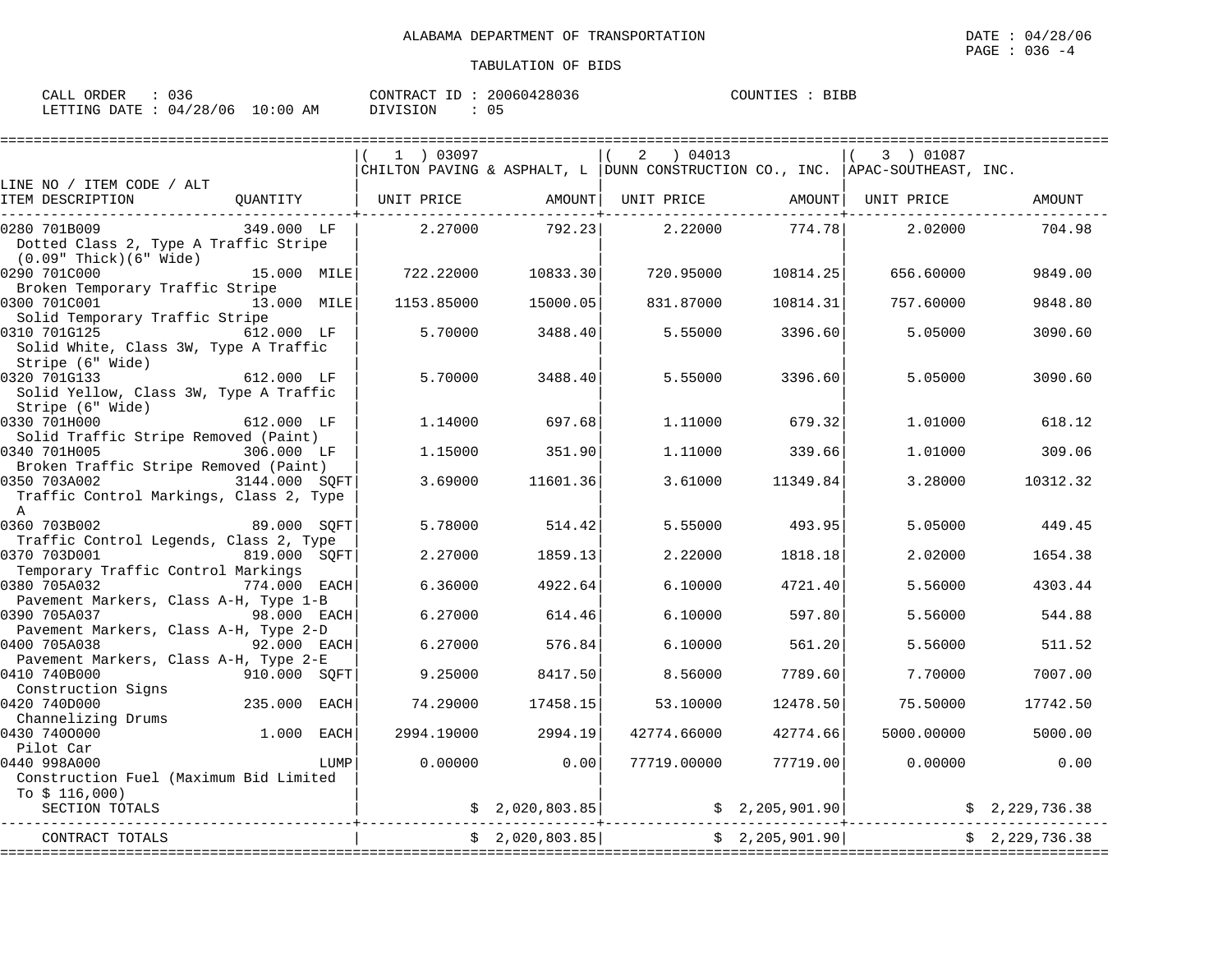ALABAMA DEPARTMENT OF TRANSPORTATION

DATE : 04/28/06

TABULATION OF BIDS

CALL ORDER : 036    CONTRACT ID : 20060428036    COUNTIES : BIBB
LETTING DATE : 04/28/06 10:00 AM    DIVISION : 05

| LINE NO / ITEM CODE / ALT / ITEM DESCRIPTION | QUANTITY | (1) 03097 CHILTON PAVING & ASPHALT, L UNIT PRICE | AMOUNT | (2) 04013 DUNN CONSTRUCTION CO., INC. UNIT PRICE | AMOUNT | (3) 01087 APAC-SOUTHEAST, INC. UNIT PRICE | AMOUNT |
|---|---|---|---|---|---|---|---|
| 0280 701B009 Dotted Class 2, Type A Traffic Stripe (0.09" Thick)(6" Wide) | 349.000 LF | 2.27000 | 792.23 | 2.22000 | 774.78 | 2.02000 | 704.98 |
| 0290 701C000 Broken Temporary Traffic Stripe | 15.000 MILE | 722.22000 | 10833.30 | 720.95000 | 10814.25 | 656.60000 | 9849.00 |
| 0300 701C001 Solid Temporary Traffic Stripe | 13.000 MILE | 1153.85000 | 15000.05 | 831.87000 | 10814.31 | 757.60000 | 9848.80 |
| 0310 701G125 Solid White, Class 3W, Type A Traffic Stripe (6" Wide) | 612.000 LF | 5.70000 | 3488.40 | 5.55000 | 3396.60 | 5.05000 | 3090.60 |
| 0320 701G133 Solid Yellow, Class 3W, Type A Traffic Stripe (6" Wide) | 612.000 LF | 5.70000 | 3488.40 | 5.55000 | 3396.60 | 5.05000 | 3090.60 |
| 0330 701H000 Solid Traffic Stripe Removed (Paint) | 612.000 LF | 1.14000 | 697.68 | 1.11000 | 679.32 | 1.01000 | 618.12 |
| 0340 701H005 Broken Traffic Stripe Removed (Paint) | 306.000 LF | 1.15000 | 351.90 | 1.11000 | 339.66 | 1.01000 | 309.06 |
| 0350 703A002 Traffic Control Markings, Class 2, Type A | 3144.000 SQFT | 3.69000 | 11601.36 | 3.61000 | 11349.84 | 3.28000 | 10312.32 |
| 0360 703B002 Traffic Control Legends, Class 2, Type | 89.000 SQFT | 5.78000 | 514.42 | 5.55000 | 493.95 | 5.05000 | 449.45 |
| 0370 703D001 Temporary Traffic Control Markings | 819.000 SQFT | 2.27000 | 1859.13 | 2.22000 | 1818.18 | 2.02000 | 1654.38 |
| 0380 705A032 Pavement Markers, Class A-H, Type 1-B | 774.000 EACH | 6.36000 | 4922.64 | 6.10000 | 4721.40 | 5.56000 | 4303.44 |
| 0390 705A037 Pavement Markers, Class A-H, Type 2-D | 98.000 EACH | 6.27000 | 614.46 | 6.10000 | 597.80 | 5.56000 | 544.88 |
| 0400 705A038 Pavement Markers, Class A-H, Type 2-E | 92.000 EACH | 6.27000 | 576.84 | 6.10000 | 561.20 | 5.56000 | 511.52 |
| 0410 740B000 Construction Signs | 910.000 SQFT | 9.25000 | 8417.50 | 8.56000 | 7789.60 | 7.70000 | 7007.00 |
| 0420 740D000 Channelizing Drums | 235.000 EACH | 74.29000 | 17458.15 | 53.10000 | 12478.50 | 75.50000 | 17742.50 |
| 0430 740O000 Pilot Car | 1.000 EACH | 2994.19000 | 2994.19 | 42774.66000 | 42774.66 | 5000.00000 | 5000.00 |
| 0440 998A000 Construction Fuel (Maximum Bid Limited To $ 116,000) | LUMP | 0.00000 | 0.00 | 77719.00000 | 77719.00 | 0.00000 | 0.00 |
| SECTION TOTALS | | | $ 2,020,803.85 | | $ 2,205,901.90 | | $ 2,229,736.38 |
| CONTRACT TOTALS | | | $ 2,020,803.85 | | $ 2,205,901.90 | | $ 2,229,736.38 |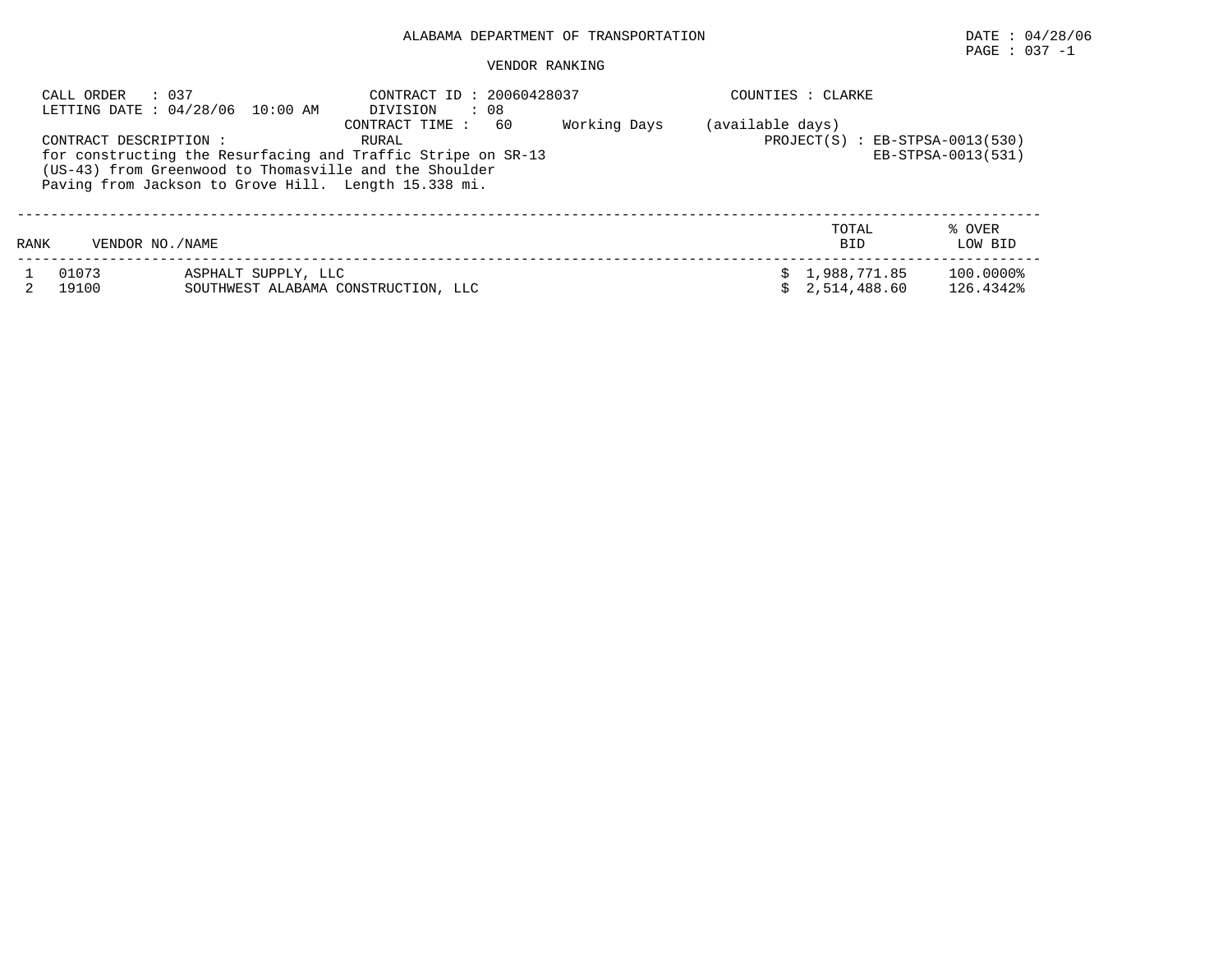# ALABAMA DEPARTMENT OF TRANSPORTATION

DATE : 04/28/06

## VENDOR RANKING

CALL ORDER : 037
LETTING DATE : 04/28/06 10:00 AM

CONTRACT ID : 20060428037
DIVISION : 08
CONTRACT TIME : 60 Working Days (available days)

COUNTIES : CLARKE

CONTRACT DESCRIPTION : RURAL
for constructing the Resurfacing and Traffic Stripe on SR-13 (US-43) from Greenwood to Thomasville and the Shoulder Paving from Jackson to Grove Hill. Length 15.338 mi.

PROJECT(S) : EB-STPSA-0013(530)
EB-STPSA-0013(531)

| RANK | VENDOR NO. | NAME | TOTAL BID | % OVER LOW BID |
|---|---|---|---|---|
| 1 | 01073 | ASPHALT SUPPLY, LLC | $ 1,988,771.85 | 100.0000% |
| 2 | 19100 | SOUTHWEST ALABAMA CONSTRUCTION, LLC | $ 2,514,488.60 | 126.4342% |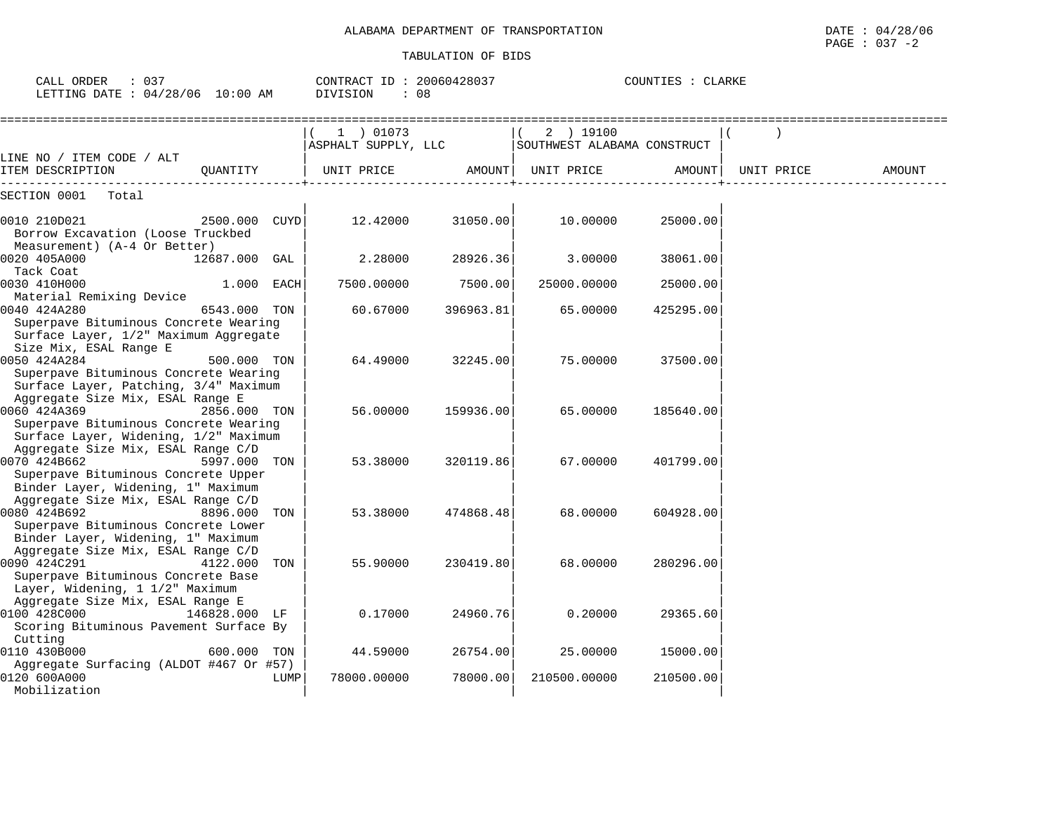ALABAMA DEPARTMENT OF TRANSPORTATION

TABULATION OF BIDS

DATE : 04/28/06
PAGE : 037 -2

CALL ORDER : 037
LETTING DATE : 04/28/06 10:00 AM

CONTRACT ID : 20060428037
DIVISION : 08

COUNTIES : CLARKE

| LINE NO / ITEM CODE / ALT | | ( 1 ) 01073 ASPHALT SUPPLY, LLC | | ( 2 ) 19100 SOUTHWEST ALABAMA CONSTRUCT | | ( ) | |
|---|---|---|---|---|---|---|---|
| ITEM DESCRIPTION | QUANTITY | UNIT PRICE | AMOUNT | UNIT PRICE | AMOUNT | UNIT PRICE | AMOUNT |
| SECTION 0001 Total | | | | | | | |
| 0010 210D021 Borrow Excavation (Loose Truckbed Measurement) (A-4 Or Better) | 2500.000 CUYD | 12.42000 | 31050.00 | 10.00000 | 25000.00 | | |
| 0020 405A000 Tack Coat | 12687.000 GAL | 2.28000 | 28926.36 | 3.00000 | 38061.00 | | |
| 0030 410H000 Material Remixing Device | 1.000 EACH | 7500.00000 | 7500.00 | 25000.00000 | 25000.00 | | |
| 0040 424A280 Superpave Bituminous Concrete Wearing Surface Layer, 1/2" Maximum Aggregate Size Mix, ESAL Range E | 6543.000 TON | 60.67000 | 396963.81 | 65.00000 | 425295.00 | | |
| 0050 424A284 Superpave Bituminous Concrete Wearing Surface Layer, Patching, 3/4" Maximum Aggregate Size Mix, ESAL Range E | 500.000 TON | 64.49000 | 32245.00 | 75.00000 | 37500.00 | | |
| 0060 424A369 Superpave Bituminous Concrete Wearing Surface Layer, Widening, 1/2" Maximum Aggregate Size Mix, ESAL Range C/D | 2856.000 TON | 56.00000 | 159936.00 | 65.00000 | 185640.00 | | |
| 0070 424B662 Superpave Bituminous Concrete Upper Binder Layer, Widening, 1" Maximum Aggregate Size Mix, ESAL Range C/D | 5997.000 TON | 53.38000 | 320119.86 | 67.00000 | 401799.00 | | |
| 0080 424B692 Superpave Bituminous Concrete Lower Binder Layer, Widening, 1" Maximum Aggregate Size Mix, ESAL Range C/D | 8896.000 TON | 53.38000 | 474868.48 | 68.00000 | 604928.00 | | |
| 0090 424C291 Superpave Bituminous Concrete Base Layer, Widening, 1 1/2" Maximum Aggregate Size Mix, ESAL Range E | 4122.000 TON | 55.90000 | 230419.80 | 68.00000 | 280296.00 | | |
| 0100 428C000 Scoring Bituminous Pavement Surface By Cutting | 146828.000 LF | 0.17000 | 24960.76 | 0.20000 | 29365.60 | | |
| 0110 430B000 Aggregate Surfacing (ALDOT #467 Or #57) | 600.000 TON | 44.59000 | 26754.00 | 25.00000 | 15000.00 | | |
| 0120 600A000 Mobilization | LUMP | 78000.00000 | 78000.00 | 210500.00000 | 210500.00 | | |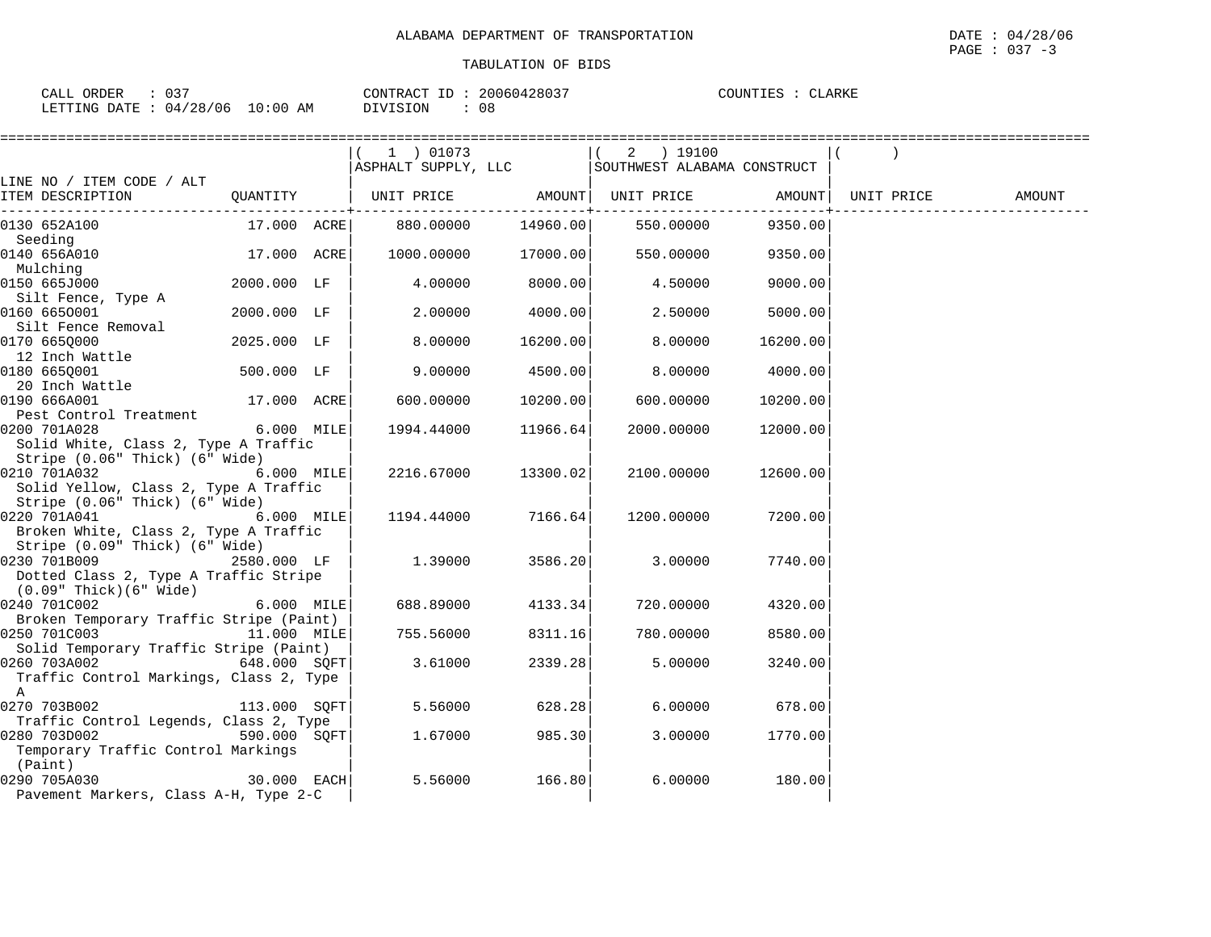ALABAMA DEPARTMENT OF TRANSPORTATION

TABULATION OF BIDS

DATE : 04/28/06
PAGE : 037 -3

CALL ORDER : 037 | CONTRACT ID : 20060428037 | COUNTIES : CLARKE
LETTING DATE : 04/28/06 10:00 AM | DIVISION : 08

| LINE NO / ITEM CODE / ALT ITEM DESCRIPTION | QUANTITY | (1) 01073 ASPHALT SUPPLY, LLC UNIT PRICE | AMOUNT | (2) 19100 SOUTHWEST ALABAMA CONSTRUCT UNIT PRICE | AMOUNT | ( ) UNIT PRICE | AMOUNT |
|---|---|---|---|---|---|---|---|
| 0130 652A100 Seeding | 17.000 ACRE | 880.00000 | 14960.00 | 550.00000 | 9350.00 | | |
| 0140 656A010 Mulching | 17.000 ACRE | 1000.00000 | 17000.00 | 550.00000 | 9350.00 | | |
| 0150 665J000 Silt Fence, Type A | 2000.000 LF | 4.00000 | 8000.00 | 4.50000 | 9000.00 | | |
| 0160 665O001 Silt Fence Removal | 2000.000 LF | 2.00000 | 4000.00 | 2.50000 | 5000.00 | | |
| 0170 665Q000 12 Inch Wattle | 2025.000 LF | 8.00000 | 16200.00 | 8.00000 | 16200.00 | | |
| 0180 665Q001 20 Inch Wattle | 500.000 LF | 9.00000 | 4500.00 | 8.00000 | 4000.00 | | |
| 0190 666A001 Pest Control Treatment | 17.000 ACRE | 600.00000 | 10200.00 | 600.00000 | 10200.00 | | |
| 0200 701A028 Solid White, Class 2, Type A Traffic Stripe (0.06" Thick) (6" Wide) | 6.000 MILE | 1994.44000 | 11966.64 | 2000.00000 | 12000.00 | | |
| 0210 701A032 Solid Yellow, Class 2, Type A Traffic Stripe (0.06" Thick) (6" Wide) | 6.000 MILE | 2216.67000 | 13300.02 | 2100.00000 | 12600.00 | | |
| 0220 701A041 Broken White, Class 2, Type A Traffic Stripe (0.09" Thick) (6" Wide) | 6.000 MILE | 1194.44000 | 7166.64 | 1200.00000 | 7200.00 | | |
| 0230 701B009 Dotted Class 2, Type A Traffic Stripe (0.09" Thick)(6" Wide) | 2580.000 LF | 1.39000 | 3586.20 | 3.00000 | 7740.00 | | |
| 0240 701C002 Broken Temporary Traffic Stripe (Paint) | 6.000 MILE | 688.89000 | 4133.34 | 720.00000 | 4320.00 | | |
| 0250 701C003 Solid Temporary Traffic Stripe (Paint) | 11.000 MILE | 755.56000 | 8311.16 | 780.00000 | 8580.00 | | |
| 0260 703A002 Traffic Control Markings, Class 2, Type A | 648.000 SQFT | 3.61000 | 2339.28 | 5.00000 | 3240.00 | | |
| 0270 703B002 Traffic Control Legends, Class 2, Type | 113.000 SQFT | 5.56000 | 628.28 | 6.00000 | 678.00 | | |
| 0280 703D002 Temporary Traffic Control Markings (Paint) | 590.000 SQFT | 1.67000 | 985.30 | 3.00000 | 1770.00 | | |
| 0290 705A030 Pavement Markers, Class A-H, Type 2-C | 30.000 EACH | 5.56000 | 166.80 | 6.00000 | 180.00 | | |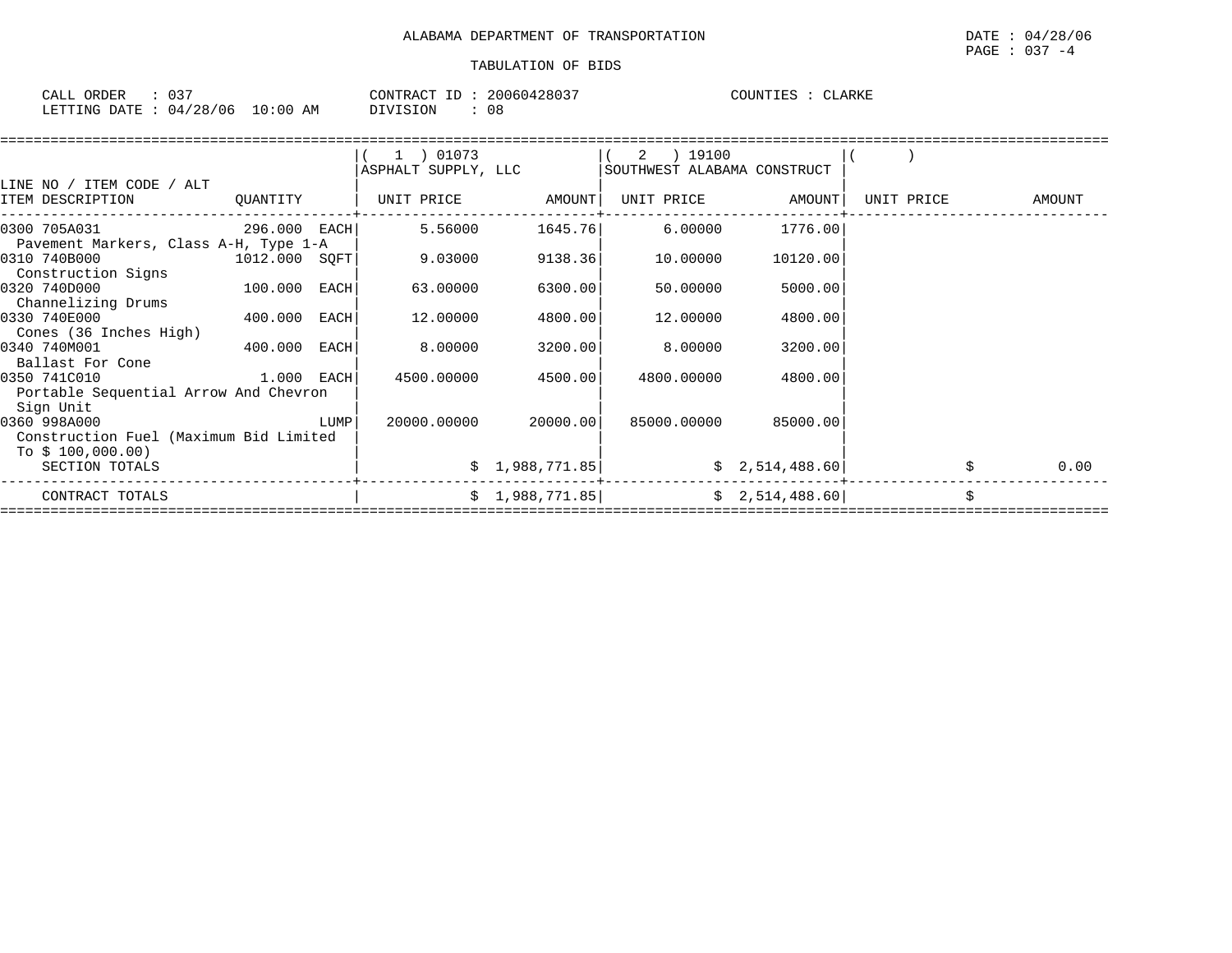ALABAMA DEPARTMENT OF TRANSPORTATION

DATE : 04/28/06
PAGE : 037 -4

TABULATION OF BIDS

CALL ORDER : 037
LETTING DATE : 04/28/06 10:00 AM
CONTRACT ID : 20060428037
DIVISION : 08
COUNTIES : CLARKE

| LINE NO / ITEM CODE / ALT ITEM DESCRIPTION | QUANTITY | ( 1 ) 01073 ASPHALT SUPPLY, LLC UNIT PRICE | AMOUNT | ( 2 ) 19100 SOUTHWEST ALABAMA CONSTRUCT UNIT PRICE | AMOUNT | ( ) UNIT PRICE | AMOUNT |
|---|---|---|---|---|---|---|---|
| 0300 705A031 Pavement Markers, Class A-H, Type 1-A | 296.000 EACH | 5.56000 | 1645.76 | 6.00000 | 1776.00 | | |
| 0310 740B000 Construction Signs | 1012.000 SQFT | 9.03000 | 9138.36 | 10.00000 | 10120.00 | | |
| 0320 740D000 Channelizing Drums | 100.000 EACH | 63.00000 | 6300.00 | 50.00000 | 5000.00 | | |
| 0330 740E000 Cones (36 Inches High) | 400.000 EACH | 12.00000 | 4800.00 | 12.00000 | 4800.00 | | |
| 0340 740M001 Ballast For Cone | 400.000 EACH | 8.00000 | 3200.00 | 8.00000 | 3200.00 | | |
| 0350 741C010 Portable Sequential Arrow And Chevron Sign Unit | 1.000 EACH | 4500.00000 | 4500.00 | 4800.00000 | 4800.00 | | |
| 0360 998A000 Construction Fuel (Maximum Bid Limited To $ 100,000.00) | LUMP | 20000.00000 | 20000.00 | 85000.00000 | 85000.00 | | |
| SECTION TOTALS | | | $ 1,988,771.85 | | $ 2,514,488.60 | | $ 0.00 |
| CONTRACT TOTALS | | | $ 1,988,771.85 | | $ 2,514,488.60 | | $ |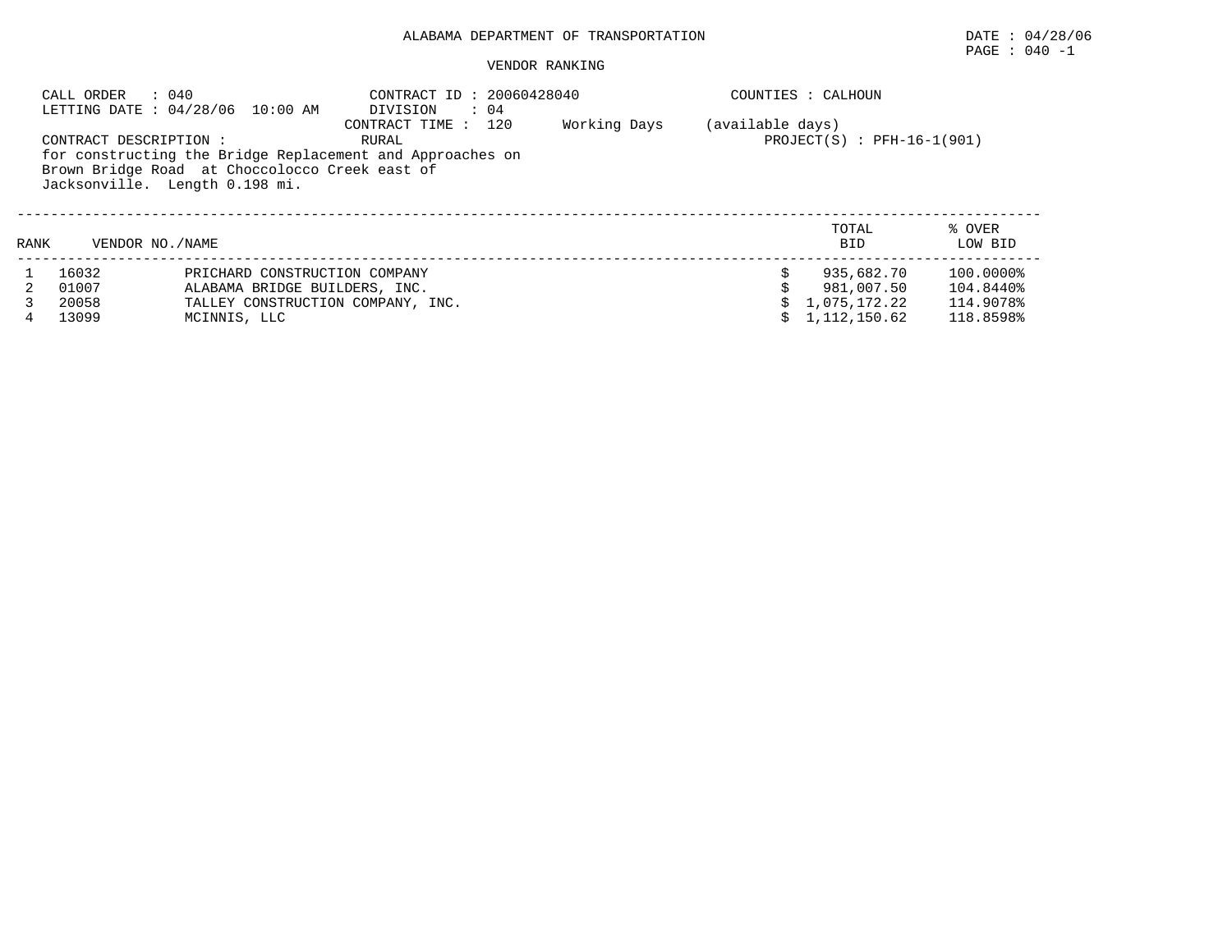ALABAMA DEPARTMENT OF TRANSPORTATION

DATE : 04/28/06

PAGE : 040 -1

VENDOR RANKING

CALL ORDER : 040
LETTING DATE : 04/28/06 10:00 AM

CONTRACT ID : 20060428040
DIVISION : 04
CONTRACT TIME : 120 Working Days (available days)
RURAL

COUNTIES : CALHOUN

PROJECT(S) : PFH-16-1(901)

CONTRACT DESCRIPTION :
for constructing the Bridge Replacement and Approaches on Brown Bridge Road at Choccolocco Creek east of Jacksonville. Length 0.198 mi.

| RANK | VENDOR NO./NAME | | TOTAL BID | % OVER LOW BID |
|---|---|---|---|---|
| 1 | 16032 | PRICHARD CONSTRUCTION COMPANY | $ 935,682.70 | 100.0000% |
| 2 | 01007 | ALABAMA BRIDGE BUILDERS, INC. | $ 981,007.50 | 104.8440% |
| 3 | 20058 | TALLEY CONSTRUCTION COMPANY, INC. | $ 1,075,172.22 | 114.9078% |
| 4 | 13099 | MCINNIS, LLC | $ 1,112,150.62 | 118.8598% |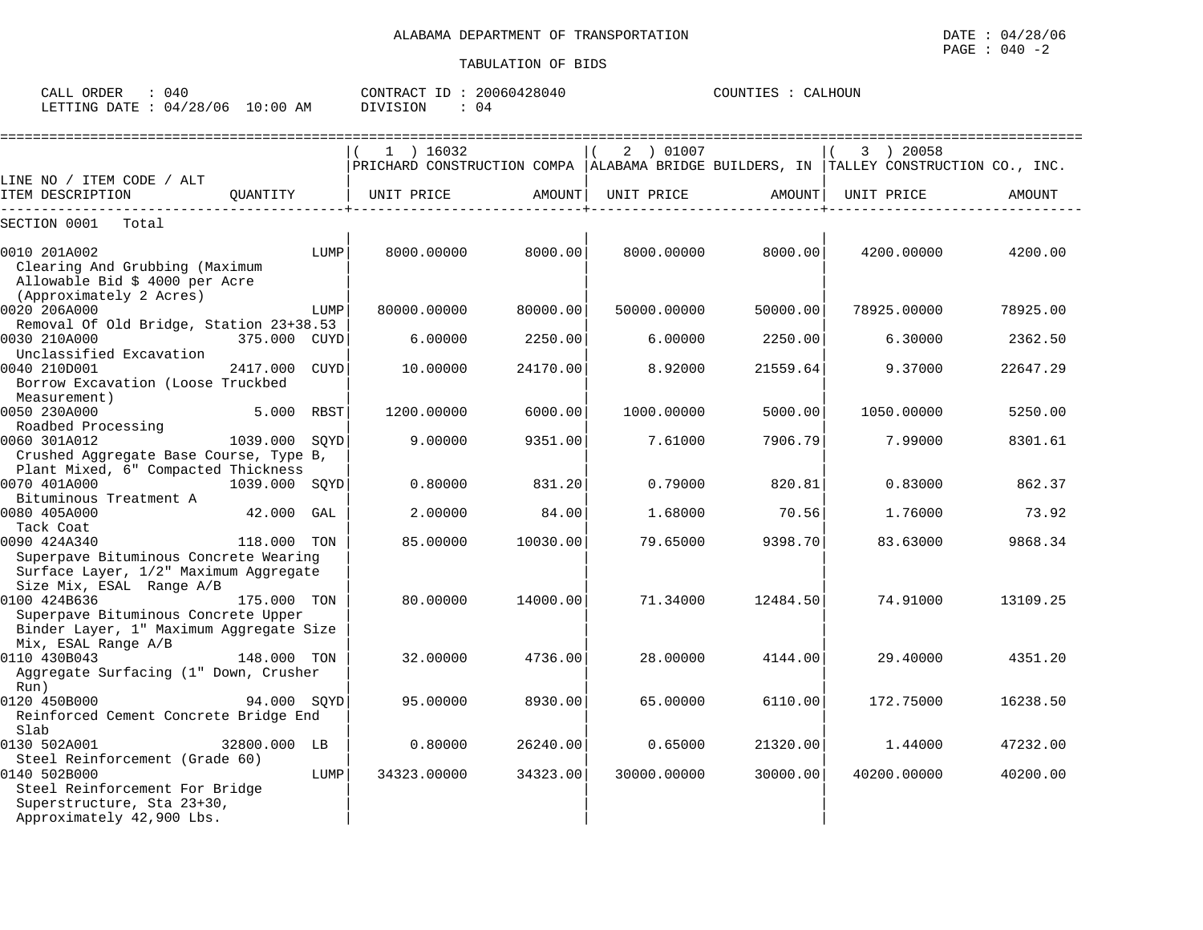ALABAMA DEPARTMENT OF TRANSPORTATION

TABULATION OF BIDS

DATE : 04/28/06
PAGE : 040 -2

CALL ORDER : 040
LETTING DATE : 04/28/06 10:00 AM

CONTRACT ID : 20060428040
DIVISION : 04

COUNTIES : CALHOUN

| LINE NO / ITEM CODE / ALT ITEM DESCRIPTION | QUANTITY | ( 1 ) 16032 PRICHARD CONSTRUCTION COMPA UNIT PRICE | AMOUNT | ( 2 ) 01007 ALABAMA BRIDGE BUILDERS, IN UNIT PRICE | AMOUNT | ( 3 ) 20058 TALLEY CONSTRUCTION CO., INC. UNIT PRICE | AMOUNT |
|---|---|---|---|---|---|---|---|
| SECTION 0001 Total | | | | | | | |
| 0010 201A002 Clearing And Grubbing (Maximum Allowable Bid $ 4000 per Acre (Approximately 2 Acres) | LUMP | 8000.00000 | 8000.00 | 8000.00000 | 8000.00 | 4200.00000 | 4200.00 |
| 0020 206A000 Removal Of Old Bridge, Station 23+38.53 | LUMP | 80000.00000 | 80000.00 | 50000.00000 | 50000.00 | 78925.00000 | 78925.00 |
| 0030 210A000 Unclassified Excavation | 375.000 CUYD | 6.00000 | 2250.00 | 6.00000 | 2250.00 | 6.30000 | 2362.50 |
| 0040 210D001 Borrow Excavation (Loose Truckbed Measurement) | 2417.000 CUYD | 10.00000 | 24170.00 | 8.92000 | 21559.64 | 9.37000 | 22647.29 |
| 0050 230A000 Roadbed Processing | 5.000 RBST | 1200.00000 | 6000.00 | 1000.00000 | 5000.00 | 1050.00000 | 5250.00 |
| 0060 301A012 Crushed Aggregate Base Course, Type B, Plant Mixed, 6" Compacted Thickness | 1039.000 SQYD | 9.00000 | 9351.00 | 7.61000 | 7906.79 | 7.99000 | 8301.61 |
| 0070 401A000 Bituminous Treatment A | 1039.000 SQYD | 0.80000 | 831.20 | 0.79000 | 820.81 | 0.83000 | 862.37 |
| 0080 405A000 Tack Coat | 42.000 GAL | 2.00000 | 84.00 | 1.68000 | 70.56 | 1.76000 | 73.92 |
| 0090 424A340 Superpave Bituminous Concrete Wearing Surface Layer, 1/2" Maximum Aggregate Size Mix, ESAL Range A/B | 118.000 TON | 85.00000 | 10030.00 | 79.65000 | 9398.70 | 83.63000 | 9868.34 |
| 0100 424B636 Superpave Bituminous Concrete Upper Binder Layer, 1" Maximum Aggregate Size Mix, ESAL Range A/B | 175.000 TON | 80.00000 | 14000.00 | 71.34000 | 12484.50 | 74.91000 | 13109.25 |
| 0110 430B043 Aggregate Surfacing (1" Down, Crusher Run) | 148.000 TON | 32.00000 | 4736.00 | 28.00000 | 4144.00 | 29.40000 | 4351.20 |
| 0120 450B000 Reinforced Cement Concrete Bridge End Slab | 94.000 SQYD | 95.00000 | 8930.00 | 65.00000 | 6110.00 | 172.75000 | 16238.50 |
| 0130 502A001 Steel Reinforcement (Grade 60) | 32800.000 LB | 0.80000 | 26240.00 | 0.65000 | 21320.00 | 1.44000 | 47232.00 |
| 0140 502B000 Steel Reinforcement For Bridge Superstructure, Sta 23+30, Approximately 42,900 Lbs. | LUMP | 34323.00000 | 34323.00 | 30000.00000 | 30000.00 | 40200.00000 | 40200.00 |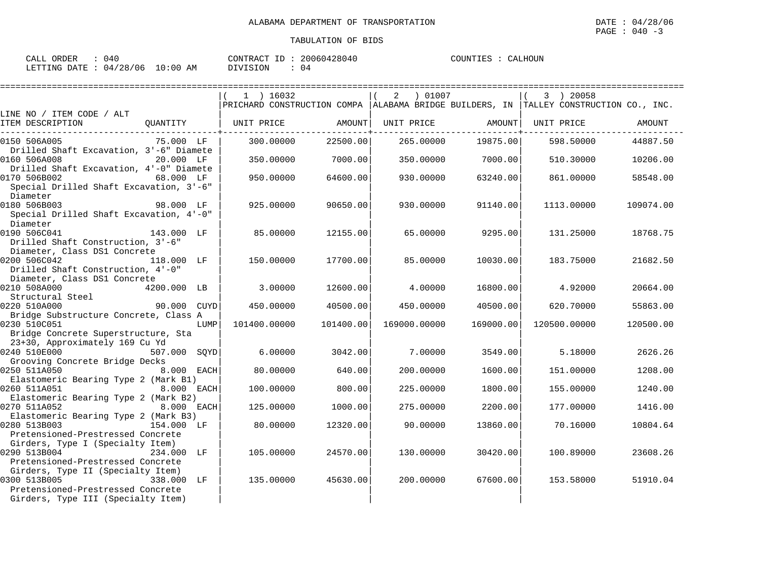ALABAMA DEPARTMENT OF TRANSPORTATION

TABULATION OF BIDS

CALL ORDER : 040 CONTRACT ID : 20060428040 COUNTIES : CALHOUN
LETTING DATE : 04/28/06 10:00 AM DIVISION : 04

| LINE NO / ITEM CODE / ALT ITEM DESCRIPTION | QUANTITY | ( 1 ) 16032 PRICHARD CONSTRUCTION COMPA UNIT PRICE | AMOUNT | ( 2 ) 01007 ALABAMA BRIDGE BUILDERS, IN UNIT PRICE | AMOUNT | ( 3 ) 20058 TALLEY CONSTRUCTION CO., INC. UNIT PRICE | AMOUNT |
|---|---|---|---|---|---|---|---|
| 0150 506A005 Drilled Shaft Excavation, 3'-6" Diamete | 75.000 LF | 300.00000 | 22500.00 | 265.00000 | 19875.00 | 598.50000 | 44887.50 |
| 0160 506A008 Drilled Shaft Excavation, 4'-0" Diamete | 20.000 LF | 350.00000 | 7000.00 | 350.00000 | 7000.00 | 510.30000 | 10206.00 |
| 0170 506B002 Special Drilled Shaft Excavation, 3'-6" Diameter | 68.000 LF | 950.00000 | 64600.00 | 930.00000 | 63240.00 | 861.00000 | 58548.00 |
| 0180 506B003 Special Drilled Shaft Excavation, 4'-0" Diameter | 98.000 LF | 925.00000 | 90650.00 | 930.00000 | 91140.00 | 1113.00000 | 109074.00 |
| 0190 506C041 Drilled Shaft Construction, 3'-6" Diameter, Class DS1 Concrete | 143.000 LF | 85.00000 | 12155.00 | 65.00000 | 9295.00 | 131.25000 | 18768.75 |
| 0200 506C042 Drilled Shaft Construction, 4'-0" Diameter, Class DS1 Concrete | 118.000 LF | 150.00000 | 17700.00 | 85.00000 | 10030.00 | 183.75000 | 21682.50 |
| 0210 508A000 Structural Steel | 4200.000 LB | 3.00000 | 12600.00 | 4.00000 | 16800.00 | 4.92000 | 20664.00 |
| 0220 510A000 Bridge Substructure Concrete, Class A | 90.000 CUYD | 450.00000 | 40500.00 | 450.00000 | 40500.00 | 620.70000 | 55863.00 |
| 0230 510C051 Bridge Concrete Superstructure, Sta 23+30, Approximately 169 Cu Yd | LUMP | 101400.00000 | 101400.00 | 169000.00000 | 169000.00 | 120500.00000 | 120500.00 |
| 0240 510E000 Grooving Concrete Bridge Decks | 507.000 SQYD | 6.00000 | 3042.00 | 7.00000 | 3549.00 | 5.18000 | 2626.26 |
| 0250 511A050 Elastomeric Bearing Type 2 (Mark B1) | 8.000 EACH | 80.00000 | 640.00 | 200.00000 | 1600.00 | 151.00000 | 1208.00 |
| 0260 511A051 Elastomeric Bearing Type 2 (Mark B2) | 8.000 EACH | 100.00000 | 800.00 | 225.00000 | 1800.00 | 155.00000 | 1240.00 |
| 0270 511A052 Elastomeric Bearing Type 2 (Mark B3) | 8.000 EACH | 125.00000 | 1000.00 | 275.00000 | 2200.00 | 177.00000 | 1416.00 |
| 0280 513B003 Pretensioned-Prestressed Concrete Girders, Type I (Specialty Item) | 154.000 LF | 80.00000 | 12320.00 | 90.00000 | 13860.00 | 70.16000 | 10804.64 |
| 0290 513B004 Pretensioned-Prestressed Concrete Girders, Type II (Specialty Item) | 234.000 LF | 105.00000 | 24570.00 | 130.00000 | 30420.00 | 100.89000 | 23608.26 |
| 0300 513B005 Pretensioned-Prestressed Concrete Girders, Type III (Specialty Item) | 338.000 LF | 135.00000 | 45630.00 | 200.00000 | 67600.00 | 153.58000 | 51910.04 |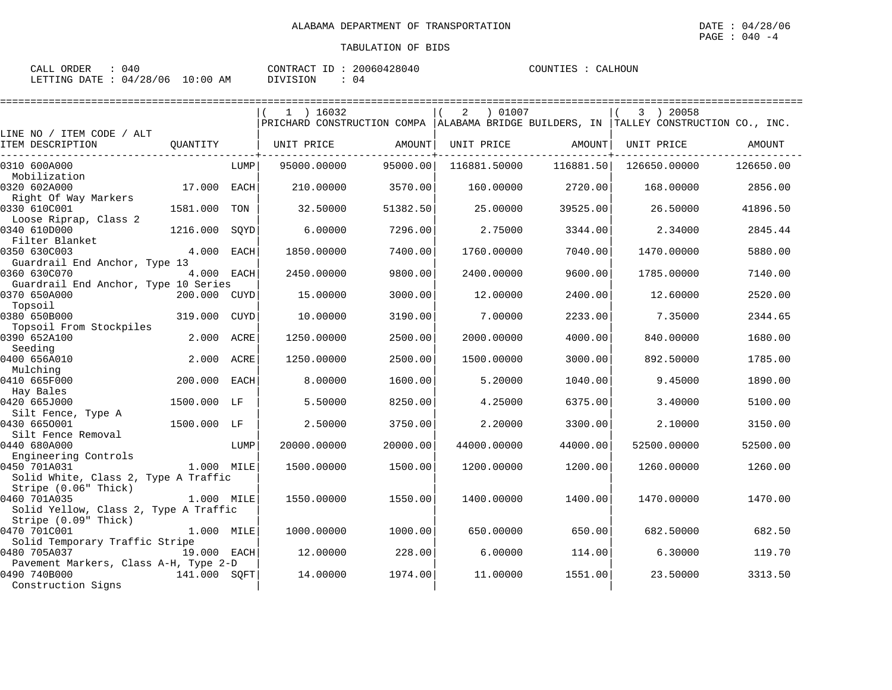ALABAMA DEPARTMENT OF TRANSPORTATION

DATE : 04/28/06

PAGE : 040 -4

TABULATION OF BIDS

CALL ORDER : 040 CONTRACT ID : 20060428040 COUNTIES : CALHOUN
LETTING DATE : 04/28/06 10:00 AM DIVISION : 04

| LINE NO / ITEM CODE / ALT ITEM DESCRIPTION | QUANTITY | | ( 1 ) 16032 PRICHARD CONSTRUCTION COMPA UNIT PRICE | AMOUNT | ( 2 ) 01007 ALABAMA BRIDGE BUILDERS, IN UNIT PRICE | AMOUNT | ( 3 ) 20058 TALLEY CONSTRUCTION CO., INC. UNIT PRICE | AMOUNT |
|---|---|---|---|---|---|---|---|---|
| 0310 600A000 Mobilization | | LUMP | 95000.00000 | 95000.00 | 116881.50000 | 116881.50 | 126650.00000 | 126650.00 |
| 0320 602A000 Right Of Way Markers | 17.000 | EACH | 210.00000 | 3570.00 | 160.00000 | 2720.00 | 168.00000 | 2856.00 |
| 0330 610C001 Loose Riprap, Class 2 | 1581.000 | TON | 32.50000 | 51382.50 | 25.00000 | 39525.00 | 26.50000 | 41896.50 |
| 0340 610D000 Filter Blanket | 1216.000 | SQYD | 6.00000 | 7296.00 | 2.75000 | 3344.00 | 2.34000 | 2845.44 |
| 0350 630C003 Guardrail End Anchor, Type 13 | 4.000 | EACH | 1850.00000 | 7400.00 | 1760.00000 | 7040.00 | 1470.00000 | 5880.00 |
| 0360 630C070 Guardrail End Anchor, Type 10 Series | 4.000 | EACH | 2450.00000 | 9800.00 | 2400.00000 | 9600.00 | 1785.00000 | 7140.00 |
| 0370 650A000 Topsoil | 200.000 | CUYD | 15.00000 | 3000.00 | 12.00000 | 2400.00 | 12.60000 | 2520.00 |
| 0380 650B000 Topsoil From Stockpiles | 319.000 | CUYD | 10.00000 | 3190.00 | 7.00000 | 2233.00 | 7.35000 | 2344.65 |
| 0390 652A100 Seeding | 2.000 | ACRE | 1250.00000 | 2500.00 | 2000.00000 | 4000.00 | 840.00000 | 1680.00 |
| 0400 656A010 Mulching | 2.000 | ACRE | 1250.00000 | 2500.00 | 1500.00000 | 3000.00 | 892.50000 | 1785.00 |
| 0410 665F000 Hay Bales | 200.000 | EACH | 8.00000 | 1600.00 | 5.20000 | 1040.00 | 9.45000 | 1890.00 |
| 0420 665J000 Silt Fence, Type A | 1500.000 | LF | 5.50000 | 8250.00 | 4.25000 | 6375.00 | 3.40000 | 5100.00 |
| 0430 665O001 Silt Fence Removal | 1500.000 | LF | 2.50000 | 3750.00 | 2.20000 | 3300.00 | 2.10000 | 3150.00 |
| 0440 680A000 Engineering Controls | | LUMP | 20000.00000 | 20000.00 | 44000.00000 | 44000.00 | 52500.00000 | 52500.00 |
| 0450 701A031 Solid White, Class 2, Type A Traffic Stripe (0.06" Thick) | 1.000 | MILE | 1500.00000 | 1500.00 | 1200.00000 | 1200.00 | 1260.00000 | 1260.00 |
| 0460 701A035 Solid Yellow, Class 2, Type A Traffic Stripe (0.09" Thick) | 1.000 | MILE | 1550.00000 | 1550.00 | 1400.00000 | 1400.00 | 1470.00000 | 1470.00 |
| 0470 701C001 Solid Temporary Traffic Stripe | 1.000 | MILE | 1000.00000 | 1000.00 | 650.00000 | 650.00 | 682.50000 | 682.50 |
| 0480 705A037 Pavement Markers, Class A-H, Type 2-D | 19.000 | EACH | 12.00000 | 228.00 | 6.00000 | 114.00 | 6.30000 | 119.70 |
| 0490 740B000 Construction Signs | 141.000 | SQFT | 14.00000 | 1974.00 | 11.00000 | 1551.00 | 23.50000 | 3313.50 |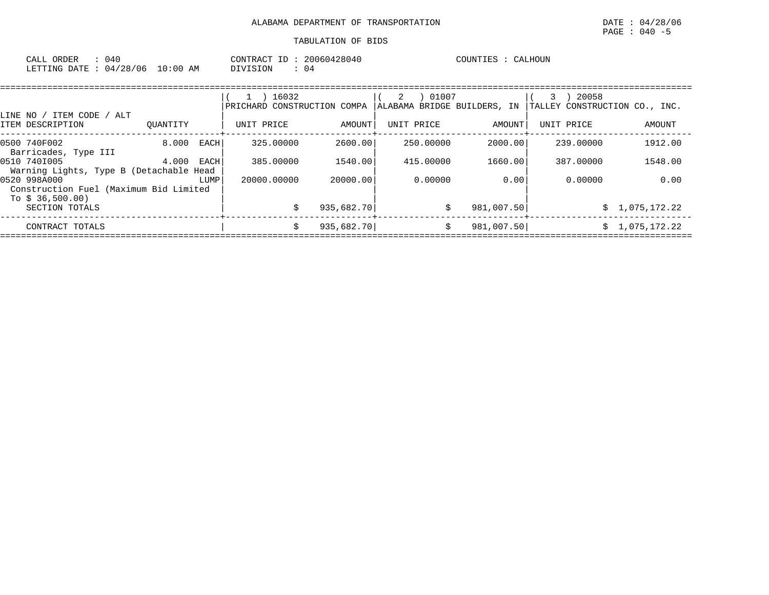ALABAMA DEPARTMENT OF TRANSPORTATION

TABULATION OF BIDS

DATE : 04/28/06

CALL ORDER : 040
LETTING DATE : 04/28/06 10:00 AM

CONTRACT ID : 20060428040
DIVISION : 04

COUNTIES : CALHOUN

| LINE NO / ITEM CODE / ALT | | ( 1 ) 16032 PRICHARD CONSTRUCTION COMPA | | ( 2 ) 01007 ALABAMA BRIDGE BUILDERS, IN | | ( 3 ) 20058 TALLEY CONSTRUCTION CO., INC. | |
|---|---|---|---|---|---|---|---|
| ITEM DESCRIPTION | QUANTITY | UNIT PRICE | AMOUNT | UNIT PRICE | AMOUNT | UNIT PRICE | AMOUNT |
| 0500 740F002 Barricades, Type III | 8.000 EACH | 325.00000 | 2600.00 | 250.00000 | 2000.00 | 239.00000 | 1912.00 |
| 0510 740I005 Warning Lights, Type B (Detachable Head | 4.000 EACH | 385.00000 | 1540.00 | 415.00000 | 1660.00 | 387.00000 | 1548.00 |
| 0520 998A000 Construction Fuel (Maximum Bid Limited To $ 36,500.00) | LUMP | 20000.00000 | 20000.00 | 0.00000 | 0.00 | 0.00000 | 0.00 |
| SECTION TOTALS | | | $ 935,682.70 | | $ 981,007.50 | | $ 1,075,172.22 |
| CONTRACT TOTALS | | | $ 935,682.70 | | $ 981,007.50 | | $ 1,075,172.22 |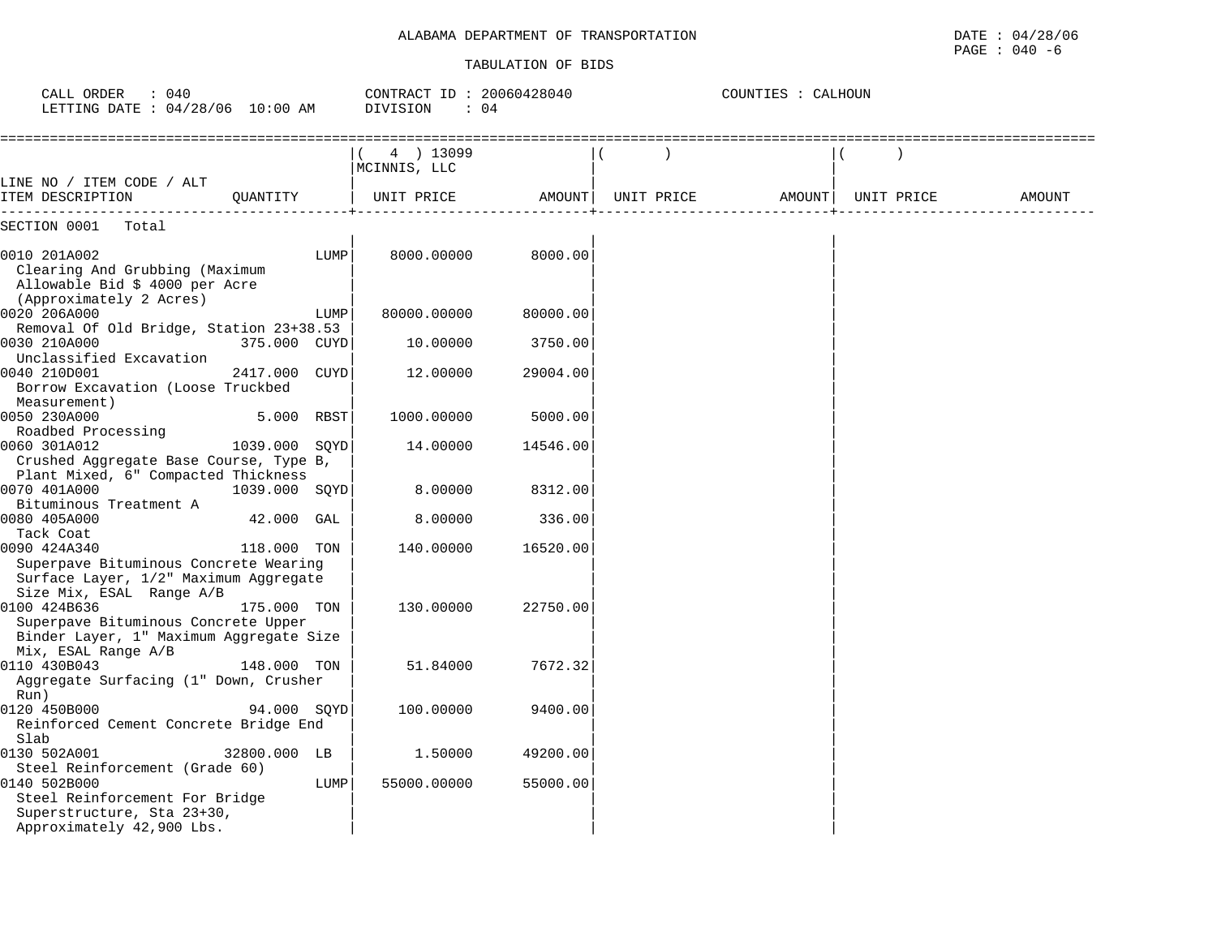ALABAMA DEPARTMENT OF TRANSPORTATION

TABULATION OF BIDS

DATE : 04/28/06
PAGE : 040 -6

CALL ORDER : 040
LETTING DATE : 04/28/06 10:00 AM

CONTRACT ID : 20060428040
DIVISION : 04

COUNTIES : CALHOUN

| LINE NO / ITEM CODE / ALT ITEM DESCRIPTION | QUANTITY | ( 4 ) 13099 MCINNIS, LLC UNIT PRICE | AMOUNT | ( ) UNIT PRICE | AMOUNT | ( ) UNIT PRICE | AMOUNT |
|---|---|---|---|---|---|---|---|
| SECTION 0001 Total | | | | | | | |
| 0010 201A002 Clearing And Grubbing (Maximum Allowable Bid $ 4000 per Acre (Approximately 2 Acres) | LUMP | 8000.00000 | 8000.00 | | | | |
| 0020 206A000 Removal Of Old Bridge, Station 23+38.53 | LUMP | 80000.00000 | 80000.00 | | | | |
| 0030 210A000 Unclassified Excavation | 375.000 CUYD | 10.00000 | 3750.00 | | | | |
| 0040 210D001 Borrow Excavation (Loose Truckbed Measurement) | 2417.000 CUYD | 12.00000 | 29004.00 | | | | |
| 0050 230A000 Roadbed Processing | 5.000 RBST | 1000.00000 | 5000.00 | | | | |
| 0060 301A012 Crushed Aggregate Base Course, Type B, Plant Mixed, 6" Compacted Thickness | 1039.000 SQYD | 14.00000 | 14546.00 | | | | |
| 0070 401A000 Bituminous Treatment A | 1039.000 SQYD | 8.00000 | 8312.00 | | | | |
| 0080 405A000 Tack Coat | 42.000 GAL | 8.00000 | 336.00 | | | | |
| 0090 424A340 Superpave Bituminous Concrete Wearing Surface Layer, 1/2" Maximum Aggregate Size Mix, ESAL Range A/B | 118.000 TON | 140.00000 | 16520.00 | | | | |
| 0100 424B636 Superpave Bituminous Concrete Upper Binder Layer, 1" Maximum Aggregate Size Mix, ESAL Range A/B | 175.000 TON | 130.00000 | 22750.00 | | | | |
| 0110 430B043 Aggregate Surfacing (1" Down, Crusher Run) | 148.000 TON | 51.84000 | 7672.32 | | | | |
| 0120 450B000 Reinforced Cement Concrete Bridge End Slab | 94.000 SQYD | 100.00000 | 9400.00 | | | | |
| 0130 502A001 Steel Reinforcement (Grade 60) | 32800.000 LB | 1.50000 | 49200.00 | | | | |
| 0140 502B000 Steel Reinforcement For Bridge Superstructure, Sta 23+30, Approximately 42,900 Lbs. | LUMP | 55000.00000 | 55000.00 | | | | |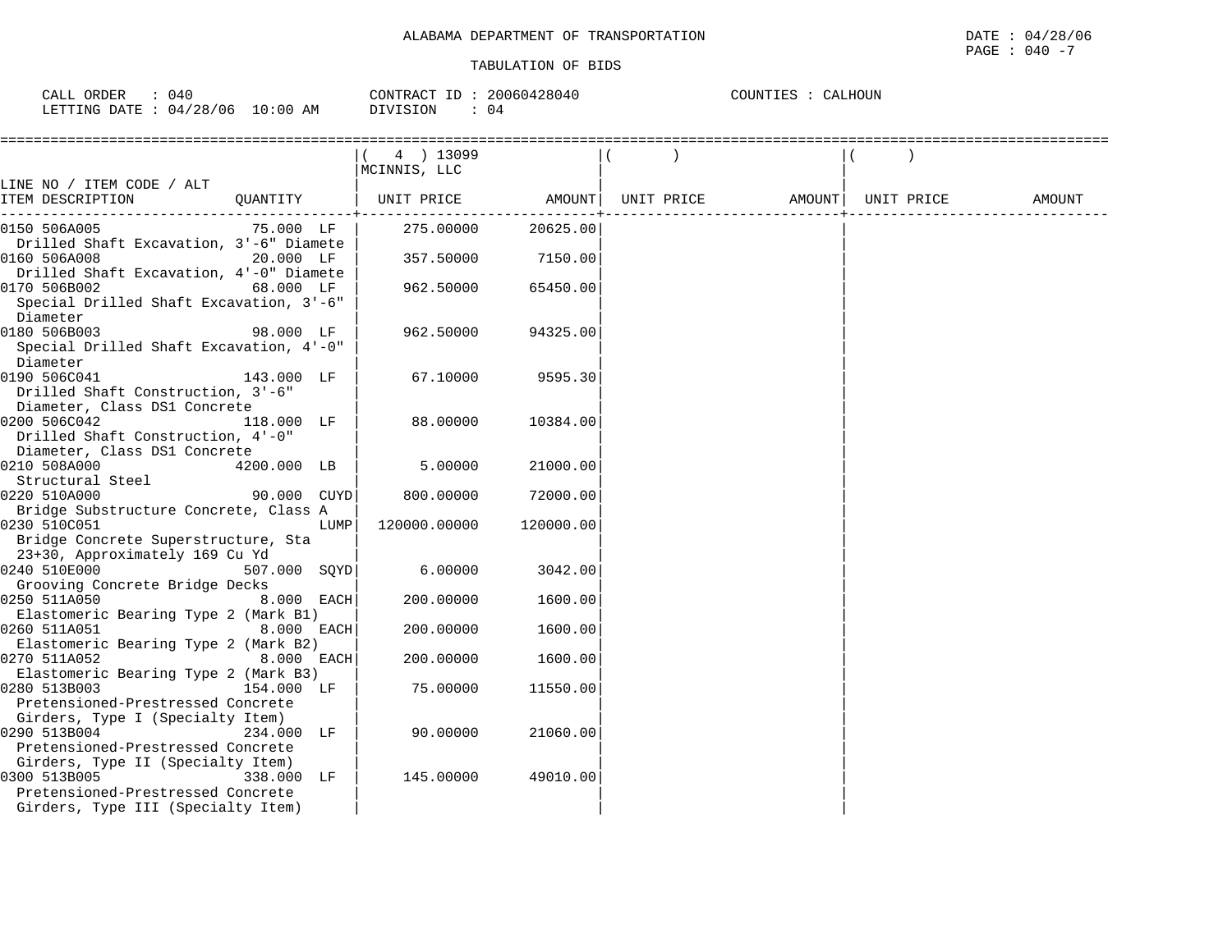ALABAMA DEPARTMENT OF TRANSPORTATION

TABULATION OF BIDS

CALL ORDER : 040 &nbsp;&nbsp;&nbsp;&nbsp; CONTRACT ID : 20060428040 &nbsp;&nbsp;&nbsp;&nbsp; COUNTIES : CALHOUN
LETTING DATE : 04/28/06 10:00 AM &nbsp;&nbsp;&nbsp;&nbsp; DIVISION : 04

| LINE NO / ITEM CODE / ALT ITEM DESCRIPTION | QUANTITY | ( 4 ) 13099 MCINNIS, LLC UNIT PRICE | AMOUNT | ( ) UNIT PRICE | AMOUNT | ( ) UNIT PRICE | AMOUNT |
|---|---|---|---|---|---|---|---|
| 0150 506A005 Drilled Shaft Excavation, 3'-6" Diamete | 75.000 LF | 275.00000 | 20625.00 | | | | |
| 0160 506A008 Drilled Shaft Excavation, 4'-0" Diamete | 20.000 LF | 357.50000 | 7150.00 | | | | |
| 0170 506B002 Special Drilled Shaft Excavation, 3'-6" Diameter | 68.000 LF | 962.50000 | 65450.00 | | | | |
| 0180 506B003 Special Drilled Shaft Excavation, 4'-0" Diameter | 98.000 LF | 962.50000 | 94325.00 | | | | |
| 0190 506C041 Drilled Shaft Construction, 3'-6" Diameter, Class DS1 Concrete | 143.000 LF | 67.10000 | 9595.30 | | | | |
| 0200 506C042 Drilled Shaft Construction, 4'-0" Diameter, Class DS1 Concrete | 118.000 LF | 88.00000 | 10384.00 | | | | |
| 0210 508A000 Structural Steel | 4200.000 LB | 5.00000 | 21000.00 | | | | |
| 0220 510A000 Bridge Substructure Concrete, Class A | 90.000 CUYD | 800.00000 | 72000.00 | | | | |
| 0230 510C051 Bridge Concrete Superstructure, Sta 23+30, Approximately 169 Cu Yd | LUMP | 120000.00000 | 120000.00 | | | | |
| 0240 510E000 Grooving Concrete Bridge Decks | 507.000 SQYD | 6.00000 | 3042.00 | | | | |
| 0250 511A050 Elastomeric Bearing Type 2 (Mark B1) | 8.000 EACH | 200.00000 | 1600.00 | | | | |
| 0260 511A051 Elastomeric Bearing Type 2 (Mark B2) | 8.000 EACH | 200.00000 | 1600.00 | | | | |
| 0270 511A052 Elastomeric Bearing Type 2 (Mark B3) | 8.000 EACH | 200.00000 | 1600.00 | | | | |
| 0280 513B003 Pretensioned-Prestressed Concrete Girders, Type I (Specialty Item) | 154.000 LF | 75.00000 | 11550.00 | | | | |
| 0290 513B004 Pretensioned-Prestressed Concrete Girders, Type II (Specialty Item) | 234.000 LF | 90.00000 | 21060.00 | | | | |
| 0300 513B005 Pretensioned-Prestressed Concrete Girders, Type III (Specialty Item) | 338.000 LF | 145.00000 | 49010.00 | | | | |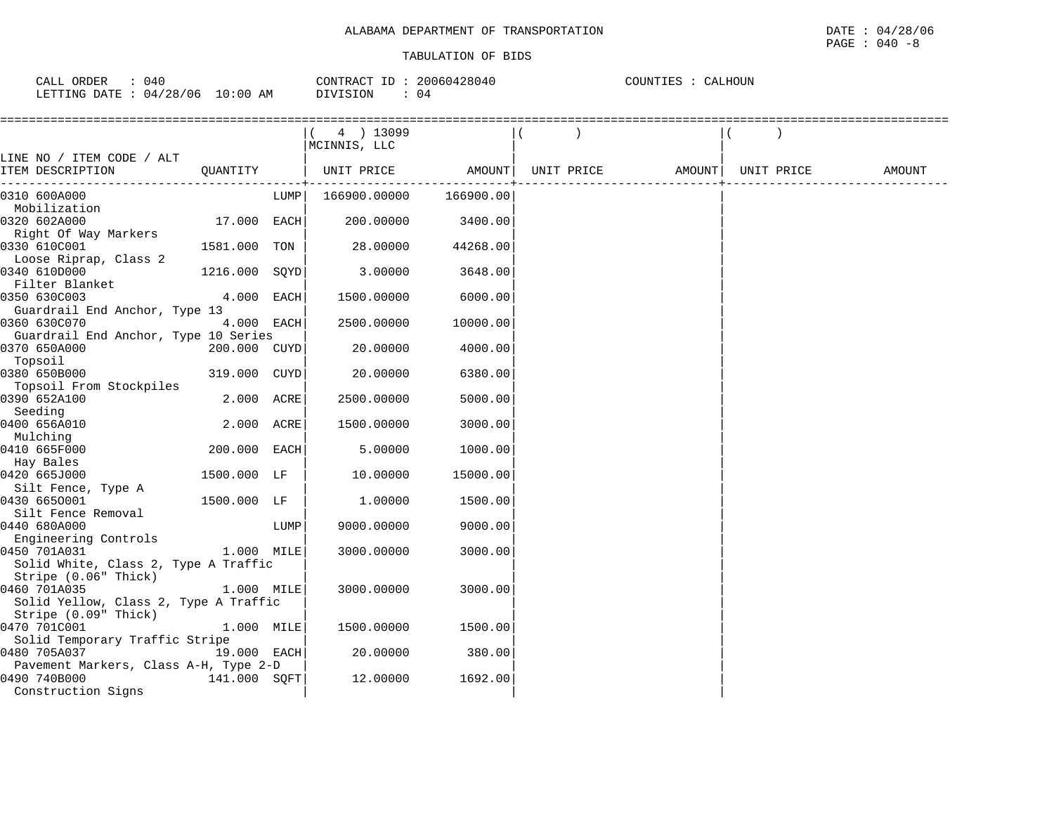ALABAMA DEPARTMENT OF TRANSPORTATION

DATE : 04/28/06

PAGE : 040 -8

TABULATION OF BIDS

CALL ORDER : 040 &nbsp;&nbsp;&nbsp; CONTRACT ID : 20060428040 &nbsp;&nbsp;&nbsp; COUNTIES : CALHOUN

LETTING DATE : 04/28/06 10:00 AM &nbsp;&nbsp;&nbsp; DIVISION : 04

| LINE NO / ITEM CODE / ALT<br>ITEM DESCRIPTION | QUANTITY | ( 4 ) 13099<br>MCINNIS, LLC<br>UNIT PRICE | AMOUNT | ( )<br>UNIT PRICE | AMOUNT | ( )<br>UNIT PRICE | AMOUNT |
|---|---|---|---|---|---|---|---|
| 0310 600A000<br>Mobilization | LUMP | 166900.00000 | 166900.00 | | | | |
| 0320 602A000<br>Right Of Way Markers | 17.000 EACH | 200.00000 | 3400.00 | | | | |
| 0330 610C001<br>Loose Riprap, Class 2 | 1581.000 TON | 28.00000 | 44268.00 | | | | |
| 0340 610D000<br>Filter Blanket | 1216.000 SQYD | 3.00000 | 3648.00 | | | | |
| 0350 630C003<br>Guardrail End Anchor, Type 13 | 4.000 EACH | 1500.00000 | 6000.00 | | | | |
| 0360 630C070<br>Guardrail End Anchor, Type 10 Series | 4.000 EACH | 2500.00000 | 10000.00 | | | | |
| 0370 650A000<br>Topsoil | 200.000 CUYD | 20.00000 | 4000.00 | | | | |
| 0380 650B000<br>Topsoil From Stockpiles | 319.000 CUYD | 20.00000 | 6380.00 | | | | |
| 0390 652A100<br>Seeding | 2.000 ACRE | 2500.00000 | 5000.00 | | | | |
| 0400 656A010<br>Mulching | 2.000 ACRE | 1500.00000 | 3000.00 | | | | |
| 0410 665F000<br>Hay Bales | 200.000 EACH | 5.00000 | 1000.00 | | | | |
| 0420 665J000<br>Silt Fence, Type A | 1500.000 LF | 10.00000 | 15000.00 | | | | |
| 0430 665O001<br>Silt Fence Removal | 1500.000 LF | 1.00000 | 1500.00 | | | | |
| 0440 680A000<br>Engineering Controls | LUMP | 9000.00000 | 9000.00 | | | | |
| 0450 701A031<br>Solid White, Class 2, Type A Traffic Stripe (0.06" Thick) | 1.000 MILE | 3000.00000 | 3000.00 | | | | |
| 0460 701A035<br>Solid Yellow, Class 2, Type A Traffic Stripe (0.09" Thick) | 1.000 MILE | 3000.00000 | 3000.00 | | | | |
| 0470 701C001<br>Solid Temporary Traffic Stripe | 1.000 MILE | 1500.00000 | 1500.00 | | | | |
| 0480 705A037<br>Pavement Markers, Class A-H, Type 2-D | 19.000 EACH | 20.00000 | 380.00 | | | | |
| 0490 740B000<br>Construction Signs | 141.000 SQFT | 12.00000 | 1692.00 | | | | |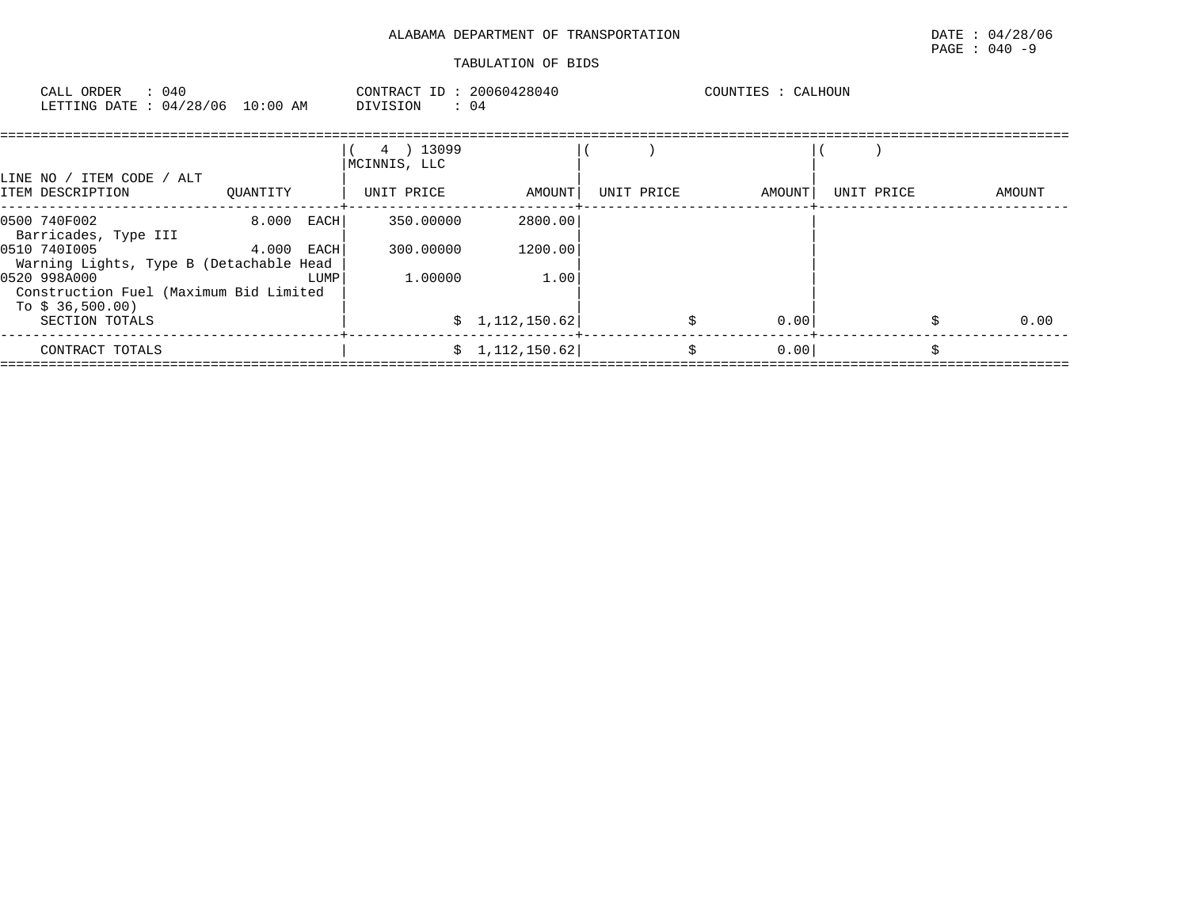ALABAMA DEPARTMENT OF TRANSPORTATION

TABULATION OF BIDS

DATE : 04/28/06
PAGE : 040 -9

CALL ORDER : 040
LETTING DATE : 04/28/06 10:00 AM

CONTRACT ID : 20060428040
DIVISION : 04

COUNTIES : CALHOUN

| LINE NO / ITEM CODE / ALT<br>ITEM DESCRIPTION | QUANTITY | ( 4 ) 13099<br>MCINNIS, LLC<br>UNIT PRICE | AMOUNT | ( )<br>UNIT PRICE | AMOUNT | ( )<br>UNIT PRICE | AMOUNT |
|---|---|---|---|---|---|---|---|
| 0500 740F002<br>Barricades, Type III | 8.000 EACH | 350.00000 | 2800.00 | | | | |
| 0510 740I005<br>Warning Lights, Type B (Detachable Head | 4.000 EACH | 300.00000 | 1200.00 | | | | |
| 0520 998A000<br>Construction Fuel (Maximum Bid Limited<br>To $ 36,500.00) | LUMP | 1.00000 | 1.00 | | | | |
| SECTION TOTALS | | | $ 1,112,150.62 | | $ 0.00 | | $ 0.00 |
| CONTRACT TOTALS | | | $ 1,112,150.62 | | $ 0.00 | | $ |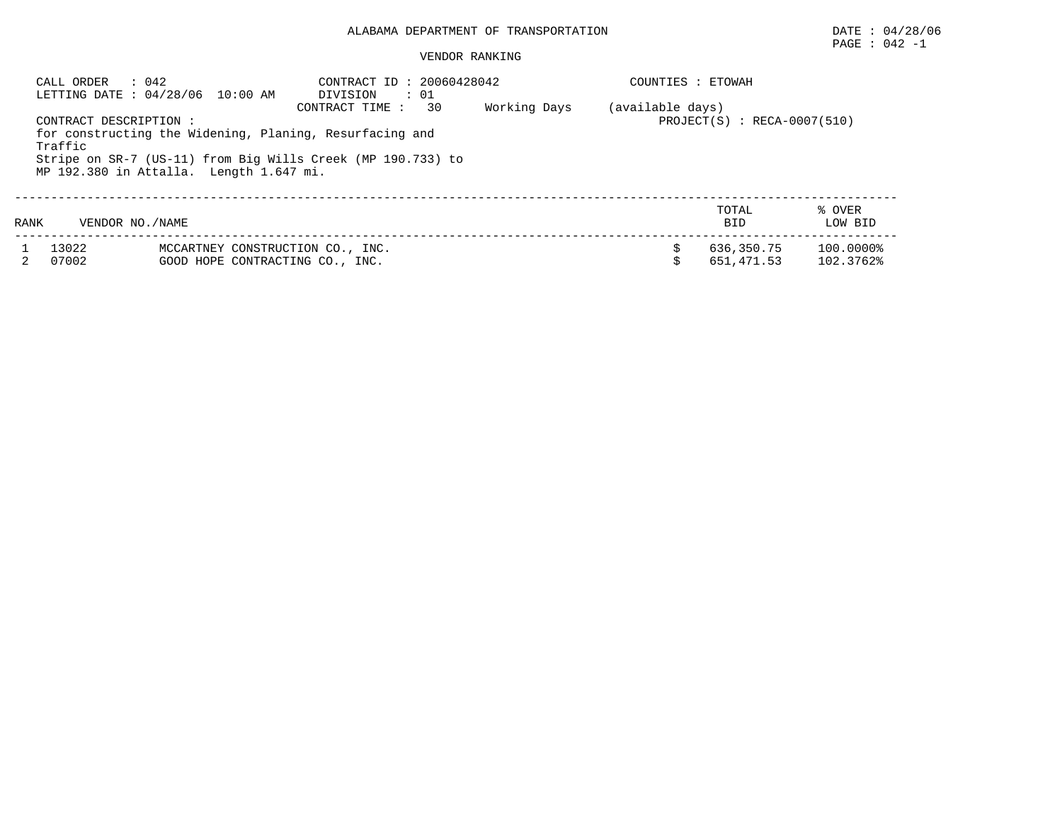ALABAMA DEPARTMENT OF TRANSPORTATION

DATE : 04/28/06

PAGE : 042 -1

VENDOR RANKING

CALL ORDER : 042

LETTING DATE : 04/28/06 10:00 AM

CONTRACT ID : 20060428042

DIVISION : 01

CONTRACT TIME : 30 Working Days (available days)

COUNTIES : ETOWAH

PROJECT(S) : RECA-0007(510)

CONTRACT DESCRIPTION :
for constructing the Widening, Planing, Resurfacing and Traffic Stripe on SR-7 (US-11) from Big Wills Creek (MP 190.733) to MP 192.380 in Attalla. Length 1.647 mi.

| RANK | VENDOR NO./NAME | | TOTAL BID | % OVER LOW BID |
|---|---|---|---|---|
| 1 | 13022 | MCCARTNEY CONSTRUCTION CO., INC. | $ 636,350.75 | 100.0000% |
| 2 | 07002 | GOOD HOPE CONTRACTING CO., INC. | $ 651,471.53 | 102.3762% |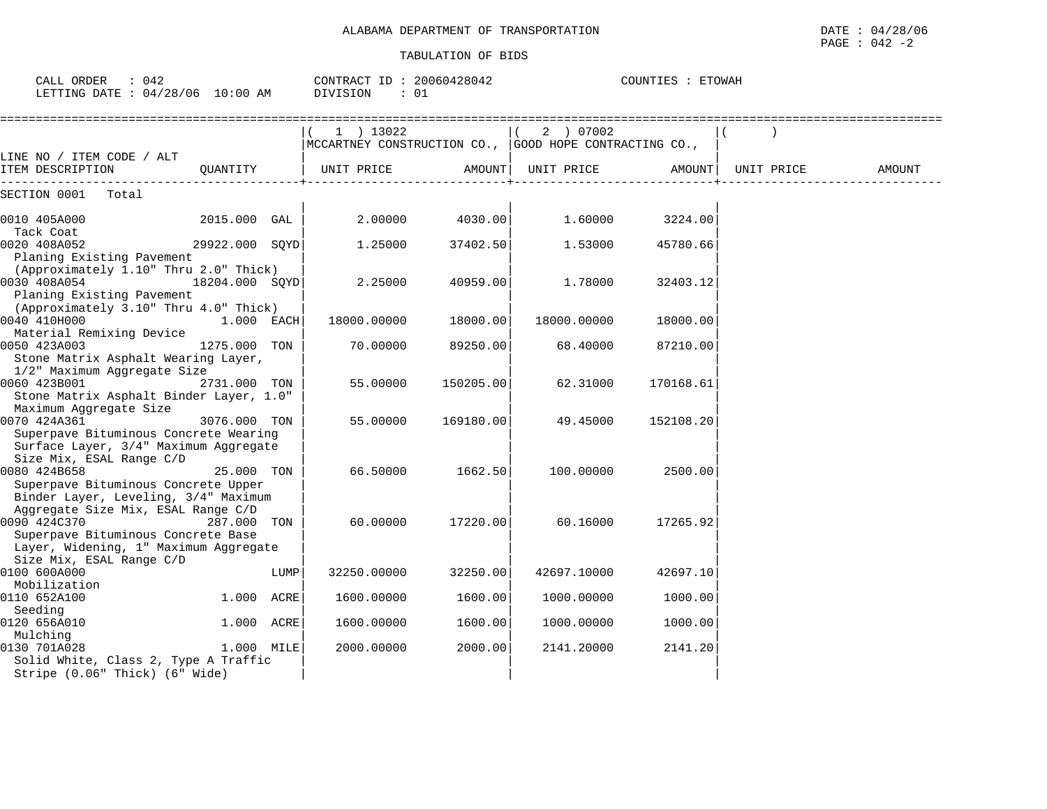ALABAMA DEPARTMENT OF TRANSPORTATION

DATE : 04/28/06
PAGE : 042 -2

TABULATION OF BIDS

CALL ORDER : 042
LETTING DATE : 04/28/06 10:00 AM

CONTRACT ID : 20060428042
DIVISION : 01

COUNTIES : ETOWAH

| LINE NO / ITEM CODE / ALT ITEM DESCRIPTION | QUANTITY | (1) 13022 MCCARTNEY CONSTRUCTION CO., UNIT PRICE | AMOUNT | (2) 07002 GOOD HOPE CONTRACTING CO., UNIT PRICE | AMOUNT | ( ) UNIT PRICE | AMOUNT |
|---|---|---|---|---|---|---|---|
| SECTION 0001 Total | | | | | | | |
| 0010 405A000 Tack Coat | 2015.000 GAL | 2.00000 | 4030.00 | 1.60000 | 3224.00 | | |
| 0020 408A052 Planing Existing Pavement (Approximately 1.10" Thru 2.0" Thick) | 29922.000 SQYD | 1.25000 | 37402.50 | 1.53000 | 45780.66 | | |
| 0030 408A054 Planing Existing Pavement (Approximately 3.10" Thru 4.0" Thick) | 18204.000 SQYD | 2.25000 | 40959.00 | 1.78000 | 32403.12 | | |
| 0040 410H000 Material Remixing Device | 1.000 EACH | 18000.00000 | 18000.00 | 18000.00000 | 18000.00 | | |
| 0050 423A003 Stone Matrix Asphalt Wearing Layer, 1/2" Maximum Aggregate Size | 1275.000 TON | 70.00000 | 89250.00 | 68.40000 | 87210.00 | | |
| 0060 423B001 Stone Matrix Asphalt Binder Layer, 1.0" Maximum Aggregate Size | 2731.000 TON | 55.00000 | 150205.00 | 62.31000 | 170168.61 | | |
| 0070 424A361 Superpave Bituminous Concrete Wearing Surface Layer, 3/4" Maximum Aggregate Size Mix, ESAL Range C/D | 3076.000 TON | 55.00000 | 169180.00 | 49.45000 | 152108.20 | | |
| 0080 424B658 Superpave Bituminous Concrete Upper Binder Layer, Leveling, 3/4" Maximum Aggregate Size Mix, ESAL Range C/D | 25.000 TON | 66.50000 | 1662.50 | 100.00000 | 2500.00 | | |
| 0090 424C370 Superpave Bituminous Concrete Base Layer, Widening, 1" Maximum Aggregate Size Mix, ESAL Range C/D | 287.000 TON | 60.00000 | 17220.00 | 60.16000 | 17265.92 | | |
| 0100 600A000 Mobilization | LUMP | 32250.00000 | 32250.00 | 42697.10000 | 42697.10 | | |
| 0110 652A100 Seeding | 1.000 ACRE | 1600.00000 | 1600.00 | 1000.00000 | 1000.00 | | |
| 0120 656A010 Mulching | 1.000 ACRE | 1600.00000 | 1600.00 | 1000.00000 | 1000.00 | | |
| 0130 701A028 Solid White, Class 2, Type A Traffic Stripe (0.06" Thick) (6" Wide) | 1.000 MILE | 2000.00000 | 2000.00 | 2141.20000 | 2141.20 | | |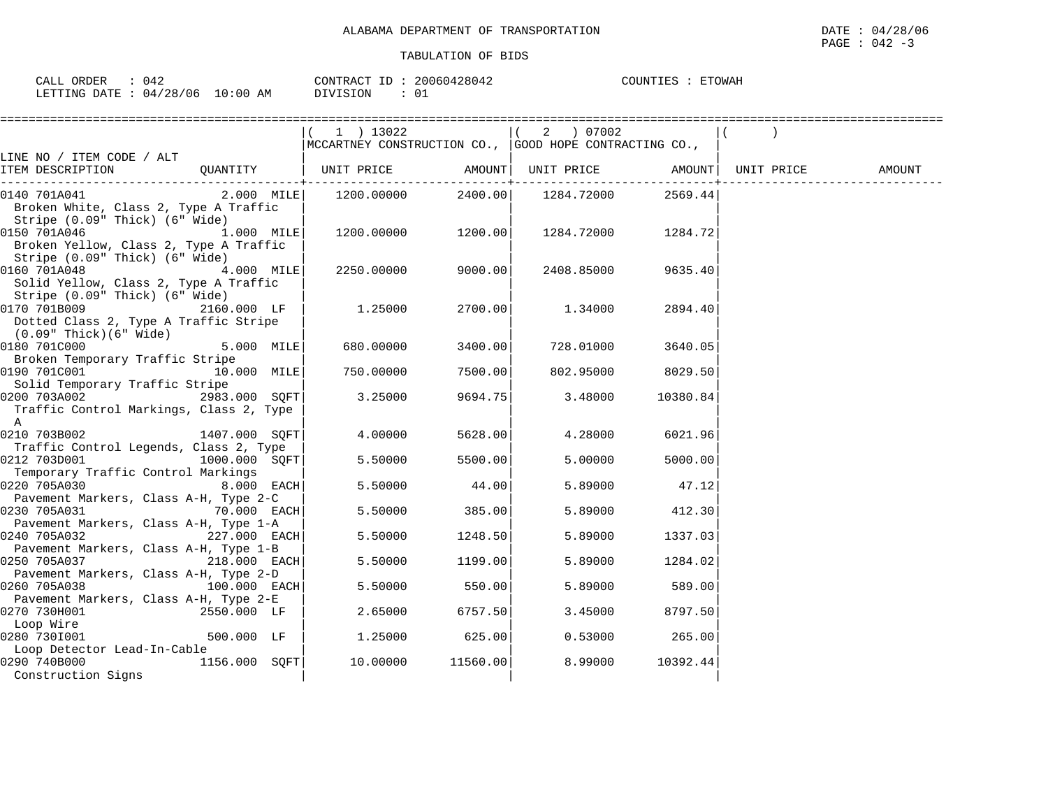ALABAMA DEPARTMENT OF TRANSPORTATION

DATE : 04/28/06

TABULATION OF BIDS

CALL ORDER : 042    CONTRACT ID : 20060428042    COUNTIES : ETOWAH
LETTING DATE : 04/28/06 10:00 AM    DIVISION : 01

| LINE NO / ITEM CODE / ALT ITEM DESCRIPTION | QUANTITY | ( 1 ) 13022 MCCARTNEY CONSTRUCTION CO., UNIT PRICE | AMOUNT | ( 2 ) 07002 GOOD HOPE CONTRACTING CO., UNIT PRICE | AMOUNT | ( ) UNIT PRICE | AMOUNT |
|---|---|---|---|---|---|---|---|
| 0140 701A041 Broken White, Class 2, Type A Traffic Stripe (0.09" Thick) (6" Wide) | 2.000 MILE | 1200.00000 | 2400.00 | 1284.72000 | 2569.44 | | |
| 0150 701A046 Broken Yellow, Class 2, Type A Traffic Stripe (0.09" Thick) (6" Wide) | 1.000 MILE | 1200.00000 | 1200.00 | 1284.72000 | 1284.72 | | |
| 0160 701A048 Solid Yellow, Class 2, Type A Traffic Stripe (0.09" Thick) (6" Wide) | 4.000 MILE | 2250.00000 | 9000.00 | 2408.85000 | 9635.40 | | |
| 0170 701B009 Dotted Class 2, Type A Traffic Stripe (0.09" Thick)(6" Wide) | 2160.000 LF | 1.25000 | 2700.00 | 1.34000 | 2894.40 | | |
| 0180 701C000 Broken Temporary Traffic Stripe | 5.000 MILE | 680.00000 | 3400.00 | 728.01000 | 3640.05 | | |
| 0190 701C001 Solid Temporary Traffic Stripe | 10.000 MILE | 750.00000 | 7500.00 | 802.95000 | 8029.50 | | |
| 0200 703A002 Traffic Control Markings, Class 2, Type A | 2983.000 SQFT | 3.25000 | 9694.75 | 3.48000 | 10380.84 | | |
| 0210 703B002 Traffic Control Legends, Class 2, Type | 1407.000 SQFT | 4.00000 | 5628.00 | 4.28000 | 6021.96 | | |
| 0212 703D001 Temporary Traffic Control Markings | 1000.000 SQFT | 5.50000 | 5500.00 | 5.00000 | 5000.00 | | |
| 0220 705A030 Pavement Markers, Class A-H, Type 2-C | 8.000 EACH | 5.50000 | 44.00 | 5.89000 | 47.12 | | |
| 0230 705A031 Pavement Markers, Class A-H, Type 1-A | 70.000 EACH | 5.50000 | 385.00 | 5.89000 | 412.30 | | |
| 0240 705A032 Pavement Markers, Class A-H, Type 1-B | 227.000 EACH | 5.50000 | 1248.50 | 5.89000 | 1337.03 | | |
| 0250 705A037 Pavement Markers, Class A-H, Type 2-D | 218.000 EACH | 5.50000 | 1199.00 | 5.89000 | 1284.02 | | |
| 0260 705A038 Pavement Markers, Class A-H, Type 2-E | 100.000 EACH | 5.50000 | 550.00 | 5.89000 | 589.00 | | |
| 0270 730H001 Loop Wire | 2550.000 LF | 2.65000 | 6757.50 | 3.45000 | 8797.50 | | |
| 0280 730I001 Loop Detector Lead-In-Cable | 500.000 LF | 1.25000 | 625.00 | 0.53000 | 265.00 | | |
| 0290 740B000 Construction Signs | 1156.000 SQFT | 10.00000 | 11560.00 | 8.99000 | 10392.44 | | |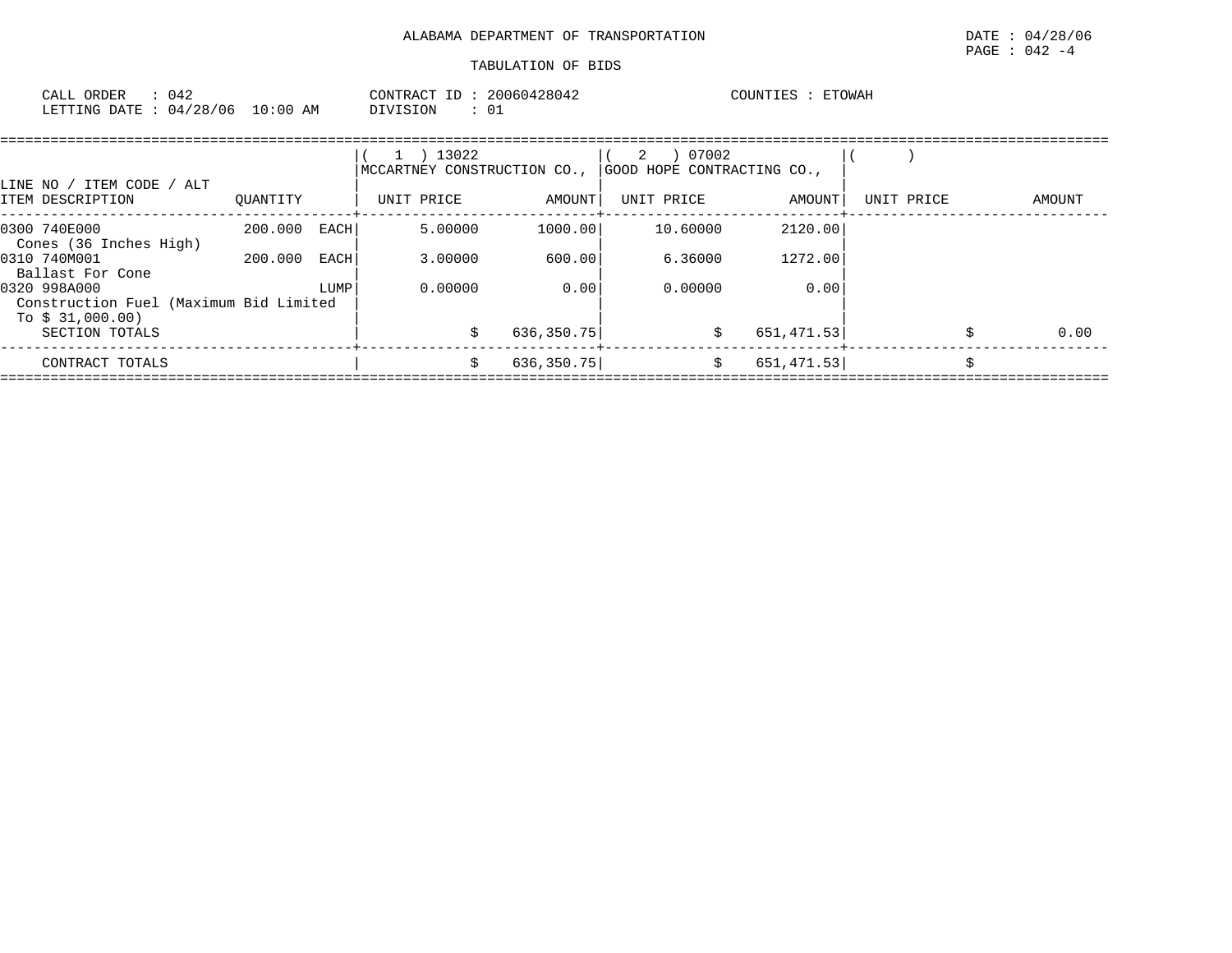ALABAMA DEPARTMENT OF TRANSPORTATION

TABULATION OF BIDS

DATE : 04/28/06
PAGE : 042 -4

CALL ORDER : 042
LETTING DATE : 04/28/06 10:00 AM

CONTRACT ID : 20060428042
DIVISION : 01

COUNTIES : ETOWAH

| LINE NO / ITEM CODE / ALT ITEM DESCRIPTION | QUANTITY | ( 1 ) 13022 MCCARTNEY CONSTRUCTION CO., UNIT PRICE | AMOUNT | ( 2 ) 07002 GOOD HOPE CONTRACTING CO., UNIT PRICE | AMOUNT | ( ) UNIT PRICE | AMOUNT |
|---|---|---|---|---|---|---|---|
| 0300 740E000 Cones (36 Inches High) | 200.000 EACH | 5.00000 | 1000.00 | 10.60000 | 2120.00 | | |
| 0310 740M001 Ballast For Cone | 200.000 EACH | 3.00000 | 600.00 | 6.36000 | 1272.00 | | |
| 0320 998A000 Construction Fuel (Maximum Bid Limited To $ 31,000.00) | LUMP | 0.00000 | 0.00 | 0.00000 | 0.00 | | |
| SECTION TOTALS | | | $ 636,350.75 | | $ 651,471.53 | | $ 0.00 |
| CONTRACT TOTALS | | | $ 636,350.75 | | $ 651,471.53 | | $ |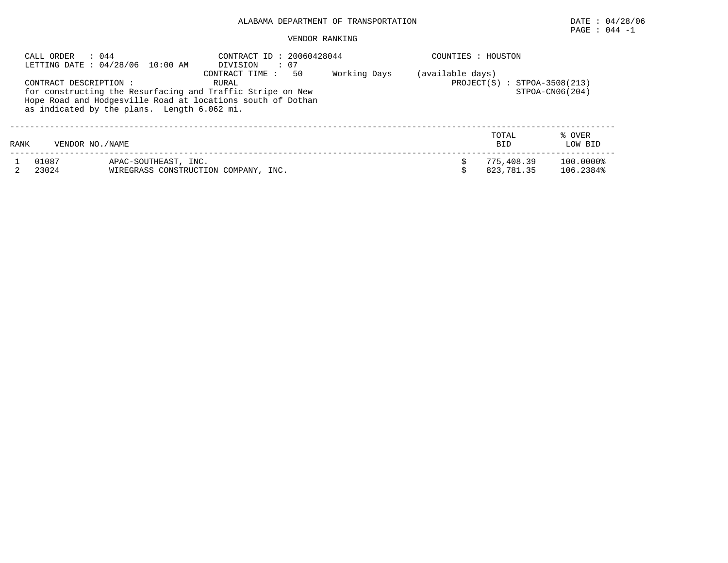ALABAMA DEPARTMENT OF TRANSPORTATION

DATE : 04/28/06

PAGE : 044 -1

VENDOR RANKING

CALL ORDER : 044
LETTING DATE : 04/28/06 10:00 AM

CONTRACT ID : 20060428044
DIVISION : 07
CONTRACT TIME : 50 Working Days (available days)
RURAL

COUNTIES : HOUSTON

PROJECT(S) : STPOA-3508(213)
STPOA-CN06(204)

CONTRACT DESCRIPTION :
for constructing the Resurfacing and Traffic Stripe on New Hope Road and Hodgesville Road at locations south of Dothan as indicated by the plans. Length 6.062 mi.

| RANK | VENDOR NO./NAME | | TOTAL BID | % OVER LOW BID |
|---|---|---|---|---|
| 1 | 01087 | APAC-SOUTHEAST, INC. | $ 775,408.39 | 100.0000% |
| 2 | 23024 | WIREGRASS CONSTRUCTION COMPANY, INC. | $ 823,781.35 | 106.2384% |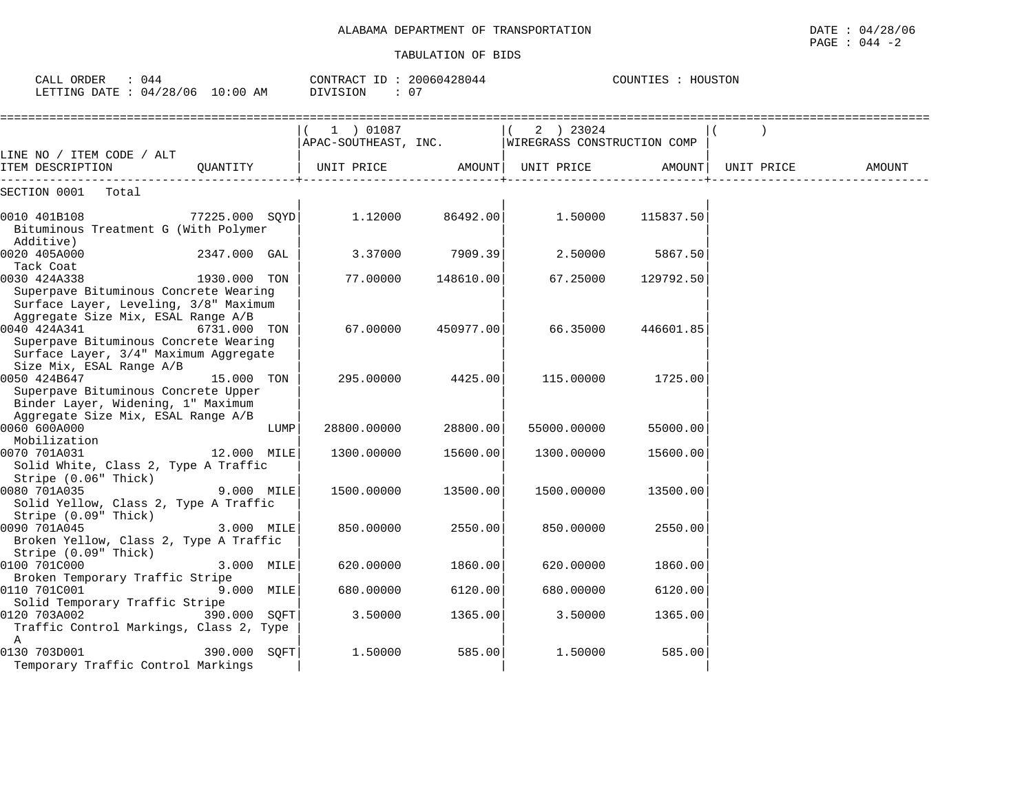ALABAMA DEPARTMENT OF TRANSPORTATION

TABULATION OF BIDS

DATE : 04/28/06
PAGE : 044 -2

CALL ORDER : 044 CONTRACT ID : 20060428044 COUNTIES : HOUSTON
LETTING DATE : 04/28/06 10:00 AM DIVISION : 07

| LINE NO / ITEM CODE / ALT<br>ITEM DESCRIPTION | QUANTITY | ( 1 ) 01087<br>APAC-SOUTHEAST, INC.<br>UNIT PRICE | AMOUNT | ( 2 ) 23024<br>WIREGRASS CONSTRUCTION COMP<br>UNIT PRICE | AMOUNT | ( )<br>UNIT PRICE | AMOUNT |
|---|---|---|---|---|---|---|---|
| SECTION 0001 Total | | | | | | | |
| 0010 401B108<br>Bituminous Treatment G (With Polymer Additive) | 77225.000 SQYD | 1.12000 | 86492.00 | 1.50000 | 115837.50 | | |
| 0020 405A000<br>Tack Coat | 2347.000 GAL | 3.37000 | 7909.39 | 2.50000 | 5867.50 | | |
| 0030 424A338<br>Superpave Bituminous Concrete Wearing Surface Layer, Leveling, 3/8" Maximum Aggregate Size Mix, ESAL Range A/B | 1930.000 TON | 77.00000 | 148610.00 | 67.25000 | 129792.50 | | |
| 0040 424A341<br>Superpave Bituminous Concrete Wearing Surface Layer, 3/4" Maximum Aggregate Size Mix, ESAL Range A/B | 6731.000 TON | 67.00000 | 450977.00 | 66.35000 | 446601.85 | | |
| 0050 424B647<br>Superpave Bituminous Concrete Upper Binder Layer, Widening, 1" Maximum Aggregate Size Mix, ESAL Range A/B | 15.000 TON | 295.00000 | 4425.00 | 115.00000 | 1725.00 | | |
| 0060 600A000<br>Mobilization | LUMP | 28800.00000 | 28800.00 | 55000.00000 | 55000.00 | | |
| 0070 701A031<br>Solid White, Class 2, Type A Traffic Stripe (0.06" Thick) | 12.000 MILE | 1300.00000 | 15600.00 | 1300.00000 | 15600.00 | | |
| 0080 701A035<br>Solid Yellow, Class 2, Type A Traffic Stripe (0.09" Thick) | 9.000 MILE | 1500.00000 | 13500.00 | 1500.00000 | 13500.00 | | |
| 0090 701A045<br>Broken Yellow, Class 2, Type A Traffic Stripe (0.09" Thick) | 3.000 MILE | 850.00000 | 2550.00 | 850.00000 | 2550.00 | | |
| 0100 701C000<br>Broken Temporary Traffic Stripe | 3.000 MILE | 620.00000 | 1860.00 | 620.00000 | 1860.00 | | |
| 0110 701C001<br>Solid Temporary Traffic Stripe | 9.000 MILE | 680.00000 | 6120.00 | 680.00000 | 6120.00 | | |
| 0120 703A002<br>Traffic Control Markings, Class 2, Type A | 390.000 SQFT | 3.50000 | 1365.00 | 3.50000 | 1365.00 | | |
| 0130 703D001<br>Temporary Traffic Control Markings | 390.000 SQFT | 1.50000 | 585.00 | 1.50000 | 585.00 | | |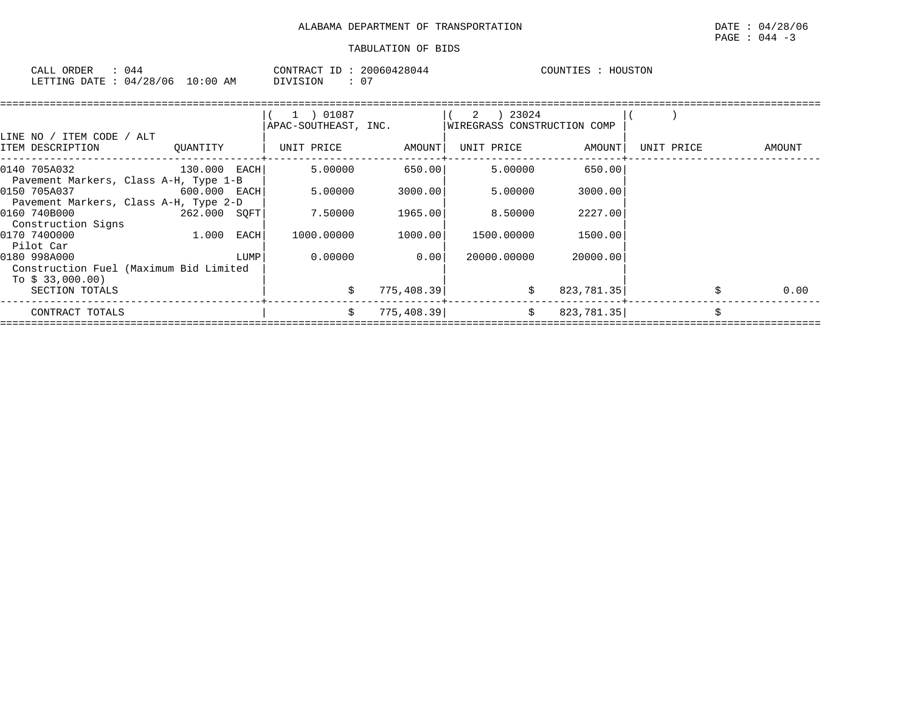ALABAMA DEPARTMENT OF TRANSPORTATION

TABULATION OF BIDS

DATE : 04/28/06
PAGE : 044 -3

CALL ORDER : 044
LETTING DATE : 04/28/06 10:00 AM

CONTRACT ID : 20060428044
DIVISION : 07

COUNTIES : HOUSTON

| LINE NO / ITEM CODE / ALT ITEM DESCRIPTION | QUANTITY | (1) 01087 APAC-SOUTHEAST, INC. UNIT PRICE | AMOUNT | (2) 23024 WIREGRASS CONSTRUCTION COMP UNIT PRICE | AMOUNT | ( ) UNIT PRICE | AMOUNT |
|---|---|---|---|---|---|---|---|
| 0140 705A032 Pavement Markers, Class A-H, Type 1-B | 130.000 EACH | 5.00000 | 650.00 | 5.00000 | 650.00 | | |
| 0150 705A037 Pavement Markers, Class A-H, Type 2-D | 600.000 EACH | 5.00000 | 3000.00 | 5.00000 | 3000.00 | | |
| 0160 740B000 Construction Signs | 262.000 SQFT | 7.50000 | 1965.00 | 8.50000 | 2227.00 | | |
| 0170 740O000 Pilot Car | 1.000 EACH | 1000.00000 | 1000.00 | 1500.00000 | 1500.00 | | |
| 0180 998A000 Construction Fuel (Maximum Bid Limited To $ 33,000.00) | LUMP | 0.00000 | 0.00 | 20000.00000 | 20000.00 | | |
| SECTION TOTALS | | | $ 775,408.39 | | $ 823,781.35 | | $ 0.00 |
| CONTRACT TOTALS | | | $ 775,408.39 | | $ 823,781.35 | | $ |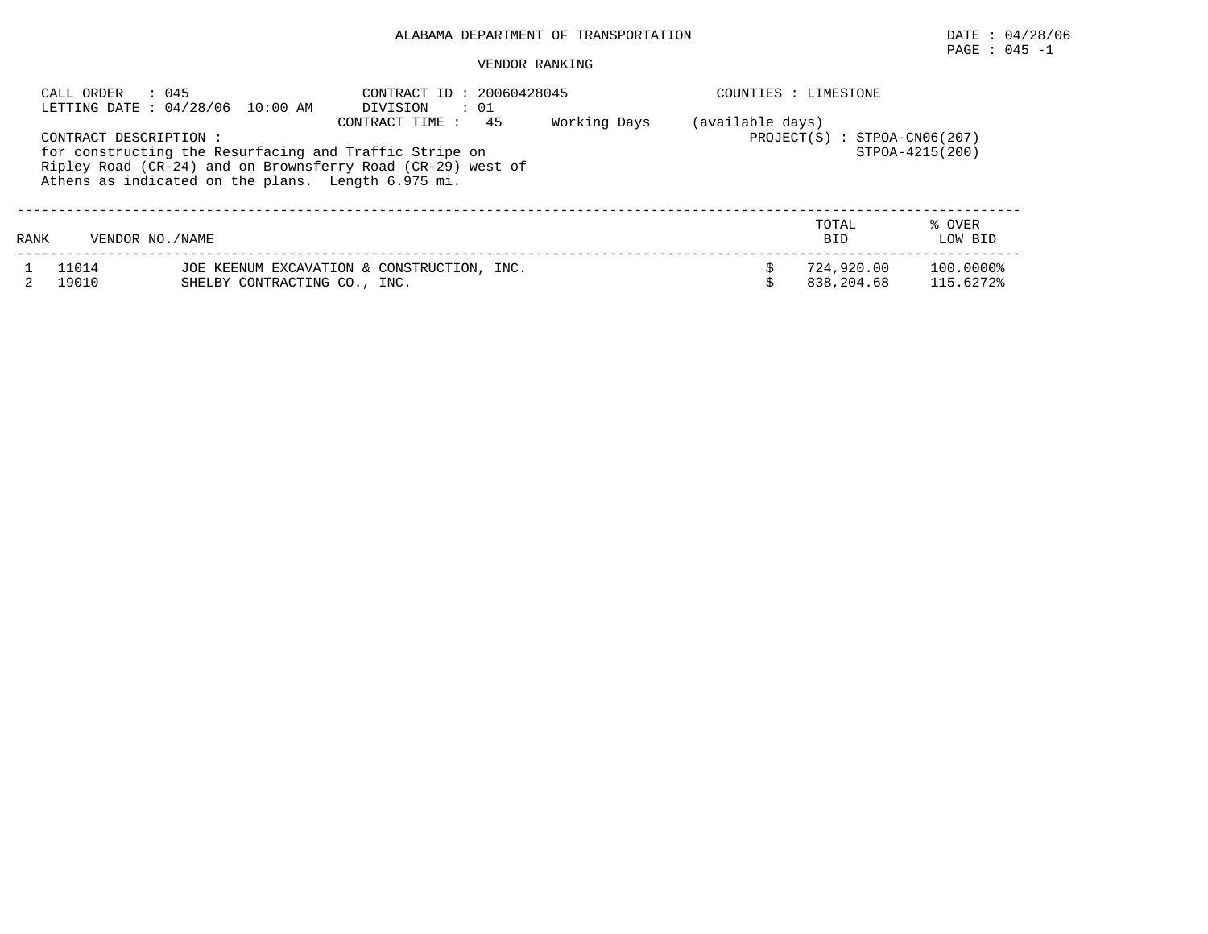ALABAMA DEPARTMENT OF TRANSPORTATION

DATE : 04/28/06

PAGE : 045 -1

VENDOR RANKING

CALL ORDER : 045
LETTING DATE : 04/28/06 10:00 AM

CONTRACT ID : 20060428045
DIVISION : 01
CONTRACT TIME : 45 Working Days (available days)

COUNTIES : LIMESTONE

PROJECT(S) : STPOA-CN06(207)
STPOA-4215(200)

CONTRACT DESCRIPTION :
for constructing the Resurfacing and Traffic Stripe on Ripley Road (CR-24) and on Brownsferry Road (CR-29) west of Athens as indicated on the plans. Length 6.975 mi.

| RANK | VENDOR NO./NAME | | TOTAL BID | % OVER LOW BID |
|---|---|---|---|---|
| 1 | 11014 | JOE KEENUM EXCAVATION & CONSTRUCTION, INC. | $ 724,920.00 | 100.0000% |
| 2 | 19010 | SHELBY CONTRACTING CO., INC. | $ 838,204.68 | 115.6272% |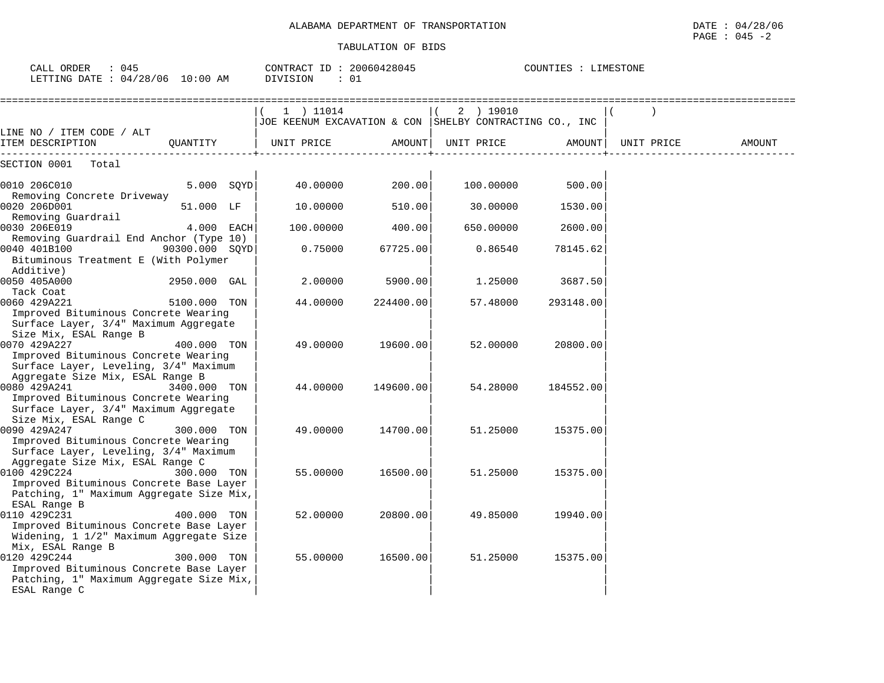ALABAMA DEPARTMENT OF TRANSPORTATION

DATE : 04/28/06

PAGE : 045 -2

TABULATION OF BIDS

CALL ORDER : 045 CONTRACT ID : 20060428045 COUNTIES : LIMESTONE

LETTING DATE : 04/28/06 10:00 AM DIVISION : 01

| LINE NO / ITEM CODE / ALT<br>ITEM DESCRIPTION | QUANTITY | ( 1 ) 11014<br>JOE KEENUM EXCAVATION & CON<br>UNIT PRICE | AMOUNT | ( 2 ) 19010<br>SHELBY CONTRACTING CO., INC<br>UNIT PRICE | AMOUNT | ( )<br>UNIT PRICE | AMOUNT |
|---|---|---|---|---|---|---|---|
| SECTION 0001 Total | | | | | | | |
| 0010 206C010<br>Removing Concrete Driveway | 5.000 SQYD | 40.00000 | 200.00 | 100.00000 | 500.00 | | |
| 0020 206D001<br>Removing Guardrail | 51.000 LF | 10.00000 | 510.00 | 30.00000 | 1530.00 | | |
| 0030 206E019<br>Removing Guardrail End Anchor (Type 10) | 4.000 EACH | 100.00000 | 400.00 | 650.00000 | 2600.00 | | |
| 0040 401B100<br>Bituminous Treatment E (With Polymer Additive) | 90300.000 SQYD | 0.75000 | 67725.00 | 0.86540 | 78145.62 | | |
| 0050 405A000<br>Tack Coat | 2950.000 GAL | 2.00000 | 5900.00 | 1.25000 | 3687.50 | | |
| 0060 429A221<br>Improved Bituminous Concrete Wearing Surface Layer, 3/4" Maximum Aggregate Size Mix, ESAL Range B | 5100.000 TON | 44.00000 | 224400.00 | 57.48000 | 293148.00 | | |
| 0070 429A227<br>Improved Bituminous Concrete Wearing Surface Layer, Leveling, 3/4" Maximum Aggregate Size Mix, ESAL Range B | 400.000 TON | 49.00000 | 19600.00 | 52.00000 | 20800.00 | | |
| 0080 429A241<br>Improved Bituminous Concrete Wearing Surface Layer, 3/4" Maximum Aggregate Size Mix, ESAL Range C | 3400.000 TON | 44.00000 | 149600.00 | 54.28000 | 184552.00 | | |
| 0090 429A247<br>Improved Bituminous Concrete Wearing Surface Layer, Leveling, 3/4" Maximum Aggregate Size Mix, ESAL Range C | 300.000 TON | 49.00000 | 14700.00 | 51.25000 | 15375.00 | | |
| 0100 429C224<br>Improved Bituminous Concrete Base Layer Patching, 1" Maximum Aggregate Size Mix, ESAL Range B | 300.000 TON | 55.00000 | 16500.00 | 51.25000 | 15375.00 | | |
| 0110 429C231<br>Improved Bituminous Concrete Base Layer Widening, 1 1/2" Maximum Aggregate Size Mix, ESAL Range B | 400.000 TON | 52.00000 | 20800.00 | 49.85000 | 19940.00 | | |
| 0120 429C244<br>Improved Bituminous Concrete Base Layer Patching, 1" Maximum Aggregate Size Mix, ESAL Range C | 300.000 TON | 55.00000 | 16500.00 | 51.25000 | 15375.00 | | |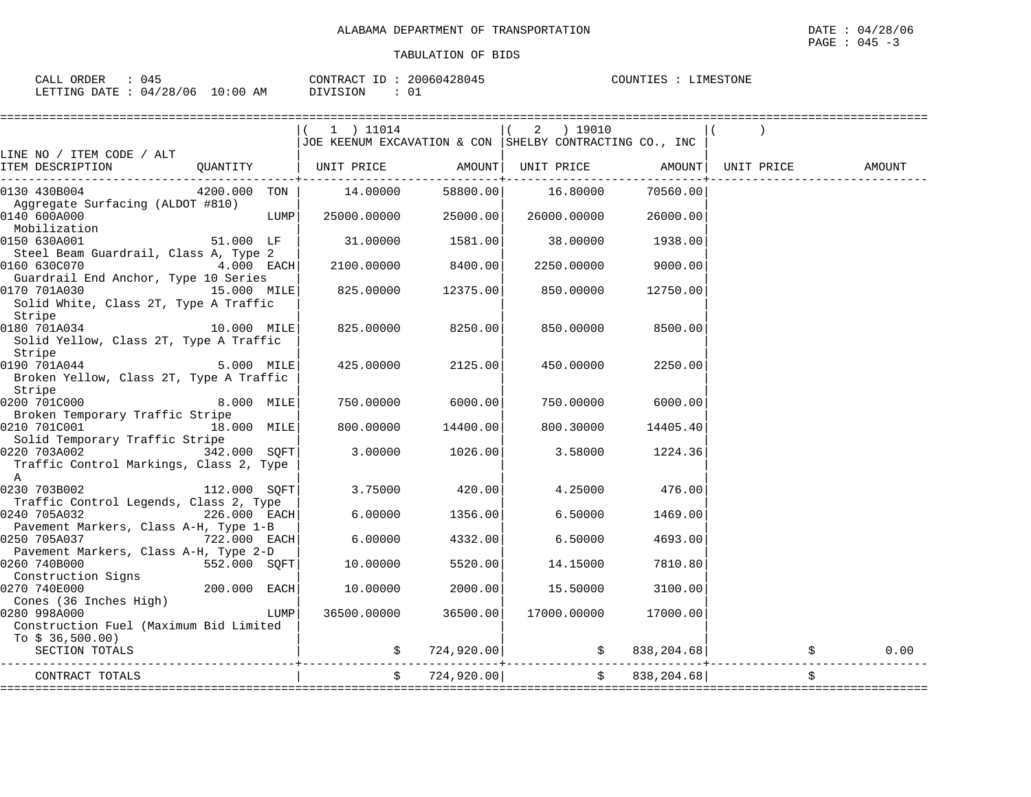ALABAMA DEPARTMENT OF TRANSPORTATION

DATE : 04/28/06

TABULATION OF BIDS

CALL ORDER : 045 CONTRACT ID : 20060428045 COUNTIES : LIMESTONE
LETTING DATE : 04/28/06 10:00 AM DIVISION : 01

| LINE NO / ITEM CODE / ALT ITEM DESCRIPTION | QUANTITY | ( 1 ) 11014 JOE KEENUM EXCAVATION & CON UNIT PRICE | AMOUNT | ( 2 ) 19010 SHELBY CONTRACTING CO., INC UNIT PRICE | AMOUNT | ( ) UNIT PRICE | AMOUNT |
|---|---|---|---|---|---|---|---|
| 0130 430B004 Aggregate Surfacing (ALDOT #810) | 4200.000 TON | 14.00000 | 58800.00 | 16.80000 | 70560.00 | | |
| 0140 600A000 Mobilization | LUMP | 25000.00000 | 25000.00 | 26000.00000 | 26000.00 | | |
| 0150 630A001 Steel Beam Guardrail, Class A, Type 2 | 51.000 LF | 31.00000 | 1581.00 | 38.00000 | 1938.00 | | |
| 0160 630C070 Guardrail End Anchor, Type 10 Series | 4.000 EACH | 2100.00000 | 8400.00 | 2250.00000 | 9000.00 | | |
| 0170 701A030 Solid White, Class 2T, Type A Traffic Stripe | 15.000 MILE | 825.00000 | 12375.00 | 850.00000 | 12750.00 | | |
| 0180 701A034 Solid Yellow, Class 2T, Type A Traffic Stripe | 10.000 MILE | 825.00000 | 8250.00 | 850.00000 | 8500.00 | | |
| 0190 701A044 Broken Yellow, Class 2T, Type A Traffic Stripe | 5.000 MILE | 425.00000 | 2125.00 | 450.00000 | 2250.00 | | |
| 0200 701C000 Broken Temporary Traffic Stripe | 8.000 MILE | 750.00000 | 6000.00 | 750.00000 | 6000.00 | | |
| 0210 701C001 Solid Temporary Traffic Stripe | 18.000 MILE | 800.00000 | 14400.00 | 800.30000 | 14405.40 | | |
| 0220 703A002 Traffic Control Markings, Class 2, Type A | 342.000 SQFT | 3.00000 | 1026.00 | 3.58000 | 1224.36 | | |
| 0230 703B002 Traffic Control Legends, Class 2, Type | 112.000 SQFT | 3.75000 | 420.00 | 4.25000 | 476.00 | | |
| 0240 705A032 Pavement Markers, Class A-H, Type 1-B | 226.000 EACH | 6.00000 | 1356.00 | 6.50000 | 1469.00 | | |
| 0250 705A037 Pavement Markers, Class A-H, Type 2-D | 722.000 EACH | 6.00000 | 4332.00 | 6.50000 | 4693.00 | | |
| 0260 740B000 Construction Signs | 552.000 SQFT | 10.00000 | 5520.00 | 14.15000 | 7810.80 | | |
| 0270 740E000 Cones (36 Inches High) | 200.000 EACH | 10.00000 | 2000.00 | 15.50000 | 3100.00 | | |
| 0280 998A000 Construction Fuel (Maximum Bid Limited To $ 36,500.00) | LUMP | 36500.00000 | 36500.00 | 17000.00000 | 17000.00 | | |
| SECTION TOTALS | | | $ 724,920.00 | | $ 838,204.68 | | $ 0.00 |
| CONTRACT TOTALS | | | $ 724,920.00 | | $ 838,204.68 | | $ |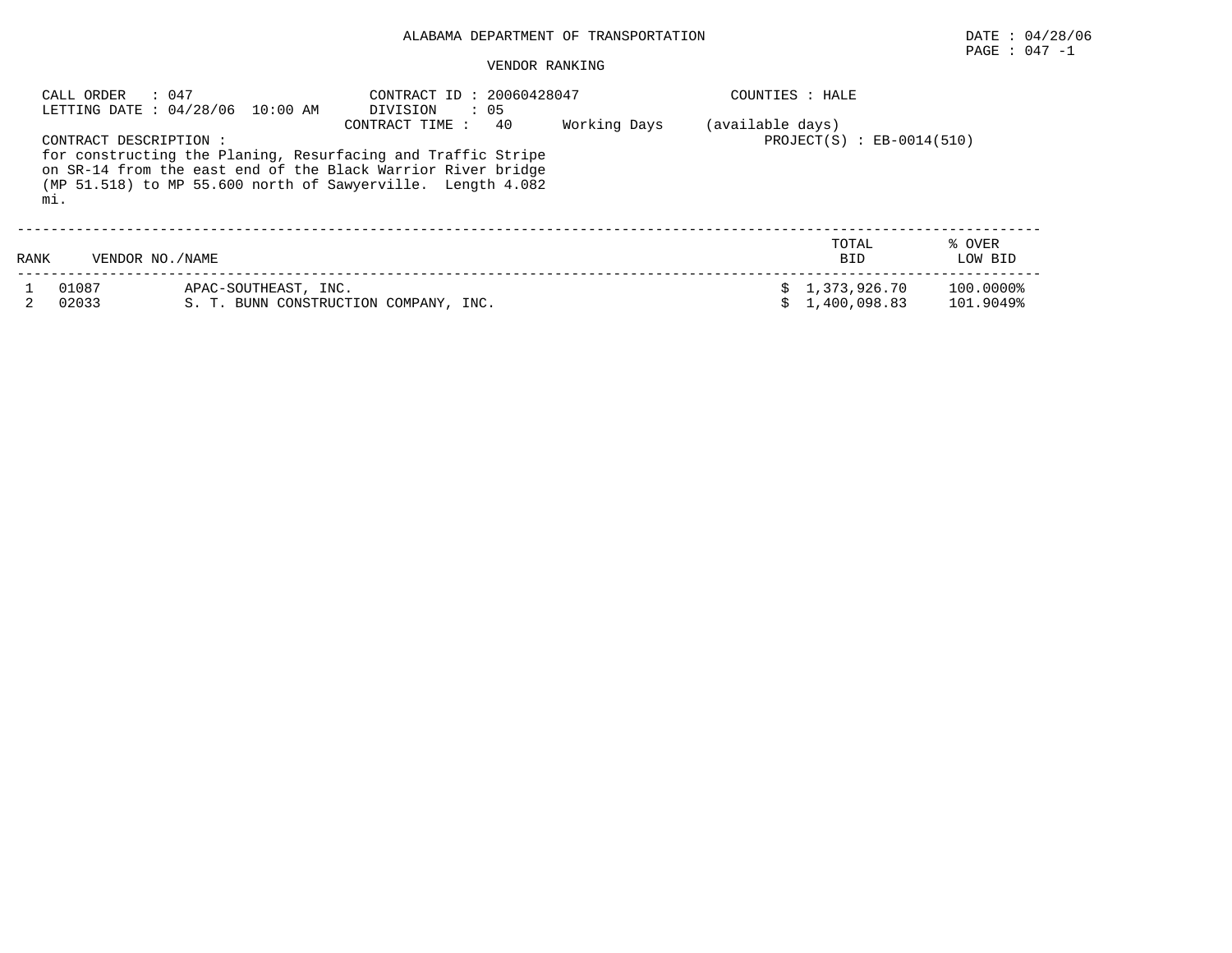ALABAMA DEPARTMENT OF TRANSPORTATION

DATE : 04/28/06

PAGE : 047 -1

VENDOR RANKING

CALL ORDER : 047
LETTING DATE : 04/28/06 10:00 AM

CONTRACT ID : 20060428047
DIVISION : 05
CONTRACT TIME : 40 Working Days (available days)

COUNTIES : HALE

PROJECT(S) : EB-0014(510)

CONTRACT DESCRIPTION :
for constructing the Planing, Resurfacing and Traffic Stripe on SR-14 from the east end of the Black Warrior River bridge (MP 51.518) to MP 55.600 north of Sawyerville. Length 4.082 mi.

| RANK | VENDOR NO./NAME | | TOTAL BID | % OVER LOW BID |
|---|---|---|---|---|
| 1 | 01087 | APAC-SOUTHEAST, INC. | $ 1,373,926.70 | 100.0000% |
| 2 | 02033 | S. T. BUNN CONSTRUCTION COMPANY, INC. | $ 1,400,098.83 | 101.9049% |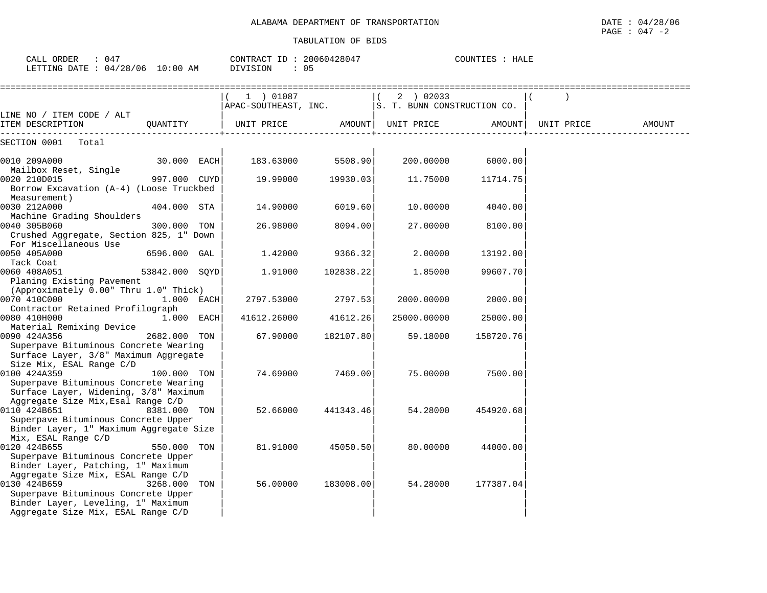ALABAMA DEPARTMENT OF TRANSPORTATION

DATE : 04/28/06

TABULATION OF BIDS

CALL ORDER : 047 &nbsp;&nbsp;&nbsp; CONTRACT ID : 20060428047 &nbsp;&nbsp;&nbsp; COUNTIES : HALE

LETTING DATE : 04/28/06 10:00 AM &nbsp;&nbsp;&nbsp; DIVISION : 05

| LINE NO / ITEM CODE / ALT | | (1) 01087 APAC-SOUTHEAST, INC. | | (2) 02033 S. T. BUNN CONSTRUCTION CO. | | ( ) | |
|---|---|---|---|---|---|---|---|
| ITEM DESCRIPTION | QUANTITY | UNIT PRICE | AMOUNT | UNIT PRICE | AMOUNT | UNIT PRICE | AMOUNT |
| SECTION 0001 Total | | | | | | | |
| 0010 209A000 Mailbox Reset, Single | 30.000 EACH | 183.63000 | 5508.90 | 200.00000 | 6000.00 | | |
| 0020 210D015 Borrow Excavation (A-4) (Loose Truckbed Measurement) | 997.000 CUYD | 19.99000 | 19930.03 | 11.75000 | 11714.75 | | |
| 0030 212A000 Machine Grading Shoulders | 404.000 STA | 14.90000 | 6019.60 | 10.00000 | 4040.00 | | |
| 0040 305B060 Crushed Aggregate, Section 825, 1" Down For Miscellaneous Use | 300.000 TON | 26.98000 | 8094.00 | 27.00000 | 8100.00 | | |
| 0050 405A000 Tack Coat | 6596.000 GAL | 1.42000 | 9366.32 | 2.00000 | 13192.00 | | |
| 0060 408A051 Planing Existing Pavement (Approximately 0.00" Thru 1.0" Thick) | 53842.000 SQYD | 1.91000 | 102838.22 | 1.85000 | 99607.70 | | |
| 0070 410C000 Contractor Retained Profilograph | 1.000 EACH | 2797.53000 | 2797.53 | 2000.00000 | 2000.00 | | |
| 0080 410H000 Material Remixing Device | 1.000 EACH | 41612.26000 | 41612.26 | 25000.00000 | 25000.00 | | |
| 0090 424A356 Superpave Bituminous Concrete Wearing Surface Layer, 3/8" Maximum Aggregate Size Mix, ESAL Range C/D | 2682.000 TON | 67.90000 | 182107.80 | 59.18000 | 158720.76 | | |
| 0100 424A359 Superpave Bituminous Concrete Wearing Surface Layer, Widening, 3/8" Maximum Aggregate Size Mix,Esal Range C/D | 100.000 TON | 74.69000 | 7469.00 | 75.00000 | 7500.00 | | |
| 0110 424B651 Superpave Bituminous Concrete Upper Binder Layer, 1" Maximum Aggregate Size Mix, ESAL Range C/D | 8381.000 TON | 52.66000 | 441343.46 | 54.28000 | 454920.68 | | |
| 0120 424B655 Superpave Bituminous Concrete Upper Binder Layer, Patching, 1" Maximum Aggregate Size Mix, ESAL Range C/D | 550.000 TON | 81.91000 | 45050.50 | 80.00000 | 44000.00 | | |
| 0130 424B659 Superpave Bituminous Concrete Upper Binder Layer, Leveling, 1" Maximum Aggregate Size Mix, ESAL Range C/D | 3268.000 TON | 56.00000 | 183008.00 | 54.28000 | 177387.04 | | |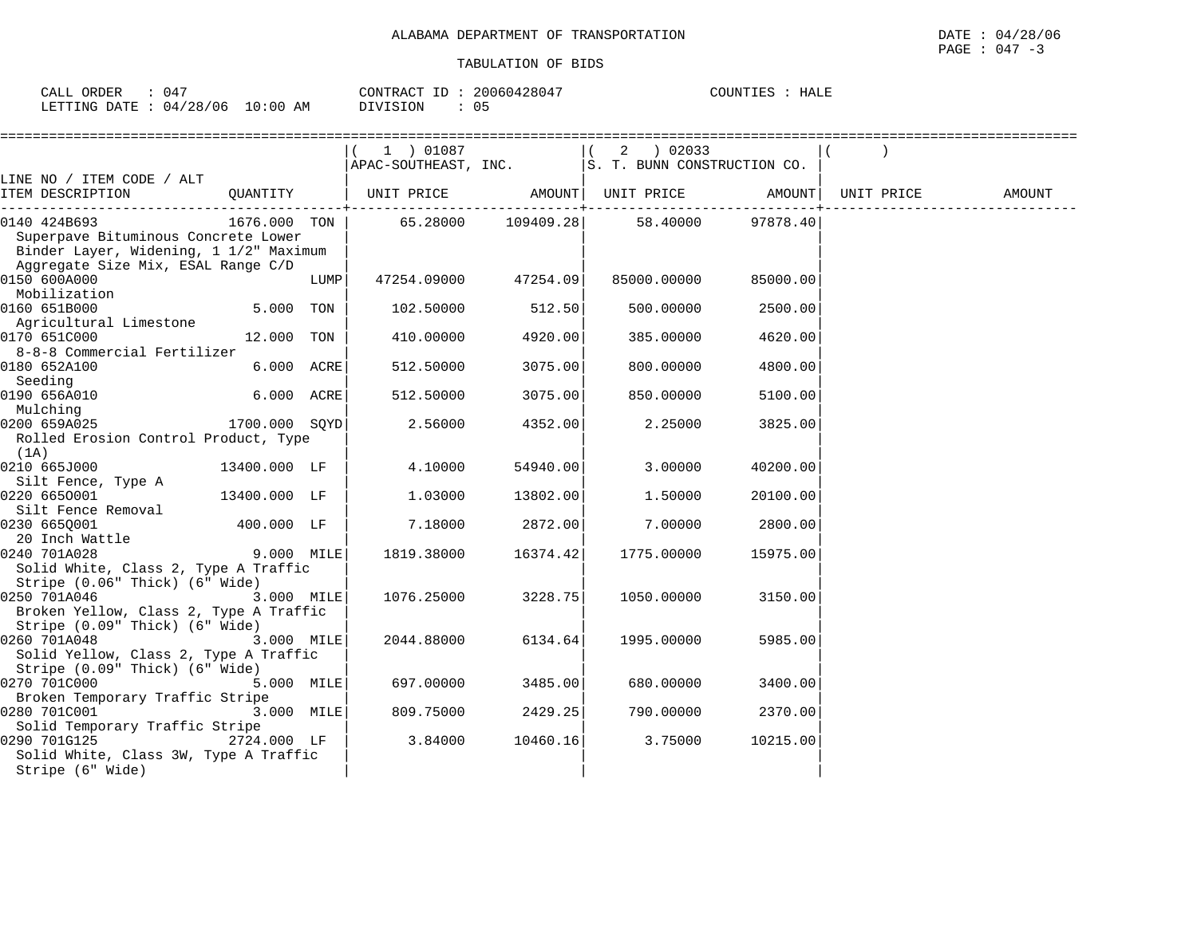ALABAMA DEPARTMENT OF TRANSPORTATION

DATE : 04/28/06

PAGE : 047 -3

TABULATION OF BIDS

CALL ORDER : 047 CONTRACT ID : 20060428047 COUNTIES : HALE

LETTING DATE : 04/28/06 10:00 AM DIVISION : 05

| LINE NO / ITEM CODE / ALT ITEM DESCRIPTION | QUANTITY | (1) 01087 APAC-SOUTHEAST, INC. UNIT PRICE | AMOUNT | (2) 02033 S. T. BUNN CONSTRUCTION CO. UNIT PRICE | AMOUNT | ( ) UNIT PRICE | AMOUNT |
|---|---|---|---|---|---|---|---|
| 0140 424B693 Superpave Bituminous Concrete Lower Binder Layer, Widening, 1 1/2" Maximum Aggregate Size Mix, ESAL Range C/D | 1676.000 TON | 65.28000 | 109409.28 | 58.40000 | 97878.40 | | |
| 0150 600A000 Mobilization | LUMP | 47254.09000 | 47254.09 | 85000.00000 | 85000.00 | | |
| 0160 651B000 Agricultural Limestone | 5.000 TON | 102.50000 | 512.50 | 500.00000 | 2500.00 | | |
| 0170 651C000 8-8-8 Commercial Fertilizer | 12.000 TON | 410.00000 | 4920.00 | 385.00000 | 4620.00 | | |
| 0180 652A100 Seeding | 6.000 ACRE | 512.50000 | 3075.00 | 800.00000 | 4800.00 | | |
| 0190 656A010 Mulching | 6.000 ACRE | 512.50000 | 3075.00 | 850.00000 | 5100.00 | | |
| 0200 659A025 Rolled Erosion Control Product, Type (1A) | 1700.000 SQYD | 2.56000 | 4352.00 | 2.25000 | 3825.00 | | |
| 0210 665J000 Silt Fence, Type A | 13400.000 LF | 4.10000 | 54940.00 | 3.00000 | 40200.00 | | |
| 0220 665O001 Silt Fence Removal | 13400.000 LF | 1.03000 | 13802.00 | 1.50000 | 20100.00 | | |
| 0230 665Q001 20 Inch Wattle | 400.000 LF | 7.18000 | 2872.00 | 7.00000 | 2800.00 | | |
| 0240 701A028 Solid White, Class 2, Type A Traffic Stripe (0.06" Thick) (6" Wide) | 9.000 MILE | 1819.38000 | 16374.42 | 1775.00000 | 15975.00 | | |
| 0250 701A046 Broken Yellow, Class 2, Type A Traffic Stripe (0.09" Thick) (6" Wide) | 3.000 MILE | 1076.25000 | 3228.75 | 1050.00000 | 3150.00 | | |
| 0260 701A048 Solid Yellow, Class 2, Type A Traffic Stripe (0.09" Thick) (6" Wide) | 3.000 MILE | 2044.88000 | 6134.64 | 1995.00000 | 5985.00 | | |
| 0270 701C000 Broken Temporary Traffic Stripe | 5.000 MILE | 697.00000 | 3485.00 | 680.00000 | 3400.00 | | |
| 0280 701C001 Solid Temporary Traffic Stripe | 3.000 MILE | 809.75000 | 2429.25 | 790.00000 | 2370.00 | | |
| 0290 701G125 Solid White, Class 3W, Type A Traffic Stripe (6" Wide) | 2724.000 LF | 3.84000 | 10460.16 | 3.75000 | 10215.00 | | |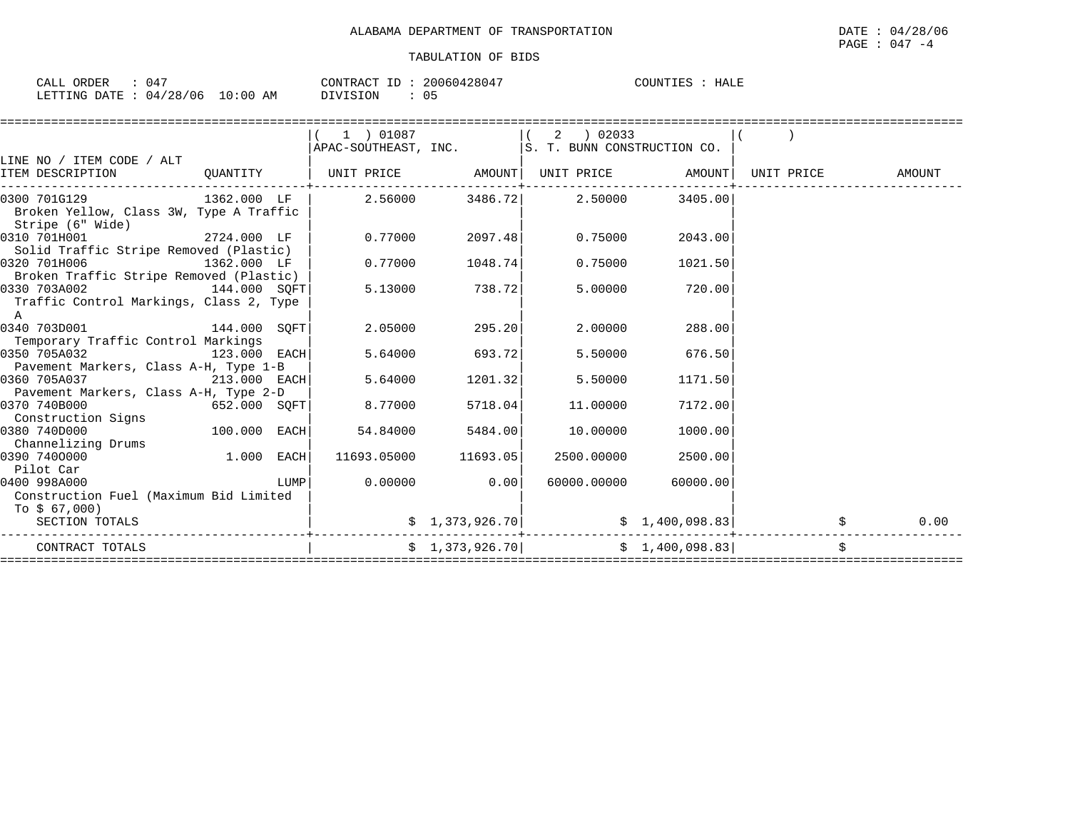ALABAMA DEPARTMENT OF TRANSPORTATION

DATE : 04/28/06

PAGE : 047 -4

TABULATION OF BIDS

CALL ORDER : 047 CONTRACT ID : 20060428047 COUNTIES : HALE

LETTING DATE : 04/28/06 10:00 AM DIVISION : 05

| LINE NO / ITEM CODE / ALT ITEM DESCRIPTION | QUANTITY | ( 1 ) 01087 APAC-SOUTHEAST, INC. UNIT PRICE | AMOUNT | ( 2 ) 02033 S. T. BUNN CONSTRUCTION CO. UNIT PRICE | AMOUNT | ( ) UNIT PRICE | AMOUNT |
|---|---|---|---|---|---|---|---|
| 0300 701G129 Broken Yellow, Class 3W, Type A Traffic Stripe (6" Wide) | 1362.000 LF | 2.56000 | 3486.72 | 2.50000 | 3405.00 | | |
| 0310 701H001 Solid Traffic Stripe Removed (Plastic) | 2724.000 LF | 0.77000 | 2097.48 | 0.75000 | 2043.00 | | |
| 0320 701H006 Broken Traffic Stripe Removed (Plastic) | 1362.000 LF | 0.77000 | 1048.74 | 0.75000 | 1021.50 | | |
| 0330 703A002 Traffic Control Markings, Class 2, Type A | 144.000 SQFT | 5.13000 | 738.72 | 5.00000 | 720.00 | | |
| 0340 703D001 Temporary Traffic Control Markings | 144.000 SQFT | 2.05000 | 295.20 | 2.00000 | 288.00 | | |
| 0350 705A032 Pavement Markers, Class A-H, Type 1-B | 123.000 EACH | 5.64000 | 693.72 | 5.50000 | 676.50 | | |
| 0360 705A037 Pavement Markers, Class A-H, Type 2-D | 213.000 EACH | 5.64000 | 1201.32 | 5.50000 | 1171.50 | | |
| 0370 740B000 Construction Signs | 652.000 SQFT | 8.77000 | 5718.04 | 11.00000 | 7172.00 | | |
| 0380 740D000 Channelizing Drums | 100.000 EACH | 54.84000 | 5484.00 | 10.00000 | 1000.00 | | |
| 0390 740O000 Pilot Car | 1.000 EACH | 11693.05000 | 11693.05 | 2500.00000 | 2500.00 | | |
| 0400 998A000 Construction Fuel (Maximum Bid Limited To $ 67,000) | LUMP | 0.00000 | 0.00 | 60000.00000 | 60000.00 | | |
| SECTION TOTALS | | | $ 1,373,926.70 | | $ 1,400,098.83 | | $ 0.00 |
| CONTRACT TOTALS | | | $ 1,373,926.70 | | $ 1,400,098.83 | | $ |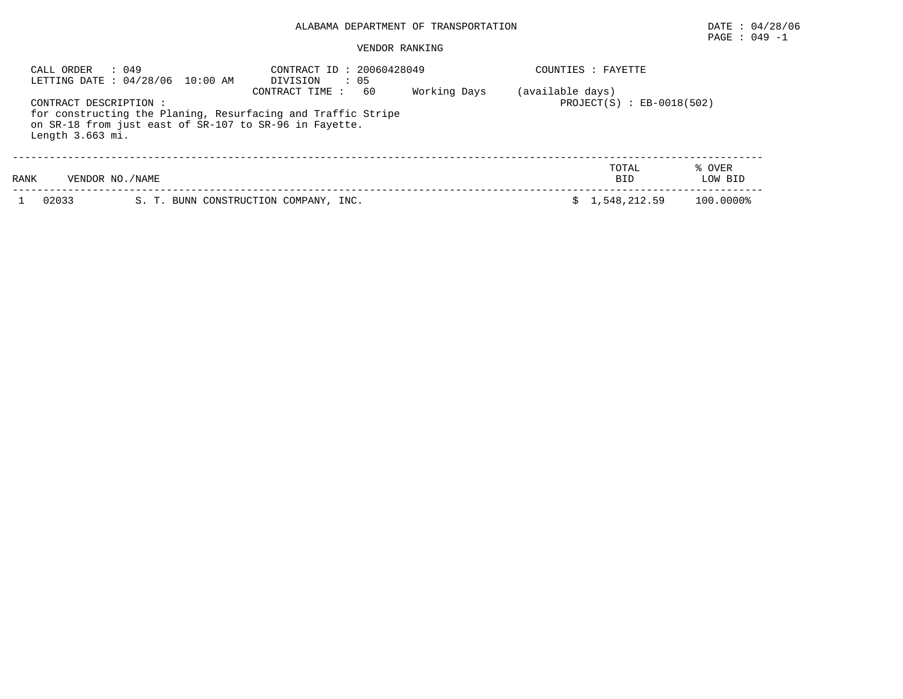# ALABAMA DEPARTMENT OF TRANSPORTATION

DATE : 04/28/06

## VENDOR RANKING

CALL ORDER : 049
LETTING DATE : 04/28/06 10:00 AM

CONTRACT ID : 20060428049
DIVISION : 05
CONTRACT TIME : 60 Working Days (available days)

COUNTIES : FAYETTE

PROJECT(S) : EB-0018(502)

CONTRACT DESCRIPTION :
for constructing the Planing, Resurfacing and Traffic Stripe on SR-18 from just east of SR-107 to SR-96 in Fayette.
Length 3.663 mi.

| RANK | VENDOR NO./NAME | | TOTAL BID | % OVER LOW BID |
|---|---|---|---|---|
| 1 | 02033 | S. T. BUNN CONSTRUCTION COMPANY, INC. | $ 1,548,212.59 | 100.0000% |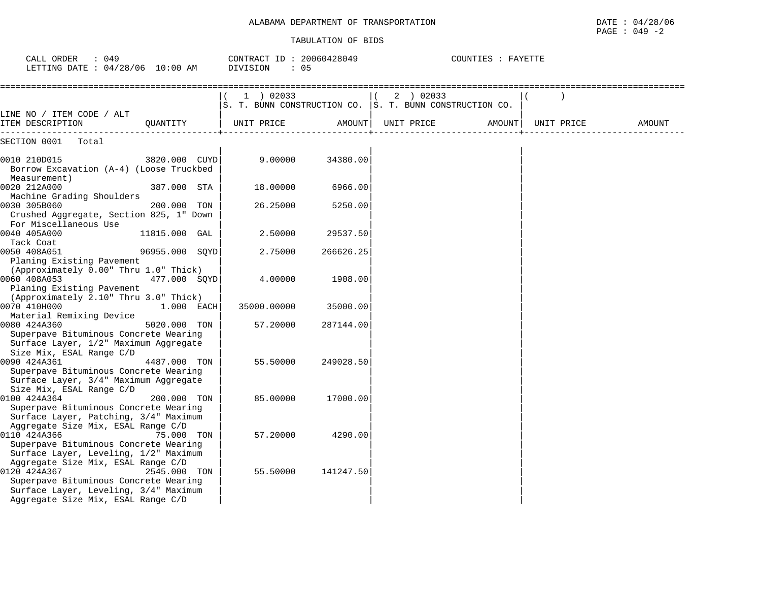ALABAMA DEPARTMENT OF TRANSPORTATION

DATE : 04/28/06
PAGE : 049 -2

TABULATION OF BIDS

CALL ORDER : 049 | CONTRACT ID : 20060428049 | COUNTIES : FAYETTE
LETTING DATE : 04/28/06 10:00 AM | DIVISION : 05

| LINE NO / ITEM CODE / ALT ITEM DESCRIPTION | QUANTITY | (1) 02033 S. T. BUNN CONSTRUCTION CO. UNIT PRICE | AMOUNT | (2) 02033 S. T. BUNN CONSTRUCTION CO. UNIT PRICE | AMOUNT | ( ) UNIT PRICE | AMOUNT |
|---|---|---|---|---|---|---|---|
| SECTION 0001 Total | | | | | | | |
| 0010 210D015 Borrow Excavation (A-4) (Loose Truckbed Measurement) | 3820.000 CUYD | 9.00000 | 34380.00 | | | | |
| 0020 212A000 Machine Grading Shoulders | 387.000 STA | 18.00000 | 6966.00 | | | | |
| 0030 305B060 Crushed Aggregate, Section 825, 1" Down For Miscellaneous Use | 200.000 TON | 26.25000 | 5250.00 | | | | |
| 0040 405A000 Tack Coat | 11815.000 GAL | 2.50000 | 29537.50 | | | | |
| 0050 408A051 Planing Existing Pavement (Approximately 0.00" Thru 1.0" Thick) | 96955.000 SQYD | 2.75000 | 266626.25 | | | | |
| 0060 408A053 Planing Existing Pavement (Approximately 2.10" Thru 3.0" Thick) | 477.000 SQYD | 4.00000 | 1908.00 | | | | |
| 0070 410H000 Material Remixing Device | 1.000 EACH | 35000.00000 | 35000.00 | | | | |
| 0080 424A360 Superpave Bituminous Concrete Wearing Surface Layer, 1/2" Maximum Aggregate Size Mix, ESAL Range C/D | 5020.000 TON | 57.20000 | 287144.00 | | | | |
| 0090 424A361 Superpave Bituminous Concrete Wearing Surface Layer, 3/4" Maximum Aggregate Size Mix, ESAL Range C/D | 4487.000 TON | 55.50000 | 249028.50 | | | | |
| 0100 424A364 Superpave Bituminous Concrete Wearing Surface Layer, Patching, 3/4" Maximum Aggregate Size Mix, ESAL Range C/D | 200.000 TON | 85.00000 | 17000.00 | | | | |
| 0110 424A366 Superpave Bituminous Concrete Wearing Surface Layer, Leveling, 1/2" Maximum Aggregate Size Mix, ESAL Range C/D | 75.000 TON | 57.20000 | 4290.00 | | | | |
| 0120 424A367 Superpave Bituminous Concrete Wearing Surface Layer, Leveling, 3/4" Maximum Aggregate Size Mix, ESAL Range C/D | 2545.000 TON | 55.50000 | 141247.50 | | | | |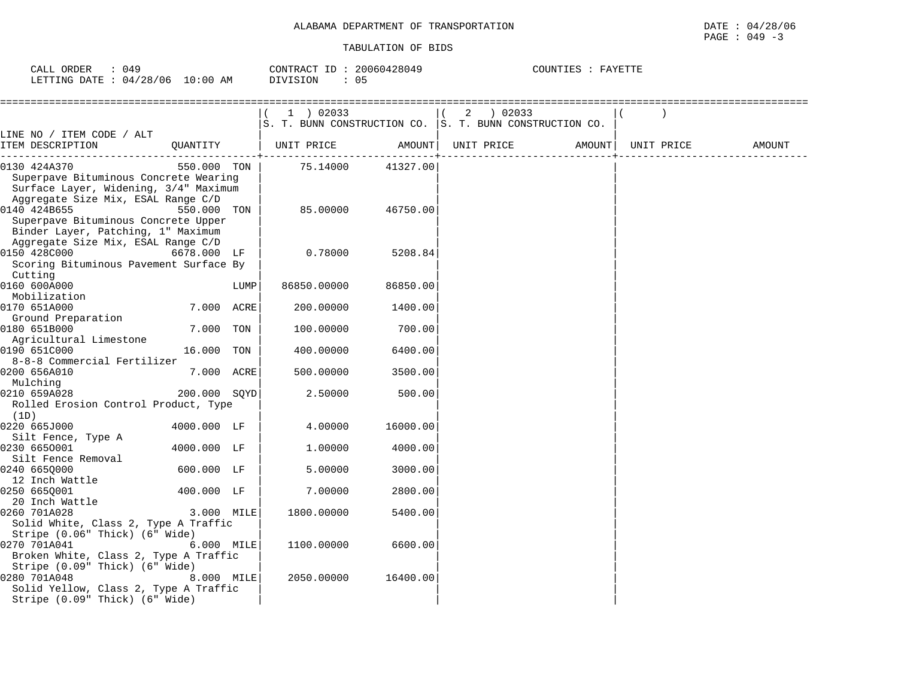ALABAMA DEPARTMENT OF TRANSPORTATION

DATE : 04/28/06

TABULATION OF BIDS

CALL ORDER : 049  
LETTING DATE : 04/28/06 10:00 AM

CONTRACT ID : 20060428049  
DIVISION : 05

COUNTIES : FAYETTE

| LINE NO / ITEM CODE / ALT ITEM DESCRIPTION | QUANTITY | (1) 02033 S. T. BUNN CONSTRUCTION CO. UNIT PRICE | AMOUNT | (2) 02033 S. T. BUNN CONSTRUCTION CO. UNIT PRICE | AMOUNT | ( ) UNIT PRICE | AMOUNT |
|---|---|---|---|---|---|---|---|
| 0130 424A370 Superpave Bituminous Concrete Wearing Surface Layer, Widening, 3/4" Maximum Aggregate Size Mix, ESAL Range C/D | 550.000 TON | 75.14000 | 41327.00 | | | | |
| 0140 424B655 Superpave Bituminous Concrete Upper Binder Layer, Patching, 1" Maximum Aggregate Size Mix, ESAL Range C/D | 550.000 TON | 85.00000 | 46750.00 | | | | |
| 0150 428C000 Scoring Bituminous Pavement Surface By Cutting | 6678.000 LF | 0.78000 | 5208.84 | | | | |
| 0160 600A000 Mobilization | LUMP | 86850.00000 | 86850.00 | | | | |
| 0170 651A000 Ground Preparation | 7.000 ACRE | 200.00000 | 1400.00 | | | | |
| 0180 651B000 Agricultural Limestone | 7.000 TON | 100.00000 | 700.00 | | | | |
| 0190 651C000 8-8-8 Commercial Fertilizer | 16.000 TON | 400.00000 | 6400.00 | | | | |
| 0200 656A010 Mulching | 7.000 ACRE | 500.00000 | 3500.00 | | | | |
| 0210 659A028 Rolled Erosion Control Product, Type (1D) | 200.000 SQYD | 2.50000 | 500.00 | | | | |
| 0220 665J000 Silt Fence, Type A | 4000.000 LF | 4.00000 | 16000.00 | | | | |
| 0230 665O001 Silt Fence Removal | 4000.000 LF | 1.00000 | 4000.00 | | | | |
| 0240 665Q000 12 Inch Wattle | 600.000 LF | 5.00000 | 3000.00 | | | | |
| 0250 665Q001 20 Inch Wattle | 400.000 LF | 7.00000 | 2800.00 | | | | |
| 0260 701A028 Solid White, Class 2, Type A Traffic Stripe (0.06" Thick) (6" Wide) | 3.000 MILE | 1800.00000 | 5400.00 | | | | |
| 0270 701A041 Broken White, Class 2, Type A Traffic Stripe (0.09" Thick) (6" Wide) | 6.000 MILE | 1100.00000 | 6600.00 | | | | |
| 0280 701A048 Solid Yellow, Class 2, Type A Traffic Stripe (0.09" Thick) (6" Wide) | 8.000 MILE | 2050.00000 | 16400.00 | | | | |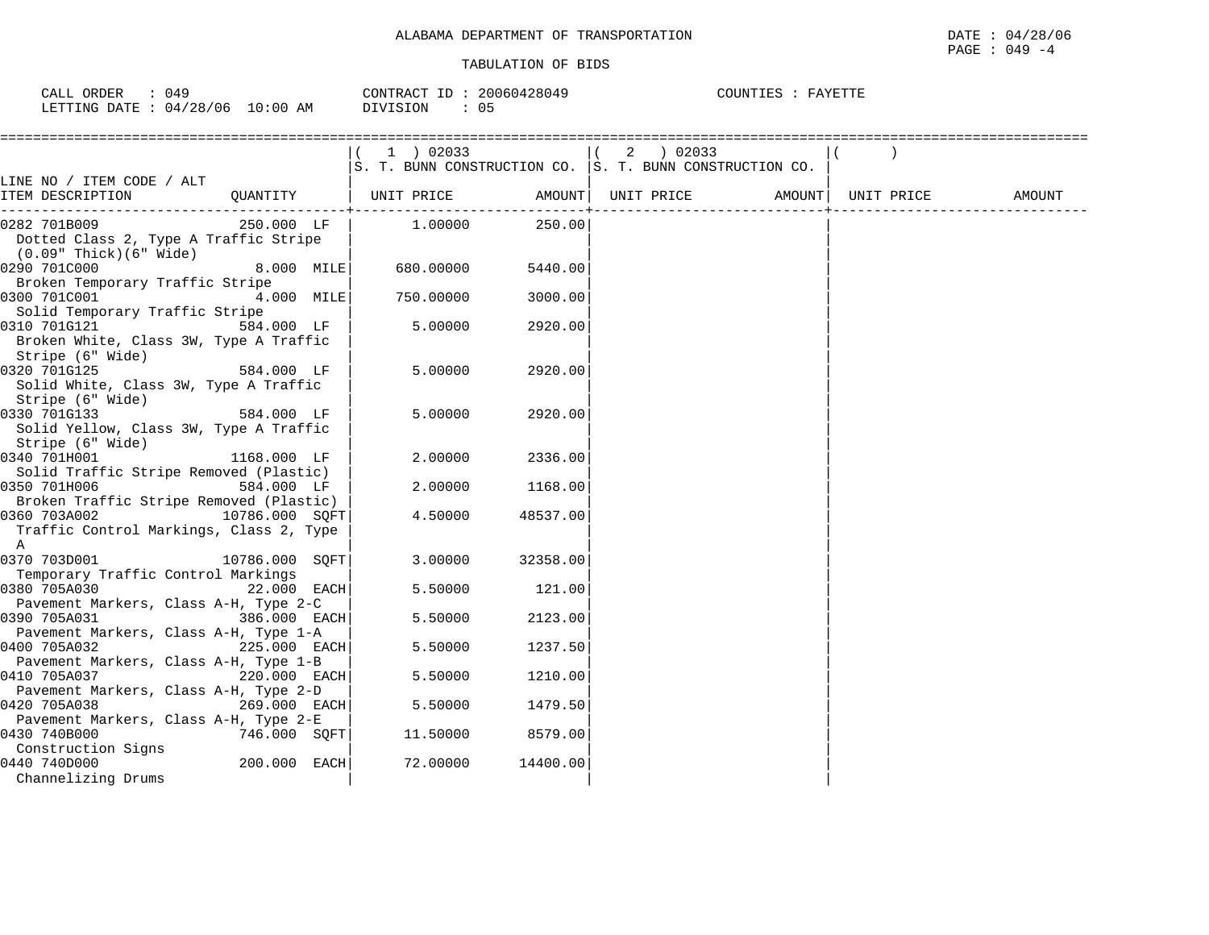ALABAMA DEPARTMENT OF TRANSPORTATION

TABULATION OF BIDS

DATE : 04/28/06

CALL ORDER : 049 CONTRACT ID : 20060428049 COUNTIES : FAYETTE
LETTING DATE : 04/28/06 10:00 AM DIVISION : 05

| LINE NO / ITEM CODE / ALT ITEM DESCRIPTION | QUANTITY | (1) 02033 S. T. BUNN CONSTRUCTION CO. UNIT PRICE | AMOUNT | (2) 02033 S. T. BUNN CONSTRUCTION CO. UNIT PRICE | AMOUNT | ( ) UNIT PRICE | AMOUNT |
|---|---|---|---|---|---|---|---|
| 0282 701B009 Dotted Class 2, Type A Traffic Stripe (0.09" Thick)(6" Wide) | 250.000 LF | 1.00000 | 250.00 | | | | |
| 0290 701C000 Broken Temporary Traffic Stripe | 8.000 MILE | 680.00000 | 5440.00 | | | | |
| 0300 701C001 Solid Temporary Traffic Stripe | 4.000 MILE | 750.00000 | 3000.00 | | | | |
| 0310 701G121 Broken White, Class 3W, Type A Traffic Stripe (6" Wide) | 584.000 LF | 5.00000 | 2920.00 | | | | |
| 0320 701G125 Solid White, Class 3W, Type A Traffic Stripe (6" Wide) | 584.000 LF | 5.00000 | 2920.00 | | | | |
| 0330 701G133 Solid Yellow, Class 3W, Type A Traffic Stripe (6" Wide) | 584.000 LF | 5.00000 | 2920.00 | | | | |
| 0340 701H001 Solid Traffic Stripe Removed (Plastic) | 1168.000 LF | 2.00000 | 2336.00 | | | | |
| 0350 701H006 Broken Traffic Stripe Removed (Plastic) | 584.000 LF | 2.00000 | 1168.00 | | | | |
| 0360 703A002 Traffic Control Markings, Class 2, Type A | 10786.000 SQFT | 4.50000 | 48537.00 | | | | |
| 0370 703D001 Temporary Traffic Control Markings | 10786.000 SQFT | 3.00000 | 32358.00 | | | | |
| 0380 705A030 Pavement Markers, Class A-H, Type 2-C | 22.000 EACH | 5.50000 | 121.00 | | | | |
| 0390 705A031 Pavement Markers, Class A-H, Type 1-A | 386.000 EACH | 5.50000 | 2123.00 | | | | |
| 0400 705A032 Pavement Markers, Class A-H, Type 1-B | 225.000 EACH | 5.50000 | 1237.50 | | | | |
| 0410 705A037 Pavement Markers, Class A-H, Type 2-D | 220.000 EACH | 5.50000 | 1210.00 | | | | |
| 0420 705A038 Pavement Markers, Class A-H, Type 2-E | 269.000 EACH | 5.50000 | 1479.50 | | | | |
| 0430 740B000 Construction Signs | 746.000 SQFT | 11.50000 | 8579.00 | | | | |
| 0440 740D000 Channelizing Drums | 200.000 EACH | 72.00000 | 14400.00 | | | | |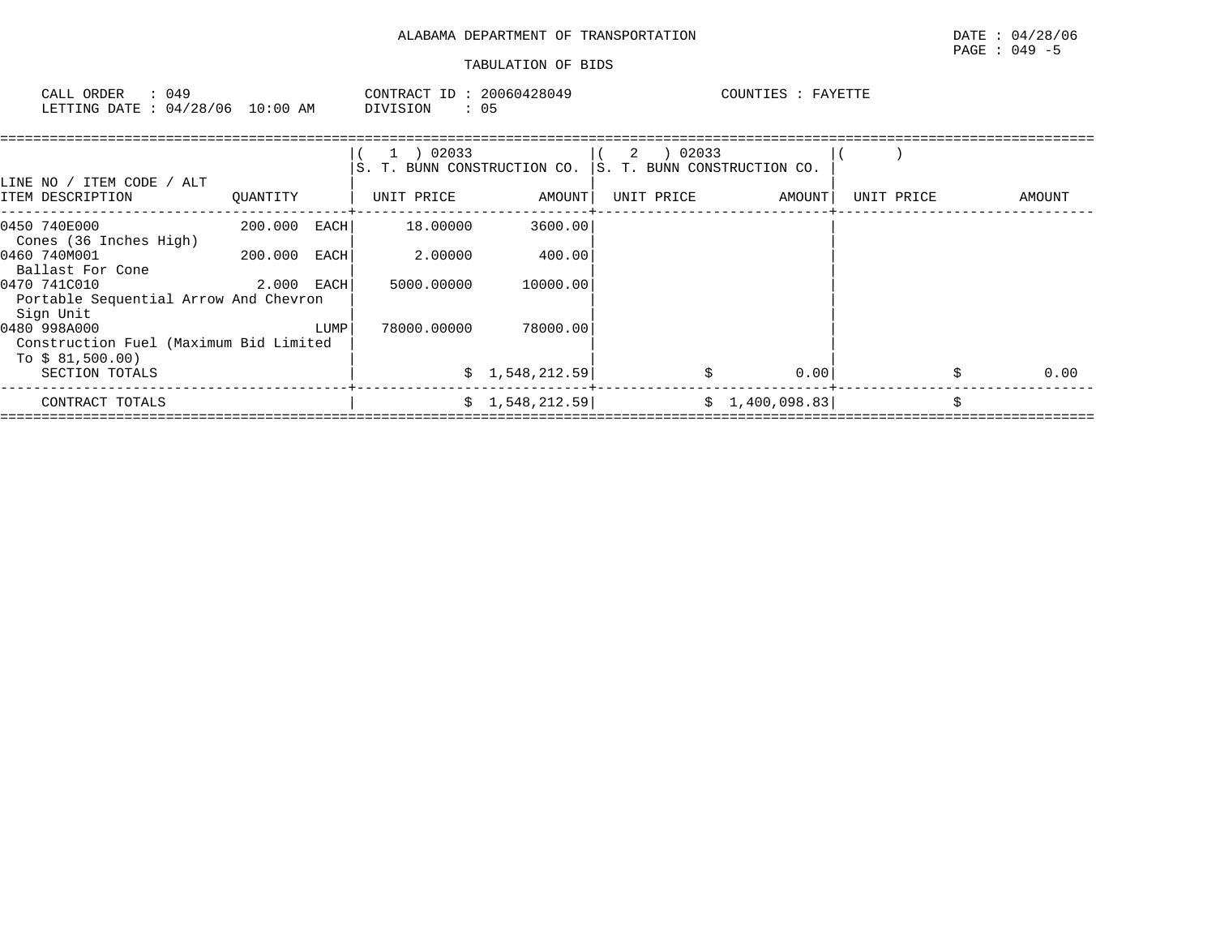ALABAMA DEPARTMENT OF TRANSPORTATION

TABULATION OF BIDS

CALL ORDER : 049　　CONTRACT ID : 20060428049　　COUNTIES : FAYETTE

LETTING DATE : 04/28/06 10:00 AM　　DIVISION : 05

| LINE NO / ITEM CODE / ALT<br>ITEM DESCRIPTION | QUANTITY | ( 1 ) 02033<br>S. T. BUNN CONSTRUCTION CO.<br>UNIT PRICE | AMOUNT | ( 2 ) 02033<br>S. T. BUNN CONSTRUCTION CO.<br>UNIT PRICE | AMOUNT | ( )<br>UNIT PRICE | AMOUNT |
|---|---|---|---|---|---|---|---|
| 0450 740E000<br>Cones (36 Inches High) | 200.000 EACH | 18.00000 | 3600.00 | | | | |
| 0460 740M001<br>Ballast For Cone | 200.000 EACH | 2.00000 | 400.00 | | | | |
| 0470 741C010<br>Portable Sequential Arrow And Chevron Sign Unit | 2.000 EACH | 5000.00000 | 10000.00 | | | | |
| 0480 998A000<br>Construction Fuel (Maximum Bid Limited To $ 81,500.00) | LUMP | 78000.00000 | 78000.00 | | | | |
| SECTION TOTALS | | | $ 1,548,212.59 | | $ 0.00 | | $ 0.00 |
| CONTRACT TOTALS | | | $ 1,548,212.59 | | $ 1,400,098.83 | | $ |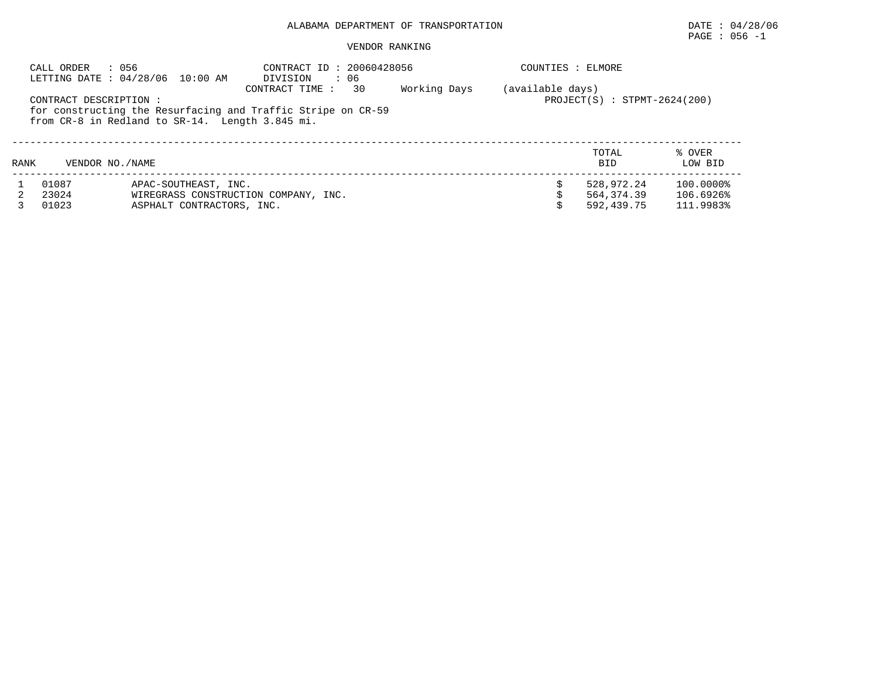# ALABAMA DEPARTMENT OF TRANSPORTATION

DATE : 04/28/06

## VENDOR RANKING

CALL ORDER : 056
LETTING DATE : 04/28/06 10:00 AM

CONTRACT ID : 20060428056
DIVISION : 06
CONTRACT TIME : 30 Working Days (available days)

COUNTIES : ELMORE

PROJECT(S) : STPMT-2624(200)

CONTRACT DESCRIPTION :
for constructing the Resurfacing and Traffic Stripe on CR-59 from CR-8 in Redland to SR-14. Length 3.845 mi.

| RANK | VENDOR NO. | NAME | TOTAL BID | % OVER LOW BID |
|---|---|---|---|---|
| 1 | 01087 | APAC-SOUTHEAST, INC. | $ 528,972.24 | 100.0000% |
| 2 | 23024 | WIREGRASS CONSTRUCTION COMPANY, INC. | $ 564,374.39 | 106.6926% |
| 3 | 01023 | ASPHALT CONTRACTORS, INC. | $ 592,439.75 | 111.9983% |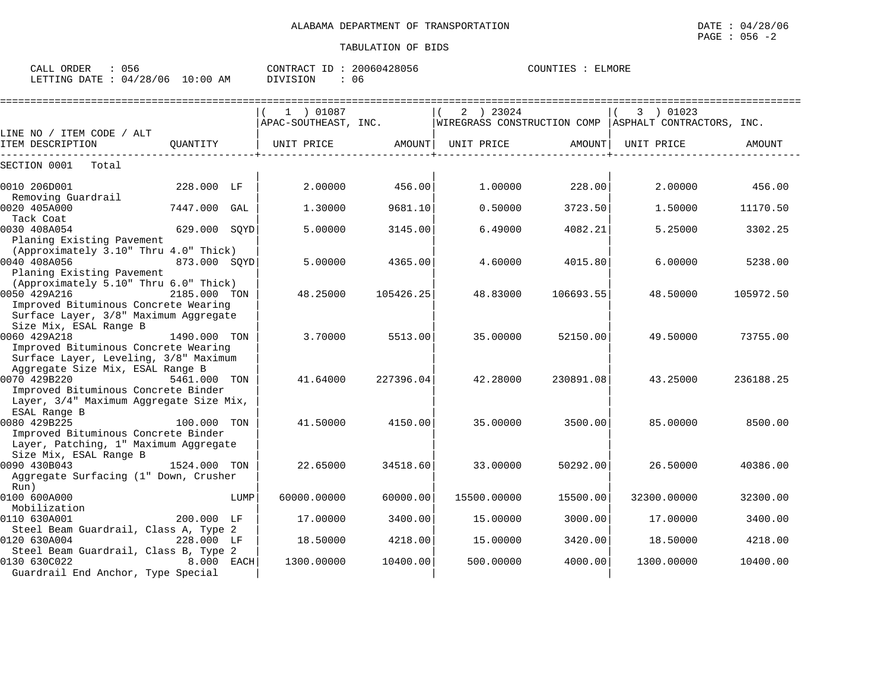ALABAMA DEPARTMENT OF TRANSPORTATION

TABULATION OF BIDS

DATE : 04/28/06

PAGE : 056 -2

CALL ORDER : 056
LETTING DATE : 04/28/06 10:00 AM

CONTRACT ID : 20060428056
DIVISION : 06

COUNTIES : ELMORE

| LINE NO / ITEM CODE / ALT ITEM DESCRIPTION | QUANTITY | ( 1 ) 01087 APAC-SOUTHEAST, INC. UNIT PRICE | AMOUNT | ( 2 ) 23024 WIREGRASS CONSTRUCTION COMP UNIT PRICE | AMOUNT | ( 3 ) 01023 ASPHALT CONTRACTORS, INC. UNIT PRICE | AMOUNT |
|---|---|---|---|---|---|---|---|
| SECTION 0001 Total | | | | | | | |
| 0010 206D001 Removing Guardrail | 228.000 LF | 2.00000 | 456.00 | 1.00000 | 228.00 | 2.00000 | 456.00 |
| 0020 405A000 Tack Coat | 7447.000 GAL | 1.30000 | 9681.10 | 0.50000 | 3723.50 | 1.50000 | 11170.50 |
| 0030 408A054 Planing Existing Pavement (Approximately 3.10" Thru 4.0" Thick) | 629.000 SQYD | 5.00000 | 3145.00 | 6.49000 | 4082.21 | 5.25000 | 3302.25 |
| 0040 408A056 Planing Existing Pavement (Approximately 5.10" Thru 6.0" Thick) | 873.000 SQYD | 5.00000 | 4365.00 | 4.60000 | 4015.80 | 6.00000 | 5238.00 |
| 0050 429A216 Improved Bituminous Concrete Wearing Surface Layer, 3/8" Maximum Aggregate Size Mix, ESAL Range B | 2185.000 TON | 48.25000 | 105426.25 | 48.83000 | 106693.55 | 48.50000 | 105972.50 |
| 0060 429A218 Improved Bituminous Concrete Wearing Surface Layer, Leveling, 3/8" Maximum Aggregate Size Mix, ESAL Range B | 1490.000 TON | 3.70000 | 5513.00 | 35.00000 | 52150.00 | 49.50000 | 73755.00 |
| 0070 429B220 Improved Bituminous Concrete Binder Layer, 3/4" Maximum Aggregate Size Mix, ESAL Range B | 5461.000 TON | 41.64000 | 227396.04 | 42.28000 | 230891.08 | 43.25000 | 236188.25 |
| 0080 429B225 Improved Bituminous Concrete Binder Layer, Patching, 1" Maximum Aggregate Size Mix, ESAL Range B | 100.000 TON | 41.50000 | 4150.00 | 35.00000 | 3500.00 | 85.00000 | 8500.00 |
| 0090 430B043 Aggregate Surfacing (1" Down, Crusher Run) | 1524.000 TON | 22.65000 | 34518.60 | 33.00000 | 50292.00 | 26.50000 | 40386.00 |
| 0100 600A000 Mobilization | LUMP | 60000.00000 | 60000.00 | 15500.00000 | 15500.00 | 32300.00000 | 32300.00 |
| 0110 630A001 Steel Beam Guardrail, Class A, Type 2 | 200.000 LF | 17.00000 | 3400.00 | 15.00000 | 3000.00 | 17.00000 | 3400.00 |
| 0120 630A004 Steel Beam Guardrail, Class B, Type 2 | 228.000 LF | 18.50000 | 4218.00 | 15.00000 | 3420.00 | 18.50000 | 4218.00 |
| 0130 630C022 Guardrail End Anchor, Type Special | 8.000 EACH | 1300.00000 | 10400.00 | 500.00000 | 4000.00 | 1300.00000 | 10400.00 |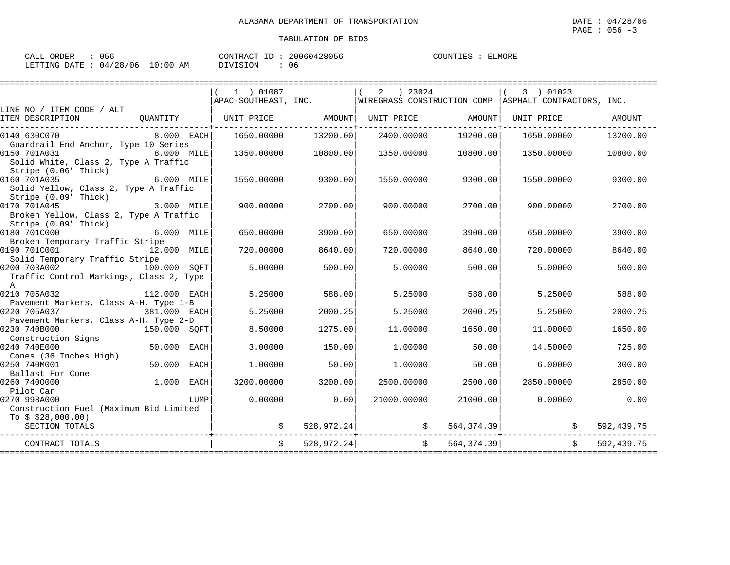ALABAMA DEPARTMENT OF TRANSPORTATION

TABULATION OF BIDS

DATE : 04/28/06
PAGE : 056 -3

CALL ORDER : 056
LETTING DATE : 04/28/06 10:00 AM

CONTRACT ID : 20060428056
DIVISION : 06

COUNTIES : ELMORE

| LINE NO / ITEM CODE / ALT ITEM DESCRIPTION | QUANTITY | ( 1 ) 01087 APAC-SOUTHEAST, INC. UNIT PRICE | AMOUNT | ( 2 ) 23024 WIREGRASS CONSTRUCTION COMP UNIT PRICE | AMOUNT | ( 3 ) 01023 ASPHALT CONTRACTORS, INC. UNIT PRICE | AMOUNT |
|---|---|---|---|---|---|---|---|
| 0140 630C070 Guardrail End Anchor, Type 10 Series | 8.000 EACH | 1650.00000 | 13200.00 | 2400.00000 | 19200.00 | 1650.00000 | 13200.00 |
| 0150 701A031 Solid White, Class 2, Type A Traffic Stripe (0.06" Thick) | 8.000 MILE | 1350.00000 | 10800.00 | 1350.00000 | 10800.00 | 1350.00000 | 10800.00 |
| 0160 701A035 Solid Yellow, Class 2, Type A Traffic Stripe (0.09" Thick) | 6.000 MILE | 1550.00000 | 9300.00 | 1550.00000 | 9300.00 | 1550.00000 | 9300.00 |
| 0170 701A045 Broken Yellow, Class 2, Type A Traffic Stripe (0.09" Thick) | 3.000 MILE | 900.00000 | 2700.00 | 900.00000 | 2700.00 | 900.00000 | 2700.00 |
| 0180 701C000 Broken Temporary Traffic Stripe | 6.000 MILE | 650.00000 | 3900.00 | 650.00000 | 3900.00 | 650.00000 | 3900.00 |
| 0190 701C001 Solid Temporary Traffic Stripe | 12.000 MILE | 720.00000 | 8640.00 | 720.00000 | 8640.00 | 720.00000 | 8640.00 |
| 0200 703A002 Traffic Control Markings, Class 2, Type A | 100.000 SQFT | 5.00000 | 500.00 | 5.00000 | 500.00 | 5.00000 | 500.00 |
| 0210 705A032 Pavement Markers, Class A-H, Type 1-B | 112.000 EACH | 5.25000 | 588.00 | 5.25000 | 588.00 | 5.25000 | 588.00 |
| 0220 705A037 Pavement Markers, Class A-H, Type 2-D | 381.000 EACH | 5.25000 | 2000.25 | 5.25000 | 2000.25 | 5.25000 | 2000.25 |
| 0230 740B000 Construction Signs | 150.000 SQFT | 8.50000 | 1275.00 | 11.00000 | 1650.00 | 11.00000 | 1650.00 |
| 0240 740E000 Cones (36 Inches High) | 50.000 EACH | 3.00000 | 150.00 | 1.00000 | 50.00 | 14.50000 | 725.00 |
| 0250 740M001 Ballast For Cone | 50.000 EACH | 1.00000 | 50.00 | 1.00000 | 50.00 | 6.00000 | 300.00 |
| 0260 740O000 Pilot Car | 1.000 EACH | 3200.00000 | 3200.00 | 2500.00000 | 2500.00 | 2850.00000 | 2850.00 |
| 0270 998A000 Construction Fuel (Maximum Bid Limited To $ $28,000.00) | LUMP | 0.00000 | 0.00 | 21000.00000 | 21000.00 | 0.00000 | 0.00 |
| SECTION TOTALS | | | $ 528,972.24 | | $ 564,374.39 | | $ 592,439.75 |
| CONTRACT TOTALS | | | $ 528,972.24 | | $ 564,374.39 | | $ 592,439.75 |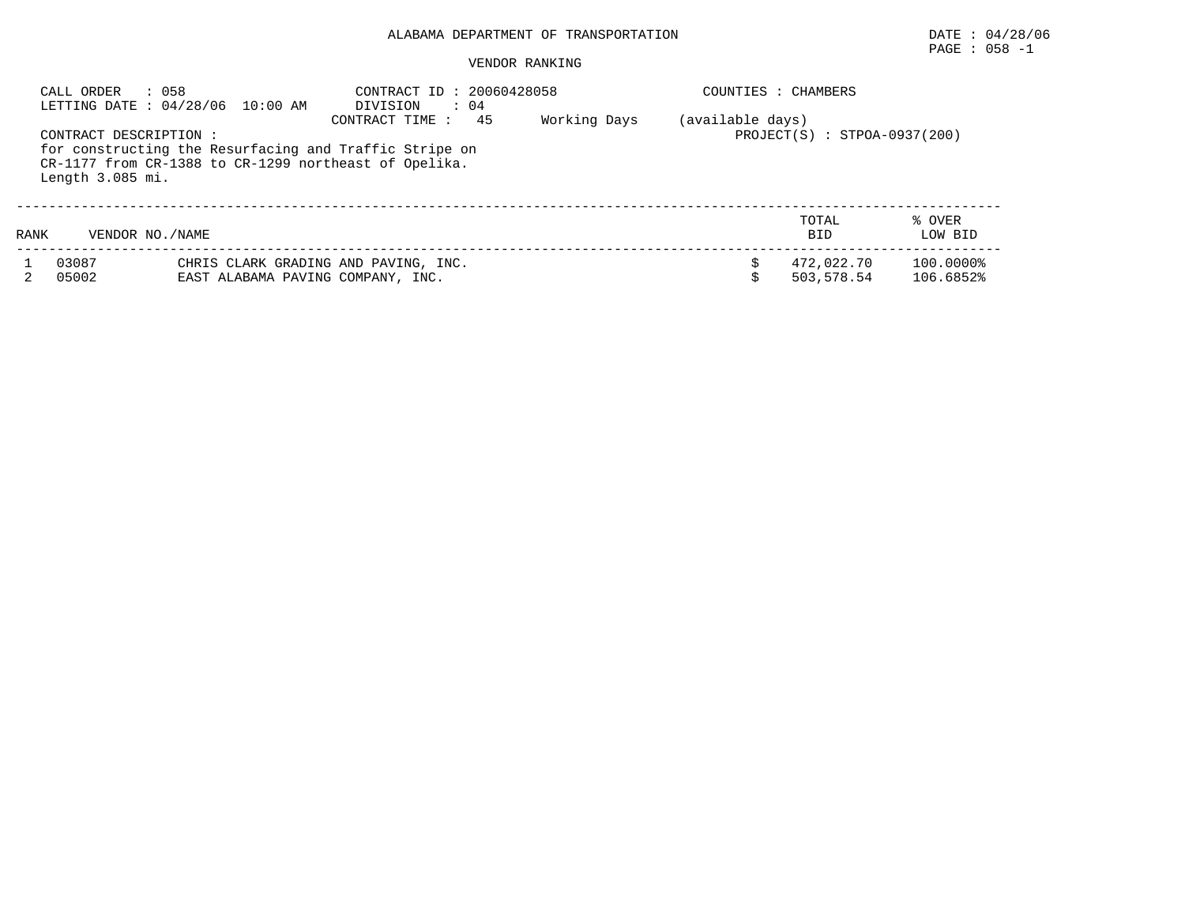# ALABAMA DEPARTMENT OF TRANSPORTATION

DATE : 04/28/06

## VENDOR RANKING

CALL ORDER : 058
LETTING DATE : 04/28/06 10:00 AM
CONTRACT ID : 20060428058
DIVISION : 04
CONTRACT TIME : 45 Working Days (available days)
COUNTIES : CHAMBERS
PROJECT(S) : STPOA-0937(200)

CONTRACT DESCRIPTION :
for constructing the Resurfacing and Traffic Stripe on CR-1177 from CR-1388 to CR-1299 northeast of Opelika.
Length 3.085 mi.

| RANK | VENDOR NO./NAME | | TOTAL BID | % OVER LOW BID |
|---|---|---|---|---|
| 1 | 03087 | CHRIS CLARK GRADING AND PAVING, INC. | $ 472,022.70 | 100.0000% |
| 2 | 05002 | EAST ALABAMA PAVING COMPANY, INC. | $ 503,578.54 | 106.6852% |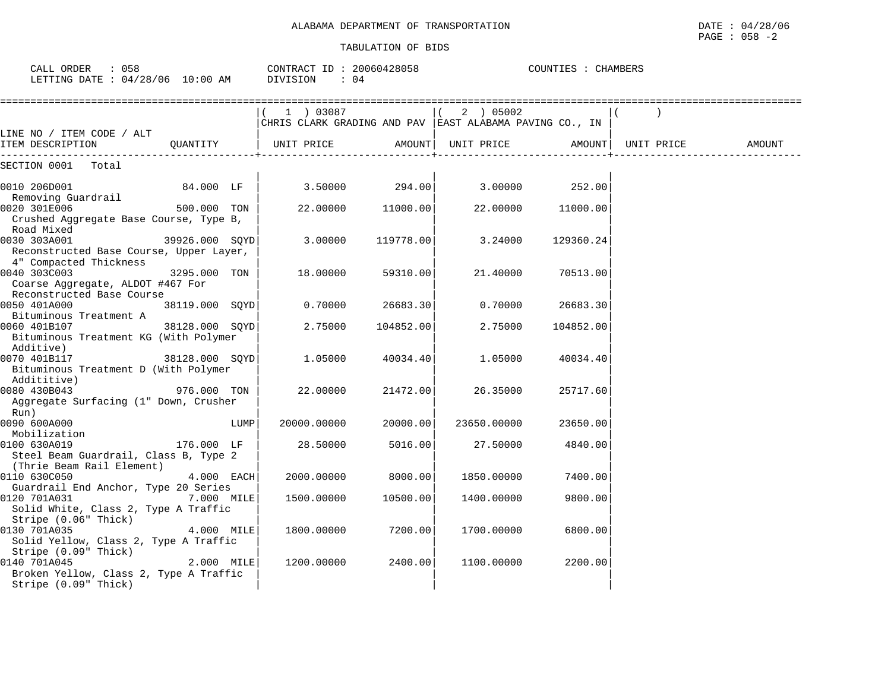ALABAMA DEPARTMENT OF TRANSPORTATION

TABULATION OF BIDS

DATE : 04/28/06
PAGE : 058 -2

CALL ORDER : 058 CONTRACT ID : 20060428058 COUNTIES : CHAMBERS
LETTING DATE : 04/28/06 10:00 AM DIVISION : 04

| LINE NO / ITEM CODE / ALT ITEM DESCRIPTION | QUANTITY | ( 1 ) 03087 CHRIS CLARK GRADING AND PAV UNIT PRICE | AMOUNT | ( 2 ) 05002 EAST ALABAMA PAVING CO., IN UNIT PRICE | AMOUNT | ( ) UNIT PRICE | AMOUNT |
|---|---|---|---|---|---|---|---|
| SECTION 0001 Total | | | | | | | |
| 0010 206D001 Removing Guardrail | 84.000 LF | 3.50000 | 294.00 | 3.00000 | 252.00 | | |
| 0020 301E006 Crushed Aggregate Base Course, Type B, Road Mixed | 500.000 TON | 22.00000 | 11000.00 | 22.00000 | 11000.00 | | |
| 0030 303A001 Reconstructed Base Course, Upper Layer, 4" Compacted Thickness | 39926.000 SQYD | 3.00000 | 119778.00 | 3.24000 | 129360.24 | | |
| 0040 303C003 Coarse Aggregate, ALDOT #467 For Reconstructed Base Course | 3295.000 TON | 18.00000 | 59310.00 | 21.40000 | 70513.00 | | |
| 0050 401A000 Bituminous Treatment A | 38119.000 SQYD | 0.70000 | 26683.30 | 0.70000 | 26683.30 | | |
| 0060 401B107 Bituminous Treatment KG (With Polymer Additive) | 38128.000 SQYD | 2.75000 | 104852.00 | 2.75000 | 104852.00 | | |
| 0070 401B117 Bituminous Treatment D (With Polymer Addititive) | 38128.000 SQYD | 1.05000 | 40034.40 | 1.05000 | 40034.40 | | |
| 0080 430B043 Aggregate Surfacing (1" Down, Crusher Run) | 976.000 TON | 22.00000 | 21472.00 | 26.35000 | 25717.60 | | |
| 0090 600A000 Mobilization | LUMP | 20000.00000 | 20000.00 | 23650.00000 | 23650.00 | | |
| 0100 630A019 Steel Beam Guardrail, Class B, Type 2 (Thrie Beam Rail Element) | 176.000 LF | 28.50000 | 5016.00 | 27.50000 | 4840.00 | | |
| 0110 630C050 Guardrail End Anchor, Type 20 Series | 4.000 EACH | 2000.00000 | 8000.00 | 1850.00000 | 7400.00 | | |
| 0120 701A031 Solid White, Class 2, Type A Traffic Stripe (0.06" Thick) | 7.000 MILE | 1500.00000 | 10500.00 | 1400.00000 | 9800.00 | | |
| 0130 701A035 Solid Yellow, Class 2, Type A Traffic Stripe (0.09" Thick) | 4.000 MILE | 1800.00000 | 7200.00 | 1700.00000 | 6800.00 | | |
| 0140 701A045 Broken Yellow, Class 2, Type A Traffic Stripe (0.09" Thick) | 2.000 MILE | 1200.00000 | 2400.00 | 1100.00000 | 2200.00 | | |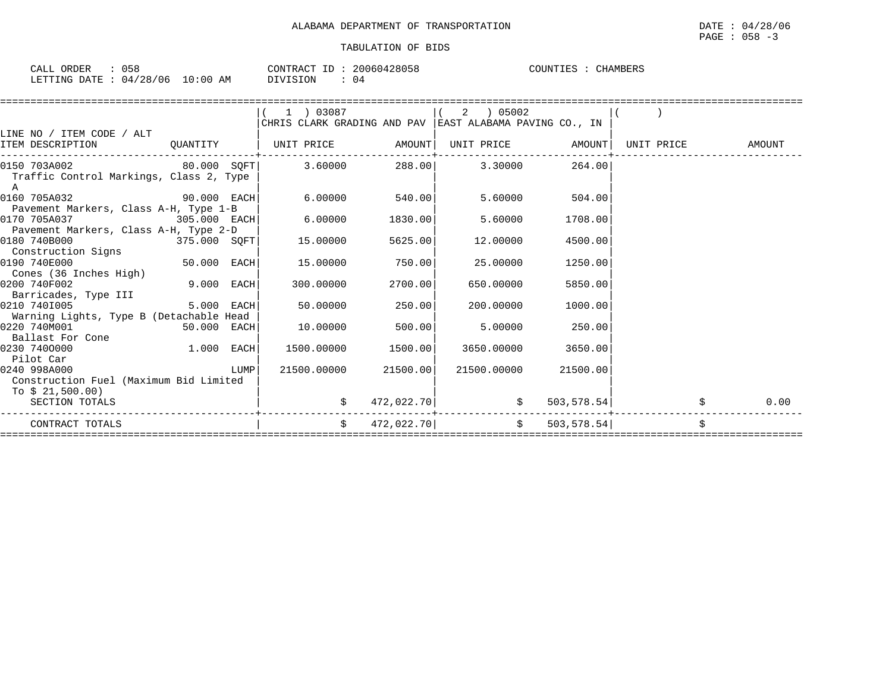ALABAMA DEPARTMENT OF TRANSPORTATION

DATE : 04/28/06

PAGE : 058 -3

TABULATION OF BIDS

CALL ORDER : 058 CONTRACT ID : 20060428058 COUNTIES : CHAMBERS

LETTING DATE : 04/28/06 10:00 AM DIVISION : 04

| LINE NO / ITEM CODE / ALT ITEM DESCRIPTION | QUANTITY | ( 1 ) 03087 CHRIS CLARK GRADING AND PAV UNIT PRICE | AMOUNT | ( 2 ) 05002 EAST ALABAMA PAVING CO., IN UNIT PRICE | AMOUNT | ( ) UNIT PRICE | AMOUNT |
|---|---|---|---|---|---|---|---|
| 0150 703A002 Traffic Control Markings, Class 2, Type A | 80.000 SQFT | 3.60000 | 288.00 | 3.30000 | 264.00 | | |
| 0160 705A032 Pavement Markers, Class A-H, Type 1-B | 90.000 EACH | 6.00000 | 540.00 | 5.60000 | 504.00 | | |
| 0170 705A037 Pavement Markers, Class A-H, Type 2-D | 305.000 EACH | 6.00000 | 1830.00 | 5.60000 | 1708.00 | | |
| 0180 740B000 Construction Signs | 375.000 SQFT | 15.00000 | 5625.00 | 12.00000 | 4500.00 | | |
| 0190 740E000 Cones (36 Inches High) | 50.000 EACH | 15.00000 | 750.00 | 25.00000 | 1250.00 | | |
| 0200 740F002 Barricades, Type III | 9.000 EACH | 300.00000 | 2700.00 | 650.00000 | 5850.00 | | |
| 0210 740I005 Warning Lights, Type B (Detachable Head | 5.000 EACH | 50.00000 | 250.00 | 200.00000 | 1000.00 | | |
| 0220 740M001 Ballast For Cone | 50.000 EACH | 10.00000 | 500.00 | 5.00000 | 250.00 | | |
| 0230 740O000 Pilot Car | 1.000 EACH | 1500.00000 | 1500.00 | 3650.00000 | 3650.00 | | |
| 0240 998A000 Construction Fuel (Maximum Bid Limited To $ 21,500.00) | LUMP | 21500.00000 | 21500.00 | 21500.00000 | 21500.00 | | |
| SECTION TOTALS | | $ | 472,022.70 | $ | 503,578.54 | $ | 0.00 |
| CONTRACT TOTALS | | $ | 472,022.70 | $ | 503,578.54 | $ | |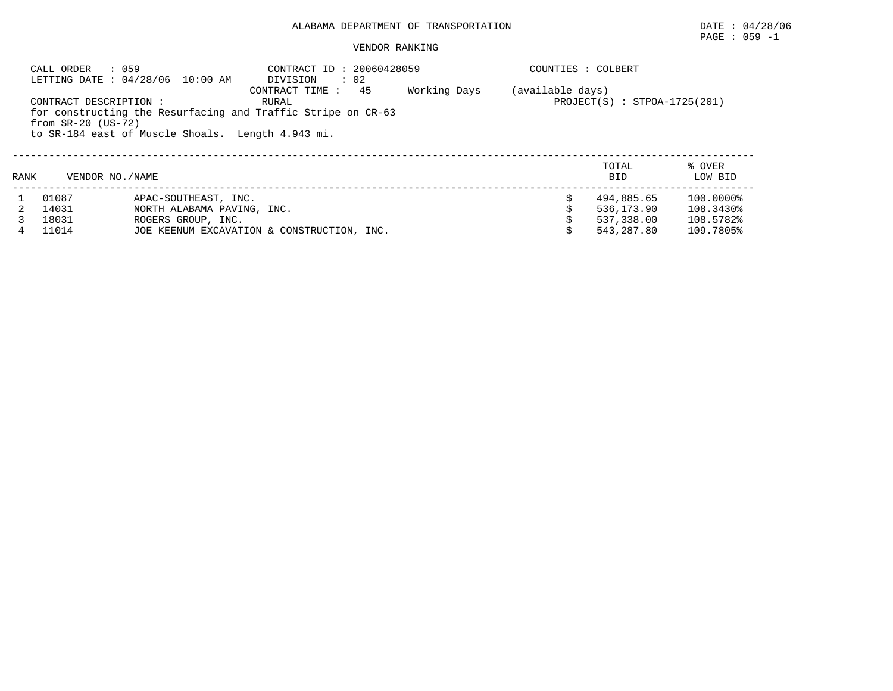ALABAMA DEPARTMENT OF TRANSPORTATION

DATE : 04/28/06
PAGE : 059 -1

VENDOR RANKING

CALL ORDER : 059
LETTING DATE : 04/28/06 10:00 AM
CONTRACT ID : 20060428059
DIVISION : 02
CONTRACT TIME : 45 Working Days (available days)
COUNTIES : COLBERT
PROJECT(S) : STPOA-1725(201)

CONTRACT DESCRIPTION : RURAL
for constructing the Resurfacing and Traffic Stripe on CR-63
from SR-20 (US-72)
to SR-184 east of Muscle Shoals. Length 4.943 mi.

| RANK | VENDOR NO. | NAME | TOTAL BID | % OVER LOW BID |
|---|---|---|---|---|
| 1 | 01087 | APAC-SOUTHEAST, INC. | $ 494,885.65 | 100.0000% |
| 2 | 14031 | NORTH ALABAMA PAVING, INC. | $ 536,173.90 | 108.3430% |
| 3 | 18031 | ROGERS GROUP, INC. | $ 537,338.00 | 108.5782% |
| 4 | 11014 | JOE KEENUM EXCAVATION & CONSTRUCTION, INC. | $ 543,287.80 | 109.7805% |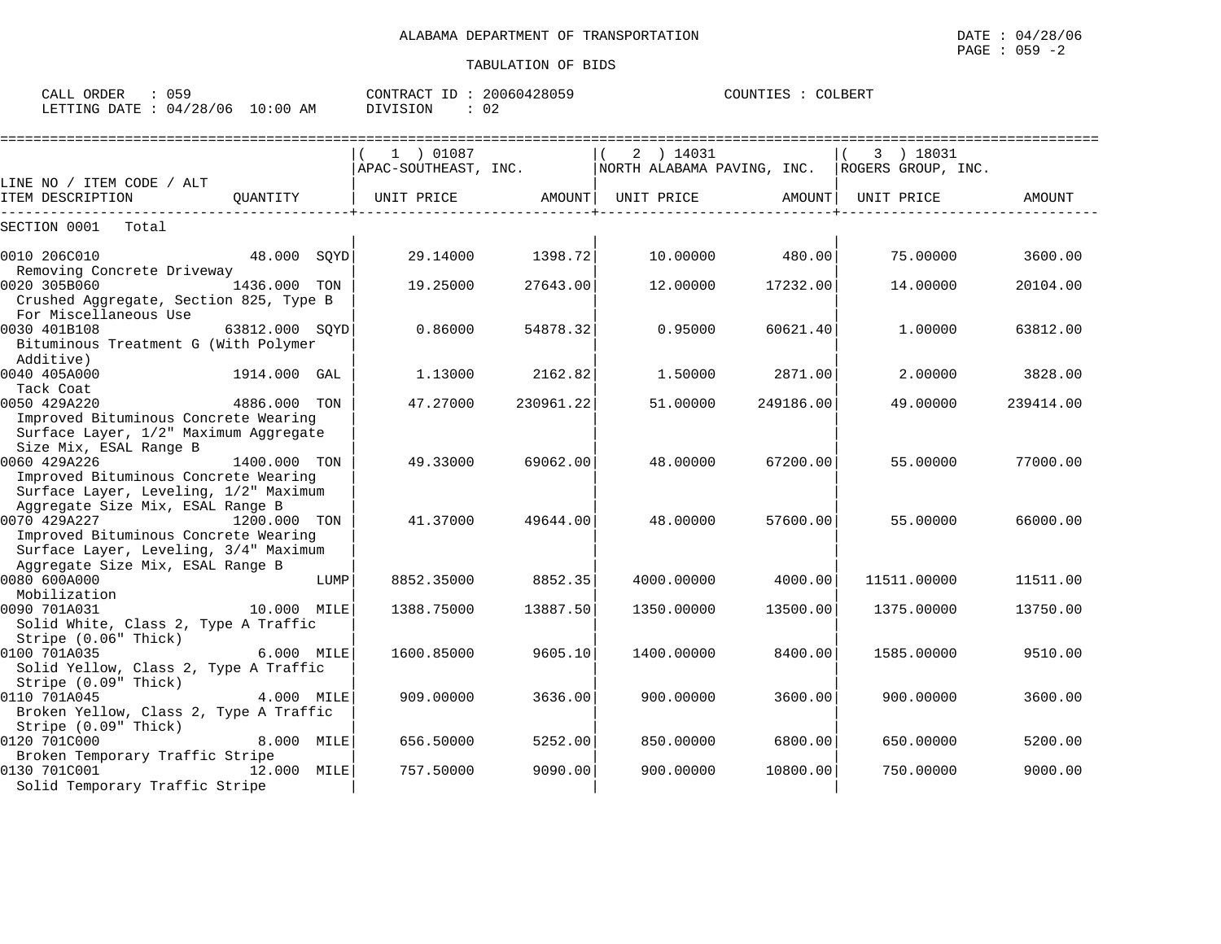ALABAMA DEPARTMENT OF TRANSPORTATION

TABULATION OF BIDS

DATE : 04/28/06
PAGE : 059 -2

CALL ORDER : 059 CONTRACT ID : 20060428059 COUNTIES : COLBERT
LETTING DATE : 04/28/06 10:00 AM DIVISION : 02

| LINE NO / ITEM CODE / ALT ITEM DESCRIPTION | QUANTITY | ( 1 ) 01087 APAC-SOUTHEAST, INC. UNIT PRICE | AMOUNT | ( 2 ) 14031 NORTH ALABAMA PAVING, INC. UNIT PRICE | AMOUNT | ( 3 ) 18031 ROGERS GROUP, INC. UNIT PRICE | AMOUNT |
|---|---|---|---|---|---|---|---|
| SECTION 0001 Total | | | | | | | |
| 0010 206C010 Removing Concrete Driveway | 48.000 SQYD | 29.14000 | 1398.72 | 10.00000 | 480.00 | 75.00000 | 3600.00 |
| 0020 305B060 Crushed Aggregate, Section 825, Type B For Miscellaneous Use | 1436.000 TON | 19.25000 | 27643.00 | 12.00000 | 17232.00 | 14.00000 | 20104.00 |
| 0030 401B108 Bituminous Treatment G (With Polymer Additive) | 63812.000 SQYD | 0.86000 | 54878.32 | 0.95000 | 60621.40 | 1.00000 | 63812.00 |
| 0040 405A000 Tack Coat | 1914.000 GAL | 1.13000 | 2162.82 | 1.50000 | 2871.00 | 2.00000 | 3828.00 |
| 0050 429A220 Improved Bituminous Concrete Wearing Surface Layer, 1/2" Maximum Aggregate Size Mix, ESAL Range B | 4886.000 TON | 47.27000 | 230961.22 | 51.00000 | 249186.00 | 49.00000 | 239414.00 |
| 0060 429A226 Improved Bituminous Concrete Wearing Surface Layer, Leveling, 1/2" Maximum Aggregate Size Mix, ESAL Range B | 1400.000 TON | 49.33000 | 69062.00 | 48.00000 | 67200.00 | 55.00000 | 77000.00 |
| 0070 429A227 Improved Bituminous Concrete Wearing Surface Layer, Leveling, 3/4" Maximum Aggregate Size Mix, ESAL Range B | 1200.000 TON | 41.37000 | 49644.00 | 48.00000 | 57600.00 | 55.00000 | 66000.00 |
| 0080 600A000 Mobilization | LUMP | 8852.35000 | 8852.35 | 4000.00000 | 4000.00 | 11511.00000 | 11511.00 |
| 0090 701A031 Solid White, Class 2, Type A Traffic Stripe (0.06" Thick) | 10.000 MILE | 1388.75000 | 13887.50 | 1350.00000 | 13500.00 | 1375.00000 | 13750.00 |
| 0100 701A035 Solid Yellow, Class 2, Type A Traffic Stripe (0.09" Thick) | 6.000 MILE | 1600.85000 | 9605.10 | 1400.00000 | 8400.00 | 1585.00000 | 9510.00 |
| 0110 701A045 Broken Yellow, Class 2, Type A Traffic Stripe (0.09" Thick) | 4.000 MILE | 909.00000 | 3636.00 | 900.00000 | 3600.00 | 900.00000 | 3600.00 |
| 0120 701C000 Broken Temporary Traffic Stripe | 8.000 MILE | 656.50000 | 5252.00 | 850.00000 | 6800.00 | 650.00000 | 5200.00 |
| 0130 701C001 Solid Temporary Traffic Stripe | 12.000 MILE | 757.50000 | 9090.00 | 900.00000 | 10800.00 | 750.00000 | 9000.00 |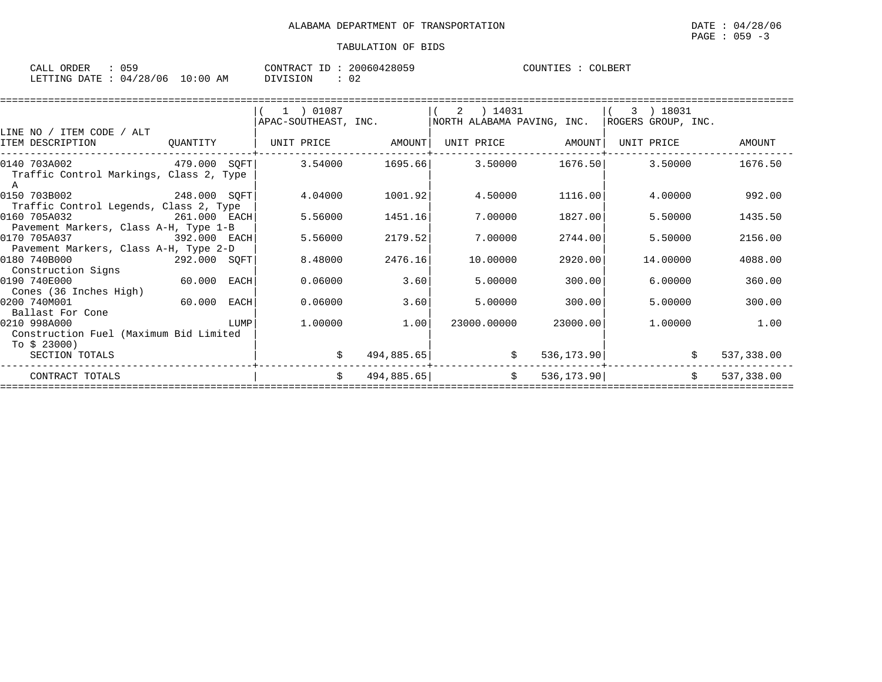ALABAMA DEPARTMENT OF TRANSPORTATION

DATE : 04/28/06
PAGE : 059 -3

TABULATION OF BIDS

CALL ORDER : 059　　CONTRACT ID : 20060428059　　COUNTIES : COLBERT
LETTING DATE : 04/28/06 10:00 AM　　DIVISION : 02

| LINE NO / ITEM CODE / ALT ITEM DESCRIPTION | QUANTITY | (1) 01087 APAC-SOUTHEAST, INC. UNIT PRICE | AMOUNT | (2) 14031 NORTH ALABAMA PAVING, INC. UNIT PRICE | AMOUNT | (3) 18031 ROGERS GROUP, INC. UNIT PRICE | AMOUNT |
|---|---|---|---|---|---|---|---|
| 0140 703A002 Traffic Control Markings, Class 2, Type A | 479.000 SQFT | 3.54000 | 1695.66 | 3.50000 | 1676.50 | 3.50000 | 1676.50 |
| 0150 703B002 Traffic Control Legends, Class 2, Type | 248.000 SQFT | 4.04000 | 1001.92 | 4.50000 | 1116.00 | 4.00000 | 992.00 |
| 0160 705A032 Pavement Markers, Class A-H, Type 1-B | 261.000 EACH | 5.56000 | 1451.16 | 7.00000 | 1827.00 | 5.50000 | 1435.50 |
| 0170 705A037 Pavement Markers, Class A-H, Type 2-D | 392.000 EACH | 5.56000 | 2179.52 | 7.00000 | 2744.00 | 5.50000 | 2156.00 |
| 0180 740B000 Construction Signs | 292.000 SQFT | 8.48000 | 2476.16 | 10.00000 | 2920.00 | 14.00000 | 4088.00 |
| 0190 740E000 Cones (36 Inches High) | 60.000 EACH | 0.06000 | 3.60 | 5.00000 | 300.00 | 6.00000 | 360.00 |
| 0200 740M001 Ballast For Cone | 60.000 EACH | 0.06000 | 3.60 | 5.00000 | 300.00 | 5.00000 | 300.00 |
| 0210 998A000 Construction Fuel (Maximum Bid Limited To $ 23000) | LUMP | 1.00000 | 1.00 | 23000.00000 | 23000.00 | 1.00000 | 1.00 |
| SECTION TOTALS | | $ | 494,885.65 | $ | 536,173.90 | $ | 537,338.00 |
| CONTRACT TOTALS | | $ | 494,885.65 | $ | 536,173.90 | $ | 537,338.00 |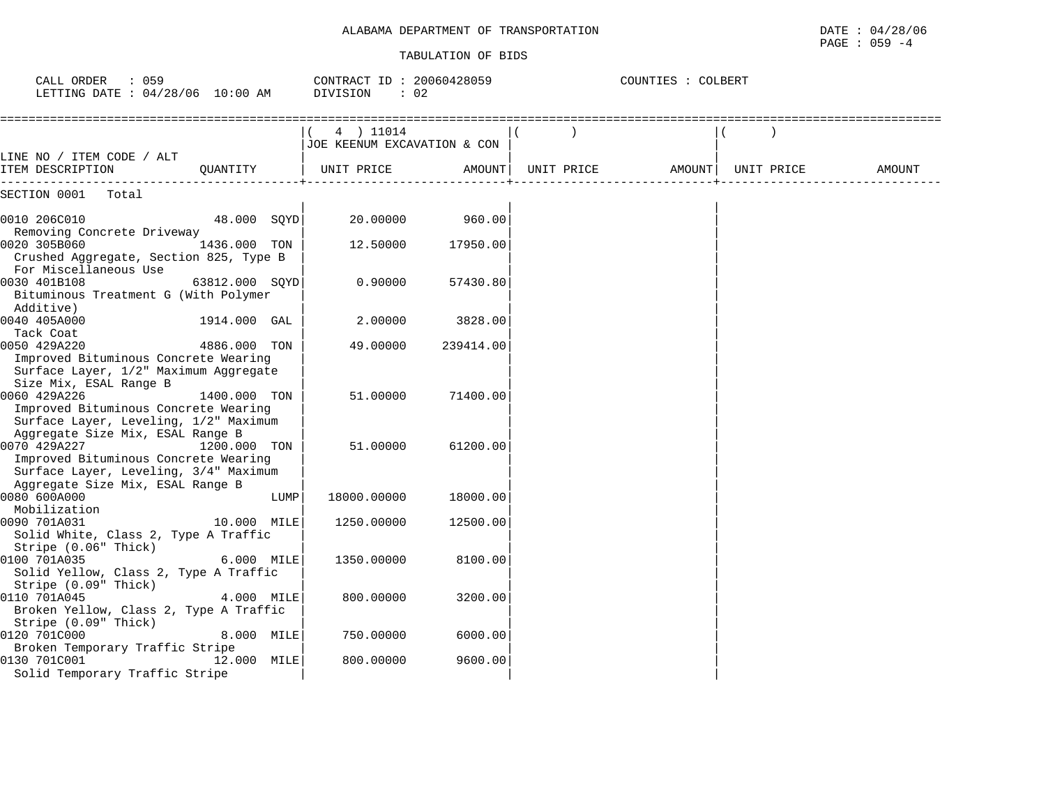ALABAMA DEPARTMENT OF TRANSPORTATION

DATE : 04/28/06
PAGE : 059 -4

TABULATION OF BIDS

CALL ORDER : 059
LETTING DATE : 04/28/06 10:00 AM

CONTRACT ID : 20060428059
DIVISION : 02

COUNTIES : COLBERT

| LINE NO / ITEM CODE / ALT ITEM DESCRIPTION | QUANTITY | ( 4 ) 11014 JOE KEENUM EXCAVATION & CON UNIT PRICE | AMOUNT | ( ) UNIT PRICE | AMOUNT | ( ) UNIT PRICE | AMOUNT |
|---|---|---|---|---|---|---|---|
| SECTION 0001 Total | | | | | | | |
| 0010 206C010 Removing Concrete Driveway | 48.000 SQYD | 20.00000 | 960.00 | | | | |
| 0020 305B060 Crushed Aggregate, Section 825, Type B For Miscellaneous Use | 1436.000 TON | 12.50000 | 17950.00 | | | | |
| 0030 401B108 Bituminous Treatment G (With Polymer Additive) | 63812.000 SQYD | 0.90000 | 57430.80 | | | | |
| 0040 405A000 Tack Coat | 1914.000 GAL | 2.00000 | 3828.00 | | | | |
| 0050 429A220 Improved Bituminous Concrete Wearing Surface Layer, 1/2" Maximum Aggregate Size Mix, ESAL Range B | 4886.000 TON | 49.00000 | 239414.00 | | | | |
| 0060 429A226 Improved Bituminous Concrete Wearing Surface Layer, Leveling, 1/2" Maximum Aggregate Size Mix, ESAL Range B | 1400.000 TON | 51.00000 | 71400.00 | | | | |
| 0070 429A227 Improved Bituminous Concrete Wearing Surface Layer, Leveling, 3/4" Maximum Aggregate Size Mix, ESAL Range B | 1200.000 TON | 51.00000 | 61200.00 | | | | |
| 0080 600A000 Mobilization | LUMP | 18000.00000 | 18000.00 | | | | |
| 0090 701A031 Solid White, Class 2, Type A Traffic Stripe (0.06" Thick) | 10.000 MILE | 1250.00000 | 12500.00 | | | | |
| 0100 701A035 Solid Yellow, Class 2, Type A Traffic Stripe (0.09" Thick) | 6.000 MILE | 1350.00000 | 8100.00 | | | | |
| 0110 701A045 Broken Yellow, Class 2, Type A Traffic Stripe (0.09" Thick) | 4.000 MILE | 800.00000 | 3200.00 | | | | |
| 0120 701C000 Broken Temporary Traffic Stripe | 8.000 MILE | 750.00000 | 6000.00 | | | | |
| 0130 701C001 Solid Temporary Traffic Stripe | 12.000 MILE | 800.00000 | 9600.00 | | | | |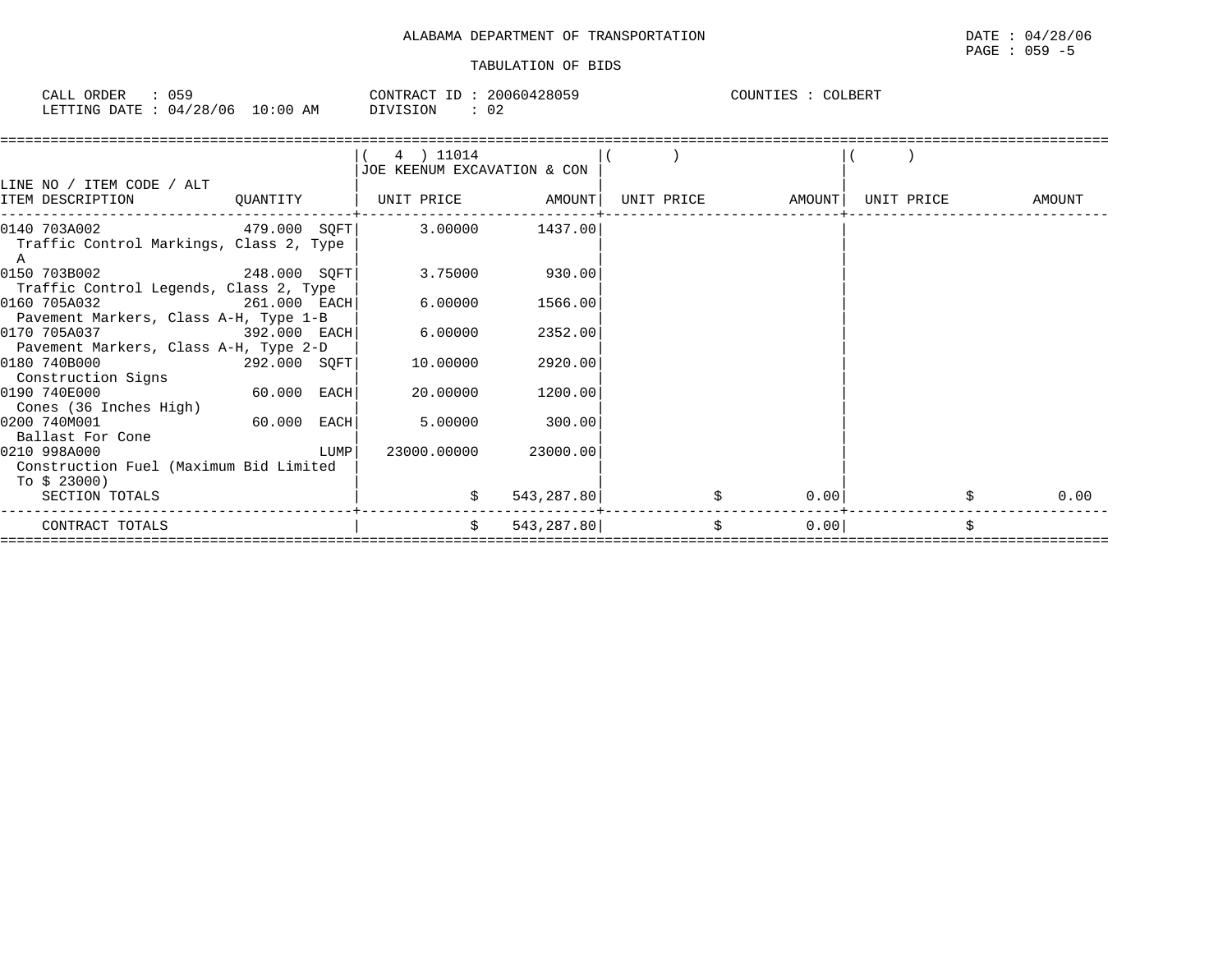ALABAMA DEPARTMENT OF TRANSPORTATION

TABULATION OF BIDS

DATE : 04/28/06
PAGE : 059 -5

CALL ORDER : 059
LETTING DATE : 04/28/06 10:00 AM

CONTRACT ID : 20060428059
DIVISION : 02

COUNTIES : COLBERT

| LINE NO / ITEM CODE / ALT ITEM DESCRIPTION | QUANTITY | ( 4 ) 11014 JOE KEENUM EXCAVATION & CON UNIT PRICE | AMOUNT | ( ) UNIT PRICE | AMOUNT | ( ) UNIT PRICE | AMOUNT |
|---|---|---|---|---|---|---|---|
| 0140 703A002 Traffic Control Markings, Class 2, Type A | 479.000 SQFT | 3.00000 | 1437.00 | | | | |
| 0150 703B002 Traffic Control Legends, Class 2, Type | 248.000 SQFT | 3.75000 | 930.00 | | | | |
| 0160 705A032 Pavement Markers, Class A-H, Type 1-B | 261.000 EACH | 6.00000 | 1566.00 | | | | |
| 0170 705A037 Pavement Markers, Class A-H, Type 2-D | 392.000 EACH | 6.00000 | 2352.00 | | | | |
| 0180 740B000 Construction Signs | 292.000 SQFT | 10.00000 | 2920.00 | | | | |
| 0190 740E000 Cones (36 Inches High) | 60.000 EACH | 20.00000 | 1200.00 | | | | |
| 0200 740M001 Ballast For Cone | 60.000 EACH | 5.00000 | 300.00 | | | | |
| 0210 998A000 Construction Fuel (Maximum Bid Limited To $ 23000) | LUMP | 23000.00000 | 23000.00 | | | | |
| SECTION TOTALS | | $ | 543,287.80 | $ | 0.00 | $ | 0.00 |
| CONTRACT TOTALS | | $ | 543,287.80 | $ | 0.00 | $ | |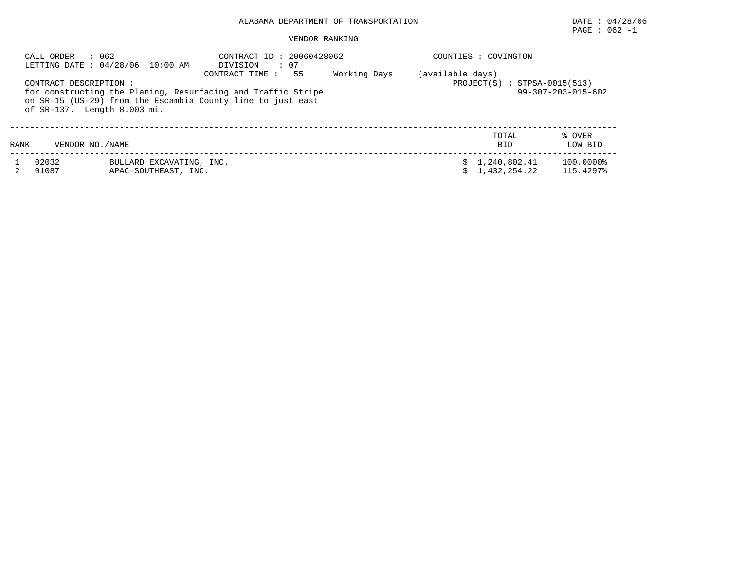ALABAMA DEPARTMENT OF TRANSPORTATION

DATE : 04/28/06

PAGE : 062 -1

VENDOR RANKING

CALL ORDER : 062
LETTING DATE : 04/28/06 10:00 AM

CONTRACT ID : 20060428062
DIVISION : 07
CONTRACT TIME : 55 Working Days (available days)

COUNTIES : COVINGTON

PROJECT(S) : STPSA-0015(513)
99-307-203-015-602

CONTRACT DESCRIPTION :
for constructing the Planing, Resurfacing and Traffic Stripe on SR-15 (US-29) from the Escambia County line to just east of SR-137. Length 8.003 mi.

| RANK | VENDOR NO./NAME | | TOTAL BID | % OVER LOW BID |
|---|---|---|---|---|
| 1 | 02032 | BULLARD EXCAVATING, INC. | $ 1,240,802.41 | 100.0000% |
| 2 | 01087 | APAC-SOUTHEAST, INC. | $ 1,432,254.22 | 115.4297% |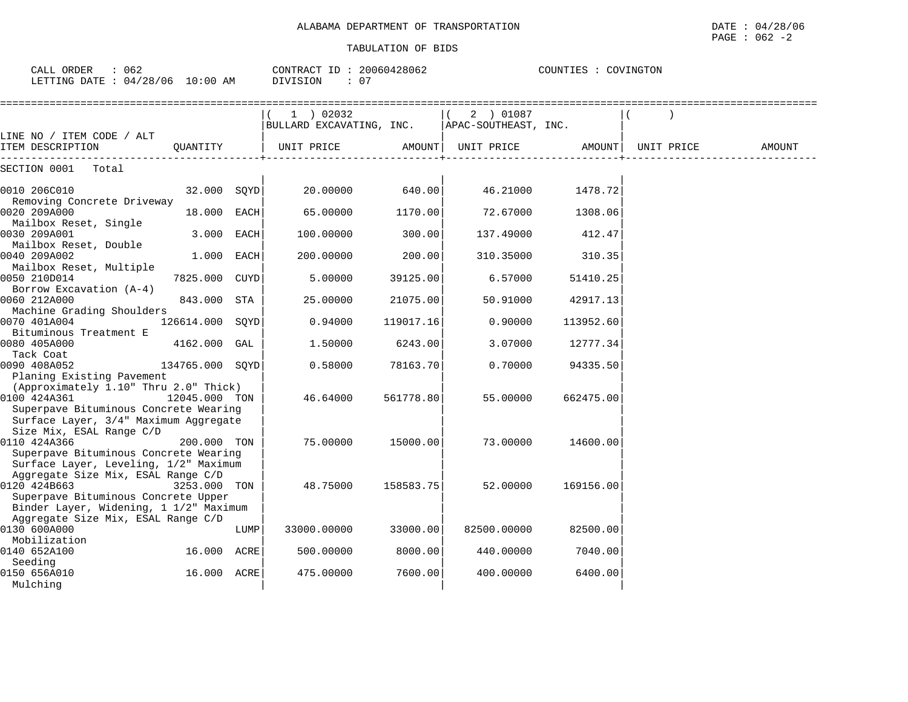ALABAMA DEPARTMENT OF TRANSPORTATION

TABULATION OF BIDS

CALL ORDER : 062 CONTRACT ID : 20060428062 COUNTIES : COVINGTON
LETTING DATE : 04/28/06 10:00 AM DIVISION : 07

| LINE NO / ITEM CODE / ALT ITEM DESCRIPTION | QUANTITY | (1) 02032 BULLARD EXCAVATING, INC. UNIT PRICE | AMOUNT | (2) 01087 APAC-SOUTHEAST, INC. UNIT PRICE | AMOUNT | ( ) UNIT PRICE | AMOUNT |
|---|---|---|---|---|---|---|---|
| SECTION 0001 Total | | | | | | | |
| 0010 206C010 Removing Concrete Driveway | 32.000 SQYD | 20.00000 | 640.00 | 46.21000 | 1478.72 | | |
| 0020 209A000 Mailbox Reset, Single | 18.000 EACH | 65.00000 | 1170.00 | 72.67000 | 1308.06 | | |
| 0030 209A001 Mailbox Reset, Double | 3.000 EACH | 100.00000 | 300.00 | 137.49000 | 412.47 | | |
| 0040 209A002 Mailbox Reset, Multiple | 1.000 EACH | 200.00000 | 200.00 | 310.35000 | 310.35 | | |
| 0050 210D014 Borrow Excavation (A-4) | 7825.000 CUYD | 5.00000 | 39125.00 | 6.57000 | 51410.25 | | |
| 0060 212A000 Machine Grading Shoulders | 843.000 STA | 25.00000 | 21075.00 | 50.91000 | 42917.13 | | |
| 0070 401A004 Bituminous Treatment E | 126614.000 SQYD | 0.94000 | 119017.16 | 0.90000 | 113952.60 | | |
| 0080 405A000 Tack Coat | 4162.000 GAL | 1.50000 | 6243.00 | 3.07000 | 12777.34 | | |
| 0090 408A052 Planing Existing Pavement (Approximately 1.10" Thru 2.0" Thick) | 134765.000 SQYD | 0.58000 | 78163.70 | 0.70000 | 94335.50 | | |
| 0100 424A361 Superpave Bituminous Concrete Wearing Surface Layer, 3/4" Maximum Aggregate Size Mix, ESAL Range C/D | 12045.000 TON | 46.64000 | 561778.80 | 55.00000 | 662475.00 | | |
| 0110 424A366 Superpave Bituminous Concrete Wearing Surface Layer, Leveling, 1/2" Maximum Aggregate Size Mix, ESAL Range C/D | 200.000 TON | 75.00000 | 15000.00 | 73.00000 | 14600.00 | | |
| 0120 424B663 Superpave Bituminous Concrete Upper Binder Layer, Widening, 1 1/2" Maximum Aggregate Size Mix, ESAL Range C/D | 3253.000 TON | 48.75000 | 158583.75 | 52.00000 | 169156.00 | | |
| 0130 600A000 Mobilization | LUMP | 33000.00000 | 33000.00 | 82500.00000 | 82500.00 | | |
| 0140 652A100 Seeding | 16.000 ACRE | 500.00000 | 8000.00 | 440.00000 | 7040.00 | | |
| 0150 656A010 Mulching | 16.000 ACRE | 475.00000 | 7600.00 | 400.00000 | 6400.00 | | |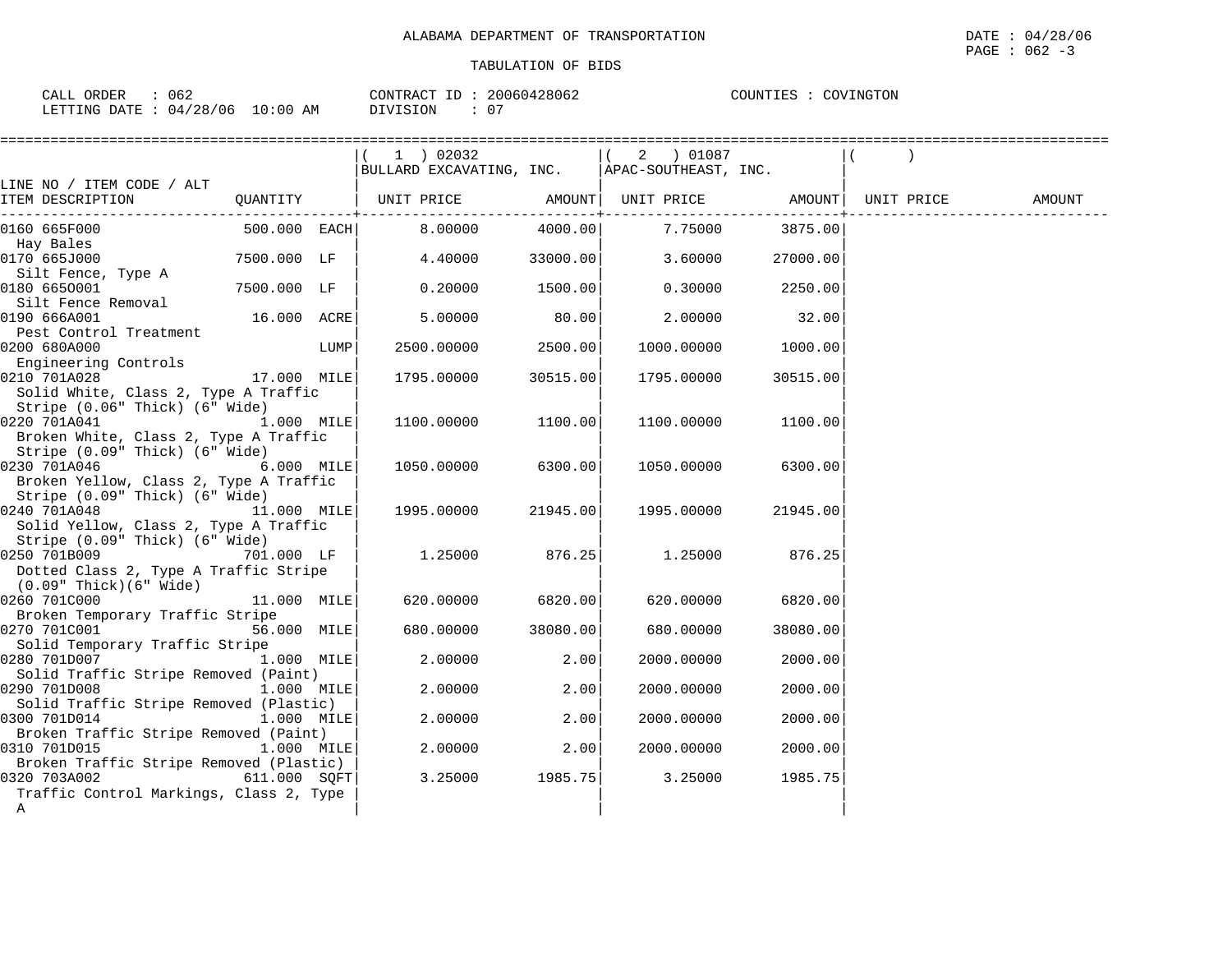ALABAMA DEPARTMENT OF TRANSPORTATION

TABULATION OF BIDS

CALL ORDER : 062 CONTRACT ID : 20060428062 COUNTIES : COVINGTON
LETTING DATE : 04/28/06 10:00 AM DIVISION : 07

| LINE NO / ITEM CODE / ALT ITEM DESCRIPTION | QUANTITY | ( 1 ) 02032 BULLARD EXCAVATING, INC. UNIT PRICE | AMOUNT | ( 2 ) 01087 APAC-SOUTHEAST, INC. UNIT PRICE | AMOUNT | ( ) UNIT PRICE | AMOUNT |
|---|---|---|---|---|---|---|---|
| 0160 665F000 Hay Bales | 500.000 EACH | 8.00000 | 4000.00 | 7.75000 | 3875.00 | | |
| 0170 665J000 Silt Fence, Type A | 7500.000 LF | 4.40000 | 33000.00 | 3.60000 | 27000.00 | | |
| 0180 665O001 Silt Fence Removal | 7500.000 LF | 0.20000 | 1500.00 | 0.30000 | 2250.00 | | |
| 0190 666A001 Pest Control Treatment | 16.000 ACRE | 5.00000 | 80.00 | 2.00000 | 32.00 | | |
| 0200 680A000 Engineering Controls | LUMP | 2500.00000 | 2500.00 | 1000.00000 | 1000.00 | | |
| 0210 701A028 Solid White, Class 2, Type A Traffic Stripe (0.06" Thick) (6" Wide) | 17.000 MILE | 1795.00000 | 30515.00 | 1795.00000 | 30515.00 | | |
| 0220 701A041 Broken White, Class 2, Type A Traffic Stripe (0.09" Thick) (6" Wide) | 1.000 MILE | 1100.00000 | 1100.00 | 1100.00000 | 1100.00 | | |
| 0230 701A046 Broken Yellow, Class 2, Type A Traffic Stripe (0.09" Thick) (6" Wide) | 6.000 MILE | 1050.00000 | 6300.00 | 1050.00000 | 6300.00 | | |
| 0240 701A048 Solid Yellow, Class 2, Type A Traffic Stripe (0.09" Thick) (6" Wide) | 11.000 MILE | 1995.00000 | 21945.00 | 1995.00000 | 21945.00 | | |
| 0250 701B009 Dotted Class 2, Type A Traffic Stripe (0.09" Thick)(6" Wide) | 701.000 LF | 1.25000 | 876.25 | 1.25000 | 876.25 | | |
| 0260 701C000 Broken Temporary Traffic Stripe | 11.000 MILE | 620.00000 | 6820.00 | 620.00000 | 6820.00 | | |
| 0270 701C001 Solid Temporary Traffic Stripe | 56.000 MILE | 680.00000 | 38080.00 | 680.00000 | 38080.00 | | |
| 0280 701D007 Solid Traffic Stripe Removed (Paint) | 1.000 MILE | 2.00000 | 2.00 | 2000.00000 | 2000.00 | | |
| 0290 701D008 Solid Traffic Stripe Removed (Plastic) | 1.000 MILE | 2.00000 | 2.00 | 2000.00000 | 2000.00 | | |
| 0300 701D014 Broken Traffic Stripe Removed (Paint) | 1.000 MILE | 2.00000 | 2.00 | 2000.00000 | 2000.00 | | |
| 0310 701D015 Broken Traffic Stripe Removed (Plastic) | 1.000 MILE | 2.00000 | 2.00 | 2000.00000 | 2000.00 | | |
| 0320 703A002 Traffic Control Markings, Class 2, Type A | 611.000 SQFT | 3.25000 | 1985.75 | 3.25000 | 1985.75 | | |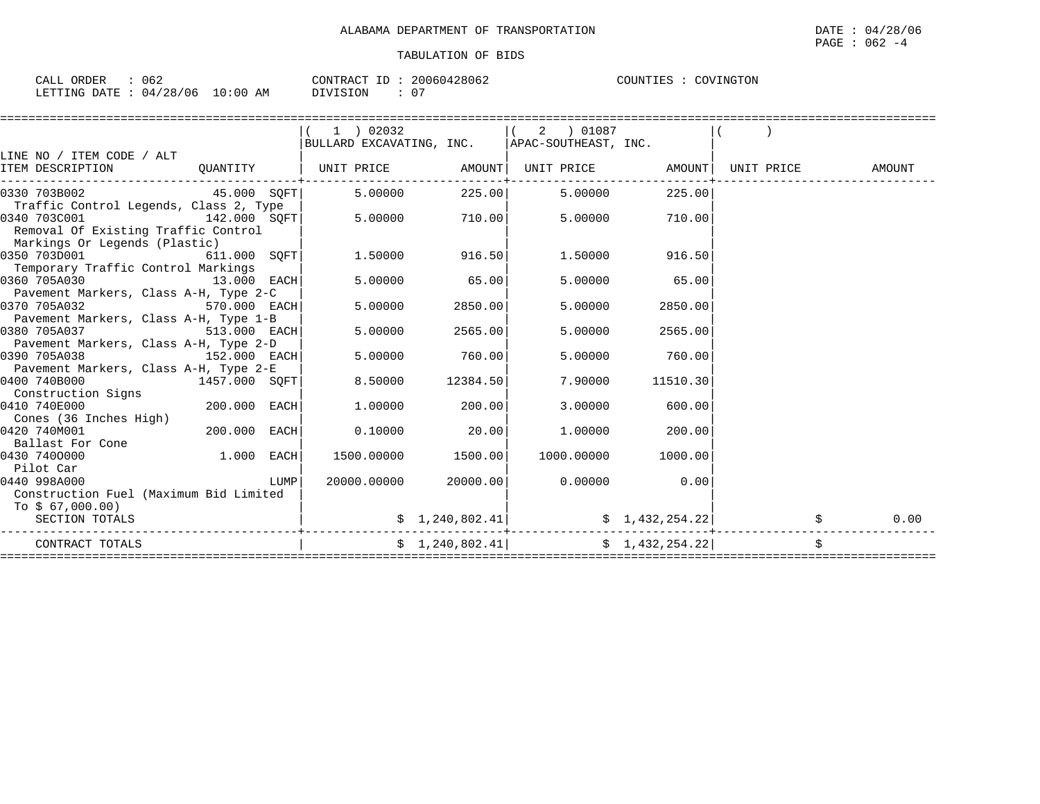ALABAMA DEPARTMENT OF TRANSPORTATION

TABULATION OF BIDS

DATE : 04/28/06
PAGE : 062 -4

CALL ORDER : 062
LETTING DATE : 04/28/06 10:00 AM

CONTRACT ID : 20060428062
DIVISION : 07

COUNTIES : COVINGTON

| LINE NO / ITEM CODE / ALT ITEM DESCRIPTION | QUANTITY | ( 1 ) 02032 BULLARD EXCAVATING, INC. UNIT PRICE | AMOUNT | ( 2 ) 01087 APAC-SOUTHEAST, INC. UNIT PRICE | AMOUNT | ( ) UNIT PRICE | AMOUNT |
|---|---|---|---|---|---|---|---|
| 0330 703B002 Traffic Control Legends, Class 2, Type | 45.000 SQFT | 5.00000 | 225.00 | 5.00000 | 225.00 | | |
| 0340 703C001 Removal Of Existing Traffic Control Markings Or Legends (Plastic) | 142.000 SQFT | 5.00000 | 710.00 | 5.00000 | 710.00 | | |
| 0350 703D001 Temporary Traffic Control Markings | 611.000 SQFT | 1.50000 | 916.50 | 1.50000 | 916.50 | | |
| 0360 705A030 Pavement Markers, Class A-H, Type 2-C | 13.000 EACH | 5.00000 | 65.00 | 5.00000 | 65.00 | | |
| 0370 705A032 Pavement Markers, Class A-H, Type 1-B | 570.000 EACH | 5.00000 | 2850.00 | 5.00000 | 2850.00 | | |
| 0380 705A037 Pavement Markers, Class A-H, Type 2-D | 513.000 EACH | 5.00000 | 2565.00 | 5.00000 | 2565.00 | | |
| 0390 705A038 Pavement Markers, Class A-H, Type 2-E | 152.000 EACH | 5.00000 | 760.00 | 5.00000 | 760.00 | | |
| 0400 740B000 Construction Signs | 1457.000 SQFT | 8.50000 | 12384.50 | 7.90000 | 11510.30 | | |
| 0410 740E000 Cones (36 Inches High) | 200.000 EACH | 1.00000 | 200.00 | 3.00000 | 600.00 | | |
| 0420 740M001 Ballast For Cone | 200.000 EACH | 0.10000 | 20.00 | 1.00000 | 200.00 | | |
| 0430 740O000 Pilot Car | 1.000 EACH | 1500.00000 | 1500.00 | 1000.00000 | 1000.00 | | |
| 0440 998A000 Construction Fuel (Maximum Bid Limited To $ 67,000.00) | LUMP | 20000.00000 | 20000.00 | 0.00000 | 0.00 | | |
| SECTION TOTALS | | | $ 1,240,802.41 | | $ 1,432,254.22 | | $ 0.00 |
| CONTRACT TOTALS | | | $ 1,240,802.41 | | $ 1,432,254.22 | | $ |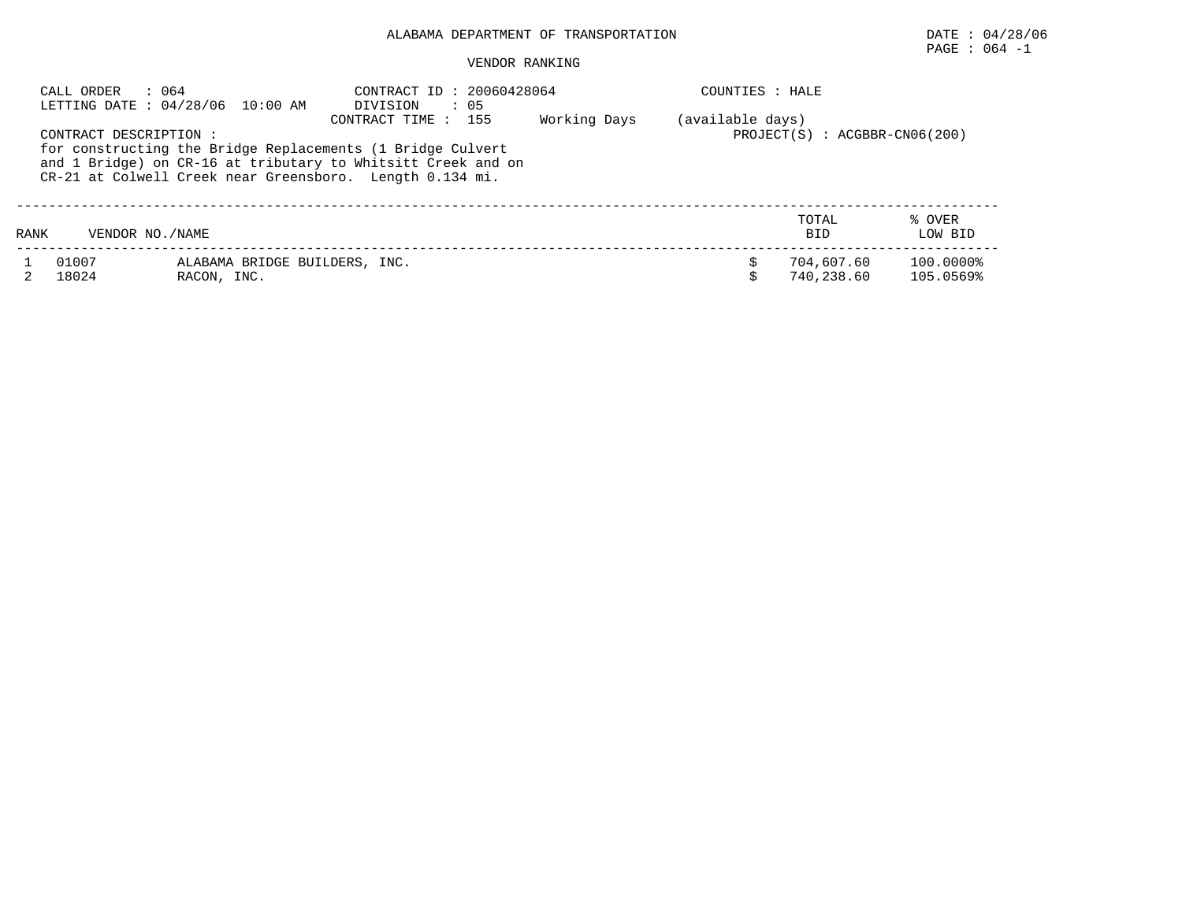ALABAMA DEPARTMENT OF TRANSPORTATION

DATE : 04/28/06

PAGE : 064 -1

VENDOR RANKING

CALL ORDER : 064
LETTING DATE : 04/28/06 10:00 AM

CONTRACT ID : 20060428064
DIVISION : 05
CONTRACT TIME : 155 Working Days (available days)

COUNTIES : HALE

PROJECT(S) : ACGBBR-CN06(200)

CONTRACT DESCRIPTION :
for constructing the Bridge Replacements (1 Bridge Culvert and 1 Bridge) on CR-16 at tributary to Whitsitt Creek and on CR-21 at Colwell Creek near Greensboro. Length 0.134 mi.

| RANK | VENDOR NO./NAME | | TOTAL BID | % OVER LOW BID |
|---|---|---|---|---|
| 1 | 01007 | ALABAMA BRIDGE BUILDERS, INC. | $ 704,607.60 | 100.0000% |
| 2 | 18024 | RACON, INC. | $ 740,238.60 | 105.0569% |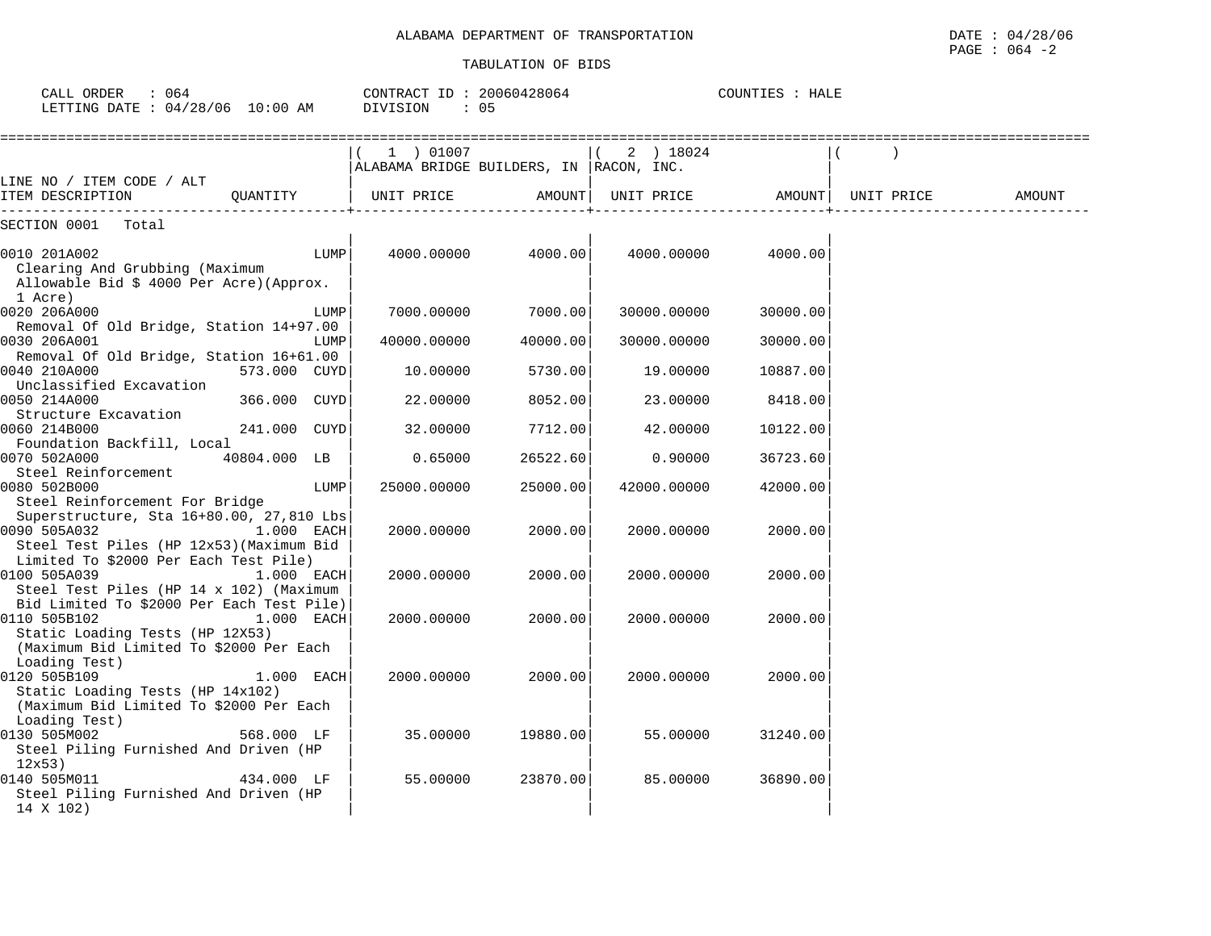ALABAMA DEPARTMENT OF TRANSPORTATION

TABULATION OF BIDS

CALL ORDER : 064 CONTRACT ID : 20060428064 COUNTIES : HALE
LETTING DATE : 04/28/06 10:00 AM DIVISION : 05

| LINE NO / ITEM CODE / ALT ITEM DESCRIPTION | QUANTITY | (1) 01007 ALABAMA BRIDGE BUILDERS, IN UNIT PRICE | AMOUNT | (2) 18024 RACON, INC. UNIT PRICE | AMOUNT | ( ) UNIT PRICE | AMOUNT |
|---|---|---|---|---|---|---|---|
| SECTION 0001 Total | | | | | | | |
| 0010 201A002 Clearing And Grubbing (Maximum Allowable Bid $ 4000 Per Acre)(Approx. 1 Acre) | LUMP | 4000.00000 | 4000.00 | 4000.00000 | 4000.00 | | |
| 0020 206A000 Removal Of Old Bridge, Station 14+97.00 | LUMP | 7000.00000 | 7000.00 | 30000.00000 | 30000.00 | | |
| 0030 206A001 Removal Of Old Bridge, Station 16+61.00 | LUMP | 40000.00000 | 40000.00 | 30000.00000 | 30000.00 | | |
| 0040 210A000 Unclassified Excavation | 573.000 CUYD | 10.00000 | 5730.00 | 19.00000 | 10887.00 | | |
| 0050 214A000 Structure Excavation | 366.000 CUYD | 22.00000 | 8052.00 | 23.00000 | 8418.00 | | |
| 0060 214B000 Foundation Backfill, Local | 241.000 CUYD | 32.00000 | 7712.00 | 42.00000 | 10122.00 | | |
| 0070 502A000 Steel Reinforcement | 40804.000 LB | 0.65000 | 26522.60 | 0.90000 | 36723.60 | | |
| 0080 502B000 Steel Reinforcement For Bridge Superstructure, Sta 16+80.00, 27,810 Lbs | LUMP | 25000.00000 | 25000.00 | 42000.00000 | 42000.00 | | |
| 0090 505A032 Steel Test Piles (HP 12x53)(Maximum Bid Limited To $2000 Per Each Test Pile) | 1.000 EACH | 2000.00000 | 2000.00 | 2000.00000 | 2000.00 | | |
| 0100 505A039 Steel Test Piles (HP 14 x 102) (Maximum Bid Limited To $2000 Per Each Test Pile) | 1.000 EACH | 2000.00000 | 2000.00 | 2000.00000 | 2000.00 | | |
| 0110 505B102 Static Loading Tests (HP 12X53) (Maximum Bid Limited To $2000 Per Each Loading Test) | 1.000 EACH | 2000.00000 | 2000.00 | 2000.00000 | 2000.00 | | |
| 0120 505B109 Static Loading Tests (HP 14x102) (Maximum Bid Limited To $2000 Per Each Loading Test) | 1.000 EACH | 2000.00000 | 2000.00 | 2000.00000 | 2000.00 | | |
| 0130 505M002 Steel Piling Furnished And Driven (HP 12x53) | 568.000 LF | 35.00000 | 19880.00 | 55.00000 | 31240.00 | | |
| 0140 505M011 Steel Piling Furnished And Driven (HP 14 X 102) | 434.000 LF | 55.00000 | 23870.00 | 85.00000 | 36890.00 | | |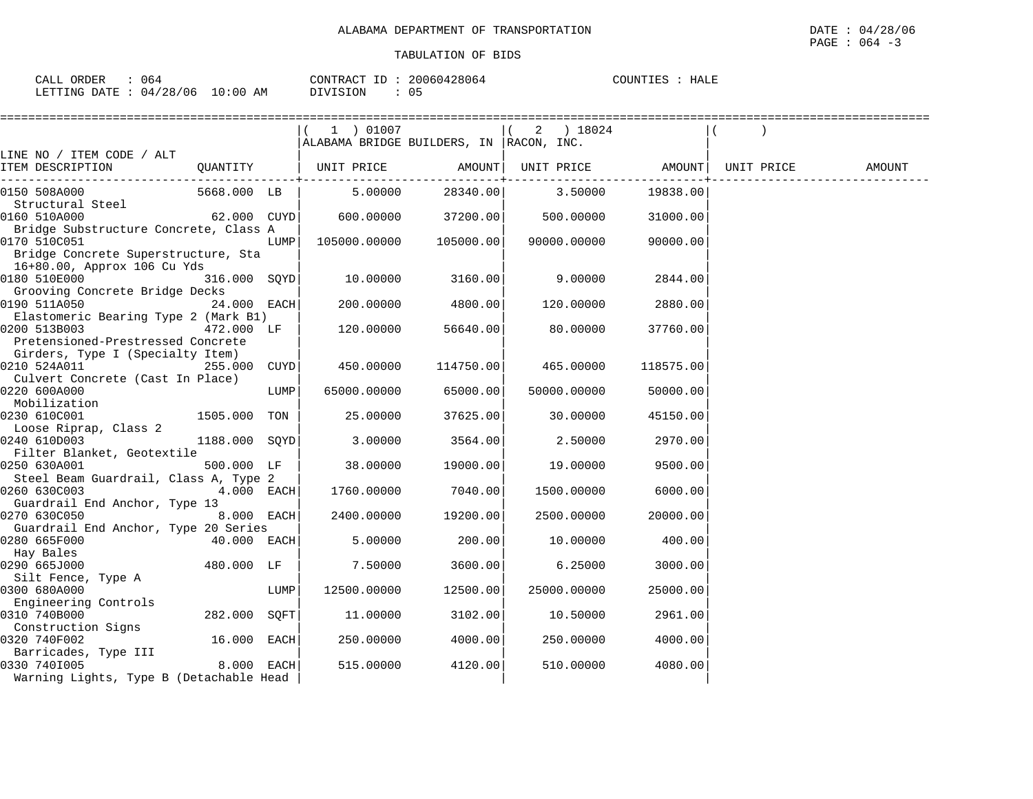ALABAMA DEPARTMENT OF TRANSPORTATION

TABULATION OF BIDS

DATE : 04/28/06

CALL ORDER : 064 CONTRACT ID : 20060428064 COUNTIES : HALE
LETTING DATE : 04/28/06 10:00 AM DIVISION : 05

| LINE NO / ITEM CODE / ALT ITEM DESCRIPTION | QUANTITY | | ( 1 ) 01007 ALABAMA BRIDGE BUILDERS, IN UNIT PRICE | AMOUNT | ( 2 ) 18024 RACON, INC. UNIT PRICE | AMOUNT | ( ) UNIT PRICE | AMOUNT |
|---|---|---|---|---|---|---|---|---|
| 0150 508A000 Structural Steel | 5668.000 | LB | 5.00000 | 28340.00 | 3.50000 | 19838.00 | | |
| 0160 510A000 Bridge Substructure Concrete, Class A | 62.000 | CUYD | 600.00000 | 37200.00 | 500.00000 | 31000.00 | | |
| 0170 510C051 Bridge Concrete Superstructure, Sta 16+80.00, Approx 106 Cu Yds | | LUMP | 105000.00000 | 105000.00 | 90000.00000 | 90000.00 | | |
| 0180 510E000 Grooving Concrete Bridge Decks | 316.000 | SQYD | 10.00000 | 3160.00 | 9.00000 | 2844.00 | | |
| 0190 511A050 Elastomeric Bearing Type 2 (Mark B1) | 24.000 | EACH | 200.00000 | 4800.00 | 120.00000 | 2880.00 | | |
| 0200 513B003 Pretensioned-Prestressed Concrete Girders, Type I (Specialty Item) | 472.000 | LF | 120.00000 | 56640.00 | 80.00000 | 37760.00 | | |
| 0210 524A011 Culvert Concrete (Cast In Place) | 255.000 | CUYD | 450.00000 | 114750.00 | 465.00000 | 118575.00 | | |
| 0220 600A000 Mobilization | | LUMP | 65000.00000 | 65000.00 | 50000.00000 | 50000.00 | | |
| 0230 610C001 Loose Riprap, Class 2 | 1505.000 | TON | 25.00000 | 37625.00 | 30.00000 | 45150.00 | | |
| 0240 610D003 Filter Blanket, Geotextile | 1188.000 | SQYD | 3.00000 | 3564.00 | 2.50000 | 2970.00 | | |
| 0250 630A001 Steel Beam Guardrail, Class A, Type 2 | 500.000 | LF | 38.00000 | 19000.00 | 19.00000 | 9500.00 | | |
| 0260 630C003 Guardrail End Anchor, Type 13 | 4.000 | EACH | 1760.00000 | 7040.00 | 1500.00000 | 6000.00 | | |
| 0270 630C050 Guardrail End Anchor, Type 20 Series | 8.000 | EACH | 2400.00000 | 19200.00 | 2500.00000 | 20000.00 | | |
| 0280 665F000 Hay Bales | 40.000 | EACH | 5.00000 | 200.00 | 10.00000 | 400.00 | | |
| 0290 665J000 Silt Fence, Type A | 480.000 | LF | 7.50000 | 3600.00 | 6.25000 | 3000.00 | | |
| 0300 680A000 Engineering Controls | | LUMP | 12500.00000 | 12500.00 | 25000.00000 | 25000.00 | | |
| 0310 740B000 Construction Signs | 282.000 | SQFT | 11.00000 | 3102.00 | 10.50000 | 2961.00 | | |
| 0320 740F002 Barricades, Type III | 16.000 | EACH | 250.00000 | 4000.00 | 250.00000 | 4000.00 | | |
| 0330 740I005 Warning Lights, Type B (Detachable Head | 8.000 | EACH | 515.00000 | 4120.00 | 510.00000 | 4080.00 | | |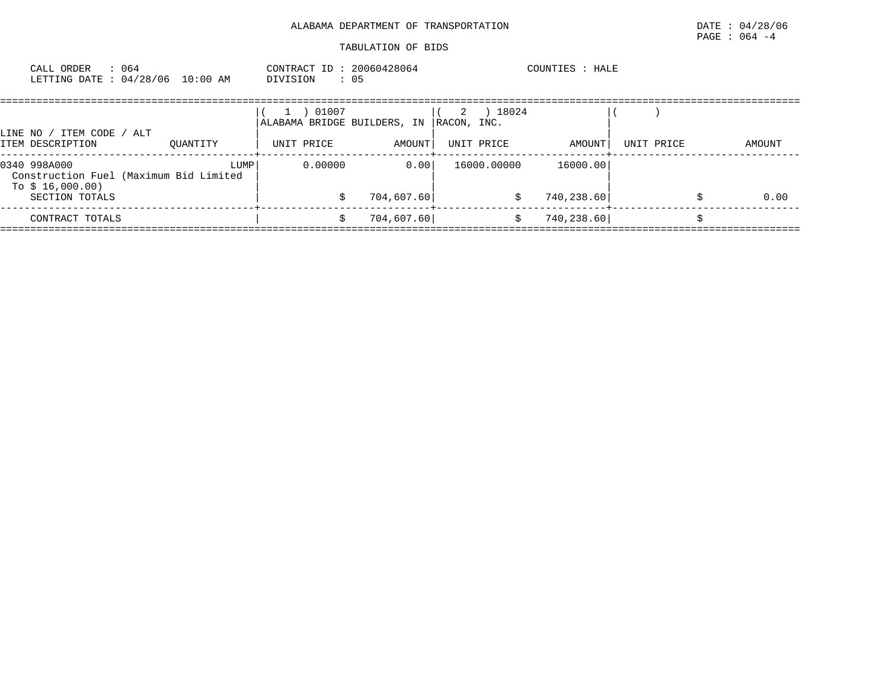ALABAMA DEPARTMENT OF TRANSPORTATION

TABULATION OF BIDS

DATE : 04/28/06
PAGE : 064 -4

CALL ORDER : 064
LETTING DATE : 04/28/06 10:00 AM

CONTRACT ID : 20060428064
DIVISION : 05

COUNTIES : HALE

| LINE NO / ITEM CODE / ALT<br>ITEM DESCRIPTION | QUANTITY | ( 1 ) 01007<br>ALABAMA BRIDGE BUILDERS, IN<br>UNIT PRICE | AMOUNT | ( 2 ) 18024<br>RACON, INC.<br>UNIT PRICE | AMOUNT | ( )<br>UNIT PRICE | AMOUNT |
|---|---|---|---|---|---|---|---|
| 0340 998A000<br>Construction Fuel (Maximum Bid Limited To $ 16,000.00) | LUMP | 0.00000 | 0.00 | 16000.00000 | 16000.00 | | |
| SECTION TOTALS | | $ | 704,607.60 | $ | 740,238.60 | $ | 0.00 |
| CONTRACT TOTALS | | $ | 704,607.60 | $ | 740,238.60 | $ | |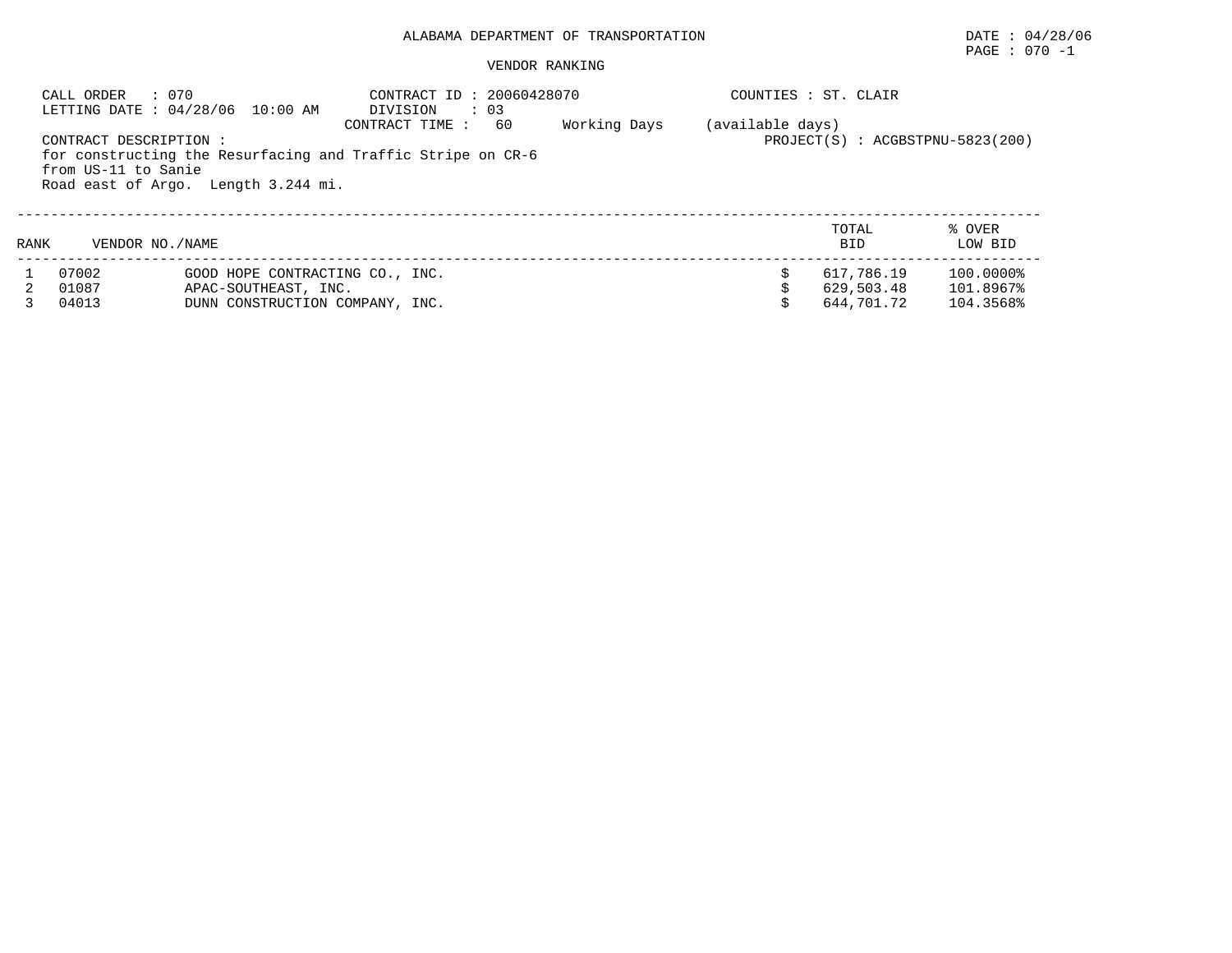ALABAMA DEPARTMENT OF TRANSPORTATION

DATE : 04/28/06

PAGE : 070 -1

VENDOR RANKING

CALL ORDER : 070
LETTING DATE : 04/28/06 10:00 AM

CONTRACT ID : 20060428070
DIVISION : 03
CONTRACT TIME : 60 Working Days (available days)

COUNTIES : ST. CLAIR

PROJECT(S) : ACGBSTPNU-5823(200)

CONTRACT DESCRIPTION :
for constructing the Resurfacing and Traffic Stripe on CR-6 from US-11 to Sanie Road east of Argo. Length 3.244 mi.

| RANK | VENDOR NO./NAME | | TOTAL BID | % OVER LOW BID |
|---|---|---|---|---|
| 1 | 07002 | GOOD HOPE CONTRACTING CO., INC. | $ 617,786.19 | 100.0000% |
| 2 | 01087 | APAC-SOUTHEAST, INC. | $ 629,503.48 | 101.8967% |
| 3 | 04013 | DUNN CONSTRUCTION COMPANY, INC. | $ 644,701.72 | 104.3568% |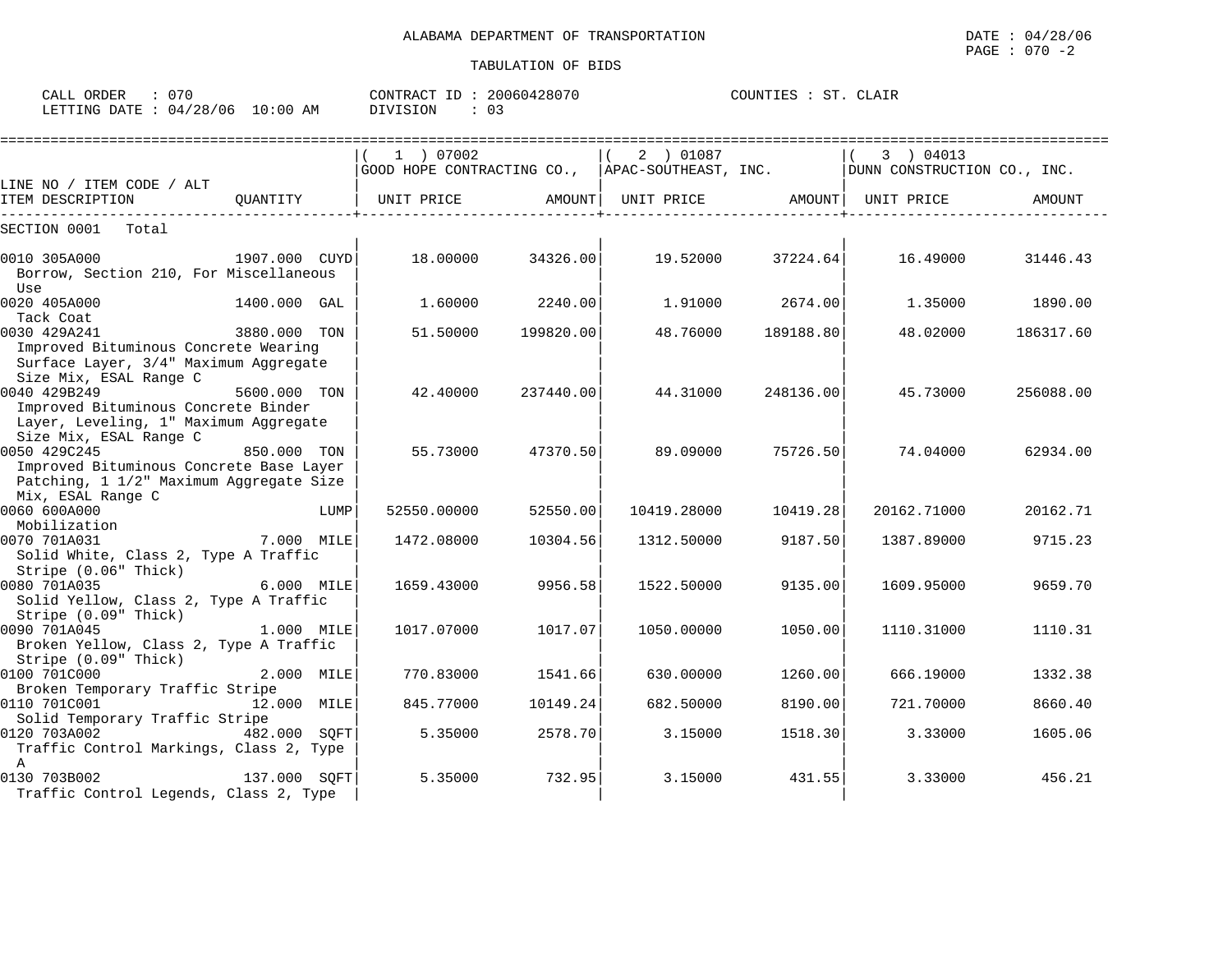ALABAMA DEPARTMENT OF TRANSPORTATION

DATE : 04/28/06

TABULATION OF BIDS

CALL ORDER : 070 CONTRACT ID : 20060428070 COUNTIES : ST. CLAIR
LETTING DATE : 04/28/06 10:00 AM DIVISION : 03

| LINE NO / ITEM CODE / ALT ITEM DESCRIPTION | QUANTITY | (1) 07002 GOOD HOPE CONTRACTING CO., UNIT PRICE | AMOUNT | (2) 01087 APAC-SOUTHEAST, INC. UNIT PRICE | AMOUNT | (3) 04013 DUNN CONSTRUCTION CO., INC. UNIT PRICE | AMOUNT |
|---|---|---|---|---|---|---|---|
| SECTION 0001 Total | | | | | | | |
| 0010 305A000 Borrow, Section 210, For Miscellaneous Use | 1907.000 CUYD | 18.00000 | 34326.00 | 19.52000 | 37224.64 | 16.49000 | 31446.43 |
| 0020 405A000 Tack Coat | 1400.000 GAL | 1.60000 | 2240.00 | 1.91000 | 2674.00 | 1.35000 | 1890.00 |
| 0030 429A241 Improved Bituminous Concrete Wearing Surface Layer, 3/4" Maximum Aggregate Size Mix, ESAL Range C | 3880.000 TON | 51.50000 | 199820.00 | 48.76000 | 189188.80 | 48.02000 | 186317.60 |
| 0040 429B249 Improved Bituminous Concrete Binder Layer, Leveling, 1" Maximum Aggregate Size Mix, ESAL Range C | 5600.000 TON | 42.40000 | 237440.00 | 44.31000 | 248136.00 | 45.73000 | 256088.00 |
| 0050 429C245 Improved Bituminous Concrete Base Layer Patching, 1 1/2" Maximum Aggregate Size Mix, ESAL Range C | 850.000 TON | 55.73000 | 47370.50 | 89.09000 | 75726.50 | 74.04000 | 62934.00 |
| 0060 600A000 Mobilization | LUMP | 52550.00000 | 52550.00 | 10419.28000 | 10419.28 | 20162.71000 | 20162.71 |
| 0070 701A031 Solid White, Class 2, Type A Traffic Stripe (0.06" Thick) | 7.000 MILE | 1472.08000 | 10304.56 | 1312.50000 | 9187.50 | 1387.89000 | 9715.23 |
| 0080 701A035 Solid Yellow, Class 2, Type A Traffic Stripe (0.09" Thick) | 6.000 MILE | 1659.43000 | 9956.58 | 1522.50000 | 9135.00 | 1609.95000 | 9659.70 |
| 0090 701A045 Broken Yellow, Class 2, Type A Traffic Stripe (0.09" Thick) | 1.000 MILE | 1017.07000 | 1017.07 | 1050.00000 | 1050.00 | 1110.31000 | 1110.31 |
| 0100 701C000 Broken Temporary Traffic Stripe | 2.000 MILE | 770.83000 | 1541.66 | 630.00000 | 1260.00 | 666.19000 | 1332.38 |
| 0110 701C001 Solid Temporary Traffic Stripe | 12.000 MILE | 845.77000 | 10149.24 | 682.50000 | 8190.00 | 721.70000 | 8660.40 |
| 0120 703A002 Traffic Control Markings, Class 2, Type A | 482.000 SQFT | 5.35000 | 2578.70 | 3.15000 | 1518.30 | 3.33000 | 1605.06 |
| 0130 703B002 Traffic Control Legends, Class 2, Type | 137.000 SQFT | 5.35000 | 732.95 | 3.15000 | 431.55 | 3.33000 | 456.21 |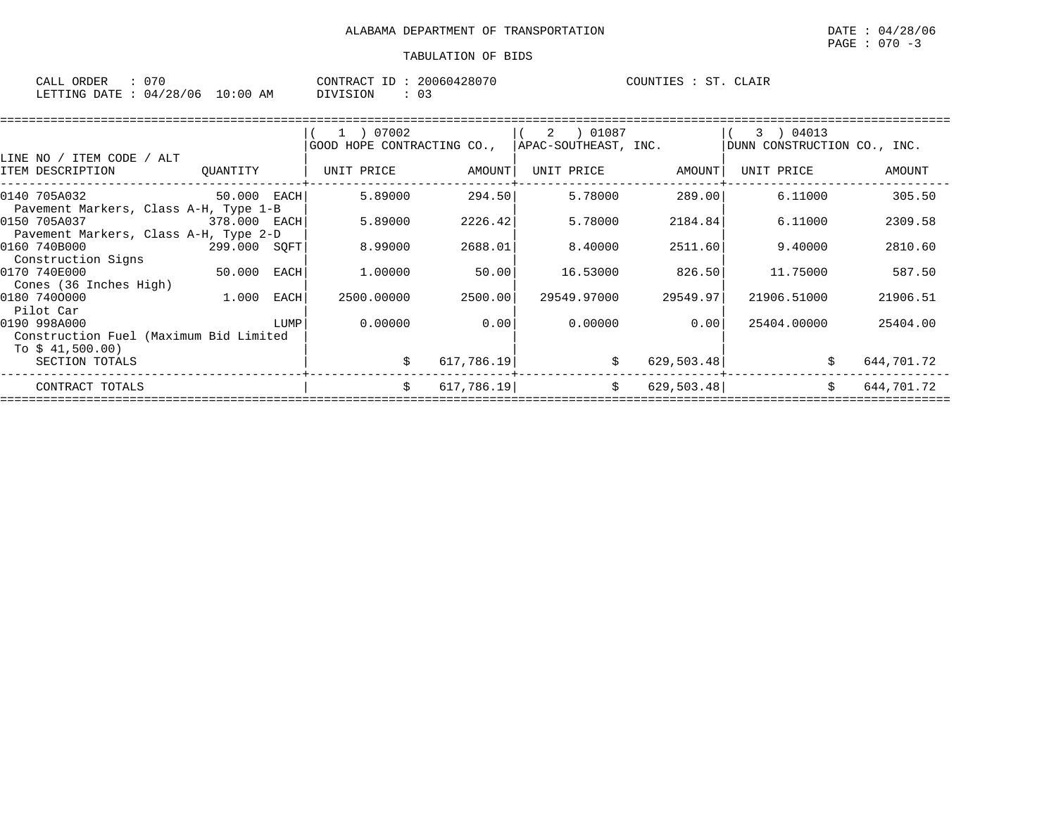ALABAMA DEPARTMENT OF TRANSPORTATION

DATE : 04/28/06

PAGE : 070 -3

TABULATION OF BIDS

CALL ORDER : 070 CONTRACT ID : 20060428070 COUNTIES : ST. CLAIR
LETTING DATE : 04/28/06 10:00 AM DIVISION : 03

| LINE NO / ITEM CODE / ALT<br>ITEM DESCRIPTION | QUANTITY | ( 1 ) 07002 GOOD HOPE CONTRACTING CO.,<br>UNIT PRICE | AMOUNT | ( 2 ) 01087 APAC-SOUTHEAST, INC.<br>UNIT PRICE | AMOUNT | ( 3 ) 04013 DUNN CONSTRUCTION CO., INC.<br>UNIT PRICE | AMOUNT |
|---|---|---|---|---|---|---|---|
| 0140 705A032<br>Pavement Markers, Class A-H, Type 1-B | 50.000 EACH | 5.89000 | 294.50 | 5.78000 | 289.00 | 6.11000 | 305.50 |
| 0150 705A037<br>Pavement Markers, Class A-H, Type 2-D | 378.000 EACH | 5.89000 | 2226.42 | 5.78000 | 2184.84 | 6.11000 | 2309.58 |
| 0160 740B000<br>Construction Signs | 299.000 SQFT | 8.99000 | 2688.01 | 8.40000 | 2511.60 | 9.40000 | 2810.60 |
| 0170 740E000<br>Cones (36 Inches High) | 50.000 EACH | 1.00000 | 50.00 | 16.53000 | 826.50 | 11.75000 | 587.50 |
| 0180 740O000<br>Pilot Car | 1.000 EACH | 2500.00000 | 2500.00 | 29549.97000 | 29549.97 | 21906.51000 | 21906.51 |
| 0190 998A000<br>Construction Fuel (Maximum Bid Limited To $ 41,500.00) | LUMP | 0.00000 | 0.00 | 0.00000 | 0.00 | 25404.00000 | 25404.00 |
| SECTION TOTALS | | $ | 617,786.19 | $ | 629,503.48 | $ | 644,701.72 |
| CONTRACT TOTALS | | $ | 617,786.19 | $ | 629,503.48 | $ | 644,701.72 |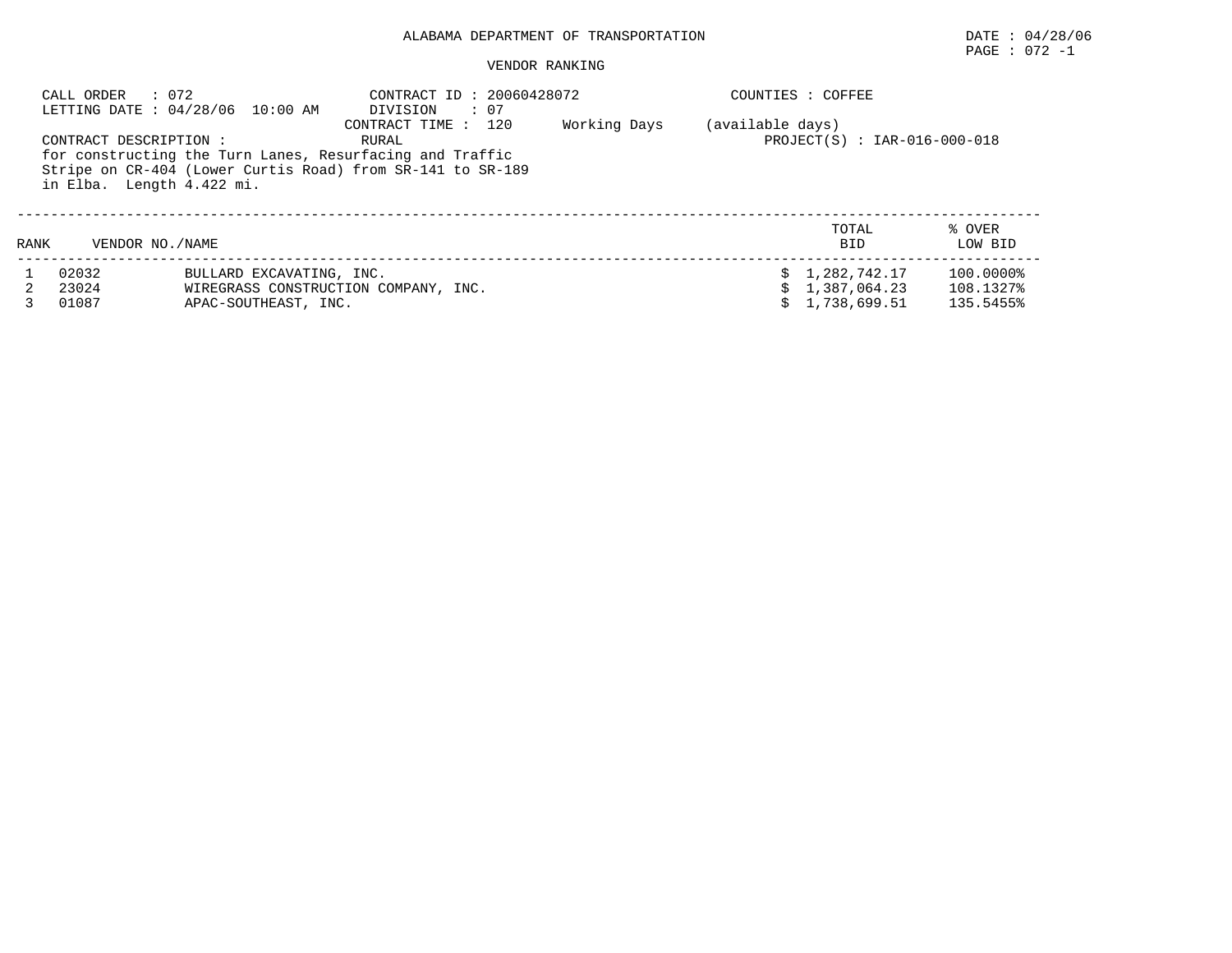ALABAMA DEPARTMENT OF TRANSPORTATION

DATE : 04/28/06

PAGE : 072 -1

VENDOR RANKING

CALL ORDER : 072
LETTING DATE : 04/28/06 10:00 AM

CONTRACT ID : 20060428072
DIVISION : 07
CONTRACT TIME : 120 Working Days (available days)

COUNTIES : COFFEE

CONTRACT DESCRIPTION : RURAL
for constructing the Turn Lanes, Resurfacing and Traffic Stripe on CR-404 (Lower Curtis Road) from SR-141 to SR-189 in Elba. Length 4.422 mi.

PROJECT(S) : IAR-016-000-018

| RANK | VENDOR NO. | NAME | TOTAL BID | % OVER LOW BID |
|---|---|---|---|---|
| 1 | 02032 | BULLARD EXCAVATING, INC. | $ 1,282,742.17 | 100.0000% |
| 2 | 23024 | WIREGRASS CONSTRUCTION COMPANY, INC. | $ 1,387,064.23 | 108.1327% |
| 3 | 01087 | APAC-SOUTHEAST, INC. | $ 1,738,699.51 | 135.5455% |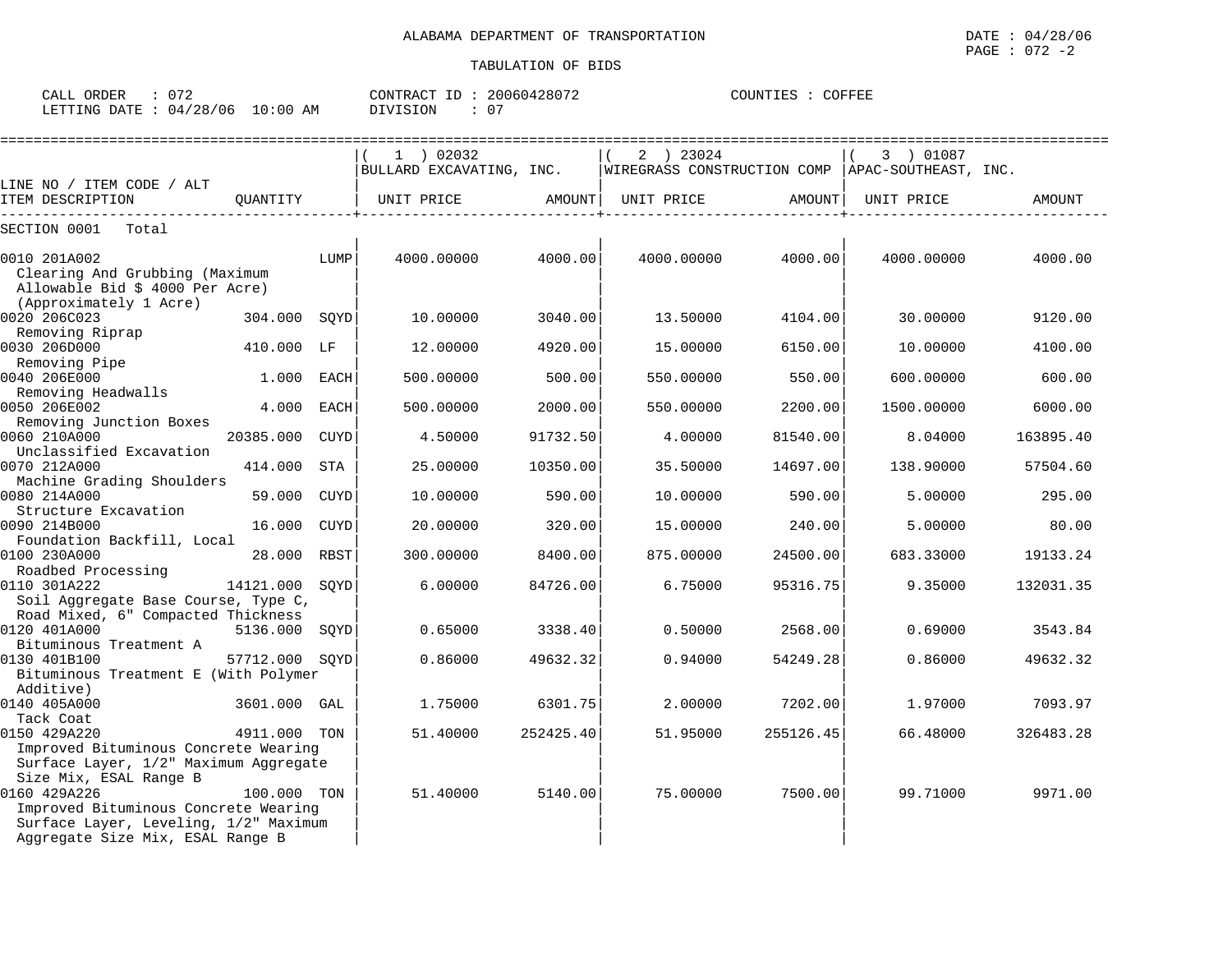ALABAMA DEPARTMENT OF TRANSPORTATION

TABULATION OF BIDS

DATE : 04/28/06
PAGE : 072 -2

CALL ORDER : 072
LETTING DATE : 04/28/06 10:00 AM

CONTRACT ID : 20060428072
DIVISION : 07

COUNTIES : COFFEE

| LINE NO / ITEM CODE / ALT ITEM DESCRIPTION | QUANTITY | UNIT | ( 1 ) 02032 BULLARD EXCAVATING, INC. UNIT PRICE | AMOUNT | ( 2 ) 23024 WIREGRASS CONSTRUCTION COMP UNIT PRICE | AMOUNT | ( 3 ) 01087 APAC-SOUTHEAST, INC. UNIT PRICE | AMOUNT |
|---|---|---|---|---|---|---|---|---|
| SECTION 0001 Total | | | | | | | | |
| 0010 201A002 Clearing And Grubbing (Maximum Allowable Bid $ 4000 Per Acre) (Approximately 1 Acre) | | LUMP | 4000.00000 | 4000.00 | 4000.00000 | 4000.00 | 4000.00000 | 4000.00 |
| 0020 206C023 Removing Riprap | 304.000 | SQYD | 10.00000 | 3040.00 | 13.50000 | 4104.00 | 30.00000 | 9120.00 |
| 0030 206D000 Removing Pipe | 410.000 | LF | 12.00000 | 4920.00 | 15.00000 | 6150.00 | 10.00000 | 4100.00 |
| 0040 206E000 Removing Headwalls | 1.000 | EACH | 500.00000 | 500.00 | 550.00000 | 550.00 | 600.00000 | 600.00 |
| 0050 206E002 Removing Junction Boxes | 4.000 | EACH | 500.00000 | 2000.00 | 550.00000 | 2200.00 | 1500.00000 | 6000.00 |
| 0060 210A000 Unclassified Excavation | 20385.000 | CUYD | 4.50000 | 91732.50 | 4.00000 | 81540.00 | 8.04000 | 163895.40 |
| 0070 212A000 Machine Grading Shoulders | 414.000 | STA | 25.00000 | 10350.00 | 35.50000 | 14697.00 | 138.90000 | 57504.60 |
| 0080 214A000 Structure Excavation | 59.000 | CUYD | 10.00000 | 590.00 | 10.00000 | 590.00 | 5.00000 | 295.00 |
| 0090 214B000 Foundation Backfill, Local | 16.000 | CUYD | 20.00000 | 320.00 | 15.00000 | 240.00 | 5.00000 | 80.00 |
| 0100 230A000 Roadbed Processing | 28.000 | RBST | 300.00000 | 8400.00 | 875.00000 | 24500.00 | 683.33000 | 19133.24 |
| 0110 301A222 Soil Aggregate Base Course, Type C, Road Mixed, 6" Compacted Thickness | 14121.000 | SQYD | 6.00000 | 84726.00 | 6.75000 | 95316.75 | 9.35000 | 132031.35 |
| 0120 401A000 Bituminous Treatment A | 5136.000 | SQYD | 0.65000 | 3338.40 | 0.50000 | 2568.00 | 0.69000 | 3543.84 |
| 0130 401B100 Bituminous Treatment E (With Polymer Additive) | 57712.000 | SQYD | 0.86000 | 49632.32 | 0.94000 | 54249.28 | 0.86000 | 49632.32 |
| 0140 405A000 Tack Coat | 3601.000 | GAL | 1.75000 | 6301.75 | 2.00000 | 7202.00 | 1.97000 | 7093.97 |
| 0150 429A220 Improved Bituminous Concrete Wearing Surface Layer, 1/2" Maximum Aggregate Size Mix, ESAL Range B | 4911.000 | TON | 51.40000 | 252425.40 | 51.95000 | 255126.45 | 66.48000 | 326483.28 |
| 0160 429A226 Improved Bituminous Concrete Wearing Surface Layer, Leveling, 1/2" Maximum Aggregate Size Mix, ESAL Range B | 100.000 | TON | 51.40000 | 5140.00 | 75.00000 | 7500.00 | 99.71000 | 9971.00 |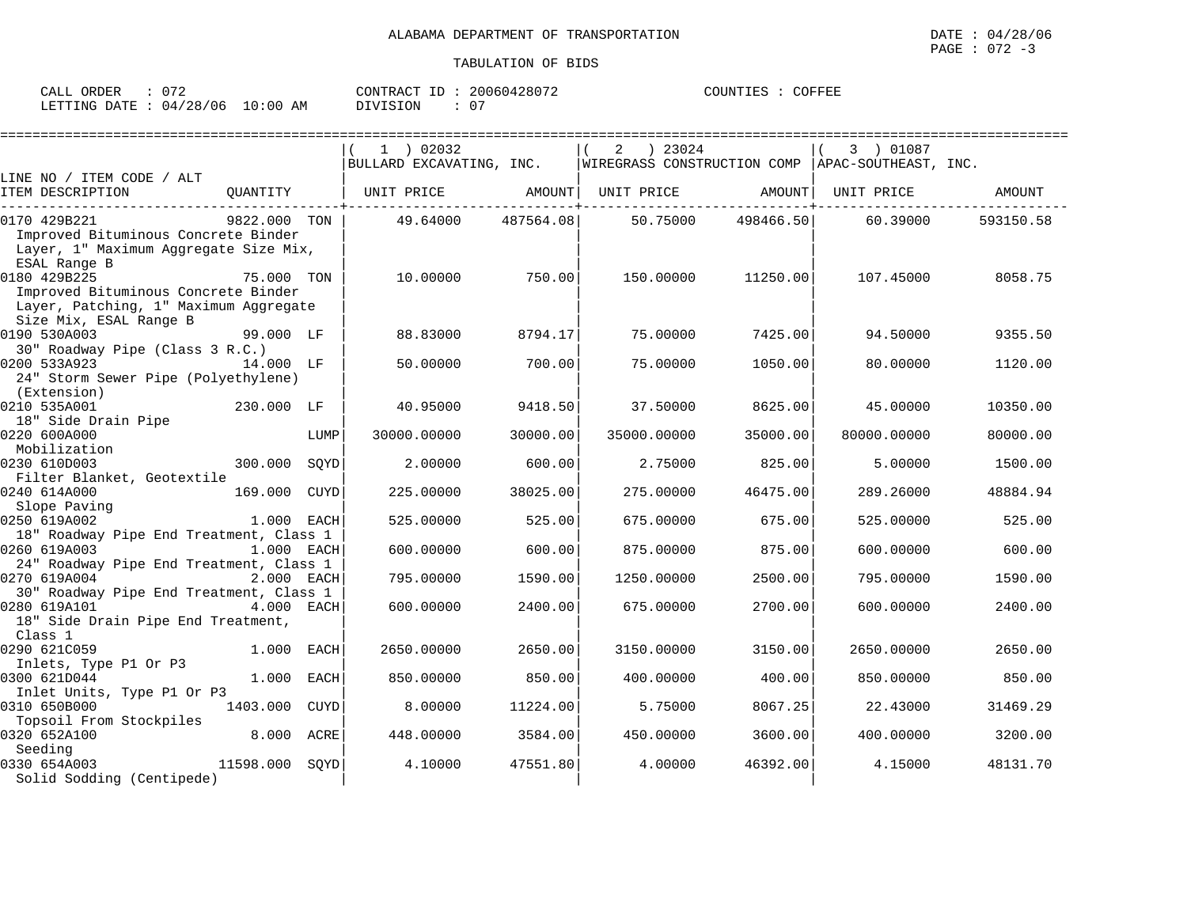ALABAMA DEPARTMENT OF TRANSPORTATION

TABULATION OF BIDS

CALL ORDER : 072 CONTRACT ID : 20060428072 COUNTIES : COFFEE
LETTING DATE : 04/28/06 10:00 AM DIVISION : 07

| LINE NO / ITEM CODE / ALT ITEM DESCRIPTION | QUANTITY | ( 1 ) 02032 BULLARD EXCAVATING, INC. UNIT PRICE | AMOUNT | ( 2 ) 23024 WIREGRASS CONSTRUCTION COMP UNIT PRICE | AMOUNT | ( 3 ) 01087 APAC-SOUTHEAST, INC. UNIT PRICE | AMOUNT |
|---|---|---|---|---|---|---|---|
| 0170 429B221 Improved Bituminous Concrete Binder Layer, 1" Maximum Aggregate Size Mix, ESAL Range B | 9822.000 TON | 49.64000 | 487564.08 | 50.75000 | 498466.50 | 60.39000 | 593150.58 |
| 0180 429B225 Improved Bituminous Concrete Binder Layer, Patching, 1" Maximum Aggregate Size Mix, ESAL Range B | 75.000 TON | 10.00000 | 750.00 | 150.00000 | 11250.00 | 107.45000 | 8058.75 |
| 0190 530A003 30" Roadway Pipe (Class 3 R.C.) | 99.000 LF | 88.83000 | 8794.17 | 75.00000 | 7425.00 | 94.50000 | 9355.50 |
| 0200 533A923 24" Storm Sewer Pipe (Polyethylene) (Extension) | 14.000 LF | 50.00000 | 700.00 | 75.00000 | 1050.00 | 80.00000 | 1120.00 |
| 0210 535A001 18" Side Drain Pipe | 230.000 LF | 40.95000 | 9418.50 | 37.50000 | 8625.00 | 45.00000 | 10350.00 |
| 0220 600A000 Mobilization | LUMP | 30000.00000 | 30000.00 | 35000.00000 | 35000.00 | 80000.00000 | 80000.00 |
| 0230 610D003 Filter Blanket, Geotextile | 300.000 SQYD | 2.00000 | 600.00 | 2.75000 | 825.00 | 5.00000 | 1500.00 |
| 0240 614A000 Slope Paving | 169.000 CUYD | 225.00000 | 38025.00 | 275.00000 | 46475.00 | 289.26000 | 48884.94 |
| 0250 619A002 18" Roadway Pipe End Treatment, Class 1 | 1.000 EACH | 525.00000 | 525.00 | 675.00000 | 675.00 | 525.00000 | 525.00 |
| 0260 619A003 24" Roadway Pipe End Treatment, Class 1 | 1.000 EACH | 600.00000 | 600.00 | 875.00000 | 875.00 | 600.00000 | 600.00 |
| 0270 619A004 30" Roadway Pipe End Treatment, Class 1 | 2.000 EACH | 795.00000 | 1590.00 | 1250.00000 | 2500.00 | 795.00000 | 1590.00 |
| 0280 619A101 18" Side Drain Pipe End Treatment, Class 1 | 4.000 EACH | 600.00000 | 2400.00 | 675.00000 | 2700.00 | 600.00000 | 2400.00 |
| 0290 621C059 Inlets, Type P1 Or P3 | 1.000 EACH | 2650.00000 | 2650.00 | 3150.00000 | 3150.00 | 2650.00000 | 2650.00 |
| 0300 621D044 Inlet Units, Type P1 Or P3 | 1.000 EACH | 850.00000 | 850.00 | 400.00000 | 400.00 | 850.00000 | 850.00 |
| 0310 650B000 Topsoil From Stockpiles | 1403.000 CUYD | 8.00000 | 11224.00 | 5.75000 | 8067.25 | 22.43000 | 31469.29 |
| 0320 652A100 Seeding | 8.000 ACRE | 448.00000 | 3584.00 | 450.00000 | 3600.00 | 400.00000 | 3200.00 |
| 0330 654A003 Solid Sodding (Centipede) | 11598.000 SQYD | 4.10000 | 47551.80 | 4.00000 | 46392.00 | 4.15000 | 48131.70 |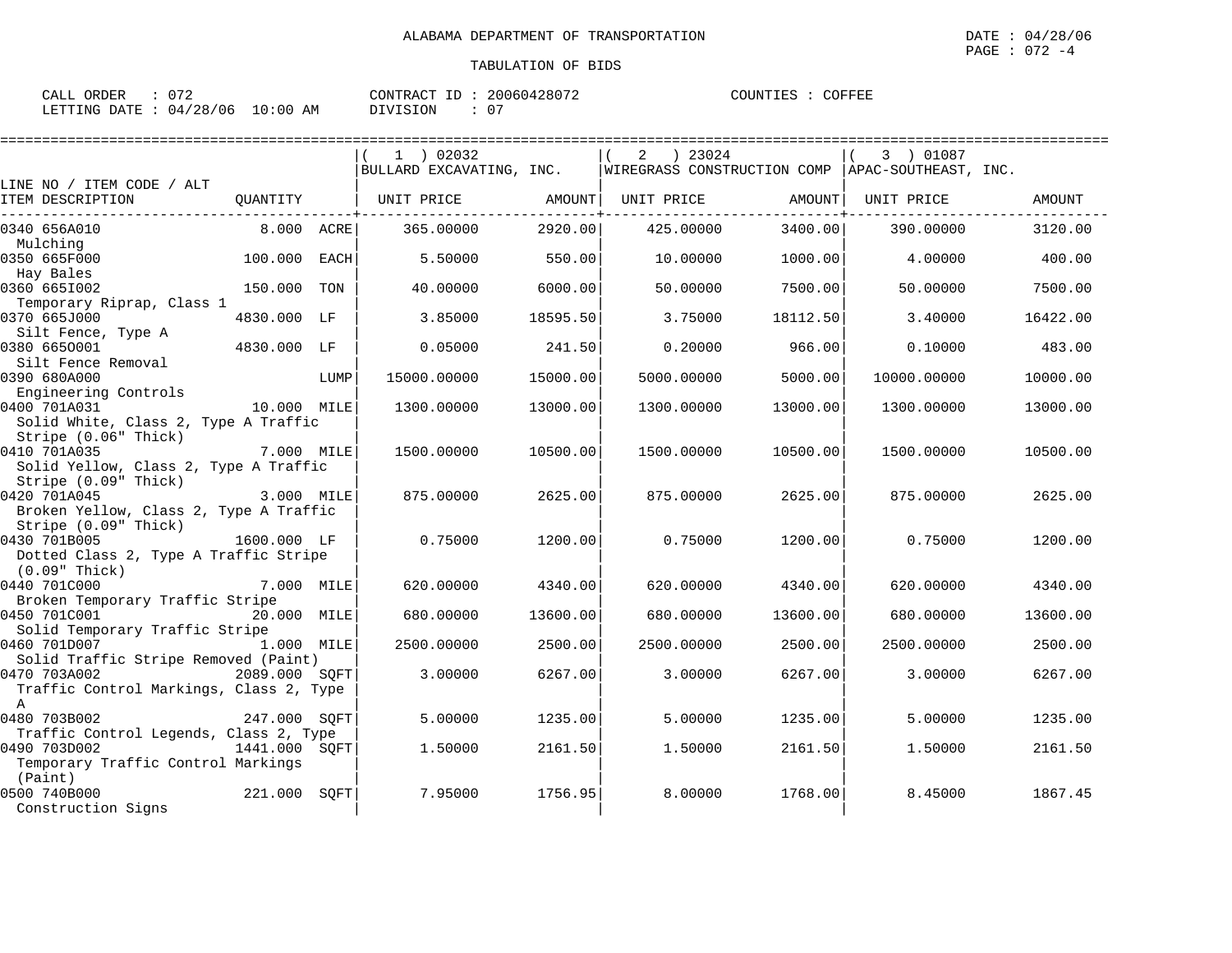ALABAMA DEPARTMENT OF TRANSPORTATION

TABULATION OF BIDS

DATE : 04/28/06
PAGE : 072 -4

CALL ORDER : 072
LETTING DATE : 04/28/06 10:00 AM

CONTRACT ID : 20060428072
DIVISION : 07

COUNTIES : COFFEE

| LINE NO / ITEM CODE / ALT ITEM DESCRIPTION | QUANTITY | | ( 1 ) 02032 BULLARD EXCAVATING, INC. UNIT PRICE | AMOUNT | ( 2 ) 23024 WIREGRASS CONSTRUCTION COMP UNIT PRICE | AMOUNT | ( 3 ) 01087 APAC-SOUTHEAST, INC. UNIT PRICE | AMOUNT |
|---|---|---|---|---|---|---|---|---|
| 0340 656A010 Mulching | 8.000 | ACRE | 365.00000 | 2920.00 | 425.00000 | 3400.00 | 390.00000 | 3120.00 |
| 0350 665F000 Hay Bales | 100.000 | EACH | 5.50000 | 550.00 | 10.00000 | 1000.00 | 4.00000 | 400.00 |
| 0360 665I002 Temporary Riprap, Class 1 | 150.000 | TON | 40.00000 | 6000.00 | 50.00000 | 7500.00 | 50.00000 | 7500.00 |
| 0370 665J000 Silt Fence, Type A | 4830.000 | LF | 3.85000 | 18595.50 | 3.75000 | 18112.50 | 3.40000 | 16422.00 |
| 0380 665O001 Silt Fence Removal | 4830.000 | LF | 0.05000 | 241.50 | 0.20000 | 966.00 | 0.10000 | 483.00 |
| 0390 680A000 Engineering Controls | | LUMP | 15000.00000 | 15000.00 | 5000.00000 | 5000.00 | 10000.00000 | 10000.00 |
| 0400 701A031 Solid White, Class 2, Type A Traffic Stripe (0.06" Thick) | 10.000 | MILE | 1300.00000 | 13000.00 | 1300.00000 | 13000.00 | 1300.00000 | 13000.00 |
| 0410 701A035 Solid Yellow, Class 2, Type A Traffic Stripe (0.09" Thick) | 7.000 | MILE | 1500.00000 | 10500.00 | 1500.00000 | 10500.00 | 1500.00000 | 10500.00 |
| 0420 701A045 Broken Yellow, Class 2, Type A Traffic Stripe (0.09" Thick) | 3.000 | MILE | 875.00000 | 2625.00 | 875.00000 | 2625.00 | 875.00000 | 2625.00 |
| 0430 701B005 Dotted Class 2, Type A Traffic Stripe (0.09" Thick) | 1600.000 | LF | 0.75000 | 1200.00 | 0.75000 | 1200.00 | 0.75000 | 1200.00 |
| 0440 701C000 Broken Temporary Traffic Stripe | 7.000 | MILE | 620.00000 | 4340.00 | 620.00000 | 4340.00 | 620.00000 | 4340.00 |
| 0450 701C001 Solid Temporary Traffic Stripe | 20.000 | MILE | 680.00000 | 13600.00 | 680.00000 | 13600.00 | 680.00000 | 13600.00 |
| 0460 701D007 Solid Traffic Stripe Removed (Paint) | 1.000 | MILE | 2500.00000 | 2500.00 | 2500.00000 | 2500.00 | 2500.00000 | 2500.00 |
| 0470 703A002 Traffic Control Markings, Class 2, Type A | 2089.000 | SQFT | 3.00000 | 6267.00 | 3.00000 | 6267.00 | 3.00000 | 6267.00 |
| 0480 703B002 Traffic Control Legends, Class 2, Type | 247.000 | SQFT | 5.00000 | 1235.00 | 5.00000 | 1235.00 | 5.00000 | 1235.00 |
| 0490 703D002 Temporary Traffic Control Markings (Paint) | 1441.000 | SQFT | 1.50000 | 2161.50 | 1.50000 | 2161.50 | 1.50000 | 2161.50 |
| 0500 740B000 Construction Signs | 221.000 | SQFT | 7.95000 | 1756.95 | 8.00000 | 1768.00 | 8.45000 | 1867.45 |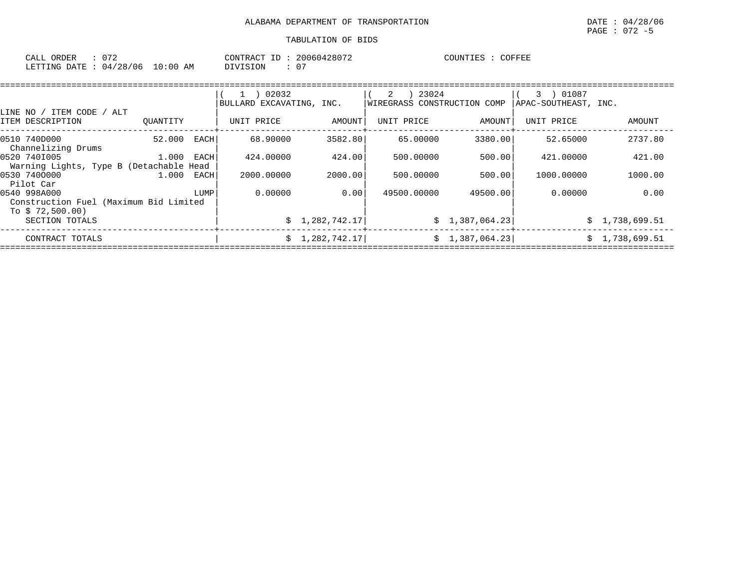ALABAMA DEPARTMENT OF TRANSPORTATION

TABULATION OF BIDS

DATE : 04/28/06
PAGE : 072 -5

CALL ORDER : 072
LETTING DATE : 04/28/06 10:00 AM

CONTRACT ID : 20060428072
DIVISION : 07

COUNTIES : COFFEE

| LINE NO / ITEM CODE / ALT ITEM DESCRIPTION | QUANTITY | (1) 02032 BULLARD EXCAVATING, INC. UNIT PRICE | AMOUNT | (2) 23024 WIREGRASS CONSTRUCTION COMP UNIT PRICE | AMOUNT | (3) 01087 APAC-SOUTHEAST, INC. UNIT PRICE | AMOUNT |
|---|---|---|---|---|---|---|---|
| 0510 740D000 Channelizing Drums | 52.000 EACH | 68.90000 | 3582.80 | 65.00000 | 3380.00 | 52.65000 | 2737.80 |
| 0520 740I005 Warning Lights, Type B (Detachable Head | 1.000 EACH | 424.00000 | 424.00 | 500.00000 | 500.00 | 421.00000 | 421.00 |
| 0530 740O000 Pilot Car | 1.000 EACH | 2000.00000 | 2000.00 | 500.00000 | 500.00 | 1000.00000 | 1000.00 |
| 0540 998A000 Construction Fuel (Maximum Bid Limited To $ 72,500.00) | LUMP | 0.00000 | 0.00 | 49500.00000 | 49500.00 | 0.00000 | 0.00 |
| SECTION TOTALS | | | $ 1,282,742.17 | | $ 1,387,064.23 | | $ 1,738,699.51 |
| CONTRACT TOTALS | | | $ 1,282,742.17 | | $ 1,387,064.23 | | $ 1,738,699.51 |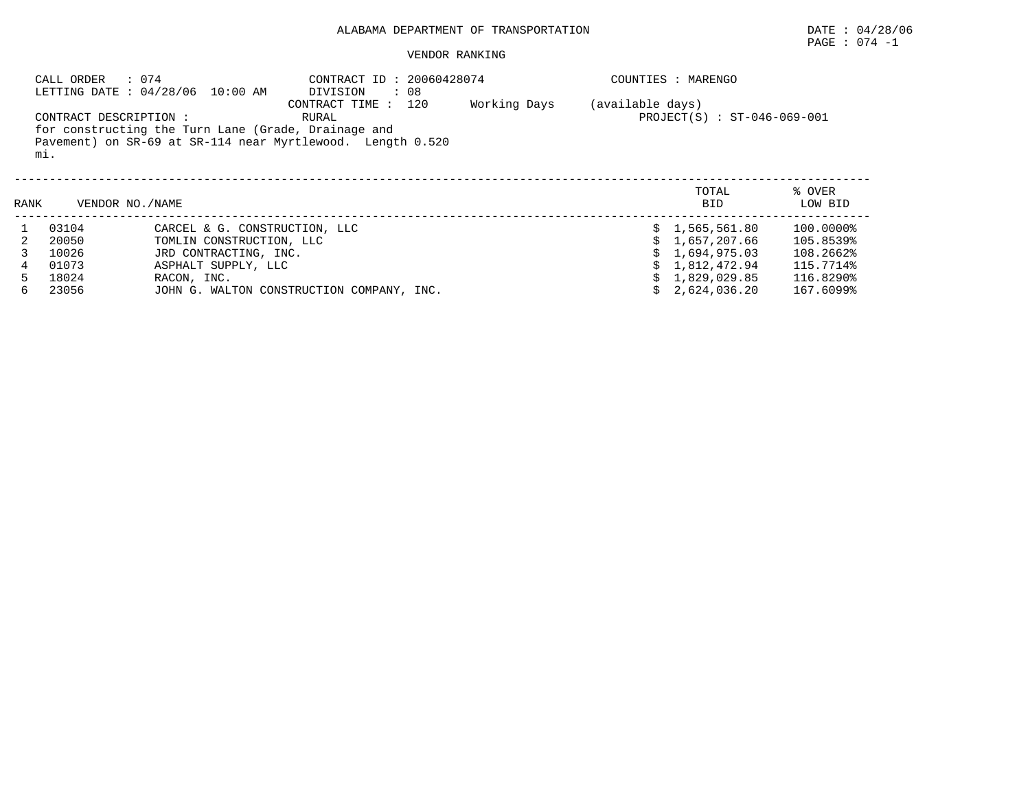ALABAMA DEPARTMENT OF TRANSPORTATION

DATE : 04/28/06

PAGE : 074 -1

VENDOR RANKING

CALL ORDER : 074
LETTING DATE : 04/28/06 10:00 AM

CONTRACT ID : 20060428074
DIVISION : 08
CONTRACT TIME : 120 Working Days (available days)

COUNTIES : MARENGO

CONTRACT DESCRIPTION : RURAL
for constructing the Turn Lane (Grade, Drainage and Pavement) on SR-69 at SR-114 near Myrtlewood. Length 0.520 mi.

PROJECT(S) : ST-046-069-001

| RANK | VENDOR NO. | NAME | TOTAL BID | % OVER LOW BID |
|---|---|---|---|---|
| 1 | 03104 | CARCEL & G. CONSTRUCTION, LLC | $ 1,565,561.80 | 100.0000% |
| 2 | 20050 | TOMLIN CONSTRUCTION, LLC | $ 1,657,207.66 | 105.8539% |
| 3 | 10026 | JRD CONTRACTING, INC. | $ 1,694,975.03 | 108.2662% |
| 4 | 01073 | ASPHALT SUPPLY, LLC | $ 1,812,472.94 | 115.7714% |
| 5 | 18024 | RACON, INC. | $ 1,829,029.85 | 116.8290% |
| 6 | 23056 | JOHN G. WALTON CONSTRUCTION COMPANY, INC. | $ 2,624,036.20 | 167.6099% |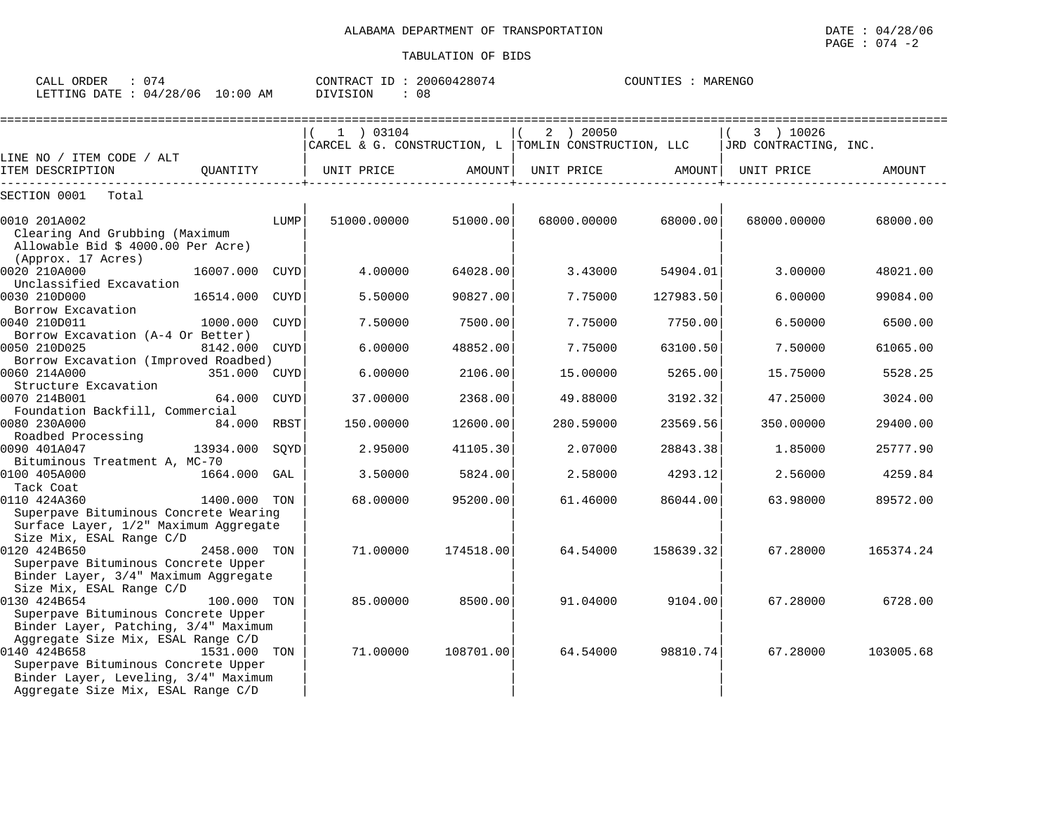ALABAMA DEPARTMENT OF TRANSPORTATION

DATE : 04/28/06

TABULATION OF BIDS

CALL ORDER : 074 CONTRACT ID : 20060428074 COUNTIES : MARENGO
LETTING DATE : 04/28/06 10:00 AM DIVISION : 08

| LINE NO / ITEM CODE / ALT ITEM DESCRIPTION | QUANTITY | (1) 03104 CARCEL & G. CONSTRUCTION, L UNIT PRICE | AMOUNT | (2) 20050 TOMLIN CONSTRUCTION, LLC UNIT PRICE | AMOUNT | (3) 10026 JRD CONTRACTING, INC. UNIT PRICE | AMOUNT |
|---|---|---|---|---|---|---|---|
| SECTION 0001 Total | | | | | | | |
| 0010 201A002 Clearing And Grubbing (Maximum Allowable Bid $ 4000.00 Per Acre) (Approx. 17 Acres) | LUMP | 51000.00000 | 51000.00 | 68000.00000 | 68000.00 | 68000.00000 | 68000.00 |
| 0020 210A000 Unclassified Excavation | 16007.000 CUYD | 4.00000 | 64028.00 | 3.43000 | 54904.01 | 3.00000 | 48021.00 |
| 0030 210D000 Borrow Excavation | 16514.000 CUYD | 5.50000 | 90827.00 | 7.75000 | 127983.50 | 6.00000 | 99084.00 |
| 0040 210D011 Borrow Excavation (A-4 Or Better) | 1000.000 CUYD | 7.50000 | 7500.00 | 7.75000 | 7750.00 | 6.50000 | 6500.00 |
| 0050 210D025 Borrow Excavation (Improved Roadbed) | 8142.000 CUYD | 6.00000 | 48852.00 | 7.75000 | 63100.50 | 7.50000 | 61065.00 |
| 0060 214A000 Structure Excavation | 351.000 CUYD | 6.00000 | 2106.00 | 15.00000 | 5265.00 | 15.75000 | 5528.25 |
| 0070 214B001 Foundation Backfill, Commercial | 64.000 CUYD | 37.00000 | 2368.00 | 49.88000 | 3192.32 | 47.25000 | 3024.00 |
| 0080 230A000 Roadbed Processing | 84.000 RBST | 150.00000 | 12600.00 | 280.59000 | 23569.56 | 350.00000 | 29400.00 |
| 0090 401A047 Bituminous Treatment A, MC-70 | 13934.000 SQYD | 2.95000 | 41105.30 | 2.07000 | 28843.38 | 1.85000 | 25777.90 |
| 0100 405A000 Tack Coat | 1664.000 GAL | 3.50000 | 5824.00 | 2.58000 | 4293.12 | 2.56000 | 4259.84 |
| 0110 424A360 Superpave Bituminous Concrete Wearing Surface Layer, 1/2" Maximum Aggregate Size Mix, ESAL Range C/D | 1400.000 TON | 68.00000 | 95200.00 | 61.46000 | 86044.00 | 63.98000 | 89572.00 |
| 0120 424B650 Superpave Bituminous Concrete Upper Binder Layer, 3/4" Maximum Aggregate Size Mix, ESAL Range C/D | 2458.000 TON | 71.00000 | 174518.00 | 64.54000 | 158639.32 | 67.28000 | 165374.24 |
| 0130 424B654 Superpave Bituminous Concrete Upper Binder Layer, Patching, 3/4" Maximum Aggregate Size Mix, ESAL Range C/D | 100.000 TON | 85.00000 | 8500.00 | 91.04000 | 9104.00 | 67.28000 | 6728.00 |
| 0140 424B658 Superpave Bituminous Concrete Upper Binder Layer, Leveling, 3/4" Maximum Aggregate Size Mix, ESAL Range C/D | 1531.000 TON | 71.00000 | 108701.00 | 64.54000 | 98810.74 | 67.28000 | 103005.68 |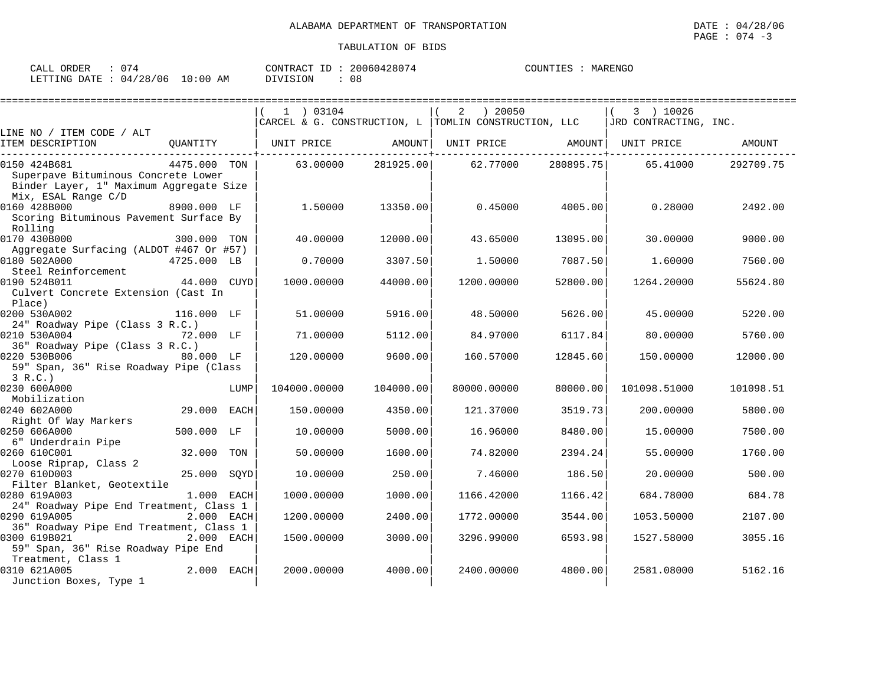ALABAMA DEPARTMENT OF TRANSPORTATION

DATE : 04/28/06

TABULATION OF BIDS

CALL ORDER : 074　　CONTRACT ID : 20060428074　　COUNTIES : MARENGO
LETTING DATE : 04/28/06 10:00 AM　　DIVISION : 08

| LINE NO / ITEM CODE / ALT ITEM DESCRIPTION | QUANTITY | (1) 03104 CARCEL & G. CONSTRUCTION, L UNIT PRICE | AMOUNT | (2) 20050 TOMLIN CONSTRUCTION, LLC UNIT PRICE | AMOUNT | (3) 10026 JRD CONTRACTING, INC. UNIT PRICE | AMOUNT |
|---|---|---|---|---|---|---|---|
| 0150 424B681 Superpave Bituminous Concrete Lower Binder Layer, 1" Maximum Aggregate Size Mix, ESAL Range C/D | 4475.000 TON | 63.00000 | 281925.00 | 62.77000 | 280895.75 | 65.41000 | 292709.75 |
| 0160 428B000 Scoring Bituminous Pavement Surface By Rolling | 8900.000 LF | 1.50000 | 13350.00 | 0.45000 | 4005.00 | 0.28000 | 2492.00 |
| 0170 430B000 Aggregate Surfacing (ALDOT #467 Or #57) | 300.000 TON | 40.00000 | 12000.00 | 43.65000 | 13095.00 | 30.00000 | 9000.00 |
| 0180 502A000 Steel Reinforcement | 4725.000 LB | 0.70000 | 3307.50 | 1.50000 | 7087.50 | 1.60000 | 7560.00 |
| 0190 524B011 Culvert Concrete Extension (Cast In Place) | 44.000 CUYD | 1000.00000 | 44000.00 | 1200.00000 | 52800.00 | 1264.20000 | 55624.80 |
| 0200 530A002 24" Roadway Pipe (Class 3 R.C.) | 116.000 LF | 51.00000 | 5916.00 | 48.50000 | 5626.00 | 45.00000 | 5220.00 |
| 0210 530A004 36" Roadway Pipe (Class 3 R.C.) | 72.000 LF | 71.00000 | 5112.00 | 84.97000 | 6117.84 | 80.00000 | 5760.00 |
| 0220 530B006 59" Span, 36" Rise Roadway Pipe (Class 3 R.C.) | 80.000 LF | 120.00000 | 9600.00 | 160.57000 | 12845.60 | 150.00000 | 12000.00 |
| 0230 600A000 Mobilization | LUMP | 104000.00000 | 104000.00 | 80000.00000 | 80000.00 | 101098.51000 | 101098.51 |
| 0240 602A000 Right Of Way Markers | 29.000 EACH | 150.00000 | 4350.00 | 121.37000 | 3519.73 | 200.00000 | 5800.00 |
| 0250 606A000 6" Underdrain Pipe | 500.000 LF | 10.00000 | 5000.00 | 16.96000 | 8480.00 | 15.00000 | 7500.00 |
| 0260 610C001 Loose Riprap, Class 2 | 32.000 TON | 50.00000 | 1600.00 | 74.82000 | 2394.24 | 55.00000 | 1760.00 |
| 0270 610D003 Filter Blanket, Geotextile | 25.000 SQYD | 10.00000 | 250.00 | 7.46000 | 186.50 | 20.00000 | 500.00 |
| 0280 619A003 24" Roadway Pipe End Treatment, Class 1 | 1.000 EACH | 1000.00000 | 1000.00 | 1166.42000 | 1166.42 | 684.78000 | 684.78 |
| 0290 619A005 36" Roadway Pipe End Treatment, Class 1 | 2.000 EACH | 1200.00000 | 2400.00 | 1772.00000 | 3544.00 | 1053.50000 | 2107.00 |
| 0300 619B021 59" Span, 36" Rise Roadway Pipe End Treatment, Class 1 | 2.000 EACH | 1500.00000 | 3000.00 | 3296.99000 | 6593.98 | 1527.58000 | 3055.16 |
| 0310 621A005 Junction Boxes, Type 1 | 2.000 EACH | 2000.00000 | 4000.00 | 2400.00000 | 4800.00 | 2581.08000 | 5162.16 |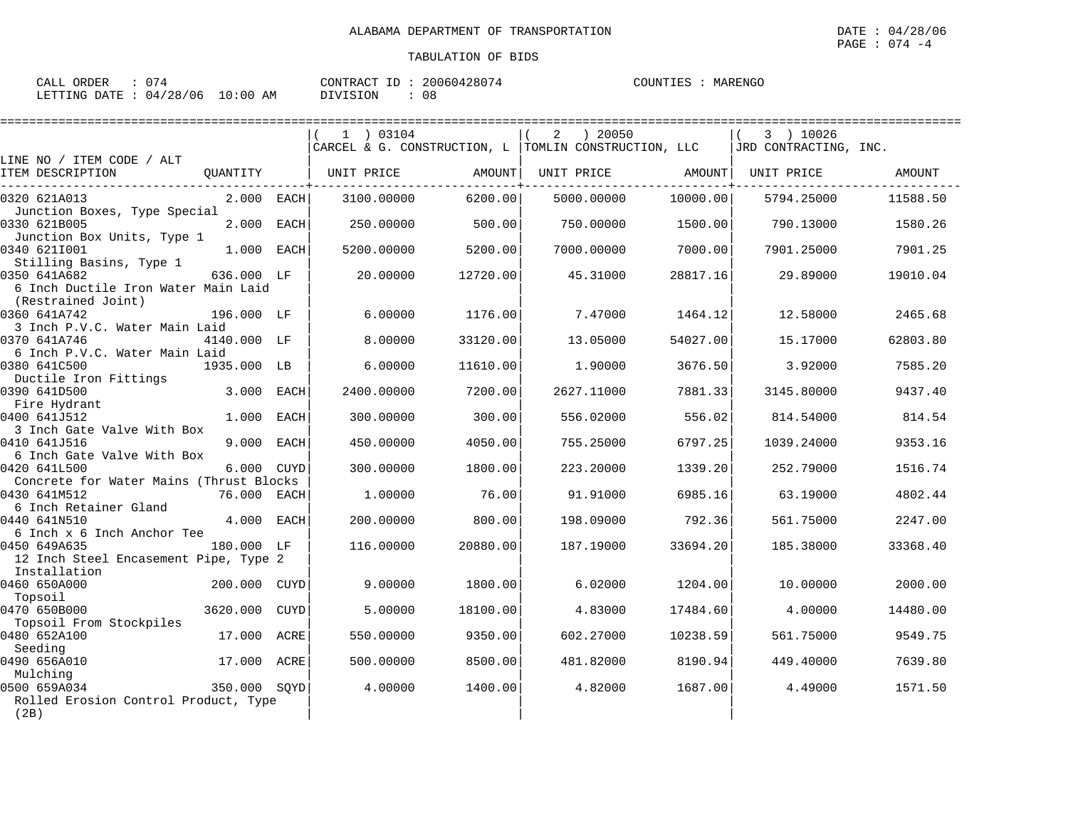ALABAMA DEPARTMENT OF TRANSPORTATION

TABULATION OF BIDS

DATE : 04/28/06
PAGE : 074 -4

CALL ORDER : 074 CONTRACT ID : 20060428074 COUNTIES : MARENGO
LETTING DATE : 04/28/06 10:00 AM DIVISION : 08

| LINE NO / ITEM CODE / ALT ITEM DESCRIPTION | QUANTITY | | ( 1 ) 03104 CARCEL & G. CONSTRUCTION, L UNIT PRICE | AMOUNT | ( 2 ) 20050 TOMLIN CONSTRUCTION, LLC UNIT PRICE | AMOUNT | ( 3 ) 10026 JRD CONTRACTING, INC. UNIT PRICE | AMOUNT |
|---|---|---|---|---|---|---|---|---|
| 0320 621A013 Junction Boxes, Type Special | 2.000 | EACH | 3100.00000 | 6200.00 | 5000.00000 | 10000.00 | 5794.25000 | 11588.50 |
| 0330 621B005 Junction Box Units, Type 1 | 2.000 | EACH | 250.00000 | 500.00 | 750.00000 | 1500.00 | 790.13000 | 1580.26 |
| 0340 621I001 Stilling Basins, Type 1 | 1.000 | EACH | 5200.00000 | 5200.00 | 7000.00000 | 7000.00 | 7901.25000 | 7901.25 |
| 0350 641A682 6 Inch Ductile Iron Water Main Laid (Restrained Joint) | 636.000 | LF | 20.00000 | 12720.00 | 45.31000 | 28817.16 | 29.89000 | 19010.04 |
| 0360 641A742 3 Inch P.V.C. Water Main Laid | 196.000 | LF | 6.00000 | 1176.00 | 7.47000 | 1464.12 | 12.58000 | 2465.68 |
| 0370 641A746 6 Inch P.V.C. Water Main Laid | 4140.000 | LF | 8.00000 | 33120.00 | 13.05000 | 54027.00 | 15.17000 | 62803.80 |
| 0380 641C500 Ductile Iron Fittings | 1935.000 | LB | 6.00000 | 11610.00 | 1.90000 | 3676.50 | 3.92000 | 7585.20 |
| 0390 641D500 Fire Hydrant | 3.000 | EACH | 2400.00000 | 7200.00 | 2627.11000 | 7881.33 | 3145.80000 | 9437.40 |
| 0400 641J512 3 Inch Gate Valve With Box | 1.000 | EACH | 300.00000 | 300.00 | 556.02000 | 556.02 | 814.54000 | 814.54 |
| 0410 641J516 6 Inch Gate Valve With Box | 9.000 | EACH | 450.00000 | 4050.00 | 755.25000 | 6797.25 | 1039.24000 | 9353.16 |
| 0420 641L500 Concrete for Water Mains (Thrust Blocks | 6.000 | CUYD | 300.00000 | 1800.00 | 223.20000 | 1339.20 | 252.79000 | 1516.74 |
| 0430 641M512 6 Inch Retainer Gland | 76.000 | EACH | 1.00000 | 76.00 | 91.91000 | 6985.16 | 63.19000 | 4802.44 |
| 0440 641N510 6 Inch x 6 Inch Anchor Tee | 4.000 | EACH | 200.00000 | 800.00 | 198.09000 | 792.36 | 561.75000 | 2247.00 |
| 0450 649A635 12 Inch Steel Encasement Pipe, Type 2 Installation | 180.000 | LF | 116.00000 | 20880.00 | 187.19000 | 33694.20 | 185.38000 | 33368.40 |
| 0460 650A000 Topsoil | 200.000 | CUYD | 9.00000 | 1800.00 | 6.02000 | 1204.00 | 10.00000 | 2000.00 |
| 0470 650B000 Topsoil From Stockpiles | 3620.000 | CUYD | 5.00000 | 18100.00 | 4.83000 | 17484.60 | 4.00000 | 14480.00 |
| 0480 652A100 Seeding | 17.000 | ACRE | 550.00000 | 9350.00 | 602.27000 | 10238.59 | 561.75000 | 9549.75 |
| 0490 656A010 Mulching | 17.000 | ACRE | 500.00000 | 8500.00 | 481.82000 | 8190.94 | 449.40000 | 7639.80 |
| 0500 659A034 Rolled Erosion Control Product, Type (2B) | 350.000 | SQYD | 4.00000 | 1400.00 | 4.82000 | 1687.00 | 4.49000 | 1571.50 |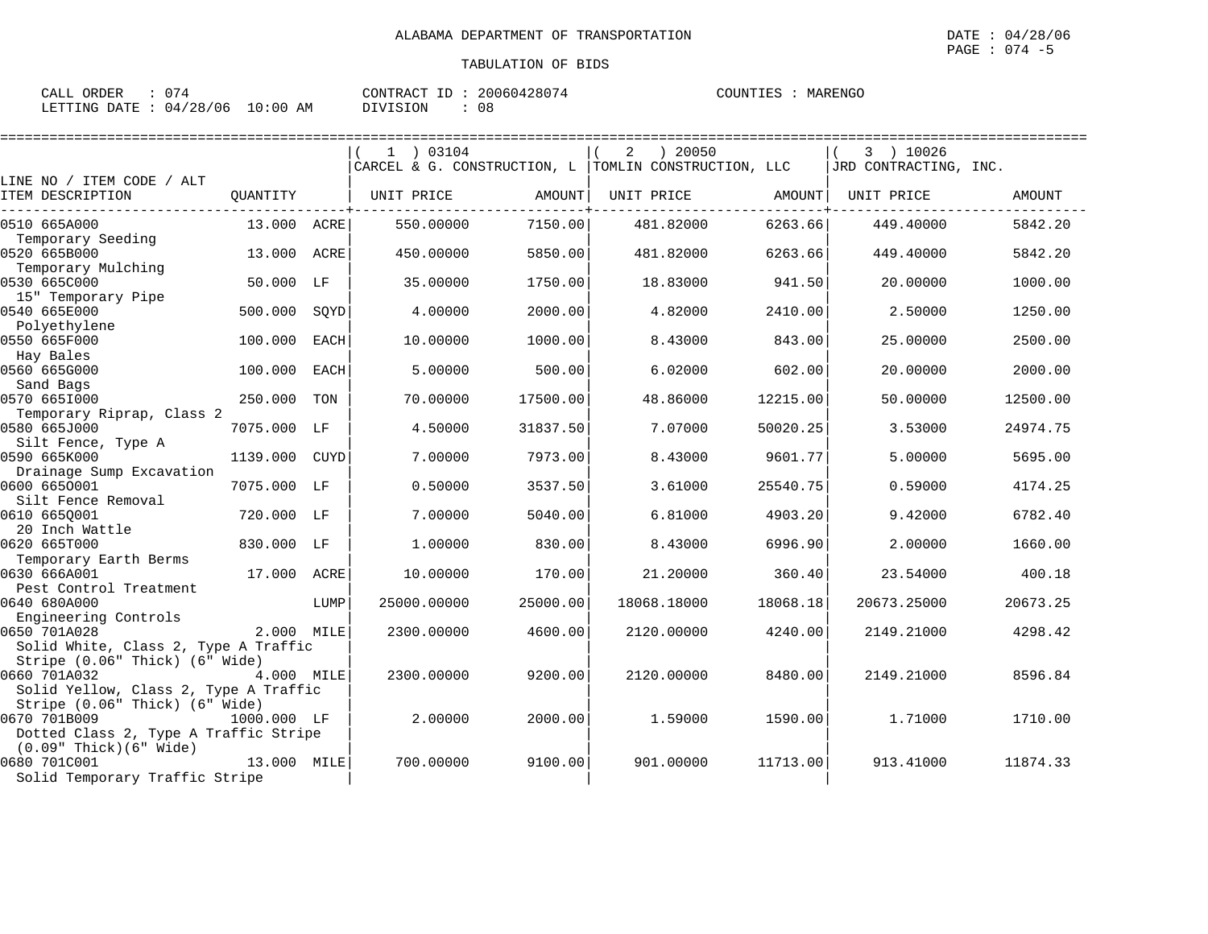ALABAMA DEPARTMENT OF TRANSPORTATION

DATE : 04/28/06

TABULATION OF BIDS

CALL ORDER : 074 CONTRACT ID : 20060428074 COUNTIES : MARENGO
LETTING DATE : 04/28/06 10:00 AM DIVISION : 08

| LINE NO / ITEM CODE / ALT ITEM DESCRIPTION | QUANTITY | | ( 1 ) 03104 CARCEL & G. CONSTRUCTION, L UNIT PRICE | AMOUNT | ( 2 ) 20050 TOMLIN CONSTRUCTION, LLC UNIT PRICE | AMOUNT | ( 3 ) 10026 JRD CONTRACTING, INC. UNIT PRICE | AMOUNT |
|---|---|---|---|---|---|---|---|---|
| 0510 665A000 Temporary Seeding | 13.000 | ACRE | 550.00000 | 7150.00 | 481.82000 | 6263.66 | 449.40000 | 5842.20 |
| 0520 665B000 Temporary Mulching | 13.000 | ACRE | 450.00000 | 5850.00 | 481.82000 | 6263.66 | 449.40000 | 5842.20 |
| 0530 665C000 15" Temporary Pipe | 50.000 | LF | 35.00000 | 1750.00 | 18.83000 | 941.50 | 20.00000 | 1000.00 |
| 0540 665E000 Polyethylene | 500.000 | SQYD | 4.00000 | 2000.00 | 4.82000 | 2410.00 | 2.50000 | 1250.00 |
| 0550 665F000 Hay Bales | 100.000 | EACH | 10.00000 | 1000.00 | 8.43000 | 843.00 | 25.00000 | 2500.00 |
| 0560 665G000 Sand Bags | 100.000 | EACH | 5.00000 | 500.00 | 6.02000 | 602.00 | 20.00000 | 2000.00 |
| 0570 665I000 Temporary Riprap, Class 2 | 250.000 | TON | 70.00000 | 17500.00 | 48.86000 | 12215.00 | 50.00000 | 12500.00 |
| 0580 665J000 Silt Fence, Type A | 7075.000 | LF | 4.50000 | 31837.50 | 7.07000 | 50020.25 | 3.53000 | 24974.75 |
| 0590 665K000 Drainage Sump Excavation | 1139.000 | CUYD | 7.00000 | 7973.00 | 8.43000 | 9601.77 | 5.00000 | 5695.00 |
| 0600 665O001 Silt Fence Removal | 7075.000 | LF | 0.50000 | 3537.50 | 3.61000 | 25540.75 | 0.59000 | 4174.25 |
| 0610 665Q001 20 Inch Wattle | 720.000 | LF | 7.00000 | 5040.00 | 6.81000 | 4903.20 | 9.42000 | 6782.40 |
| 0620 665T000 Temporary Earth Berms | 830.000 | LF | 1.00000 | 830.00 | 8.43000 | 6996.90 | 2.00000 | 1660.00 |
| 0630 666A001 Pest Control Treatment | 17.000 | ACRE | 10.00000 | 170.00 | 21.20000 | 360.40 | 23.54000 | 400.18 |
| 0640 680A000 Engineering Controls | | LUMP | 25000.00000 | 25000.00 | 18068.18000 | 18068.18 | 20673.25000 | 20673.25 |
| 0650 701A028 Solid White, Class 2, Type A Traffic Stripe (0.06" Thick) (6" Wide) | 2.000 | MILE | 2300.00000 | 4600.00 | 2120.00000 | 4240.00 | 2149.21000 | 4298.42 |
| 0660 701A032 Solid Yellow, Class 2, Type A Traffic Stripe (0.06" Thick) (6" Wide) | 4.000 | MILE | 2300.00000 | 9200.00 | 2120.00000 | 8480.00 | 2149.21000 | 8596.84 |
| 0670 701B009 Dotted Class 2, Type A Traffic Stripe (0.09" Thick)(6" Wide) | 1000.000 | LF | 2.00000 | 2000.00 | 1.59000 | 1590.00 | 1.71000 | 1710.00 |
| 0680 701C001 Solid Temporary Traffic Stripe | 13.000 | MILE | 700.00000 | 9100.00 | 901.00000 | 11713.00 | 913.41000 | 11874.33 |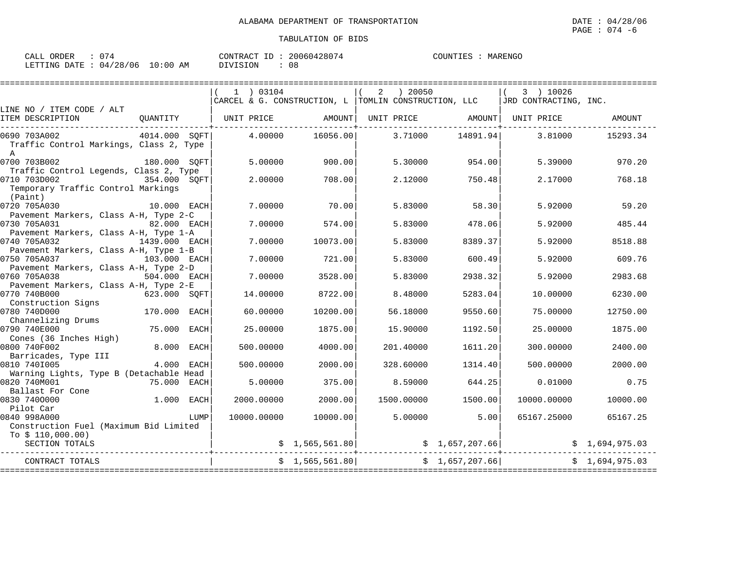ALABAMA DEPARTMENT OF TRANSPORTATION

DATE : 04/28/06
PAGE : 074 -6

TABULATION OF BIDS

CALL ORDER : 074
LETTING DATE : 04/28/06 10:00 AM

CONTRACT ID : 20060428074
DIVISION : 08

COUNTIES : MARENGO

| LINE NO / ITEM CODE / ALT ITEM DESCRIPTION | QUANTITY | (1) 03104 CARCEL & G. CONSTRUCTION, L UNIT PRICE | AMOUNT | (2) 20050 TOMLIN CONSTRUCTION, LLC UNIT PRICE | AMOUNT | (3) 10026 JRD CONTRACTING, INC. UNIT PRICE | AMOUNT |
|---|---|---|---|---|---|---|---|
| 0690 703A002 Traffic Control Markings, Class 2, Type A | 4014.000 SQFT | 4.00000 | 16056.00 | 3.71000 | 14891.94 | 3.81000 | 15293.34 |
| 0700 703B002 Traffic Control Legends, Class 2, Type | 180.000 SQFT | 5.00000 | 900.00 | 5.30000 | 954.00 | 5.39000 | 970.20 |
| 0710 703D002 Temporary Traffic Control Markings (Paint) | 354.000 SQFT | 2.00000 | 708.00 | 2.12000 | 750.48 | 2.17000 | 768.18 |
| 0720 705A030 Pavement Markers, Class A-H, Type 2-C | 10.000 EACH | 7.00000 | 70.00 | 5.83000 | 58.30 | 5.92000 | 59.20 |
| 0730 705A031 Pavement Markers, Class A-H, Type 1-A | 82.000 EACH | 7.00000 | 574.00 | 5.83000 | 478.06 | 5.92000 | 485.44 |
| 0740 705A032 Pavement Markers, Class A-H, Type 1-B | 1439.000 EACH | 7.00000 | 10073.00 | 5.83000 | 8389.37 | 5.92000 | 8518.88 |
| 0750 705A037 Pavement Markers, Class A-H, Type 2-D | 103.000 EACH | 7.00000 | 721.00 | 5.83000 | 600.49 | 5.92000 | 609.76 |
| 0760 705A038 Pavement Markers, Class A-H, Type 2-E | 504.000 EACH | 7.00000 | 3528.00 | 5.83000 | 2938.32 | 5.92000 | 2983.68 |
| 0770 740B000 Construction Signs | 623.000 SQFT | 14.00000 | 8722.00 | 8.48000 | 5283.04 | 10.00000 | 6230.00 |
| 0780 740D000 Channelizing Drums | 170.000 EACH | 60.00000 | 10200.00 | 56.18000 | 9550.60 | 75.00000 | 12750.00 |
| 0790 740E000 Cones (36 Inches High) | 75.000 EACH | 25.00000 | 1875.00 | 15.90000 | 1192.50 | 25.00000 | 1875.00 |
| 0800 740F002 Barricades, Type III | 8.000 EACH | 500.00000 | 4000.00 | 201.40000 | 1611.20 | 300.00000 | 2400.00 |
| 0810 740I005 Warning Lights, Type B (Detachable Head | 4.000 EACH | 500.00000 | 2000.00 | 328.60000 | 1314.40 | 500.00000 | 2000.00 |
| 0820 740M001 Ballast For Cone | 75.000 EACH | 5.00000 | 375.00 | 8.59000 | 644.25 | 0.01000 | 0.75 |
| 0830 740O000 Pilot Car | 1.000 EACH | 2000.00000 | 2000.00 | 1500.00000 | 1500.00 | 10000.00000 | 10000.00 |
| 0840 998A000 Construction Fuel (Maximum Bid Limited To $ 110,000.00) | LUMP | 10000.00000 | 10000.00 | 5.00000 | 5.00 | 65167.25000 | 65167.25 |
| SECTION TOTALS | | | $ 1,565,561.80 | | $ 1,657,207.66 | | $ 1,694,975.03 |
| CONTRACT TOTALS | | | $ 1,565,561.80 | | $ 1,657,207.66 | | $ 1,694,975.03 |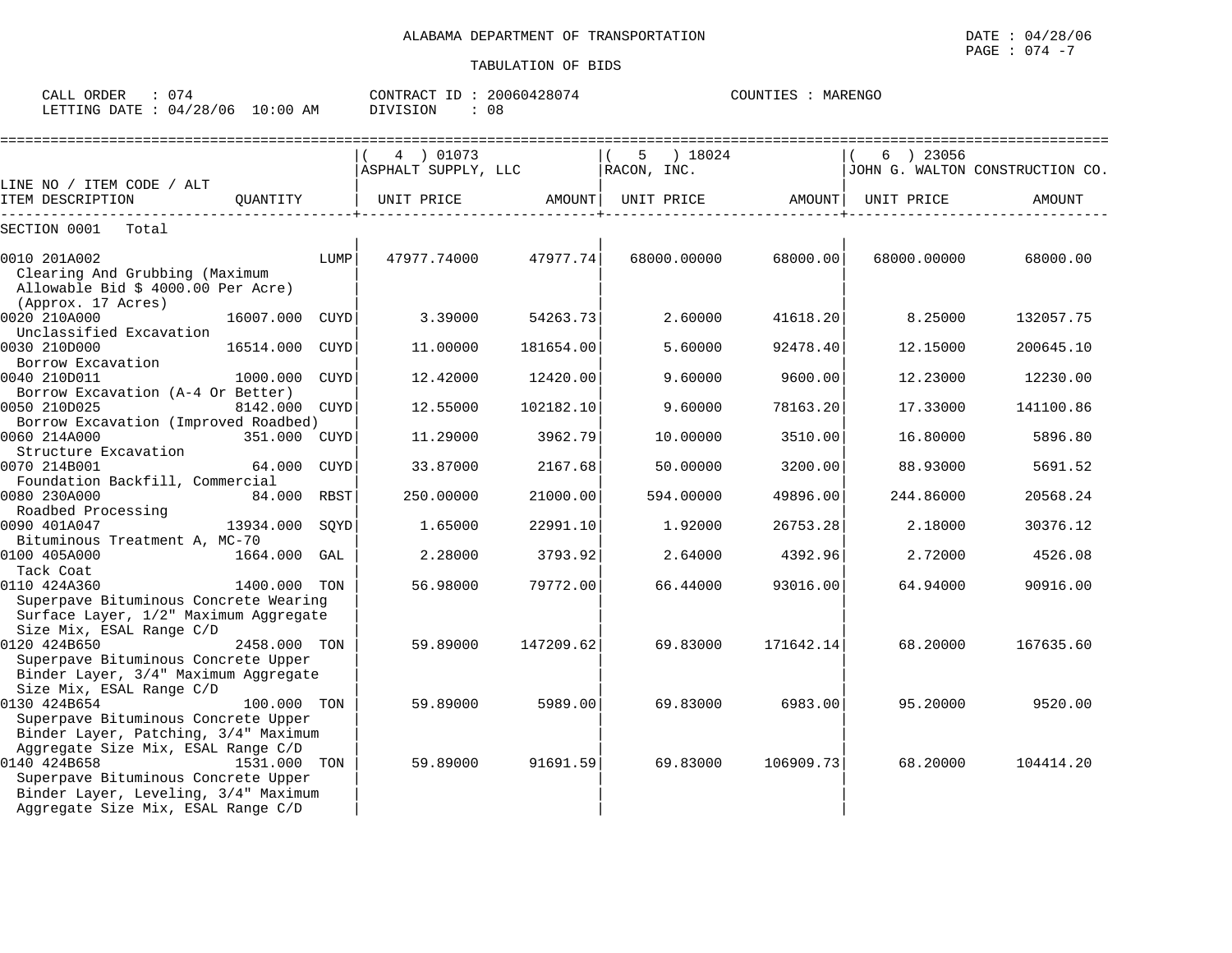ALABAMA DEPARTMENT OF TRANSPORTATION

DATE : 04/28/06

TABULATION OF BIDS

CALL ORDER : 074 CONTRACT ID : 20060428074 COUNTIES : MARENGO
LETTING DATE : 04/28/06 10:00 AM DIVISION : 08

| LINE NO / ITEM CODE / ALT ITEM DESCRIPTION | QUANTITY | | ( 4 ) 01073 ASPHALT SUPPLY, LLC UNIT PRICE | AMOUNT | ( 5 ) 18024 RACON, INC. UNIT PRICE | AMOUNT | ( 6 ) 23056 JOHN G. WALTON CONSTRUCTION CO. UNIT PRICE | AMOUNT |
|---|---|---|---|---|---|---|---|---|
| SECTION 0001 Total | | | | | | | | |
| 0010 201A002 Clearing And Grubbing (Maximum Allowable Bid $ 4000.00 Per Acre) (Approx. 17 Acres) | | LUMP | 47977.74000 | 47977.74 | 68000.00000 | 68000.00 | 68000.00000 | 68000.00 |
| 0020 210A000 Unclassified Excavation | 16007.000 | CUYD | 3.39000 | 54263.73 | 2.60000 | 41618.20 | 8.25000 | 132057.75 |
| 0030 210D000 Borrow Excavation | 16514.000 | CUYD | 11.00000 | 181654.00 | 5.60000 | 92478.40 | 12.15000 | 200645.10 |
| 0040 210D011 Borrow Excavation (A-4 Or Better) | 1000.000 | CUYD | 12.42000 | 12420.00 | 9.60000 | 9600.00 | 12.23000 | 12230.00 |
| 0050 210D025 Borrow Excavation (Improved Roadbed) | 8142.000 | CUYD | 12.55000 | 102182.10 | 9.60000 | 78163.20 | 17.33000 | 141100.86 |
| 0060 214A000 Structure Excavation | 351.000 | CUYD | 11.29000 | 3962.79 | 10.00000 | 3510.00 | 16.80000 | 5896.80 |
| 0070 214B001 Foundation Backfill, Commercial | 64.000 | CUYD | 33.87000 | 2167.68 | 50.00000 | 3200.00 | 88.93000 | 5691.52 |
| 0080 230A000 Roadbed Processing | 84.000 | RBST | 250.00000 | 21000.00 | 594.00000 | 49896.00 | 244.86000 | 20568.24 |
| 0090 401A047 Bituminous Treatment A, MC-70 | 13934.000 | SQYD | 1.65000 | 22991.10 | 1.92000 | 26753.28 | 2.18000 | 30376.12 |
| 0100 405A000 Tack Coat | 1664.000 | GAL | 2.28000 | 3793.92 | 2.64000 | 4392.96 | 2.72000 | 4526.08 |
| 0110 424A360 Superpave Bituminous Concrete Wearing Surface Layer, 1/2" Maximum Aggregate Size Mix, ESAL Range C/D | 1400.000 | TON | 56.98000 | 79772.00 | 66.44000 | 93016.00 | 64.94000 | 90916.00 |
| 0120 424B650 Superpave Bituminous Concrete Upper Binder Layer, 3/4" Maximum Aggregate Size Mix, ESAL Range C/D | 2458.000 | TON | 59.89000 | 147209.62 | 69.83000 | 171642.14 | 68.20000 | 167635.60 |
| 0130 424B654 Superpave Bituminous Concrete Upper Binder Layer, Patching, 3/4" Maximum Aggregate Size Mix, ESAL Range C/D | 100.000 | TON | 59.89000 | 5989.00 | 69.83000 | 6983.00 | 95.20000 | 9520.00 |
| 0140 424B658 Superpave Bituminous Concrete Upper Binder Layer, Leveling, 3/4" Maximum Aggregate Size Mix, ESAL Range C/D | 1531.000 | TON | 59.89000 | 91691.59 | 69.83000 | 106909.73 | 68.20000 | 104414.20 |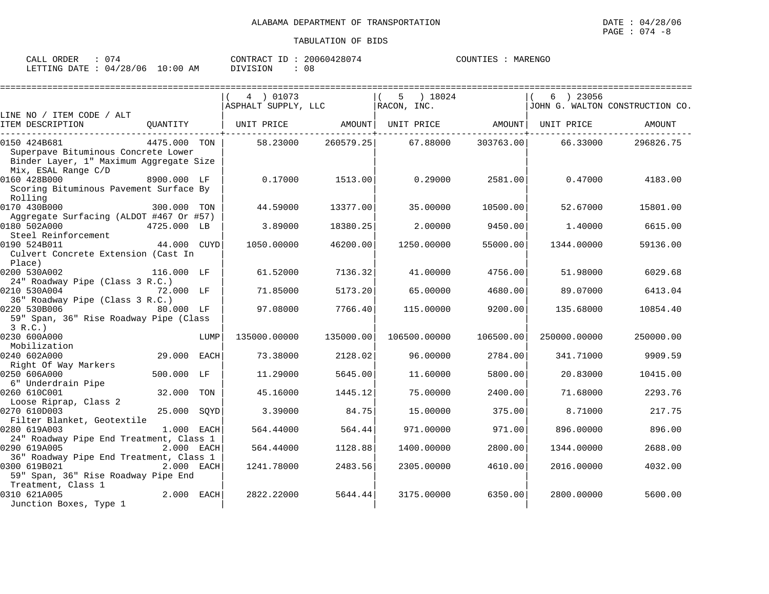ALABAMA DEPARTMENT OF TRANSPORTATION

DATE : 04/28/06
PAGE : 074 -8

TABULATION OF BIDS

CALL ORDER : 074 CONTRACT ID : 20060428074 COUNTIES : MARENGO
LETTING DATE : 04/28/06 10:00 AM DIVISION : 08

| LINE NO / ITEM CODE / ALT ITEM DESCRIPTION | QUANTITY | ( 4 ) 01073 ASPHALT SUPPLY, LLC UNIT PRICE | AMOUNT | ( 5 ) 18024 RACON, INC. UNIT PRICE | AMOUNT | ( 6 ) 23056 JOHN G. WALTON CONSTRUCTION CO. UNIT PRICE | AMOUNT |
|---|---|---|---|---|---|---|---|
| 0150 424B681 Superpave Bituminous Concrete Lower Binder Layer, 1" Maximum Aggregate Size Mix, ESAL Range C/D | 4475.000 TON | 58.23000 | 260579.25 | 67.88000 | 303763.00 | 66.33000 | 296826.75 |
| 0160 428B000 Scoring Bituminous Pavement Surface By Rolling | 8900.000 LF | 0.17000 | 1513.00 | 0.29000 | 2581.00 | 0.47000 | 4183.00 |
| 0170 430B000 Aggregate Surfacing (ALDOT #467 Or #57) | 300.000 TON | 44.59000 | 13377.00 | 35.00000 | 10500.00 | 52.67000 | 15801.00 |
| 0180 502A000 Steel Reinforcement | 4725.000 LB | 3.89000 | 18380.25 | 2.00000 | 9450.00 | 1.40000 | 6615.00 |
| 0190 524B011 Culvert Concrete Extension (Cast In Place) | 44.000 CUYD | 1050.00000 | 46200.00 | 1250.00000 | 55000.00 | 1344.00000 | 59136.00 |
| 0200 530A002 24" Roadway Pipe (Class 3 R.C.) | 116.000 LF | 61.52000 | 7136.32 | 41.00000 | 4756.00 | 51.98000 | 6029.68 |
| 0210 530A004 36" Roadway Pipe (Class 3 R.C.) | 72.000 LF | 71.85000 | 5173.20 | 65.00000 | 4680.00 | 89.07000 | 6413.04 |
| 0220 530B006 59" Span, 36" Rise Roadway Pipe (Class 3 R.C.) | 80.000 LF | 97.08000 | 7766.40 | 115.00000 | 9200.00 | 135.68000 | 10854.40 |
| 0230 600A000 Mobilization | LUMP | 135000.00000 | 135000.00 | 106500.00000 | 106500.00 | 250000.00000 | 250000.00 |
| 0240 602A000 Right Of Way Markers | 29.000 EACH | 73.38000 | 2128.02 | 96.00000 | 2784.00 | 341.71000 | 9909.59 |
| 0250 606A000 6" Underdrain Pipe | 500.000 LF | 11.29000 | 5645.00 | 11.60000 | 5800.00 | 20.83000 | 10415.00 |
| 0260 610C001 Loose Riprap, Class 2 | 32.000 TON | 45.16000 | 1445.12 | 75.00000 | 2400.00 | 71.68000 | 2293.76 |
| 0270 610D003 Filter Blanket, Geotextile | 25.000 SQYD | 3.39000 | 84.75 | 15.00000 | 375.00 | 8.71000 | 217.75 |
| 0280 619A003 24" Roadway Pipe End Treatment, Class 1 | 1.000 EACH | 564.44000 | 564.44 | 971.00000 | 971.00 | 896.00000 | 896.00 |
| 0290 619A005 36" Roadway Pipe End Treatment, Class 1 | 2.000 EACH | 564.44000 | 1128.88 | 1400.00000 | 2800.00 | 1344.00000 | 2688.00 |
| 0300 619B021 59" Span, 36" Rise Roadway Pipe End Treatment, Class 1 | 2.000 EACH | 1241.78000 | 2483.56 | 2305.00000 | 4610.00 | 2016.00000 | 4032.00 |
| 0310 621A005 Junction Boxes, Type 1 | 2.000 EACH | 2822.22000 | 5644.44 | 3175.00000 | 6350.00 | 2800.00000 | 5600.00 |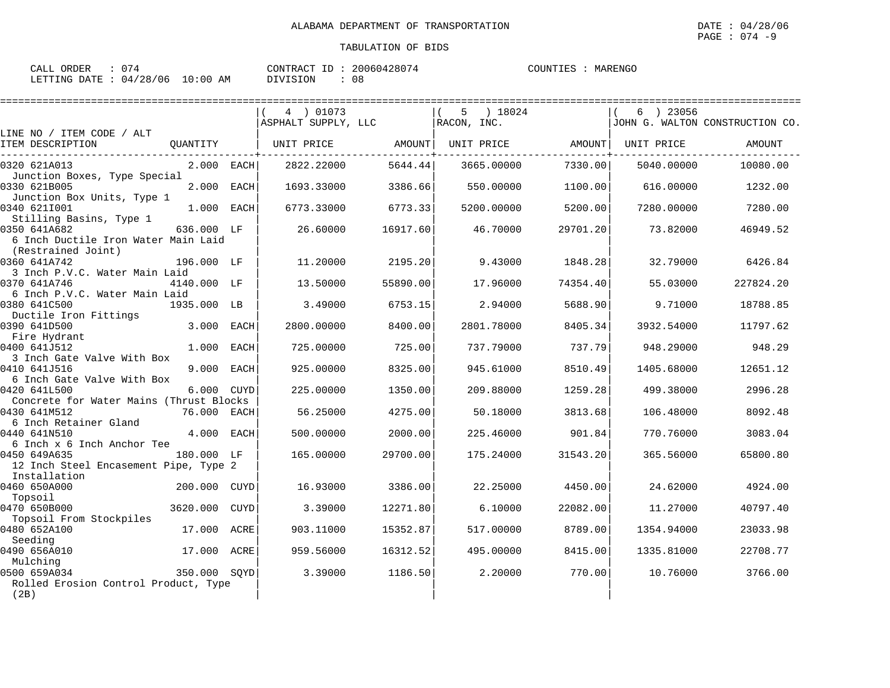ALABAMA DEPARTMENT OF TRANSPORTATION

TABULATION OF BIDS

CALL ORDER : 074 &nbsp;&nbsp;&nbsp;&nbsp; CONTRACT ID : 20060428074 &nbsp;&nbsp;&nbsp;&nbsp; COUNTIES : MARENGO
LETTING DATE : 04/28/06 10:00 AM &nbsp;&nbsp;&nbsp;&nbsp; DIVISION : 08

| LINE NO / ITEM CODE / ALT ITEM DESCRIPTION | QUANTITY | ( 4 ) 01073 ASPHALT SUPPLY, LLC UNIT PRICE | AMOUNT | ( 5 ) 18024 RACON, INC. UNIT PRICE | AMOUNT | ( 6 ) 23056 JOHN G. WALTON CONSTRUCTION CO. UNIT PRICE | AMOUNT |
|---|---|---|---|---|---|---|---|
| 0320 621A013 Junction Boxes, Type Special | 2.000 EACH | 2822.22000 | 5644.44 | 3665.00000 | 7330.00 | 5040.00000 | 10080.00 |
| 0330 621B005 Junction Box Units, Type 1 | 2.000 EACH | 1693.33000 | 3386.66 | 550.00000 | 1100.00 | 616.00000 | 1232.00 |
| 0340 621I001 Stilling Basins, Type 1 | 1.000 EACH | 6773.33000 | 6773.33 | 5200.00000 | 5200.00 | 7280.00000 | 7280.00 |
| 0350 641A682 6 Inch Ductile Iron Water Main Laid (Restrained Joint) | 636.000 LF | 26.60000 | 16917.60 | 46.70000 | 29701.20 | 73.82000 | 46949.52 |
| 0360 641A742 3 Inch P.V.C. Water Main Laid | 196.000 LF | 11.20000 | 2195.20 | 9.43000 | 1848.28 | 32.79000 | 6426.84 |
| 0370 641A746 6 Inch P.V.C. Water Main Laid | 4140.000 LF | 13.50000 | 55890.00 | 17.96000 | 74354.40 | 55.03000 | 227824.20 |
| 0380 641C500 Ductile Iron Fittings | 1935.000 LB | 3.49000 | 6753.15 | 2.94000 | 5688.90 | 9.71000 | 18788.85 |
| 0390 641D500 Fire Hydrant | 3.000 EACH | 2800.00000 | 8400.00 | 2801.78000 | 8405.34 | 3932.54000 | 11797.62 |
| 0400 641J512 3 Inch Gate Valve With Box | 1.000 EACH | 725.00000 | 725.00 | 737.79000 | 737.79 | 948.29000 | 948.29 |
| 0410 641J516 6 Inch Gate Valve With Box | 9.000 EACH | 925.00000 | 8325.00 | 945.61000 | 8510.49 | 1405.68000 | 12651.12 |
| 0420 641L500 Concrete for Water Mains (Thrust Blocks | 6.000 CUYD | 225.00000 | 1350.00 | 209.88000 | 1259.28 | 499.38000 | 2996.28 |
| 0430 641M512 6 Inch Retainer Gland | 76.000 EACH | 56.25000 | 4275.00 | 50.18000 | 3813.68 | 106.48000 | 8092.48 |
| 0440 641N510 6 Inch x 6 Inch Anchor Tee | 4.000 EACH | 500.00000 | 2000.00 | 225.46000 | 901.84 | 770.76000 | 3083.04 |
| 0450 649A635 12 Inch Steel Encasement Pipe, Type 2 Installation | 180.000 LF | 165.00000 | 29700.00 | 175.24000 | 31543.20 | 365.56000 | 65800.80 |
| 0460 650A000 Topsoil | 200.000 CUYD | 16.93000 | 3386.00 | 22.25000 | 4450.00 | 24.62000 | 4924.00 |
| 0470 650B000 Topsoil From Stockpiles | 3620.000 CUYD | 3.39000 | 12271.80 | 6.10000 | 22082.00 | 11.27000 | 40797.40 |
| 0480 652A100 Seeding | 17.000 ACRE | 903.11000 | 15352.87 | 517.00000 | 8789.00 | 1354.94000 | 23033.98 |
| 0490 656A010 Mulching | 17.000 ACRE | 959.56000 | 16312.52 | 495.00000 | 8415.00 | 1335.81000 | 22708.77 |
| 0500 659A034 Rolled Erosion Control Product, Type (2B) | 350.000 SQYD | 3.39000 | 1186.50 | 2.20000 | 770.00 | 10.76000 | 3766.00 |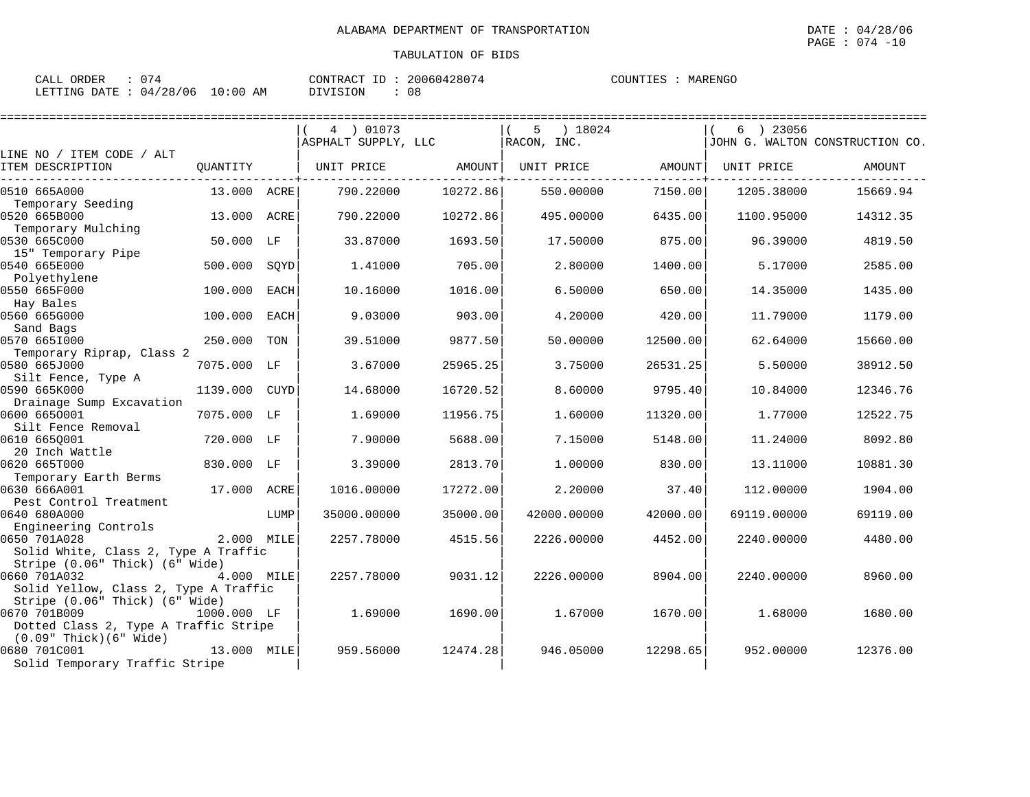ALABAMA DEPARTMENT OF TRANSPORTATION

TABULATION OF BIDS

DATE : 04/28/06
PAGE : 074 -10

CALL ORDER : 074
LETTING DATE : 04/28/06 10:00 AM

CONTRACT ID : 20060428074
DIVISION : 08

COUNTIES : MARENGO

| LINE NO / ITEM CODE / ALT ITEM DESCRIPTION | QUANTITY | | ( 4 ) 01073 ASPHALT SUPPLY, LLC UNIT PRICE | AMOUNT | ( 5 ) 18024 RACON, INC. UNIT PRICE | AMOUNT | ( 6 ) 23056 JOHN G. WALTON CONSTRUCTION CO. UNIT PRICE | AMOUNT |
|---|---|---|---|---|---|---|---|---|
| 0510 665A000 Temporary Seeding | 13.000 | ACRE | 790.22000 | 10272.86 | 550.00000 | 7150.00 | 1205.38000 | 15669.94 |
| 0520 665B000 Temporary Mulching | 13.000 | ACRE | 790.22000 | 10272.86 | 495.00000 | 6435.00 | 1100.95000 | 14312.35 |
| 0530 665C000 15" Temporary Pipe | 50.000 | LF | 33.87000 | 1693.50 | 17.50000 | 875.00 | 96.39000 | 4819.50 |
| 0540 665E000 Polyethylene | 500.000 | SQYD | 1.41000 | 705.00 | 2.80000 | 1400.00 | 5.17000 | 2585.00 |
| 0550 665F000 Hay Bales | 100.000 | EACH | 10.16000 | 1016.00 | 6.50000 | 650.00 | 14.35000 | 1435.00 |
| 0560 665G000 Sand Bags | 100.000 | EACH | 9.03000 | 903.00 | 4.20000 | 420.00 | 11.79000 | 1179.00 |
| 0570 665I000 Temporary Riprap, Class 2 | 250.000 | TON | 39.51000 | 9877.50 | 50.00000 | 12500.00 | 62.64000 | 15660.00 |
| 0580 665J000 Silt Fence, Type A | 7075.000 | LF | 3.67000 | 25965.25 | 3.75000 | 26531.25 | 5.50000 | 38912.50 |
| 0590 665K000 Drainage Sump Excavation | 1139.000 | CUYD | 14.68000 | 16720.52 | 8.60000 | 9795.40 | 10.84000 | 12346.76 |
| 0600 665O001 Silt Fence Removal | 7075.000 | LF | 1.69000 | 11956.75 | 1.60000 | 11320.00 | 1.77000 | 12522.75 |
| 0610 665Q001 20 Inch Wattle | 720.000 | LF | 7.90000 | 5688.00 | 7.15000 | 5148.00 | 11.24000 | 8092.80 |
| 0620 665T000 Temporary Earth Berms | 830.000 | LF | 3.39000 | 2813.70 | 1.00000 | 830.00 | 13.11000 | 10881.30 |
| 0630 666A001 Pest Control Treatment | 17.000 | ACRE | 1016.00000 | 17272.00 | 2.20000 | 37.40 | 112.00000 | 1904.00 |
| 0640 680A000 Engineering Controls | | LUMP | 35000.00000 | 35000.00 | 42000.00000 | 42000.00 | 69119.00000 | 69119.00 |
| 0650 701A028 Solid White, Class 2, Type A Traffic Stripe (0.06" Thick) (6" Wide) | 2.000 | MILE | 2257.78000 | 4515.56 | 2226.00000 | 4452.00 | 2240.00000 | 4480.00 |
| 0660 701A032 Solid Yellow, Class 2, Type A Traffic Stripe (0.06" Thick) (6" Wide) | 4.000 | MILE | 2257.78000 | 9031.12 | 2226.00000 | 8904.00 | 2240.00000 | 8960.00 |
| 0670 701B009 Dotted Class 2, Type A Traffic Stripe (0.09" Thick)(6" Wide) | 1000.000 | LF | 1.69000 | 1690.00 | 1.67000 | 1670.00 | 1.68000 | 1680.00 |
| 0680 701C001 Solid Temporary Traffic Stripe | 13.000 | MILE | 959.56000 | 12474.28 | 946.05000 | 12298.65 | 952.00000 | 12376.00 |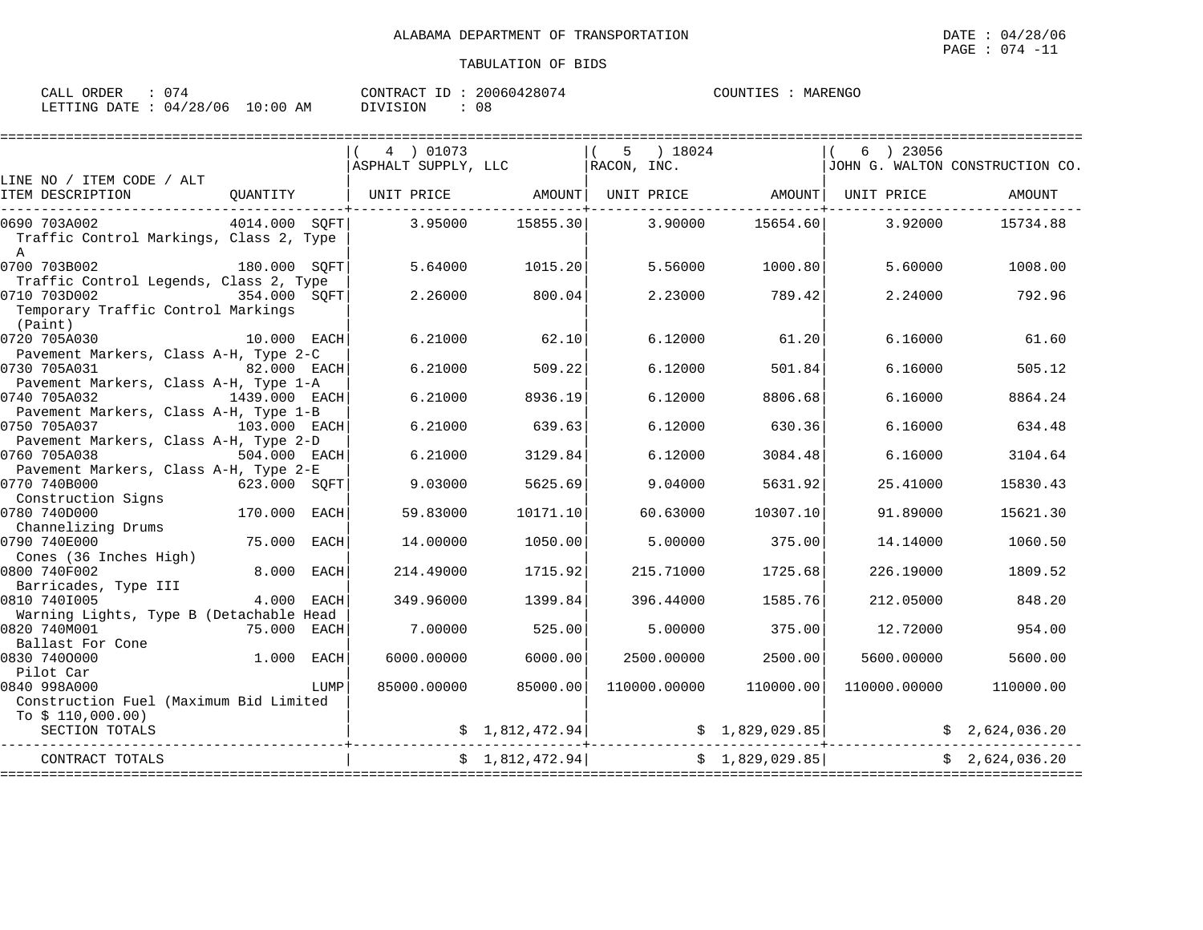ALABAMA DEPARTMENT OF TRANSPORTATION

TABULATION OF BIDS

DATE : 04/28/06
PAGE : 074 -11

CALL ORDER : 074
LETTING DATE : 04/28/06 10:00 AM

CONTRACT ID : 20060428074
DIVISION : 08

COUNTIES : MARENGO

| LINE NO / ITEM CODE / ALT ITEM DESCRIPTION | QUANTITY | ( 4 ) 01073 ASPHALT SUPPLY, LLC UNIT PRICE | AMOUNT | ( 5 ) 18024 RACON, INC. UNIT PRICE | AMOUNT | ( 6 ) 23056 JOHN G. WALTON CONSTRUCTION CO. UNIT PRICE | AMOUNT |
|---|---|---|---|---|---|---|---|
| 0690 703A002 Traffic Control Markings, Class 2, Type A | 4014.000 SQFT | 3.95000 | 15855.30 | 3.90000 | 15654.60 | 3.92000 | 15734.88 |
| 0700 703B002 Traffic Control Legends, Class 2, Type | 180.000 SQFT | 5.64000 | 1015.20 | 5.56000 | 1000.80 | 5.60000 | 1008.00 |
| 0710 703D002 Temporary Traffic Control Markings (Paint) | 354.000 SQFT | 2.26000 | 800.04 | 2.23000 | 789.42 | 2.24000 | 792.96 |
| 0720 705A030 Pavement Markers, Class A-H, Type 2-C | 10.000 EACH | 6.21000 | 62.10 | 6.12000 | 61.20 | 6.16000 | 61.60 |
| 0730 705A031 Pavement Markers, Class A-H, Type 1-A | 82.000 EACH | 6.21000 | 509.22 | 6.12000 | 501.84 | 6.16000 | 505.12 |
| 0740 705A032 Pavement Markers, Class A-H, Type 1-B | 1439.000 EACH | 6.21000 | 8936.19 | 6.12000 | 8806.68 | 6.16000 | 8864.24 |
| 0750 705A037 Pavement Markers, Class A-H, Type 2-D | 103.000 EACH | 6.21000 | 639.63 | 6.12000 | 630.36 | 6.16000 | 634.48 |
| 0760 705A038 Pavement Markers, Class A-H, Type 2-E | 504.000 EACH | 6.21000 | 3129.84 | 6.12000 | 3084.48 | 6.16000 | 3104.64 |
| 0770 740B000 Construction Signs | 623.000 SQFT | 9.03000 | 5625.69 | 9.04000 | 5631.92 | 25.41000 | 15830.43 |
| 0780 740D000 Channelizing Drums | 170.000 EACH | 59.83000 | 10171.10 | 60.63000 | 10307.10 | 91.89000 | 15621.30 |
| 0790 740E000 Cones (36 Inches High) | 75.000 EACH | 14.00000 | 1050.00 | 5.00000 | 375.00 | 14.14000 | 1060.50 |
| 0800 740F002 Barricades, Type III | 8.000 EACH | 214.49000 | 1715.92 | 215.71000 | 1725.68 | 226.19000 | 1809.52 |
| 0810 740I005 Warning Lights, Type B (Detachable Head | 4.000 EACH | 349.96000 | 1399.84 | 396.44000 | 1585.76 | 212.05000 | 848.20 |
| 0820 740M001 Ballast For Cone | 75.000 EACH | 7.00000 | 525.00 | 5.00000 | 375.00 | 12.72000 | 954.00 |
| 0830 7400000 Pilot Car | 1.000 EACH | 6000.00000 | 6000.00 | 2500.00000 | 2500.00 | 5600.00000 | 5600.00 |
| 0840 998A000 Construction Fuel (Maximum Bid Limited To $ 110,000.00) | LUMP | 85000.00000 | 85000.00 | 110000.00000 | 110000.00 | 110000.00000 | 110000.00 |
| SECTION TOTALS | | | $ 1,812,472.94 | | $ 1,829,029.85 | | $ 2,624,036.20 |
| CONTRACT TOTALS | | | $ 1,812,472.94 | | $ 1,829,029.85 | | $ 2,624,036.20 |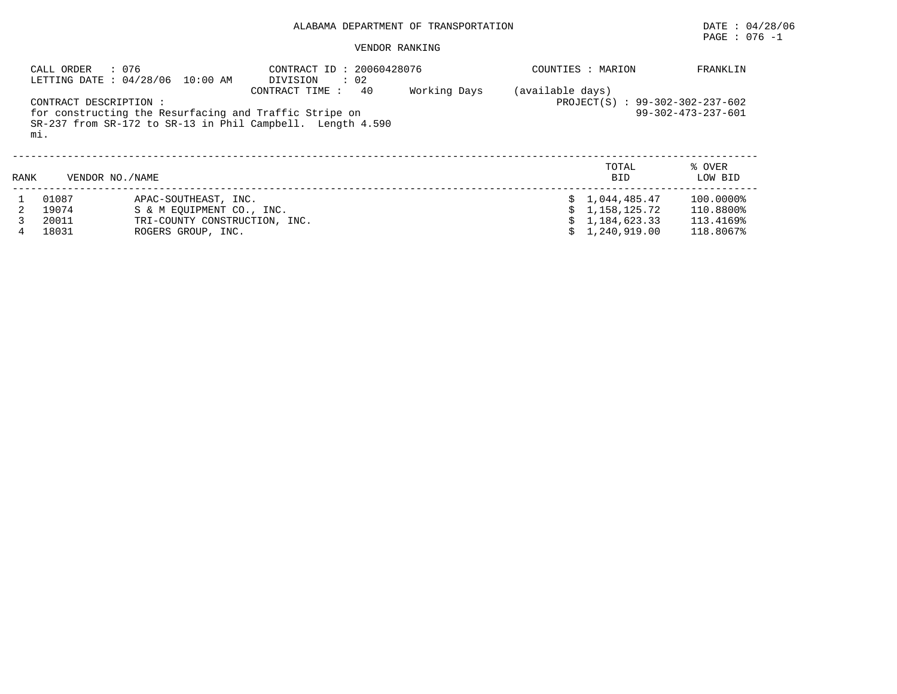ALABAMA DEPARTMENT OF TRANSPORTATION

DATE : 04/28/06

PAGE : 076 -1

VENDOR RANKING

CALL ORDER : 076
LETTING DATE : 04/28/06 10:00 AM

CONTRACT ID : 20060428076
DIVISION : 02
CONTRACT TIME : 40 Working Days (available days)

COUNTIES : MARION FRANKLIN

CONTRACT DESCRIPTION :
for constructing the Resurfacing and Traffic Stripe on SR-237 from SR-172 to SR-13 in Phil Campbell. Length 4.590 mi.

PROJECT(S) : 99-302-302-237-602
99-302-473-237-601

| RANK | VENDOR NO. | NAME | TOTAL BID | % OVER LOW BID |
|---|---|---|---|---|
| 1 | 01087 | APAC-SOUTHEAST, INC. | $ 1,044,485.47 | 100.0000% |
| 2 | 19074 | S & M EQUIPMENT CO., INC. | $ 1,158,125.72 | 110.8800% |
| 3 | 20011 | TRI-COUNTY CONSTRUCTION, INC. | $ 1,184,623.33 | 113.4169% |
| 4 | 18031 | ROGERS GROUP, INC. | $ 1,240,919.00 | 118.8067% |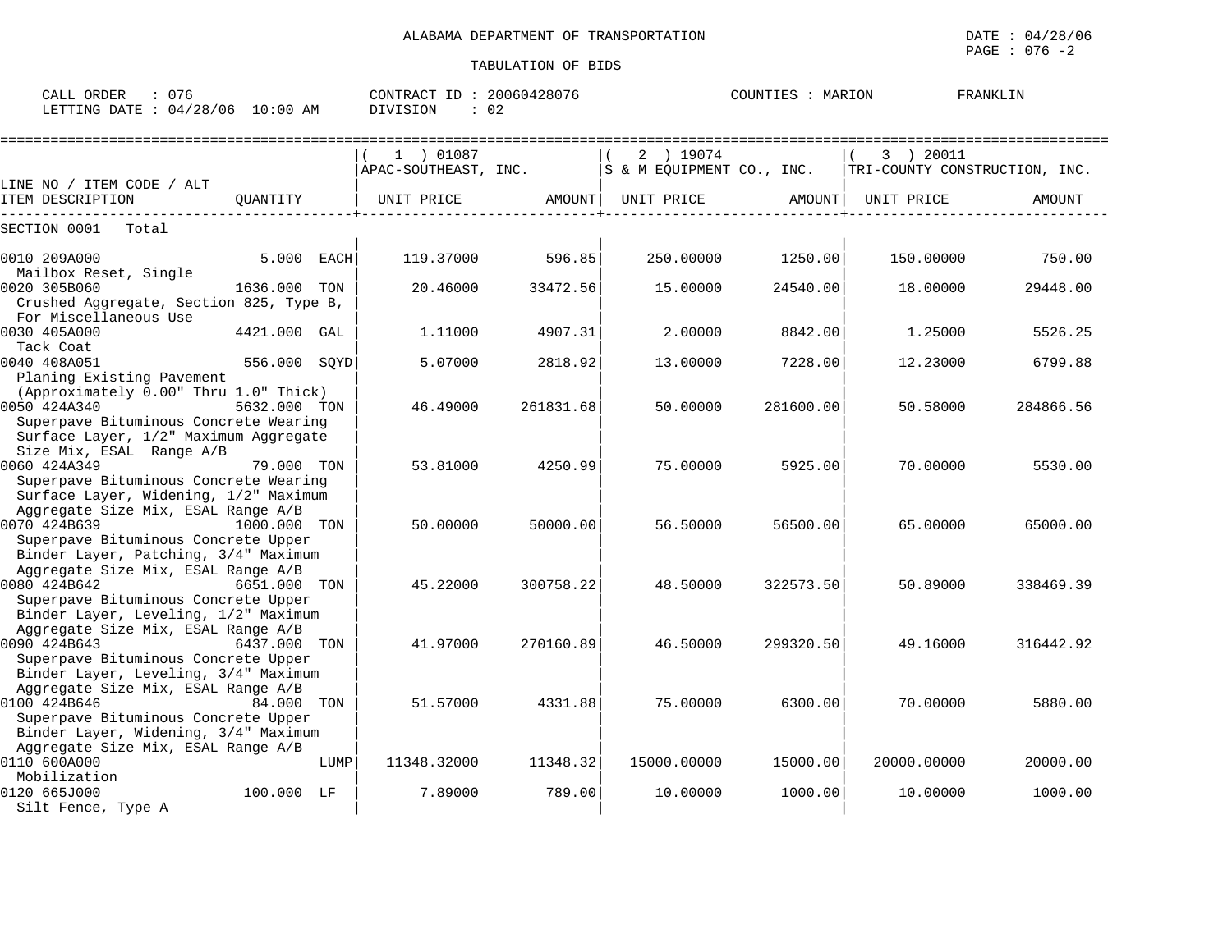ALABAMA DEPARTMENT OF TRANSPORTATION

TABULATION OF BIDS

DATE : 04/28/06
PAGE : 076 -2

CALL ORDER : 076 &nbsp;&nbsp;&nbsp; CONTRACT ID : 20060428076 &nbsp;&nbsp;&nbsp; COUNTIES : MARION &nbsp;&nbsp;&nbsp; FRANKLIN
LETTING DATE : 04/28/06 10:00 AM &nbsp;&nbsp;&nbsp; DIVISION : 02

| LINE NO / ITEM CODE / ALT ITEM DESCRIPTION | QUANTITY | ( 1 ) 01087 APAC-SOUTHEAST, INC. UNIT PRICE | AMOUNT | ( 2 ) 19074 S & M EQUIPMENT CO., INC. UNIT PRICE | AMOUNT | ( 3 ) 20011 TRI-COUNTY CONSTRUCTION, INC. UNIT PRICE | AMOUNT |
|---|---|---|---|---|---|---|---|
| SECTION 0001 Total | | | | | | | |
| 0010 209A000 Mailbox Reset, Single | 5.000 EACH | 119.37000 | 596.85 | 250.00000 | 1250.00 | 150.00000 | 750.00 |
| 0020 305B060 Crushed Aggregate, Section 825, Type B, For Miscellaneous Use | 1636.000 TON | 20.46000 | 33472.56 | 15.00000 | 24540.00 | 18.00000 | 29448.00 |
| 0030 405A000 Tack Coat | 4421.000 GAL | 1.11000 | 4907.31 | 2.00000 | 8842.00 | 1.25000 | 5526.25 |
| 0040 408A051 Planing Existing Pavement (Approximately 0.00" Thru 1.0" Thick) | 556.000 SQYD | 5.07000 | 2818.92 | 13.00000 | 7228.00 | 12.23000 | 6799.88 |
| 0050 424A340 Superpave Bituminous Concrete Wearing Surface Layer, 1/2" Maximum Aggregate Size Mix, ESAL Range A/B | 5632.000 TON | 46.49000 | 261831.68 | 50.00000 | 281600.00 | 50.58000 | 284866.56 |
| 0060 424A349 Superpave Bituminous Concrete Wearing Surface Layer, Widening, 1/2" Maximum Aggregate Size Mix, ESAL Range A/B | 79.000 TON | 53.81000 | 4250.99 | 75.00000 | 5925.00 | 70.00000 | 5530.00 |
| 0070 424B639 Superpave Bituminous Concrete Upper Binder Layer, Patching, 3/4" Maximum Aggregate Size Mix, ESAL Range A/B | 1000.000 TON | 50.00000 | 50000.00 | 56.50000 | 56500.00 | 65.00000 | 65000.00 |
| 0080 424B642 Superpave Bituminous Concrete Upper Binder Layer, Leveling, 1/2" Maximum Aggregate Size Mix, ESAL Range A/B | 6651.000 TON | 45.22000 | 300758.22 | 48.50000 | 322573.50 | 50.89000 | 338469.39 |
| 0090 424B643 Superpave Bituminous Concrete Upper Binder Layer, Leveling, 3/4" Maximum Aggregate Size Mix, ESAL Range A/B | 6437.000 TON | 41.97000 | 270160.89 | 46.50000 | 299320.50 | 49.16000 | 316442.92 |
| 0100 424B646 Superpave Bituminous Concrete Upper Binder Layer, Widening, 3/4" Maximum Aggregate Size Mix, ESAL Range A/B | 84.000 TON | 51.57000 | 4331.88 | 75.00000 | 6300.00 | 70.00000 | 5880.00 |
| 0110 600A000 Mobilization | LUMP | 11348.32000 | 11348.32 | 15000.00000 | 15000.00 | 20000.00000 | 20000.00 |
| 0120 665J000 Silt Fence, Type A | 100.000 LF | 7.89000 | 789.00 | 10.00000 | 1000.00 | 10.00000 | 1000.00 |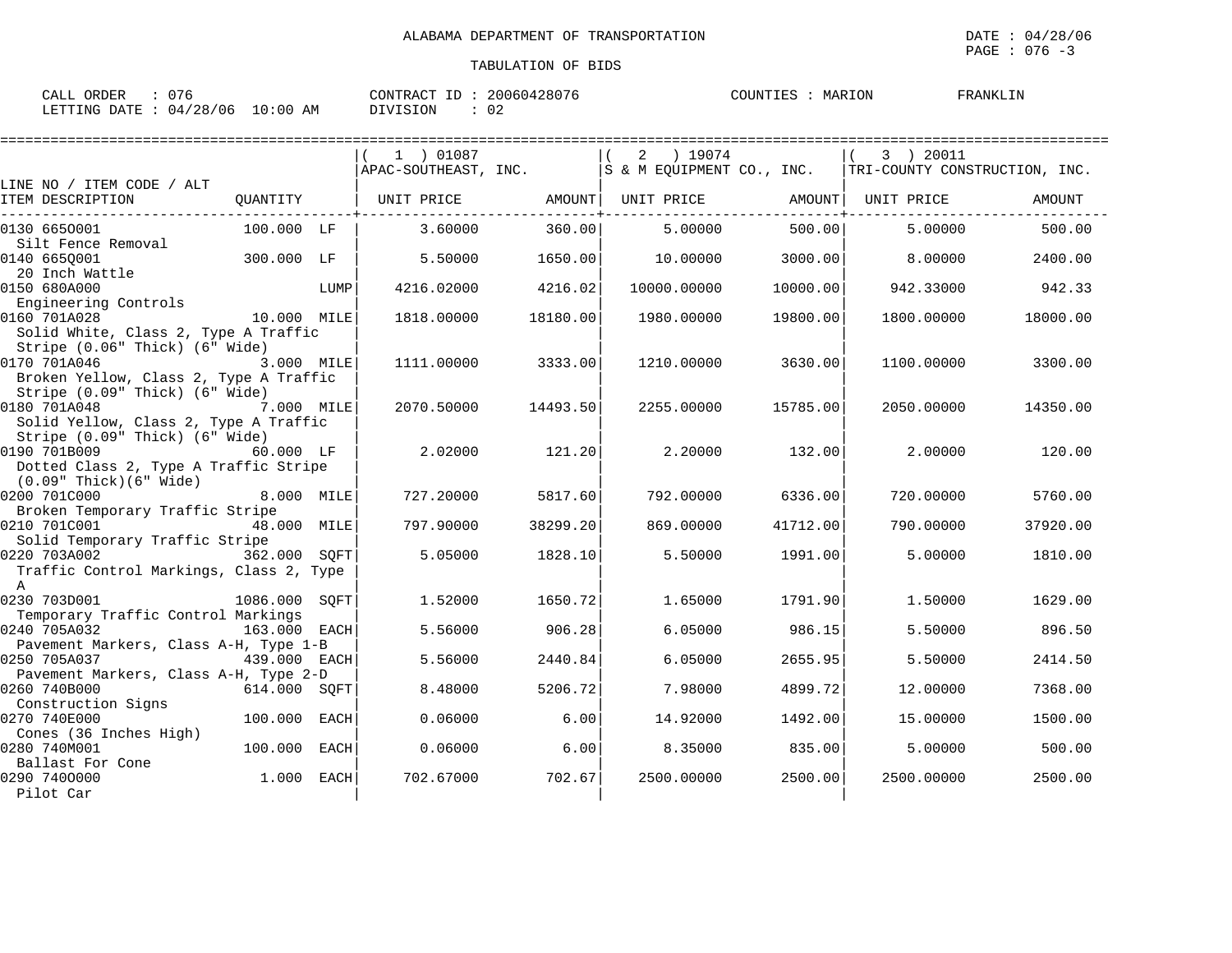ALABAMA DEPARTMENT OF TRANSPORTATION

TABULATION OF BIDS

DATE : 04/28/06
PAGE : 076 -3

CALL ORDER : 076
LETTING DATE : 04/28/06 10:00 AM

CONTRACT ID : 20060428076
DIVISION : 02

COUNTIES : MARION FRANKLIN

| LINE NO / ITEM CODE / ALT ITEM DESCRIPTION | QUANTITY | (1) 01087 APAC-SOUTHEAST, INC. UNIT PRICE | AMOUNT | (2) 19074 S & M EQUIPMENT CO., INC. UNIT PRICE | AMOUNT | (3) 20011 TRI-COUNTY CONSTRUCTION, INC. UNIT PRICE | AMOUNT |
|---|---|---|---|---|---|---|---|
| 0130 665O001 Silt Fence Removal | 100.000 LF | 3.60000 | 360.00 | 5.00000 | 500.00 | 5.00000 | 500.00 |
| 0140 665Q001 20 Inch Wattle | 300.000 LF | 5.50000 | 1650.00 | 10.00000 | 3000.00 | 8.00000 | 2400.00 |
| 0150 680A000 Engineering Controls | LUMP | 4216.02000 | 4216.02 | 10000.00000 | 10000.00 | 942.33000 | 942.33 |
| 0160 701A028 Solid White, Class 2, Type A Traffic Stripe (0.06" Thick) (6" Wide) | 10.000 MILE | 1818.00000 | 18180.00 | 1980.00000 | 19800.00 | 1800.00000 | 18000.00 |
| 0170 701A046 Broken Yellow, Class 2, Type A Traffic Stripe (0.09" Thick) (6" Wide) | 3.000 MILE | 1111.00000 | 3333.00 | 1210.00000 | 3630.00 | 1100.00000 | 3300.00 |
| 0180 701A048 Solid Yellow, Class 2, Type A Traffic Stripe (0.09" Thick) (6" Wide) | 7.000 MILE | 2070.50000 | 14493.50 | 2255.00000 | 15785.00 | 2050.00000 | 14350.00 |
| 0190 701B009 Dotted Class 2, Type A Traffic Stripe (0.09" Thick)(6" Wide) | 60.000 LF | 2.02000 | 121.20 | 2.20000 | 132.00 | 2.00000 | 120.00 |
| 0200 701C000 Broken Temporary Traffic Stripe | 8.000 MILE | 727.20000 | 5817.60 | 792.00000 | 6336.00 | 720.00000 | 5760.00 |
| 0210 701C001 Solid Temporary Traffic Stripe | 48.000 MILE | 797.90000 | 38299.20 | 869.00000 | 41712.00 | 790.00000 | 37920.00 |
| 0220 703A002 Traffic Control Markings, Class 2, Type A | 362.000 SQFT | 5.05000 | 1828.10 | 5.50000 | 1991.00 | 5.00000 | 1810.00 |
| 0230 703D001 Temporary Traffic Control Markings | 1086.000 SQFT | 1.52000 | 1650.72 | 1.65000 | 1791.90 | 1.50000 | 1629.00 |
| 0240 705A032 Pavement Markers, Class A-H, Type 1-B | 163.000 EACH | 5.56000 | 906.28 | 6.05000 | 986.15 | 5.50000 | 896.50 |
| 0250 705A037 Pavement Markers, Class A-H, Type 2-D | 439.000 EACH | 5.56000 | 2440.84 | 6.05000 | 2655.95 | 5.50000 | 2414.50 |
| 0260 740B000 Construction Signs | 614.000 SQFT | 8.48000 | 5206.72 | 7.98000 | 4899.72 | 12.00000 | 7368.00 |
| 0270 740E000 Cones (36 Inches High) | 100.000 EACH | 0.06000 | 6.00 | 14.92000 | 1492.00 | 15.00000 | 1500.00 |
| 0280 740M001 Ballast For Cone | 100.000 EACH | 0.06000 | 6.00 | 8.35000 | 835.00 | 5.00000 | 500.00 |
| 0290 740O000 Pilot Car | 1.000 EACH | 702.67000 | 702.67 | 2500.00000 | 2500.00 | 2500.00000 | 2500.00 |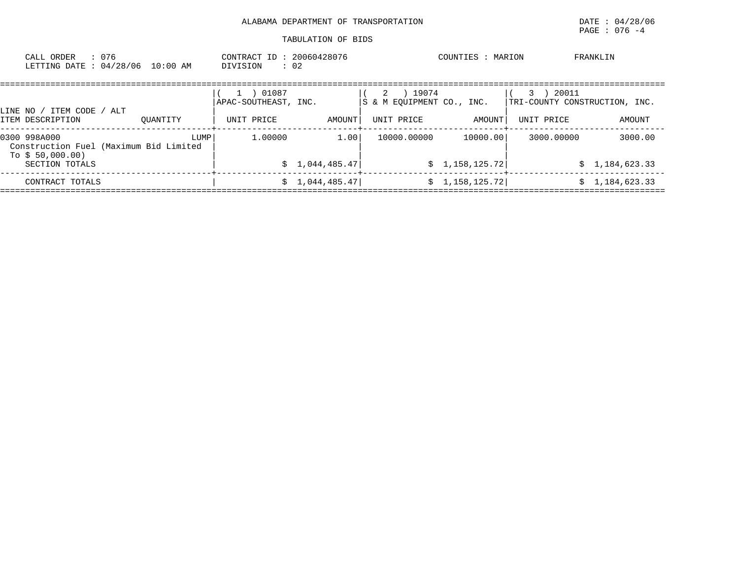ALABAMA DEPARTMENT OF TRANSPORTATION

TABULATION OF BIDS

CALL ORDER : 076
LETTING DATE : 04/28/06 10:00 AM

CONTRACT ID : 20060428076
DIVISION : 02

COUNTIES : MARION FRANKLIN

| LINE NO / ITEM CODE / ALT | | ( 1 ) 01087 APAC-SOUTHEAST, INC. | | ( 2 ) 19074 S & M EQUIPMENT CO., INC. | | ( 3 ) 20011 TRI-COUNTY CONSTRUCTION, INC. | |
|---|---|---|---|---|---|---|---|
| ITEM DESCRIPTION | QUANTITY | UNIT PRICE | AMOUNT | UNIT PRICE | AMOUNT | UNIT PRICE | AMOUNT |
| 0300 998A000 Construction Fuel (Maximum Bid Limited To $ 50,000.00) | LUMP | 1.00000 | 1.00 | 10000.00000 | 10000.00 | 3000.00000 | 3000.00 |
| SECTION TOTALS | | | $ 1,044,485.47 | | $ 1,158,125.72 | | $ 1,184,623.33 |
| CONTRACT TOTALS | | | $ 1,044,485.47 | | $ 1,158,125.72 | | $ 1,184,623.33 |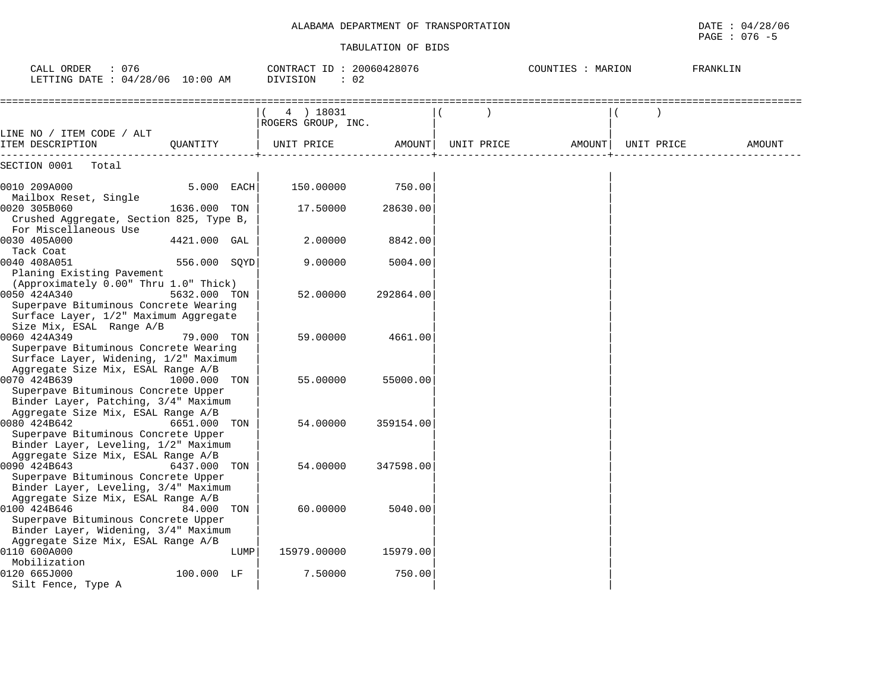ALABAMA DEPARTMENT OF TRANSPORTATION

TABULATION OF BIDS

DATE : 04/28/06
PAGE : 076 -5

CALL ORDER : 076
LETTING DATE : 04/28/06 10:00 AM

CONTRACT ID : 20060428076
DIVISION : 02

COUNTIES : MARION FRANKLIN

| LINE NO / ITEM CODE / ALT ITEM DESCRIPTION | QUANTITY | ( 4 ) 18031 ROGERS GROUP, INC. UNIT PRICE | AMOUNT | ( ) UNIT PRICE | AMOUNT | ( ) UNIT PRICE | AMOUNT |
|---|---|---|---|---|---|---|---|
| SECTION 0001 Total | | | | | | | |
| 0010 209A000 Mailbox Reset, Single | 5.000 EACH | 150.00000 | 750.00 | | | | |
| 0020 305B060 Crushed Aggregate, Section 825, Type B, For Miscellaneous Use | 1636.000 TON | 17.50000 | 28630.00 | | | | |
| 0030 405A000 Tack Coat | 4421.000 GAL | 2.00000 | 8842.00 | | | | |
| 0040 408A051 Planing Existing Pavement (Approximately 0.00" Thru 1.0" Thick) | 556.000 SQYD | 9.00000 | 5004.00 | | | | |
| 0050 424A340 Superpave Bituminous Concrete Wearing Surface Layer, 1/2" Maximum Aggregate Size Mix, ESAL Range A/B | 5632.000 TON | 52.00000 | 292864.00 | | | | |
| 0060 424A349 Superpave Bituminous Concrete Wearing Surface Layer, Widening, 1/2" Maximum Aggregate Size Mix, ESAL Range A/B | 79.000 TON | 59.00000 | 4661.00 | | | | |
| 0070 424B639 Superpave Bituminous Concrete Upper Binder Layer, Patching, 3/4" Maximum Aggregate Size Mix, ESAL Range A/B | 1000.000 TON | 55.00000 | 55000.00 | | | | |
| 0080 424B642 Superpave Bituminous Concrete Upper Binder Layer, Leveling, 1/2" Maximum Aggregate Size Mix, ESAL Range A/B | 6651.000 TON | 54.00000 | 359154.00 | | | | |
| 0090 424B643 Superpave Bituminous Concrete Upper Binder Layer, Leveling, 3/4" Maximum Aggregate Size Mix, ESAL Range A/B | 6437.000 TON | 54.00000 | 347598.00 | | | | |
| 0100 424B646 Superpave Bituminous Concrete Upper Binder Layer, Widening, 3/4" Maximum Aggregate Size Mix, ESAL Range A/B | 84.000 TON | 60.00000 | 5040.00 | | | | |
| 0110 600A000 Mobilization | LUMP | 15979.00000 | 15979.00 | | | | |
| 0120 665J000 Silt Fence, Type A | 100.000 LF | 7.50000 | 750.00 | | | | |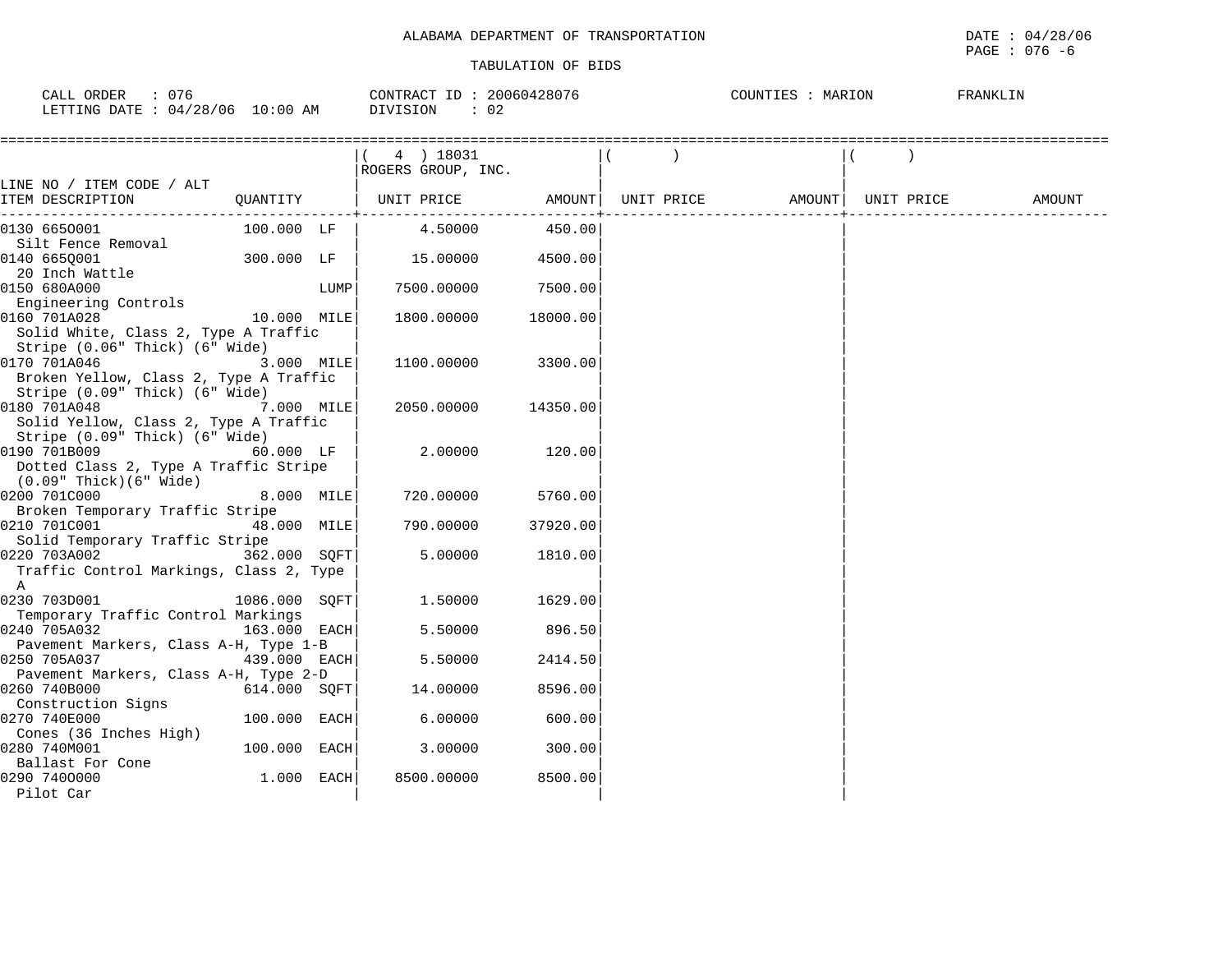ALABAMA DEPARTMENT OF TRANSPORTATION

DATE : 04/28/06

PAGE : 076 -6

TABULATION OF BIDS

CALL ORDER : 076 CONTRACT ID : 20060428076 COUNTIES : MARION FRANKLIN

LETTING DATE : 04/28/06 10:00 AM DIVISION : 02

| LINE NO / ITEM CODE / ALT ITEM DESCRIPTION | QUANTITY | ( 4 ) 18031 ROGERS GROUP, INC. UNIT PRICE | AMOUNT | ( ) UNIT PRICE | AMOUNT | ( ) UNIT PRICE | AMOUNT |
|---|---|---|---|---|---|---|---|
| 0130 665O001 Silt Fence Removal | 100.000 LF | 4.50000 | 450.00 | | | | |
| 0140 665Q001 20 Inch Wattle | 300.000 LF | 15.00000 | 4500.00 | | | | |
| 0150 680A000 Engineering Controls | LUMP | 7500.00000 | 7500.00 | | | | |
| 0160 701A028 Solid White, Class 2, Type A Traffic Stripe (0.06" Thick) (6" Wide) | 10.000 MILE | 1800.00000 | 18000.00 | | | | |
| 0170 701A046 Broken Yellow, Class 2, Type A Traffic Stripe (0.09" Thick) (6" Wide) | 3.000 MILE | 1100.00000 | 3300.00 | | | | |
| 0180 701A048 Solid Yellow, Class 2, Type A Traffic Stripe (0.09" Thick) (6" Wide) | 7.000 MILE | 2050.00000 | 14350.00 | | | | |
| 0190 701B009 Dotted Class 2, Type A Traffic Stripe (0.09" Thick)(6" Wide) | 60.000 LF | 2.00000 | 120.00 | | | | |
| 0200 701C000 Broken Temporary Traffic Stripe | 8.000 MILE | 720.00000 | 5760.00 | | | | |
| 0210 701C001 Solid Temporary Traffic Stripe | 48.000 MILE | 790.00000 | 37920.00 | | | | |
| 0220 703A002 Traffic Control Markings, Class 2, Type A | 362.000 SQFT | 5.00000 | 1810.00 | | | | |
| 0230 703D001 Temporary Traffic Control Markings | 1086.000 SQFT | 1.50000 | 1629.00 | | | | |
| 0240 705A032 Pavement Markers, Class A-H, Type 1-B | 163.000 EACH | 5.50000 | 896.50 | | | | |
| 0250 705A037 Pavement Markers, Class A-H, Type 2-D | 439.000 EACH | 5.50000 | 2414.50 | | | | |
| 0260 740B000 Construction Signs | 614.000 SQFT | 14.00000 | 8596.00 | | | | |
| 0270 740E000 Cones (36 Inches High) | 100.000 EACH | 6.00000 | 600.00 | | | | |
| 0280 740M001 Ballast For Cone | 100.000 EACH | 3.00000 | 300.00 | | | | |
| 0290 740O000 Pilot Car | 1.000 EACH | 8500.00000 | 8500.00 | | | | |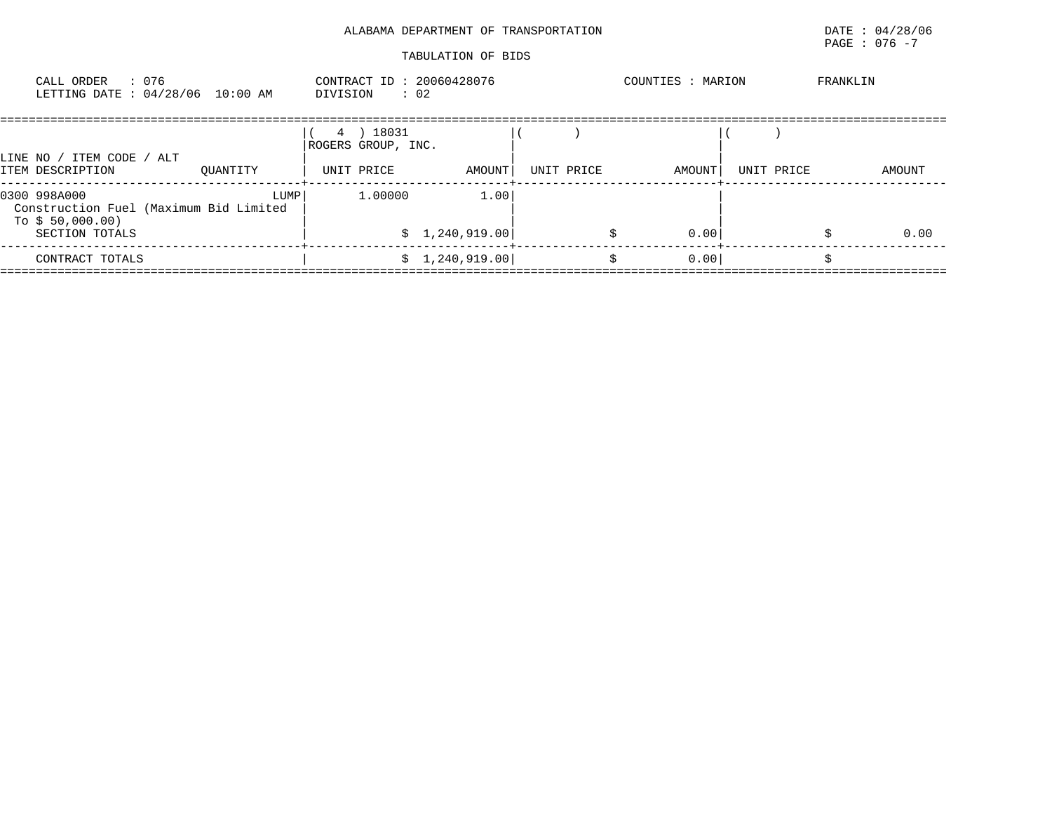ALABAMA DEPARTMENT OF TRANSPORTATION

DATE : 04/28/06

PAGE : 076 -7

TABULATION OF BIDS

CALL ORDER : 076
LETTING DATE : 04/28/06 10:00 AM

CONTRACT ID : 20060428076
DIVISION : 02

COUNTIES : MARION FRANKLIN

| LINE NO / ITEM CODE / ALT<br>ITEM DESCRIPTION | QUANTITY | ( 4 ) 18031<br>ROGERS GROUP, INC.<br>UNIT PRICE | AMOUNT | ( )<br>UNIT PRICE | AMOUNT | ( )<br>UNIT PRICE | AMOUNT |
|---|---|---|---|---|---|---|---|
| 0300 998A000<br>Construction Fuel (Maximum Bid Limited To $ 50,000.00) | LUMP | 1.00000 | 1.00 | | | | |
| SECTION TOTALS | | | $ 1,240,919.00 | | $ 0.00 | | $ 0.00 |
| CONTRACT TOTALS | | | $ 1,240,919.00 | | $ 0.00 | | $ |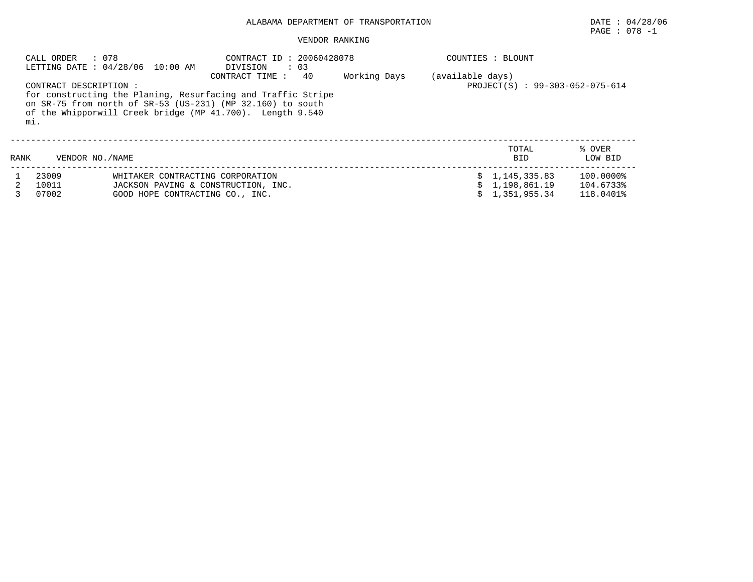# ALABAMA DEPARTMENT OF TRANSPORTATION

DATE : 04/28/06

PAGE : 078 -1

## VENDOR RANKING

CALL ORDER : 078
LETTING DATE : 04/28/06 10:00 AM

CONTRACT ID : 20060428078
DIVISION : 03
CONTRACT TIME : 40 Working Days (available days)

COUNTIES : BLOUNT

PROJECT(S) : 99-303-052-075-614

CONTRACT DESCRIPTION :
for constructing the Planing, Resurfacing and Traffic Stripe on SR-75 from north of SR-53 (US-231) (MP 32.160) to south of the Whipporwill Creek bridge (MP 41.700). Length 9.540 mi.

| RANK | VENDOR NO. | NAME | TOTAL BID | % OVER LOW BID |
|---|---|---|---|---|
| 1 | 23009 | WHITAKER CONTRACTING CORPORATION | $ 1,145,335.83 | 100.0000% |
| 2 | 10011 | JACKSON PAVING & CONSTRUCTION, INC. | $ 1,198,861.19 | 104.6733% |
| 3 | 07002 | GOOD HOPE CONTRACTING CO., INC. | $ 1,351,955.34 | 118.0401% |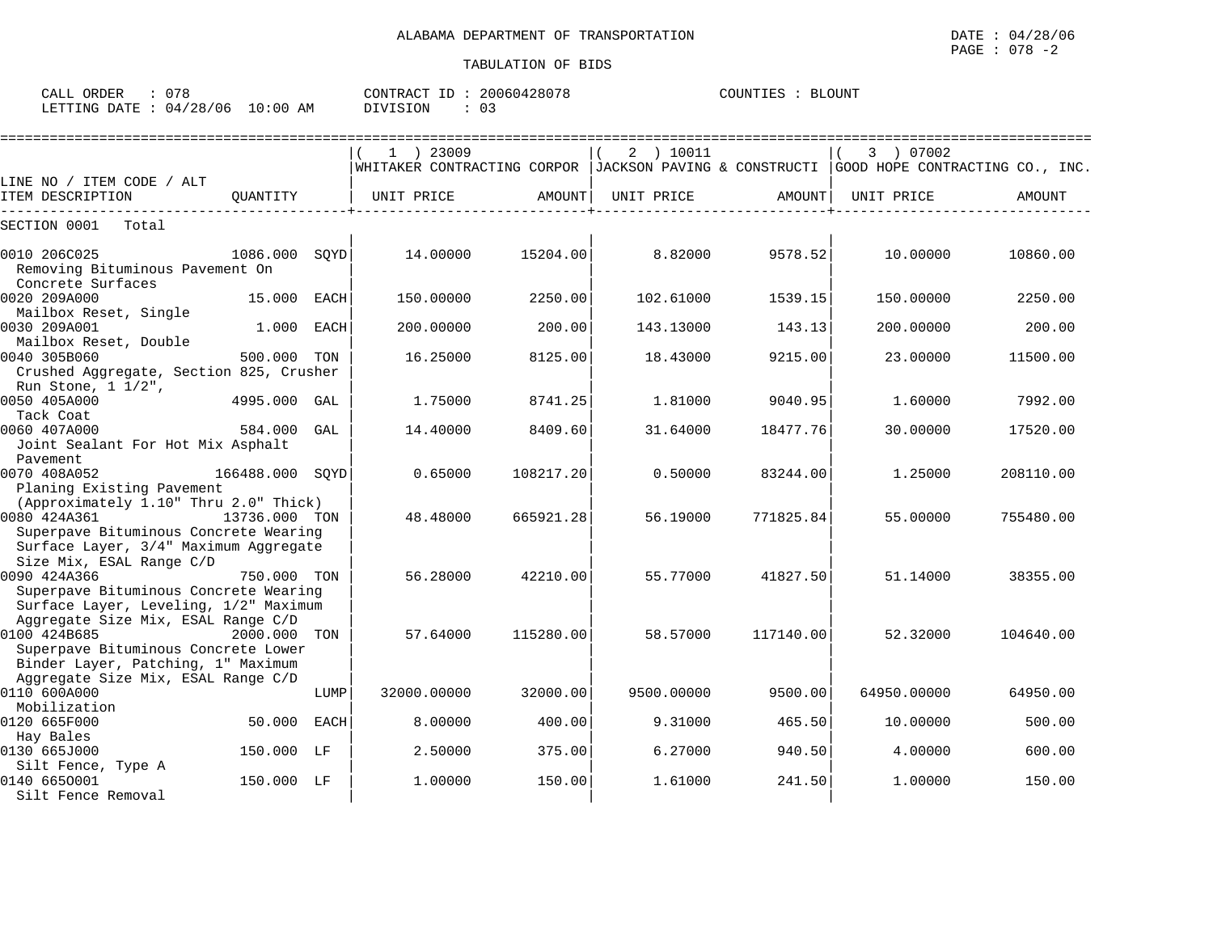ALABAMA DEPARTMENT OF TRANSPORTATION

TABULATION OF BIDS

DATE : 04/28/06
PAGE : 078 -2

CALL ORDER : 078
LETTING DATE : 04/28/06 10:00 AM

CONTRACT ID : 20060428078
DIVISION : 03

COUNTIES : BLOUNT

| LINE NO / ITEM CODE / ALT / ITEM DESCRIPTION | QUANTITY | (1) 23009 WHITAKER CONTRACTING CORPOR UNIT PRICE | AMOUNT | (2) 10011 JACKSON PAVING & CONSTRUCTI UNIT PRICE | AMOUNT | (3) 07002 GOOD HOPE CONTRACTING CO., INC. UNIT PRICE | AMOUNT |
|---|---|---|---|---|---|---|---|
| SECTION 0001 Total | | | | | | | |
| 0010 206C025 Removing Bituminous Pavement On Concrete Surfaces | 1086.000 SQYD | 14.00000 | 15204.00 | 8.82000 | 9578.52 | 10.00000 | 10860.00 |
| 0020 209A000 Mailbox Reset, Single | 15.000 EACH | 150.00000 | 2250.00 | 102.61000 | 1539.15 | 150.00000 | 2250.00 |
| 0030 209A001 Mailbox Reset, Double | 1.000 EACH | 200.00000 | 200.00 | 143.13000 | 143.13 | 200.00000 | 200.00 |
| 0040 305B060 Crushed Aggregate, Section 825, Crusher Run Stone, 1 1/2", | 500.000 TON | 16.25000 | 8125.00 | 18.43000 | 9215.00 | 23.00000 | 11500.00 |
| 0050 405A000 Tack Coat | 4995.000 GAL | 1.75000 | 8741.25 | 1.81000 | 9040.95 | 1.60000 | 7992.00 |
| 0060 407A000 Joint Sealant For Hot Mix Asphalt Pavement | 584.000 GAL | 14.40000 | 8409.60 | 31.64000 | 18477.76 | 30.00000 | 17520.00 |
| 0070 408A052 Planing Existing Pavement (Approximately 1.10" Thru 2.0" Thick) | 166488.000 SQYD | 0.65000 | 108217.20 | 0.50000 | 83244.00 | 1.25000 | 208110.00 |
| 0080 424A361 Superpave Bituminous Concrete Wearing Surface Layer, 3/4" Maximum Aggregate Size Mix, ESAL Range C/D | 13736.000 TON | 48.48000 | 665921.28 | 56.19000 | 771825.84 | 55.00000 | 755480.00 |
| 0090 424A366 Superpave Bituminous Concrete Wearing Surface Layer, Leveling, 1/2" Maximum Aggregate Size Mix, ESAL Range C/D | 750.000 TON | 56.28000 | 42210.00 | 55.77000 | 41827.50 | 51.14000 | 38355.00 |
| 0100 424B685 Superpave Bituminous Concrete Lower Binder Layer, Patching, 1" Maximum Aggregate Size Mix, ESAL Range C/D | 2000.000 TON | 57.64000 | 115280.00 | 58.57000 | 117140.00 | 52.32000 | 104640.00 |
| 0110 600A000 Mobilization | LUMP | 32000.00000 | 32000.00 | 9500.00000 | 9500.00 | 64950.00000 | 64950.00 |
| 0120 665F000 Hay Bales | 50.000 EACH | 8.00000 | 400.00 | 9.31000 | 465.50 | 10.00000 | 500.00 |
| 0130 665J000 Silt Fence, Type A | 150.000 LF | 2.50000 | 375.00 | 6.27000 | 940.50 | 4.00000 | 600.00 |
| 0140 665O001 Silt Fence Removal | 150.000 LF | 1.00000 | 150.00 | 1.61000 | 241.50 | 1.00000 | 150.00 |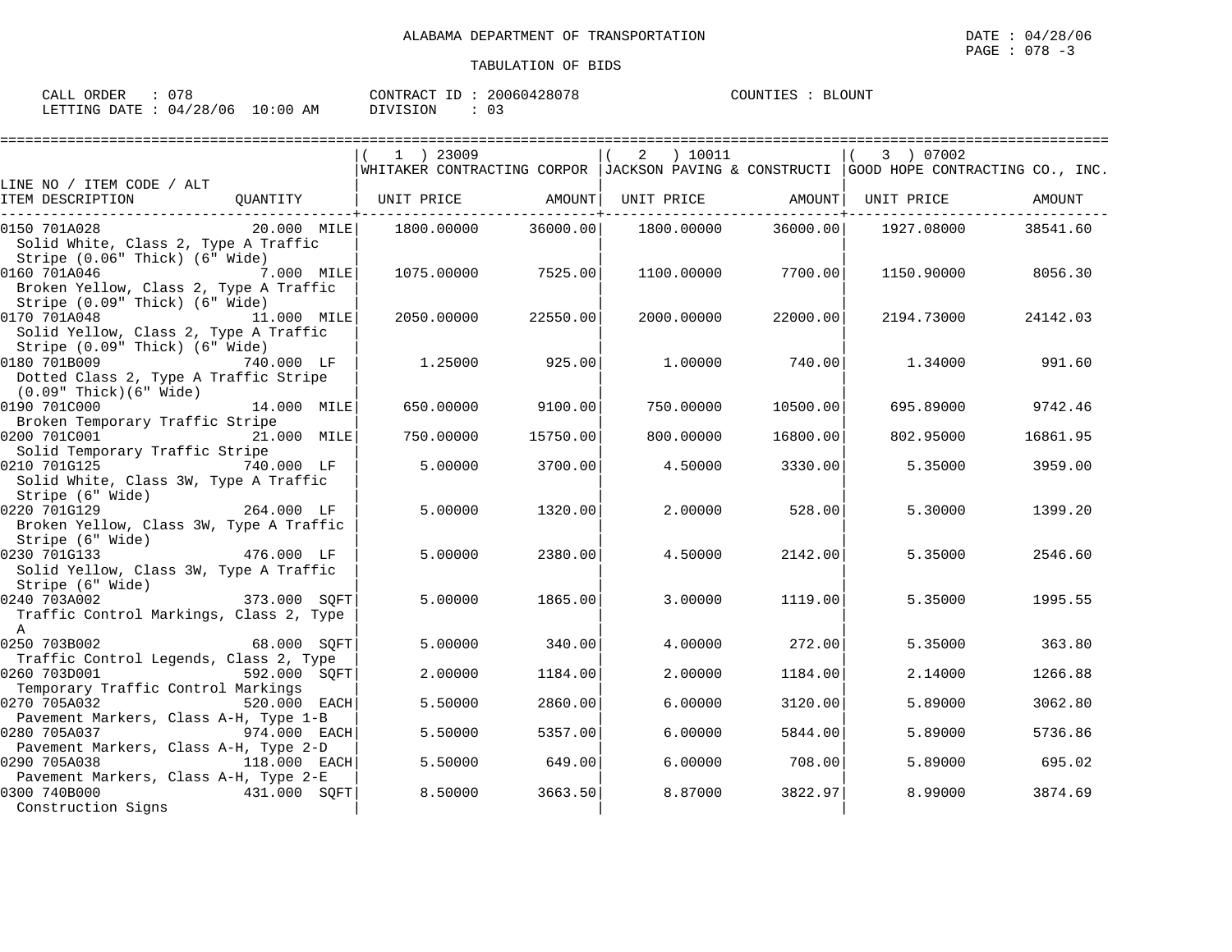ALABAMA DEPARTMENT OF TRANSPORTATION

TABULATION OF BIDS

DATE : 04/28/06
PAGE : 078 -3

CALL ORDER : 078
LETTING DATE : 04/28/06 10:00 AM

CONTRACT ID : 20060428078
DIVISION : 03

COUNTIES : BLOUNT

| LINE NO / ITEM CODE / ALT<br>ITEM DESCRIPTION | QUANTITY | ( 1 ) 23009<br>WHITAKER CONTRACTING CORPOR<br>UNIT PRICE | AMOUNT | ( 2 ) 10011<br>JACKSON PAVING & CONSTRUCTI<br>UNIT PRICE | AMOUNT | ( 3 ) 07002<br>GOOD HOPE CONTRACTING CO., INC.<br>UNIT PRICE | AMOUNT |
|---|---|---|---|---|---|---|---|
| 0150 701A028<br>Solid White, Class 2, Type A Traffic Stripe (0.06" Thick) (6" Wide) | 20.000 MILE | 1800.00000 | 36000.00 | 1800.00000 | 36000.00 | 1927.08000 | 38541.60 |
| 0160 701A046<br>Broken Yellow, Class 2, Type A Traffic Stripe (0.09" Thick) (6" Wide) | 7.000 MILE | 1075.00000 | 7525.00 | 1100.00000 | 7700.00 | 1150.90000 | 8056.30 |
| 0170 701A048<br>Solid Yellow, Class 2, Type A Traffic Stripe (0.09" Thick) (6" Wide) | 11.000 MILE | 2050.00000 | 22550.00 | 2000.00000 | 22000.00 | 2194.73000 | 24142.03 |
| 0180 701B009<br>Dotted Class 2, Type A Traffic Stripe (0.09" Thick)(6" Wide) | 740.000 LF | 1.25000 | 925.00 | 1.00000 | 740.00 | 1.34000 | 991.60 |
| 0190 701C000<br>Broken Temporary Traffic Stripe | 14.000 MILE | 650.00000 | 9100.00 | 750.00000 | 10500.00 | 695.89000 | 9742.46 |
| 0200 701C001<br>Solid Temporary Traffic Stripe | 21.000 MILE | 750.00000 | 15750.00 | 800.00000 | 16800.00 | 802.95000 | 16861.95 |
| 0210 701G125<br>Solid White, Class 3W, Type A Traffic Stripe (6" Wide) | 740.000 LF | 5.00000 | 3700.00 | 4.50000 | 3330.00 | 5.35000 | 3959.00 |
| 0220 701G129<br>Broken Yellow, Class 3W, Type A Traffic Stripe (6" Wide) | 264.000 LF | 5.00000 | 1320.00 | 2.00000 | 528.00 | 5.30000 | 1399.20 |
| 0230 701G133<br>Solid Yellow, Class 3W, Type A Traffic Stripe (6" Wide) | 476.000 LF | 5.00000 | 2380.00 | 4.50000 | 2142.00 | 5.35000 | 2546.60 |
| 0240 703A002<br>Traffic Control Markings, Class 2, Type A | 373.000 SQFT | 5.00000 | 1865.00 | 3.00000 | 1119.00 | 5.35000 | 1995.55 |
| 0250 703B002<br>Traffic Control Legends, Class 2, Type | 68.000 SQFT | 5.00000 | 340.00 | 4.00000 | 272.00 | 5.35000 | 363.80 |
| 0260 703D001<br>Temporary Traffic Control Markings | 592.000 SQFT | 2.00000 | 1184.00 | 2.00000 | 1184.00 | 2.14000 | 1266.88 |
| 0270 705A032<br>Pavement Markers, Class A-H, Type 1-B | 520.000 EACH | 5.50000 | 2860.00 | 6.00000 | 3120.00 | 5.89000 | 3062.80 |
| 0280 705A037<br>Pavement Markers, Class A-H, Type 2-D | 974.000 EACH | 5.50000 | 5357.00 | 6.00000 | 5844.00 | 5.89000 | 5736.86 |
| 0290 705A038<br>Pavement Markers, Class A-H, Type 2-E | 118.000 EACH | 5.50000 | 649.00 | 6.00000 | 708.00 | 5.89000 | 695.02 |
| 0300 740B000<br>Construction Signs | 431.000 SQFT | 8.50000 | 3663.50 | 8.87000 | 3822.97 | 8.99000 | 3874.69 |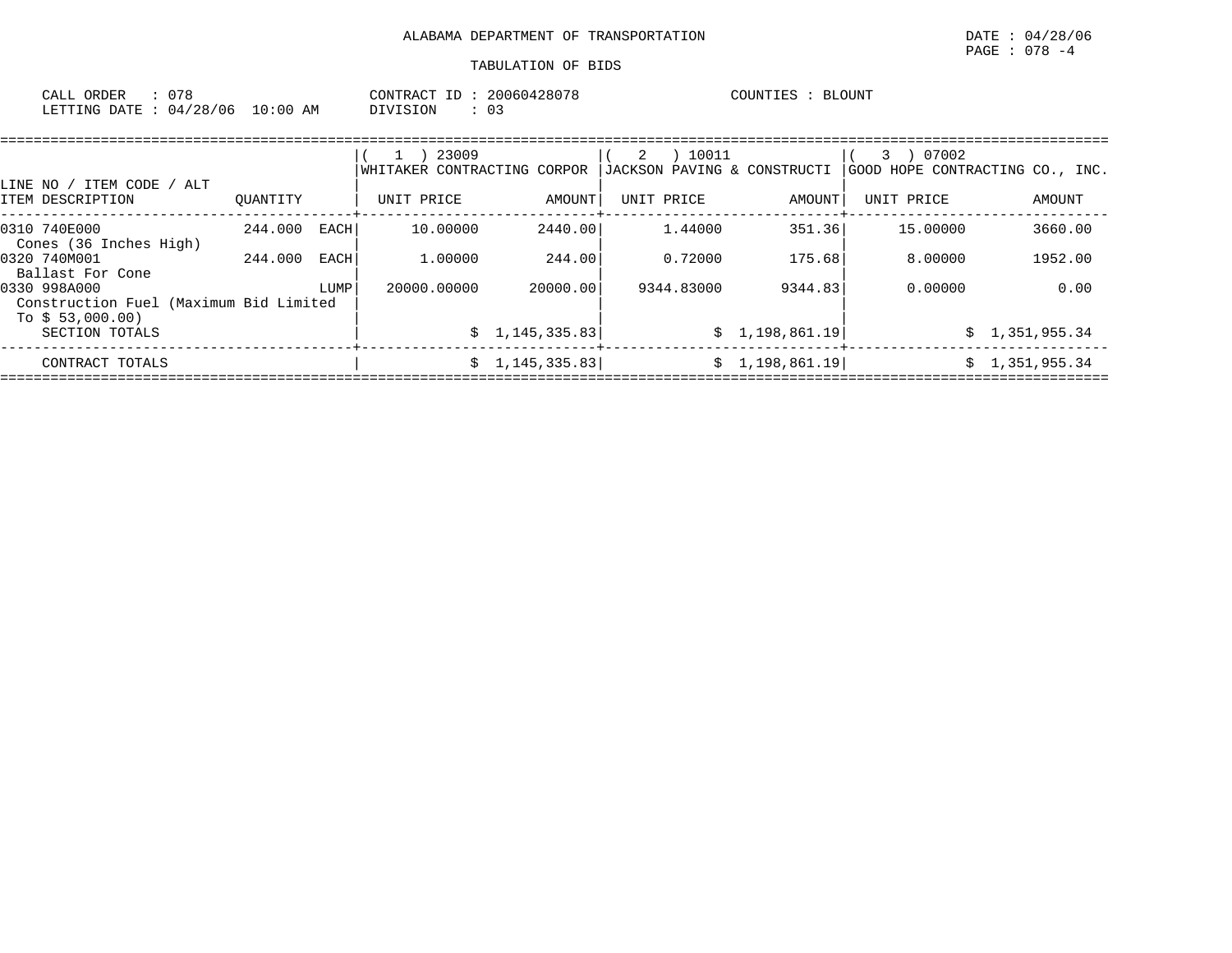ALABAMA DEPARTMENT OF TRANSPORTATION

TABULATION OF BIDS

DATE : 04/28/06
PAGE : 078 -4

CALL ORDER : 078
LETTING DATE : 04/28/06 10:00 AM

CONTRACT ID : 20060428078
DIVISION : 03

COUNTIES : BLOUNT

| LINE NO / ITEM CODE / ALT<br>ITEM DESCRIPTION | QUANTITY | ( 1 ) 23009<br>WHITAKER CONTRACTING CORPOR<br>UNIT PRICE | AMOUNT | ( 2 ) 10011<br>JACKSON PAVING & CONSTRUCTI<br>UNIT PRICE | AMOUNT | ( 3 ) 07002<br>GOOD HOPE CONTRACTING CO., INC.<br>UNIT PRICE | AMOUNT |
|---|---|---|---|---|---|---|---|
| 0310 740E000<br>Cones (36 Inches High) | 244.000 EACH | 10.00000 | 2440.00 | 1.44000 | 351.36 | 15.00000 | 3660.00 |
| 0320 740M001<br>Ballast For Cone | 244.000 EACH | 1.00000 | 244.00 | 0.72000 | 175.68 | 8.00000 | 1952.00 |
| 0330 998A000<br>Construction Fuel (Maximum Bid Limited To $ 53,000.00) | LUMP | 20000.00000 | 20000.00 | 9344.83000 | 9344.83 | 0.00000 | 0.00 |
| SECTION TOTALS | | | $ 1,145,335.83 | | $ 1,198,861.19 | | $ 1,351,955.34 |
| CONTRACT TOTALS | | | $ 1,145,335.83 | | $ 1,198,861.19 | | $ 1,351,955.34 |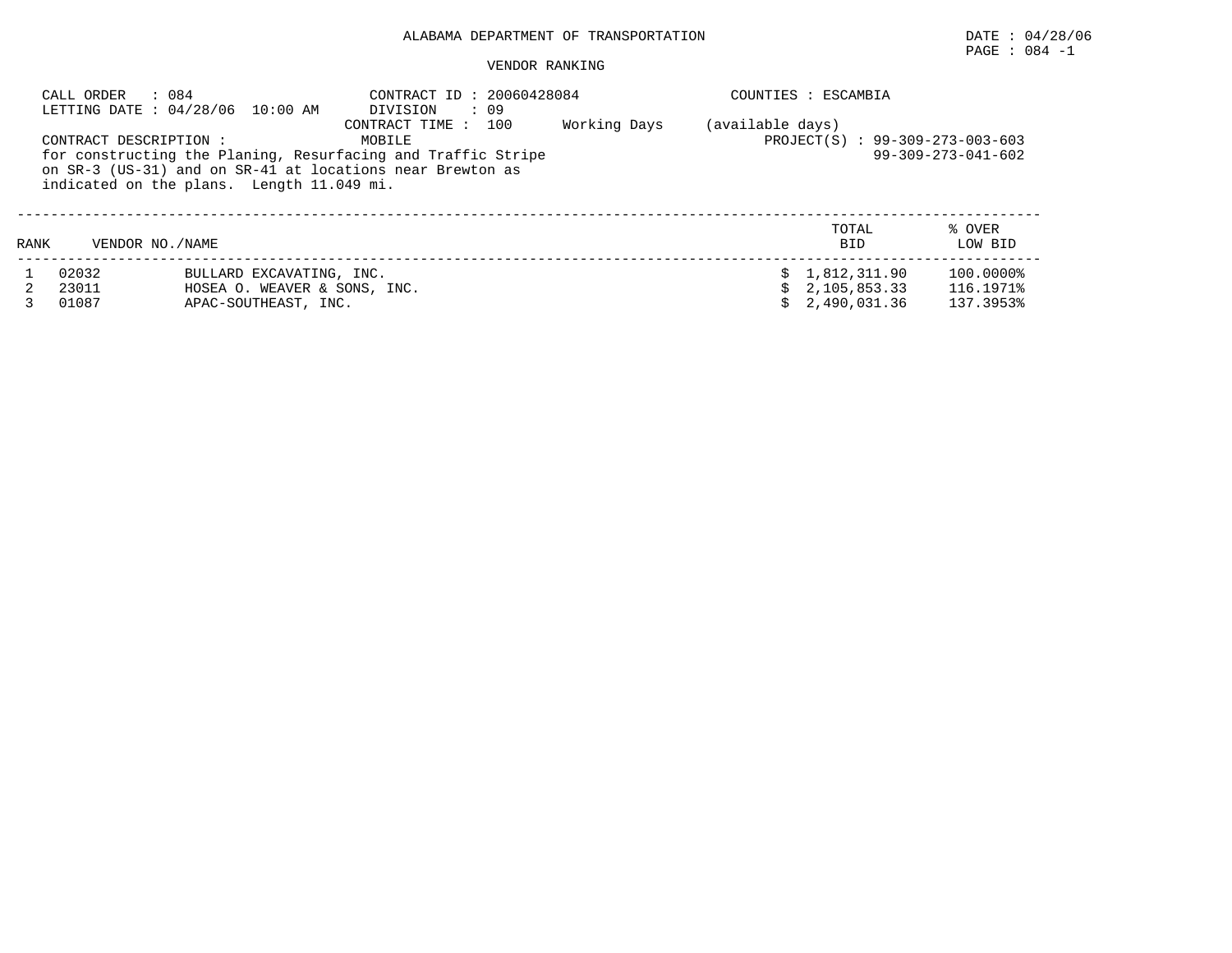ALABAMA DEPARTMENT OF TRANSPORTATION

DATE : 04/28/06

PAGE : 084 -1

VENDOR RANKING

CALL ORDER : 084
LETTING DATE : 04/28/06 10:00 AM

CONTRACT ID : 20060428084
DIVISION : 09
CONTRACT TIME : 100 Working Days (available days)

COUNTIES : ESCAMBIA

CONTRACT DESCRIPTION : MOBILE
for constructing the Planing, Resurfacing and Traffic Stripe on SR-3 (US-31) and on SR-41 at locations near Brewton as indicated on the plans. Length 11.049 mi.

PROJECT(S) : 99-309-273-003-603
99-309-273-041-602

| RANK | VENDOR NO. | NAME | TOTAL BID | % OVER LOW BID |
|---|---|---|---|---|
| 1 | 02032 | BULLARD EXCAVATING, INC. | $ 1,812,311.90 | 100.0000% |
| 2 | 23011 | HOSEA O. WEAVER & SONS, INC. | $ 2,105,853.33 | 116.1971% |
| 3 | 01087 | APAC-SOUTHEAST, INC. | $ 2,490,031.36 | 137.3953% |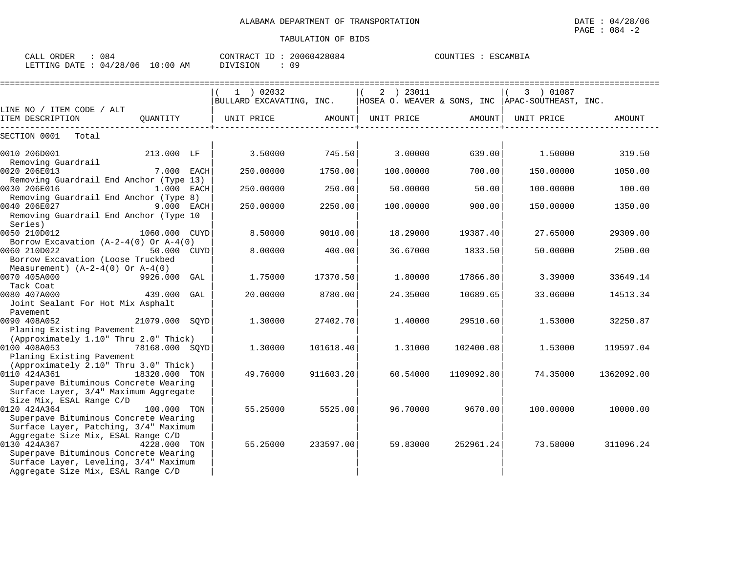ALABAMA DEPARTMENT OF TRANSPORTATION

DATE : 04/28/06

PAGE : 084 -2

TABULATION OF BIDS

CALL ORDER : 084 CONTRACT ID : 20060428084 COUNTIES : ESCAMBIA

LETTING DATE : 04/28/06 10:00 AM DIVISION : 09

| LINE NO / ITEM CODE / ALT | | ( 1 ) 02032 BULLARD EXCAVATING, INC. | | ( 2 ) 23011 HOSEA O. WEAVER & SONS, INC | | ( 3 ) 01087 APAC-SOUTHEAST, INC. | |
|---|---|---|---|---|---|---|---|
| ITEM DESCRIPTION | QUANTITY | UNIT PRICE | AMOUNT | UNIT PRICE | AMOUNT | UNIT PRICE | AMOUNT |
| SECTION 0001 Total | | | | | | | |
| 0010 206D001 Removing Guardrail | 213.000 LF | 3.50000 | 745.50 | 3.00000 | 639.00 | 1.50000 | 319.50 |
| 0020 206E013 Removing Guardrail End Anchor (Type 13) | 7.000 EACH | 250.00000 | 1750.00 | 100.00000 | 700.00 | 150.00000 | 1050.00 |
| 0030 206E016 Removing Guardrail End Anchor (Type 8) | 1.000 EACH | 250.00000 | 250.00 | 50.00000 | 50.00 | 100.00000 | 100.00 |
| 0040 206E027 Removing Guardrail End Anchor (Type 10 Series) | 9.000 EACH | 250.00000 | 2250.00 | 100.00000 | 900.00 | 150.00000 | 1350.00 |
| 0050 210D012 Borrow Excavation (A-2-4(0) Or A-4(0) | 1060.000 CUYD | 8.50000 | 9010.00 | 18.29000 | 19387.40 | 27.65000 | 29309.00 |
| 0060 210D022 Borrow Excavation (Loose Truckbed Measurement) (A-2-4(0) Or A-4(0) | 50.000 CUYD | 8.00000 | 400.00 | 36.67000 | 1833.50 | 50.00000 | 2500.00 |
| 0070 405A000 Tack Coat | 9926.000 GAL | 1.75000 | 17370.50 | 1.80000 | 17866.80 | 3.39000 | 33649.14 |
| 0080 407A000 Joint Sealant For Hot Mix Asphalt Pavement | 439.000 GAL | 20.00000 | 8780.00 | 24.35000 | 10689.65 | 33.06000 | 14513.34 |
| 0090 408A052 Planing Existing Pavement (Approximately 1.10" Thru 2.0" Thick) | 21079.000 SQYD | 1.30000 | 27402.70 | 1.40000 | 29510.60 | 1.53000 | 32250.87 |
| 0100 408A053 Planing Existing Pavement (Approximately 2.10" Thru 3.0" Thick) | 78168.000 SQYD | 1.30000 | 101618.40 | 1.31000 | 102400.08 | 1.53000 | 119597.04 |
| 0110 424A361 Superpave Bituminous Concrete Wearing Surface Layer, 3/4" Maximum Aggregate Size Mix, ESAL Range C/D | 18320.000 TON | 49.76000 | 911603.20 | 60.54000 | 1109092.80 | 74.35000 | 1362092.00 |
| 0120 424A364 Superpave Bituminous Concrete Wearing Surface Layer, Patching, 3/4" Maximum Aggregate Size Mix, ESAL Range C/D | 100.000 TON | 55.25000 | 5525.00 | 96.70000 | 9670.00 | 100.00000 | 10000.00 |
| 0130 424A367 Superpave Bituminous Concrete Wearing Surface Layer, Leveling, 3/4" Maximum Aggregate Size Mix, ESAL Range C/D | 4228.000 TON | 55.25000 | 233597.00 | 59.83000 | 252961.24 | 73.58000 | 311096.24 |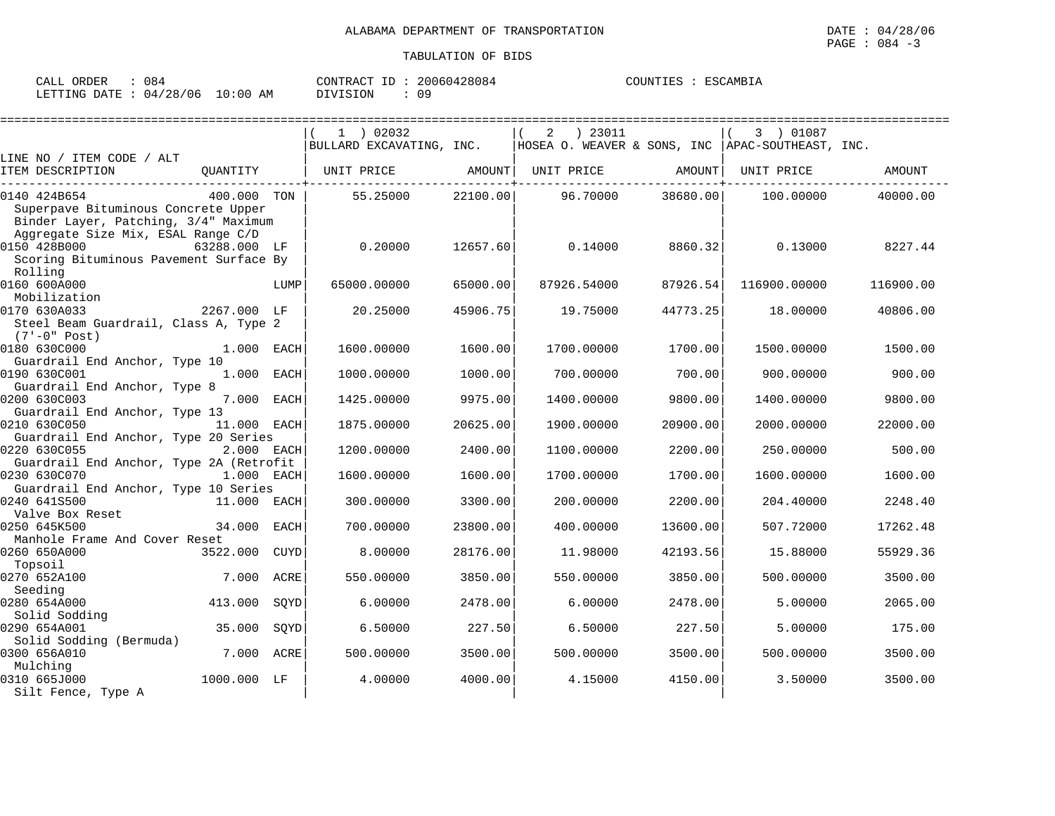ALABAMA DEPARTMENT OF TRANSPORTATION

TABULATION OF BIDS

CALL ORDER : 084 CONTRACT ID : 20060428084 COUNTIES : ESCAMBIA
LETTING DATE : 04/28/06 10:00 AM DIVISION : 09

| LINE NO / ITEM CODE / ALT ITEM DESCRIPTION | QUANTITY | (1) 02032 BULLARD EXCAVATING, INC. UNIT PRICE | AMOUNT | (2) 23011 HOSEA O. WEAVER & SONS, INC UNIT PRICE | AMOUNT | (3) 01087 APAC-SOUTHEAST, INC. UNIT PRICE | AMOUNT |
|---|---|---|---|---|---|---|---|
| 0140 424B654 Superpave Bituminous Concrete Upper Binder Layer, Patching, 3/4" Maximum Aggregate Size Mix, ESAL Range C/D | 400.000 TON | 55.25000 | 22100.00 | 96.70000 | 38680.00 | 100.00000 | 40000.00 |
| 0150 428B000 Scoring Bituminous Pavement Surface By Rolling | 63288.000 LF | 0.20000 | 12657.60 | 0.14000 | 8860.32 | 0.13000 | 8227.44 |
| 0160 600A000 Mobilization | LUMP | 65000.00000 | 65000.00 | 87926.54000 | 87926.54 | 116900.00000 | 116900.00 |
| 0170 630A033 Steel Beam Guardrail, Class A, Type 2 (7'-0" Post) | 2267.000 LF | 20.25000 | 45906.75 | 19.75000 | 44773.25 | 18.00000 | 40806.00 |
| 0180 630C000 Guardrail End Anchor, Type 10 | 1.000 EACH | 1600.00000 | 1600.00 | 1700.00000 | 1700.00 | 1500.00000 | 1500.00 |
| 0190 630C001 Guardrail End Anchor, Type 8 | 1.000 EACH | 1000.00000 | 1000.00 | 700.00000 | 700.00 | 900.00000 | 900.00 |
| 0200 630C003 Guardrail End Anchor, Type 13 | 7.000 EACH | 1425.00000 | 9975.00 | 1400.00000 | 9800.00 | 1400.00000 | 9800.00 |
| 0210 630C050 Guardrail End Anchor, Type 20 Series | 11.000 EACH | 1875.00000 | 20625.00 | 1900.00000 | 20900.00 | 2000.00000 | 22000.00 |
| 0220 630C055 Guardrail End Anchor, Type 2A (Retrofit | 2.000 EACH | 1200.00000 | 2400.00 | 1100.00000 | 2200.00 | 250.00000 | 500.00 |
| 0230 630C070 Guardrail End Anchor, Type 10 Series | 1.000 EACH | 1600.00000 | 1600.00 | 1700.00000 | 1700.00 | 1600.00000 | 1600.00 |
| 0240 641S500 Valve Box Reset | 11.000 EACH | 300.00000 | 3300.00 | 200.00000 | 2200.00 | 204.40000 | 2248.40 |
| 0250 645K500 Manhole Frame And Cover Reset | 34.000 EACH | 700.00000 | 23800.00 | 400.00000 | 13600.00 | 507.72000 | 17262.48 |
| 0260 650A000 Topsoil | 3522.000 CUYD | 8.00000 | 28176.00 | 11.98000 | 42193.56 | 15.88000 | 55929.36 |
| 0270 652A100 Seeding | 7.000 ACRE | 550.00000 | 3850.00 | 550.00000 | 3850.00 | 500.00000 | 3500.00 |
| 0280 654A000 Solid Sodding | 413.000 SQYD | 6.00000 | 2478.00 | 6.00000 | 2478.00 | 5.00000 | 2065.00 |
| 0290 654A001 Solid Sodding (Bermuda) | 35.000 SQYD | 6.50000 | 227.50 | 6.50000 | 227.50 | 5.00000 | 175.00 |
| 0300 656A010 Mulching | 7.000 ACRE | 500.00000 | 3500.00 | 500.00000 | 3500.00 | 500.00000 | 3500.00 |
| 0310 665J000 Silt Fence, Type A | 1000.000 LF | 4.00000 | 4000.00 | 4.15000 | 4150.00 | 3.50000 | 3500.00 |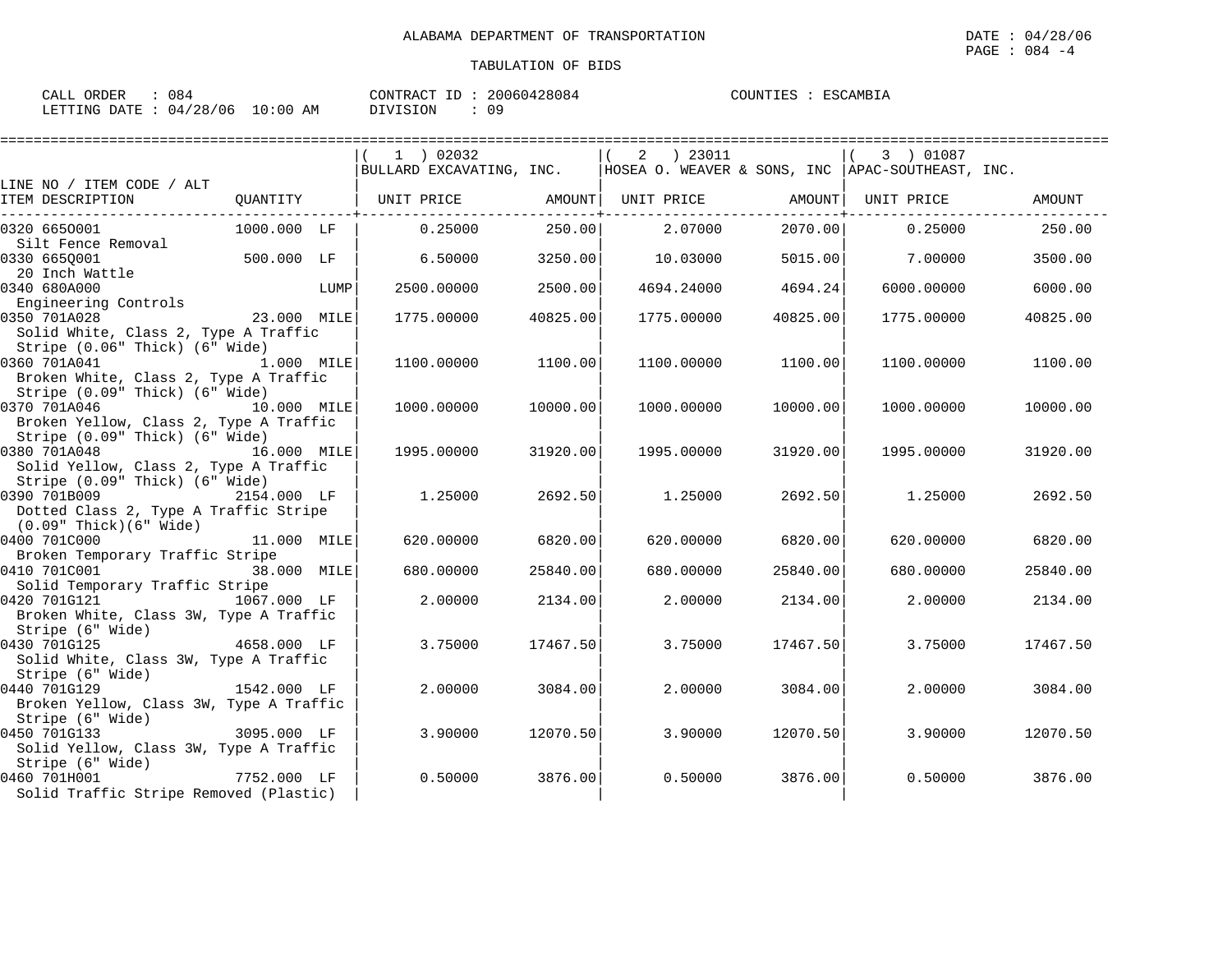ALABAMA DEPARTMENT OF TRANSPORTATION

DATE : 04/28/06

TABULATION OF BIDS

CALL ORDER : 084    CONTRACT ID : 20060428084    COUNTIES : ESCAMBIA
LETTING DATE : 04/28/06 10:00 AM    DIVISION : 09

| LINE NO / ITEM CODE / ALT<br>ITEM DESCRIPTION | QUANTITY | ( 1 ) 02032<br>BULLARD EXCAVATING, INC.<br>UNIT PRICE | AMOUNT | ( 2 ) 23011<br>HOSEA O. WEAVER & SONS, INC<br>UNIT PRICE | AMOUNT | ( 3 ) 01087<br>APAC-SOUTHEAST, INC.<br>UNIT PRICE | AMOUNT |
|---|---|---|---|---|---|---|---|
| 0320 665O001<br>Silt Fence Removal | 1000.000 LF | 0.25000 | 250.00 | 2.07000 | 2070.00 | 0.25000 | 250.00 |
| 0330 665Q001<br>20 Inch Wattle | 500.000 LF | 6.50000 | 3250.00 | 10.03000 | 5015.00 | 7.00000 | 3500.00 |
| 0340 680A000<br>Engineering Controls | LUMP | 2500.00000 | 2500.00 | 4694.24000 | 4694.24 | 6000.00000 | 6000.00 |
| 0350 701A028<br>Solid White, Class 2, Type A Traffic Stripe (0.06" Thick) (6" Wide) | 23.000 MILE | 1775.00000 | 40825.00 | 1775.00000 | 40825.00 | 1775.00000 | 40825.00 |
| 0360 701A041<br>Broken White, Class 2, Type A Traffic Stripe (0.09" Thick) (6" Wide) | 1.000 MILE | 1100.00000 | 1100.00 | 1100.00000 | 1100.00 | 1100.00000 | 1100.00 |
| 0370 701A046<br>Broken Yellow, Class 2, Type A Traffic Stripe (0.09" Thick) (6" Wide) | 10.000 MILE | 1000.00000 | 10000.00 | 1000.00000 | 10000.00 | 1000.00000 | 10000.00 |
| 0380 701A048<br>Solid Yellow, Class 2, Type A Traffic Stripe (0.09" Thick) (6" Wide) | 16.000 MILE | 1995.00000 | 31920.00 | 1995.00000 | 31920.00 | 1995.00000 | 31920.00 |
| 0390 701B009<br>Dotted Class 2, Type A Traffic Stripe (0.09" Thick)(6" Wide) | 2154.000 LF | 1.25000 | 2692.50 | 1.25000 | 2692.50 | 1.25000 | 2692.50 |
| 0400 701C000<br>Broken Temporary Traffic Stripe | 11.000 MILE | 620.00000 | 6820.00 | 620.00000 | 6820.00 | 620.00000 | 6820.00 |
| 0410 701C001<br>Solid Temporary Traffic Stripe | 38.000 MILE | 680.00000 | 25840.00 | 680.00000 | 25840.00 | 680.00000 | 25840.00 |
| 0420 701G121<br>Broken White, Class 3W, Type A Traffic Stripe (6" Wide) | 1067.000 LF | 2.00000 | 2134.00 | 2.00000 | 2134.00 | 2.00000 | 2134.00 |
| 0430 701G125<br>Solid White, Class 3W, Type A Traffic Stripe (6" Wide) | 4658.000 LF | 3.75000 | 17467.50 | 3.75000 | 17467.50 | 3.75000 | 17467.50 |
| 0440 701G129<br>Broken Yellow, Class 3W, Type A Traffic Stripe (6" Wide) | 1542.000 LF | 2.00000 | 3084.00 | 2.00000 | 3084.00 | 2.00000 | 3084.00 |
| 0450 701G133<br>Solid Yellow, Class 3W, Type A Traffic Stripe (6" Wide) | 3095.000 LF | 3.90000 | 12070.50 | 3.90000 | 12070.50 | 3.90000 | 12070.50 |
| 0460 701H001<br>Solid Traffic Stripe Removed (Plastic) | 7752.000 LF | 0.50000 | 3876.00 | 0.50000 | 3876.00 | 0.50000 | 3876.00 |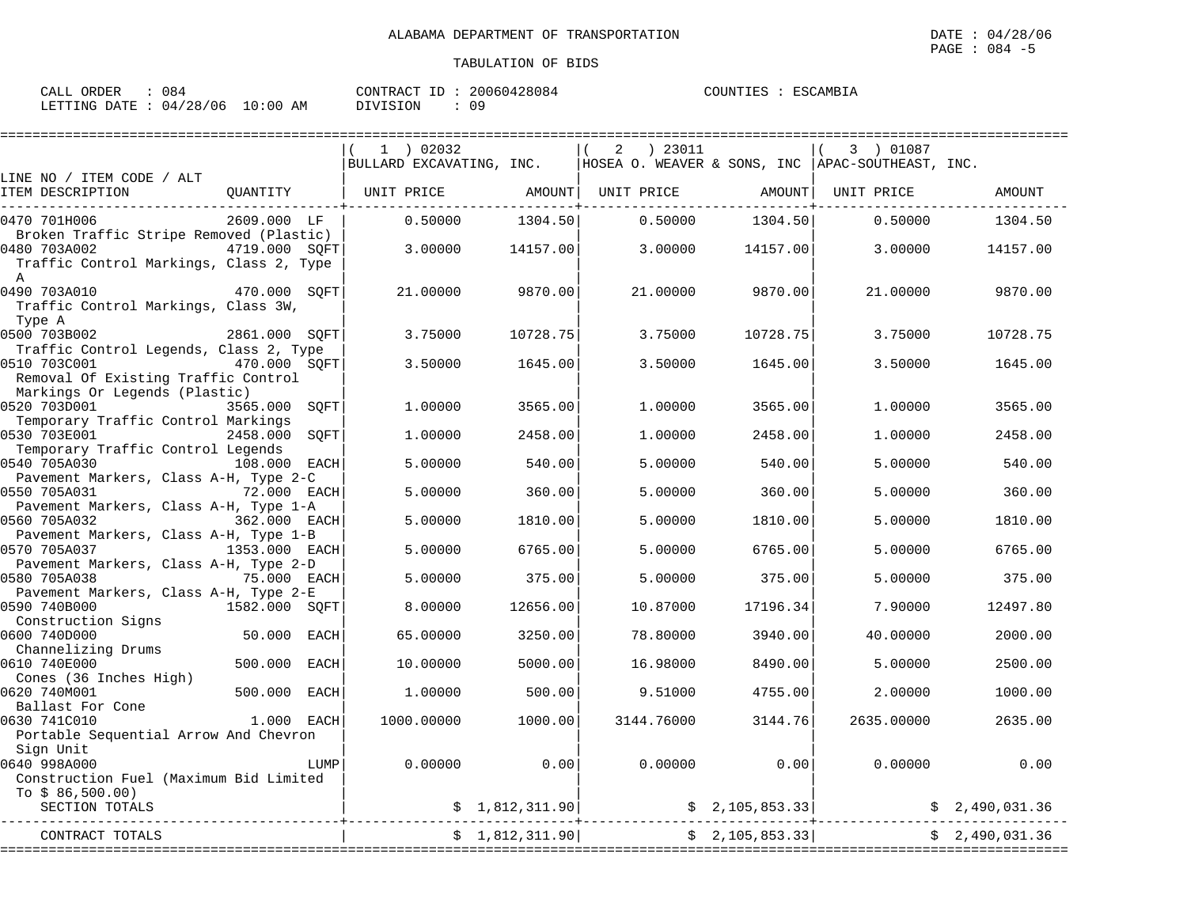ALABAMA DEPARTMENT OF TRANSPORTATION

TABULATION OF BIDS

CALL ORDER : 084 CONTRACT ID : 20060428084 COUNTIES : ESCAMBIA
LETTING DATE : 04/28/06 10:00 AM DIVISION : 09

| LINE NO / ITEM CODE / ALT ITEM DESCRIPTION | QUANTITY | (1) 02032 BULLARD EXCAVATING, INC. UNIT PRICE | AMOUNT | (2) 23011 HOSEA O. WEAVER & SONS, INC UNIT PRICE | AMOUNT | (3) 01087 APAC-SOUTHEAST, INC. UNIT PRICE | AMOUNT |
|---|---|---|---|---|---|---|---|
| 0470 701H006 Broken Traffic Stripe Removed (Plastic) | 2609.000 LF | 0.50000 | 1304.50 | 0.50000 | 1304.50 | 0.50000 | 1304.50 |
| 0480 703A002 Traffic Control Markings, Class 2, Type A | 4719.000 SQFT | 3.00000 | 14157.00 | 3.00000 | 14157.00 | 3.00000 | 14157.00 |
| 0490 703A010 Traffic Control Markings, Class 3W, Type A | 470.000 SQFT | 21.00000 | 9870.00 | 21.00000 | 9870.00 | 21.00000 | 9870.00 |
| 0500 703B002 Traffic Control Legends, Class 2, Type | 2861.000 SQFT | 3.75000 | 10728.75 | 3.75000 | 10728.75 | 3.75000 | 10728.75 |
| 0510 703C001 Removal Of Existing Traffic Control Markings Or Legends (Plastic) | 470.000 SQFT | 3.50000 | 1645.00 | 3.50000 | 1645.00 | 3.50000 | 1645.00 |
| 0520 703D001 Temporary Traffic Control Markings | 3565.000 SQFT | 1.00000 | 3565.00 | 1.00000 | 3565.00 | 1.00000 | 3565.00 |
| 0530 703E001 Temporary Traffic Control Legends | 2458.000 SQFT | 1.00000 | 2458.00 | 1.00000 | 2458.00 | 1.00000 | 2458.00 |
| 0540 705A030 Pavement Markers, Class A-H, Type 2-C | 108.000 EACH | 5.00000 | 540.00 | 5.00000 | 540.00 | 5.00000 | 540.00 |
| 0550 705A031 Pavement Markers, Class A-H, Type 1-A | 72.000 EACH | 5.00000 | 360.00 | 5.00000 | 360.00 | 5.00000 | 360.00 |
| 0560 705A032 Pavement Markers, Class A-H, Type 1-B | 362.000 EACH | 5.00000 | 1810.00 | 5.00000 | 1810.00 | 5.00000 | 1810.00 |
| 0570 705A037 Pavement Markers, Class A-H, Type 2-D | 1353.000 EACH | 5.00000 | 6765.00 | 5.00000 | 6765.00 | 5.00000 | 6765.00 |
| 0580 705A038 Pavement Markers, Class A-H, Type 2-E | 75.000 EACH | 5.00000 | 375.00 | 5.00000 | 375.00 | 5.00000 | 375.00 |
| 0590 740B000 Construction Signs | 1582.000 SQFT | 8.00000 | 12656.00 | 10.87000 | 17196.34 | 7.90000 | 12497.80 |
| 0600 740D000 Channelizing Drums | 50.000 EACH | 65.00000 | 3250.00 | 78.80000 | 3940.00 | 40.00000 | 2000.00 |
| 0610 740E000 Cones (36 Inches High) | 500.000 EACH | 10.00000 | 5000.00 | 16.98000 | 8490.00 | 5.00000 | 2500.00 |
| 0620 740M001 Ballast For Cone | 500.000 EACH | 1.00000 | 500.00 | 9.51000 | 4755.00 | 2.00000 | 1000.00 |
| 0630 741C010 Portable Sequential Arrow And Chevron Sign Unit | 1.000 EACH | 1000.00000 | 1000.00 | 3144.76000 | 3144.76 | 2635.00000 | 2635.00 |
| 0640 998A000 Construction Fuel (Maximum Bid Limited To $ 86,500.00) | LUMP | 0.00000 | 0.00 | 0.00000 | 0.00 | 0.00000 | 0.00 |
| SECTION TOTALS | | | $ 1,812,311.90 | | $ 2,105,853.33 | | $ 2,490,031.36 |
| CONTRACT TOTALS | | | $ 1,812,311.90 | | $ 2,105,853.33 | | $ 2,490,031.36 |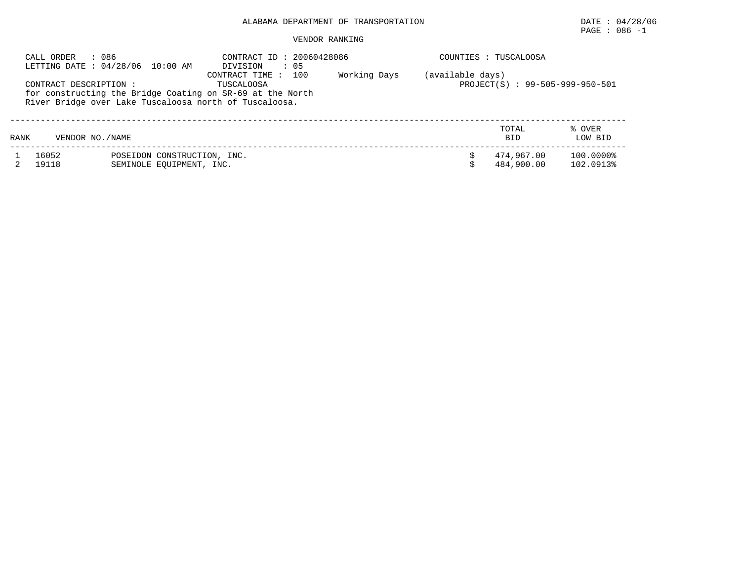ALABAMA DEPARTMENT OF TRANSPORTATION

DATE : 04/28/06
PAGE : 086 -1

VENDOR RANKING

CALL ORDER : 086
LETTING DATE : 04/28/06 10:00 AM

CONTRACT ID : 20060428086
DIVISION : 05
CONTRACT TIME : 100 Working Days (available days)

COUNTIES : TUSCALOOSA

CONTRACT DESCRIPTION : TUSCALOOSA
for constructing the Bridge Coating on SR-69 at the North River Bridge over Lake Tuscaloosa north of Tuscaloosa.

PROJECT(S) : 99-505-999-950-501

| RANK | VENDOR NO./NAME | | TOTAL BID | % OVER LOW BID |
|---|---|---|---|---|
| 1 | 16052 | POSEIDON CONSTRUCTION, INC. | $ 474,967.00 | 100.0000% |
| 2 | 19118 | SEMINOLE EQUIPMENT, INC. | $ 484,900.00 | 102.0913% |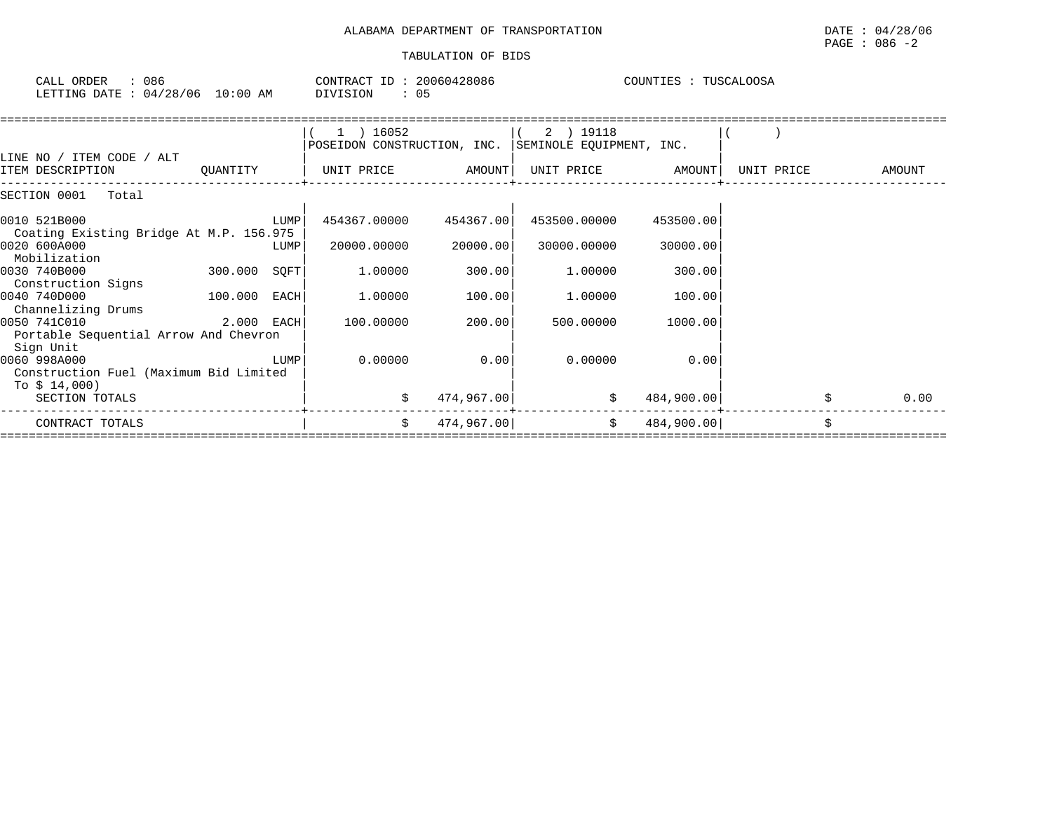ALABAMA DEPARTMENT OF TRANSPORTATION

DATE : 04/28/06

PAGE : 086 -2

TABULATION OF BIDS

CALL ORDER : 086
LETTING DATE : 04/28/06 10:00 AM

CONTRACT ID : 20060428086
DIVISION : 05

COUNTIES : TUSCALOOSA

| LINE NO / ITEM CODE / ALT ITEM DESCRIPTION | QUANTITY | ( 1 ) 16052 POSEIDON CONSTRUCTION, INC. UNIT PRICE | AMOUNT | ( 2 ) 19118 SEMINOLE EQUIPMENT, INC. UNIT PRICE | AMOUNT | ( ) UNIT PRICE | AMOUNT |
|---|---|---|---|---|---|---|---|
| SECTION 0001 Total | | | | | | | |
| 0010 521B000 Coating Existing Bridge At M.P. 156.975 | LUMP | 454367.00000 | 454367.00 | 453500.00000 | 453500.00 | | |
| 0020 600A000 Mobilization | LUMP | 20000.00000 | 20000.00 | 30000.00000 | 30000.00 | | |
| 0030 740B000 Construction Signs | 300.000 SQFT | 1.00000 | 300.00 | 1.00000 | 300.00 | | |
| 0040 740D000 Channelizing Drums | 100.000 EACH | 1.00000 | 100.00 | 1.00000 | 100.00 | | |
| 0050 741C010 Portable Sequential Arrow And Chevron Sign Unit | 2.000 EACH | 100.00000 | 200.00 | 500.00000 | 1000.00 | | |
| 0060 998A000 Construction Fuel (Maximum Bid Limited To $ 14,000) | LUMP | 0.00000 | 0.00 | 0.00000 | 0.00 | | |
| SECTION TOTALS | | $ | 474,967.00 | $ | 484,900.00 | $ | 0.00 |
| CONTRACT TOTALS | | $ | 474,967.00 | $ | 484,900.00 | $ | |